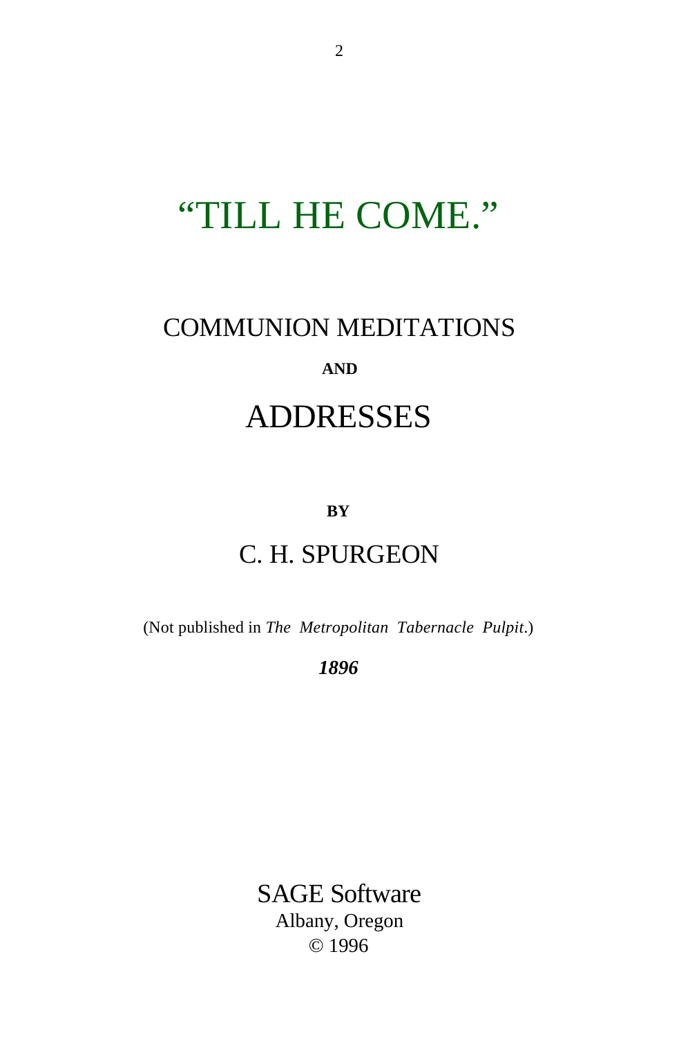# "TILL HE COME."

## COMMUNION MEDITATIONS

**AND**

## ADDRESSES

**BY**

## C. H. SPURGEON

(Not published in *The Metropolitan Tabernacle Pulpit*.)

***1896***

SAGE Software
Albany, Oregon
© 1996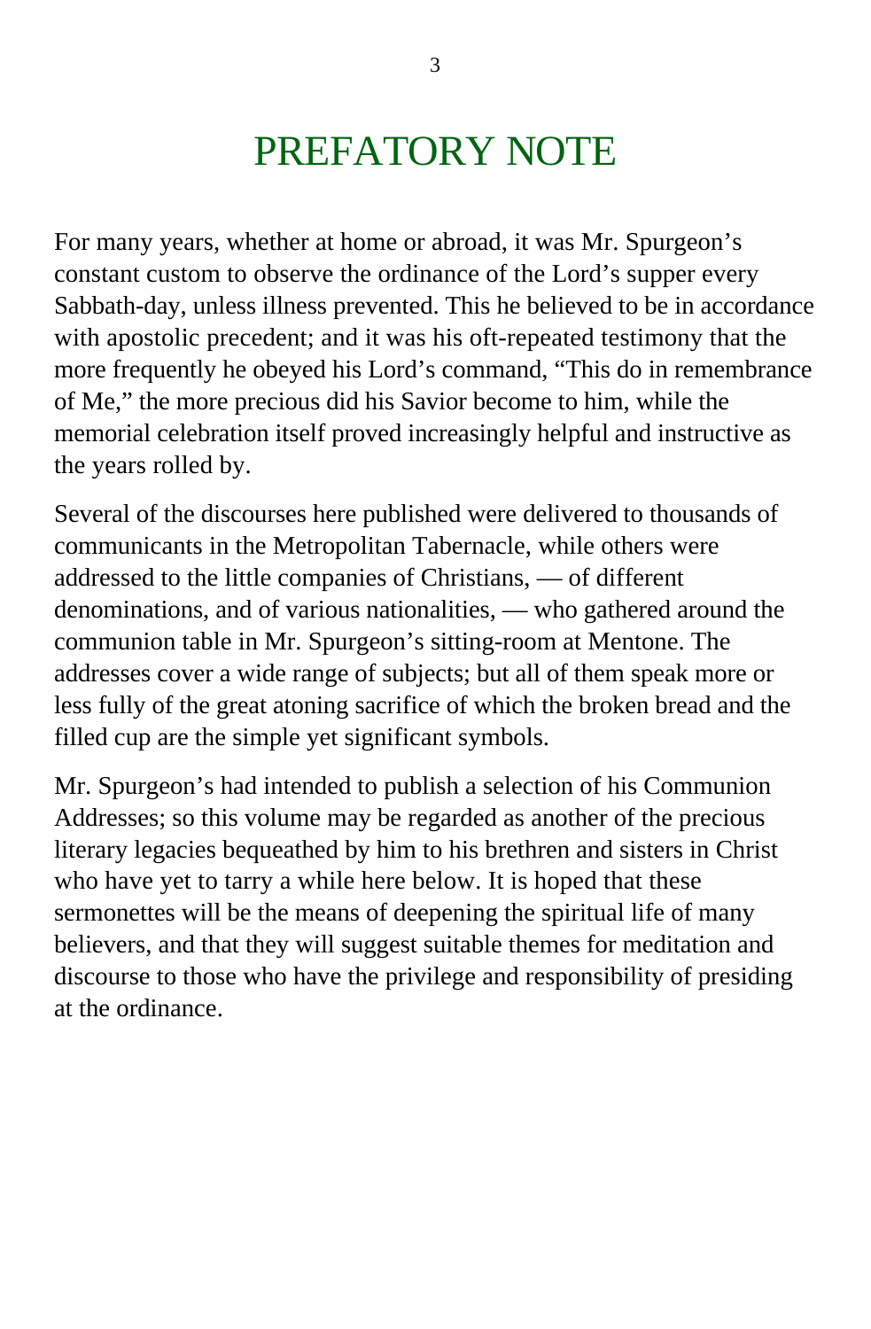# PREFATORY NOTE

For many years, whether at home or abroad, it was Mr. Spurgeon's constant custom to observe the ordinance of the Lord's supper every Sabbath-day, unless illness prevented. This he believed to be in accordance with apostolic precedent; and it was his oft-repeated testimony that the more frequently he obeyed his Lord's command, "This do in remembrance of Me," the more precious did his Savior become to him, while the memorial celebration itself proved increasingly helpful and instructive as the years rolled by.

Several of the discourses here published were delivered to thousands of communicants in the Metropolitan Tabernacle, while others were addressed to the little companies of Christians, — of different denominations, and of various nationalities, — who gathered around the communion table in Mr. Spurgeon's sitting-room at Mentone. The addresses cover a wide range of subjects; but all of them speak more or less fully of the great atoning sacrifice of which the broken bread and the filled cup are the simple yet significant symbols.

Mr. Spurgeon's had intended to publish a selection of his Communion Addresses; so this volume may be regarded as another of the precious literary legacies bequeathed by him to his brethren and sisters in Christ who have yet to tarry a while here below. It is hoped that these sermonettes will be the means of deepening the spiritual life of many believers, and that they will suggest suitable themes for meditation and discourse to those who have the privilege and responsibility of presiding at the ordinance.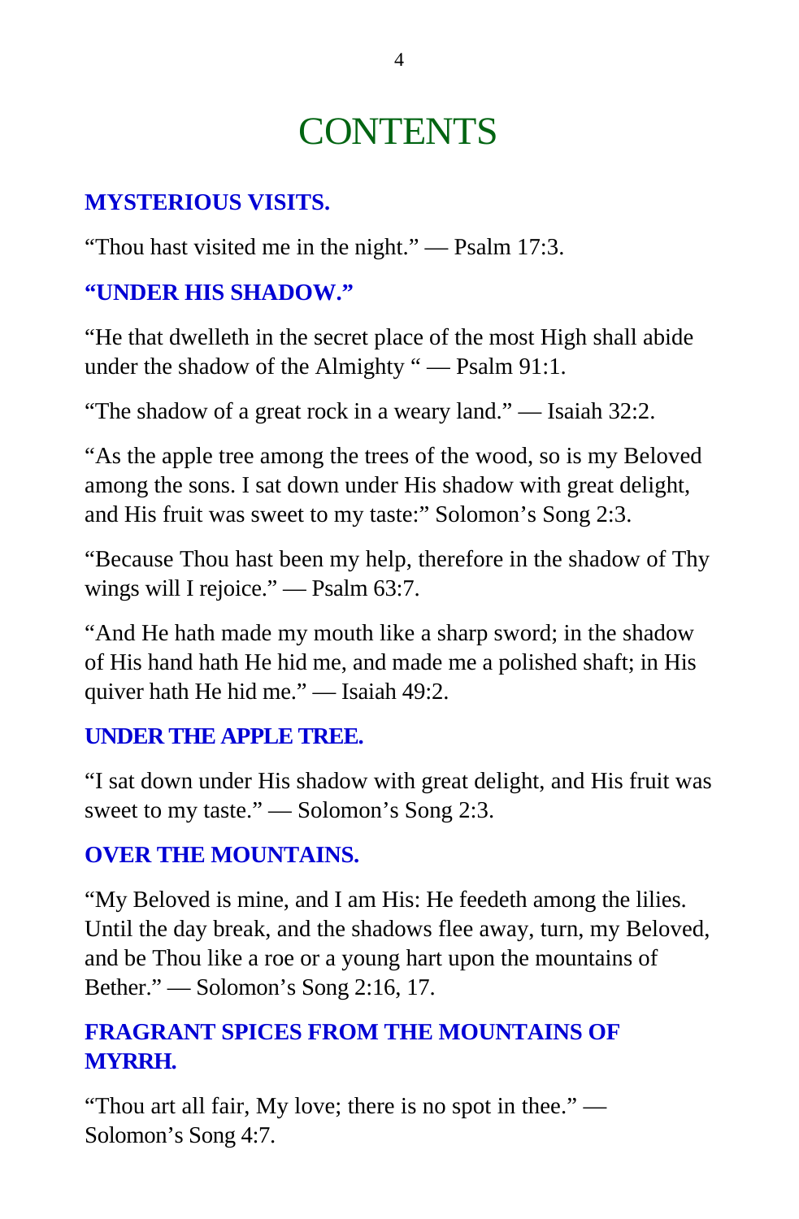# CONTENTS

### MYSTERIOUS VISITS.

"Thou hast visited me in the night." — Psalm 17:3.

### "UNDER HIS SHADOW."

"He that dwelleth in the secret place of the most High shall abide under the shadow of the Almighty " — Psalm 91:1.

"The shadow of a great rock in a weary land." — Isaiah 32:2.

"As the apple tree among the trees of the wood, so is my Beloved among the sons. I sat down under His shadow with great delight, and His fruit was sweet to my taste:" Solomon's Song 2:3.

"Because Thou hast been my help, therefore in the shadow of Thy wings will I rejoice." — Psalm 63:7.

"And He hath made my mouth like a sharp sword; in the shadow of His hand hath He hid me, and made me a polished shaft; in His quiver hath He hid me." — Isaiah 49:2.

### UNDER THE APPLE TREE.

"I sat down under His shadow with great delight, and His fruit was sweet to my taste." — Solomon's Song 2:3.

### OVER THE MOUNTAINS.

"My Beloved is mine, and I am His: He feedeth among the lilies. Until the day break, and the shadows flee away, turn, my Beloved, and be Thou like a roe or a young hart upon the mountains of Bether." — Solomon's Song 2:16, 17.

### FRAGRANT SPICES FROM THE MOUNTAINS OF MYRRH.

"Thou art all fair, My love; there is no spot in thee." — Solomon's Song 4:7.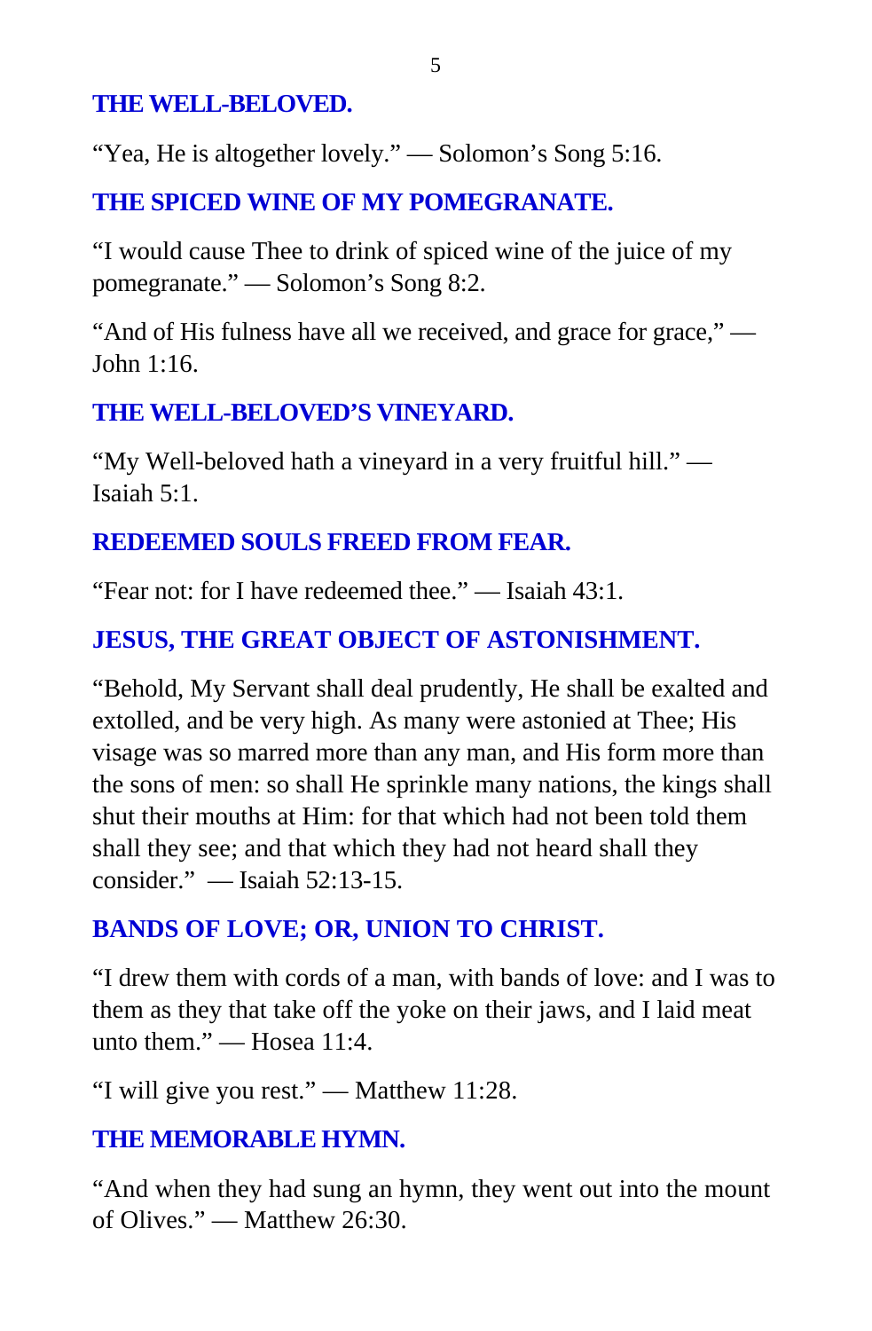### THE WELL-BELOVED.

"Yea, He is altogether lovely." — Solomon's Song 5:16.

### THE SPICED WINE OF MY POMEGRANATE.

"I would cause Thee to drink of spiced wine of the juice of my pomegranate." — Solomon's Song 8:2.

"And of His fulness have all we received, and grace for grace," — John 1:16.

### THE WELL-BELOVED'S VINEYARD.

"My Well-beloved hath a vineyard in a very fruitful hill." — Isaiah 5:1.

### REDEEMED SOULS FREED FROM FEAR.

"Fear not: for I have redeemed thee." — Isaiah 43:1.

### JESUS, THE GREAT OBJECT OF ASTONISHMENT.

"Behold, My Servant shall deal prudently, He shall be exalted and extolled, and be very high. As many were astonied at Thee; His visage was so marred more than any man, and His form more than the sons of men: so shall He sprinkle many nations, the kings shall shut their mouths at Him: for that which had not been told them shall they see; and that which they had not heard shall they consider." — Isaiah 52:13-15.

### BANDS OF LOVE; OR, UNION TO CHRIST.

"I drew them with cords of a man, with bands of love: and I was to them as they that take off the yoke on their jaws, and I laid meat unto them." — Hosea 11:4.

"I will give you rest." — Matthew 11:28.

### THE MEMORABLE HYMN.

"And when they had sung an hymn, they went out into the mount of Olives." — Matthew 26:30.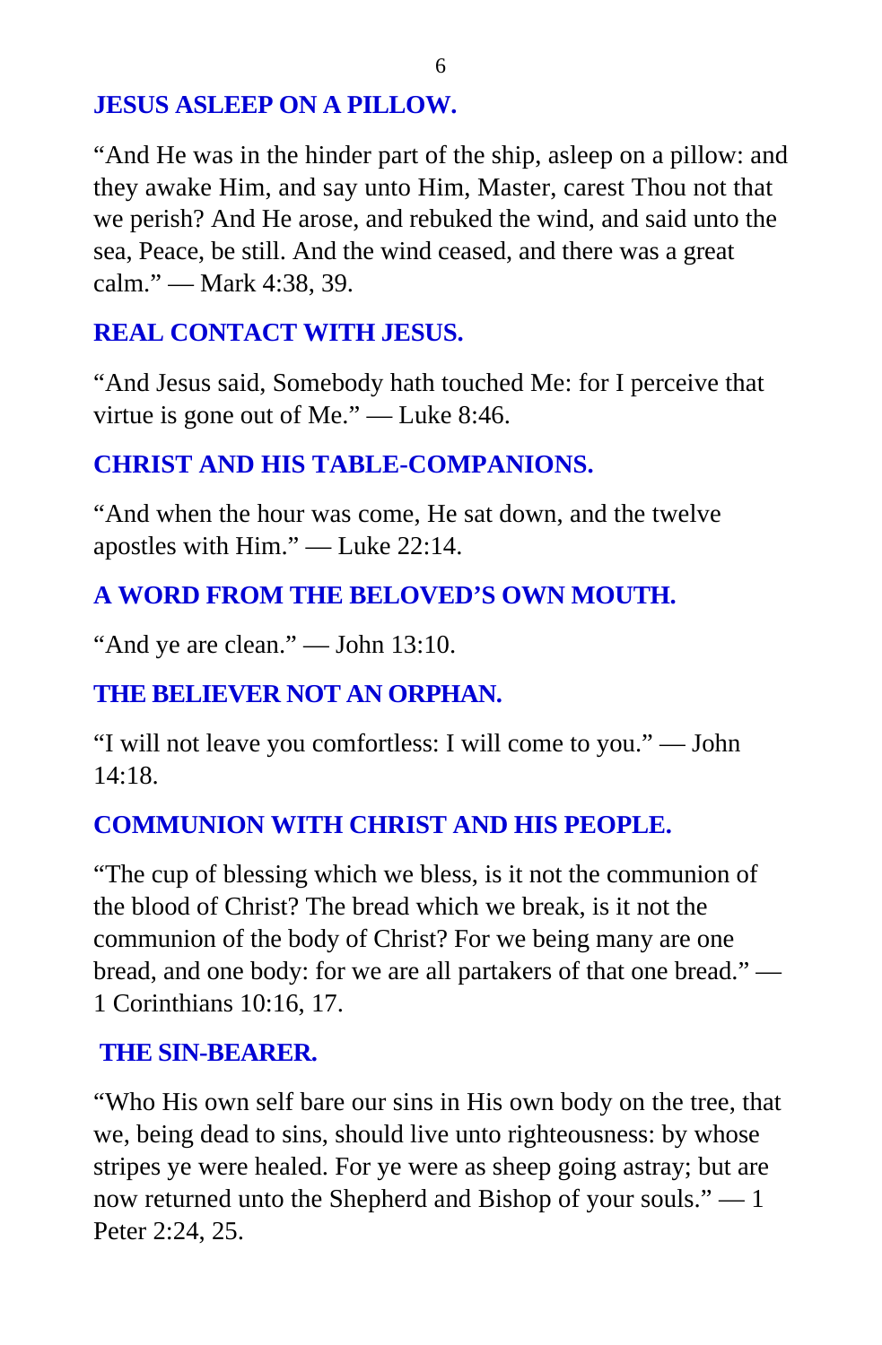## JESUS ASLEEP ON A PILLOW.

“And He was in the hinder part of the ship, asleep on a pillow: and they awake Him, and say unto Him, Master, carest Thou not that we perish? And He arose, and rebuked the wind, and said unto the sea, Peace, be still. And the wind ceased, and there was a great calm.” — Mark 4:38, 39.

## REAL CONTACT WITH JESUS.

“And Jesus said, Somebody hath touched Me: for I perceive that virtue is gone out of Me.” — Luke 8:46.

## CHRIST AND HIS TABLE-COMPANIONS.

“And when the hour was come, He sat down, and the twelve apostles with Him.” — Luke 22:14.

## A WORD FROM THE BELOVED’S OWN MOUTH.

“And ye are clean.” — John 13:10.

## THE BELIEVER NOT AN ORPHAN.

“I will not leave you comfortless: I will come to you.” — John 14:18.

## COMMUNION WITH CHRIST AND HIS PEOPLE.

“The cup of blessing which we bless, is it not the communion of the blood of Christ? The bread which we break, is it not the communion of the body of Christ? For we being many are one bread, and one body: for we are all partakers of that one bread.” — 1 Corinthians 10:16, 17.

## THE SIN-BEARER.

“Who His own self bare our sins in His own body on the tree, that we, being dead to sins, should live unto righteousness: by whose stripes ye were healed. For ye were as sheep going astray; but are now returned unto the Shepherd and Bishop of your souls.” — 1 Peter 2:24, 25.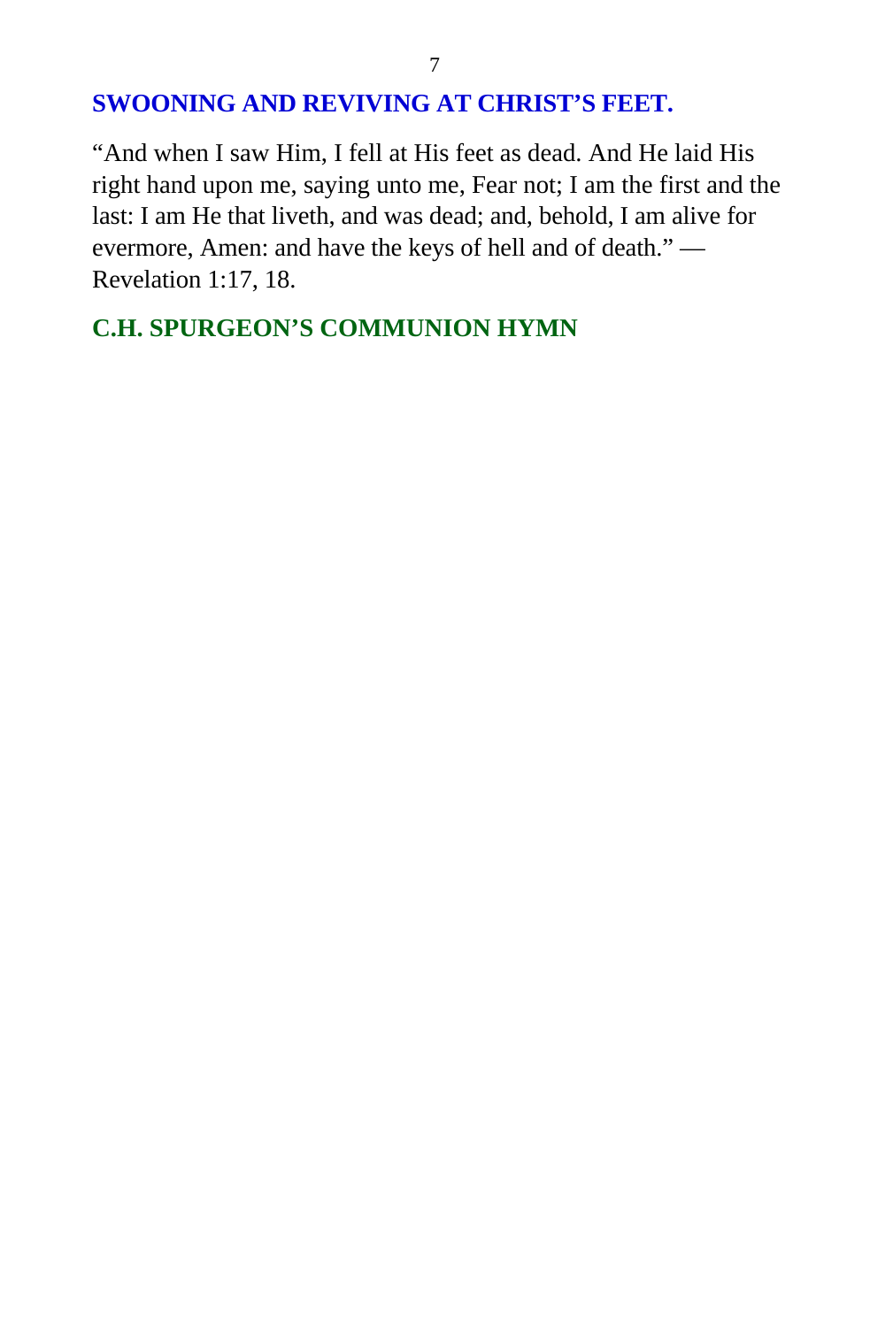## SWOONING AND REVIVING AT CHRIST'S FEET.

"And when I saw Him, I fell at His feet as dead. And He laid His right hand upon me, saying unto me, Fear not; I am the first and the last: I am He that liveth, and was dead; and, behold, I am alive for evermore, Amen: and have the keys of hell and of death." — Revelation 1:17, 18.

## C.H. SPURGEON'S COMMUNION HYMN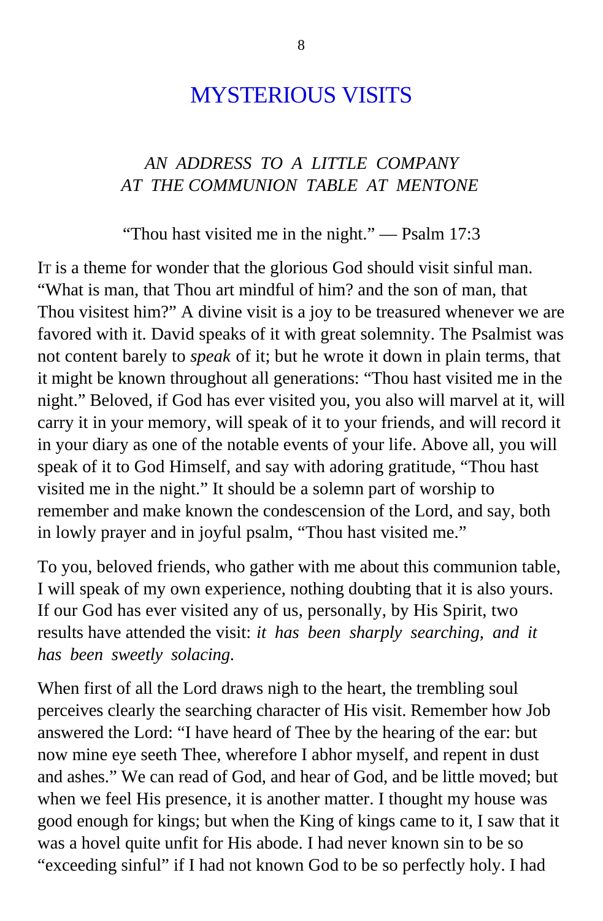# MYSTERIOUS VISITS

*AN ADDRESS TO A LITTLE COMPANY AT THE COMMUNION TABLE AT MENTONE*

"Thou hast visited me in the night." — Psalm 17:3

IT is a theme for wonder that the glorious God should visit sinful man. "What is man, that Thou art mindful of him? and the son of man, that Thou visitest him?" A divine visit is a joy to be treasured whenever we are favored with it. David speaks of it with great solemnity. The Psalmist was not content barely to *speak* of it; but he wrote it down in plain terms, that it might be known throughout all generations: "Thou hast visited me in the night." Beloved, if God has ever visited you, you also will marvel at it, will carry it in your memory, will speak of it to your friends, and will record it in your diary as one of the notable events of your life. Above all, you will speak of it to God Himself, and say with adoring gratitude, "Thou hast visited me in the night." It should be a solemn part of worship to remember and make known the condescension of the Lord, and say, both in lowly prayer and in joyful psalm, "Thou hast visited me."

To you, beloved friends, who gather with me about this communion table, I will speak of my own experience, nothing doubting that it is also yours. If our God has ever visited any of us, personally, by His Spirit, two results have attended the visit: *it has been sharply searching, and it has been sweetly solacing.*

When first of all the Lord draws nigh to the heart, the trembling soul perceives clearly the searching character of His visit. Remember how Job answered the Lord: "I have heard of Thee by the hearing of the ear: but now mine eye seeth Thee, wherefore I abhor myself, and repent in dust and ashes." We can read of God, and hear of God, and be little moved; but when we feel His presence, it is another matter. I thought my house was good enough for kings; but when the King of kings came to it, I saw that it was a hovel quite unfit for His abode. I had never known sin to be so "exceeding sinful" if I had not known God to be so perfectly holy. I had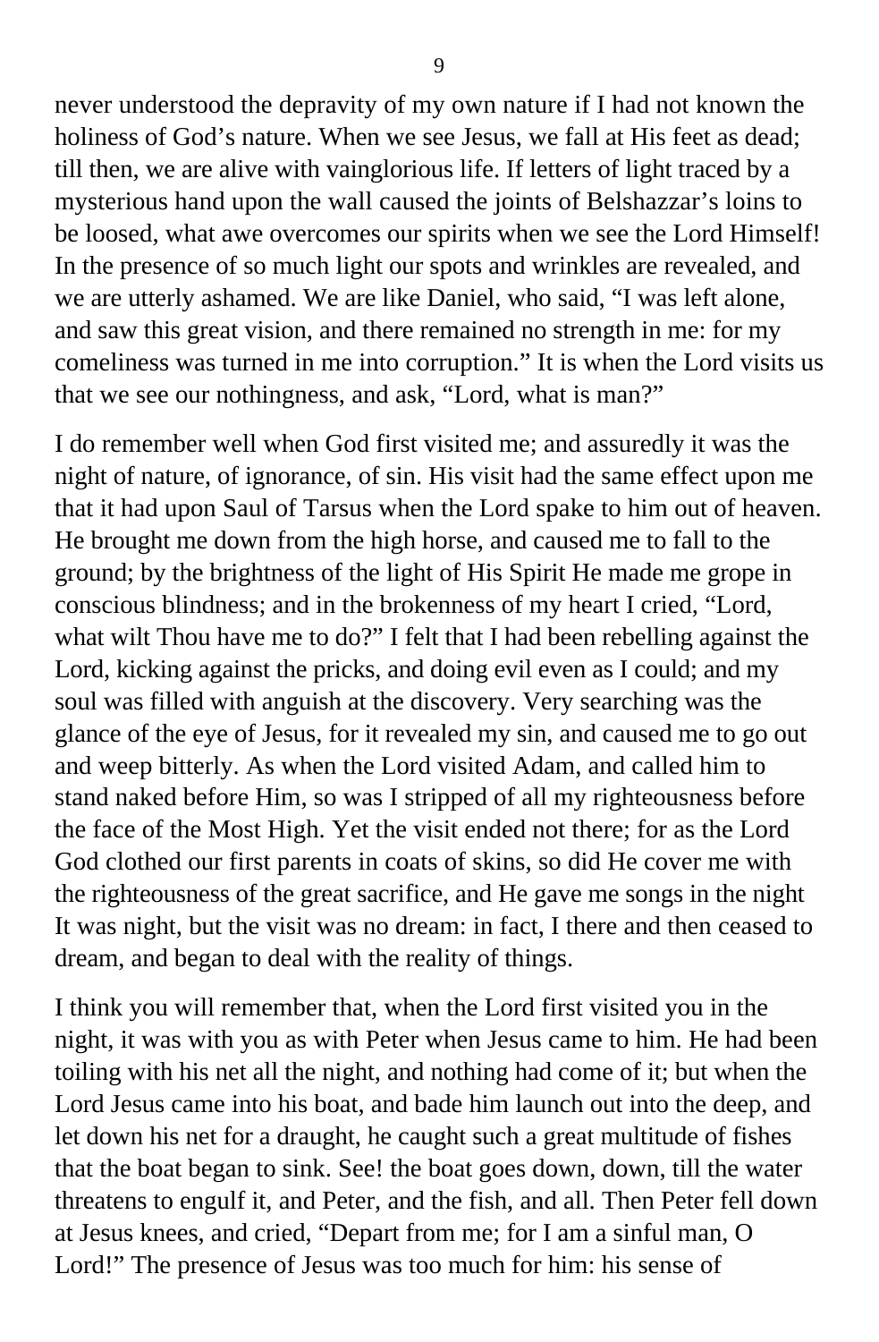never understood the depravity of my own nature if I had not known the holiness of God's nature. When we see Jesus, we fall at His feet as dead; till then, we are alive with vainglorious life. If letters of light traced by a mysterious hand upon the wall caused the joints of Belshazzar's loins to be loosed, what awe overcomes our spirits when we see the Lord Himself! In the presence of so much light our spots and wrinkles are revealed, and we are utterly ashamed. We are like Daniel, who said, "I was left alone, and saw this great vision, and there remained no strength in me: for my comeliness was turned in me into corruption." It is when the Lord visits us that we see our nothingness, and ask, "Lord, what is man?"

I do remember well when God first visited me; and assuredly it was the night of nature, of ignorance, of sin. His visit had the same effect upon me that it had upon Saul of Tarsus when the Lord spake to him out of heaven. He brought me down from the high horse, and caused me to fall to the ground; by the brightness of the light of His Spirit He made me grope in conscious blindness; and in the brokenness of my heart I cried, "Lord, what wilt Thou have me to do?" I felt that I had been rebelling against the Lord, kicking against the pricks, and doing evil even as I could; and my soul was filled with anguish at the discovery. Very searching was the glance of the eye of Jesus, for it revealed my sin, and caused me to go out and weep bitterly. As when the Lord visited Adam, and called him to stand naked before Him, so was I stripped of all my righteousness before the face of the Most High. Yet the visit ended not there; for as the Lord God clothed our first parents in coats of skins, so did He cover me with the righteousness of the great sacrifice, and He gave me songs in the night It was night, but the visit was no dream: in fact, I there and then ceased to dream, and began to deal with the reality of things.

I think you will remember that, when the Lord first visited you in the night, it was with you as with Peter when Jesus came to him. He had been toiling with his net all the night, and nothing had come of it; but when the Lord Jesus came into his boat, and bade him launch out into the deep, and let down his net for a draught, he caught such a great multitude of fishes that the boat began to sink. See! the boat goes down, down, till the water threatens to engulf it, and Peter, and the fish, and all. Then Peter fell down at Jesus knees, and cried, "Depart from me; for I am a sinful man, O Lord!" The presence of Jesus was too much for him: his sense of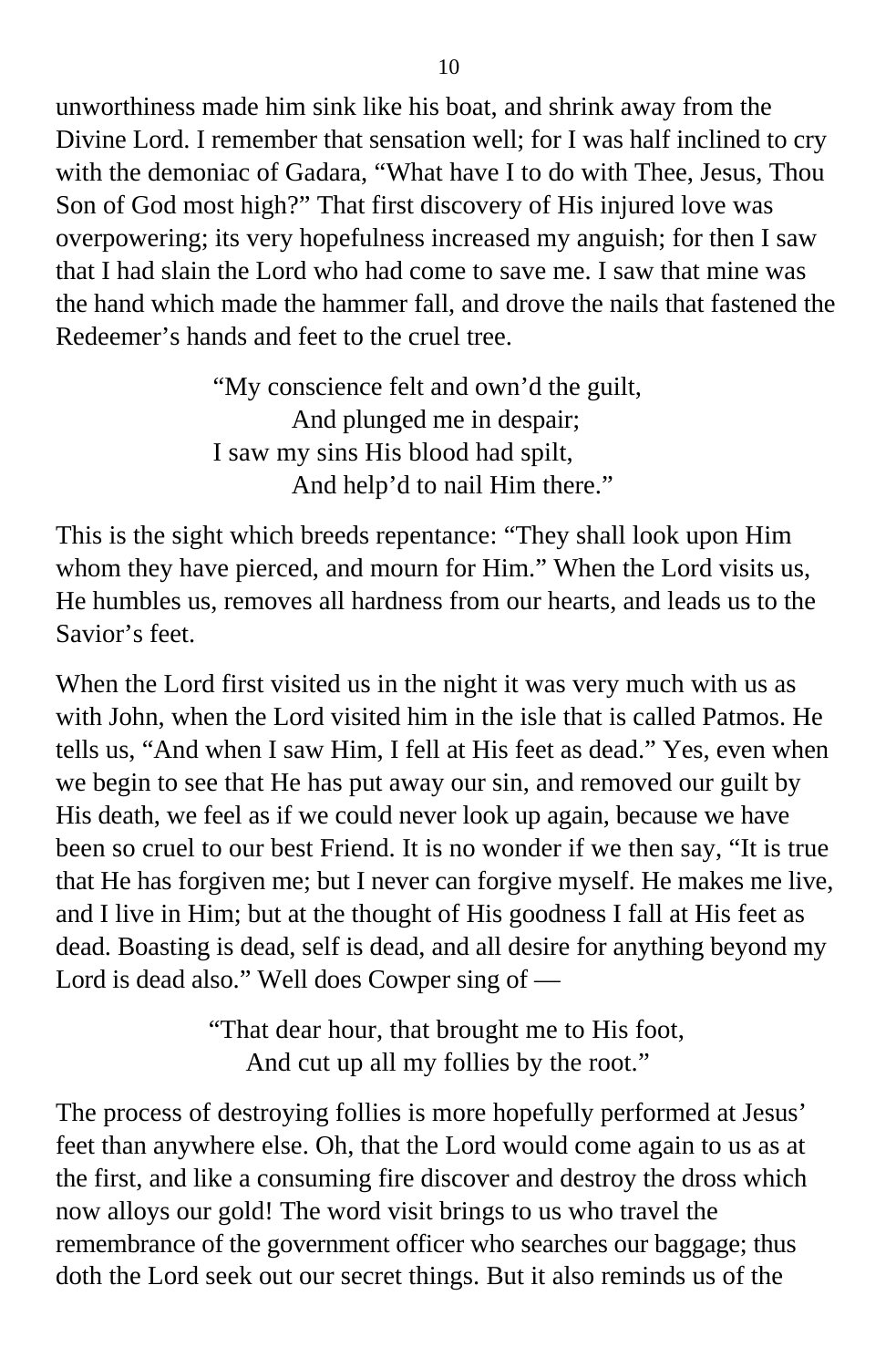unworthiness made him sink like his boat, and shrink away from the Divine Lord. I remember that sensation well; for I was half inclined to cry with the demoniac of Gadara, “What have I to do with Thee, Jesus, Thou Son of God most high?” That first discovery of His injured love was overpowering; its very hopefulness increased my anguish; for then I saw that I had slain the Lord who had come to save me. I saw that mine was the hand which made the hammer fall, and drove the nails that fastened the Redeemer’s hands and feet to the cruel tree.

> “My conscience felt and own’d the guilt,
> And plunged me in despair;
> I saw my sins His blood had spilt,
> And help’d to nail Him there.”

This is the sight which breeds repentance: “They shall look upon Him whom they have pierced, and mourn for Him.” When the Lord visits us, He humbles us, removes all hardness from our hearts, and leads us to the Savior’s feet.

When the Lord first visited us in the night it was very much with us as with John, when the Lord visited him in the isle that is called Patmos. He tells us, “And when I saw Him, I fell at His feet as dead.” Yes, even when we begin to see that He has put away our sin, and removed our guilt by His death, we feel as if we could never look up again, because we have been so cruel to our best Friend. It is no wonder if we then say, “It is true that He has forgiven me; but I never can forgive myself. He makes me live, and I live in Him; but at the thought of His goodness I fall at His feet as dead. Boasting is dead, self is dead, and all desire for anything beyond my Lord is dead also.” Well does Cowper sing of —

> “That dear hour, that brought me to His foot,
> And cut up all my follies by the root.”

The process of destroying follies is more hopefully performed at Jesus’ feet than anywhere else. Oh, that the Lord would come again to us as at the first, and like a consuming fire discover and destroy the dross which now alloys our gold! The word visit brings to us who travel the remembrance of the government officer who searches our baggage; thus doth the Lord seek out our secret things. But it also reminds us of the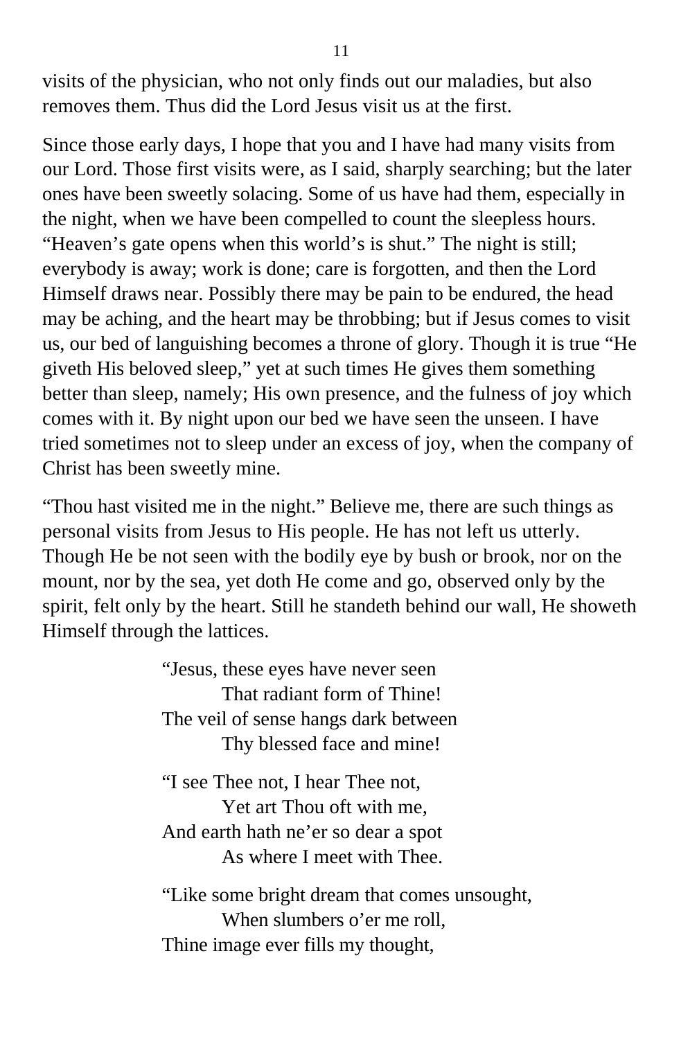visits of the physician, who not only finds out our maladies, but also removes them. Thus did the Lord Jesus visit us at the first.

Since those early days, I hope that you and I have had many visits from our Lord. Those first visits were, as I said, sharply searching; but the later ones have been sweetly solacing. Some of us have had them, especially in the night, when we have been compelled to count the sleepless hours. "Heaven's gate opens when this world's is shut." The night is still; everybody is away; work is done; care is forgotten, and then the Lord Himself draws near. Possibly there may be pain to be endured, the head may be aching, and the heart may be throbbing; but if Jesus comes to visit us, our bed of languishing becomes a throne of glory. Though it is true "He giveth His beloved sleep," yet at such times He gives them something better than sleep, namely; His own presence, and the fulness of joy which comes with it. By night upon our bed we have seen the unseen. I have tried sometimes not to sleep under an excess of joy, when the company of Christ has been sweetly mine.

"Thou hast visited me in the night." Believe me, there are such things as personal visits from Jesus to His people. He has not left us utterly. Though He be not seen with the bodily eye by bush or brook, nor on the mount, nor by the sea, yet doth He come and go, observed only by the spirit, felt only by the heart. Still he standeth behind our wall, He showeth Himself through the lattices.

> "Jesus, these eyes have never seen
> That radiant form of Thine!
> The veil of sense hangs dark between
> Thy blessed face and mine!
>
> "I see Thee not, I hear Thee not,
> Yet art Thou oft with me,
> And earth hath ne'er so dear a spot
> As where I meet with Thee.
>
> "Like some bright dream that comes unsought,
> When slumbers o'er me roll,
> Thine image ever fills my thought,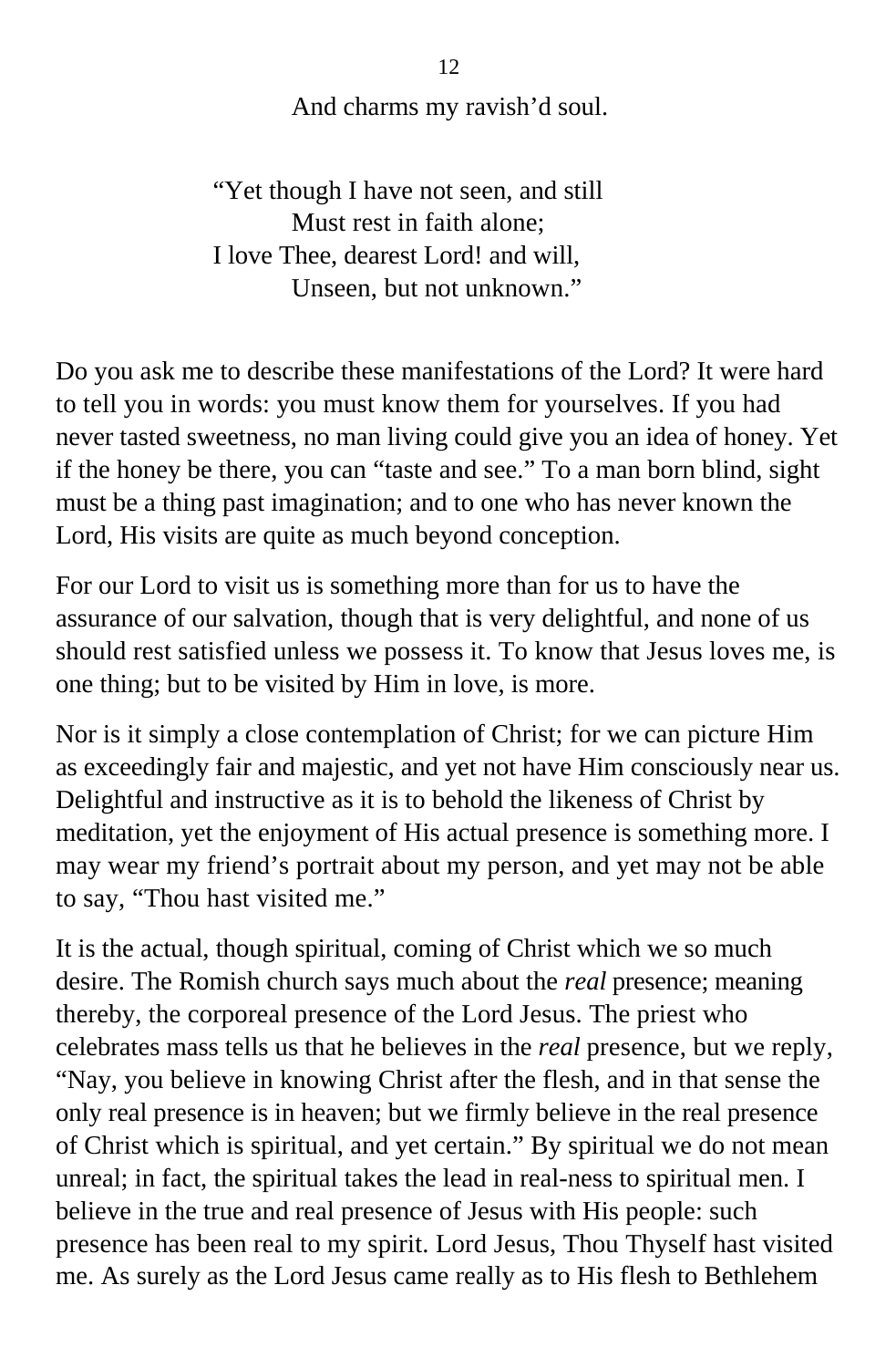And charms my ravish’d soul.

“Yet though I have not seen, and still
Must rest in faith alone;
I love Thee, dearest Lord! and will,
Unseen, but not unknown.”

Do you ask me to describe these manifestations of the Lord? It were hard to tell you in words: you must know them for yourselves. If you had never tasted sweetness, no man living could give you an idea of honey. Yet if the honey be there, you can “taste and see.” To a man born blind, sight must be a thing past imagination; and to one who has never known the Lord, His visits are quite as much beyond conception.

For our Lord to visit us is something more than for us to have the assurance of our salvation, though that is very delightful, and none of us should rest satisfied unless we possess it. To know that Jesus loves me, is one thing; but to be visited by Him in love, is more.

Nor is it simply a close contemplation of Christ; for we can picture Him as exceedingly fair and majestic, and yet not have Him consciously near us. Delightful and instructive as it is to behold the likeness of Christ by meditation, yet the enjoyment of His actual presence is something more. I may wear my friend’s portrait about my person, and yet may not be able to say, “Thou hast visited me.”

It is the actual, though spiritual, coming of Christ which we so much desire. The Romish church says much about the *real* presence; meaning thereby, the corporeal presence of the Lord Jesus. The priest who celebrates mass tells us that he believes in the *real* presence, but we reply, “Nay, you believe in knowing Christ after the flesh, and in that sense the only real presence is in heaven; but we firmly believe in the real presence of Christ which is spiritual, and yet certain.” By spiritual we do not mean unreal; in fact, the spiritual takes the lead in real-ness to spiritual men. I believe in the true and real presence of Jesus with His people: such presence has been real to my spirit. Lord Jesus, Thou Thyself hast visited me. As surely as the Lord Jesus came really as to His flesh to Bethlehem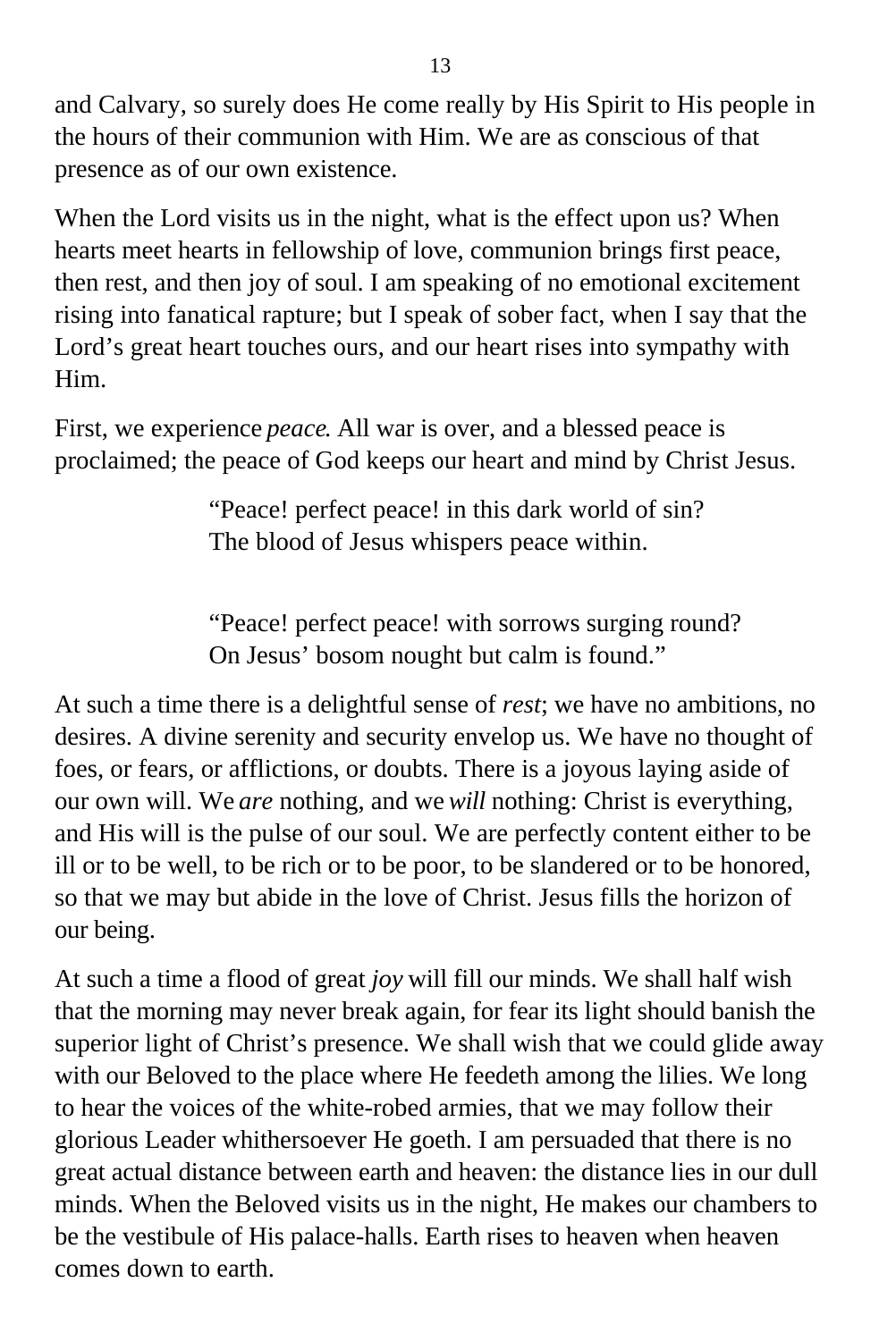and Calvary, so surely does He come really by His Spirit to His people in the hours of their communion with Him. We are as conscious of that presence as of our own existence.

When the Lord visits us in the night, what is the effect upon us? When hearts meet hearts in fellowship of love, communion brings first peace, then rest, and then joy of soul. I am speaking of no emotional excitement rising into fanatical rapture; but I speak of sober fact, when I say that the Lord's great heart touches ours, and our heart rises into sympathy with Him.

First, we experience *peace*. All war is over, and a blessed peace is proclaimed; the peace of God keeps our heart and mind by Christ Jesus.

> "Peace! perfect peace! in this dark world of sin?
> The blood of Jesus whispers peace within.
>
> "Peace! perfect peace! with sorrows surging round?
> On Jesus' bosom nought but calm is found."

At such a time there is a delightful sense of *rest*; we have no ambitions, no desires. A divine serenity and security envelop us. We have no thought of foes, or fears, or afflictions, or doubts. There is a joyous laying aside of our own will. We *are* nothing, and we *will* nothing: Christ is everything, and His will is the pulse of our soul. We are perfectly content either to be ill or to be well, to be rich or to be poor, to be slandered or to be honored, so that we may but abide in the love of Christ. Jesus fills the horizon of our being.

At such a time a flood of great *joy* will fill our minds. We shall half wish that the morning may never break again, for fear its light should banish the superior light of Christ's presence. We shall wish that we could glide away with our Beloved to the place where He feedeth among the lilies. We long to hear the voices of the white-robed armies, that we may follow their glorious Leader whithersoever He goeth. I am persuaded that there is no great actual distance between earth and heaven: the distance lies in our dull minds. When the Beloved visits us in the night, He makes our chambers to be the vestibule of His palace-halls. Earth rises to heaven when heaven comes down to earth.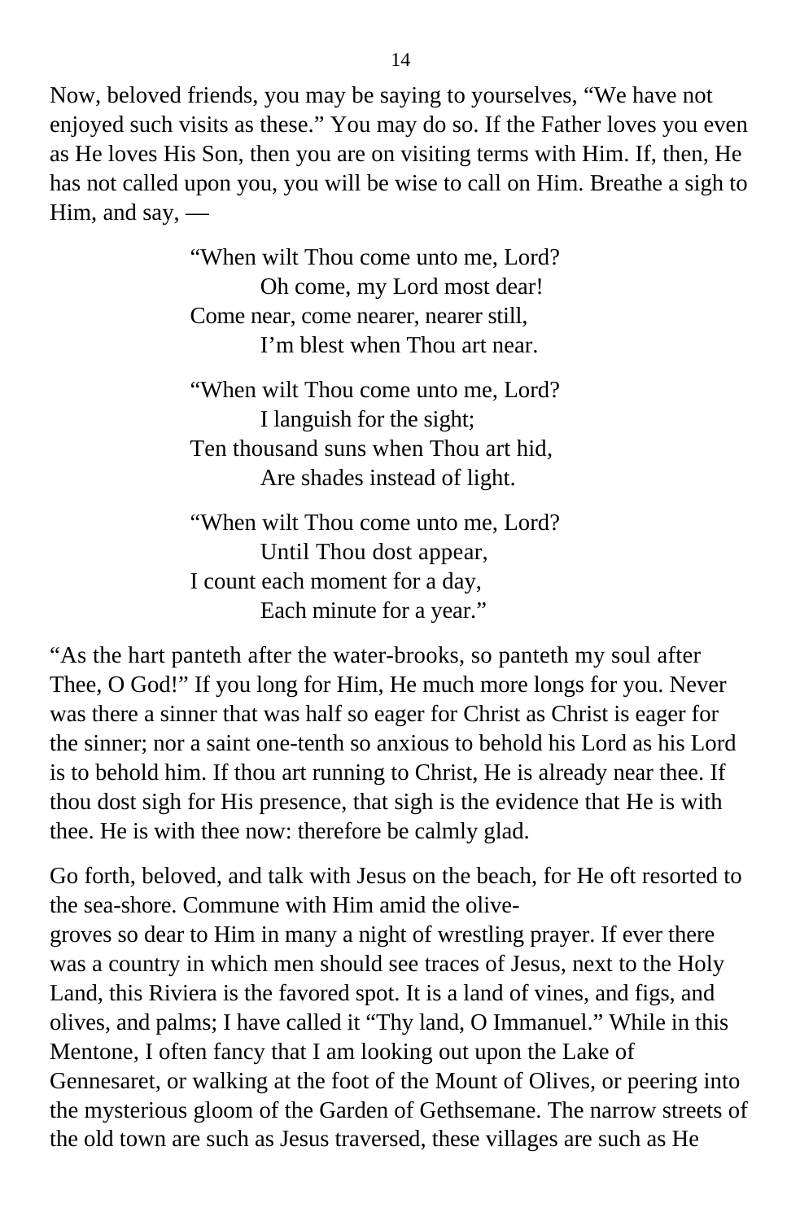Now, beloved friends, you may be saying to yourselves, "We have not enjoyed such visits as these." You may do so. If the Father loves you even as He loves His Son, then you are on visiting terms with Him. If, then, He has not called upon you, you will be wise to call on Him. Breathe a sigh to Him, and say, —

> "When wilt Thou come unto me, Lord?
> Oh come, my Lord most dear!
> Come near, come nearer, nearer still,
> I'm blest when Thou art near.
>
> "When wilt Thou come unto me, Lord?
> I languish for the sight;
> Ten thousand suns when Thou art hid,
> Are shades instead of light.
>
> "When wilt Thou come unto me, Lord?
> Until Thou dost appear,
> I count each moment for a day,
> Each minute for a year."

"As the hart panteth after the water-brooks, so panteth my soul after Thee, O God!" If you long for Him, He much more longs for you. Never was there a sinner that was half so eager for Christ as Christ is eager for the sinner; nor a saint one-tenth so anxious to behold his Lord as his Lord is to behold him. If thou art running to Christ, He is already near thee. If thou dost sigh for His presence, that sigh is the evidence that He is with thee. He is with thee now: therefore be calmly glad.

Go forth, beloved, and talk with Jesus on the beach, for He oft resorted to the sea-shore. Commune with Him amid the olive-groves so dear to Him in many a night of wrestling prayer. If ever there was a country in which men should see traces of Jesus, next to the Holy Land, this Riviera is the favored spot. It is a land of vines, and figs, and olives, and palms; I have called it "Thy land, O Immanuel." While in this Mentone, I often fancy that I am looking out upon the Lake of Gennesaret, or walking at the foot of the Mount of Olives, or peering into the mysterious gloom of the Garden of Gethsemane. The narrow streets of the old town are such as Jesus traversed, these villages are such as He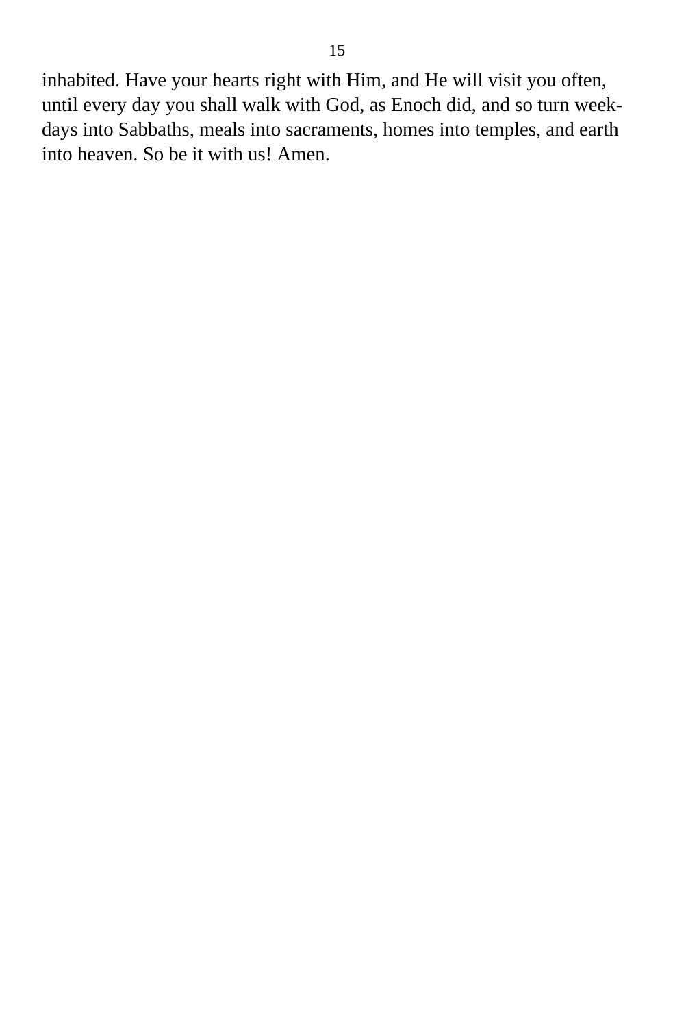inhabited. Have your hearts right with Him, and He will visit you often, until every day you shall walk with God, as Enoch did, and so turn week-days into Sabbaths, meals into sacraments, homes into temples, and earth into heaven. So be it with us! Amen.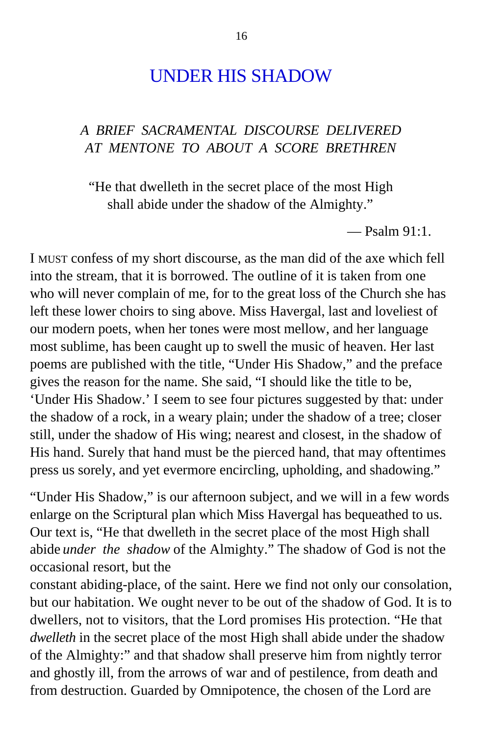# UNDER HIS SHADOW

*A BRIEF SACRAMENTAL DISCOURSE DELIVERED AT MENTONE TO ABOUT A SCORE BRETHREN*

"He that dwelleth in the secret place of the most High
shall abide under the shadow of the Almighty."

— Psalm 91:1.

I MUST confess of my short discourse, as the man did of the axe which fell into the stream, that it is borrowed. The outline of it is taken from one who will never complain of me, for to the great loss of the Church she has left these lower choirs to sing above. Miss Havergal, last and loveliest of our modern poets, when her tones were most mellow, and her language most sublime, has been caught up to swell the music of heaven. Her last poems are published with the title, "Under His Shadow," and the preface gives the reason for the name. She said, "I should like the title to be, 'Under His Shadow.' I seem to see four pictures suggested by that: under the shadow of a rock, in a weary plain; under the shadow of a tree; closer still, under the shadow of His wing; nearest and closest, in the shadow of His hand. Surely that hand must be the pierced hand, that may oftentimes press us sorely, and yet evermore encircling, upholding, and shadowing."

"Under His Shadow," is our afternoon subject, and we will in a few words enlarge on the Scriptural plan which Miss Havergal has bequeathed to us. Our text is, "He that dwelleth in the secret place of the most High shall abide *under the shadow* of the Almighty." The shadow of God is not the occasional resort, but the constant abiding-place, of the saint. Here we find not only our consolation, but our habitation. We ought never to be out of the shadow of God. It is to dwellers, not to visitors, that the Lord promises His protection. "He that *dwelleth* in the secret place of the most High shall abide under the shadow of the Almighty:" and that shadow shall preserve him from nightly terror and ghostly ill, from the arrows of war and of pestilence, from death and from destruction. Guarded by Omnipotence, the chosen of the Lord are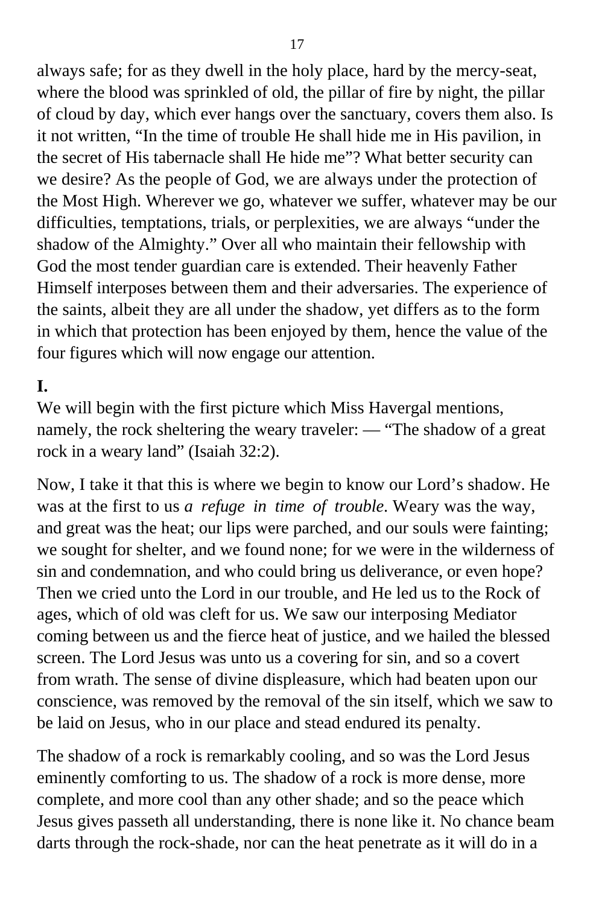always safe; for as they dwell in the holy place, hard by the mercy-seat, where the blood was sprinkled of old, the pillar of fire by night, the pillar of cloud by day, which ever hangs over the sanctuary, covers them also. Is it not written, "In the time of trouble He shall hide me in His pavilion, in the secret of His tabernacle shall He hide me"? What better security can we desire? As the people of God, we are always under the protection of the Most High. Wherever we go, whatever we suffer, whatever may be our difficulties, temptations, trials, or perplexities, we are always "under the shadow of the Almighty." Over all who maintain their fellowship with God the most tender guardian care is extended. Their heavenly Father Himself interposes between them and their adversaries. The experience of the saints, albeit they are all under the shadow, yet differs as to the form in which that protection has been enjoyed by them, hence the value of the four figures which will now engage our attention.

**I.**

We will begin with the first picture which Miss Havergal mentions, namely, the rock sheltering the weary traveler: — "The shadow of a great rock in a weary land" (Isaiah 32:2).

Now, I take it that this is where we begin to know our Lord's shadow. He was at the first to us *a refuge in time of trouble*. Weary was the way, and great was the heat; our lips were parched, and our souls were fainting; we sought for shelter, and we found none; for we were in the wilderness of sin and condemnation, and who could bring us deliverance, or even hope? Then we cried unto the Lord in our trouble, and He led us to the Rock of ages, which of old was cleft for us. We saw our interposing Mediator coming between us and the fierce heat of justice, and we hailed the blessed screen. The Lord Jesus was unto us a covering for sin, and so a covert from wrath. The sense of divine displeasure, which had beaten upon our conscience, was removed by the removal of the sin itself, which we saw to be laid on Jesus, who in our place and stead endured its penalty.

The shadow of a rock is remarkably cooling, and so was the Lord Jesus eminently comforting to us. The shadow of a rock is more dense, more complete, and more cool than any other shade; and so the peace which Jesus gives passeth all understanding, there is none like it. No chance beam darts through the rock-shade, nor can the heat penetrate as it will do in a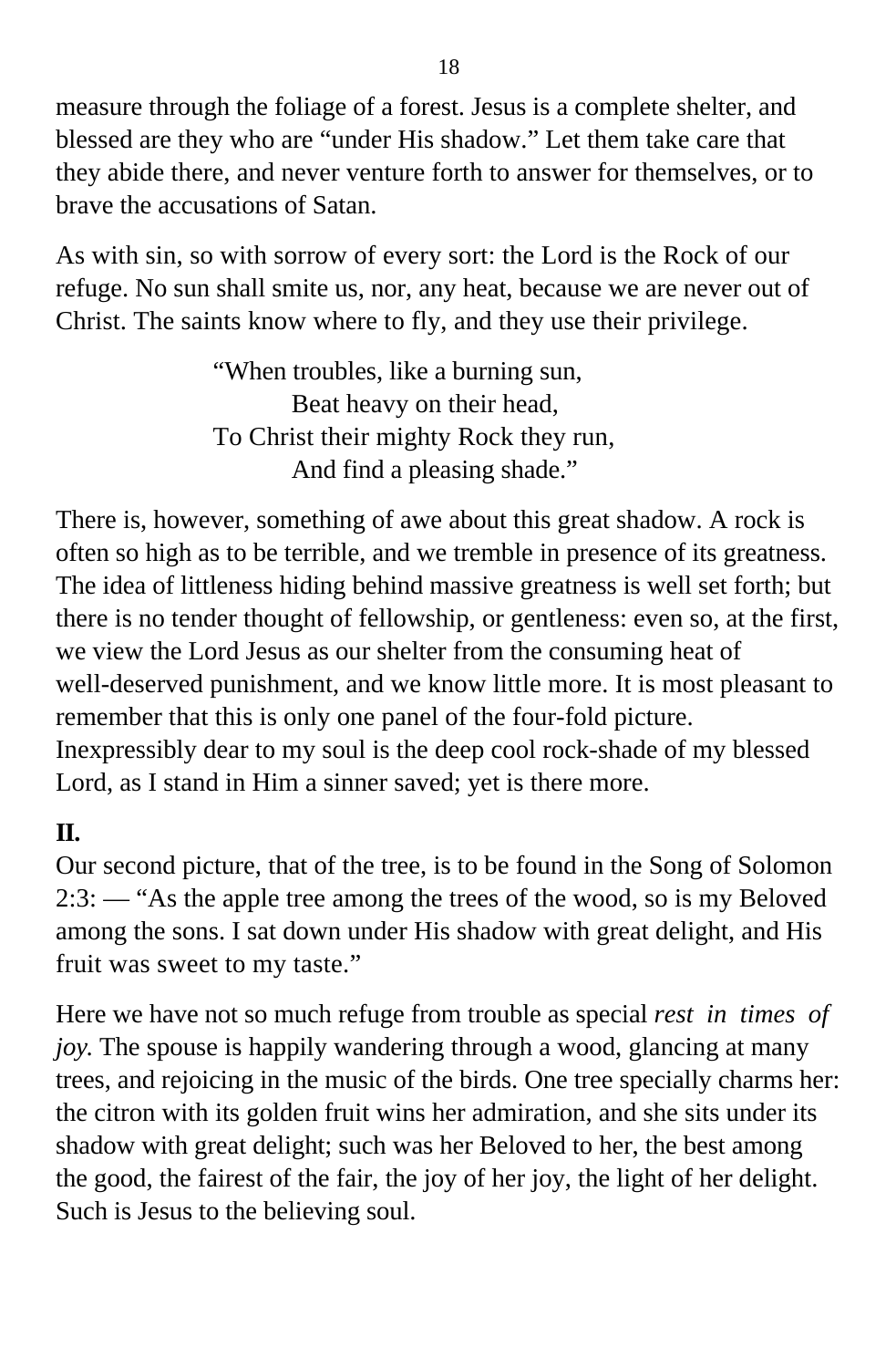measure through the foliage of a forest. Jesus is a complete shelter, and blessed are they who are "under His shadow." Let them take care that they abide there, and never venture forth to answer for themselves, or to brave the accusations of Satan.

As with sin, so with sorrow of every sort: the Lord is the Rock of our refuge. No sun shall smite us, nor, any heat, because we are never out of Christ. The saints know where to fly, and they use their privilege.

> "When troubles, like a burning sun,
> Beat heavy on their head,
> To Christ their mighty Rock they run,
> And find a pleasing shade."

There is, however, something of awe about this great shadow. A rock is often so high as to be terrible, and we tremble in presence of its greatness. The idea of littleness hiding behind massive greatness is well set forth; but there is no tender thought of fellowship, or gentleness: even so, at the first, we view the Lord Jesus as our shelter from the consuming heat of well-deserved punishment, and we know little more. It is most pleasant to remember that this is only one panel of the four-fold picture. Inexpressibly dear to my soul is the deep cool rock-shade of my blessed Lord, as I stand in Him a sinner saved; yet is there more.

**II.**

Our second picture, that of the tree, is to be found in the Song of Solomon 2:3: — "As the apple tree among the trees of the wood, so is my Beloved among the sons. I sat down under His shadow with great delight, and His fruit was sweet to my taste."

Here we have not so much refuge from trouble as special *rest in times of joy.* The spouse is happily wandering through a wood, glancing at many trees, and rejoicing in the music of the birds. One tree specially charms her: the citron with its golden fruit wins her admiration, and she sits under its shadow with great delight; such was her Beloved to her, the best among the good, the fairest of the fair, the joy of her joy, the light of her delight. Such is Jesus to the believing soul.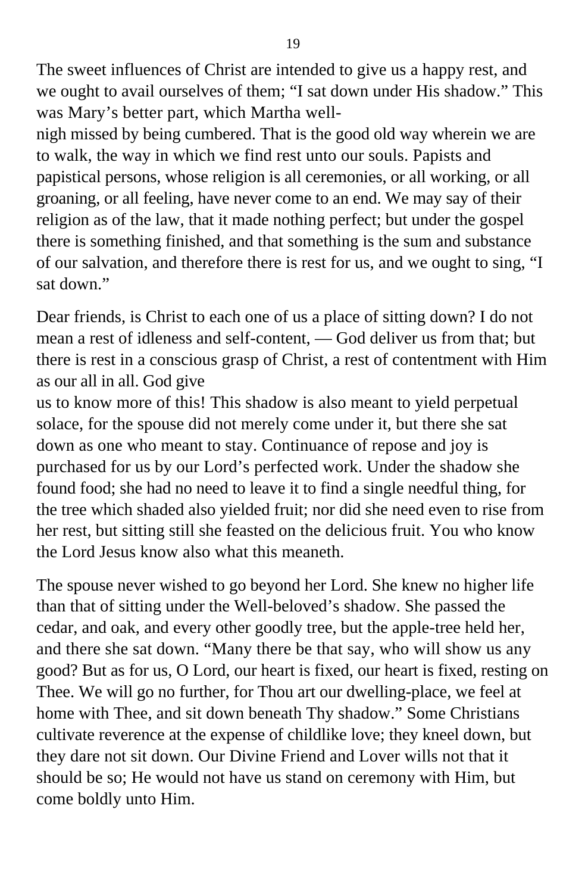The sweet influences of Christ are intended to give us a happy rest, and we ought to avail ourselves of them; "I sat down under His shadow." This was Mary's better part, which Martha well-nigh missed by being cumbered. That is the good old way wherein we are to walk, the way in which we find rest unto our souls. Papists and papistical persons, whose religion is all ceremonies, or all working, or all groaning, or all feeling, have never come to an end. We may say of their religion as of the law, that it made nothing perfect; but under the gospel there is something finished, and that something is the sum and substance of our salvation, and therefore there is rest for us, and we ought to sing, "I sat down."

Dear friends, is Christ to each one of us a place of sitting down? I do not mean a rest of idleness and self-content, — God deliver us from that; but there is rest in a conscious grasp of Christ, a rest of contentment with Him as our all in all. God give us to know more of this! This shadow is also meant to yield perpetual solace, for the spouse did not merely come under it, but there she sat down as one who meant to stay. Continuance of repose and joy is purchased for us by our Lord's perfected work. Under the shadow she found food; she had no need to leave it to find a single needful thing, for the tree which shaded also yielded fruit; nor did she need even to rise from her rest, but sitting still she feasted on the delicious fruit. You who know the Lord Jesus know also what this meaneth.

The spouse never wished to go beyond her Lord. She knew no higher life than that of sitting under the Well-beloved's shadow. She passed the cedar, and oak, and every other goodly tree, but the apple-tree held her, and there she sat down. "Many there be that say, who will show us any good? But as for us, O Lord, our heart is fixed, our heart is fixed, resting on Thee. We will go no further, for Thou art our dwelling-place, we feel at home with Thee, and sit down beneath Thy shadow." Some Christians cultivate reverence at the expense of childlike love; they kneel down, but they dare not sit down. Our Divine Friend and Lover wills not that it should be so; He would not have us stand on ceremony with Him, but come boldly unto Him.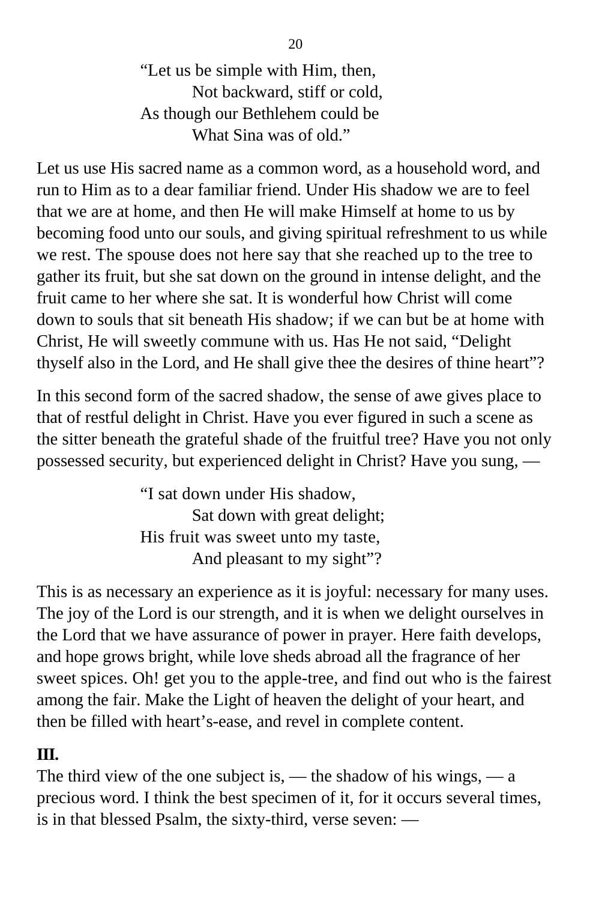> “Let us be simple with Him, then,
> Not backward, stiff or cold,
> As though our Bethlehem could be
> What Sina was of old.”

Let us use His sacred name as a common word, as a household word, and run to Him as to a dear familiar friend. Under His shadow we are to feel that we are at home, and then He will make Himself at home to us by becoming food unto our souls, and giving spiritual refreshment to us while we rest. The spouse does not here say that she reached up to the tree to gather its fruit, but she sat down on the ground in intense delight, and the fruit came to her where she sat. It is wonderful how Christ will come down to souls that sit beneath His shadow; if we can but be at home with Christ, He will sweetly commune with us. Has He not said, “Delight thyself also in the Lord, and He shall give thee the desires of thine heart”?

In this second form of the sacred shadow, the sense of awe gives place to that of restful delight in Christ. Have you ever figured in such a scene as the sitter beneath the grateful shade of the fruitful tree? Have you not only possessed security, but experienced delight in Christ? Have you sung, —

> “I sat down under His shadow,
> Sat down with great delight;
> His fruit was sweet unto my taste,
> And pleasant to my sight”?

This is as necessary an experience as it is joyful: necessary for many uses. The joy of the Lord is our strength, and it is when we delight ourselves in the Lord that we have assurance of power in prayer. Here faith develops, and hope grows bright, while love sheds abroad all the fragrance of her sweet spices. Oh! get you to the apple-tree, and find out who is the fairest among the fair. Make the Light of heaven the delight of your heart, and then be filled with heart’s-ease, and revel in complete content.

**III.**

The third view of the one subject is, — the shadow of his wings, — a precious word. I think the best specimen of it, for it occurs several times, is in that blessed Psalm, the sixty-third, verse seven: —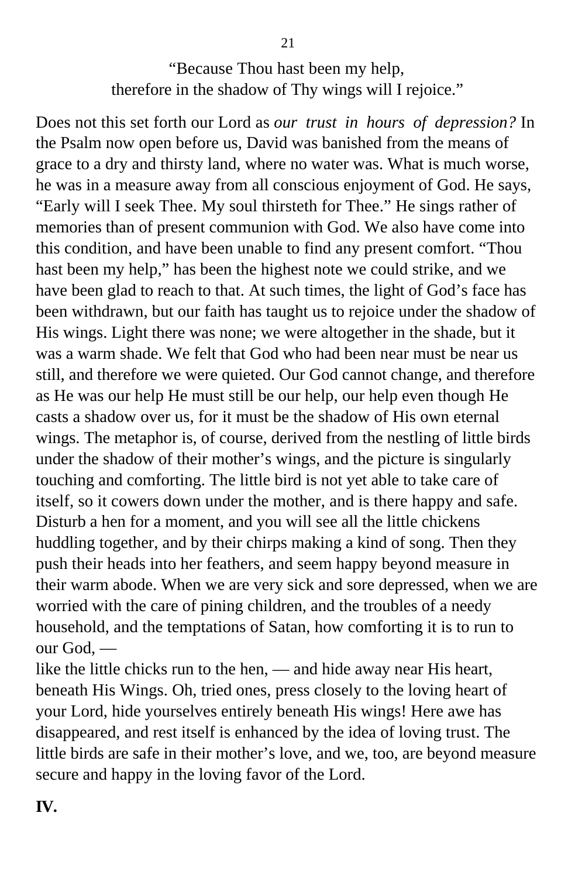"Because Thou hast been my help,
therefore in the shadow of Thy wings will I rejoice."

Does not this set forth our Lord as *our trust in hours of depression?* In the Psalm now open before us, David was banished from the means of grace to a dry and thirsty land, where no water was. What is much worse, he was in a measure away from all conscious enjoyment of God. He says, "Early will I seek Thee. My soul thirsteth for Thee." He sings rather of memories than of present communion with God. We also have come into this condition, and have been unable to find any present comfort. "Thou hast been my help," has been the highest note we could strike, and we have been glad to reach to that. At such times, the light of God's face has been withdrawn, but our faith has taught us to rejoice under the shadow of His wings. Light there was none; we were altogether in the shade, but it was a warm shade. We felt that God who had been near must be near us still, and therefore we were quieted. Our God cannot change, and therefore as He was our help He must still be our help, our help even though He casts a shadow over us, for it must be the shadow of His own eternal wings. The metaphor is, of course, derived from the nestling of little birds under the shadow of their mother's wings, and the picture is singularly touching and comforting. The little bird is not yet able to take care of itself, so it cowers down under the mother, and is there happy and safe. Disturb a hen for a moment, and you will see all the little chickens huddling together, and by their chirps making a kind of song. Then they push their heads into her feathers, and seem happy beyond measure in their warm abode. When we are very sick and sore depressed, when we are worried with the care of pining children, and the troubles of a needy household, and the temptations of Satan, how comforting it is to run to our God, —
like the little chicks run to the hen, — and hide away near His heart, beneath His Wings. Oh, tried ones, press closely to the loving heart of your Lord, hide yourselves entirely beneath His wings! Here awe has disappeared, and rest itself is enhanced by the idea of loving trust. The little birds are safe in their mother's love, and we, too, are beyond measure secure and happy in the loving favor of the Lord.

**IV.**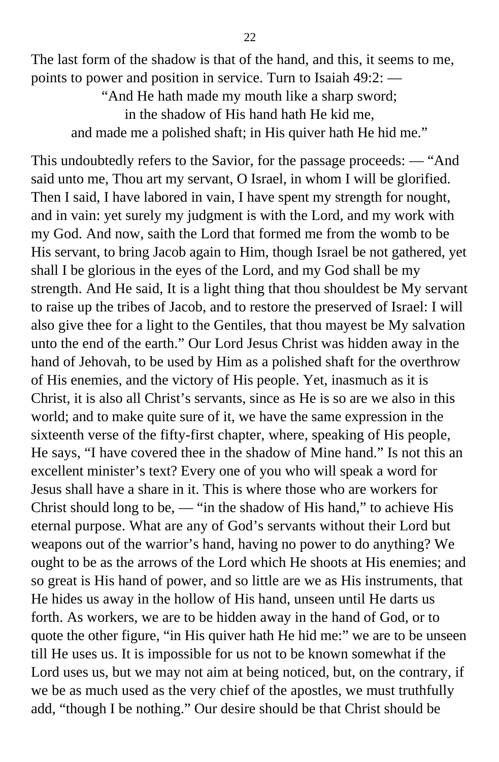The last form of the shadow is that of the hand, and this, it seems to me, points to power and position in service. Turn to Isaiah 49:2: —

> "And He hath made my mouth like a sharp sword;
> in the shadow of His hand hath He kid me,
> and made me a polished shaft; in His quiver hath He hid me."

This undoubtedly refers to the Savior, for the passage proceeds: — "And said unto me, Thou art my servant, O Israel, in whom I will be glorified. Then I said, I have labored in vain, I have spent my strength for nought, and in vain: yet surely my judgment is with the Lord, and my work with my God. And now, saith the Lord that formed me from the womb to be His servant, to bring Jacob again to Him, though Israel be not gathered, yet shall I be glorious in the eyes of the Lord, and my God shall be my strength. And He said, It is a light thing that thou shouldest be My servant to raise up the tribes of Jacob, and to restore the preserved of Israel: I will also give thee for a light to the Gentiles, that thou mayest be My salvation unto the end of the earth." Our Lord Jesus Christ was hidden away in the hand of Jehovah, to be used by Him as a polished shaft for the overthrow of His enemies, and the victory of His people. Yet, inasmuch as it is Christ, it is also all Christ's servants, since as He is so are we also in this world; and to make quite sure of it, we have the same expression in the sixteenth verse of the fifty-first chapter, where, speaking of His people, He says, "I have covered thee in the shadow of Mine hand." Is not this an excellent minister's text? Every one of you who will speak a word for Jesus shall have a share in it. This is where those who are workers for Christ should long to be, — "in the shadow of His hand," to achieve His eternal purpose. What are any of God's servants without their Lord but weapons out of the warrior's hand, having no power to do anything? We ought to be as the arrows of the Lord which He shoots at His enemies; and so great is His hand of power, and so little are we as His instruments, that He hides us away in the hollow of His hand, unseen until He darts us forth. As workers, we are to be hidden away in the hand of God, or to quote the other figure, "in His quiver hath He hid me:" we are to be unseen till He uses us. It is impossible for us not to be known somewhat if the Lord uses us, but we may not aim at being noticed, but, on the contrary, if we be as much used as the very chief of the apostles, we must truthfully add, "though I be nothing." Our desire should be that Christ should be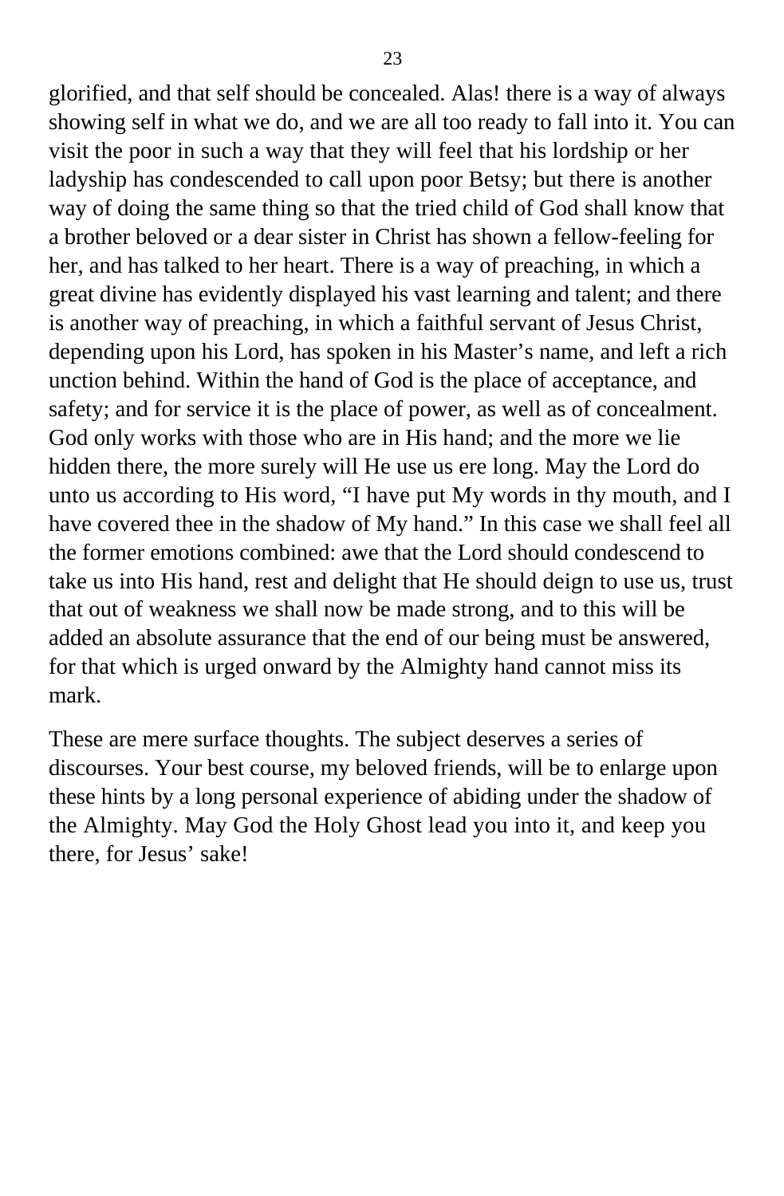glorified, and that self should be concealed. Alas! there is a way of always showing self in what we do, and we are all too ready to fall into it. You can visit the poor in such a way that they will feel that his lordship or her ladyship has condescended to call upon poor Betsy; but there is another way of doing the same thing so that the tried child of God shall know that a brother beloved or a dear sister in Christ has shown a fellow-feeling for her, and has talked to her heart. There is a way of preaching, in which a great divine has evidently displayed his vast learning and talent; and there is another way of preaching, in which a faithful servant of Jesus Christ, depending upon his Lord, has spoken in his Master's name, and left a rich unction behind. Within the hand of God is the place of acceptance, and safety; and for service it is the place of power, as well as of concealment. God only works with those who are in His hand; and the more we lie hidden there, the more surely will He use us ere long. May the Lord do unto us according to His word, "I have put My words in thy mouth, and I have covered thee in the shadow of My hand." In this case we shall feel all the former emotions combined: awe that the Lord should condescend to take us into His hand, rest and delight that He should deign to use us, trust that out of weakness we shall now be made strong, and to this will be added an absolute assurance that the end of our being must be answered, for that which is urged onward by the Almighty hand cannot miss its mark.

These are mere surface thoughts. The subject deserves a series of discourses. Your best course, my beloved friends, will be to enlarge upon these hints by a long personal experience of abiding under the shadow of the Almighty. May God the Holy Ghost lead you into it, and keep you there, for Jesus' sake!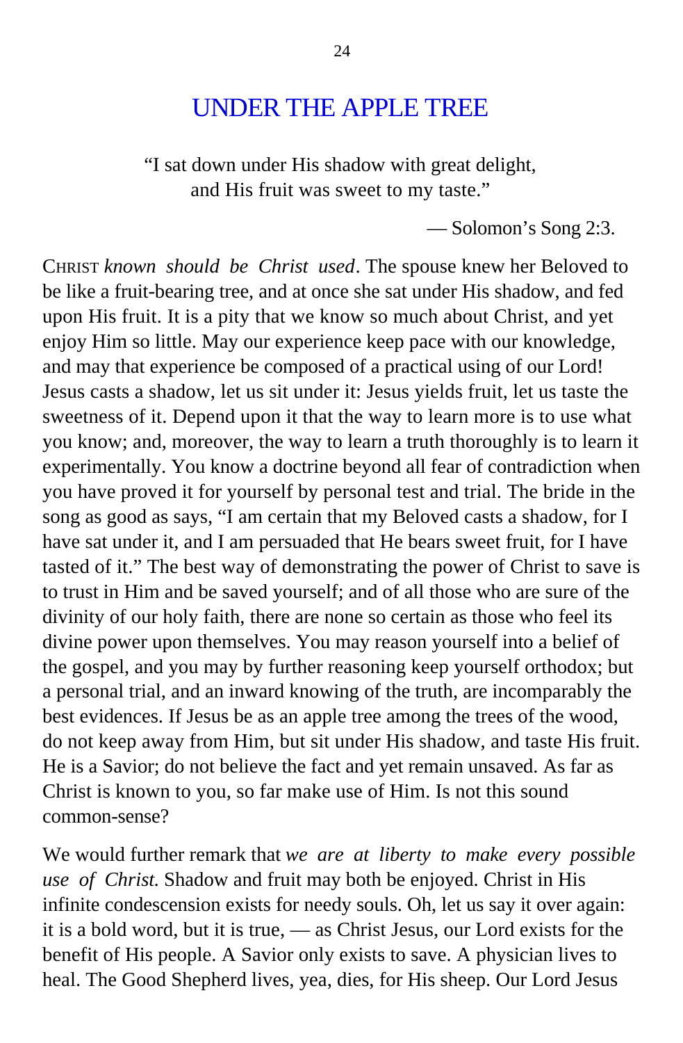# UNDER THE APPLE TREE

"I sat down under His shadow with great delight,
and His fruit was sweet to my taste."

— Solomon's Song 2:3.

CHRIST *known should be Christ used*. The spouse knew her Beloved to be like a fruit-bearing tree, and at once she sat under His shadow, and fed upon His fruit. It is a pity that we know so much about Christ, and yet enjoy Him so little. May our experience keep pace with our knowledge, and may that experience be composed of a practical using of our Lord! Jesus casts a shadow, let us sit under it: Jesus yields fruit, let us taste the sweetness of it. Depend upon it that the way to learn more is to use what you know; and, moreover, the way to learn a truth thoroughly is to learn it experimentally. You know a doctrine beyond all fear of contradiction when you have proved it for yourself by personal test and trial. The bride in the song as good as says, "I am certain that my Beloved casts a shadow, for I have sat under it, and I am persuaded that He bears sweet fruit, for I have tasted of it." The best way of demonstrating the power of Christ to save is to trust in Him and be saved yourself; and of all those who are sure of the divinity of our holy faith, there are none so certain as those who feel its divine power upon themselves. You may reason yourself into a belief of the gospel, and you may by further reasoning keep yourself orthodox; but a personal trial, and an inward knowing of the truth, are incomparably the best evidences. If Jesus be as an apple tree among the trees of the wood, do not keep away from Him, but sit under His shadow, and taste His fruit. He is a Savior; do not believe the fact and yet remain unsaved. As far as Christ is known to you, so far make use of Him. Is not this sound common-sense?

We would further remark that *we are at liberty to make every possible use of Christ.* Shadow and fruit may both be enjoyed. Christ in His infinite condescension exists for needy souls. Oh, let us say it over again: it is a bold word, but it is true, — as Christ Jesus, our Lord exists for the benefit of His people. A Savior only exists to save. A physician lives to heal. The Good Shepherd lives, yea, dies, for His sheep. Our Lord Jesus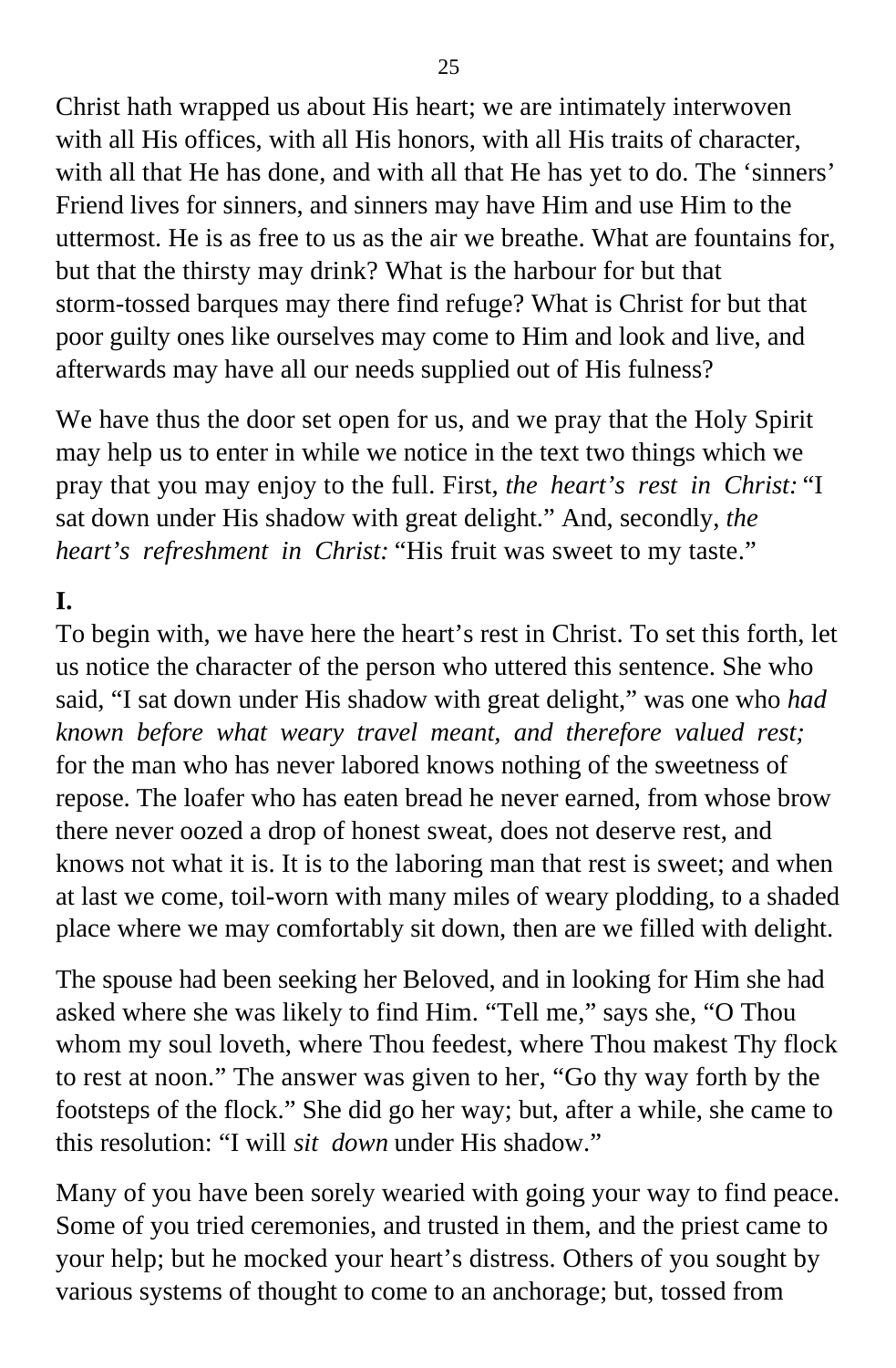Christ hath wrapped us about His heart; we are intimately interwoven with all His offices, with all His honors, with all His traits of character, with all that He has done, and with all that He has yet to do. The 'sinners' Friend lives for sinners, and sinners may have Him and use Him to the uttermost. He is as free to us as the air we breathe. What are fountains for, but that the thirsty may drink? What is the harbour for but that storm-tossed barques may there find refuge? What is Christ for but that poor guilty ones like ourselves may come to Him and look and live, and afterwards may have all our needs supplied out of His fulness?

We have thus the door set open for us, and we pray that the Holy Spirit may help us to enter in while we notice in the text two things which we pray that you may enjoy to the full. First, *the heart's rest in Christ:* "I sat down under His shadow with great delight." And, secondly, *the heart's refreshment in Christ:* "His fruit was sweet to my taste."

**I.**

To begin with, we have here the heart's rest in Christ. To set this forth, let us notice the character of the person who uttered this sentence. She who said, "I sat down under His shadow with great delight," was one who *had known before what weary travel meant, and therefore valued rest;* for the man who has never labored knows nothing of the sweetness of repose. The loafer who has eaten bread he never earned, from whose brow there never oozed a drop of honest sweat, does not deserve rest, and knows not what it is. It is to the laboring man that rest is sweet; and when at last we come, toil-worn with many miles of weary plodding, to a shaded place where we may comfortably sit down, then are we filled with delight.

The spouse had been seeking her Beloved, and in looking for Him she had asked where she was likely to find Him. "Tell me," says she, "O Thou whom my soul loveth, where Thou feedest, where Thou makest Thy flock to rest at noon." The answer was given to her, "Go thy way forth by the footsteps of the flock." She did go her way; but, after a while, she came to this resolution: "I will *sit down* under His shadow."

Many of you have been sorely wearied with going your way to find peace. Some of you tried ceremonies, and trusted in them, and the priest came to your help; but he mocked your heart's distress. Others of you sought by various systems of thought to come to an anchorage; but, tossed from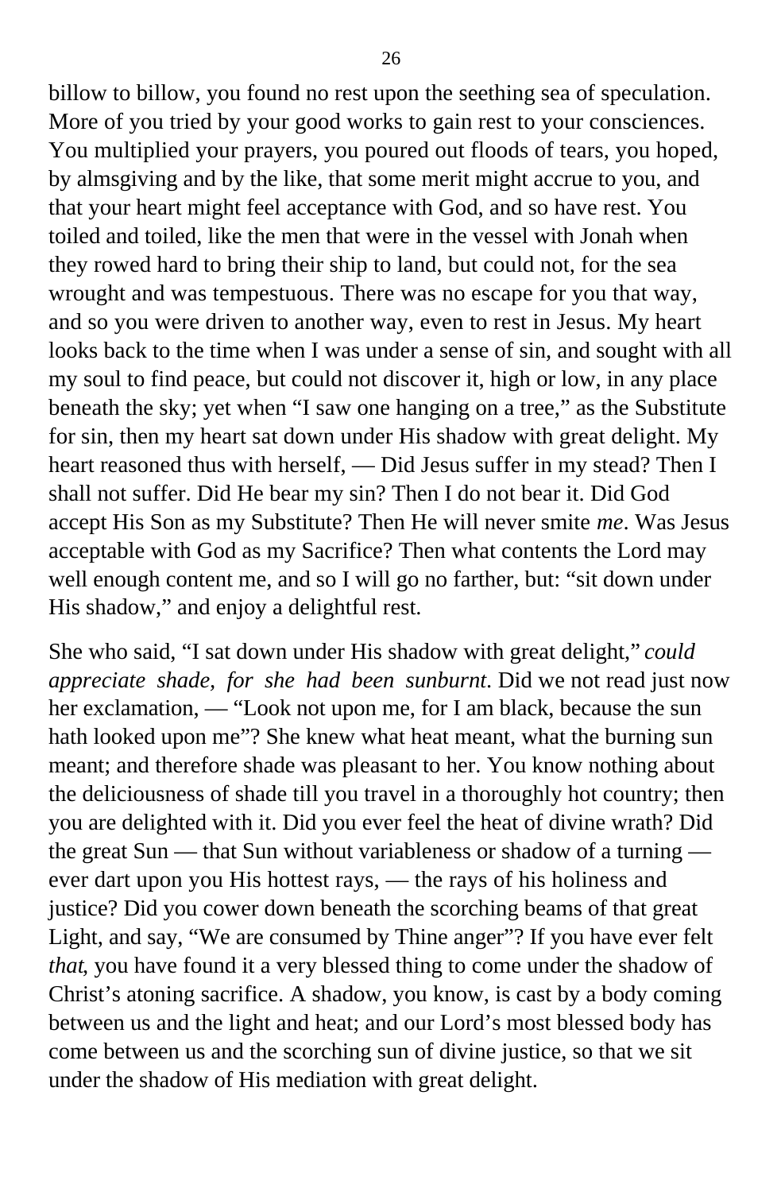billow to billow, you found no rest upon the seething sea of speculation. More of you tried by your good works to gain rest to your consciences. You multiplied your prayers, you poured out floods of tears, you hoped, by almsgiving and by the like, that some merit might accrue to you, and that your heart might feel acceptance with God, and so have rest. You toiled and toiled, like the men that were in the vessel with Jonah when they rowed hard to bring their ship to land, but could not, for the sea wrought and was tempestuous. There was no escape for you that way, and so you were driven to another way, even to rest in Jesus. My heart looks back to the time when I was under a sense of sin, and sought with all my soul to find peace, but could not discover it, high or low, in any place beneath the sky; yet when "I saw one hanging on a tree," as the Substitute for sin, then my heart sat down under His shadow with great delight. My heart reasoned thus with herself, — Did Jesus suffer in my stead? Then I shall not suffer. Did He bear my sin? Then I do not bear it. Did God accept His Son as my Substitute? Then He will never smite *me*. Was Jesus acceptable with God as my Sacrifice? Then what contents the Lord may well enough content me, and so I will go no farther, but: "sit down under His shadow," and enjoy a delightful rest.

She who said, "I sat down under His shadow with great delight," *could appreciate shade, for she had been sunburnt*. Did we not read just now her exclamation, — "Look not upon me, for I am black, because the sun hath looked upon me"? She knew what heat meant, what the burning sun meant; and therefore shade was pleasant to her. You know nothing about the deliciousness of shade till you travel in a thoroughly hot country; then you are delighted with it. Did you ever feel the heat of divine wrath? Did the great Sun — that Sun without variableness or shadow of a turning — ever dart upon you His hottest rays, — the rays of his holiness and justice? Did you cower down beneath the scorching beams of that great Light, and say, "We are consumed by Thine anger"? If you have ever felt *that*, you have found it a very blessed thing to come under the shadow of Christ's atoning sacrifice. A shadow, you know, is cast by a body coming between us and the light and heat; and our Lord's most blessed body has come between us and the scorching sun of divine justice, so that we sit under the shadow of His mediation with great delight.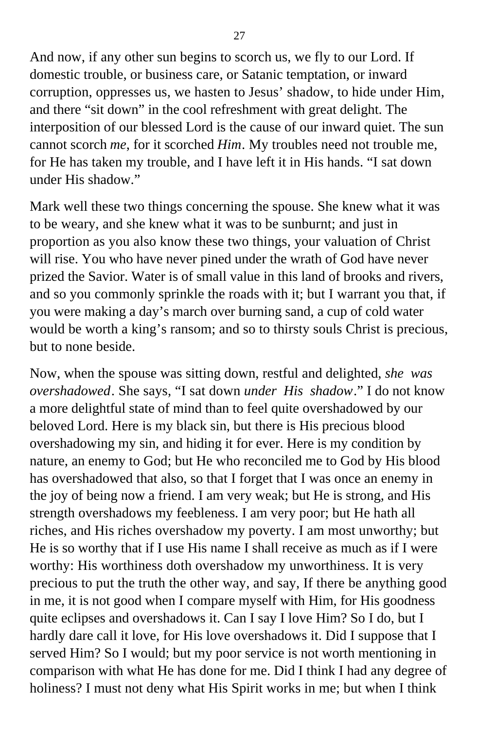And now, if any other sun begins to scorch us, we fly to our Lord. If domestic trouble, or business care, or Satanic temptation, or inward corruption, oppresses us, we hasten to Jesus' shadow, to hide under Him, and there "sit down" in the cool refreshment with great delight. The interposition of our blessed Lord is the cause of our inward quiet. The sun cannot scorch *me*, for it scorched *Him*. My troubles need not trouble me, for He has taken my trouble, and I have left it in His hands. "I sat down under His shadow."

Mark well these two things concerning the spouse. She knew what it was to be weary, and she knew what it was to be sunburnt; and just in proportion as you also know these two things, your valuation of Christ will rise. You who have never pined under the wrath of God have never prized the Savior. Water is of small value in this land of brooks and rivers, and so you commonly sprinkle the roads with it; but I warrant you that, if you were making a day's march over burning sand, a cup of cold water would be worth a king's ransom; and so to thirsty souls Christ is precious, but to none beside.

Now, when the spouse was sitting down, restful and delighted, *she was overshadowed*. She says, "I sat down *under His shadow*." I do not know a more delightful state of mind than to feel quite overshadowed by our beloved Lord. Here is my black sin, but there is His precious blood overshadowing my sin, and hiding it for ever. Here is my condition by nature, an enemy to God; but He who reconciled me to God by His blood has overshadowed that also, so that I forget that I was once an enemy in the joy of being now a friend. I am very weak; but He is strong, and His strength overshadows my feebleness. I am very poor; but He hath all riches, and His riches overshadow my poverty. I am most unworthy; but He is so worthy that if I use His name I shall receive as much as if I were worthy: His worthiness doth overshadow my unworthiness. It is very precious to put the truth the other way, and say, If there be anything good in me, it is not good when I compare myself with Him, for His goodness quite eclipses and overshadows it. Can I say I love Him? So I do, but I hardly dare call it love, for His love overshadows it. Did I suppose that I served Him? So I would; but my poor service is not worth mentioning in comparison with what He has done for me. Did I think I had any degree of holiness? I must not deny what His Spirit works in me; but when I think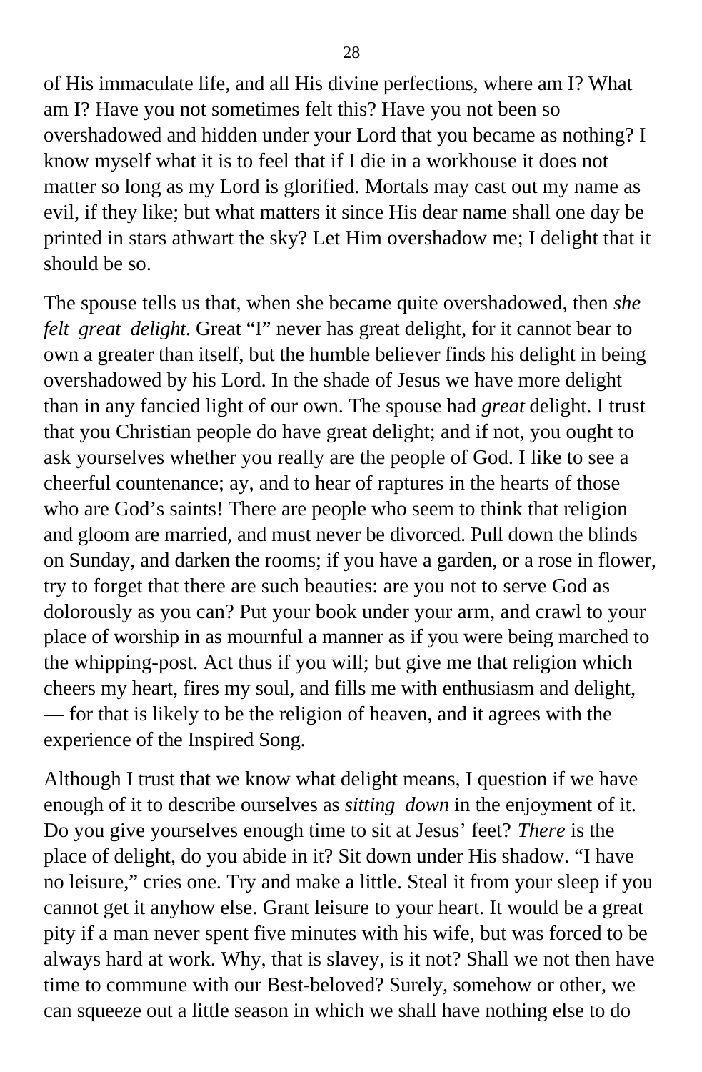of His immaculate life, and all His divine perfections, where am I? What am I? Have you not sometimes felt this? Have you not been so overshadowed and hidden under your Lord that you became as nothing? I know myself what it is to feel that if I die in a workhouse it does not matter so long as my Lord is glorified. Mortals may cast out my name as evil, if they like; but what matters it since His dear name shall one day be printed in stars athwart the sky? Let Him overshadow me; I delight that it should be so.

The spouse tells us that, when she became quite overshadowed, then *she felt great delight*. Great "I" never has great delight, for it cannot bear to own a greater than itself, but the humble believer finds his delight in being overshadowed by his Lord. In the shade of Jesus we have more delight than in any fancied light of our own. The spouse had *great* delight. I trust that you Christian people do have great delight; and if not, you ought to ask yourselves whether you really are the people of God. I like to see a cheerful countenance; ay, and to hear of raptures in the hearts of those who are God's saints! There are people who seem to think that religion and gloom are married, and must never be divorced. Pull down the blinds on Sunday, and darken the rooms; if you have a garden, or a rose in flower, try to forget that there are such beauties: are you not to serve God as dolorously as you can? Put your book under your arm, and crawl to your place of worship in as mournful a manner as if you were being marched to the whipping-post. Act thus if you will; but give me that religion which cheers my heart, fires my soul, and fills me with enthusiasm and delight, — for that is likely to be the religion of heaven, and it agrees with the experience of the Inspired Song.

Although I trust that we know what delight means, I question if we have enough of it to describe ourselves as *sitting down* in the enjoyment of it. Do you give yourselves enough time to sit at Jesus' feet? *There* is the place of delight, do you abide in it? Sit down under His shadow. "I have no leisure," cries one. Try and make a little. Steal it from your sleep if you cannot get it anyhow else. Grant leisure to your heart. It would be a great pity if a man never spent five minutes with his wife, but was forced to be always hard at work. Why, that is slavey, is it not? Shall we not then have time to commune with our Best-beloved? Surely, somehow or other, we can squeeze out a little season in which we shall have nothing else to do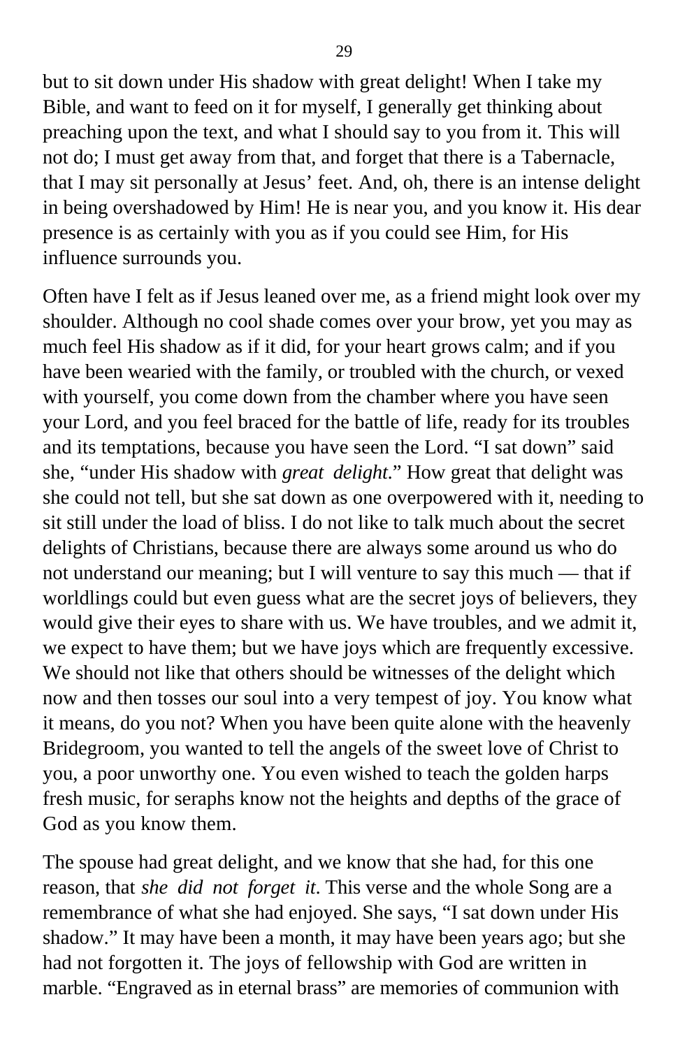but to sit down under His shadow with great delight! When I take my Bible, and want to feed on it for myself, I generally get thinking about preaching upon the text, and what I should say to you from it. This will not do; I must get away from that, and forget that there is a Tabernacle, that I may sit personally at Jesus' feet. And, oh, there is an intense delight in being overshadowed by Him! He is near you, and you know it. His dear presence is as certainly with you as if you could see Him, for His influence surrounds you.

Often have I felt as if Jesus leaned over me, as a friend might look over my shoulder. Although no cool shade comes over your brow, yet you may as much feel His shadow as if it did, for your heart grows calm; and if you have been wearied with the family, or troubled with the church, or vexed with yourself, you come down from the chamber where you have seen your Lord, and you feel braced for the battle of life, ready for its troubles and its temptations, because you have seen the Lord. "I sat down" said she, "under His shadow with *great delight.*" How great that delight was she could not tell, but she sat down as one overpowered with it, needing to sit still under the load of bliss. I do not like to talk much about the secret delights of Christians, because there are always some around us who do not understand our meaning; but I will venture to say this much — that if worldlings could but even guess what are the secret joys of believers, they would give their eyes to share with us. We have troubles, and we admit it, we expect to have them; but we have joys which are frequently excessive. We should not like that others should be witnesses of the delight which now and then tosses our soul into a very tempest of joy. You know what it means, do you not? When you have been quite alone with the heavenly Bridegroom, you wanted to tell the angels of the sweet love of Christ to you, a poor unworthy one. You even wished to teach the golden harps fresh music, for seraphs know not the heights and depths of the grace of God as you know them.

The spouse had great delight, and we know that she had, for this one reason, that *she did not forget it.* This verse and the whole Song are a remembrance of what she had enjoyed. She says, "I sat down under His shadow." It may have been a month, it may have been years ago; but she had not forgotten it. The joys of fellowship with God are written in marble. "Engraved as in eternal brass" are memories of communion with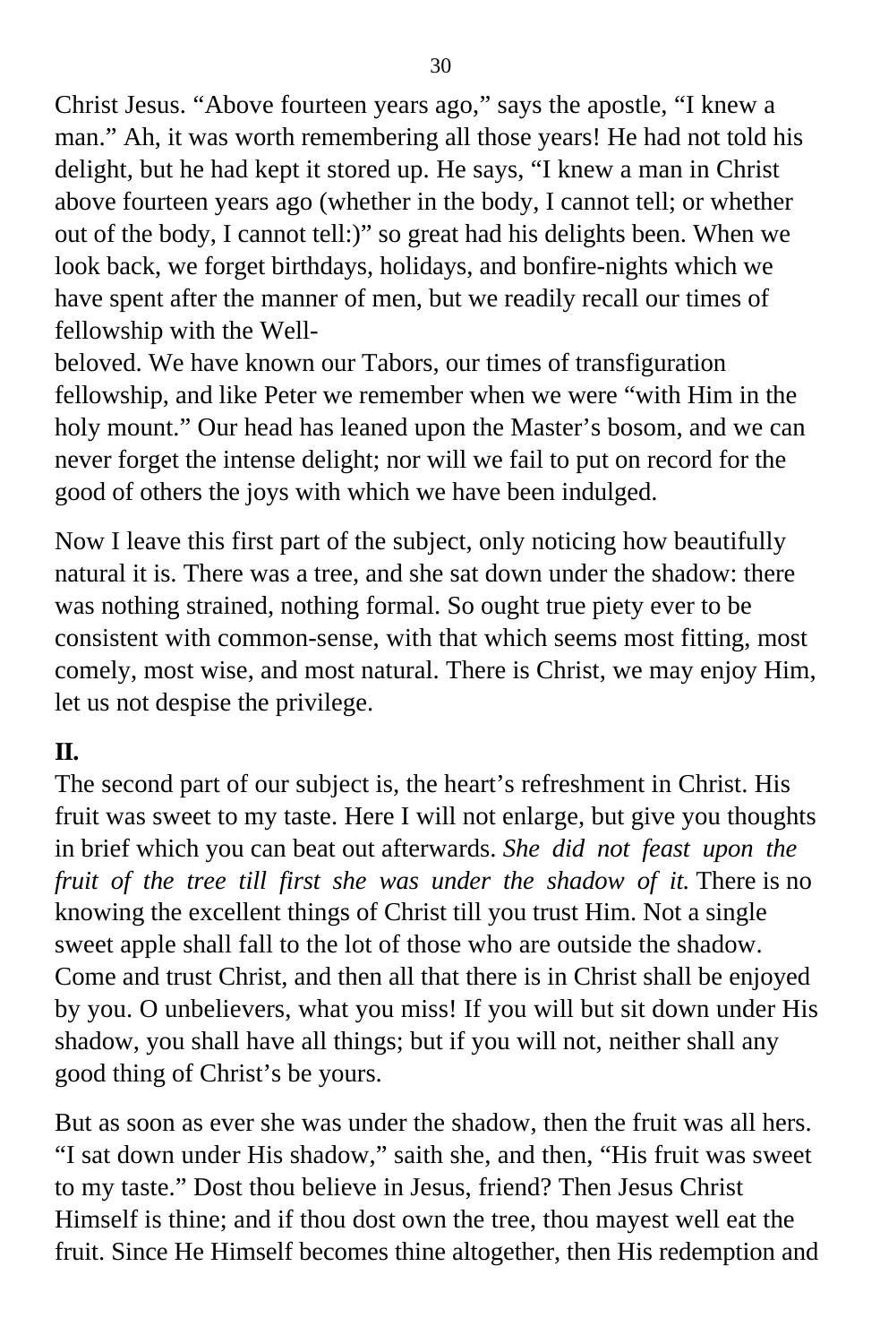Christ Jesus. “Above fourteen years ago,” says the apostle, “I knew a man.” Ah, it was worth remembering all those years! He had not told his delight, but he had kept it stored up. He says, “I knew a man in Christ above fourteen years ago (whether in the body, I cannot tell; or whether out of the body, I cannot tell:)” so great had his delights been. When we look back, we forget birthdays, holidays, and bonfire-nights which we have spent after the manner of men, but we readily recall our times of fellowship with the Well-beloved. We have known our Tabors, our times of transfiguration fellowship, and like Peter we remember when we were “with Him in the holy mount.” Our head has leaned upon the Master’s bosom, and we can never forget the intense delight; nor will we fail to put on record for the good of others the joys with which we have been indulged.

Now I leave this first part of the subject, only noticing how beautifully natural it is. There was a tree, and she sat down under the shadow: there was nothing strained, nothing formal. So ought true piety ever to be consistent with common-sense, with that which seems most fitting, most comely, most wise, and most natural. There is Christ, we may enjoy Him, let us not despise the privilege.

## II.

The second part of our subject is, the heart’s refreshment in Christ. His fruit was sweet to my taste. Here I will not enlarge, but give you thoughts in brief which you can beat out afterwards. *She did not feast upon the fruit of the tree till first she was under the shadow of it.* There is no knowing the excellent things of Christ till you trust Him. Not a single sweet apple shall fall to the lot of those who are outside the shadow. Come and trust Christ, and then all that there is in Christ shall be enjoyed by you. O unbelievers, what you miss! If you will but sit down under His shadow, you shall have all things; but if you will not, neither shall any good thing of Christ’s be yours.

But as soon as ever she was under the shadow, then the fruit was all hers. “I sat down under His shadow,” saith she, and then, “His fruit was sweet to my taste.” Dost thou believe in Jesus, friend? Then Jesus Christ Himself is thine; and if thou dost own the tree, thou mayest well eat the fruit. Since He Himself becomes thine altogether, then His redemption and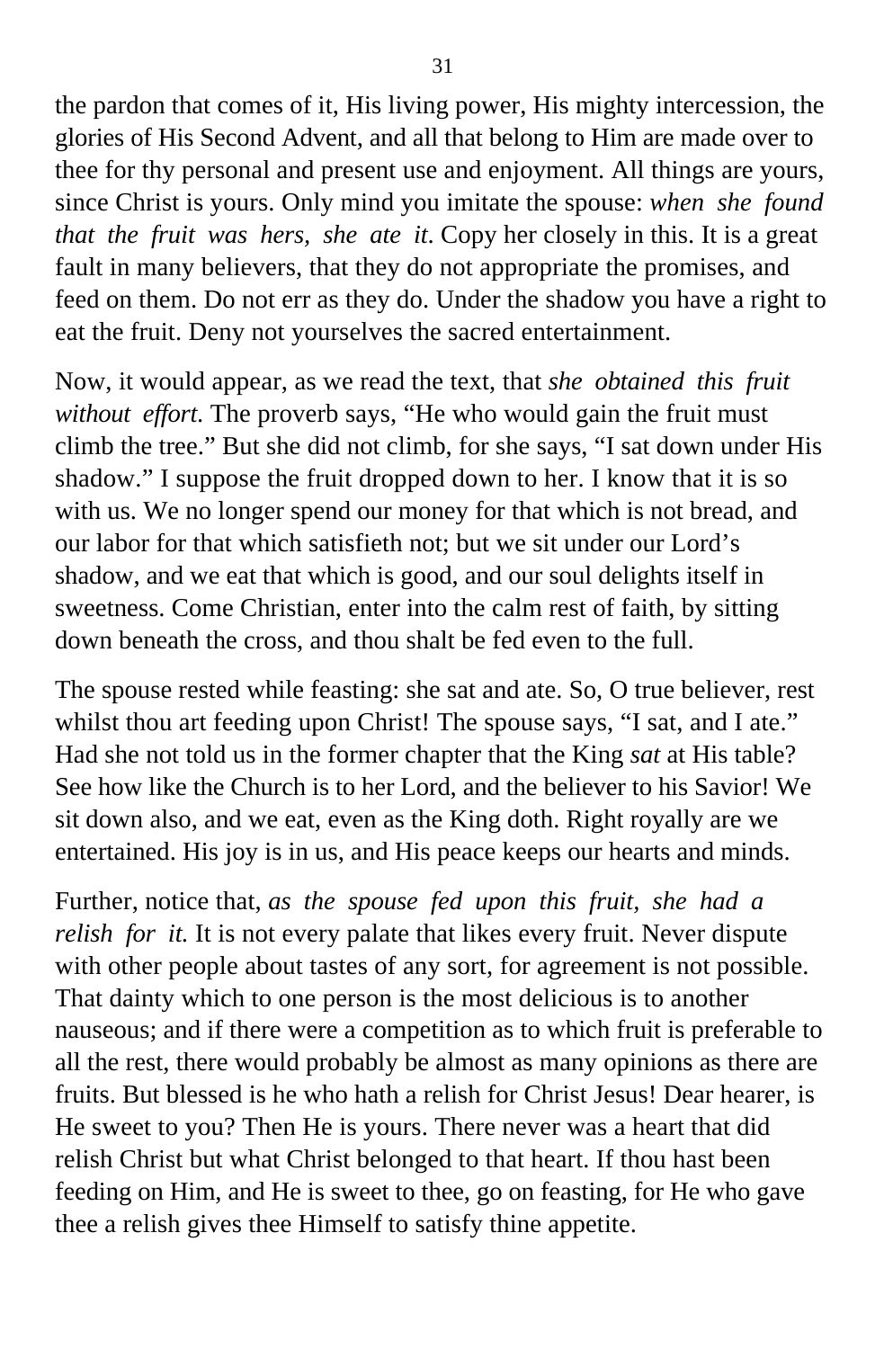the pardon that comes of it, His living power, His mighty intercession, the glories of His Second Advent, and all that belong to Him are made over to thee for thy personal and present use and enjoyment. All things are yours, since Christ is yours. Only mind you imitate the spouse: *when she found that the fruit was hers, she ate it*. Copy her closely in this. It is a great fault in many believers, that they do not appropriate the promises, and feed on them. Do not err as they do. Under the shadow you have a right to eat the fruit. Deny not yourselves the sacred entertainment.

Now, it would appear, as we read the text, that *she obtained this fruit without effort*. The proverb says, "He who would gain the fruit must climb the tree." But she did not climb, for she says, "I sat down under His shadow." I suppose the fruit dropped down to her. I know that it is so with us. We no longer spend our money for that which is not bread, and our labor for that which satisfieth not; but we sit under our Lord's shadow, and we eat that which is good, and our soul delights itself in sweetness. Come Christian, enter into the calm rest of faith, by sitting down beneath the cross, and thou shalt be fed even to the full.

The spouse rested while feasting: she sat and ate. So, O true believer, rest whilst thou art feeding upon Christ! The spouse says, "I sat, and I ate." Had she not told us in the former chapter that the King *sat* at His table? See how like the Church is to her Lord, and the believer to his Savior! We sit down also, and we eat, even as the King doth. Right royally are we entertained. His joy is in us, and His peace keeps our hearts and minds.

Further, notice that, *as the spouse fed upon this fruit, she had a relish for it.* It is not every palate that likes every fruit. Never dispute with other people about tastes of any sort, for agreement is not possible. That dainty which to one person is the most delicious is to another nauseous; and if there were a competition as to which fruit is preferable to all the rest, there would probably be almost as many opinions as there are fruits. But blessed is he who hath a relish for Christ Jesus! Dear hearer, is He sweet to you? Then He is yours. There never was a heart that did relish Christ but what Christ belonged to that heart. If thou hast been feeding on Him, and He is sweet to thee, go on feasting, for He who gave thee a relish gives thee Himself to satisfy thine appetite.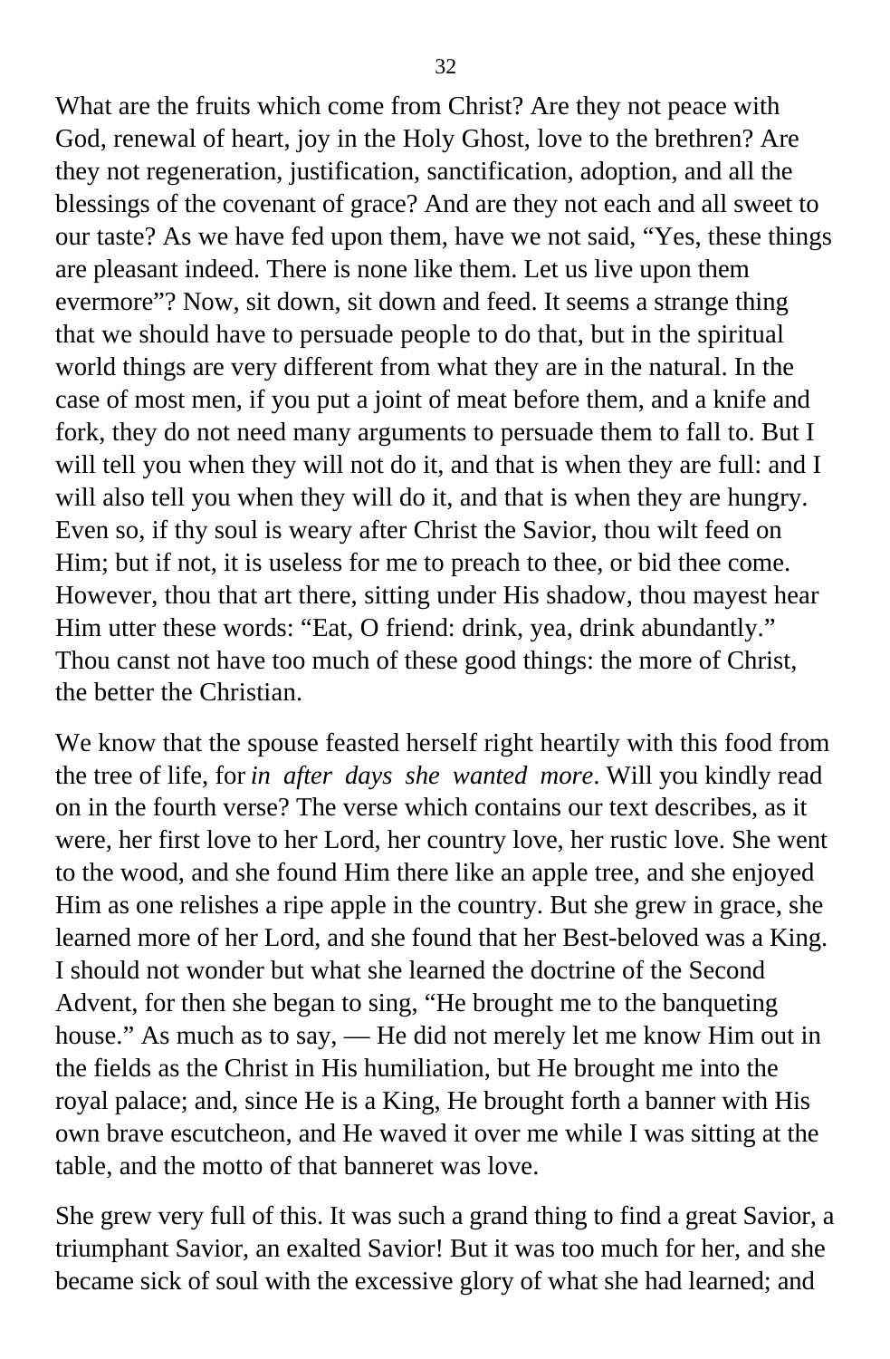What are the fruits which come from Christ? Are they not peace with God, renewal of heart, joy in the Holy Ghost, love to the brethren? Are they not regeneration, justification, sanctification, adoption, and all the blessings of the covenant of grace? And are they not each and all sweet to our taste? As we have fed upon them, have we not said, "Yes, these things are pleasant indeed. There is none like them. Let us live upon them evermore"? Now, sit down, sit down and feed. It seems a strange thing that we should have to persuade people to do that, but in the spiritual world things are very different from what they are in the natural. In the case of most men, if you put a joint of meat before them, and a knife and fork, they do not need many arguments to persuade them to fall to. But I will tell you when they will not do it, and that is when they are full: and I will also tell you when they will do it, and that is when they are hungry. Even so, if thy soul is weary after Christ the Savior, thou wilt feed on Him; but if not, it is useless for me to preach to thee, or bid thee come. However, thou that art there, sitting under His shadow, thou mayest hear Him utter these words: "Eat, O friend: drink, yea, drink abundantly." Thou canst not have too much of these good things: the more of Christ, the better the Christian.

We know that the spouse feasted herself right heartily with this food from the tree of life, for *in after days she wanted more*. Will you kindly read on in the fourth verse? The verse which contains our text describes, as it were, her first love to her Lord, her country love, her rustic love. She went to the wood, and she found Him there like an apple tree, and she enjoyed Him as one relishes a ripe apple in the country. But she grew in grace, she learned more of her Lord, and she found that her Best-beloved was a King. I should not wonder but what she learned the doctrine of the Second Advent, for then she began to sing, "He brought me to the banqueting house." As much as to say, — He did not merely let me know Him out in the fields as the Christ in His humiliation, but He brought me into the royal palace; and, since He is a King, He brought forth a banner with His own brave escutcheon, and He waved it over me while I was sitting at the table, and the motto of that banneret was love.

She grew very full of this. It was such a grand thing to find a great Savior, a triumphant Savior, an exalted Savior! But it was too much for her, and she became sick of soul with the excessive glory of what she had learned; and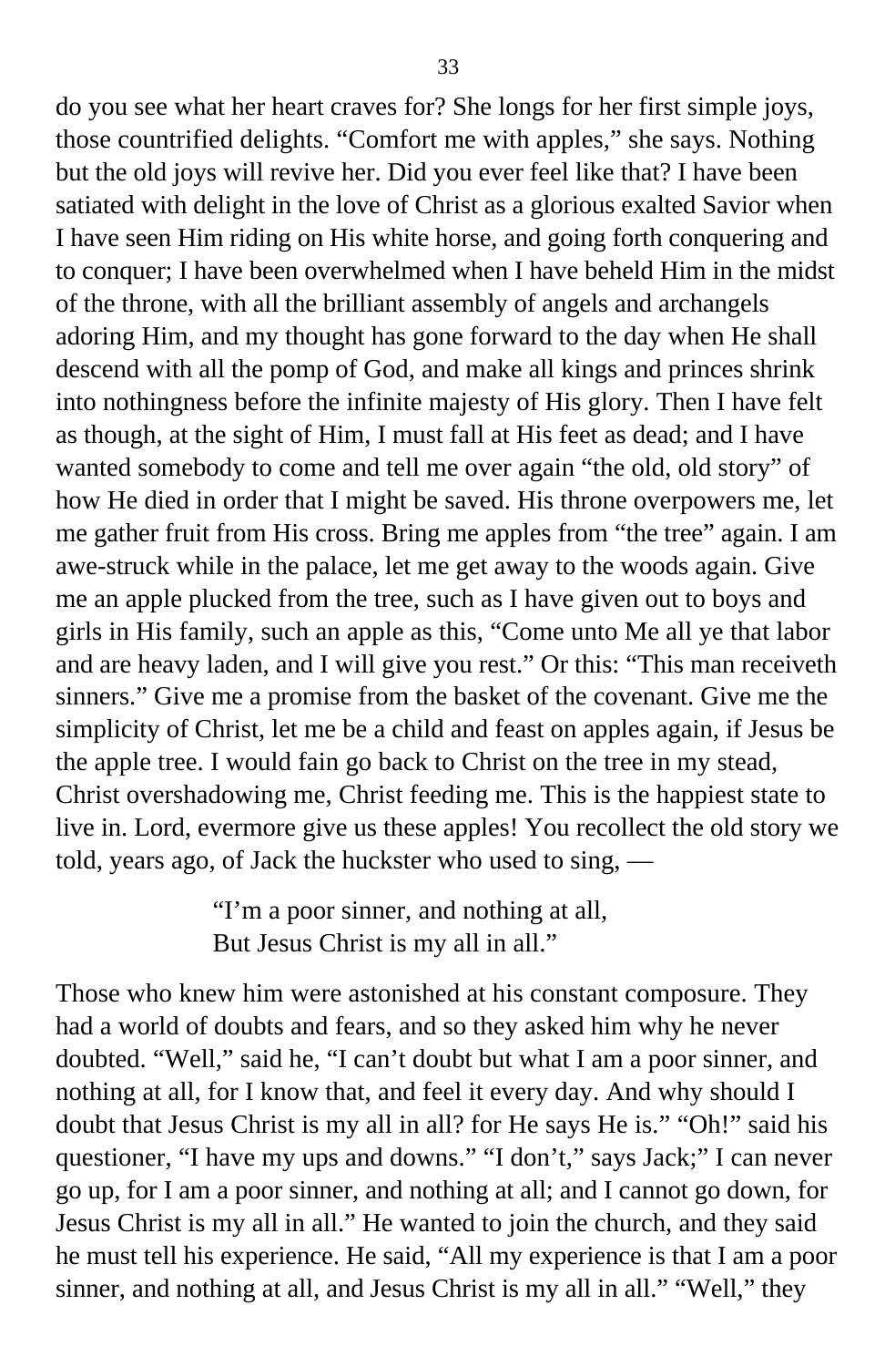do you see what her heart craves for? She longs for her first simple joys, those countrified delights. “Comfort me with apples,” she says. Nothing but the old joys will revive her. Did you ever feel like that? I have been satiated with delight in the love of Christ as a glorious exalted Savior when I have seen Him riding on His white horse, and going forth conquering and to conquer; I have been overwhelmed when I have beheld Him in the midst of the throne, with all the brilliant assembly of angels and archangels adoring Him, and my thought has gone forward to the day when He shall descend with all the pomp of God, and make all kings and princes shrink into nothingness before the infinite majesty of His glory. Then I have felt as though, at the sight of Him, I must fall at His feet as dead; and I have wanted somebody to come and tell me over again “the old, old story” of how He died in order that I might be saved. His throne overpowers me, let me gather fruit from His cross. Bring me apples from “the tree” again. I am awe-struck while in the palace, let me get away to the woods again. Give me an apple plucked from the tree, such as I have given out to boys and girls in His family, such an apple as this, “Come unto Me all ye that labor and are heavy laden, and I will give you rest.” Or this: “This man receiveth sinners.” Give me a promise from the basket of the covenant. Give me the simplicity of Christ, let me be a child and feast on apples again, if Jesus be the apple tree. I would fain go back to Christ on the tree in my stead, Christ overshadowing me, Christ feeding me. This is the happiest state to live in. Lord, evermore give us these apples! You recollect the old story we told, years ago, of Jack the huckster who used to sing, —

> “I’m a poor sinner, and nothing at all,
> But Jesus Christ is my all in all.”

Those who knew him were astonished at his constant composure. They had a world of doubts and fears, and so they asked him why he never doubted. “Well,” said he, “I can’t doubt but what I am a poor sinner, and nothing at all, for I know that, and feel it every day. And why should I doubt that Jesus Christ is my all in all? for He says He is.” “Oh!” said his questioner, “I have my ups and downs.” “I don’t,” says Jack;” I can never go up, for I am a poor sinner, and nothing at all; and I cannot go down, for Jesus Christ is my all in all.” He wanted to join the church, and they said he must tell his experience. He said, “All my experience is that I am a poor sinner, and nothing at all, and Jesus Christ is my all in all.” “Well,” they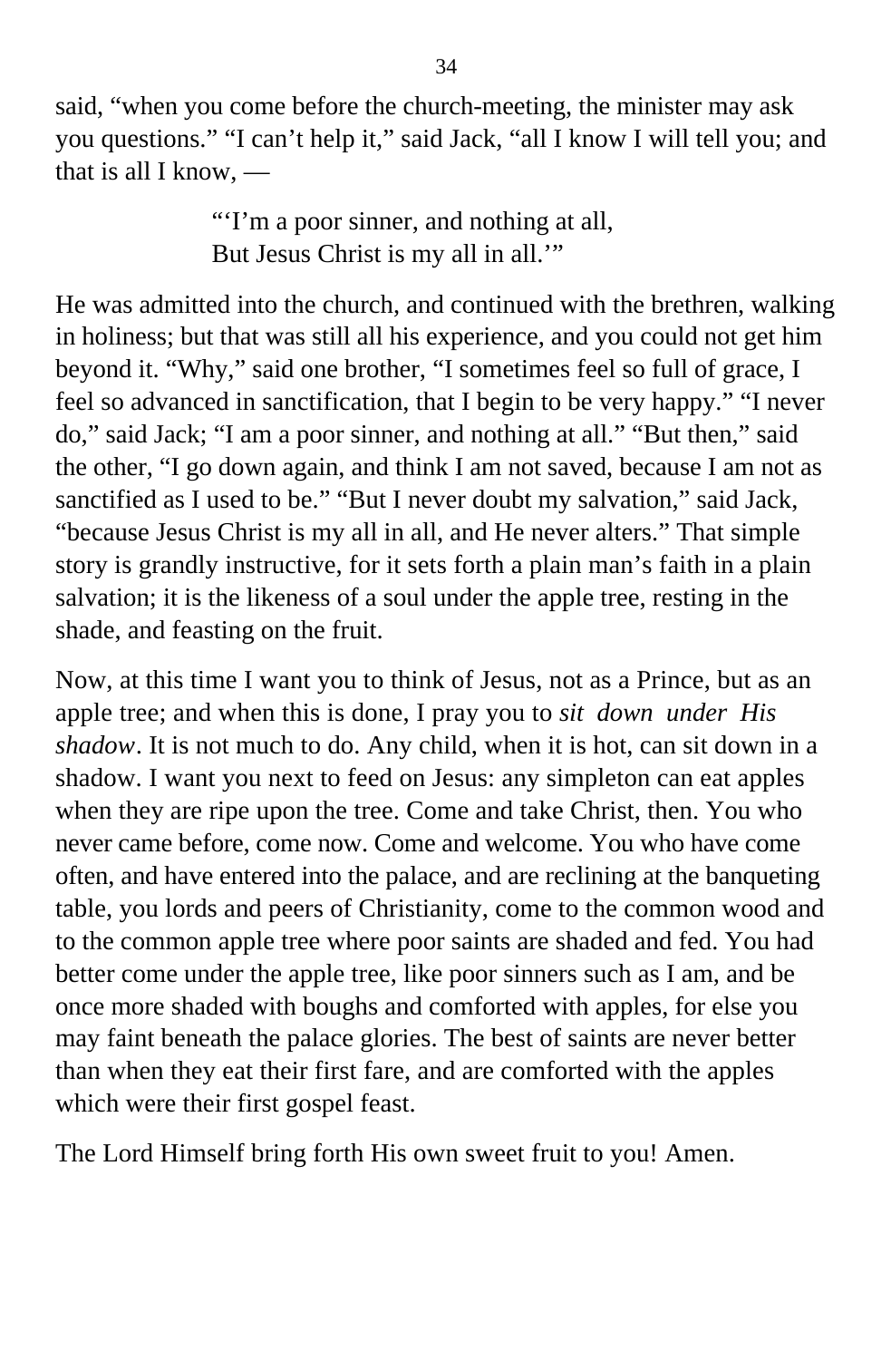said, “when you come before the church-meeting, the minister may ask you questions.” “I can’t help it,” said Jack, “all I know I will tell you; and that is all I know, —

> “‘I’m a poor sinner, and nothing at all,
> But Jesus Christ is my all in all.’”

He was admitted into the church, and continued with the brethren, walking in holiness; but that was still all his experience, and you could not get him beyond it. “Why,” said one brother, “I sometimes feel so full of grace, I feel so advanced in sanctification, that I begin to be very happy.” “I never do,” said Jack; “I am a poor sinner, and nothing at all.” “But then,” said the other, “I go down again, and think I am not saved, because I am not as sanctified as I used to be.” “But I never doubt my salvation,” said Jack, “because Jesus Christ is my all in all, and He never alters.” That simple story is grandly instructive, for it sets forth a plain man’s faith in a plain salvation; it is the likeness of a soul under the apple tree, resting in the shade, and feasting on the fruit.

Now, at this time I want you to think of Jesus, not as a Prince, but as an apple tree; and when this is done, I pray you to *sit down under His shadow*. It is not much to do. Any child, when it is hot, can sit down in a shadow. I want you next to feed on Jesus: any simpleton can eat apples when they are ripe upon the tree. Come and take Christ, then. You who never came before, come now. Come and welcome. You who have come often, and have entered into the palace, and are reclining at the banqueting table, you lords and peers of Christianity, come to the common wood and to the common apple tree where poor saints are shaded and fed. You had better come under the apple tree, like poor sinners such as I am, and be once more shaded with boughs and comforted with apples, for else you may faint beneath the palace glories. The best of saints are never better than when they eat their first fare, and are comforted with the apples which were their first gospel feast.

The Lord Himself bring forth His own sweet fruit to you! Amen.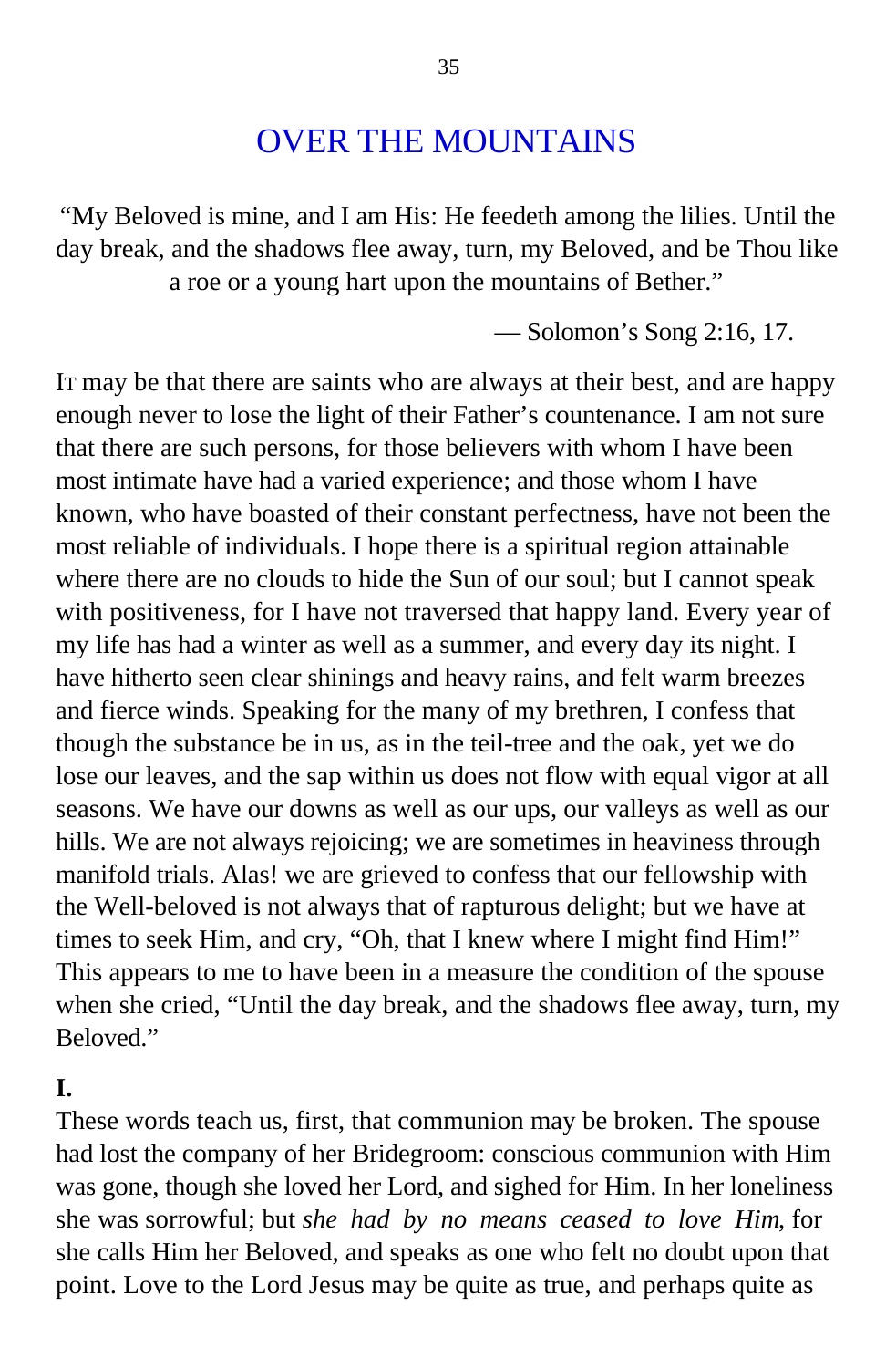# OVER THE MOUNTAINS

"My Beloved is mine, and I am His: He feedeth among the lilies. Until the day break, and the shadows flee away, turn, my Beloved, and be Thou like a roe or a young hart upon the mountains of Bether."

— Solomon's Song 2:16, 17.

IT may be that there are saints who are always at their best, and are happy enough never to lose the light of their Father's countenance. I am not sure that there are such persons, for those believers with whom I have been most intimate have had a varied experience; and those whom I have known, who have boasted of their constant perfectness, have not been the most reliable of individuals. I hope there is a spiritual region attainable where there are no clouds to hide the Sun of our soul; but I cannot speak with positiveness, for I have not traversed that happy land. Every year of my life has had a winter as well as a summer, and every day its night. I have hitherto seen clear shinings and heavy rains, and felt warm breezes and fierce winds. Speaking for the many of my brethren, I confess that though the substance be in us, as in the teil-tree and the oak, yet we do lose our leaves, and the sap within us does not flow with equal vigor at all seasons. We have our downs as well as our ups, our valleys as well as our hills. We are not always rejoicing; we are sometimes in heaviness through manifold trials. Alas! we are grieved to confess that our fellowship with the Well-beloved is not always that of rapturous delight; but we have at times to seek Him, and cry, "Oh, that I knew where I might find Him!" This appears to me to have been in a measure the condition of the spouse when she cried, "Until the day break, and the shadows flee away, turn, my Beloved."

**I.**

These words teach us, first, that communion may be broken. The spouse had lost the company of her Bridegroom: conscious communion with Him was gone, though she loved her Lord, and sighed for Him. In her loneliness she was sorrowful; but *she had by no means ceased to love Him*, for she calls Him her Beloved, and speaks as one who felt no doubt upon that point. Love to the Lord Jesus may be quite as true, and perhaps quite as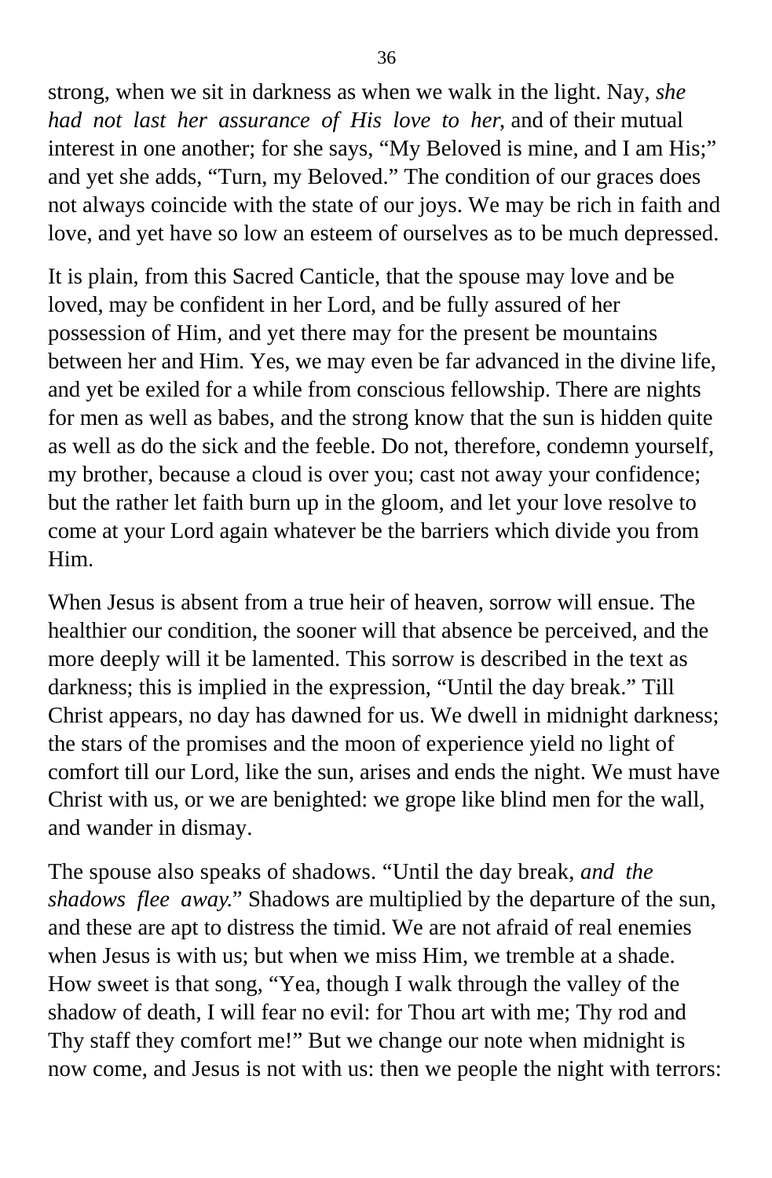strong, when we sit in darkness as when we walk in the light. Nay, *she had not last her assurance of His love to her*, and of their mutual interest in one another; for she says, “My Beloved is mine, and I am His;” and yet she adds, “Turn, my Beloved.” The condition of our graces does not always coincide with the state of our joys. We may be rich in faith and love, and yet have so low an esteem of ourselves as to be much depressed.

It is plain, from this Sacred Canticle, that the spouse may love and be loved, may be confident in her Lord, and be fully assured of her possession of Him, and yet there may for the present be mountains between her and Him. Yes, we may even be far advanced in the divine life, and yet be exiled for a while from conscious fellowship. There are nights for men as well as babes, and the strong know that the sun is hidden quite as well as do the sick and the feeble. Do not, therefore, condemn yourself, my brother, because a cloud is over you; cast not away your confidence; but the rather let faith burn up in the gloom, and let your love resolve to come at your Lord again whatever be the barriers which divide you from Him.

When Jesus is absent from a true heir of heaven, sorrow will ensue. The healthier our condition, the sooner will that absence be perceived, and the more deeply will it be lamented. This sorrow is described in the text as darkness; this is implied in the expression, “Until the day break.” Till Christ appears, no day has dawned for us. We dwell in midnight darkness; the stars of the promises and the moon of experience yield no light of comfort till our Lord, like the sun, arises and ends the night. We must have Christ with us, or we are benighted: we grope like blind men for the wall, and wander in dismay.

The spouse also speaks of shadows. “Until the day break, *and the shadows flee away*.” Shadows are multiplied by the departure of the sun, and these are apt to distress the timid. We are not afraid of real enemies when Jesus is with us; but when we miss Him, we tremble at a shade. How sweet is that song, “Yea, though I walk through the valley of the shadow of death, I will fear no evil: for Thou art with me; Thy rod and Thy staff they comfort me!” But we change our note when midnight is now come, and Jesus is not with us: then we people the night with terrors: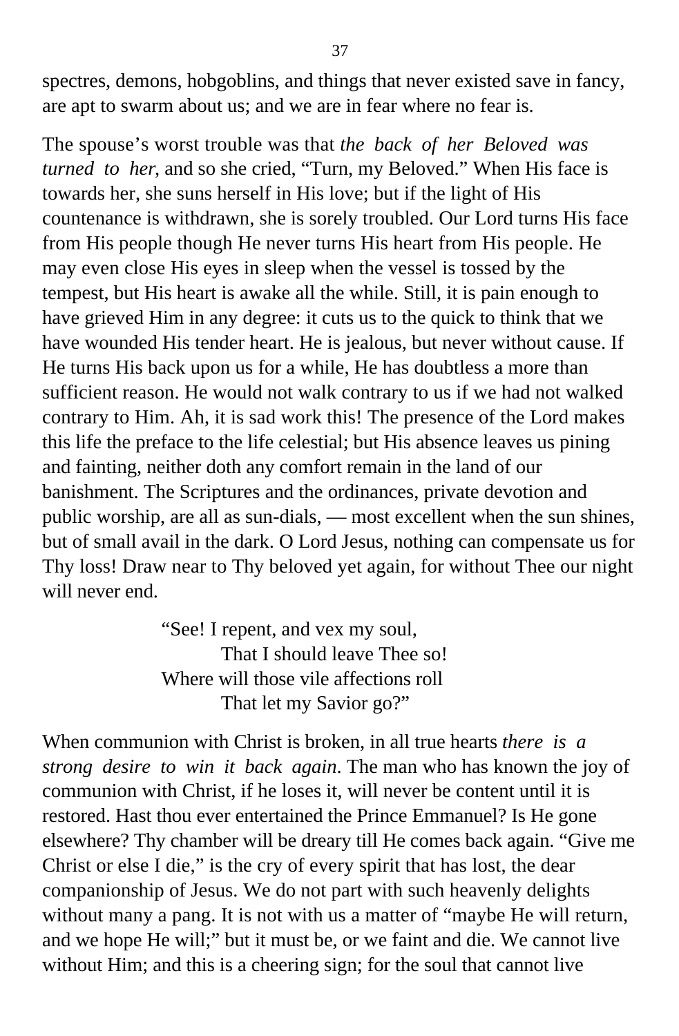spectres, demons, hobgoblins, and things that never existed save in fancy, are apt to swarm about us; and we are in fear where no fear is.

The spouse's worst trouble was that *the back of her Beloved was turned to her,* and so she cried, "Turn, my Beloved." When His face is towards her, she suns herself in His love; but if the light of His countenance is withdrawn, she is sorely troubled. Our Lord turns His face from His people though He never turns His heart from His people. He may even close His eyes in sleep when the vessel is tossed by the tempest, but His heart is awake all the while. Still, it is pain enough to have grieved Him in any degree: it cuts us to the quick to think that we have wounded His tender heart. He is jealous, but never without cause. If He turns His back upon us for a while, He has doubtless a more than sufficient reason. He would not walk contrary to us if we had not walked contrary to Him. Ah, it is sad work this! The presence of the Lord makes this life the preface to the life celestial; but His absence leaves us pining and fainting, neither doth any comfort remain in the land of our banishment. The Scriptures and the ordinances, private devotion and public worship, are all as sun-dials, — most excellent when the sun shines, but of small avail in the dark. O Lord Jesus, nothing can compensate us for Thy loss! Draw near to Thy beloved yet again, for without Thee our night will never end.

> "See! I repent, and vex my soul,
> That I should leave Thee so!
> Where will those vile affections roll
> That let my Savior go?"

When communion with Christ is broken, in all true hearts *there is a strong desire to win it back again*. The man who has known the joy of communion with Christ, if he loses it, will never be content until it is restored. Hast thou ever entertained the Prince Emmanuel? Is He gone elsewhere? Thy chamber will be dreary till He comes back again. "Give me Christ or else I die," is the cry of every spirit that has lost, the dear companionship of Jesus. We do not part with such heavenly delights without many a pang. It is not with us a matter of "maybe He will return, and we hope He will;" but it must be, or we faint and die. We cannot live without Him; and this is a cheering sign; for the soul that cannot live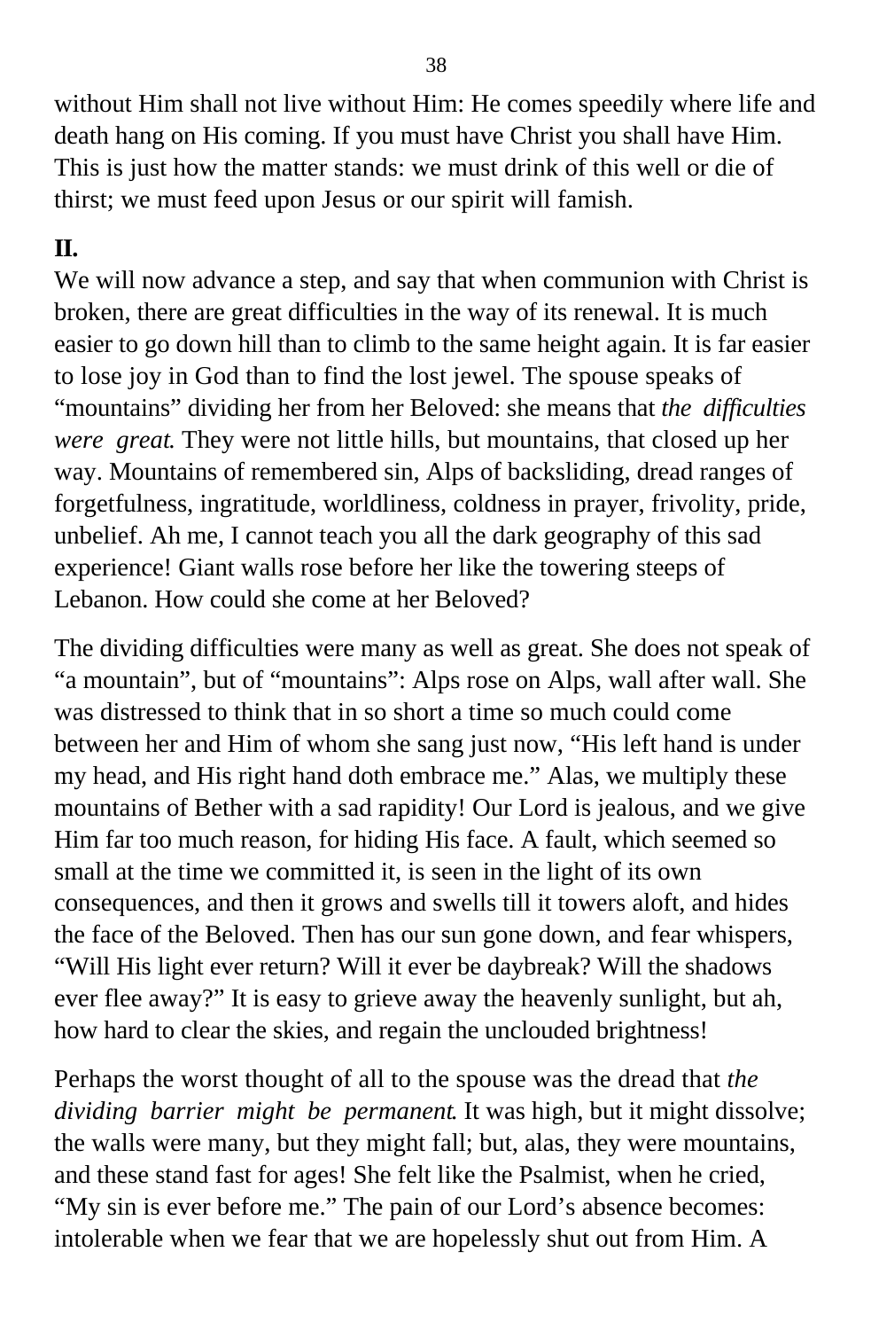without Him shall not live without Him: He comes speedily where life and death hang on His coming. If you must have Christ you shall have Him. This is just how the matter stands: we must drink of this well or die of thirst; we must feed upon Jesus or our spirit will famish.

## II.

We will now advance a step, and say that when communion with Christ is broken, there are great difficulties in the way of its renewal. It is much easier to go down hill than to climb to the same height again. It is far easier to lose joy in God than to find the lost jewel. The spouse speaks of "mountains" dividing her from her Beloved: she means that *the difficulties were great*. They were not little hills, but mountains, that closed up her way. Mountains of remembered sin, Alps of backsliding, dread ranges of forgetfulness, ingratitude, worldliness, coldness in prayer, frivolity, pride, unbelief. Ah me, I cannot teach you all the dark geography of this sad experience! Giant walls rose before her like the towering steeps of Lebanon. How could she come at her Beloved?

The dividing difficulties were many as well as great. She does not speak of "a mountain", but of "mountains": Alps rose on Alps, wall after wall. She was distressed to think that in so short a time so much could come between her and Him of whom she sang just now, "His left hand is under my head, and His right hand doth embrace me." Alas, we multiply these mountains of Bether with a sad rapidity! Our Lord is jealous, and we give Him far too much reason, for hiding His face. A fault, which seemed so small at the time we committed it, is seen in the light of its own consequences, and then it grows and swells till it towers aloft, and hides the face of the Beloved. Then has our sun gone down, and fear whispers, "Will His light ever return? Will it ever be daybreak? Will the shadows ever flee away?" It is easy to grieve away the heavenly sunlight, but ah, how hard to clear the skies, and regain the unclouded brightness!

Perhaps the worst thought of all to the spouse was the dread that *the dividing barrier might be permanent*. It was high, but it might dissolve; the walls were many, but they might fall; but, alas, they were mountains, and these stand fast for ages! She felt like the Psalmist, when he cried, "My sin is ever before me." The pain of our Lord's absence becomes: intolerable when we fear that we are hopelessly shut out from Him. A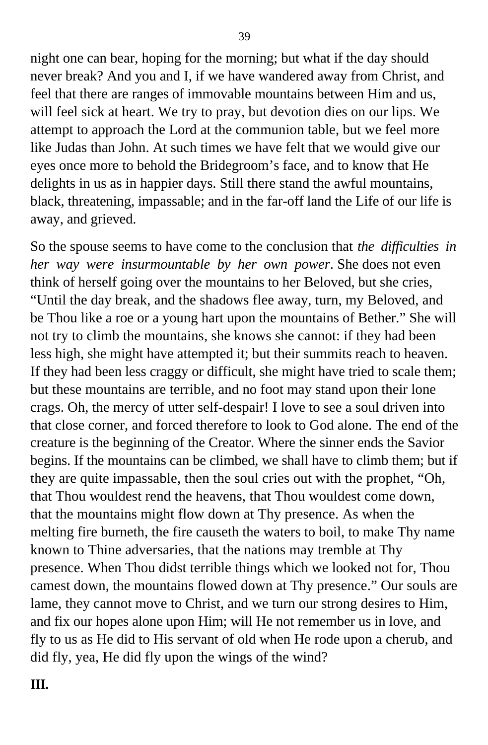night one can bear, hoping for the morning; but what if the day should never break? And you and I, if we have wandered away from Christ, and feel that there are ranges of immovable mountains between Him and us, will feel sick at heart. We try to pray, but devotion dies on our lips. We attempt to approach the Lord at the communion table, but we feel more like Judas than John. At such times we have felt that we would give our eyes once more to behold the Bridegroom's face, and to know that He delights in us as in happier days. Still there stand the awful mountains, black, threatening, impassable; and in the far-off land the Life of our life is away, and grieved.

So the spouse seems to have come to the conclusion that *the difficulties in her way were insurmountable by her own power*. She does not even think of herself going over the mountains to her Beloved, but she cries, "Until the day break, and the shadows flee away, turn, my Beloved, and be Thou like a roe or a young hart upon the mountains of Bether." She will not try to climb the mountains, she knows she cannot: if they had been less high, she might have attempted it; but their summits reach to heaven. If they had been less craggy or difficult, she might have tried to scale them; but these mountains are terrible, and no foot may stand upon their lone crags. Oh, the mercy of utter self-despair! I love to see a soul driven into that close corner, and forced therefore to look to God alone. The end of the creature is the beginning of the Creator. Where the sinner ends the Savior begins. If the mountains can be climbed, we shall have to climb them; but if they are quite impassable, then the soul cries out with the prophet, "Oh, that Thou wouldest rend the heavens, that Thou wouldest come down, that the mountains might flow down at Thy presence. As when the melting fire burneth, the fire causeth the waters to boil, to make Thy name known to Thine adversaries, that the nations may tremble at Thy presence. When Thou didst terrible things which we looked not for, Thou camest down, the mountains flowed down at Thy presence." Our souls are lame, they cannot move to Christ, and we turn our strong desires to Him, and fix our hopes alone upon Him; will He not remember us in love, and fly to us as He did to His servant of old when He rode upon a cherub, and did fly, yea, He did fly upon the wings of the wind?

**III.**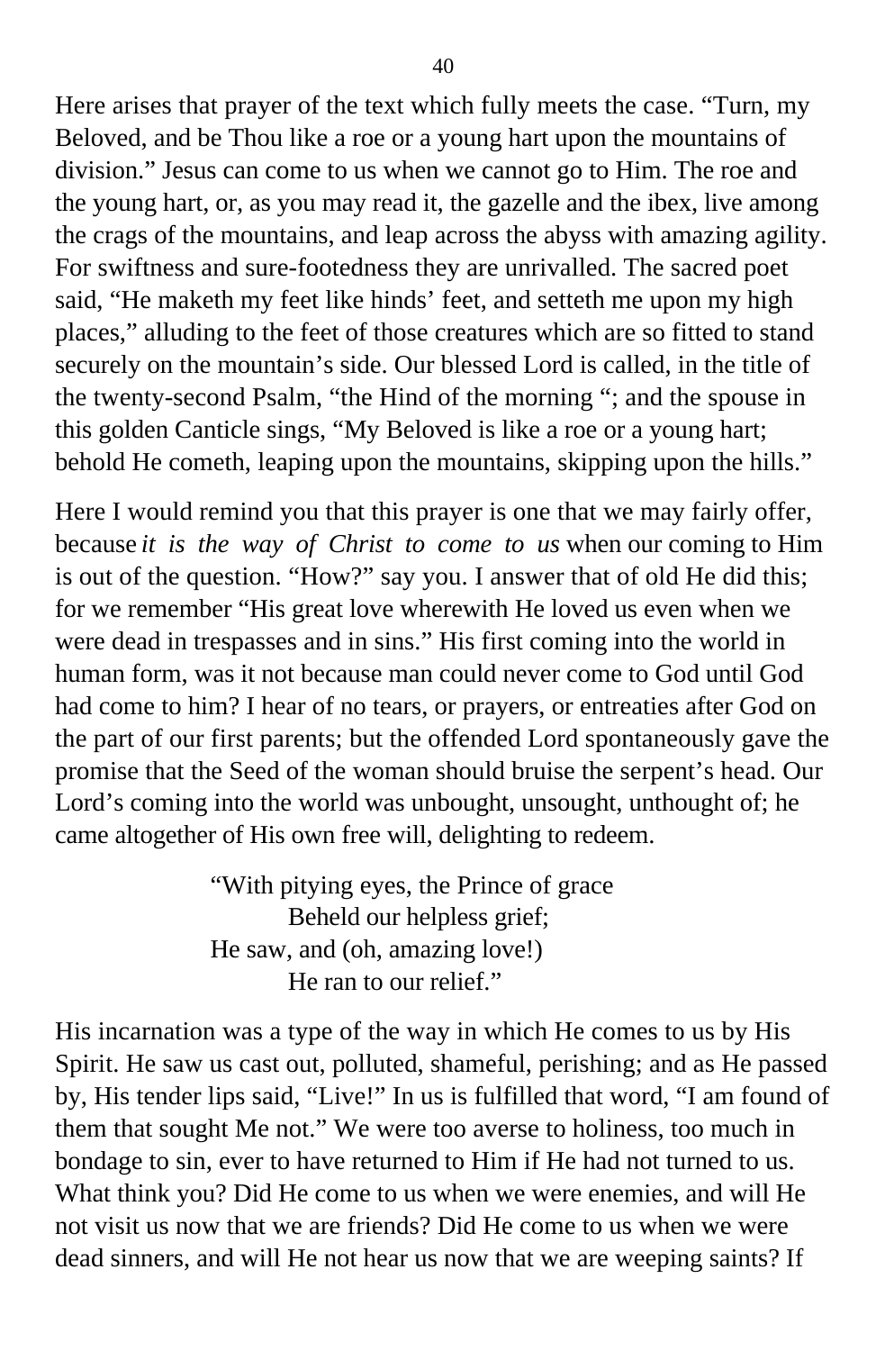Here arises that prayer of the text which fully meets the case. "Turn, my Beloved, and be Thou like a roe or a young hart upon the mountains of division." Jesus can come to us when we cannot go to Him. The roe and the young hart, or, as you may read it, the gazelle and the ibex, live among the crags of the mountains, and leap across the abyss with amazing agility. For swiftness and sure-footedness they are unrivalled. The sacred poet said, "He maketh my feet like hinds' feet, and setteth me upon my high places," alluding to the feet of those creatures which are so fitted to stand securely on the mountain's side. Our blessed Lord is called, in the title of the twenty-second Psalm, "the Hind of the morning "; and the spouse in this golden Canticle sings, "My Beloved is like a roe or a young hart; behold He cometh, leaping upon the mountains, skipping upon the hills."

Here I would remind you that this prayer is one that we may fairly offer, because *it is the way of Christ to come to us* when our coming to Him is out of the question. "How?" say you. I answer that of old He did this; for we remember "His great love wherewith He loved us even when we were dead in trespasses and in sins." His first coming into the world in human form, was it not because man could never come to God until God had come to him? I hear of no tears, or prayers, or entreaties after God on the part of our first parents; but the offended Lord spontaneously gave the promise that the Seed of the woman should bruise the serpent's head. Our Lord's coming into the world was unbought, unsought, unthought of; he came altogether of His own free will, delighting to redeem.

> "With pitying eyes, the Prince of grace
> Beheld our helpless grief;
> He saw, and (oh, amazing love!)
> He ran to our relief."

His incarnation was a type of the way in which He comes to us by His Spirit. He saw us cast out, polluted, shameful, perishing; and as He passed by, His tender lips said, "Live!" In us is fulfilled that word, "I am found of them that sought Me not." We were too averse to holiness, too much in bondage to sin, ever to have returned to Him if He had not turned to us. What think you? Did He come to us when we were enemies, and will He not visit us now that we are friends? Did He come to us when we were dead sinners, and will He not hear us now that we are weeping saints? If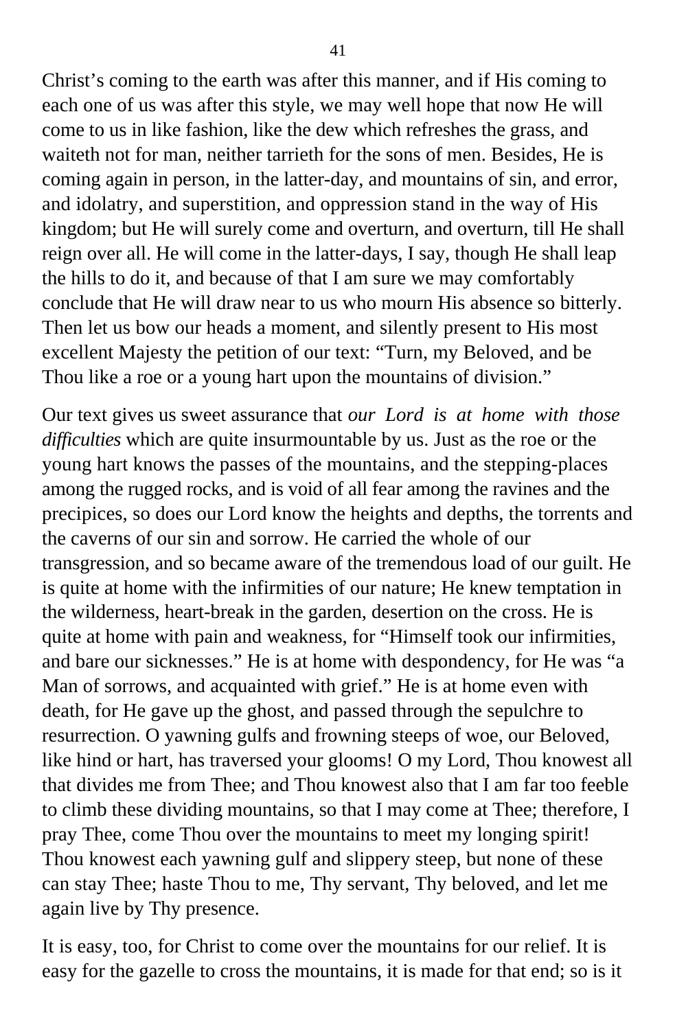Christ's coming to the earth was after this manner, and if His coming to each one of us was after this style, we may well hope that now He will come to us in like fashion, like the dew which refreshes the grass, and waiteth not for man, neither tarrieth for the sons of men. Besides, He is coming again in person, in the latter-day, and mountains of sin, and error, and idolatry, and superstition, and oppression stand in the way of His kingdom; but He will surely come and overturn, and overturn, till He shall reign over all. He will come in the latter-days, I say, though He shall leap the hills to do it, and because of that I am sure we may comfortably conclude that He will draw near to us who mourn His absence so bitterly. Then let us bow our heads a moment, and silently present to His most excellent Majesty the petition of our text: "Turn, my Beloved, and be Thou like a roe or a young hart upon the mountains of division."

Our text gives us sweet assurance that *our Lord is at home with those difficulties* which are quite insurmountable by us. Just as the roe or the young hart knows the passes of the mountains, and the stepping-places among the rugged rocks, and is void of all fear among the ravines and the precipices, so does our Lord know the heights and depths, the torrents and the caverns of our sin and sorrow. He carried the whole of our transgression, and so became aware of the tremendous load of our guilt. He is quite at home with the infirmities of our nature; He knew temptation in the wilderness, heart-break in the garden, desertion on the cross. He is quite at home with pain and weakness, for "Himself took our infirmities, and bare our sicknesses." He is at home with despondency, for He was "a Man of sorrows, and acquainted with grief." He is at home even with death, for He gave up the ghost, and passed through the sepulchre to resurrection. O yawning gulfs and frowning steeps of woe, our Beloved, like hind or hart, has traversed your glooms! O my Lord, Thou knowest all that divides me from Thee; and Thou knowest also that I am far too feeble to climb these dividing mountains, so that I may come at Thee; therefore, I pray Thee, come Thou over the mountains to meet my longing spirit! Thou knowest each yawning gulf and slippery steep, but none of these can stay Thee; haste Thou to me, Thy servant, Thy beloved, and let me again live by Thy presence.

It is easy, too, for Christ to come over the mountains for our relief. It is easy for the gazelle to cross the mountains, it is made for that end; so is it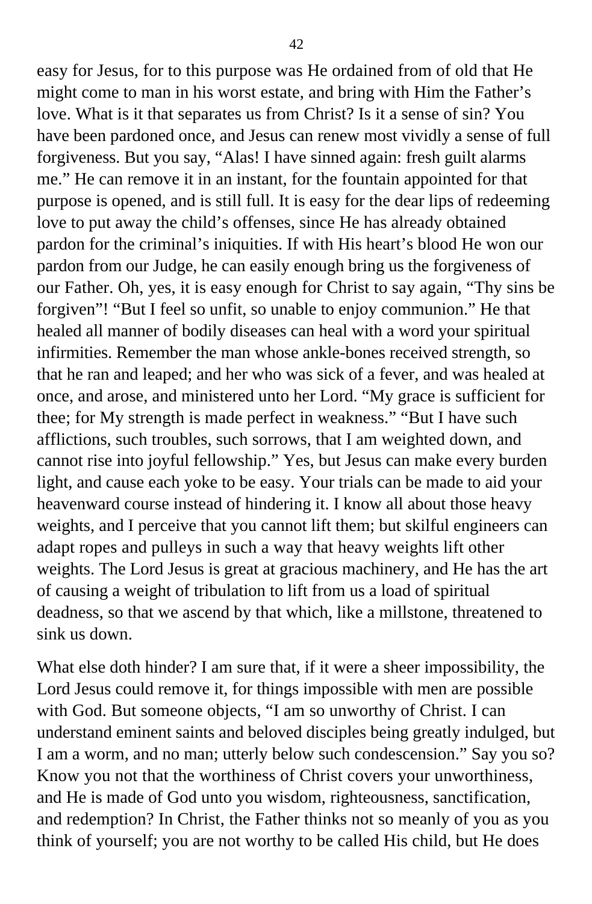easy for Jesus, for to this purpose was He ordained from of old that He might come to man in his worst estate, and bring with Him the Father's love. What is it that separates us from Christ? Is it a sense of sin? You have been pardoned once, and Jesus can renew most vividly a sense of full forgiveness. But you say, "Alas! I have sinned again: fresh guilt alarms me." He can remove it in an instant, for the fountain appointed for that purpose is opened, and is still full. It is easy for the dear lips of redeeming love to put away the child's offenses, since He has already obtained pardon for the criminal's iniquities. If with His heart's blood He won our pardon from our Judge, he can easily enough bring us the forgiveness of our Father. Oh, yes, it is easy enough for Christ to say again, "Thy sins be forgiven"! "But I feel so unfit, so unable to enjoy communion." He that healed all manner of bodily diseases can heal with a word your spiritual infirmities. Remember the man whose ankle-bones received strength, so that he ran and leaped; and her who was sick of a fever, and was healed at once, and arose, and ministered unto her Lord. "My grace is sufficient for thee; for My strength is made perfect in weakness." "But I have such afflictions, such troubles, such sorrows, that I am weighted down, and cannot rise into joyful fellowship." Yes, but Jesus can make every burden light, and cause each yoke to be easy. Your trials can be made to aid your heavenward course instead of hindering it. I know all about those heavy weights, and I perceive that you cannot lift them; but skilful engineers can adapt ropes and pulleys in such a way that heavy weights lift other weights. The Lord Jesus is great at gracious machinery, and He has the art of causing a weight of tribulation to lift from us a load of spiritual deadness, so that we ascend by that which, like a millstone, threatened to sink us down.

What else doth hinder? I am sure that, if it were a sheer impossibility, the Lord Jesus could remove it, for things impossible with men are possible with God. But someone objects, "I am so unworthy of Christ. I can understand eminent saints and beloved disciples being greatly indulged, but I am a worm, and no man; utterly below such condescension." Say you so? Know you not that the worthiness of Christ covers your unworthiness, and He is made of God unto you wisdom, righteousness, sanctification, and redemption? In Christ, the Father thinks not so meanly of you as you think of yourself; you are not worthy to be called His child, but He does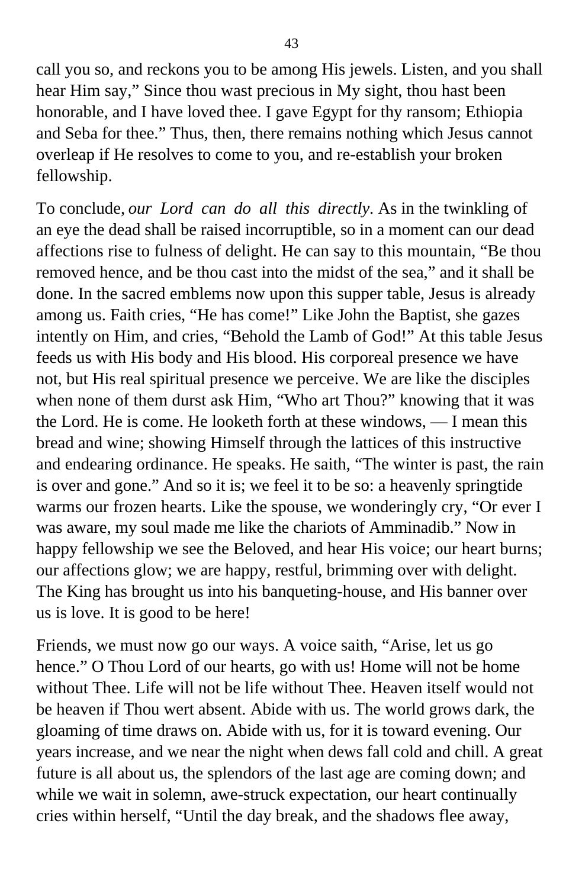call you so, and reckons you to be among His jewels. Listen, and you shall hear Him say," Since thou wast precious in My sight, thou hast been honorable, and I have loved thee. I gave Egypt for thy ransom; Ethiopia and Seba for thee." Thus, then, there remains nothing which Jesus cannot overleap if He resolves to come to you, and re-establish your broken fellowship.

To conclude, *our Lord can do all this directly*. As in the twinkling of an eye the dead shall be raised incorruptible, so in a moment can our dead affections rise to fulness of delight. He can say to this mountain, "Be thou removed hence, and be thou cast into the midst of the sea," and it shall be done. In the sacred emblems now upon this supper table, Jesus is already among us. Faith cries, "He has come!" Like John the Baptist, she gazes intently on Him, and cries, "Behold the Lamb of God!" At this table Jesus feeds us with His body and His blood. His corporeal presence we have not, but His real spiritual presence we perceive. We are like the disciples when none of them durst ask Him, "Who art Thou?" knowing that it was the Lord. He is come. He looketh forth at these windows, — I mean this bread and wine; showing Himself through the lattices of this instructive and endearing ordinance. He speaks. He saith, "The winter is past, the rain is over and gone." And so it is; we feel it to be so: a heavenly springtide warms our frozen hearts. Like the spouse, we wonderingly cry, "Or ever I was aware, my soul made me like the chariots of Amminadib." Now in happy fellowship we see the Beloved, and hear His voice; our heart burns; our affections glow; we are happy, restful, brimming over with delight. The King has brought us into his banqueting-house, and His banner over us is love. It is good to be here!

Friends, we must now go our ways. A voice saith, "Arise, let us go hence." O Thou Lord of our hearts, go with us! Home will not be home without Thee. Life will not be life without Thee. Heaven itself would not be heaven if Thou wert absent. Abide with us. The world grows dark, the gloaming of time draws on. Abide with us, for it is toward evening. Our years increase, and we near the night when dews fall cold and chill. A great future is all about us, the splendors of the last age are coming down; and while we wait in solemn, awe-struck expectation, our heart continually cries within herself, "Until the day break, and the shadows flee away,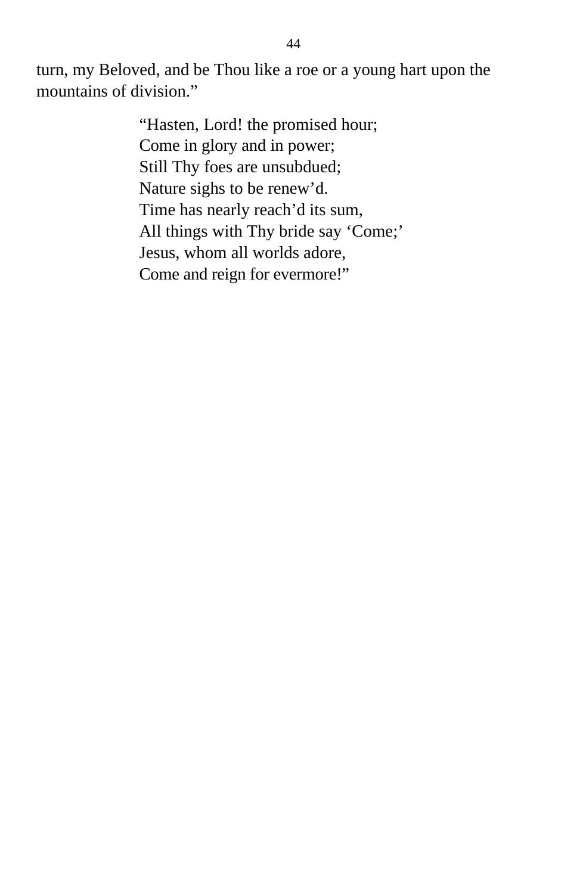turn, my Beloved, and be Thou like a roe or a young hart upon the mountains of division."

> "Hasten, Lord! the promised hour;  
> Come in glory and in power;  
> Still Thy foes are unsubdued;  
> Nature sighs to be renew'd.  
> Time has nearly reach'd its sum,  
> All things with Thy bride say 'Come;'  
> Jesus, whom all worlds adore,  
> Come and reign for evermore!"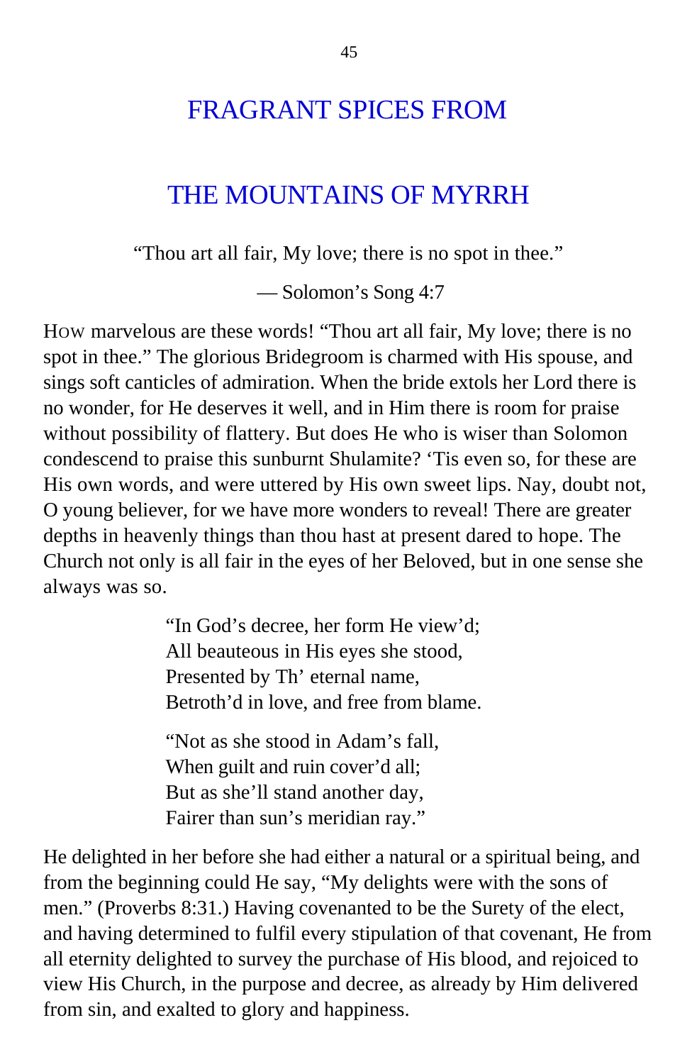# FRAGRANT SPICES FROM

# THE MOUNTAINS OF MYRRH

"Thou art all fair, My love; there is no spot in thee."

— Solomon's Song 4:7

HOW marvelous are these words! "Thou art all fair, My love; there is no spot in thee." The glorious Bridegroom is charmed with His spouse, and sings soft canticles of admiration. When the bride extols her Lord there is no wonder, for He deserves it well, and in Him there is room for praise without possibility of flattery. But does He who is wiser than Solomon condescend to praise this sunburnt Shulamite? 'Tis even so, for these are His own words, and were uttered by His own sweet lips. Nay, doubt not, O young believer, for we have more wonders to reveal! There are greater depths in heavenly things than thou hast at present dared to hope. The Church not only is all fair in the eyes of her Beloved, but in one sense she always was so.

> "In God's decree, her form He view'd;
> All beauteous in His eyes she stood,
> Presented by Th' eternal name,
> Betroth'd in love, and free from blame.
>
> "Not as she stood in Adam's fall,
> When guilt and ruin cover'd all;
> But as she'll stand another day,
> Fairer than sun's meridian ray."

He delighted in her before she had either a natural or a spiritual being, and from the beginning could He say, "My delights were with the sons of men." (Proverbs 8:31.) Having covenanted to be the Surety of the elect, and having determined to fulfil every stipulation of that covenant, He from all eternity delighted to survey the purchase of His blood, and rejoiced to view His Church, in the purpose and decree, as already by Him delivered from sin, and exalted to glory and happiness.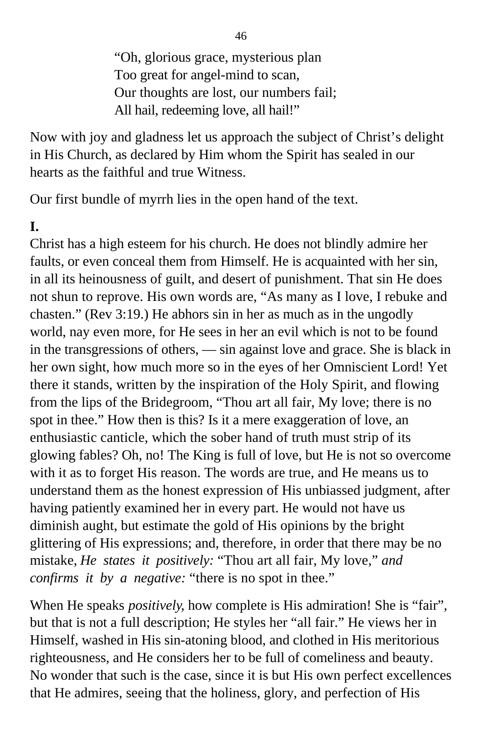> "Oh, glorious grace, mysterious plan
> Too great for angel-mind to scan,
> Our thoughts are lost, our numbers fail;
> All hail, redeeming love, all hail!"

Now with joy and gladness let us approach the subject of Christ's delight in His Church, as declared by Him whom the Spirit has sealed in our hearts as the faithful and true Witness.

Our first bundle of myrrh lies in the open hand of the text.

**I.**

Christ has a high esteem for his church. He does not blindly admire her faults, or even conceal them from Himself. He is acquainted with her sin, in all its heinousness of guilt, and desert of punishment. That sin He does not shun to reprove. His own words are, "As many as I love, I rebuke and chasten." (Rev 3:19.) He abhors sin in her as much as in the ungodly world, nay even more, for He sees in her an evil which is not to be found in the transgressions of others, — sin against love and grace. She is black in her own sight, how much more so in the eyes of her Omniscient Lord! Yet there it stands, written by the inspiration of the Holy Spirit, and flowing from the lips of the Bridegroom, "Thou art all fair, My love; there is no spot in thee." How then is this? Is it a mere exaggeration of love, an enthusiastic canticle, which the sober hand of truth must strip of its glowing fables? Oh, no! The King is full of love, but He is not so overcome with it as to forget His reason. The words are true, and He means us to understand them as the honest expression of His unbiassed judgment, after having patiently examined her in every part. He would not have us diminish aught, but estimate the gold of His opinions by the bright glittering of His expressions; and, therefore, in order that there may be no mistake, *He states it positively:* "Thou art all fair, My love," *and confirms it by a negative:* "there is no spot in thee."

When He speaks *positively*, how complete is His admiration! She is "fair", but that is not a full description; He styles her "all fair." He views her in Himself, washed in His sin-atoning blood, and clothed in His meritorious righteousness, and He considers her to be full of comeliness and beauty. No wonder that such is the case, since it is but His own perfect excellences that He admires, seeing that the holiness, glory, and perfection of His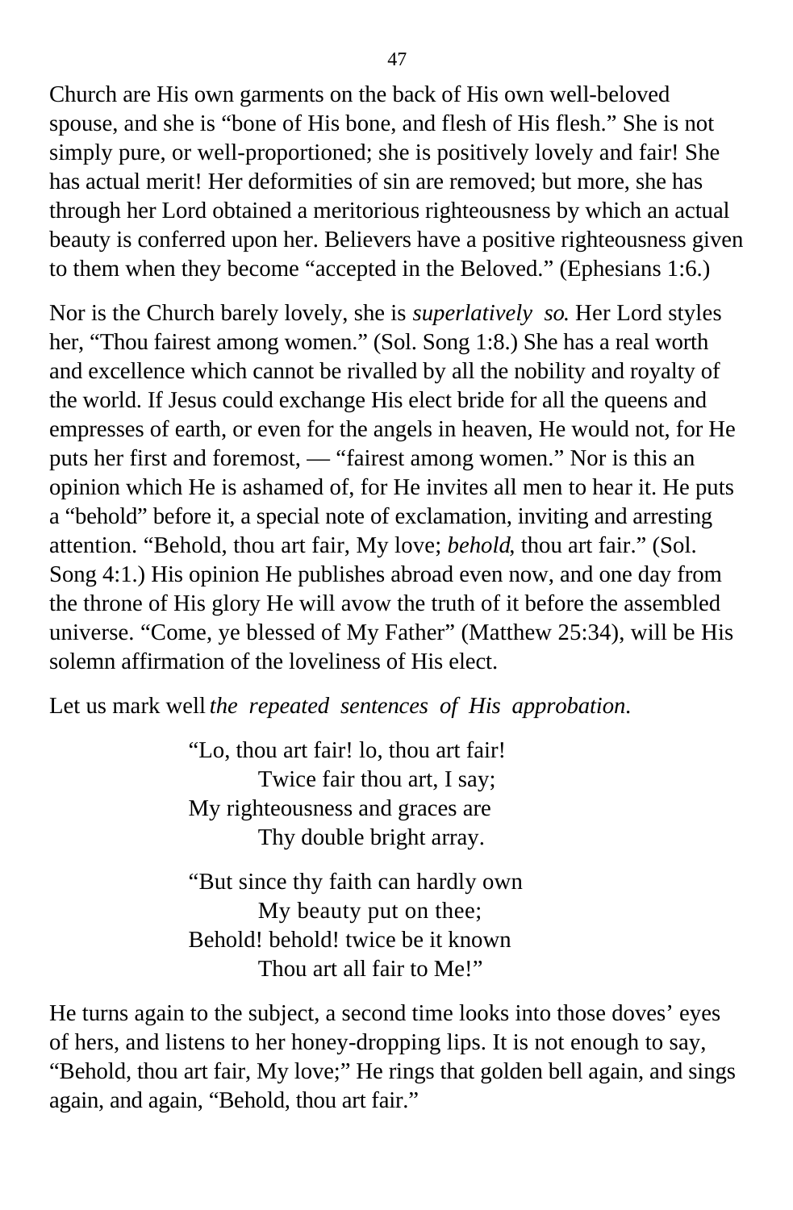Church are His own garments on the back of His own well-beloved spouse, and she is "bone of His bone, and flesh of His flesh." She is not simply pure, or well-proportioned; she is positively lovely and fair! She has actual merit! Her deformities of sin are removed; but more, she has through her Lord obtained a meritorious righteousness by which an actual beauty is conferred upon her. Believers have a positive righteousness given to them when they become "accepted in the Beloved." (Ephesians 1:6.)

Nor is the Church barely lovely, she is *superlatively so*. Her Lord styles her, "Thou fairest among women." (Sol. Song 1:8.) She has a real worth and excellence which cannot be rivalled by all the nobility and royalty of the world. If Jesus could exchange His elect bride for all the queens and empresses of earth, or even for the angels in heaven, He would not, for He puts her first and foremost, — "fairest among women." Nor is this an opinion which He is ashamed of, for He invites all men to hear it. He puts a "behold" before it, a special note of exclamation, inviting and arresting attention. "Behold, thou art fair, My love; *behold*, thou art fair." (Sol. Song 4:1.) His opinion He publishes abroad even now, and one day from the throne of His glory He will avow the truth of it before the assembled universe. "Come, ye blessed of My Father" (Matthew 25:34), will be His solemn affirmation of the loveliness of His elect.

Let us mark well *the repeated sentences of His approbation.*

"Lo, thou art fair! lo, thou art fair!
Twice fair thou art, I say;
My righteousness and graces are
Thy double bright array.

"But since thy faith can hardly own
My beauty put on thee;
Behold! behold! twice be it known
Thou art all fair to Me!"

He turns again to the subject, a second time looks into those doves' eyes of hers, and listens to her honey-dropping lips. It is not enough to say, "Behold, thou art fair, My love;" He rings that golden bell again, and sings again, and again, "Behold, thou art fair."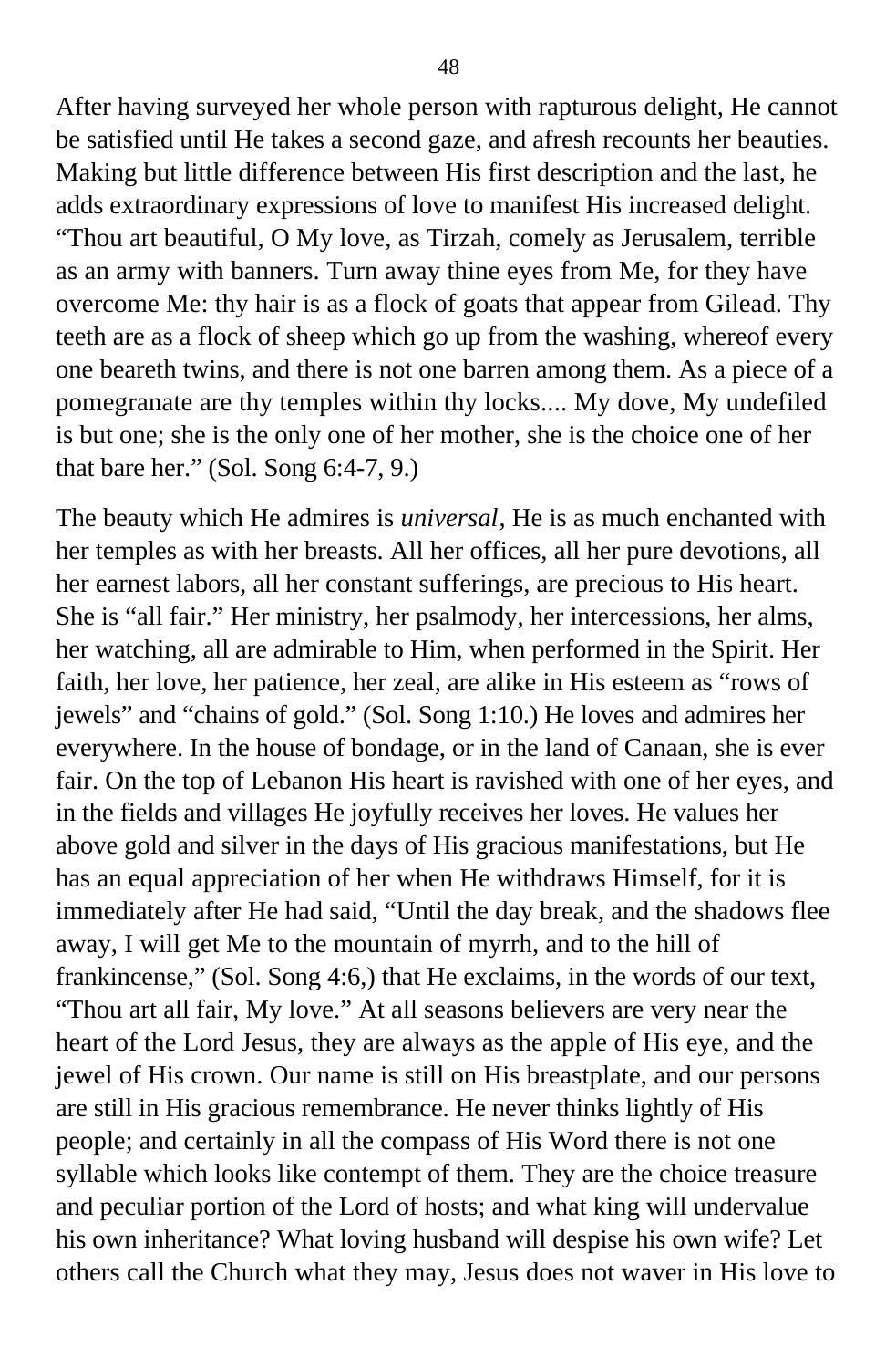After having surveyed her whole person with rapturous delight, He cannot be satisfied until He takes a second gaze, and afresh recounts her beauties. Making but little difference between His first description and the last, he adds extraordinary expressions of love to manifest His increased delight. “Thou art beautiful, O My love, as Tirzah, comely as Jerusalem, terrible as an army with banners. Turn away thine eyes from Me, for they have overcome Me: thy hair is as a flock of goats that appear from Gilead. Thy teeth are as a flock of sheep which go up from the washing, whereof every one beareth twins, and there is not one barren among them. As a piece of a pomegranate are thy temples within thy locks.... My dove, My undefiled is but one; she is the only one of her mother, she is the choice one of her that bare her.” (Sol. Song 6:4-7, 9.)

The beauty which He admires is *universal*, He is as much enchanted with her temples as with her breasts. All her offices, all her pure devotions, all her earnest labors, all her constant sufferings, are precious to His heart. She is “all fair.” Her ministry, her psalmody, her intercessions, her alms, her watching, all are admirable to Him, when performed in the Spirit. Her faith, her love, her patience, her zeal, are alike in His esteem as “rows of jewels” and “chains of gold.” (Sol. Song 1:10.) He loves and admires her everywhere. In the house of bondage, or in the land of Canaan, she is ever fair. On the top of Lebanon His heart is ravished with one of her eyes, and in the fields and villages He joyfully receives her loves. He values her above gold and silver in the days of His gracious manifestations, but He has an equal appreciation of her when He withdraws Himself, for it is immediately after He had said, “Until the day break, and the shadows flee away, I will get Me to the mountain of myrrh, and to the hill of frankincense,” (Sol. Song 4:6,) that He exclaims, in the words of our text, “Thou art all fair, My love.” At all seasons believers are very near the heart of the Lord Jesus, they are always as the apple of His eye, and the jewel of His crown. Our name is still on His breastplate, and our persons are still in His gracious remembrance. He never thinks lightly of His people; and certainly in all the compass of His Word there is not one syllable which looks like contempt of them. They are the choice treasure and peculiar portion of the Lord of hosts; and what king will undervalue his own inheritance? What loving husband will despise his own wife? Let others call the Church what they may, Jesus does not waver in His love to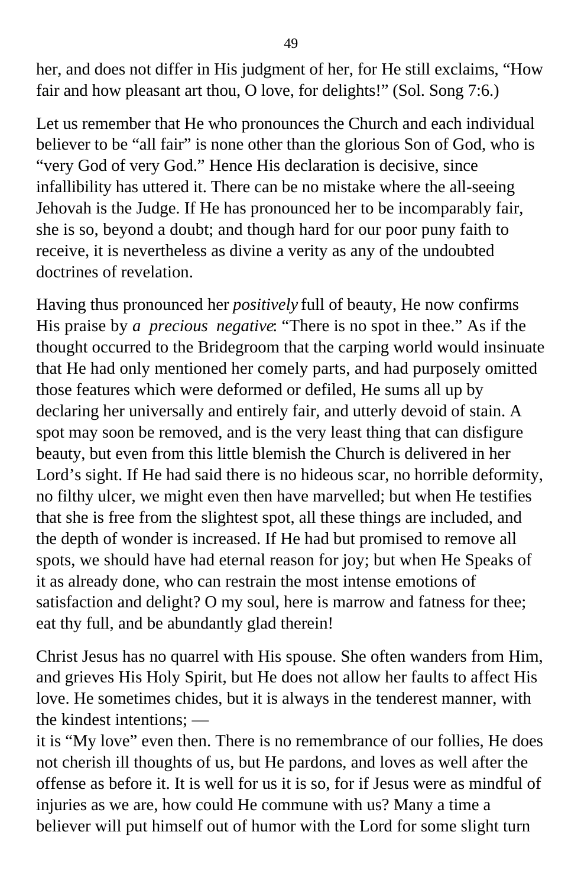her, and does not differ in His judgment of her, for He still exclaims, "How fair and how pleasant art thou, O love, for delights!" (Sol. Song 7:6.)

Let us remember that He who pronounces the Church and each individual believer to be "all fair" is none other than the glorious Son of God, who is "very God of very God." Hence His declaration is decisive, since infallibility has uttered it. There can be no mistake where the all-seeing Jehovah is the Judge. If He has pronounced her to be incomparably fair, she is so, beyond a doubt; and though hard for our poor puny faith to receive, it is nevertheless as divine a verity as any of the undoubted doctrines of revelation.

Having thus pronounced her *positively* full of beauty, He now confirms His praise by *a precious negative*: "There is no spot in thee." As if the thought occurred to the Bridegroom that the carping world would insinuate that He had only mentioned her comely parts, and had purposely omitted those features which were deformed or defiled, He sums all up by declaring her universally and entirely fair, and utterly devoid of stain. A spot may soon be removed, and is the very least thing that can disfigure beauty, but even from this little blemish the Church is delivered in her Lord's sight. If He had said there is no hideous scar, no horrible deformity, no filthy ulcer, we might even then have marvelled; but when He testifies that she is free from the slightest spot, all these things are included, and the depth of wonder is increased. If He had but promised to remove all spots, we should have had eternal reason for joy; but when He Speaks of it as already done, who can restrain the most intense emotions of satisfaction and delight? O my soul, here is marrow and fatness for thee; eat thy full, and be abundantly glad therein!

Christ Jesus has no quarrel with His spouse. She often wanders from Him, and grieves His Holy Spirit, but He does not allow her faults to affect His love. He sometimes chides, but it is always in the tenderest manner, with the kindest intentions; —
it is "My love" even then. There is no remembrance of our follies, He does not cherish ill thoughts of us, but He pardons, and loves as well after the offense as before it. It is well for us it is so, for if Jesus were as mindful of injuries as we are, how could He commune with us? Many a time a believer will put himself out of humor with the Lord for some slight turn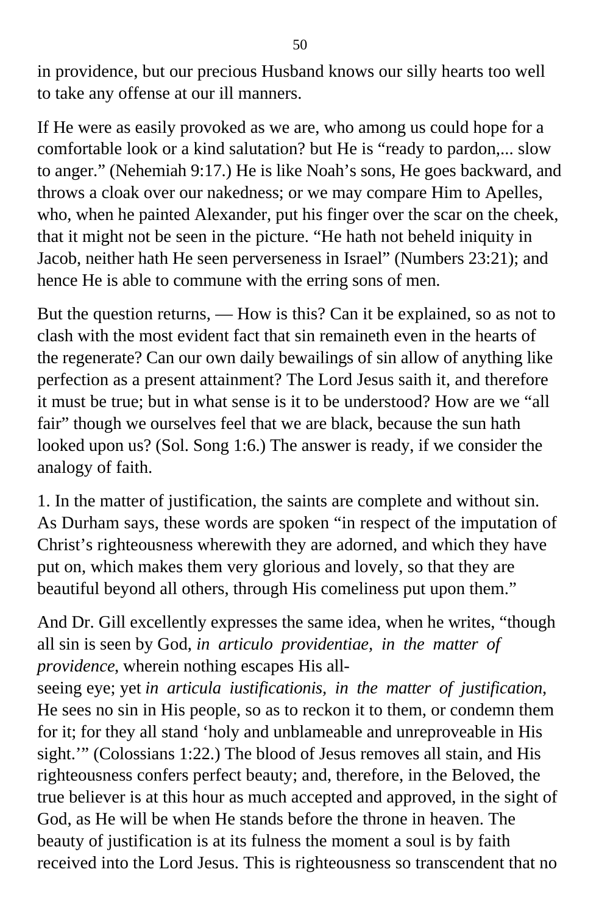in providence, but our precious Husband knows our silly hearts too well to take any offense at our ill manners.

If He were as easily provoked as we are, who among us could hope for a comfortable look or a kind salutation? but He is "ready to pardon,... slow to anger." (Nehemiah 9:17.) He is like Noah's sons, He goes backward, and throws a cloak over our nakedness; or we may compare Him to Apelles, who, when he painted Alexander, put his finger over the scar on the cheek, that it might not be seen in the picture. "He hath not beheld iniquity in Jacob, neither hath He seen perverseness in Israel" (Numbers 23:21); and hence He is able to commune with the erring sons of men.

But the question returns, — How is this? Can it be explained, so as not to clash with the most evident fact that sin remaineth even in the hearts of the regenerate? Can our own daily bewailings of sin allow of anything like perfection as a present attainment? The Lord Jesus saith it, and therefore it must be true; but in what sense is it to be understood? How are we "all fair" though we ourselves feel that we are black, because the sun hath looked upon us? (Sol. Song 1:6.) The answer is ready, if we consider the analogy of faith.

1. In the matter of justification, the saints are complete and without sin. As Durham says, these words are spoken "in respect of the imputation of Christ's righteousness wherewith they are adorned, and which they have put on, which makes them very glorious and lovely, so that they are beautiful beyond all others, through His comeliness put upon them."

And Dr. Gill excellently expresses the same idea, when he writes, "though all sin is seen by God, *in articulo providentiae, in the matter of providence*, wherein nothing escapes His all-seeing eye; yet *in articula iustificationis, in the matter of justification*, He sees no sin in His people, so as to reckon it to them, or condemn them for it; for they all stand 'holy and unblameable and unreproveable in His sight.'" (Colossians 1:22.) The blood of Jesus removes all stain, and His righteousness confers perfect beauty; and, therefore, in the Beloved, the true believer is at this hour as much accepted and approved, in the sight of God, as He will be when He stands before the throne in heaven. The beauty of justification is at its fulness the moment a soul is by faith received into the Lord Jesus. This is righteousness so transcendent that no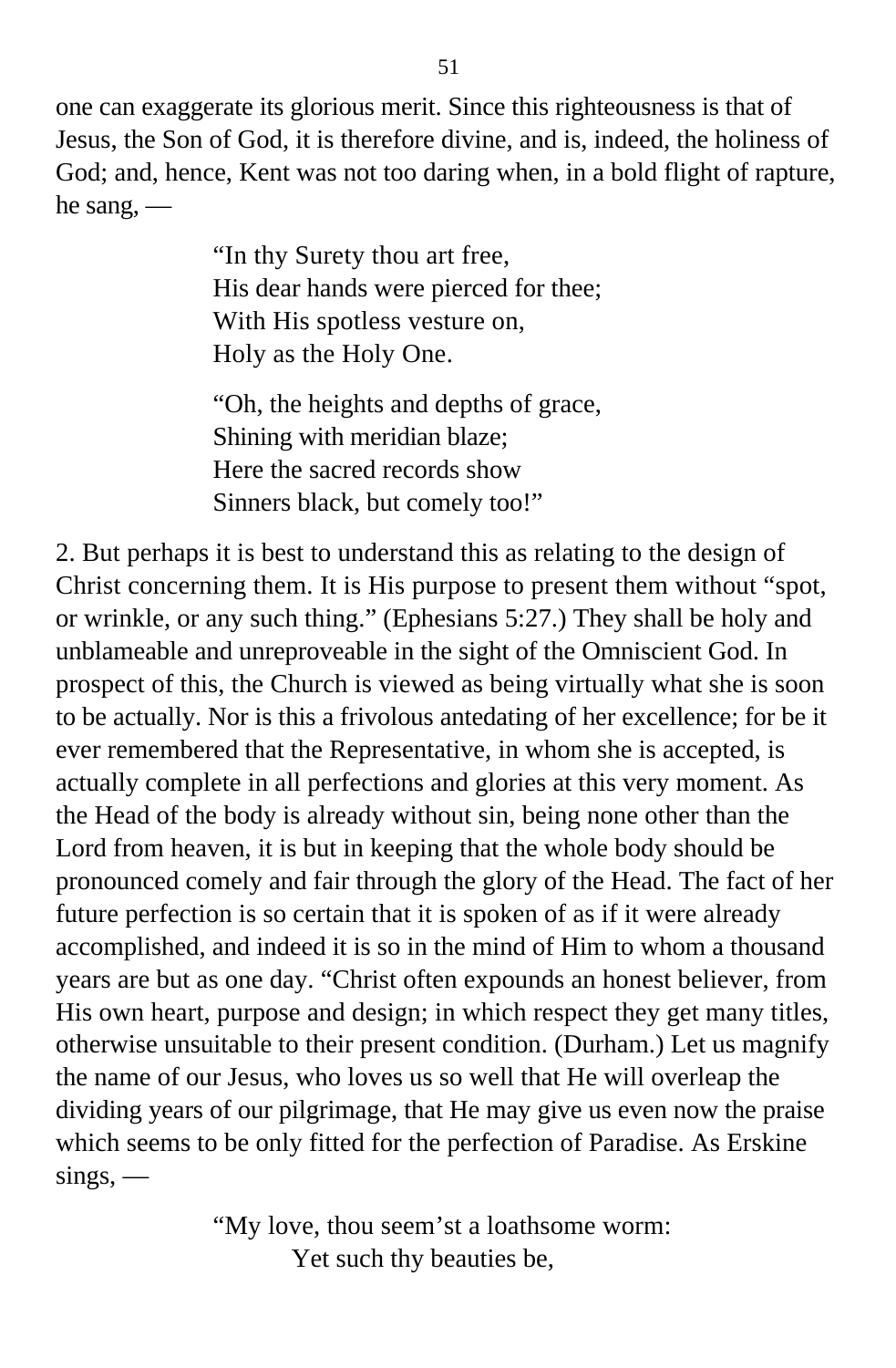one can exaggerate its glorious merit. Since this righteousness is that of Jesus, the Son of God, it is therefore divine, and is, indeed, the holiness of God; and, hence, Kent was not too daring when, in a bold flight of rapture, he sang, —

> “In thy Surety thou art free,
> His dear hands were pierced for thee;
> With His spotless vesture on,
> Holy as the Holy One.
>
> “Oh, the heights and depths of grace,
> Shining with meridian blaze;
> Here the sacred records show
> Sinners black, but comely too!”

2. But perhaps it is best to understand this as relating to the design of Christ concerning them. It is His purpose to present them without “spot, or wrinkle, or any such thing.” (Ephesians 5:27.) They shall be holy and unblameable and unreproveable in the sight of the Omniscient God. In prospect of this, the Church is viewed as being virtually what she is soon to be actually. Nor is this a frivolous antedating of her excellence; for be it ever remembered that the Representative, in whom she is accepted, is actually complete in all perfections and glories at this very moment. As the Head of the body is already without sin, being none other than the Lord from heaven, it is but in keeping that the whole body should be pronounced comely and fair through the glory of the Head. The fact of her future perfection is so certain that it is spoken of as if it were already accomplished, and indeed it is so in the mind of Him to whom a thousand years are but as one day. “Christ often expounds an honest believer, from His own heart, purpose and design; in which respect they get many titles, otherwise unsuitable to their present condition. (Durham.) Let us magnify the name of our Jesus, who loves us so well that He will overleap the dividing years of our pilgrimage, that He may give us even now the praise which seems to be only fitted for the perfection of Paradise. As Erskine sings, —

> “My love, thou seem’st a loathsome worm:
> Yet such thy beauties be,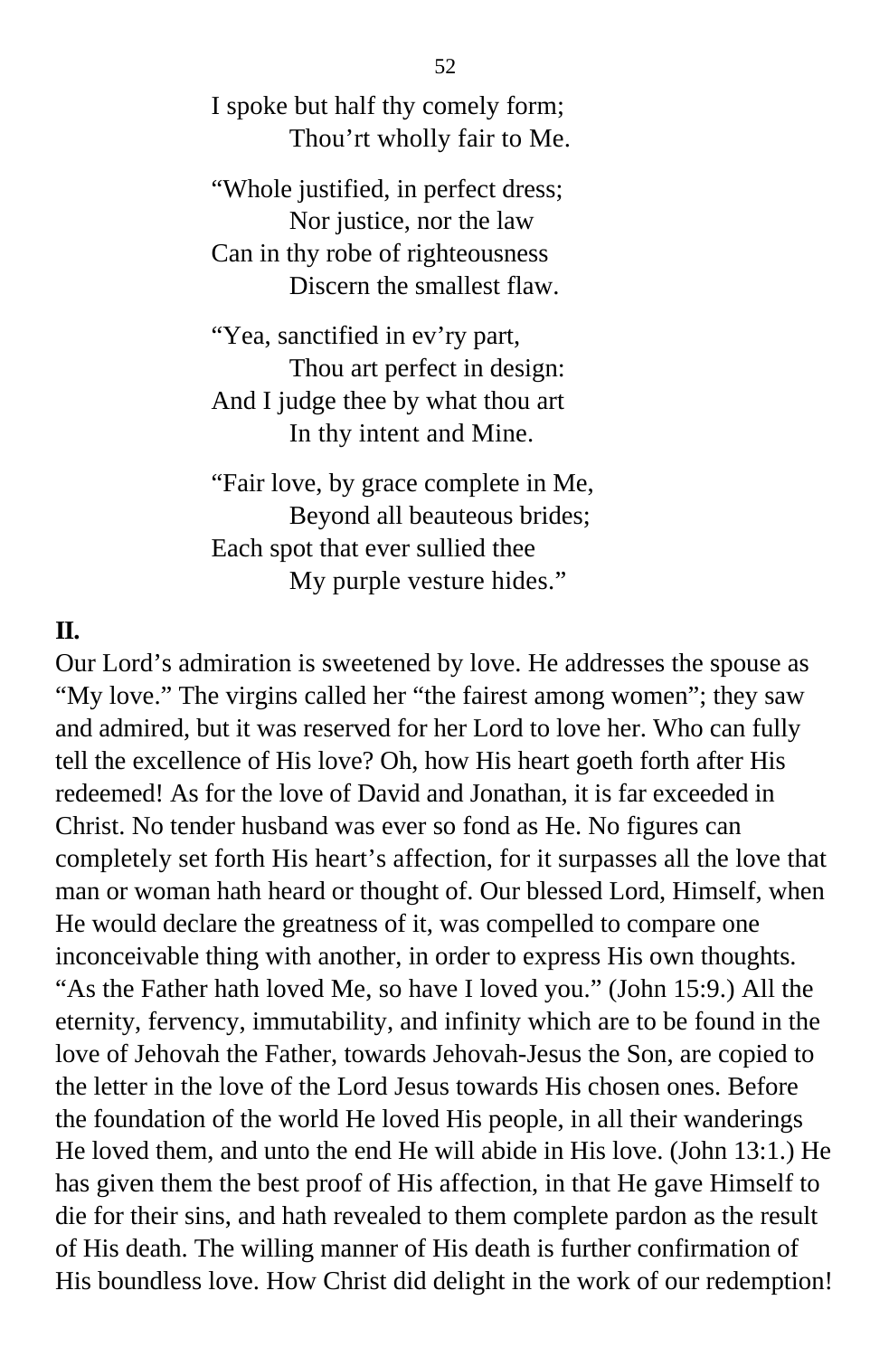I spoke but half thy comely form;
Thou'rt wholly fair to Me.

"Whole justified, in perfect dress;
Nor justice, nor the law
Can in thy robe of righteousness
Discern the smallest flaw.

"Yea, sanctified in ev'ry part,
Thou art perfect in design:
And I judge thee by what thou art
In thy intent and Mine.

"Fair love, by grace complete in Me,
Beyond all beauteous brides;
Each spot that ever sullied thee
My purple vesture hides."

**II.**

Our Lord's admiration is sweetened by love. He addresses the spouse as "My love." The virgins called her "the fairest among women"; they saw and admired, but it was reserved for her Lord to love her. Who can fully tell the excellence of His love? Oh, how His heart goeth forth after His redeemed! As for the love of David and Jonathan, it is far exceeded in Christ. No tender husband was ever so fond as He. No figures can completely set forth His heart's affection, for it surpasses all the love that man or woman hath heard or thought of. Our blessed Lord, Himself, when He would declare the greatness of it, was compelled to compare one inconceivable thing with another, in order to express His own thoughts. "As the Father hath loved Me, so have I loved you." (John 15:9.) All the eternity, fervency, immutability, and infinity which are to be found in the love of Jehovah the Father, towards Jehovah-Jesus the Son, are copied to the letter in the love of the Lord Jesus towards His chosen ones. Before the foundation of the world He loved His people, in all their wanderings He loved them, and unto the end He will abide in His love. (John 13:1.) He has given them the best proof of His affection, in that He gave Himself to die for their sins, and hath revealed to them complete pardon as the result of His death. The willing manner of His death is further confirmation of His boundless love. How Christ did delight in the work of our redemption!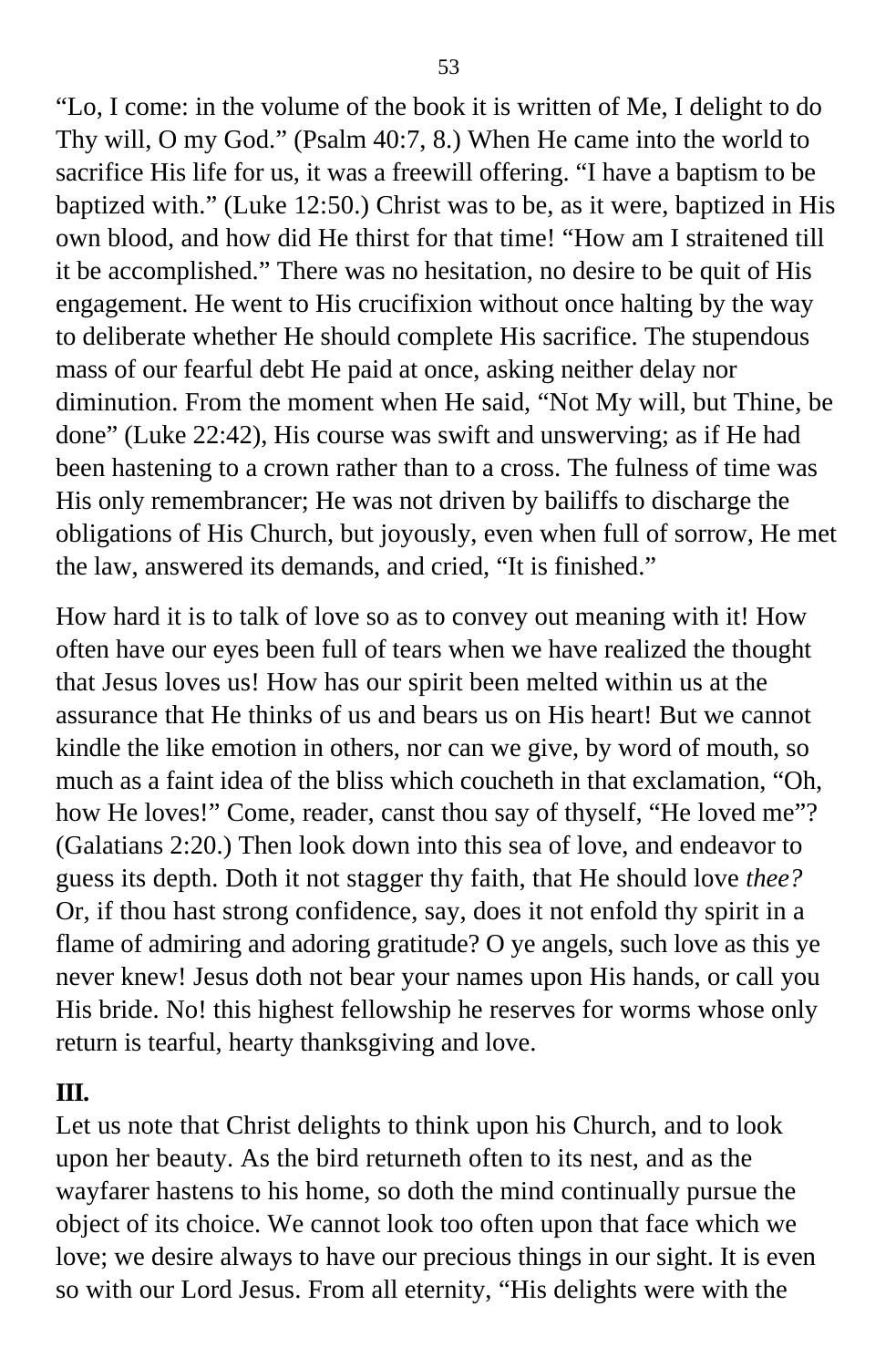"Lo, I come: in the volume of the book it is written of Me, I delight to do Thy will, O my God." (Psalm 40:7, 8.) When He came into the world to sacrifice His life for us, it was a freewill offering. "I have a baptism to be baptized with." (Luke 12:50.) Christ was to be, as it were, baptized in His own blood, and how did He thirst for that time! "How am I straitened till it be accomplished." There was no hesitation, no desire to be quit of His engagement. He went to His crucifixion without once halting by the way to deliberate whether He should complete His sacrifice. The stupendous mass of our fearful debt He paid at once, asking neither delay nor diminution. From the moment when He said, "Not My will, but Thine, be done" (Luke 22:42), His course was swift and unswerving; as if He had been hastening to a crown rather than to a cross. The fulness of time was His only remembrancer; He was not driven by bailiffs to discharge the obligations of His Church, but joyously, even when full of sorrow, He met the law, answered its demands, and cried, "It is finished."

How hard it is to talk of love so as to convey out meaning with it! How often have our eyes been full of tears when we have realized the thought that Jesus loves us! How has our spirit been melted within us at the assurance that He thinks of us and bears us on His heart! But we cannot kindle the like emotion in others, nor can we give, by word of mouth, so much as a faint idea of the bliss which coucheth in that exclamation, "Oh, how He loves!" Come, reader, canst thou say of thyself, "He loved me"? (Galatians 2:20.) Then look down into this sea of love, and endeavor to guess its depth. Doth it not stagger thy faith, that He should love *thee?* Or, if thou hast strong confidence, say, does it not enfold thy spirit in a flame of admiring and adoring gratitude? O ye angels, such love as this ye never knew! Jesus doth not bear your names upon His hands, or call you His bride. No! this highest fellowship he reserves for worms whose only return is tearful, hearty thanksgiving and love.

**III.**

Let us note that Christ delights to think upon his Church, and to look upon her beauty. As the bird returneth often to its nest, and as the wayfarer hastens to his home, so doth the mind continually pursue the object of its choice. We cannot look too often upon that face which we love; we desire always to have our precious things in our sight. It is even so with our Lord Jesus. From all eternity, "His delights were with the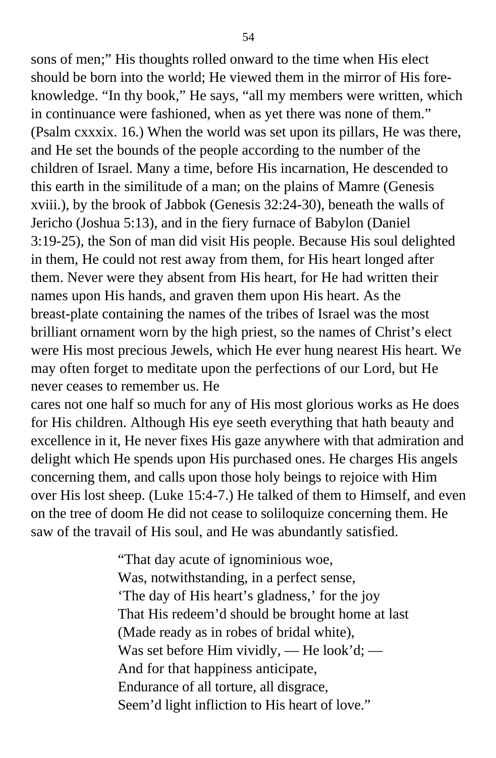sons of men;" His thoughts rolled onward to the time when His elect should be born into the world; He viewed them in the mirror of His fore-knowledge. "In thy book," He says, "all my members were written, which in continuance were fashioned, when as yet there was none of them." (Psalm cxxxix. 16.) When the world was set upon its pillars, He was there, and He set the bounds of the people according to the number of the children of Israel. Many a time, before His incarnation, He descended to this earth in the similitude of a man; on the plains of Mamre (Genesis xviii.), by the brook of Jabbok (Genesis 32:24-30), beneath the walls of Jericho (Joshua 5:13), and in the fiery furnace of Babylon (Daniel 3:19-25), the Son of man did visit His people. Because His soul delighted in them, He could not rest away from them, for His heart longed after them. Never were they absent from His heart, for He had written their names upon His hands, and graven them upon His heart. As the breast-plate containing the names of the tribes of Israel was the most brilliant ornament worn by the high priest, so the names of Christ's elect were His most precious Jewels, which He ever hung nearest His heart. We may often forget to meditate upon the perfections of our Lord, but He never ceases to remember us. He cares not one half so much for any of His most glorious works as He does for His children. Although His eye seeth everything that hath beauty and excellence in it, He never fixes His gaze anywhere with that admiration and delight which He spends upon His purchased ones. He charges His angels concerning them, and calls upon those holy beings to rejoice with Him over His lost sheep. (Luke 15:4-7.) He talked of them to Himself, and even on the tree of doom He did not cease to soliloquize concerning them. He saw of the travail of His soul, and He was abundantly satisfied.

> "That day acute of ignominious woe,
> Was, notwithstanding, in a perfect sense,
> 'The day of His heart's gladness,' for the joy
> That His redeem'd should be brought home at last
> (Made ready as in robes of bridal white),
> Was set before Him vividly, — He look'd; —
> And for that happiness anticipate,
> Endurance of all torture, all disgrace,
> Seem'd light infliction to His heart of love."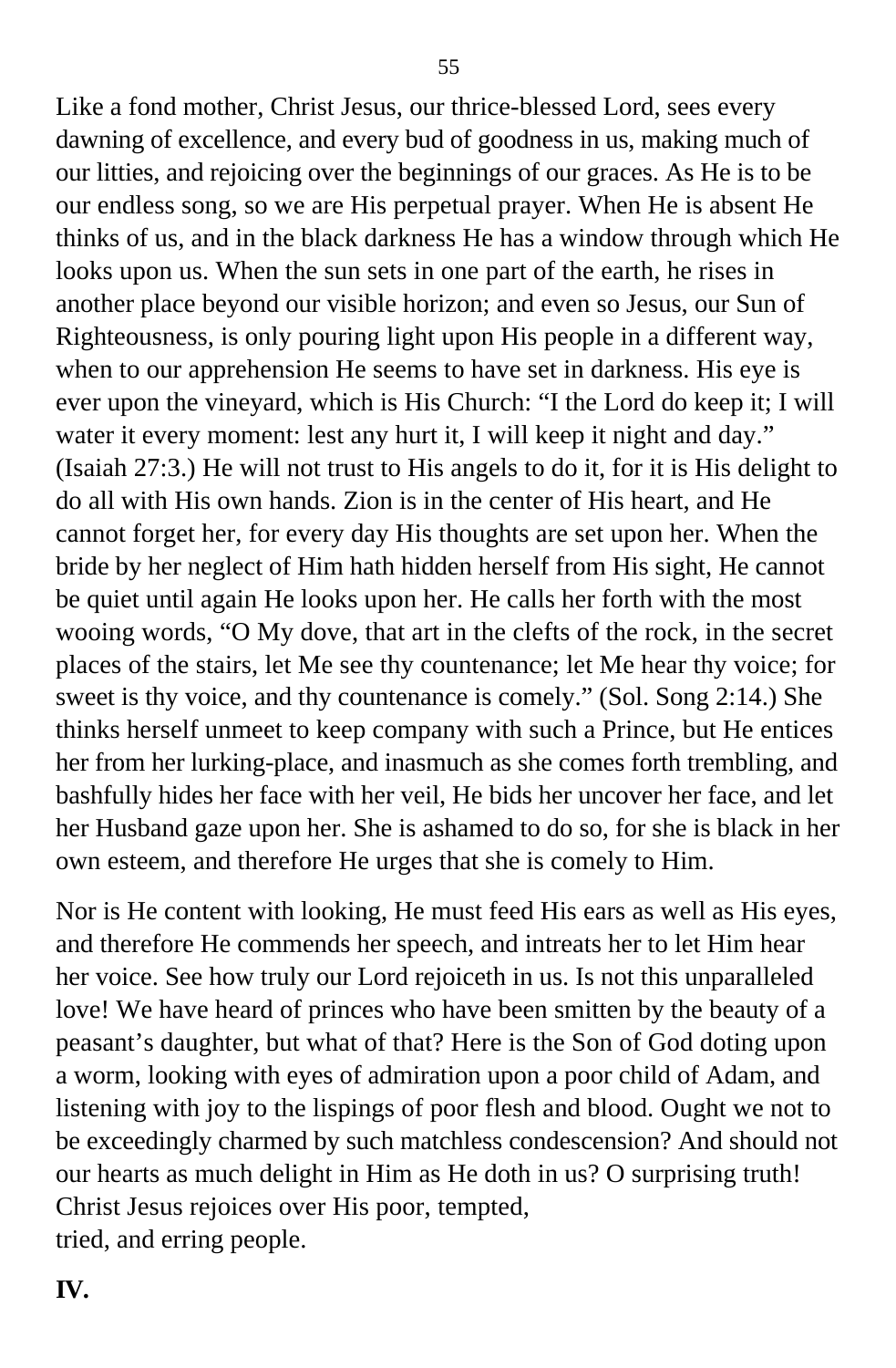Like a fond mother, Christ Jesus, our thrice-blessed Lord, sees every dawning of excellence, and every bud of goodness in us, making much of our litties, and rejoicing over the beginnings of our graces. As He is to be our endless song, so we are His perpetual prayer. When He is absent He thinks of us, and in the black darkness He has a window through which He looks upon us. When the sun sets in one part of the earth, he rises in another place beyond our visible horizon; and even so Jesus, our Sun of Righteousness, is only pouring light upon His people in a different way, when to our apprehension He seems to have set in darkness. His eye is ever upon the vineyard, which is His Church: "I the Lord do keep it; I will water it every moment: lest any hurt it, I will keep it night and day." (Isaiah 27:3.) He will not trust to His angels to do it, for it is His delight to do all with His own hands. Zion is in the center of His heart, and He cannot forget her, for every day His thoughts are set upon her. When the bride by her neglect of Him hath hidden herself from His sight, He cannot be quiet until again He looks upon her. He calls her forth with the most wooing words, "O My dove, that art in the clefts of the rock, in the secret places of the stairs, let Me see thy countenance; let Me hear thy voice; for sweet is thy voice, and thy countenance is comely." (Sol. Song 2:14.) She thinks herself unmeet to keep company with such a Prince, but He entices her from her lurking-place, and inasmuch as she comes forth trembling, and bashfully hides her face with her veil, He bids her uncover her face, and let her Husband gaze upon her. She is ashamed to do so, for she is black in her own esteem, and therefore He urges that she is comely to Him.

Nor is He content with looking, He must feed His ears as well as His eyes, and therefore He commends her speech, and intreats her to let Him hear her voice. See how truly our Lord rejoiceth in us. Is not this unparalleled love! We have heard of princes who have been smitten by the beauty of a peasant's daughter, but what of that? Here is the Son of God doting upon a worm, looking with eyes of admiration upon a poor child of Adam, and listening with joy to the lispings of poor flesh and blood. Ought we not to be exceedingly charmed by such matchless condescension? And should not our hearts as much delight in Him as He doth in us? O surprising truth! Christ Jesus rejoices over His poor, tempted, tried, and erring people.

**IV.**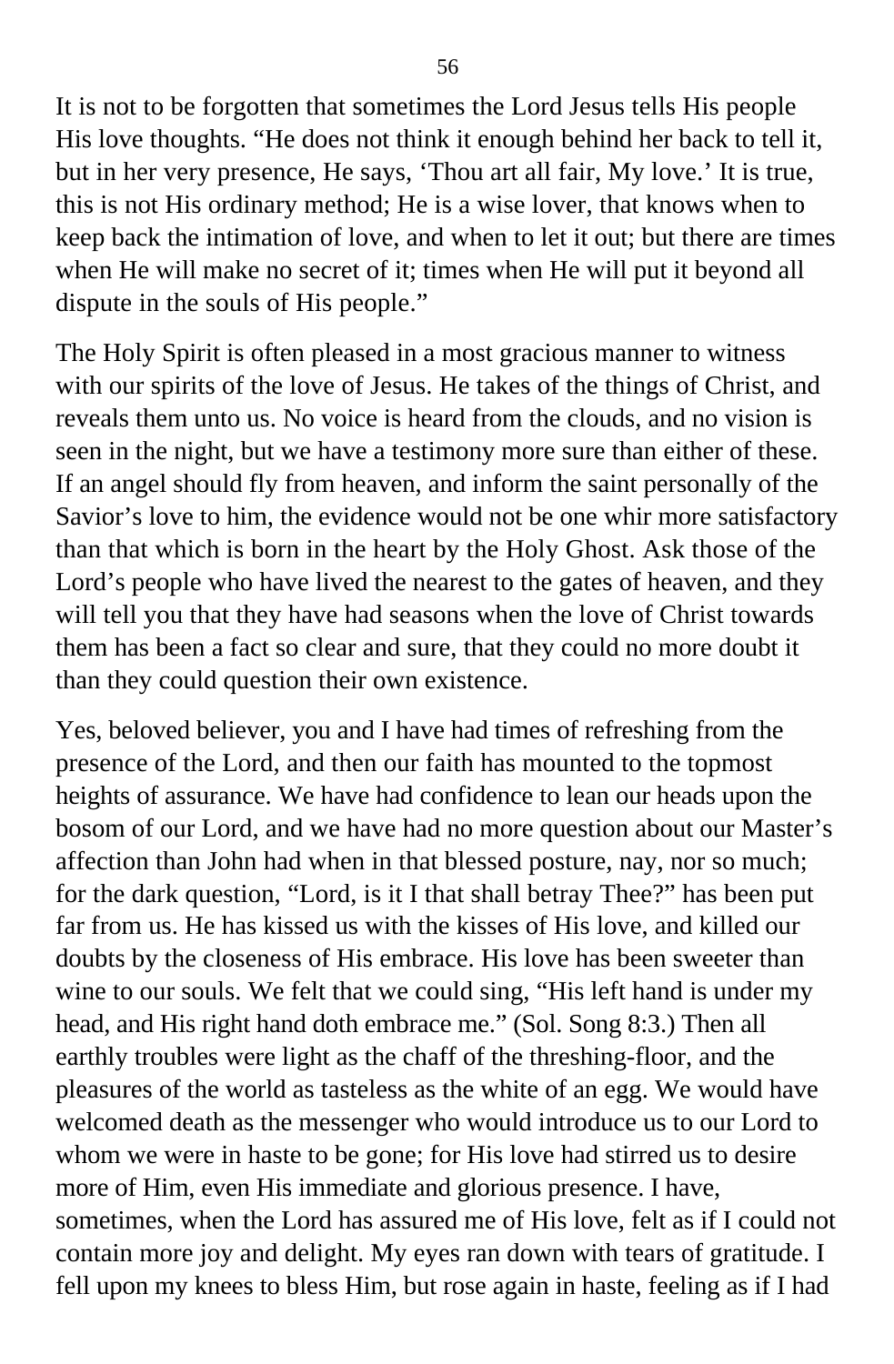It is not to be forgotten that sometimes the Lord Jesus tells His people His love thoughts. "He does not think it enough behind her back to tell it, but in her very presence, He says, 'Thou art all fair, My love.' It is true, this is not His ordinary method; He is a wise lover, that knows when to keep back the intimation of love, and when to let it out; but there are times when He will make no secret of it; times when He will put it beyond all dispute in the souls of His people."

The Holy Spirit is often pleased in a most gracious manner to witness with our spirits of the love of Jesus. He takes of the things of Christ, and reveals them unto us. No voice is heard from the clouds, and no vision is seen in the night, but we have a testimony more sure than either of these. If an angel should fly from heaven, and inform the saint personally of the Savior's love to him, the evidence would not be one whir more satisfactory than that which is born in the heart by the Holy Ghost. Ask those of the Lord's people who have lived the nearest to the gates of heaven, and they will tell you that they have had seasons when the love of Christ towards them has been a fact so clear and sure, that they could no more doubt it than they could question their own existence.

Yes, beloved believer, you and I have had times of refreshing from the presence of the Lord, and then our faith has mounted to the topmost heights of assurance. We have had confidence to lean our heads upon the bosom of our Lord, and we have had no more question about our Master's affection than John had when in that blessed posture, nay, nor so much; for the dark question, "Lord, is it I that shall betray Thee?" has been put far from us. He has kissed us with the kisses of His love, and killed our doubts by the closeness of His embrace. His love has been sweeter than wine to our souls. We felt that we could sing, "His left hand is under my head, and His right hand doth embrace me." (Sol. Song 8:3.) Then all earthly troubles were light as the chaff of the threshing-floor, and the pleasures of the world as tasteless as the white of an egg. We would have welcomed death as the messenger who would introduce us to our Lord to whom we were in haste to be gone; for His love had stirred us to desire more of Him, even His immediate and glorious presence. I have, sometimes, when the Lord has assured me of His love, felt as if I could not contain more joy and delight. My eyes ran down with tears of gratitude. I fell upon my knees to bless Him, but rose again in haste, feeling as if I had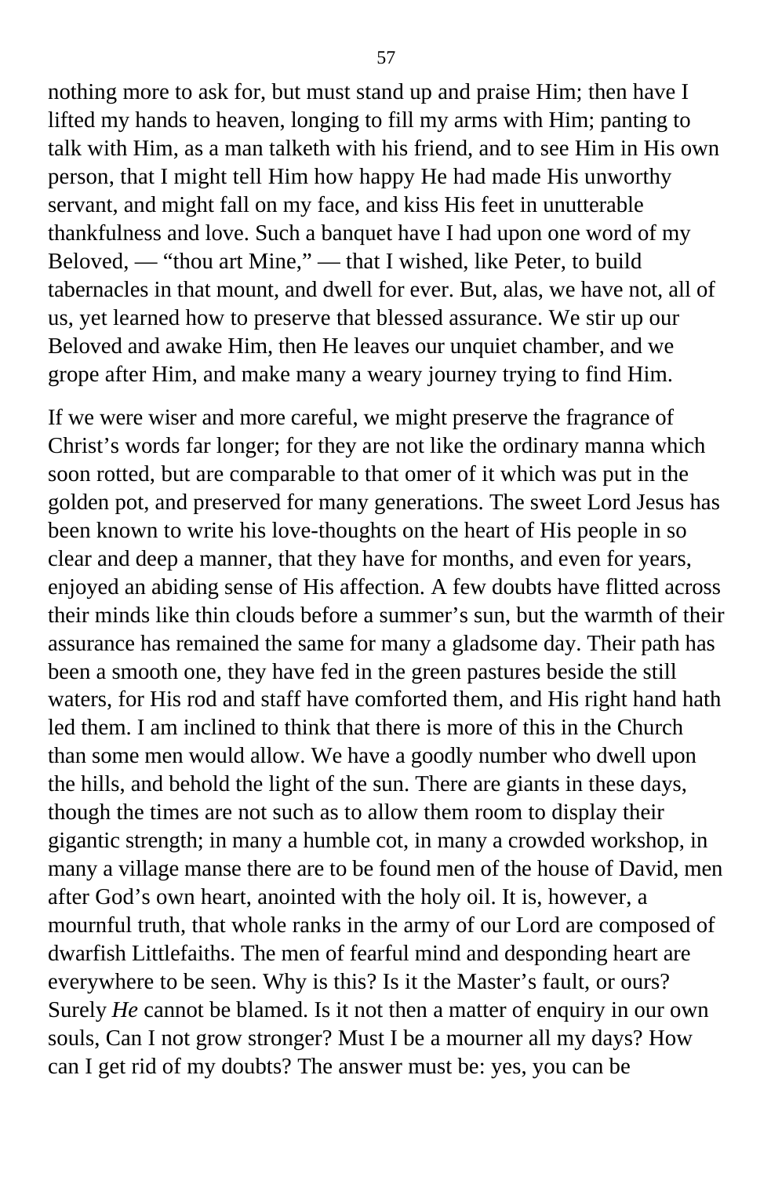nothing more to ask for, but must stand up and praise Him; then have I lifted my hands to heaven, longing to fill my arms with Him; panting to talk with Him, as a man talketh with his friend, and to see Him in His own person, that I might tell Him how happy He had made His unworthy servant, and might fall on my face, and kiss His feet in unutterable thankfulness and love. Such a banquet have I had upon one word of my Beloved, — "thou art Mine," — that I wished, like Peter, to build tabernacles in that mount, and dwell for ever. But, alas, we have not, all of us, yet learned how to preserve that blessed assurance. We stir up our Beloved and awake Him, then He leaves our unquiet chamber, and we grope after Him, and make many a weary journey trying to find Him.

If we were wiser and more careful, we might preserve the fragrance of Christ's words far longer; for they are not like the ordinary manna which soon rotted, but are comparable to that omer of it which was put in the golden pot, and preserved for many generations. The sweet Lord Jesus has been known to write his love-thoughts on the heart of His people in so clear and deep a manner, that they have for months, and even for years, enjoyed an abiding sense of His affection. A few doubts have flitted across their minds like thin clouds before a summer's sun, but the warmth of their assurance has remained the same for many a gladsome day. Their path has been a smooth one, they have fed in the green pastures beside the still waters, for His rod and staff have comforted them, and His right hand hath led them. I am inclined to think that there is more of this in the Church than some men would allow. We have a goodly number who dwell upon the hills, and behold the light of the sun. There are giants in these days, though the times are not such as to allow them room to display their gigantic strength; in many a humble cot, in many a crowded workshop, in many a village manse there are to be found men of the house of David, men after God's own heart, anointed with the holy oil. It is, however, a mournful truth, that whole ranks in the army of our Lord are composed of dwarfish Littlefaiths. The men of fearful mind and desponding heart are everywhere to be seen. Why is this? Is it the Master's fault, or ours? Surely *He* cannot be blamed. Is it not then a matter of enquiry in our own souls, Can I not grow stronger? Must I be a mourner all my days? How can I get rid of my doubts? The answer must be: yes, you can be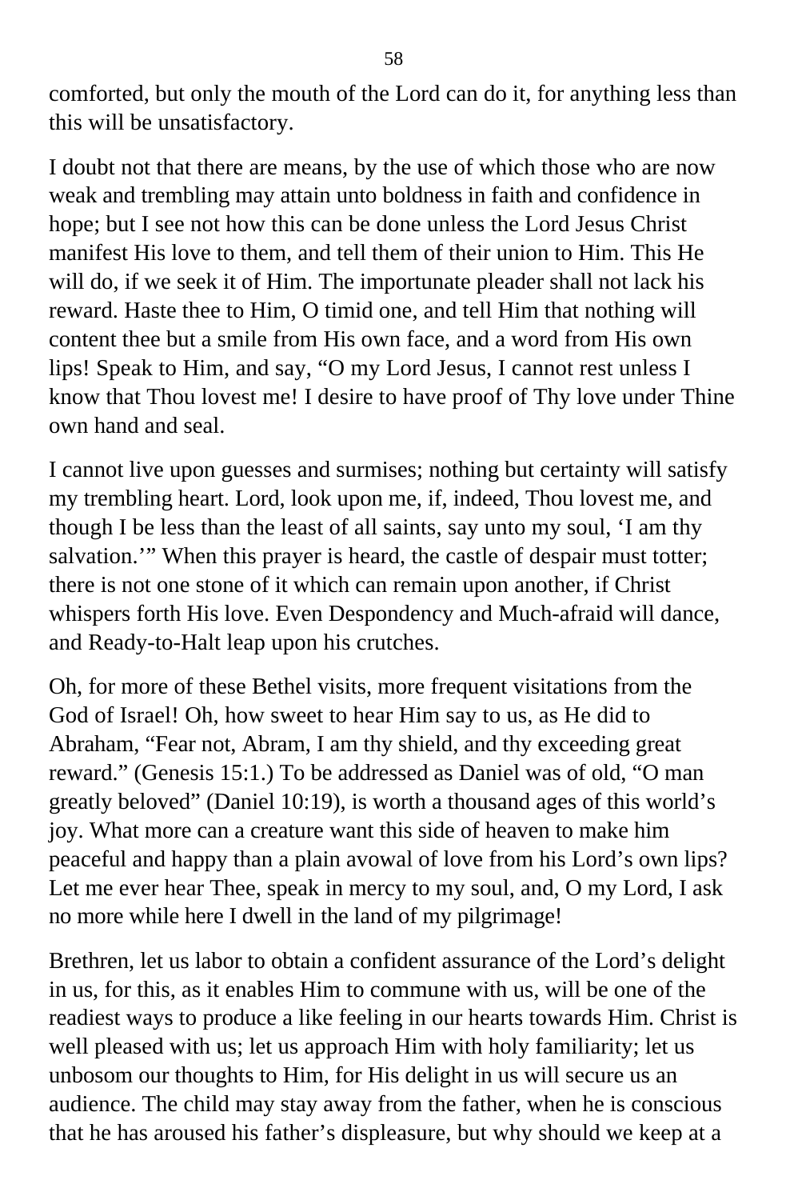comforted, but only the mouth of the Lord can do it, for anything less than this will be unsatisfactory.

I doubt not that there are means, by the use of which those who are now weak and trembling may attain unto boldness in faith and confidence in hope; but I see not how this can be done unless the Lord Jesus Christ manifest His love to them, and tell them of their union to Him. This He will do, if we seek it of Him. The importunate pleader shall not lack his reward. Haste thee to Him, O timid one, and tell Him that nothing will content thee but a smile from His own face, and a word from His own lips! Speak to Him, and say, "O my Lord Jesus, I cannot rest unless I know that Thou lovest me! I desire to have proof of Thy love under Thine own hand and seal.

I cannot live upon guesses and surmises; nothing but certainty will satisfy my trembling heart. Lord, look upon me, if, indeed, Thou lovest me, and though I be less than the least of all saints, say unto my soul, 'I am thy salvation.'" When this prayer is heard, the castle of despair must totter; there is not one stone of it which can remain upon another, if Christ whispers forth His love. Even Despondency and Much-afraid will dance, and Ready-to-Halt leap upon his crutches.

Oh, for more of these Bethel visits, more frequent visitations from the God of Israel! Oh, how sweet to hear Him say to us, as He did to Abraham, "Fear not, Abram, I am thy shield, and thy exceeding great reward." (Genesis 15:1.) To be addressed as Daniel was of old, "O man greatly beloved" (Daniel 10:19), is worth a thousand ages of this world's joy. What more can a creature want this side of heaven to make him peaceful and happy than a plain avowal of love from his Lord's own lips? Let me ever hear Thee, speak in mercy to my soul, and, O my Lord, I ask no more while here I dwell in the land of my pilgrimage!

Brethren, let us labor to obtain a confident assurance of the Lord's delight in us, for this, as it enables Him to commune with us, will be one of the readiest ways to produce a like feeling in our hearts towards Him. Christ is well pleased with us; let us approach Him with holy familiarity; let us unbosom our thoughts to Him, for His delight in us will secure us an audience. The child may stay away from the father, when he is conscious that he has aroused his father's displeasure, but why should we keep at a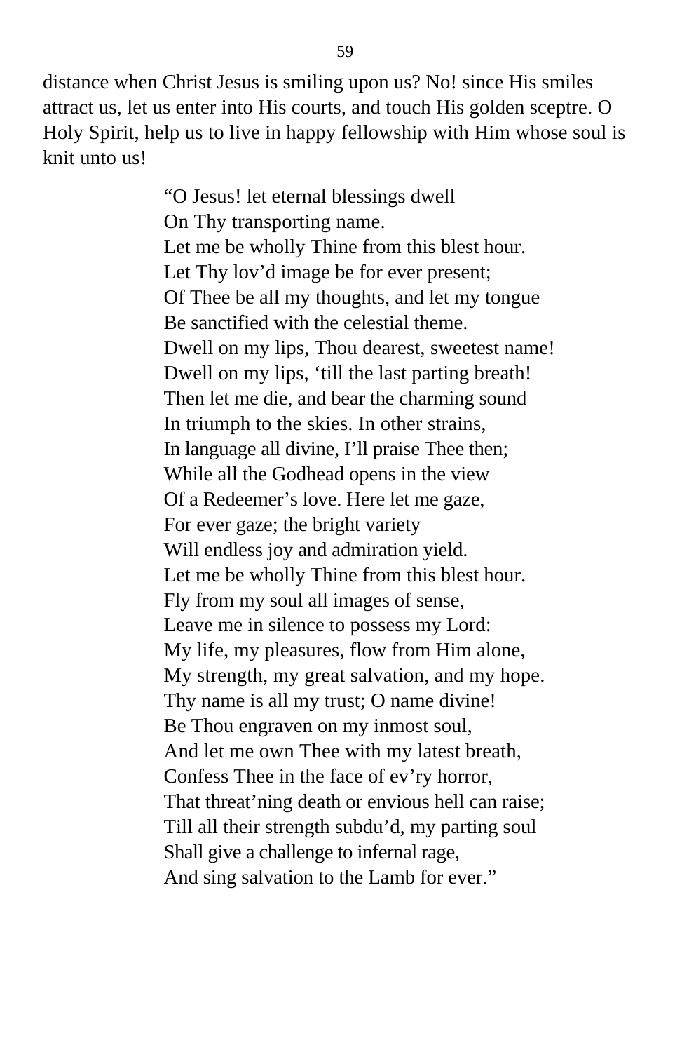distance when Christ Jesus is smiling upon us? No! since His smiles attract us, let us enter into His courts, and touch His golden sceptre. O Holy Spirit, help us to live in happy fellowship with Him whose soul is knit unto us!

> "O Jesus! let eternal blessings dwell  
> On Thy transporting name.  
> Let me be wholly Thine from this blest hour.  
> Let Thy lov'd image be for ever present;  
> Of Thee be all my thoughts, and let my tongue  
> Be sanctified with the celestial theme.  
> Dwell on my lips, Thou dearest, sweetest name!  
> Dwell on my lips, 'till the last parting breath!  
> Then let me die, and bear the charming sound  
> In triumph to the skies. In other strains,  
> In language all divine, I'll praise Thee then;  
> While all the Godhead opens in the view  
> Of a Redeemer's love. Here let me gaze,  
> For ever gaze; the bright variety  
> Will endless joy and admiration yield.  
> Let me be wholly Thine from this blest hour.  
> Fly from my soul all images of sense,  
> Leave me in silence to possess my Lord:  
> My life, my pleasures, flow from Him alone,  
> My strength, my great salvation, and my hope.  
> Thy name is all my trust; O name divine!  
> Be Thou engraven on my inmost soul,  
> And let me own Thee with my latest breath,  
> Confess Thee in the face of ev'ry horror,  
> That threat'ning death or envious hell can raise;  
> Till all their strength subdu'd, my parting soul  
> Shall give a challenge to infernal rage,  
> And sing salvation to the Lamb for ever."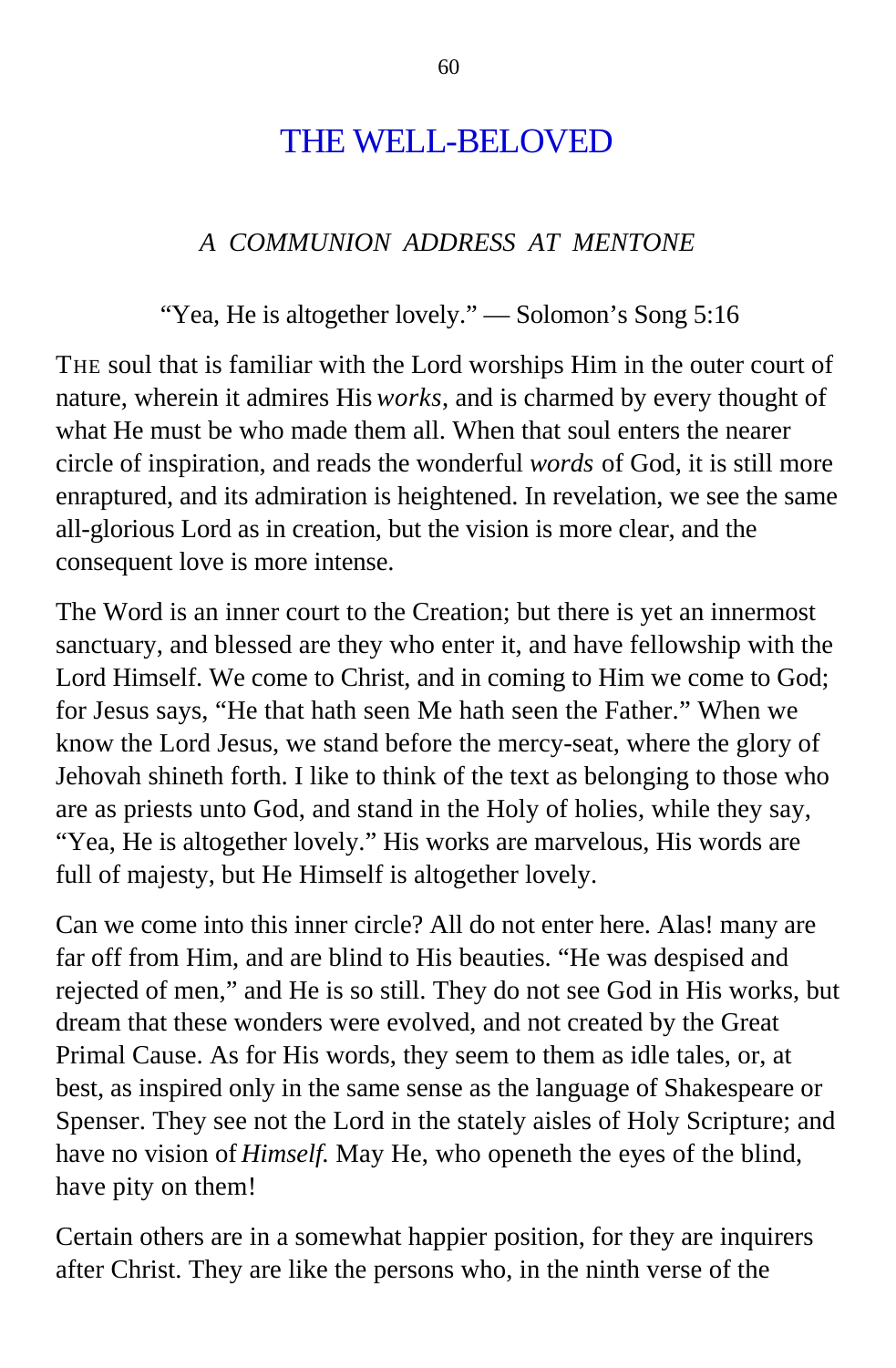# THE WELL-BELOVED

## *A COMMUNION ADDRESS AT MENTONE*

"Yea, He is altogether lovely." — Solomon's Song 5:16

THE soul that is familiar with the Lord worships Him in the outer court of nature, wherein it admires His *works*, and is charmed by every thought of what He must be who made them all. When that soul enters the nearer circle of inspiration, and reads the wonderful *words* of God, it is still more enraptured, and its admiration is heightened. In revelation, we see the same all-glorious Lord as in creation, but the vision is more clear, and the consequent love is more intense.

The Word is an inner court to the Creation; but there is yet an innermost sanctuary, and blessed are they who enter it, and have fellowship with the Lord Himself. We come to Christ, and in coming to Him we come to God; for Jesus says, "He that hath seen Me hath seen the Father." When we know the Lord Jesus, we stand before the mercy-seat, where the glory of Jehovah shineth forth. I like to think of the text as belonging to those who are as priests unto God, and stand in the Holy of holies, while they say, "Yea, He is altogether lovely." His works are marvelous, His words are full of majesty, but He Himself is altogether lovely.

Can we come into this inner circle? All do not enter here. Alas! many are far off from Him, and are blind to His beauties. "He was despised and rejected of men," and He is so still. They do not see God in His works, but dream that these wonders were evolved, and not created by the Great Primal Cause. As for His words, they seem to them as idle tales, or, at best, as inspired only in the same sense as the language of Shakespeare or Spenser. They see not the Lord in the stately aisles of Holy Scripture; and have no vision of *Himself.* May He, who openeth the eyes of the blind, have pity on them!

Certain others are in a somewhat happier position, for they are inquirers after Christ. They are like the persons who, in the ninth verse of the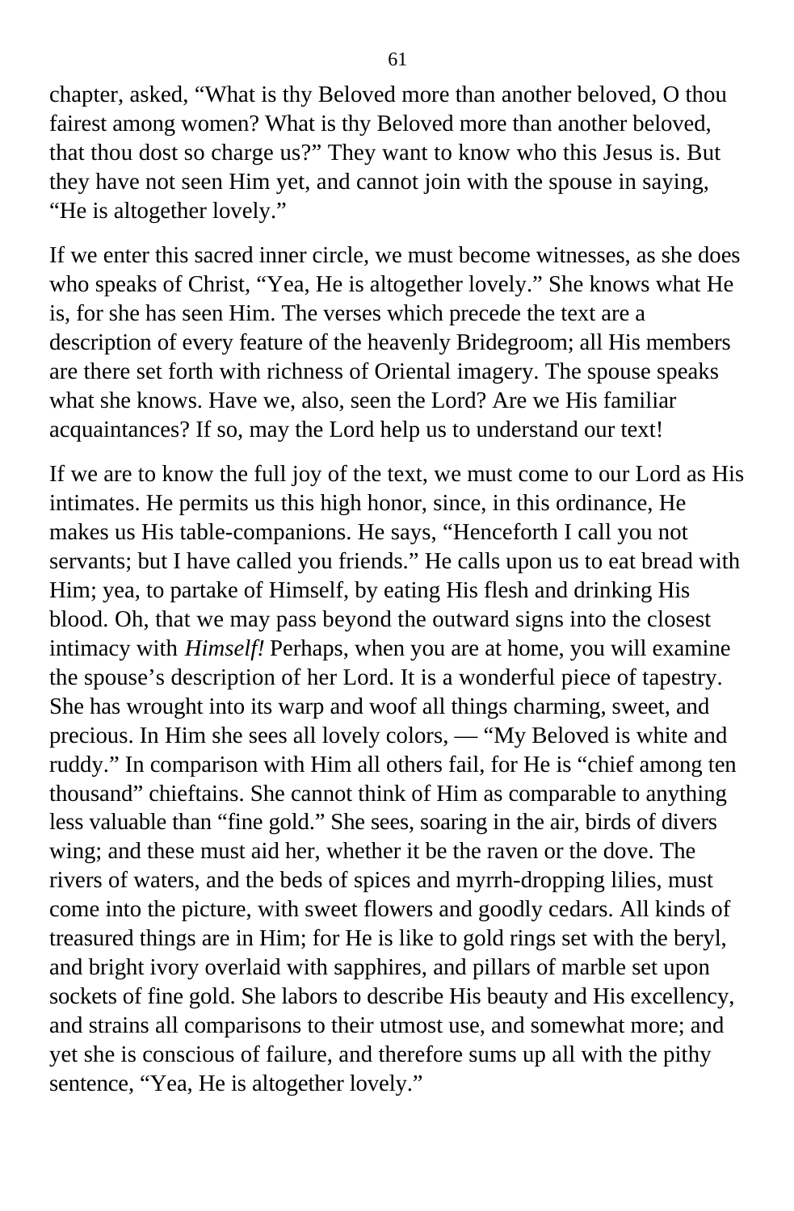chapter, asked, “What is thy Beloved more than another beloved, O thou fairest among women? What is thy Beloved more than another beloved, that thou dost so charge us?” They want to know who this Jesus is. But they have not seen Him yet, and cannot join with the spouse in saying, “He is altogether lovely.”

If we enter this sacred inner circle, we must become witnesses, as she does who speaks of Christ, “Yea, He is altogether lovely.” She knows what He is, for she has seen Him. The verses which precede the text are a description of every feature of the heavenly Bridegroom; all His members are there set forth with richness of Oriental imagery. The spouse speaks what she knows. Have we, also, seen the Lord? Are we His familiar acquaintances? If so, may the Lord help us to understand our text!

If we are to know the full joy of the text, we must come to our Lord as His intimates. He permits us this high honor, since, in this ordinance, He makes us His table-companions. He says, “Henceforth I call you not servants; but I have called you friends.” He calls upon us to eat bread with Him; yea, to partake of Himself, by eating His flesh and drinking His blood. Oh, that we may pass beyond the outward signs into the closest intimacy with *Himself!* Perhaps, when you are at home, you will examine the spouse’s description of her Lord. It is a wonderful piece of tapestry. She has wrought into its warp and woof all things charming, sweet, and precious. In Him she sees all lovely colors, — “My Beloved is white and ruddy.” In comparison with Him all others fail, for He is “chief among ten thousand” chieftains. She cannot think of Him as comparable to anything less valuable than “fine gold.” She sees, soaring in the air, birds of divers wing; and these must aid her, whether it be the raven or the dove. The rivers of waters, and the beds of spices and myrrh-dropping lilies, must come into the picture, with sweet flowers and goodly cedars. All kinds of treasured things are in Him; for He is like to gold rings set with the beryl, and bright ivory overlaid with sapphires, and pillars of marble set upon sockets of fine gold. She labors to describe His beauty and His excellency, and strains all comparisons to their utmost use, and somewhat more; and yet she is conscious of failure, and therefore sums up all with the pithy sentence, “Yea, He is altogether lovely.”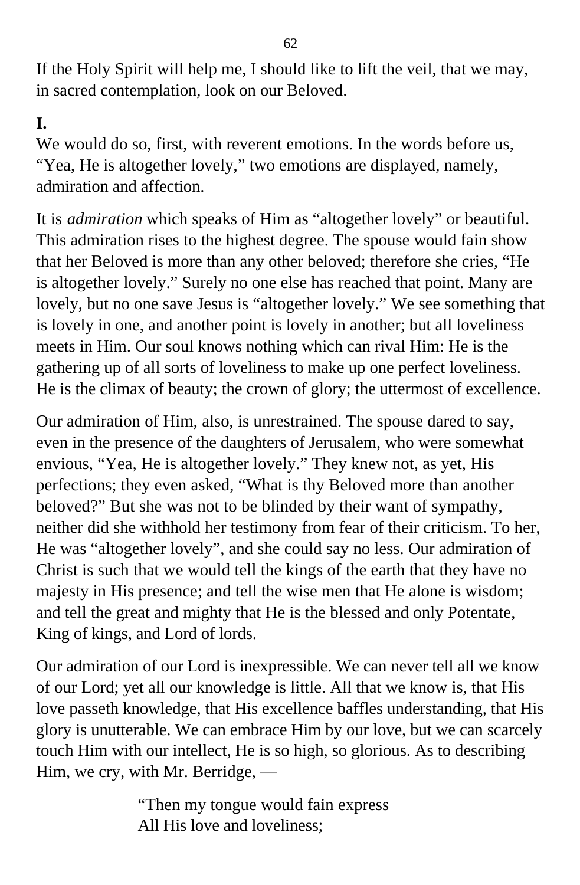If the Holy Spirit will help me, I should like to lift the veil, that we may, in sacred contemplation, look on our Beloved.

**I.**

We would do so, first, with reverent emotions. In the words before us, “Yea, He is altogether lovely,” two emotions are displayed, namely, admiration and affection.

It is *admiration* which speaks of Him as “altogether lovely” or beautiful. This admiration rises to the highest degree. The spouse would fain show that her Beloved is more than any other beloved; therefore she cries, “He is altogether lovely.” Surely no one else has reached that point. Many are lovely, but no one save Jesus is “altogether lovely.” We see something that is lovely in one, and another point is lovely in another; but all loveliness meets in Him. Our soul knows nothing which can rival Him: He is the gathering up of all sorts of loveliness to make up one perfect loveliness. He is the climax of beauty; the crown of glory; the uttermost of excellence.

Our admiration of Him, also, is unrestrained. The spouse dared to say, even in the presence of the daughters of Jerusalem, who were somewhat envious, “Yea, He is altogether lovely.” They knew not, as yet, His perfections; they even asked, “What is thy Beloved more than another beloved?” But she was not to be blinded by their want of sympathy, neither did she withhold her testimony from fear of their criticism. To her, He was “altogether lovely”, and she could say no less. Our admiration of Christ is such that we would tell the kings of the earth that they have no majesty in His presence; and tell the wise men that He alone is wisdom; and tell the great and mighty that He is the blessed and only Potentate, King of kings, and Lord of lords.

Our admiration of our Lord is inexpressible. We can never tell all we know of our Lord; yet all our knowledge is little. All that we know is, that His love passeth knowledge, that His excellence baffles understanding, that His glory is unutterable. We can embrace Him by our love, but we can scarcely touch Him with our intellect, He is so high, so glorious. As to describing Him, we cry, with Mr. Berridge, —

> “Then my tongue would fain express
> All His love and loveliness;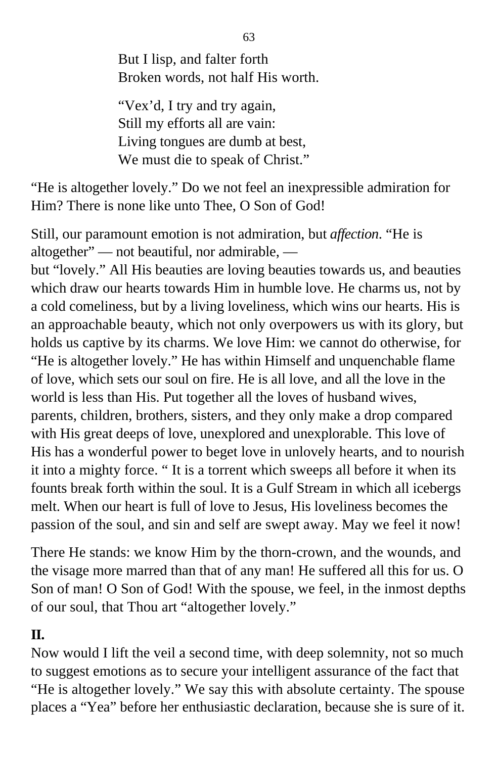But I lisp, and falter forth
Broken words, not half His worth.

"Vex'd, I try and try again,
Still my efforts all are vain:
Living tongues are dumb at best,
We must die to speak of Christ."

"He is altogether lovely." Do we not feel an inexpressible admiration for Him? There is none like unto Thee, O Son of God!

Still, our paramount emotion is not admiration, but *affection*. "He is altogether" — not beautiful, nor admirable, — but "lovely." All His beauties are loving beauties towards us, and beauties which draw our hearts towards Him in humble love. He charms us, not by a cold comeliness, but by a living loveliness, which wins our hearts. His is an approachable beauty, which not only overpowers us with its glory, but holds us captive by its charms. We love Him: we cannot do otherwise, for "He is altogether lovely." He has within Himself and unquenchable flame of love, which sets our soul on fire. He is all love, and all the love in the world is less than His. Put together all the loves of husband wives, parents, children, brothers, sisters, and they only make a drop compared with His great deeps of love, unexplored and unexplorable. This love of His has a wonderful power to beget love in unlovely hearts, and to nourish it into a mighty force. " It is a torrent which sweeps all before it when its founts break forth within the soul. It is a Gulf Stream in which all icebergs melt. When our heart is full of love to Jesus, His loveliness becomes the passion of the soul, and sin and self are swept away. May we feel it now!

There He stands: we know Him by the thorn-crown, and the wounds, and the visage more marred than that of any man! He suffered all this for us. O Son of man! O Son of God! With the spouse, we feel, in the inmost depths of our soul, that Thou art "altogether lovely."

**II.**

Now would I lift the veil a second time, with deep solemnity, not so much to suggest emotions as to secure your intelligent assurance of the fact that "He is altogether lovely." We say this with absolute certainty. The spouse places a "Yea" before her enthusiastic declaration, because she is sure of it.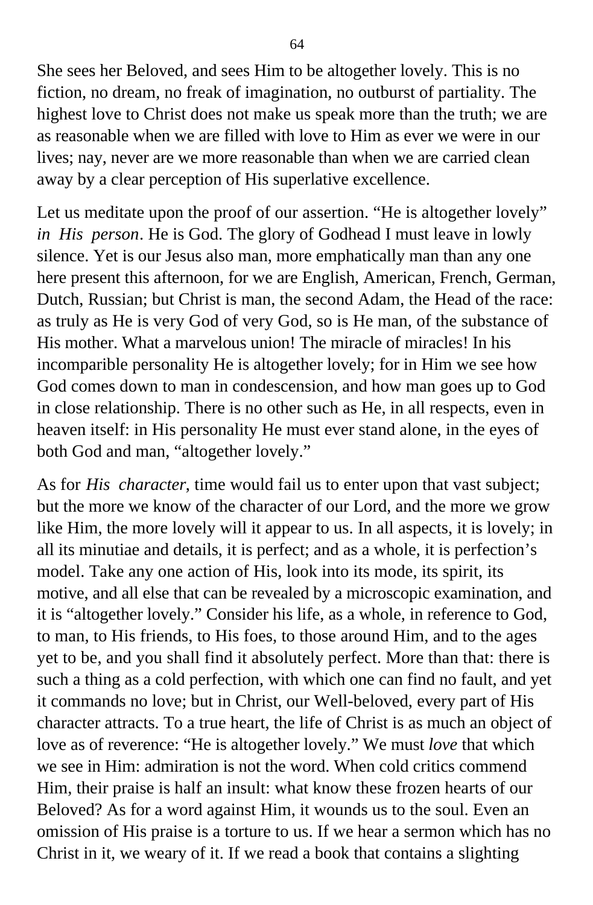She sees her Beloved, and sees Him to be altogether lovely. This is no fiction, no dream, no freak of imagination, no outburst of partiality. The highest love to Christ does not make us speak more than the truth; we are as reasonable when we are filled with love to Him as ever we were in our lives; nay, never are we more reasonable than when we are carried clean away by a clear perception of His superlative excellence.

Let us meditate upon the proof of our assertion. "He is altogether lovely" *in His person*. He is God. The glory of Godhead I must leave in lowly silence. Yet is our Jesus also man, more emphatically man than any one here present this afternoon, for we are English, American, French, German, Dutch, Russian; but Christ is man, the second Adam, the Head of the race: as truly as He is very God of very God, so is He man, of the substance of His mother. What a marvelous union! The miracle of miracles! In his incomparible personality He is altogether lovely; for in Him we see how God comes down to man in condescension, and how man goes up to God in close relationship. There is no other such as He, in all respects, even in heaven itself: in His personality He must ever stand alone, in the eyes of both God and man, "altogether lovely."

As for *His character*, time would fail us to enter upon that vast subject; but the more we know of the character of our Lord, and the more we grow like Him, the more lovely will it appear to us. In all aspects, it is lovely; in all its minutiae and details, it is perfect; and as a whole, it is perfection's model. Take any one action of His, look into its mode, its spirit, its motive, and all else that can be revealed by a microscopic examination, and it is "altogether lovely." Consider his life, as a whole, in reference to God, to man, to His friends, to His foes, to those around Him, and to the ages yet to be, and you shall find it absolutely perfect. More than that: there is such a thing as a cold perfection, with which one can find no fault, and yet it commands no love; but in Christ, our Well-beloved, every part of His character attracts. To a true heart, the life of Christ is as much an object of love as of reverence: "He is altogether lovely." We must *love* that which we see in Him: admiration is not the word. When cold critics commend Him, their praise is half an insult: what know these frozen hearts of our Beloved? As for a word against Him, it wounds us to the soul. Even an omission of His praise is a torture to us. If we hear a sermon which has no Christ in it, we weary of it. If we read a book that contains a slighting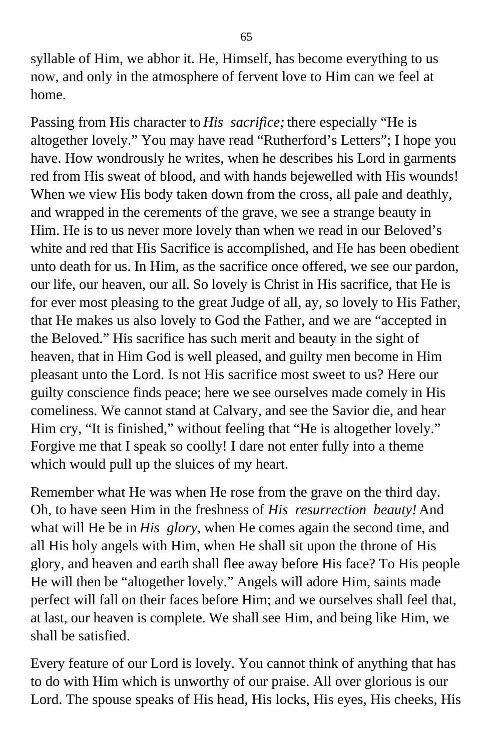syllable of Him, we abhor it. He, Himself, has become everything to us now, and only in the atmosphere of fervent love to Him can we feel at home.

Passing from His character to *His sacrifice;* there especially "He is altogether lovely." You may have read "Rutherford's Letters"; I hope you have. How wondrously he writes, when he describes his Lord in garments red from His sweat of blood, and with hands bejewelled with His wounds! When we view His body taken down from the cross, all pale and deathly, and wrapped in the cerements of the grave, we see a strange beauty in Him. He is to us never more lovely than when we read in our Beloved's white and red that His Sacrifice is accomplished, and He has been obedient unto death for us. In Him, as the sacrifice once offered, we see our pardon, our life, our heaven, our all. So lovely is Christ in His sacrifice, that He is for ever most pleasing to the great Judge of all, ay, so lovely to His Father, that He makes us also lovely to God the Father, and we are "accepted in the Beloved." His sacrifice has such merit and beauty in the sight of heaven, that in Him God is well pleased, and guilty men become in Him pleasant unto the Lord. Is not His sacrifice most sweet to us? Here our guilty conscience finds peace; here we see ourselves made comely in His comeliness. We cannot stand at Calvary, and see the Savior die, and hear Him cry, "It is finished," without feeling that "He is altogether lovely." Forgive me that I speak so coolly! I dare not enter fully into a theme which would pull up the sluices of my heart.

Remember what He was when He rose from the grave on the third day. Oh, to have seen Him in the freshness of *His resurrection beauty!* And what will He be in *His glory*, when He comes again the second time, and all His holy angels with Him, when He shall sit upon the throne of His glory, and heaven and earth shall flee away before His face? To His people He will then be "altogether lovely." Angels will adore Him, saints made perfect will fall on their faces before Him; and we ourselves shall feel that, at last, our heaven is complete. We shall see Him, and being like Him, we shall be satisfied.

Every feature of our Lord is lovely. You cannot think of anything that has to do with Him which is unworthy of our praise. All over glorious is our Lord. The spouse speaks of His head, His locks, His eyes, His cheeks, His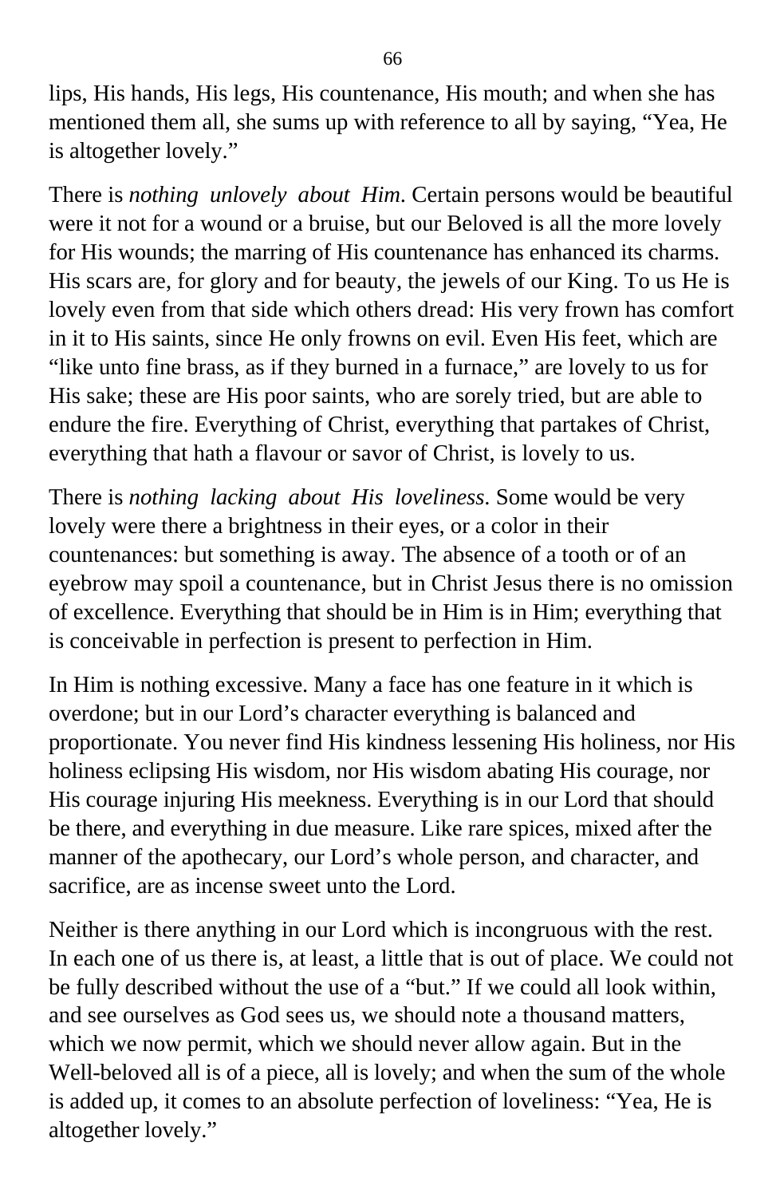lips, His hands, His legs, His countenance, His mouth; and when she has mentioned them all, she sums up with reference to all by saying, "Yea, He is altogether lovely."

There is *nothing unlovely about Him*. Certain persons would be beautiful were it not for a wound or a bruise, but our Beloved is all the more lovely for His wounds; the marring of His countenance has enhanced its charms. His scars are, for glory and for beauty, the jewels of our King. To us He is lovely even from that side which others dread: His very frown has comfort in it to His saints, since He only frowns on evil. Even His feet, which are "like unto fine brass, as if they burned in a furnace," are lovely to us for His sake; these are His poor saints, who are sorely tried, but are able to endure the fire. Everything of Christ, everything that partakes of Christ, everything that hath a flavour or savor of Christ, is lovely to us.

There is *nothing lacking about His loveliness*. Some would be very lovely were there a brightness in their eyes, or a color in their countenances: but something is away. The absence of a tooth or of an eyebrow may spoil a countenance, but in Christ Jesus there is no omission of excellence. Everything that should be in Him is in Him; everything that is conceivable in perfection is present to perfection in Him.

In Him is nothing excessive. Many a face has one feature in it which is overdone; but in our Lord's character everything is balanced and proportionate. You never find His kindness lessening His holiness, nor His holiness eclipsing His wisdom, nor His wisdom abating His courage, nor His courage injuring His meekness. Everything is in our Lord that should be there, and everything in due measure. Like rare spices, mixed after the manner of the apothecary, our Lord's whole person, and character, and sacrifice, are as incense sweet unto the Lord.

Neither is there anything in our Lord which is incongruous with the rest. In each one of us there is, at least, a little that is out of place. We could not be fully described without the use of a "but." If we could all look within, and see ourselves as God sees us, we should note a thousand matters, which we now permit, which we should never allow again. But in the Well-beloved all is of a piece, all is lovely; and when the sum of the whole is added up, it comes to an absolute perfection of loveliness: "Yea, He is altogether lovely."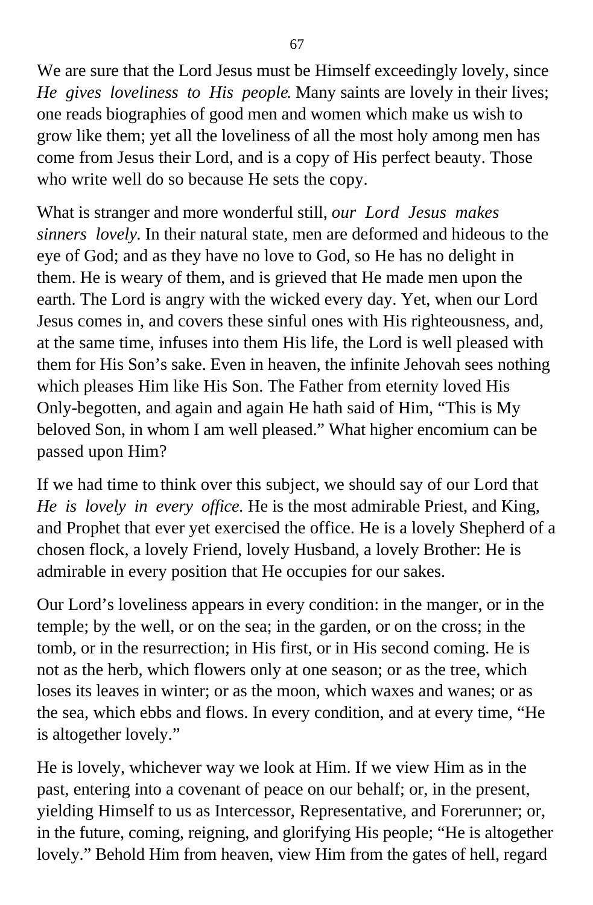We are sure that the Lord Jesus must be Himself exceedingly lovely, since *He gives loveliness to His people*. Many saints are lovely in their lives; one reads biographies of good men and women which make us wish to grow like them; yet all the loveliness of all the most holy among men has come from Jesus their Lord, and is a copy of His perfect beauty. Those who write well do so because He sets the copy.

What is stranger and more wonderful still, *our Lord Jesus makes sinners lovely.* In their natural state, men are deformed and hideous to the eye of God; and as they have no love to God, so He has no delight in them. He is weary of them, and is grieved that He made men upon the earth. The Lord is angry with the wicked every day. Yet, when our Lord Jesus comes in, and covers these sinful ones with His righteousness, and, at the same time, infuses into them His life, the Lord is well pleased with them for His Son's sake. Even in heaven, the infinite Jehovah sees nothing which pleases Him like His Son. The Father from eternity loved His Only-begotten, and again and again He hath said of Him, "This is My beloved Son, in whom I am well pleased." What higher encomium can be passed upon Him?

If we had time to think over this subject, we should say of our Lord that *He is lovely in every office.* He is the most admirable Priest, and King, and Prophet that ever yet exercised the office. He is a lovely Shepherd of a chosen flock, a lovely Friend, lovely Husband, a lovely Brother: He is admirable in every position that He occupies for our sakes.

Our Lord's loveliness appears in every condition: in the manger, or in the temple; by the well, or on the sea; in the garden, or on the cross; in the tomb, or in the resurrection; in His first, or in His second coming. He is not as the herb, which flowers only at one season; or as the tree, which loses its leaves in winter; or as the moon, which waxes and wanes; or as the sea, which ebbs and flows. In every condition, and at every time, "He is altogether lovely."

He is lovely, whichever way we look at Him. If we view Him as in the past, entering into a covenant of peace on our behalf; or, in the present, yielding Himself to us as Intercessor, Representative, and Forerunner; or, in the future, coming, reigning, and glorifying His people; "He is altogether lovely." Behold Him from heaven, view Him from the gates of hell, regard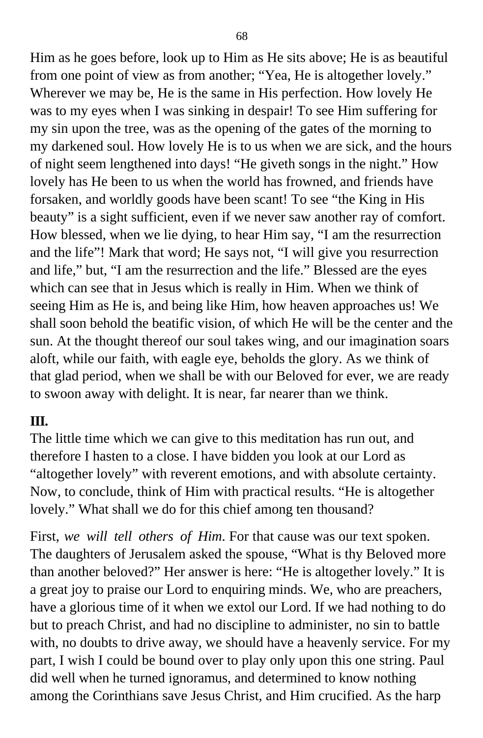Him as he goes before, look up to Him as He sits above; He is as beautiful from one point of view as from another; “Yea, He is altogether lovely.” Wherever we may be, He is the same in His perfection. How lovely He was to my eyes when I was sinking in despair! To see Him suffering for my sin upon the tree, was as the opening of the gates of the morning to my darkened soul. How lovely He is to us when we are sick, and the hours of night seem lengthened into days! “He giveth songs in the night.” How lovely has He been to us when the world has frowned, and friends have forsaken, and worldly goods have been scant! To see “the King in His beauty” is a sight sufficient, even if we never saw another ray of comfort. How blessed, when we lie dying, to hear Him say, “I am the resurrection and the life”! Mark that word; He says not, “I will give you resurrection and life,” but, “I am the resurrection and the life.” Blessed are the eyes which can see that in Jesus which is really in Him. When we think of seeing Him as He is, and being like Him, how heaven approaches us! We shall soon behold the beatific vision, of which He will be the center and the sun. At the thought thereof our soul takes wing, and our imagination soars aloft, while our faith, with eagle eye, beholds the glory. As we think of that glad period, when we shall be with our Beloved for ever, we are ready to swoon away with delight. It is near, far nearer than we think.

**III.**

The little time which we can give to this meditation has run out, and therefore I hasten to a close. I have bidden you look at our Lord as “altogether lovely” with reverent emotions, and with absolute certainty. Now, to conclude, think of Him with practical results. “He is altogether lovely.” What shall we do for this chief among ten thousand?

First, *we will tell others of Him*. For that cause was our text spoken. The daughters of Jerusalem asked the spouse, “What is thy Beloved more than another beloved?” Her answer is here: “He is altogether lovely.” It is a great joy to praise our Lord to enquiring minds. We, who are preachers, have a glorious time of it when we extol our Lord. If we had nothing to do but to preach Christ, and had no discipline to administer, no sin to battle with, no doubts to drive away, we should have a heavenly service. For my part, I wish I could be bound over to play only upon this one string. Paul did well when he turned ignoramus, and determined to know nothing among the Corinthians save Jesus Christ, and Him crucified. As the harp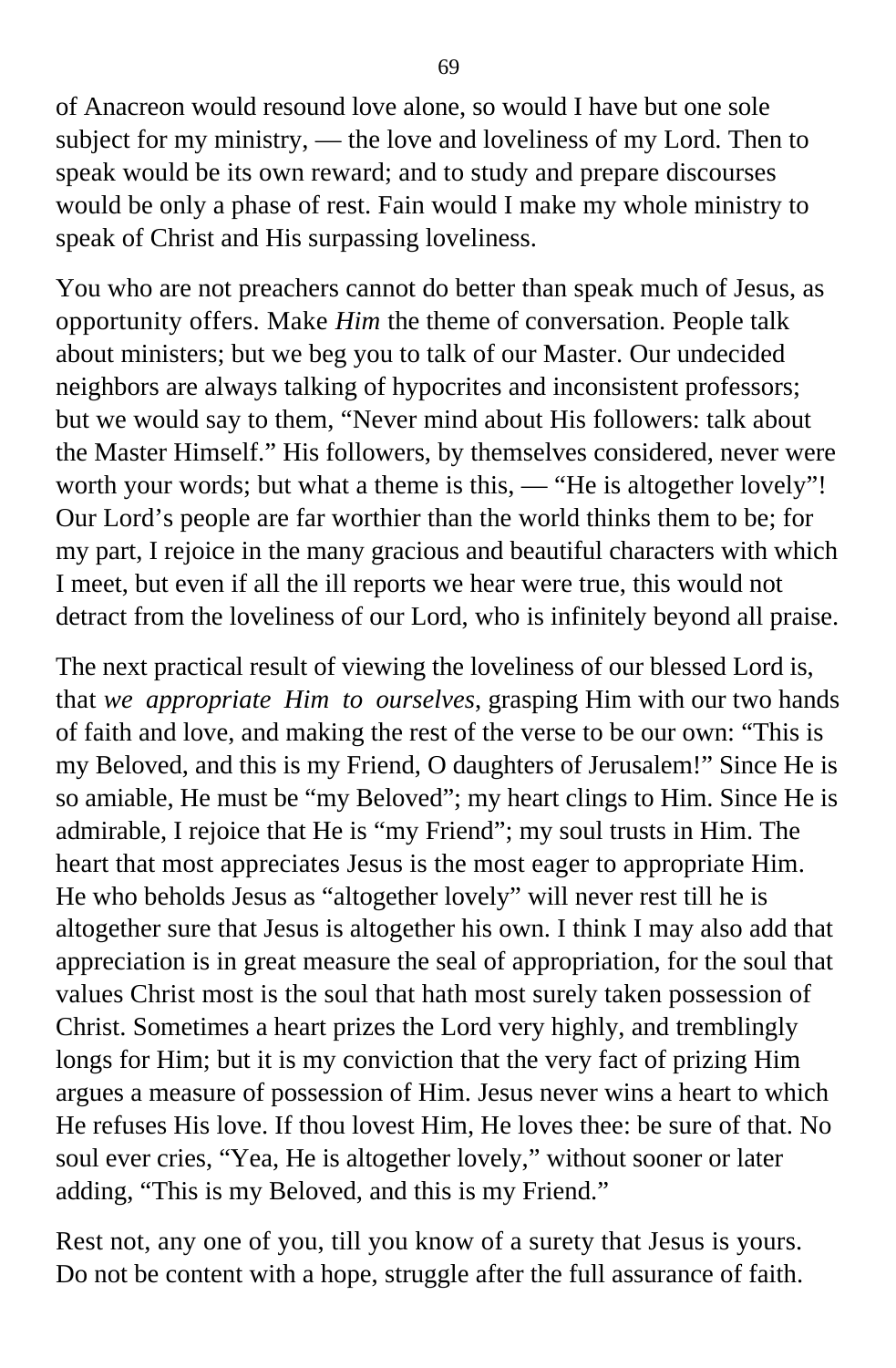of Anacreon would resound love alone, so would I have but one sole subject for my ministry, — the love and loveliness of my Lord. Then to speak would be its own reward; and to study and prepare discourses would be only a phase of rest. Fain would I make my whole ministry to speak of Christ and His surpassing loveliness.

You who are not preachers cannot do better than speak much of Jesus, as opportunity offers. Make *Him* the theme of conversation. People talk about ministers; but we beg you to talk of our Master. Our undecided neighbors are always talking of hypocrites and inconsistent professors; but we would say to them, "Never mind about His followers: talk about the Master Himself." His followers, by themselves considered, never were worth your words; but what a theme is this, — "He is altogether lovely"! Our Lord's people are far worthier than the world thinks them to be; for my part, I rejoice in the many gracious and beautiful characters with which I meet, but even if all the ill reports we hear were true, this would not detract from the loveliness of our Lord, who is infinitely beyond all praise.

The next practical result of viewing the loveliness of our blessed Lord is, that *we appropriate Him to ourselves*, grasping Him with our two hands of faith and love, and making the rest of the verse to be our own: "This is my Beloved, and this is my Friend, O daughters of Jerusalem!" Since He is so amiable, He must be "my Beloved"; my heart clings to Him. Since He is admirable, I rejoice that He is "my Friend"; my soul trusts in Him. The heart that most appreciates Jesus is the most eager to appropriate Him. He who beholds Jesus as "altogether lovely" will never rest till he is altogether sure that Jesus is altogether his own. I think I may also add that appreciation is in great measure the seal of appropriation, for the soul that values Christ most is the soul that hath most surely taken possession of Christ. Sometimes a heart prizes the Lord very highly, and tremblingly longs for Him; but it is my conviction that the very fact of prizing Him argues a measure of possession of Him. Jesus never wins a heart to which He refuses His love. If thou lovest Him, He loves thee: be sure of that. No soul ever cries, "Yea, He is altogether lovely," without sooner or later adding, "This is my Beloved, and this is my Friend."

Rest not, any one of you, till you know of a surety that Jesus is yours. Do not be content with a hope, struggle after the full assurance of faith.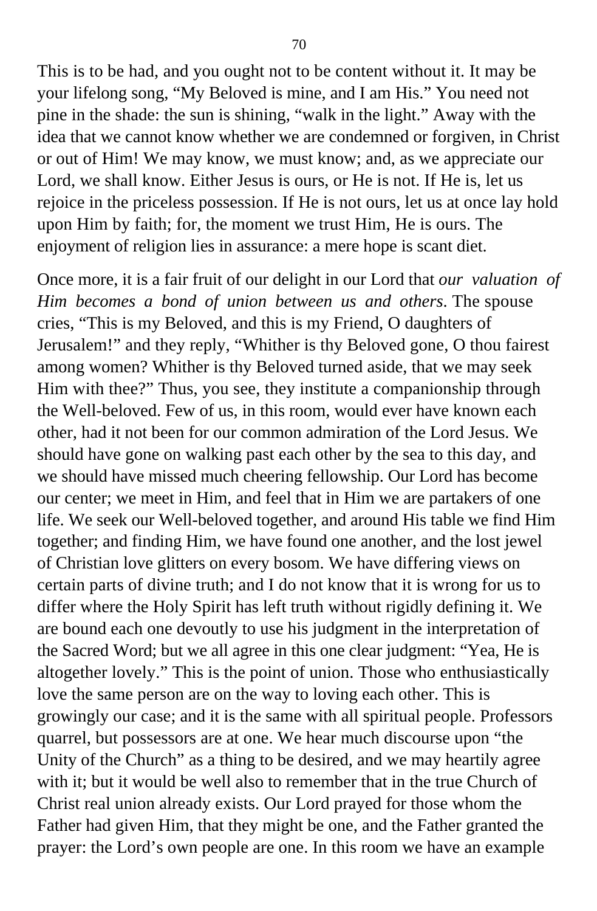This is to be had, and you ought not to be content without it. It may be your lifelong song, "My Beloved is mine, and I am His." You need not pine in the shade: the sun is shining, "walk in the light." Away with the idea that we cannot know whether we are condemned or forgiven, in Christ or out of Him! We may know, we must know; and, as we appreciate our Lord, we shall know. Either Jesus is ours, or He is not. If He is, let us rejoice in the priceless possession. If He is not ours, let us at once lay hold upon Him by faith; for, the moment we trust Him, He is ours. The enjoyment of religion lies in assurance: a mere hope is scant diet.

Once more, it is a fair fruit of our delight in our Lord that *our valuation of Him becomes a bond of union between us and others*. The spouse cries, "This is my Beloved, and this is my Friend, O daughters of Jerusalem!" and they reply, "Whither is thy Beloved gone, O thou fairest among women? Whither is thy Beloved turned aside, that we may seek Him with thee?" Thus, you see, they institute a companionship through the Well-beloved. Few of us, in this room, would ever have known each other, had it not been for our common admiration of the Lord Jesus. We should have gone on walking past each other by the sea to this day, and we should have missed much cheering fellowship. Our Lord has become our center; we meet in Him, and feel that in Him we are partakers of one life. We seek our Well-beloved together, and around His table we find Him together; and finding Him, we have found one another, and the lost jewel of Christian love glitters on every bosom. We have differing views on certain parts of divine truth; and I do not know that it is wrong for us to differ where the Holy Spirit has left truth without rigidly defining it. We are bound each one devoutly to use his judgment in the interpretation of the Sacred Word; but we all agree in this one clear judgment: "Yea, He is altogether lovely." This is the point of union. Those who enthusiastically love the same person are on the way to loving each other. This is growingly our case; and it is the same with all spiritual people. Professors quarrel, but possessors are at one. We hear much discourse upon "the Unity of the Church" as a thing to be desired, and we may heartily agree with it; but it would be well also to remember that in the true Church of Christ real union already exists. Our Lord prayed for those whom the Father had given Him, that they might be one, and the Father granted the prayer: the Lord's own people are one. In this room we have an example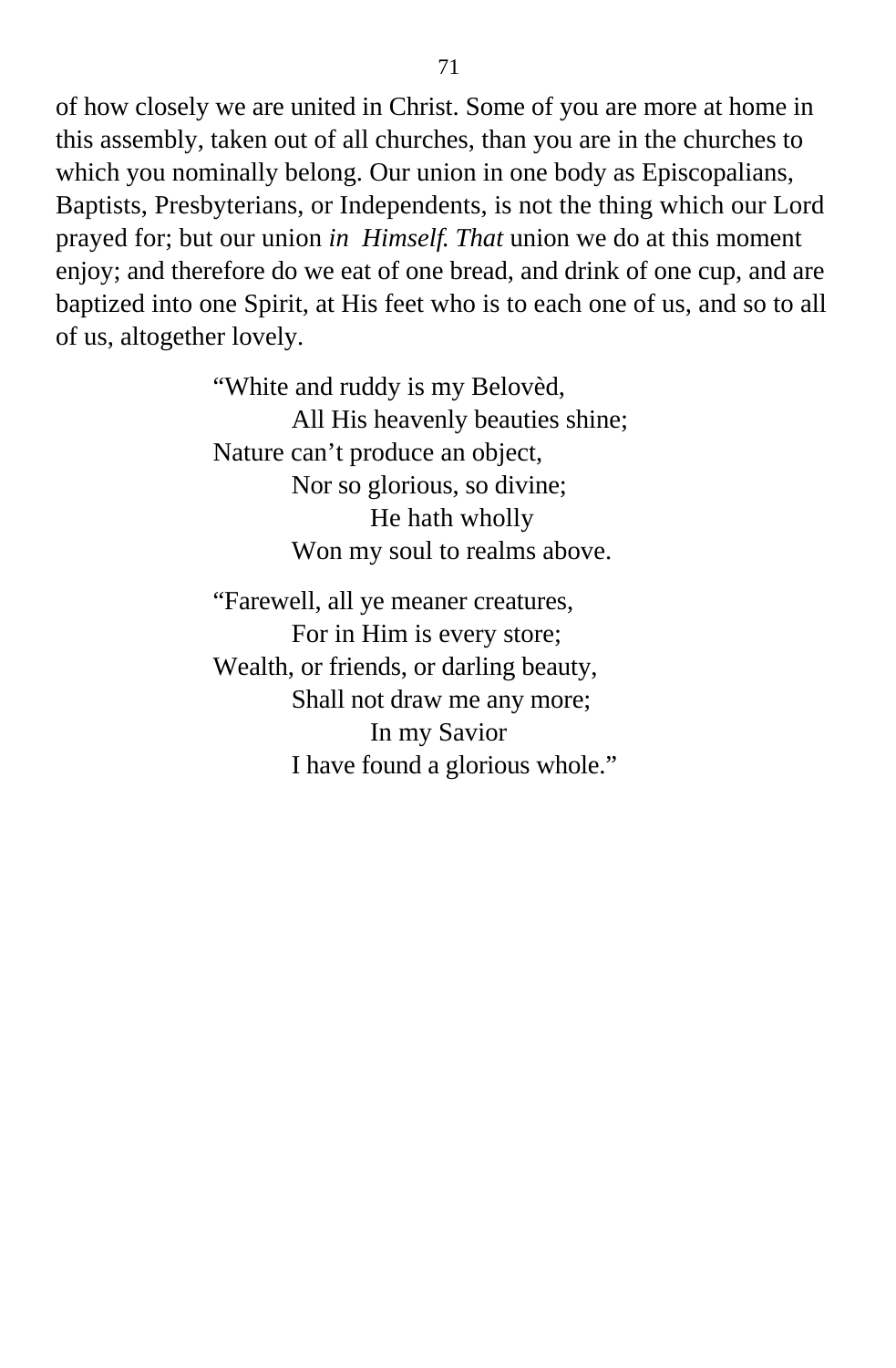of how closely we are united in Christ. Some of you are more at home in this assembly, taken out of all churches, than you are in the churches to which you nominally belong. Our union in one body as Episcopalians, Baptists, Presbyterians, or Independents, is not the thing which our Lord prayed for; but our union *in Himself. That* union we do at this moment enjoy; and therefore do we eat of one bread, and drink of one cup, and are baptized into one Spirit, at His feet who is to each one of us, and so to all of us, altogether lovely.

> “White and ruddy is my Belovèd,
> All His heavenly beauties shine;
> Nature can’t produce an object,
> Nor so glorious, so divine;
> He hath wholly
> Won my soul to realms above.
>
> “Farewell, all ye meaner creatures,
> For in Him is every store;
> Wealth, or friends, or darling beauty,
> Shall not draw me any more;
> In my Savior
> I have found a glorious whole.”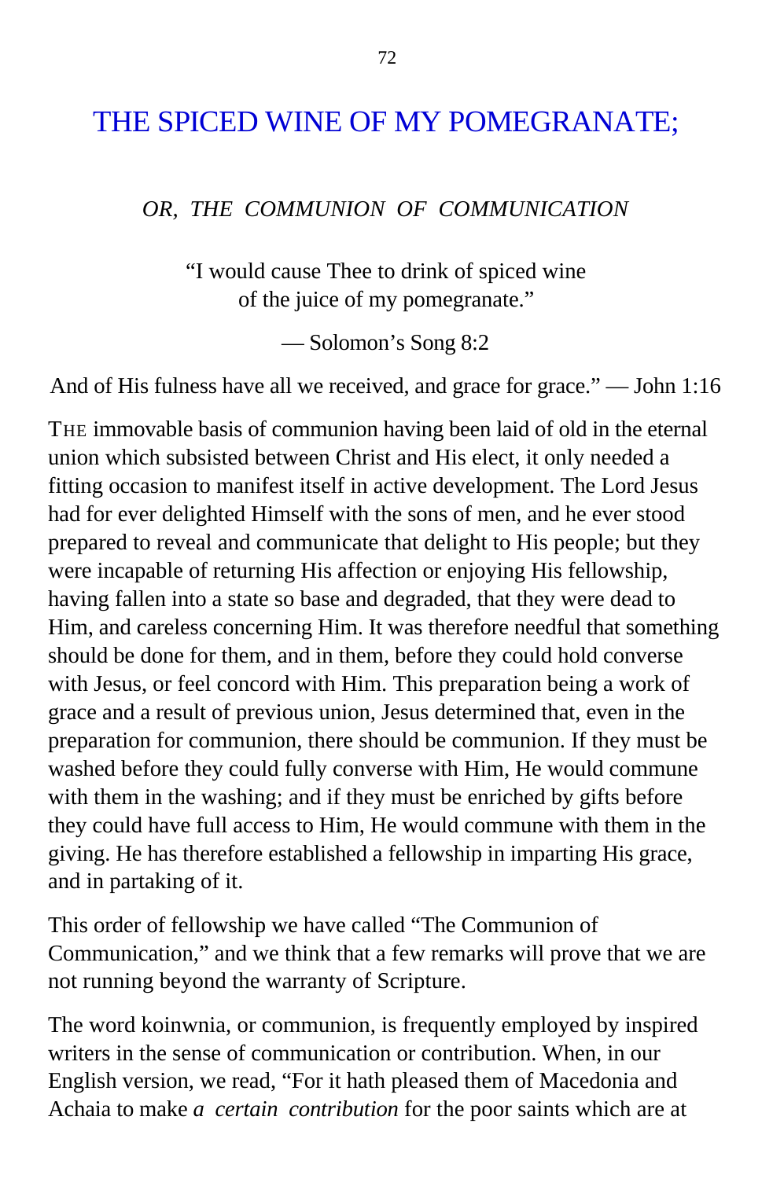# THE SPICED WINE OF MY POMEGRANATE;

*OR, THE COMMUNION OF COMMUNICATION*

"I would cause Thee to drink of spiced wine
of the juice of my pomegranate."

— Solomon's Song 8:2

And of His fulness have all we received, and grace for grace." — John 1:16

THE immovable basis of communion having been laid of old in the eternal union which subsisted between Christ and His elect, it only needed a fitting occasion to manifest itself in active development. The Lord Jesus had for ever delighted Himself with the sons of men, and he ever stood prepared to reveal and communicate that delight to His people; but they were incapable of returning His affection or enjoying His fellowship, having fallen into a state so base and degraded, that they were dead to Him, and careless concerning Him. It was therefore needful that something should be done for them, and in them, before they could hold converse with Jesus, or feel concord with Him. This preparation being a work of grace and a result of previous union, Jesus determined that, even in the preparation for communion, there should be communion. If they must be washed before they could fully converse with Him, He would commune with them in the washing; and if they must be enriched by gifts before they could have full access to Him, He would commune with them in the giving. He has therefore established a fellowship in imparting His grace, and in partaking of it.

This order of fellowship we have called "The Communion of Communication," and we think that a few remarks will prove that we are not running beyond the warranty of Scripture.

The word koinwnia, or communion, is frequently employed by inspired writers in the sense of communication or contribution. When, in our English version, we read, "For it hath pleased them of Macedonia and Achaia to make *a certain contribution* for the poor saints which are at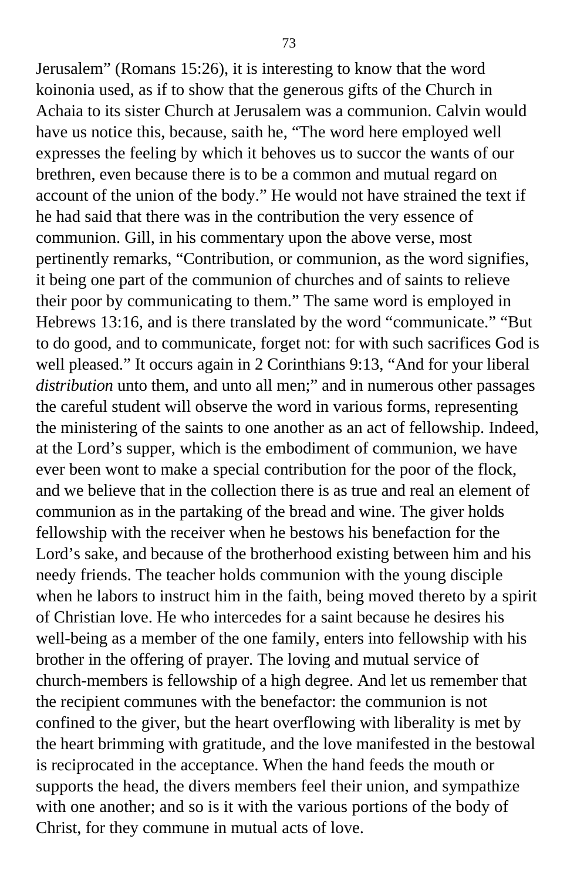Jerusalem" (Romans 15:26), it is interesting to know that the word koinonia used, as if to show that the generous gifts of the Church in Achaia to its sister Church at Jerusalem was a communion. Calvin would have us notice this, because, saith he, "The word here employed well expresses the feeling by which it behoves us to succor the wants of our brethren, even because there is to be a common and mutual regard on account of the union of the body." He would not have strained the text if he had said that there was in the contribution the very essence of communion. Gill, in his commentary upon the above verse, most pertinently remarks, "Contribution, or communion, as the word signifies, it being one part of the communion of churches and of saints to relieve their poor by communicating to them." The same word is employed in Hebrews 13:16, and is there translated by the word "communicate." "But to do good, and to communicate, forget not: for with such sacrifices God is well pleased." It occurs again in 2 Corinthians 9:13, "And for your liberal *distribution* unto them, and unto all men;" and in numerous other passages the careful student will observe the word in various forms, representing the ministering of the saints to one another as an act of fellowship. Indeed, at the Lord's supper, which is the embodiment of communion, we have ever been wont to make a special contribution for the poor of the flock, and we believe that in the collection there is as true and real an element of communion as in the partaking of the bread and wine. The giver holds fellowship with the receiver when he bestows his benefaction for the Lord's sake, and because of the brotherhood existing between him and his needy friends. The teacher holds communion with the young disciple when he labors to instruct him in the faith, being moved thereto by a spirit of Christian love. He who intercedes for a saint because he desires his well-being as a member of the one family, enters into fellowship with his brother in the offering of prayer. The loving and mutual service of church-members is fellowship of a high degree. And let us remember that the recipient communes with the benefactor: the communion is not confined to the giver, but the heart overflowing with liberality is met by the heart brimming with gratitude, and the love manifested in the bestowal is reciprocated in the acceptance. When the hand feeds the mouth or supports the head, the divers members feel their union, and sympathize with one another; and so is it with the various portions of the body of Christ, for they commune in mutual acts of love.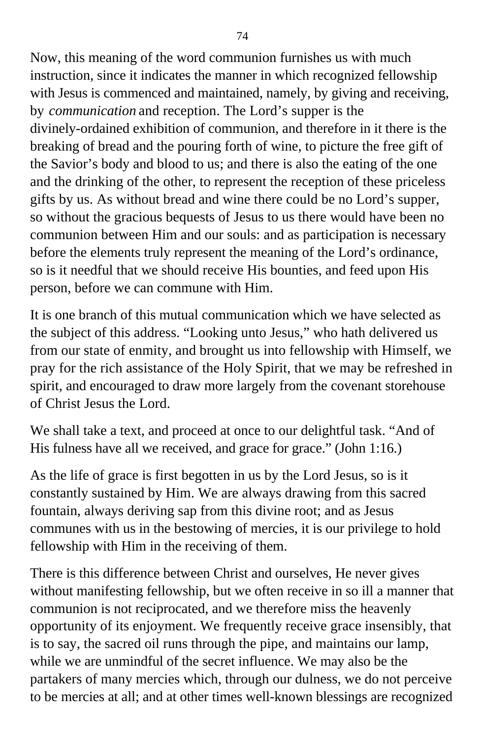Now, this meaning of the word communion furnishes us with much instruction, since it indicates the manner in which recognized fellowship with Jesus is commenced and maintained, namely, by giving and receiving, by *communication* and reception. The Lord's supper is the divinely-ordained exhibition of communion, and therefore in it there is the breaking of bread and the pouring forth of wine, to picture the free gift of the Savior's body and blood to us; and there is also the eating of the one and the drinking of the other, to represent the reception of these priceless gifts by us. As without bread and wine there could be no Lord's supper, so without the gracious bequests of Jesus to us there would have been no communion between Him and our souls: and as participation is necessary before the elements truly represent the meaning of the Lord's ordinance, so is it needful that we should receive His bounties, and feed upon His person, before we can commune with Him.

It is one branch of this mutual communication which we have selected as the subject of this address. "Looking unto Jesus," who hath delivered us from our state of enmity, and brought us into fellowship with Himself, we pray for the rich assistance of the Holy Spirit, that we may be refreshed in spirit, and encouraged to draw more largely from the covenant storehouse of Christ Jesus the Lord.

We shall take a text, and proceed at once to our delightful task. "And of His fulness have all we received, and grace for grace." (John 1:16.)

As the life of grace is first begotten in us by the Lord Jesus, so is it constantly sustained by Him. We are always drawing from this sacred fountain, always deriving sap from this divine root; and as Jesus communes with us in the bestowing of mercies, it is our privilege to hold fellowship with Him in the receiving of them.

There is this difference between Christ and ourselves, He never gives without manifesting fellowship, but we often receive in so ill a manner that communion is not reciprocated, and we therefore miss the heavenly opportunity of its enjoyment. We frequently receive grace insensibly, that is to say, the sacred oil runs through the pipe, and maintains our lamp, while we are unmindful of the secret influence. We may also be the partakers of many mercies which, through our dulness, we do not perceive to be mercies at all; and at other times well-known blessings are recognized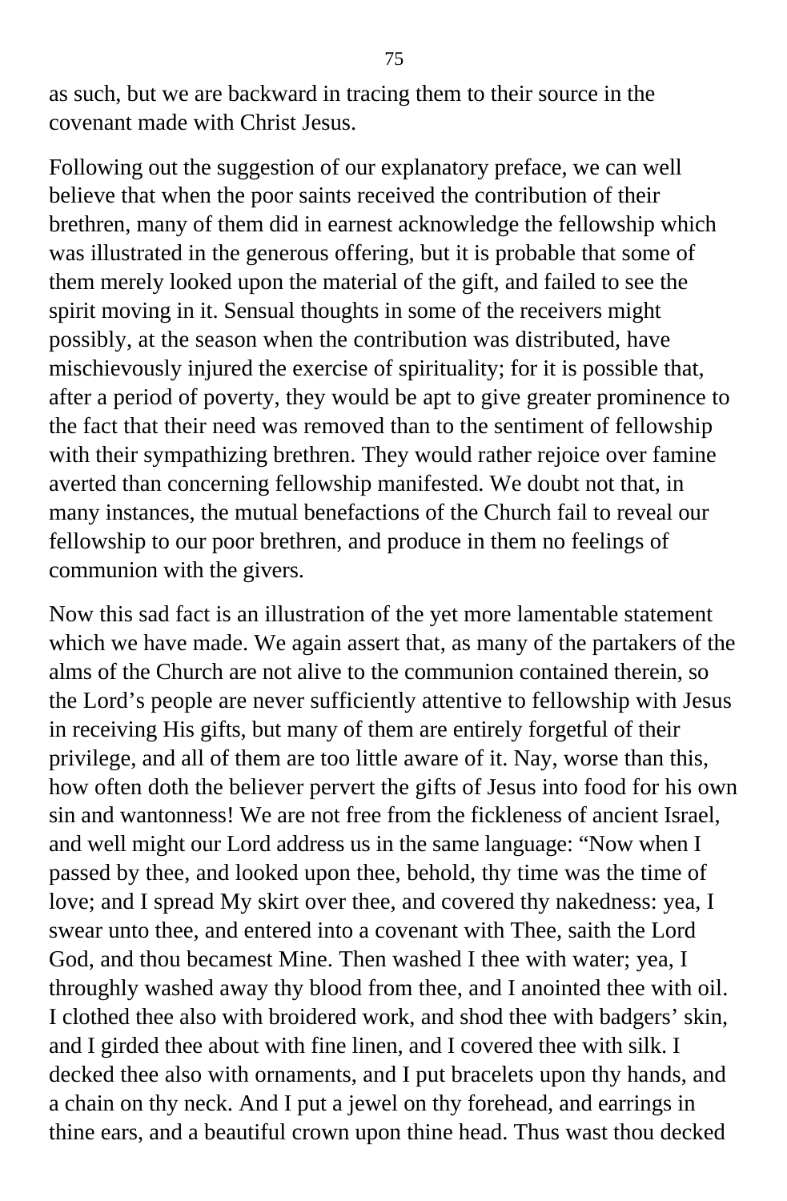as such, but we are backward in tracing them to their source in the covenant made with Christ Jesus.

Following out the suggestion of our explanatory preface, we can well believe that when the poor saints received the contribution of their brethren, many of them did in earnest acknowledge the fellowship which was illustrated in the generous offering, but it is probable that some of them merely looked upon the material of the gift, and failed to see the spirit moving in it. Sensual thoughts in some of the receivers might possibly, at the season when the contribution was distributed, have mischievously injured the exercise of spirituality; for it is possible that, after a period of poverty, they would be apt to give greater prominence to the fact that their need was removed than to the sentiment of fellowship with their sympathizing brethren. They would rather rejoice over famine averted than concerning fellowship manifested. We doubt not that, in many instances, the mutual benefactions of the Church fail to reveal our fellowship to our poor brethren, and produce in them no feelings of communion with the givers.

Now this sad fact is an illustration of the yet more lamentable statement which we have made. We again assert that, as many of the partakers of the alms of the Church are not alive to the communion contained therein, so the Lord's people are never sufficiently attentive to fellowship with Jesus in receiving His gifts, but many of them are entirely forgetful of their privilege, and all of them are too little aware of it. Nay, worse than this, how often doth the believer pervert the gifts of Jesus into food for his own sin and wantonness! We are not free from the fickleness of ancient Israel, and well might our Lord address us in the same language: "Now when I passed by thee, and looked upon thee, behold, thy time was the time of love; and I spread My skirt over thee, and covered thy nakedness: yea, I swear unto thee, and entered into a covenant with Thee, saith the Lord God, and thou becamest Mine. Then washed I thee with water; yea, I throughly washed away thy blood from thee, and I anointed thee with oil. I clothed thee also with broidered work, and shod thee with badgers' skin, and I girded thee about with fine linen, and I covered thee with silk. I decked thee also with ornaments, and I put bracelets upon thy hands, and a chain on thy neck. And I put a jewel on thy forehead, and earrings in thine ears, and a beautiful crown upon thine head. Thus wast thou decked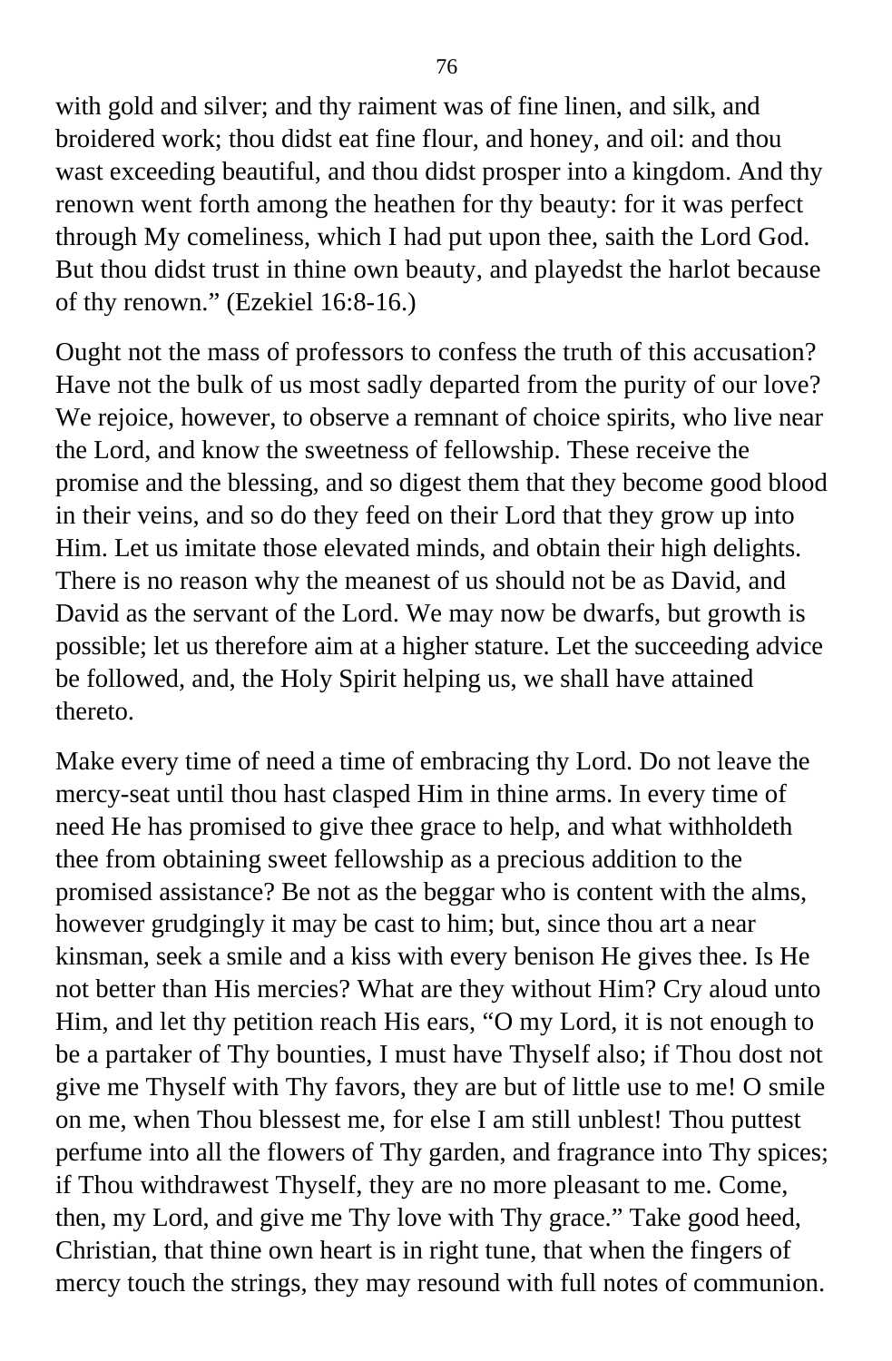with gold and silver; and thy raiment was of fine linen, and silk, and broidered work; thou didst eat fine flour, and honey, and oil: and thou wast exceeding beautiful, and thou didst prosper into a kingdom. And thy renown went forth among the heathen for thy beauty: for it was perfect through My comeliness, which I had put upon thee, saith the Lord God. But thou didst trust in thine own beauty, and playedst the harlot because of thy renown." (Ezekiel 16:8-16.)

Ought not the mass of professors to confess the truth of this accusation? Have not the bulk of us most sadly departed from the purity of our love? We rejoice, however, to observe a remnant of choice spirits, who live near the Lord, and know the sweetness of fellowship. These receive the promise and the blessing, and so digest them that they become good blood in their veins, and so do they feed on their Lord that they grow up into Him. Let us imitate those elevated minds, and obtain their high delights. There is no reason why the meanest of us should not be as David, and David as the servant of the Lord. We may now be dwarfs, but growth is possible; let us therefore aim at a higher stature. Let the succeeding advice be followed, and, the Holy Spirit helping us, we shall have attained thereto.

Make every time of need a time of embracing thy Lord. Do not leave the mercy-seat until thou hast clasped Him in thine arms. In every time of need He has promised to give thee grace to help, and what withholdeth thee from obtaining sweet fellowship as a precious addition to the promised assistance? Be not as the beggar who is content with the alms, however grudgingly it may be cast to him; but, since thou art a near kinsman, seek a smile and a kiss with every benison He gives thee. Is He not better than His mercies? What are they without Him? Cry aloud unto Him, and let thy petition reach His ears, "O my Lord, it is not enough to be a partaker of Thy bounties, I must have Thyself also; if Thou dost not give me Thyself with Thy favors, they are but of little use to me! O smile on me, when Thou blessest me, for else I am still unblest! Thou puttest perfume into all the flowers of Thy garden, and fragrance into Thy spices; if Thou withdrawest Thyself, they are no more pleasant to me. Come, then, my Lord, and give me Thy love with Thy grace." Take good heed, Christian, that thine own heart is in right tune, that when the fingers of mercy touch the strings, they may resound with full notes of communion.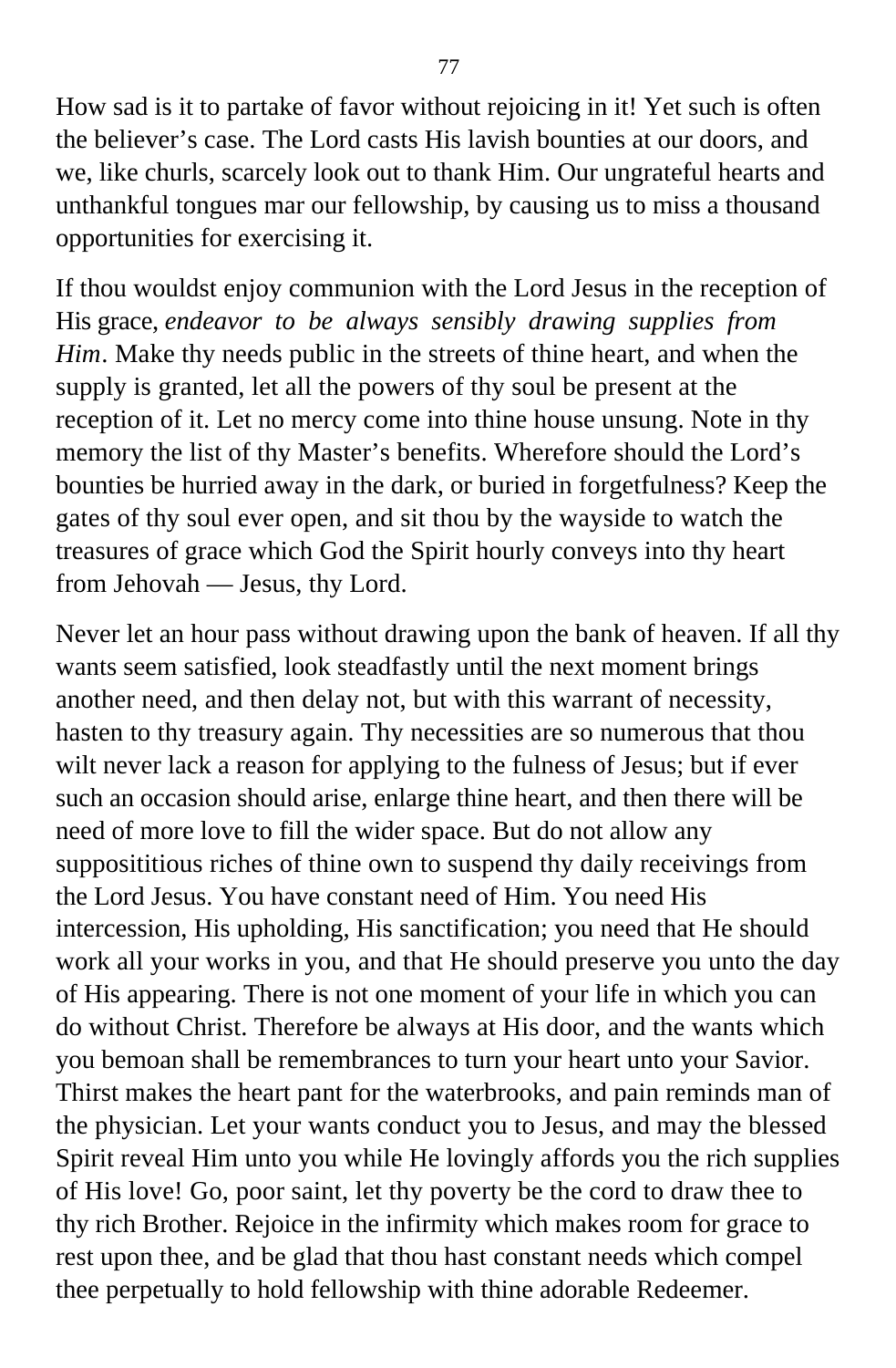How sad is it to partake of favor without rejoicing in it! Yet such is often the believer's case. The Lord casts His lavish bounties at our doors, and we, like churls, scarcely look out to thank Him. Our ungrateful hearts and unthankful tongues mar our fellowship, by causing us to miss a thousand opportunities for exercising it.

If thou wouldst enjoy communion with the Lord Jesus in the reception of His grace, *endeavor to be always sensibly drawing supplies from Him*. Make thy needs public in the streets of thine heart, and when the supply is granted, let all the powers of thy soul be present at the reception of it. Let no mercy come into thine house unsung. Note in thy memory the list of thy Master's benefits. Wherefore should the Lord's bounties be hurried away in the dark, or buried in forgetfulness? Keep the gates of thy soul ever open, and sit thou by the wayside to watch the treasures of grace which God the Spirit hourly conveys into thy heart from Jehovah — Jesus, thy Lord.

Never let an hour pass without drawing upon the bank of heaven. If all thy wants seem satisfied, look steadfastly until the next moment brings another need, and then delay not, but with this warrant of necessity, hasten to thy treasury again. Thy necessities are so numerous that thou wilt never lack a reason for applying to the fulness of Jesus; but if ever such an occasion should arise, enlarge thine heart, and then there will be need of more love to fill the wider space. But do not allow any supposititious riches of thine own to suspend thy daily receivings from the Lord Jesus. You have constant need of Him. You need His intercession, His upholding, His sanctification; you need that He should work all your works in you, and that He should preserve you unto the day of His appearing. There is not one moment of your life in which you can do without Christ. Therefore be always at His door, and the wants which you bemoan shall be remembrances to turn your heart unto your Savior. Thirst makes the heart pant for the waterbrooks, and pain reminds man of the physician. Let your wants conduct you to Jesus, and may the blessed Spirit reveal Him unto you while He lovingly affords you the rich supplies of His love! Go, poor saint, let thy poverty be the cord to draw thee to thy rich Brother. Rejoice in the infirmity which makes room for grace to rest upon thee, and be glad that thou hast constant needs which compel thee perpetually to hold fellowship with thine adorable Redeemer.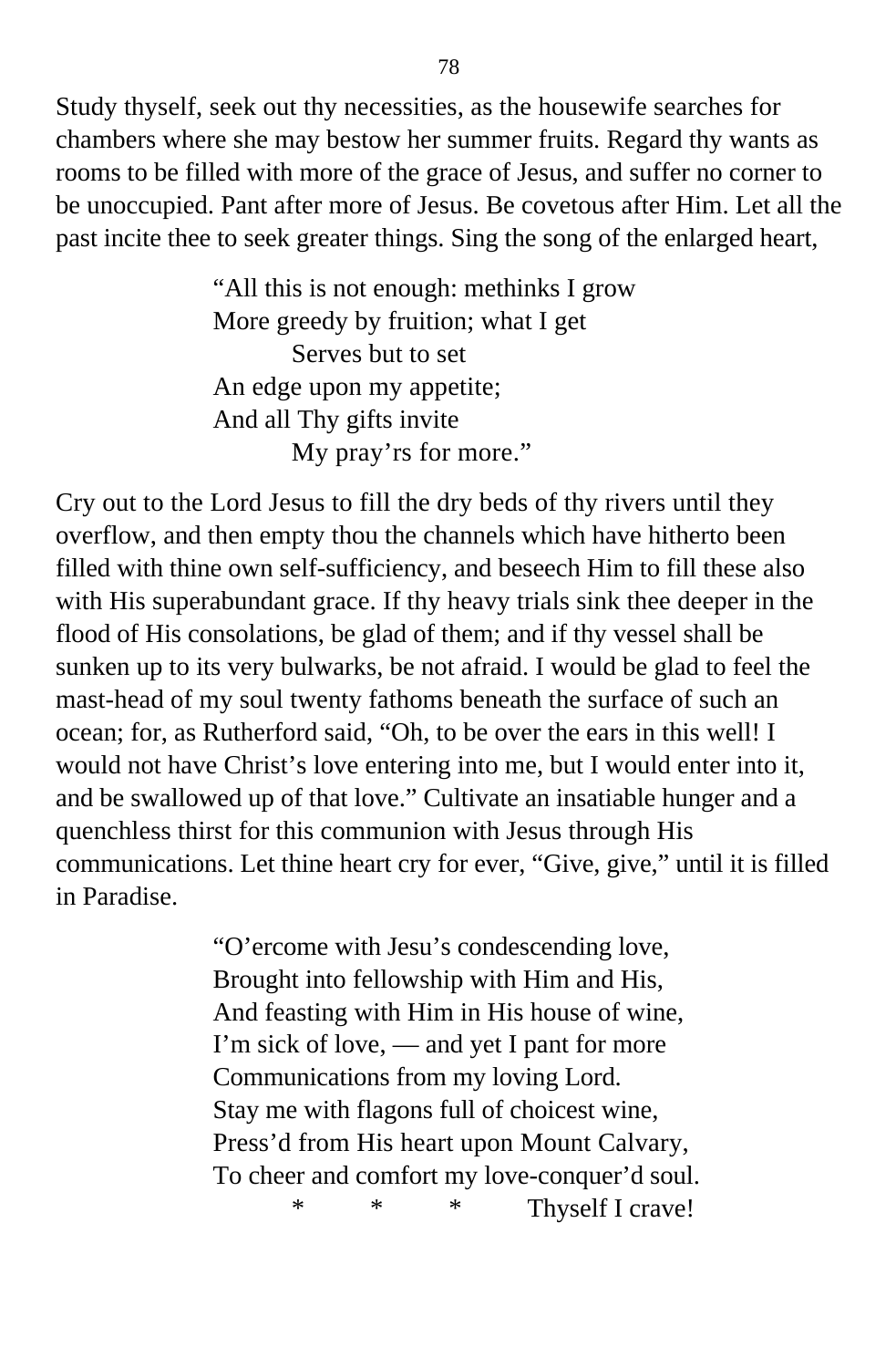Study thyself, seek out thy necessities, as the housewife searches for chambers where she may bestow her summer fruits. Regard thy wants as rooms to be filled with more of the grace of Jesus, and suffer no corner to be unoccupied. Pant after more of Jesus. Be covetous after Him. Let all the past incite thee to seek greater things. Sing the song of the enlarged heart,

> "All this is not enough: methinks I grow
> More greedy by fruition; what I get
> Serves but to set
> An edge upon my appetite;
> And all Thy gifts invite
> My pray'rs for more."

Cry out to the Lord Jesus to fill the dry beds of thy rivers until they overflow, and then empty thou the channels which have hitherto been filled with thine own self-sufficiency, and beseech Him to fill these also with His superabundant grace. If thy heavy trials sink thee deeper in the flood of His consolations, be glad of them; and if thy vessel shall be sunken up to its very bulwarks, be not afraid. I would be glad to feel the mast-head of my soul twenty fathoms beneath the surface of such an ocean; for, as Rutherford said, "Oh, to be over the ears in this well! I would not have Christ's love entering into me, but I would enter into it, and be swallowed up of that love." Cultivate an insatiable hunger and a quenchless thirst for this communion with Jesus through His communications. Let thine heart cry for ever, "Give, give," until it is filled in Paradise.

> "O'ercome with Jesu's condescending love,
> Brought into fellowship with Him and His,
> And feasting with Him in His house of wine,
> I'm sick of love, — and yet I pant for more
> Communications from my loving Lord.
> Stay me with flagons full of choicest wine,
> Press'd from His heart upon Mount Calvary,
> To cheer and comfort my love-conquer'd soul.
> \* \* \* Thyself I crave!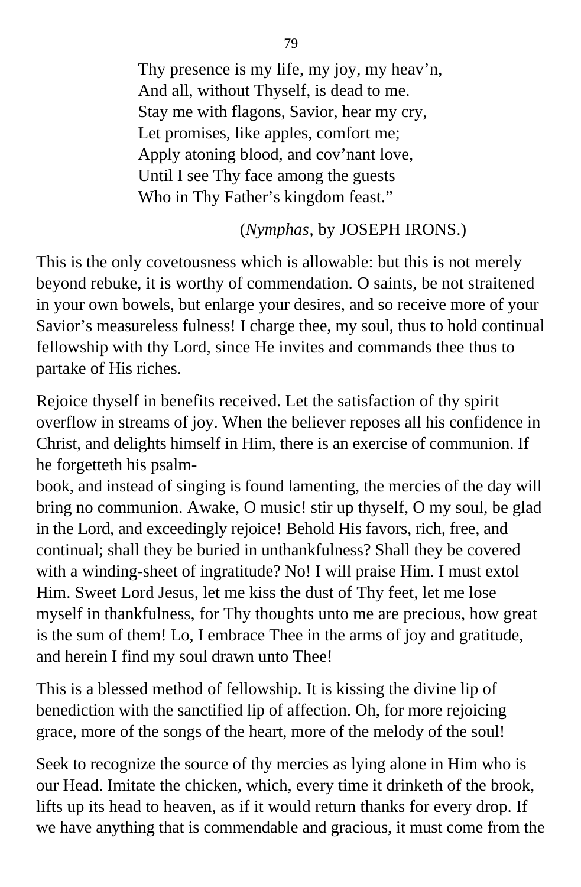Thy presence is my life, my joy, my heav'n,
And all, without Thyself, is dead to me.
Stay me with flagons, Savior, hear my cry,
Let promises, like apples, comfort me;
Apply atoning blood, and cov'nant love,
Until I see Thy face among the guests
Who in Thy Father's kingdom feast."

(*Nymphas*, by JOSEPH IRONS.)

This is the only covetousness which is allowable: but this is not merely beyond rebuke, it is worthy of commendation. O saints, be not straitened in your own bowels, but enlarge your desires, and so receive more of your Savior's measureless fulness! I charge thee, my soul, thus to hold continual fellowship with thy Lord, since He invites and commands thee thus to partake of His riches.

Rejoice thyself in benefits received. Let the satisfaction of thy spirit overflow in streams of joy. When the believer reposes all his confidence in Christ, and delights himself in Him, there is an exercise of communion. If he forgetteth his psalm-book, and instead of singing is found lamenting, the mercies of the day will bring no communion. Awake, O music! stir up thyself, O my soul, be glad in the Lord, and exceedingly rejoice! Behold His favors, rich, free, and continual; shall they be buried in unthankfulness? Shall they be covered with a winding-sheet of ingratitude? No! I will praise Him. I must extol Him. Sweet Lord Jesus, let me kiss the dust of Thy feet, let me lose myself in thankfulness, for Thy thoughts unto me are precious, how great is the sum of them! Lo, I embrace Thee in the arms of joy and gratitude, and herein I find my soul drawn unto Thee!

This is a blessed method of fellowship. It is kissing the divine lip of benediction with the sanctified lip of affection. Oh, for more rejoicing grace, more of the songs of the heart, more of the melody of the soul!

Seek to recognize the source of thy mercies as lying alone in Him who is our Head. Imitate the chicken, which, every time it drinketh of the brook, lifts up its head to heaven, as if it would return thanks for every drop. If we have anything that is commendable and gracious, it must come from the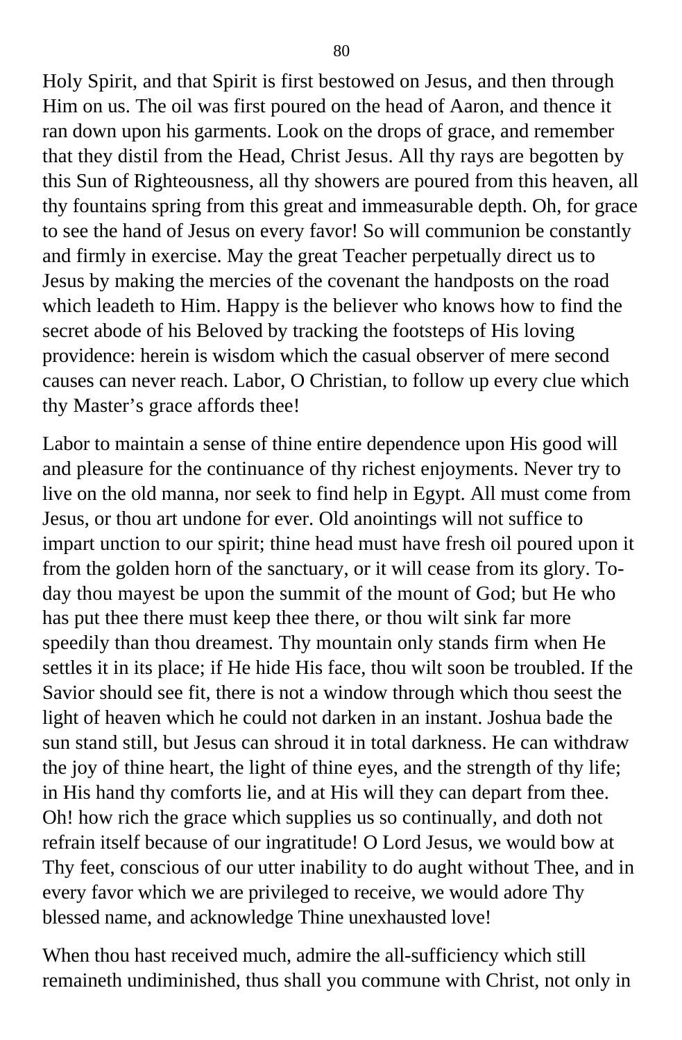Holy Spirit, and that Spirit is first bestowed on Jesus, and then through Him on us. The oil was first poured on the head of Aaron, and thence it ran down upon his garments. Look on the drops of grace, and remember that they distil from the Head, Christ Jesus. All thy rays are begotten by this Sun of Righteousness, all thy showers are poured from this heaven, all thy fountains spring from this great and immeasurable depth. Oh, for grace to see the hand of Jesus on every favor! So will communion be constantly and firmly in exercise. May the great Teacher perpetually direct us to Jesus by making the mercies of the covenant the handposts on the road which leadeth to Him. Happy is the believer who knows how to find the secret abode of his Beloved by tracking the footsteps of His loving providence: herein is wisdom which the casual observer of mere second causes can never reach. Labor, O Christian, to follow up every clue which thy Master's grace affords thee!

Labor to maintain a sense of thine entire dependence upon His good will and pleasure for the continuance of thy richest enjoyments. Never try to live on the old manna, nor seek to find help in Egypt. All must come from Jesus, or thou art undone for ever. Old anointings will not suffice to impart unction to our spirit; thine head must have fresh oil poured upon it from the golden horn of the sanctuary, or it will cease from its glory. To-day thou mayest be upon the summit of the mount of God; but He who has put thee there must keep thee there, or thou wilt sink far more speedily than thou dreamest. Thy mountain only stands firm when He settles it in its place; if He hide His face, thou wilt soon be troubled. If the Savior should see fit, there is not a window through which thou seest the light of heaven which he could not darken in an instant. Joshua bade the sun stand still, but Jesus can shroud it in total darkness. He can withdraw the joy of thine heart, the light of thine eyes, and the strength of thy life; in His hand thy comforts lie, and at His will they can depart from thee. Oh! how rich the grace which supplies us so continually, and doth not refrain itself because of our ingratitude! O Lord Jesus, we would bow at Thy feet, conscious of our utter inability to do aught without Thee, and in every favor which we are privileged to receive, we would adore Thy blessed name, and acknowledge Thine unexhausted love!

When thou hast received much, admire the all-sufficiency which still remaineth undiminished, thus shall you commune with Christ, not only in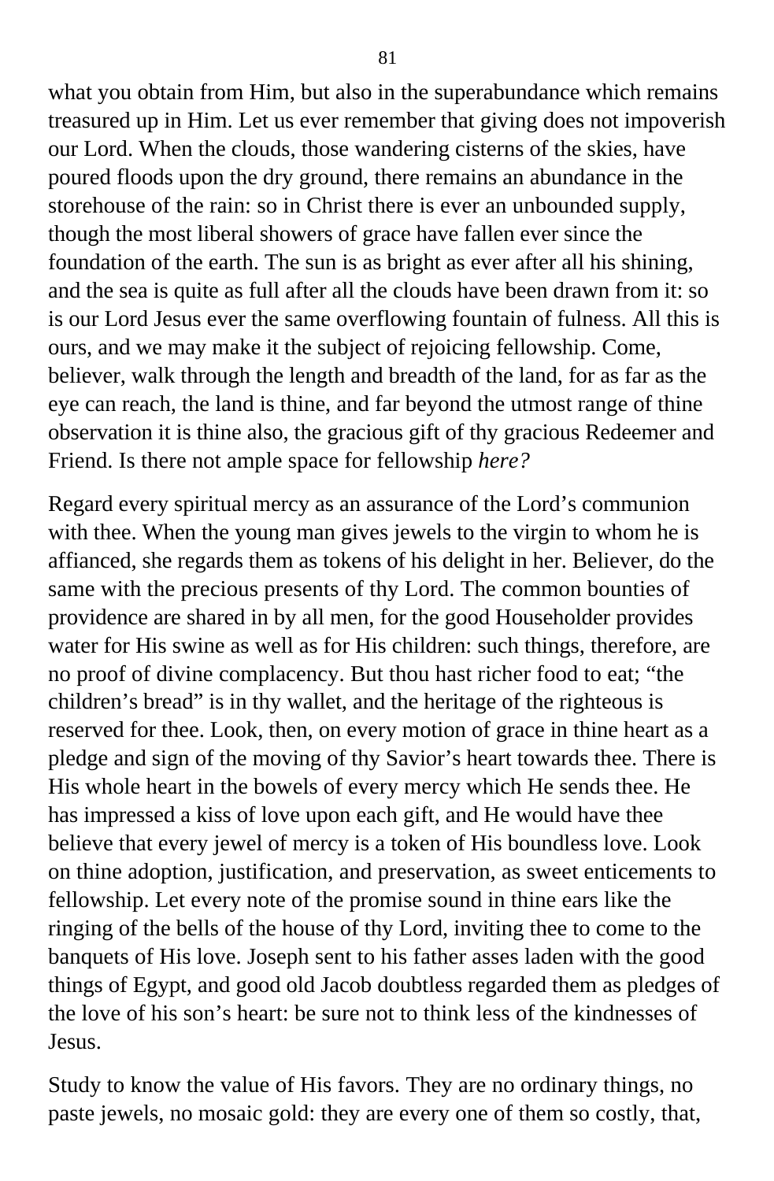what you obtain from Him, but also in the superabundance which remains treasured up in Him. Let us ever remember that giving does not impoverish our Lord. When the clouds, those wandering cisterns of the skies, have poured floods upon the dry ground, there remains an abundance in the storehouse of the rain: so in Christ there is ever an unbounded supply, though the most liberal showers of grace have fallen ever since the foundation of the earth. The sun is as bright as ever after all his shining, and the sea is quite as full after all the clouds have been drawn from it: so is our Lord Jesus ever the same overflowing fountain of fulness. All this is ours, and we may make it the subject of rejoicing fellowship. Come, believer, walk through the length and breadth of the land, for as far as the eye can reach, the land is thine, and far beyond the utmost range of thine observation it is thine also, the gracious gift of thy gracious Redeemer and Friend. Is there not ample space for fellowship *here?*

Regard every spiritual mercy as an assurance of the Lord's communion with thee. When the young man gives jewels to the virgin to whom he is affianced, she regards them as tokens of his delight in her. Believer, do the same with the precious presents of thy Lord. The common bounties of providence are shared in by all men, for the good Householder provides water for His swine as well as for His children: such things, therefore, are no proof of divine complacency. But thou hast richer food to eat; "the children's bread" is in thy wallet, and the heritage of the righteous is reserved for thee. Look, then, on every motion of grace in thine heart as a pledge and sign of the moving of thy Savior's heart towards thee. There is His whole heart in the bowels of every mercy which He sends thee. He has impressed a kiss of love upon each gift, and He would have thee believe that every jewel of mercy is a token of His boundless love. Look on thine adoption, justification, and preservation, as sweet enticements to fellowship. Let every note of the promise sound in thine ears like the ringing of the bells of the house of thy Lord, inviting thee to come to the banquets of His love. Joseph sent to his father asses laden with the good things of Egypt, and good old Jacob doubtless regarded them as pledges of the love of his son's heart: be sure not to think less of the kindnesses of Jesus.

Study to know the value of His favors. They are no ordinary things, no paste jewels, no mosaic gold: they are every one of them so costly, that,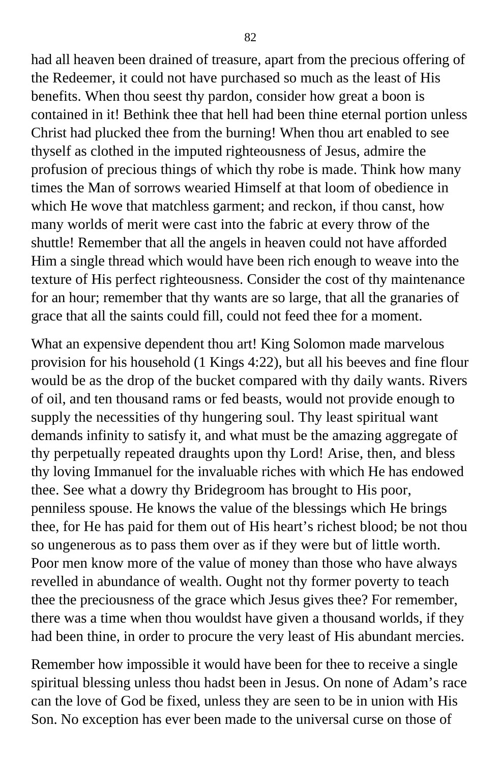had all heaven been drained of treasure, apart from the precious offering of the Redeemer, it could not have purchased so much as the least of His benefits. When thou seest thy pardon, consider how great a boon is contained in it! Bethink thee that hell had been thine eternal portion unless Christ had plucked thee from the burning! When thou art enabled to see thyself as clothed in the imputed righteousness of Jesus, admire the profusion of precious things of which thy robe is made. Think how many times the Man of sorrows wearied Himself at that loom of obedience in which He wove that matchless garment; and reckon, if thou canst, how many worlds of merit were cast into the fabric at every throw of the shuttle! Remember that all the angels in heaven could not have afforded Him a single thread which would have been rich enough to weave into the texture of His perfect righteousness. Consider the cost of thy maintenance for an hour; remember that thy wants are so large, that all the granaries of grace that all the saints could fill, could not feed thee for a moment.

What an expensive dependent thou art! King Solomon made marvelous provision for his household (1 Kings 4:22), but all his beeves and fine flour would be as the drop of the bucket compared with thy daily wants. Rivers of oil, and ten thousand rams or fed beasts, would not provide enough to supply the necessities of thy hungering soul. Thy least spiritual want demands infinity to satisfy it, and what must be the amazing aggregate of thy perpetually repeated draughts upon thy Lord! Arise, then, and bless thy loving Immanuel for the invaluable riches with which He has endowed thee. See what a dowry thy Bridegroom has brought to His poor, penniless spouse. He knows the value of the blessings which He brings thee, for He has paid for them out of His heart's richest blood; be not thou so ungenerous as to pass them over as if they were but of little worth. Poor men know more of the value of money than those who have always revelled in abundance of wealth. Ought not thy former poverty to teach thee the preciousness of the grace which Jesus gives thee? For remember, there was a time when thou wouldst have given a thousand worlds, if they had been thine, in order to procure the very least of His abundant mercies.

Remember how impossible it would have been for thee to receive a single spiritual blessing unless thou hadst been in Jesus. On none of Adam's race can the love of God be fixed, unless they are seen to be in union with His Son. No exception has ever been made to the universal curse on those of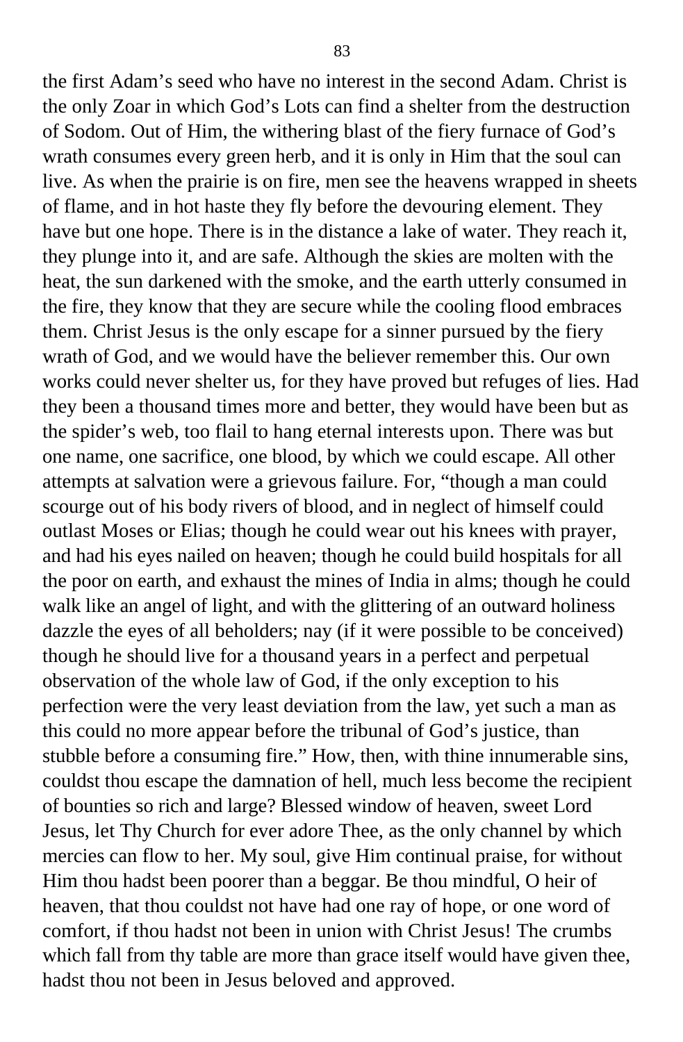the first Adam's seed who have no interest in the second Adam. Christ is the only Zoar in which God's Lots can find a shelter from the destruction of Sodom. Out of Him, the withering blast of the fiery furnace of God's wrath consumes every green herb, and it is only in Him that the soul can live. As when the prairie is on fire, men see the heavens wrapped in sheets of flame, and in hot haste they fly before the devouring element. They have but one hope. There is in the distance a lake of water. They reach it, they plunge into it, and are safe. Although the skies are molten with the heat, the sun darkened with the smoke, and the earth utterly consumed in the fire, they know that they are secure while the cooling flood embraces them. Christ Jesus is the only escape for a sinner pursued by the fiery wrath of God, and we would have the believer remember this. Our own works could never shelter us, for they have proved but refuges of lies. Had they been a thousand times more and better, they would have been but as the spider's web, too flail to hang eternal interests upon. There was but one name, one sacrifice, one blood, by which we could escape. All other attempts at salvation were a grievous failure. For, "though a man could scourge out of his body rivers of blood, and in neglect of himself could outlast Moses or Elias; though he could wear out his knees with prayer, and had his eyes nailed on heaven; though he could build hospitals for all the poor on earth, and exhaust the mines of India in alms; though he could walk like an angel of light, and with the glittering of an outward holiness dazzle the eyes of all beholders; nay (if it were possible to be conceived) though he should live for a thousand years in a perfect and perpetual observation of the whole law of God, if the only exception to his perfection were the very least deviation from the law, yet such a man as this could no more appear before the tribunal of God's justice, than stubble before a consuming fire." How, then, with thine innumerable sins, couldst thou escape the damnation of hell, much less become the recipient of bounties so rich and large? Blessed window of heaven, sweet Lord Jesus, let Thy Church for ever adore Thee, as the only channel by which mercies can flow to her. My soul, give Him continual praise, for without Him thou hadst been poorer than a beggar. Be thou mindful, O heir of heaven, that thou couldst not have had one ray of hope, or one word of comfort, if thou hadst not been in union with Christ Jesus! The crumbs which fall from thy table are more than grace itself would have given thee, hadst thou not been in Jesus beloved and approved.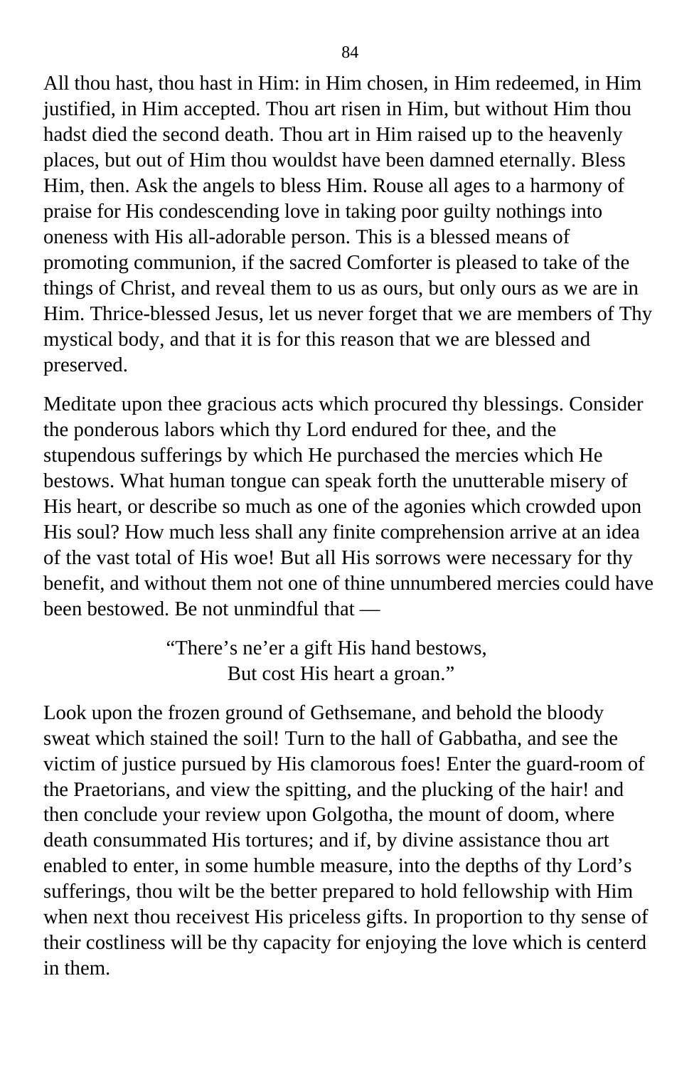All thou hast, thou hast in Him: in Him chosen, in Him redeemed, in Him justified, in Him accepted. Thou art risen in Him, but without Him thou hadst died the second death. Thou art in Him raised up to the heavenly places, but out of Him thou wouldst have been damned eternally. Bless Him, then. Ask the angels to bless Him. Rouse all ages to a harmony of praise for His condescending love in taking poor guilty nothings into oneness with His all-adorable person. This is a blessed means of promoting communion, if the sacred Comforter is pleased to take of the things of Christ, and reveal them to us as ours, but only ours as we are in Him. Thrice-blessed Jesus, let us never forget that we are members of Thy mystical body, and that it is for this reason that we are blessed and preserved.

Meditate upon thee gracious acts which procured thy blessings. Consider the ponderous labors which thy Lord endured for thee, and the stupendous sufferings by which He purchased the mercies which He bestows. What human tongue can speak forth the unutterable misery of His heart, or describe so much as one of the agonies which crowded upon His soul? How much less shall any finite comprehension arrive at an idea of the vast total of His woe! But all His sorrows were necessary for thy benefit, and without them not one of thine unnumbered mercies could have been bestowed. Be not unmindful that —

> "There's ne'er a gift His hand bestows,
> But cost His heart a groan."

Look upon the frozen ground of Gethsemane, and behold the bloody sweat which stained the soil! Turn to the hall of Gabbatha, and see the victim of justice pursued by His clamorous foes! Enter the guard-room of the Praetorians, and view the spitting, and the plucking of the hair! and then conclude your review upon Golgotha, the mount of doom, where death consummated His tortures; and if, by divine assistance thou art enabled to enter, in some humble measure, into the depths of thy Lord's sufferings, thou wilt be the better prepared to hold fellowship with Him when next thou receivest His priceless gifts. In proportion to thy sense of their costliness will be thy capacity for enjoying the love which is centerd in them.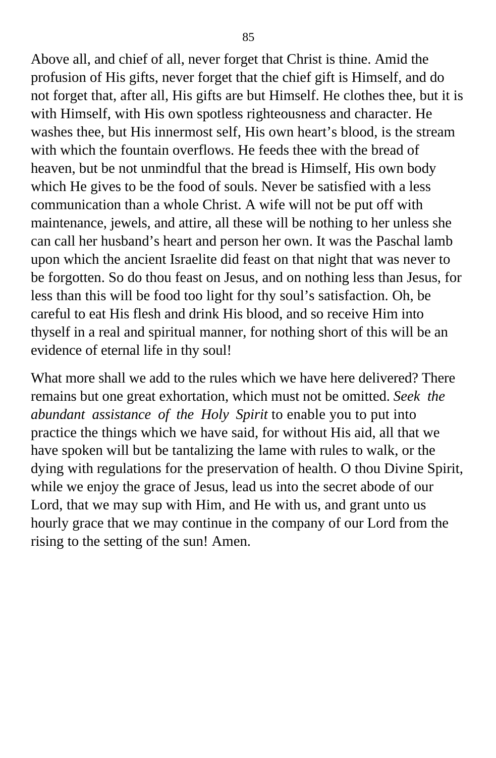Above all, and chief of all, never forget that Christ is thine. Amid the profusion of His gifts, never forget that the chief gift is Himself, and do not forget that, after all, His gifts are but Himself. He clothes thee, but it is with Himself, with His own spotless righteousness and character. He washes thee, but His innermost self, His own heart's blood, is the stream with which the fountain overflows. He feeds thee with the bread of heaven, but be not unmindful that the bread is Himself, His own body which He gives to be the food of souls. Never be satisfied with a less communication than a whole Christ. A wife will not be put off with maintenance, jewels, and attire, all these will be nothing to her unless she can call her husband's heart and person her own. It was the Paschal lamb upon which the ancient Israelite did feast on that night that was never to be forgotten. So do thou feast on Jesus, and on nothing less than Jesus, for less than this will be food too light for thy soul's satisfaction. Oh, be careful to eat His flesh and drink His blood, and so receive Him into thyself in a real and spiritual manner, for nothing short of this will be an evidence of eternal life in thy soul!

What more shall we add to the rules which we have here delivered? There remains but one great exhortation, which must not be omitted. *Seek the abundant assistance of the Holy Spirit* to enable you to put into practice the things which we have said, for without His aid, all that we have spoken will but be tantalizing the lame with rules to walk, or the dying with regulations for the preservation of health. O thou Divine Spirit, while we enjoy the grace of Jesus, lead us into the secret abode of our Lord, that we may sup with Him, and He with us, and grant unto us hourly grace that we may continue in the company of our Lord from the rising to the setting of the sun! Amen.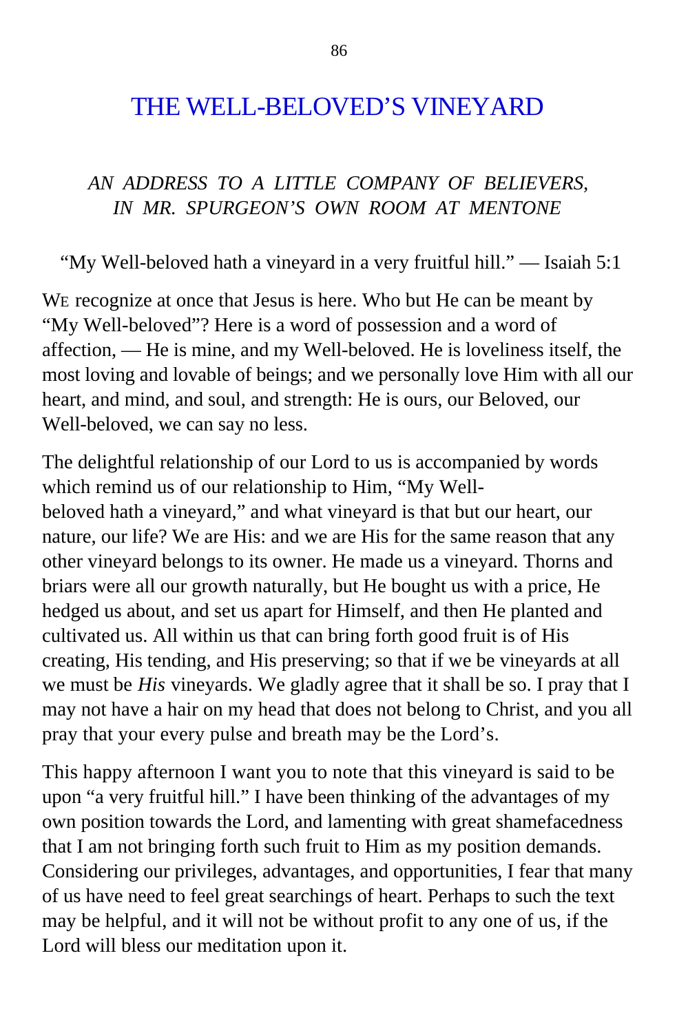# THE WELL-BELOVED'S VINEYARD

*AN ADDRESS TO A LITTLE COMPANY OF BELIEVERS, IN MR. SPURGEON'S OWN ROOM AT MENTONE*

"My Well-beloved hath a vineyard in a very fruitful hill." — Isaiah 5:1

WE recognize at once that Jesus is here. Who but He can be meant by "My Well-beloved"? Here is a word of possession and a word of affection, — He is mine, and my Well-beloved. He is loveliness itself, the most loving and lovable of beings; and we personally love Him with all our heart, and mind, and soul, and strength: He is ours, our Beloved, our Well-beloved, we can say no less.

The delightful relationship of our Lord to us is accompanied by words which remind us of our relationship to Him, "My Well-beloved hath a vineyard," and what vineyard is that but our heart, our nature, our life? We are His: and we are His for the same reason that any other vineyard belongs to its owner. He made us a vineyard. Thorns and briars were all our growth naturally, but He bought us with a price, He hedged us about, and set us apart for Himself, and then He planted and cultivated us. All within us that can bring forth good fruit is of His creating, His tending, and His preserving; so that if we be vineyards at all we must be *His* vineyards. We gladly agree that it shall be so. I pray that I may not have a hair on my head that does not belong to Christ, and you all pray that your every pulse and breath may be the Lord's.

This happy afternoon I want you to note that this vineyard is said to be upon "a very fruitful hill." I have been thinking of the advantages of my own position towards the Lord, and lamenting with great shamefacedness that I am not bringing forth such fruit to Him as my position demands. Considering our privileges, advantages, and opportunities, I fear that many of us have need to feel great searchings of heart. Perhaps to such the text may be helpful, and it will not be without profit to any one of us, if the Lord will bless our meditation upon it.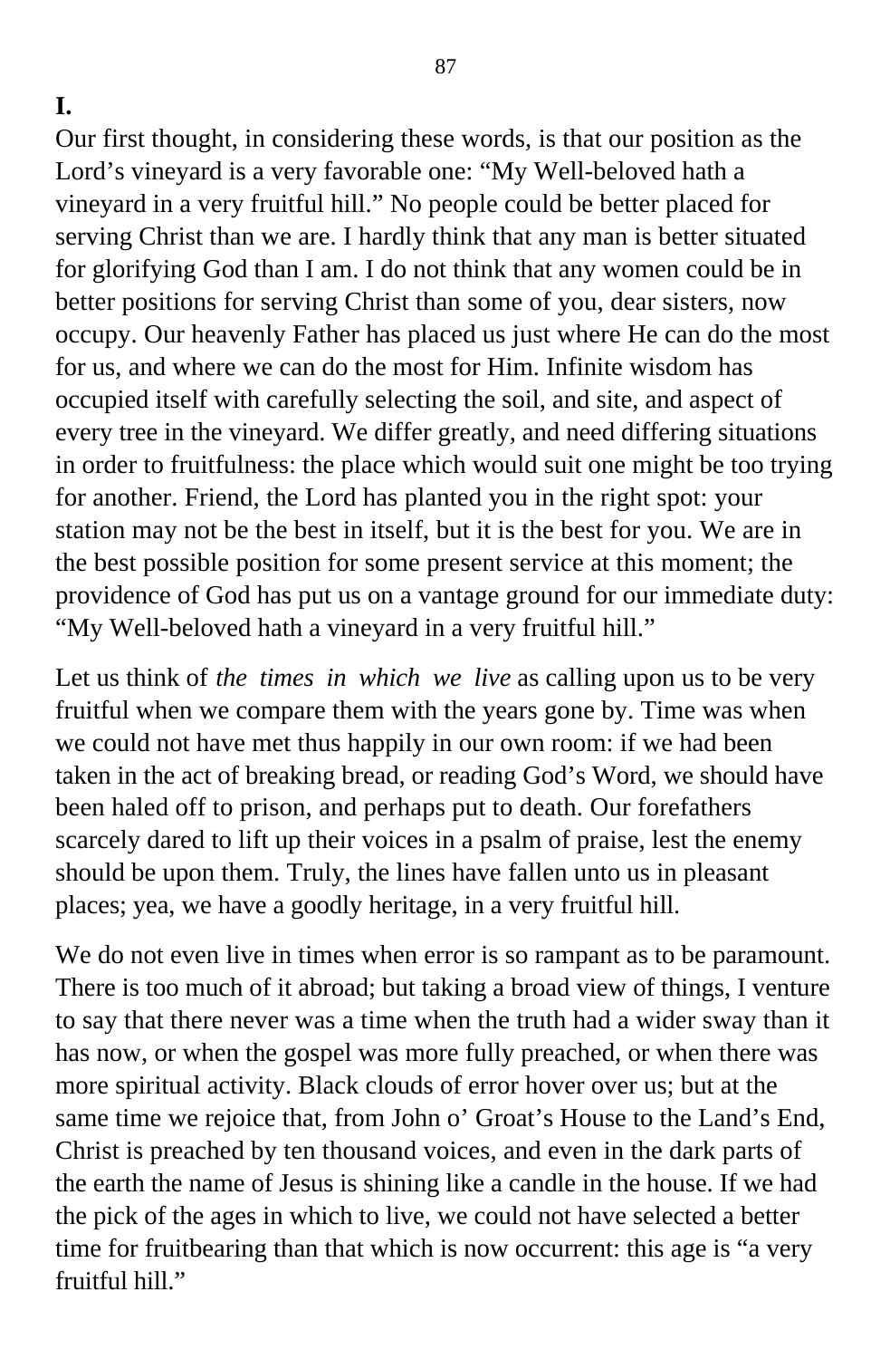**I.**

Our first thought, in considering these words, is that our position as the Lord's vineyard is a very favorable one: "My Well-beloved hath a vineyard in a very fruitful hill." No people could be better placed for serving Christ than we are. I hardly think that any man is better situated for glorifying God than I am. I do not think that any women could be in better positions for serving Christ than some of you, dear sisters, now occupy. Our heavenly Father has placed us just where He can do the most for us, and where we can do the most for Him. Infinite wisdom has occupied itself with carefully selecting the soil, and site, and aspect of every tree in the vineyard. We differ greatly, and need differing situations in order to fruitfulness: the place which would suit one might be too trying for another. Friend, the Lord has planted you in the right spot: your station may not be the best in itself, but it is the best for you. We are in the best possible position for some present service at this moment; the providence of God has put us on a vantage ground for our immediate duty: "My Well-beloved hath a vineyard in a very fruitful hill."

Let us think of *the times in which we live* as calling upon us to be very fruitful when we compare them with the years gone by. Time was when we could not have met thus happily in our own room: if we had been taken in the act of breaking bread, or reading God's Word, we should have been haled off to prison, and perhaps put to death. Our forefathers scarcely dared to lift up their voices in a psalm of praise, lest the enemy should be upon them. Truly, the lines have fallen unto us in pleasant places; yea, we have a goodly heritage, in a very fruitful hill.

We do not even live in times when error is so rampant as to be paramount. There is too much of it abroad; but taking a broad view of things, I venture to say that there never was a time when the truth had a wider sway than it has now, or when the gospel was more fully preached, or when there was more spiritual activity. Black clouds of error hover over us; but at the same time we rejoice that, from John o' Groat's House to the Land's End, Christ is preached by ten thousand voices, and even in the dark parts of the earth the name of Jesus is shining like a candle in the house. If we had the pick of the ages in which to live, we could not have selected a better time for fruitbearing than that which is now occurrent: this age is "a very fruitful hill."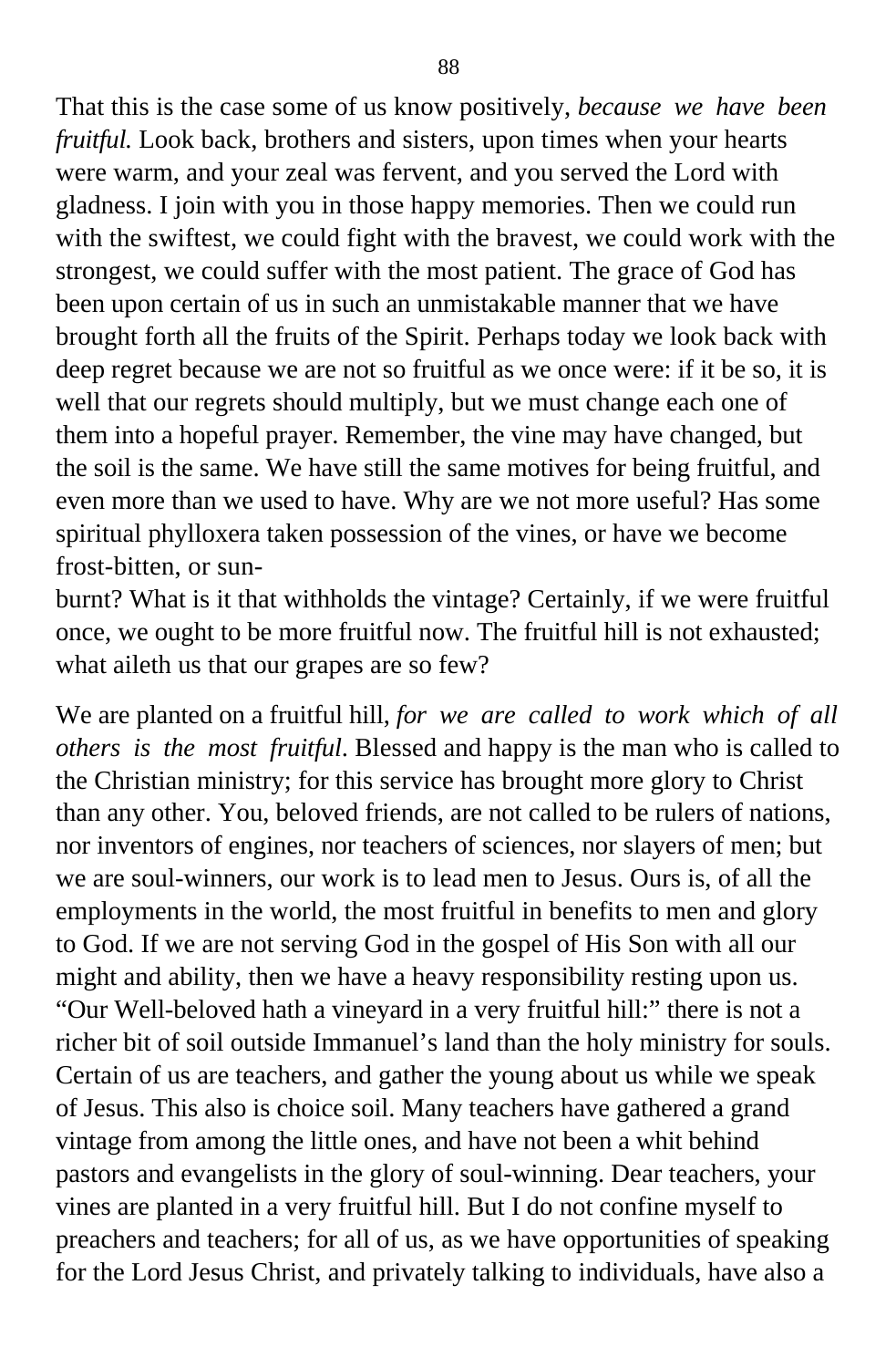That this is the case some of us know positively, *because we have been fruitful.* Look back, brothers and sisters, upon times when your hearts were warm, and your zeal was fervent, and you served the Lord with gladness. I join with you in those happy memories. Then we could run with the swiftest, we could fight with the bravest, we could work with the strongest, we could suffer with the most patient. The grace of God has been upon certain of us in such an unmistakable manner that we have brought forth all the fruits of the Spirit. Perhaps today we look back with deep regret because we are not so fruitful as we once were: if it be so, it is well that our regrets should multiply, but we must change each one of them into a hopeful prayer. Remember, the vine may have changed, but the soil is the same. We have still the same motives for being fruitful, and even more than we used to have. Why are we not more useful? Has some spiritual phylloxera taken possession of the vines, or have we become frost-bitten, or sun-burnt? What is it that withholds the vintage? Certainly, if we were fruitful once, we ought to be more fruitful now. The fruitful hill is not exhausted; what aileth us that our grapes are so few?

We are planted on a fruitful hill, *for we are called to work which of all others is the most fruitful*. Blessed and happy is the man who is called to the Christian ministry; for this service has brought more glory to Christ than any other. You, beloved friends, are not called to be rulers of nations, nor inventors of engines, nor teachers of sciences, nor slayers of men; but we are soul-winners, our work is to lead men to Jesus. Ours is, of all the employments in the world, the most fruitful in benefits to men and glory to God. If we are not serving God in the gospel of His Son with all our might and ability, then we have a heavy responsibility resting upon us. "Our Well-beloved hath a vineyard in a very fruitful hill:" there is not a richer bit of soil outside Immanuel's land than the holy ministry for souls. Certain of us are teachers, and gather the young about us while we speak of Jesus. This also is choice soil. Many teachers have gathered a grand vintage from among the little ones, and have not been a whit behind pastors and evangelists in the glory of soul-winning. Dear teachers, your vines are planted in a very fruitful hill. But I do not confine myself to preachers and teachers; for all of us, as we have opportunities of speaking for the Lord Jesus Christ, and privately talking to individuals, have also a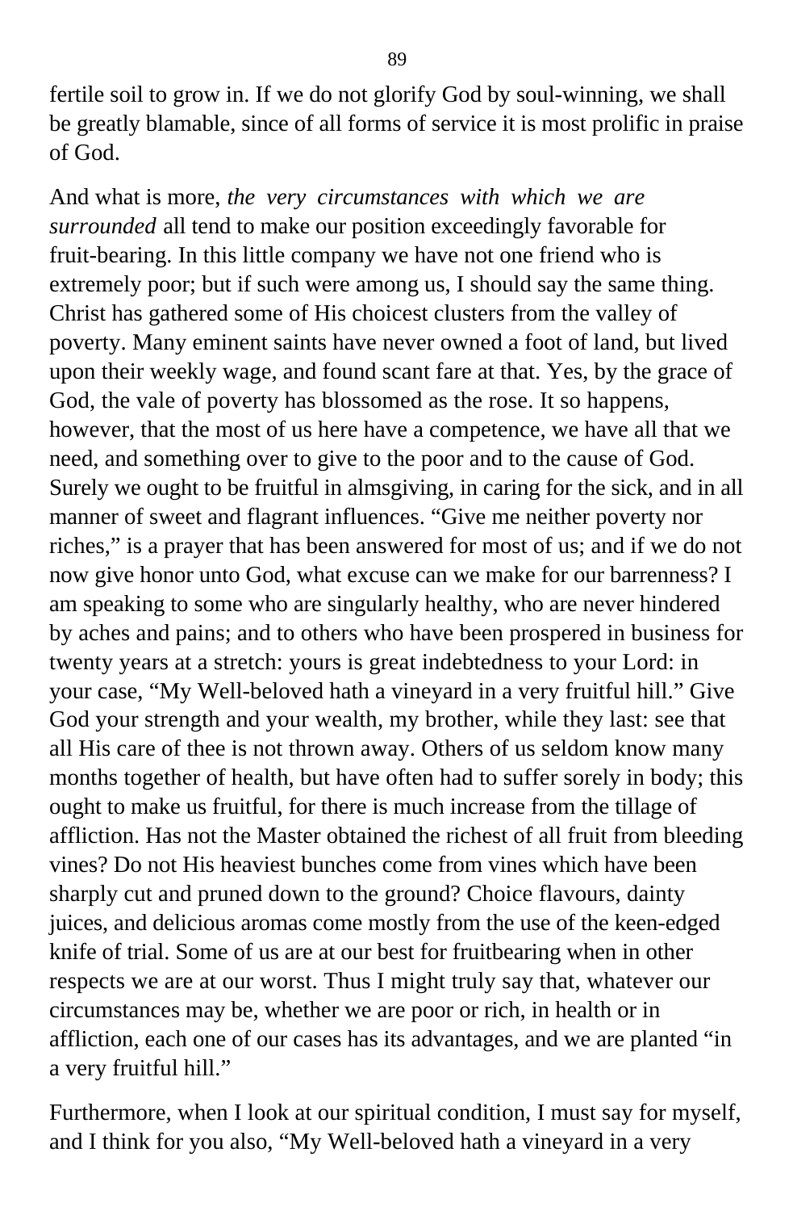fertile soil to grow in. If we do not glorify God by soul-winning, we shall be greatly blamable, since of all forms of service it is most prolific in praise of God.

And what is more, *the very circumstances with which we are surrounded* all tend to make our position exceedingly favorable for fruit-bearing. In this little company we have not one friend who is extremely poor; but if such were among us, I should say the same thing. Christ has gathered some of His choicest clusters from the valley of poverty. Many eminent saints have never owned a foot of land, but lived upon their weekly wage, and found scant fare at that. Yes, by the grace of God, the vale of poverty has blossomed as the rose. It so happens, however, that the most of us here have a competence, we have all that we need, and something over to give to the poor and to the cause of God. Surely we ought to be fruitful in almsgiving, in caring for the sick, and in all manner of sweet and flagrant influences. "Give me neither poverty nor riches," is a prayer that has been answered for most of us; and if we do not now give honor unto God, what excuse can we make for our barrenness? I am speaking to some who are singularly healthy, who are never hindered by aches and pains; and to others who have been prospered in business for twenty years at a stretch: yours is great indebtedness to your Lord: in your case, "My Well-beloved hath a vineyard in a very fruitful hill." Give God your strength and your wealth, my brother, while they last: see that all His care of thee is not thrown away. Others of us seldom know many months together of health, but have often had to suffer sorely in body; this ought to make us fruitful, for there is much increase from the tillage of affliction. Has not the Master obtained the richest of all fruit from bleeding vines? Do not His heaviest bunches come from vines which have been sharply cut and pruned down to the ground? Choice flavours, dainty juices, and delicious aromas come mostly from the use of the keen-edged knife of trial. Some of us are at our best for fruitbearing when in other respects we are at our worst. Thus I might truly say that, whatever our circumstances may be, whether we are poor or rich, in health or in affliction, each one of our cases has its advantages, and we are planted "in a very fruitful hill."

Furthermore, when I look at our spiritual condition, I must say for myself, and I think for you also, "My Well-beloved hath a vineyard in a very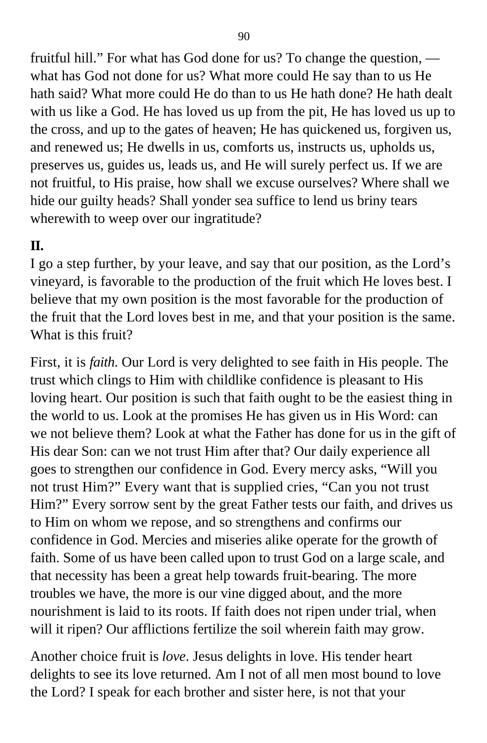fruitful hill." For what has God done for us? To change the question, — what has God not done for us? What more could He say than to us He hath said? What more could He do than to us He hath done? He hath dealt with us like a God. He has loved us up from the pit, He has loved us up to the cross, and up to the gates of heaven; He has quickened us, forgiven us, and renewed us; He dwells in us, comforts us, instructs us, upholds us, preserves us, guides us, leads us, and He will surely perfect us. If we are not fruitful, to His praise, how shall we excuse ourselves? Where shall we hide our guilty heads? Shall yonder sea suffice to lend us briny tears wherewith to weep over our ingratitude?

**II.**

I go a step further, by your leave, and say that our position, as the Lord's vineyard, is favorable to the production of the fruit which He loves best. I believe that my own position is the most favorable for the production of the fruit that the Lord loves best in me, and that your position is the same. What is this fruit?

First, it is *faith.* Our Lord is very delighted to see faith in His people. The trust which clings to Him with childlike confidence is pleasant to His loving heart. Our position is such that faith ought to be the easiest thing in the world to us. Look at the promises He has given us in His Word: can we not believe them? Look at what the Father has done for us in the gift of His dear Son: can we not trust Him after that? Our daily experience all goes to strengthen our confidence in God. Every mercy asks, "Will you not trust Him?" Every want that is supplied cries, "Can you not trust Him?" Every sorrow sent by the great Father tests our faith, and drives us to Him on whom we repose, and so strengthens and confirms our confidence in God. Mercies and miseries alike operate for the growth of faith. Some of us have been called upon to trust God on a large scale, and that necessity has been a great help towards fruit-bearing. The more troubles we have, the more is our vine digged about, and the more nourishment is laid to its roots. If faith does not ripen under trial, when will it ripen? Our afflictions fertilize the soil wherein faith may grow.

Another choice fruit is *love*. Jesus delights in love. His tender heart delights to see its love returned. Am I not of all men most bound to love the Lord? I speak for each brother and sister here, is not that your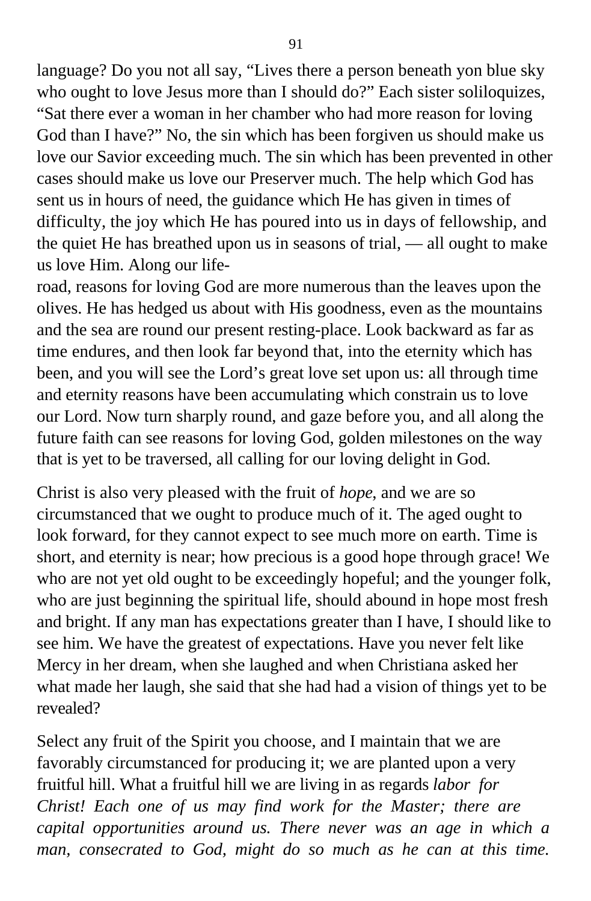language? Do you not all say, "Lives there a person beneath yon blue sky who ought to love Jesus more than I should do?" Each sister soliloquizes, "Sat there ever a woman in her chamber who had more reason for loving God than I have?" No, the sin which has been forgiven us should make us love our Savior exceeding much. The sin which has been prevented in other cases should make us love our Preserver much. The help which God has sent us in hours of need, the guidance which He has given in times of difficulty, the joy which He has poured into us in days of fellowship, and the quiet He has breathed upon us in seasons of trial, — all ought to make us love Him. Along our life-road, reasons for loving God are more numerous than the leaves upon the olives. He has hedged us about with His goodness, even as the mountains and the sea are round our present resting-place. Look backward as far as time endures, and then look far beyond that, into the eternity which has been, and you will see the Lord's great love set upon us: all through time and eternity reasons have been accumulating which constrain us to love our Lord. Now turn sharply round, and gaze before you, and all along the future faith can see reasons for loving God, golden milestones on the way that is yet to be traversed, all calling for our loving delight in God.

Christ is also very pleased with the fruit of *hope*, and we are so circumstanced that we ought to produce much of it. The aged ought to look forward, for they cannot expect to see much more on earth. Time is short, and eternity is near; how precious is a good hope through grace! We who are not yet old ought to be exceedingly hopeful; and the younger folk, who are just beginning the spiritual life, should abound in hope most fresh and bright. If any man has expectations greater than I have, I should like to see him. We have the greatest of expectations. Have you never felt like Mercy in her dream, when she laughed and when Christiana asked her what made her laugh, she said that she had had a vision of things yet to be revealed?

Select any fruit of the Spirit you choose, and I maintain that we are favorably circumstanced for producing it; we are planted upon a very fruitful hill. What a fruitful hill we are living in as regards *labor for Christ! Each one of us may find work for the Master; there are capital opportunities around us. There never was an age in which a man, consecrated to God, might do so much as he can at this time.*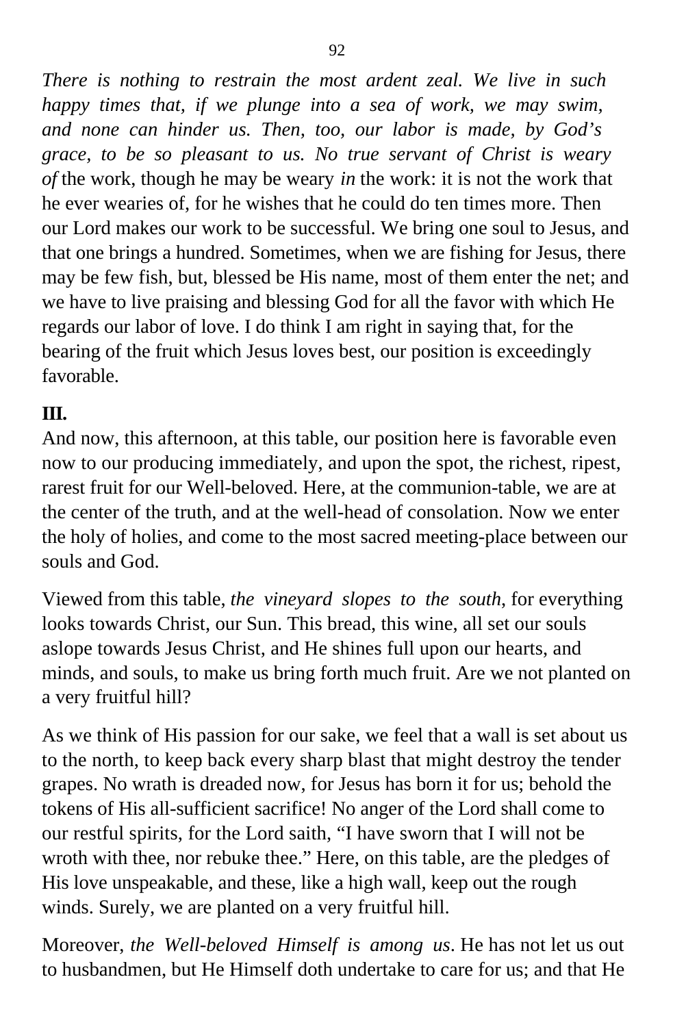*There is nothing to restrain the most ardent zeal. We live in such happy times that, if we plunge into a sea of work, we may swim, and none can hinder us. Then, too, our labor is made, by God's grace, to be so pleasant to us. No true servant of Christ is weary of* the work, though he may be weary *in* the work: it is not the work that he ever wearies of, for he wishes that he could do ten times more. Then our Lord makes our work to be successful. We bring one soul to Jesus, and that one brings a hundred. Sometimes, when we are fishing for Jesus, there may be few fish, but, blessed be His name, most of them enter the net; and we have to live praising and blessing God for all the favor with which He regards our labor of love. I do think I am right in saying that, for the bearing of the fruit which Jesus loves best, our position is exceedingly favorable.

**III.**

And now, this afternoon, at this table, our position here is favorable even now to our producing immediately, and upon the spot, the richest, ripest, rarest fruit for our Well-beloved. Here, at the communion-table, we are at the center of the truth, and at the well-head of consolation. Now we enter the holy of holies, and come to the most sacred meeting-place between our souls and God.

Viewed from this table, *the vineyard slopes to the south*, for everything looks towards Christ, our Sun. This bread, this wine, all set our souls aslope towards Jesus Christ, and He shines full upon our hearts, and minds, and souls, to make us bring forth much fruit. Are we not planted on a very fruitful hill?

As we think of His passion for our sake, we feel that a wall is set about us to the north, to keep back every sharp blast that might destroy the tender grapes. No wrath is dreaded now, for Jesus has born it for us; behold the tokens of His all-sufficient sacrifice! No anger of the Lord shall come to our restful spirits, for the Lord saith, "I have sworn that I will not be wroth with thee, nor rebuke thee." Here, on this table, are the pledges of His love unspeakable, and these, like a high wall, keep out the rough winds. Surely, we are planted on a very fruitful hill.

Moreover, *the Well-beloved Himself is among us*. He has not let us out to husbandmen, but He Himself doth undertake to care for us; and that He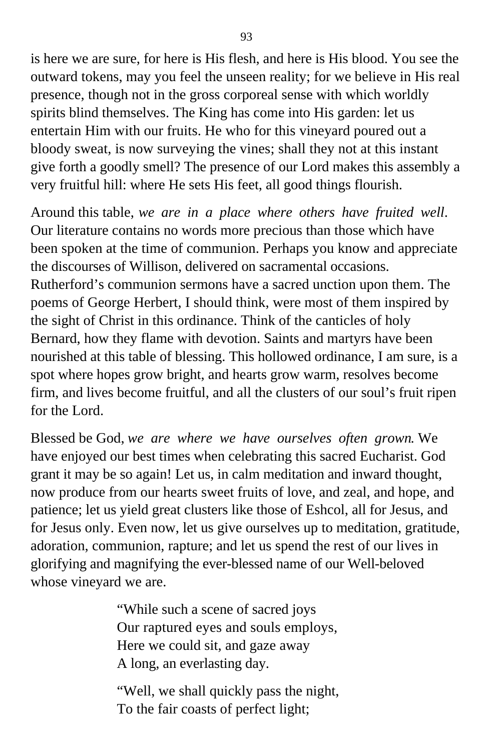is here we are sure, for here is His flesh, and here is His blood. You see the outward tokens, may you feel the unseen reality; for we believe in His real presence, though not in the gross corporeal sense with which worldly spirits blind themselves. The King has come into His garden: let us entertain Him with our fruits. He who for this vineyard poured out a bloody sweat, is now surveying the vines; shall they not at this instant give forth a goodly smell? The presence of our Lord makes this assembly a very fruitful hill: where He sets His feet, all good things flourish.

Around this table, *we are in a place where others have fruited well*. Our literature contains no words more precious than those which have been spoken at the time of communion. Perhaps you know and appreciate the discourses of Willison, delivered on sacramental occasions. Rutherford's communion sermons have a sacred unction upon them. The poems of George Herbert, I should think, were most of them inspired by the sight of Christ in this ordinance. Think of the canticles of holy Bernard, how they flame with devotion. Saints and martyrs have been nourished at this table of blessing. This hallowed ordinance, I am sure, is a spot where hopes grow bright, and hearts grow warm, resolves become firm, and lives become fruitful, and all the clusters of our soul's fruit ripen for the Lord.

Blessed be God, *we are where we have ourselves often grown*. We have enjoyed our best times when celebrating this sacred Eucharist. God grant it may be so again! Let us, in calm meditation and inward thought, now produce from our hearts sweet fruits of love, and zeal, and hope, and patience; let us yield great clusters like those of Eshcol, all for Jesus, and for Jesus only. Even now, let us give ourselves up to meditation, gratitude, adoration, communion, rapture; and let us spend the rest of our lives in glorifying and magnifying the ever-blessed name of our Well-beloved whose vineyard we are.

> "While such a scene of sacred joys
> Our raptured eyes and souls employs,
> Here we could sit, and gaze away
> A long, an everlasting day.
>
> "Well, we shall quickly pass the night,
> To the fair coasts of perfect light;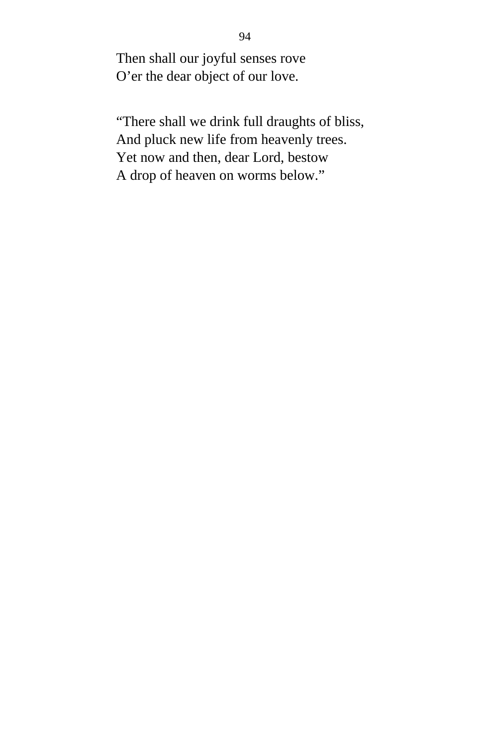Then shall our joyful senses rove
O’er the dear object of our love.

“There shall we drink full draughts of bliss,
And pluck new life from heavenly trees.
Yet now and then, dear Lord, bestow
A drop of heaven on worms below.”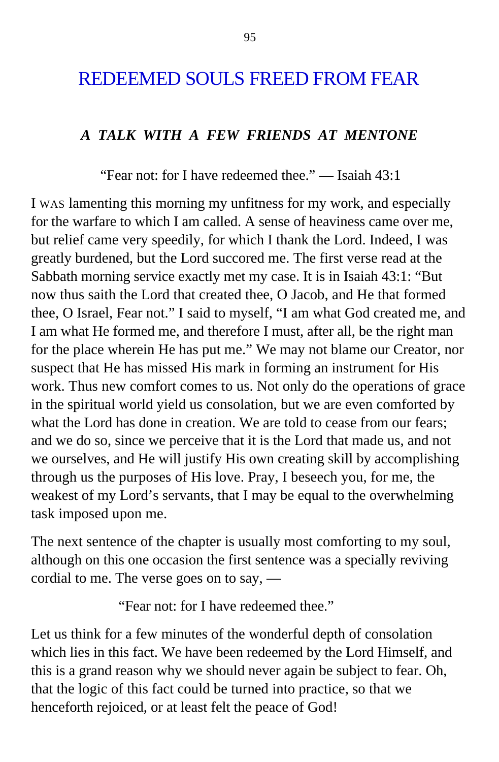# REDEEMED SOULS FREED FROM FEAR

### *A TALK WITH A FEW FRIENDS AT MENTONE*

"Fear not: for I have redeemed thee." — Isaiah 43:1

I WAS lamenting this morning my unfitness for my work, and especially for the warfare to which I am called. A sense of heaviness came over me, but relief came very speedily, for which I thank the Lord. Indeed, I was greatly burdened, but the Lord succored me. The first verse read at the Sabbath morning service exactly met my case. It is in Isaiah 43:1: "But now thus saith the Lord that created thee, O Jacob, and He that formed thee, O Israel, Fear not." I said to myself, "I am what God created me, and I am what He formed me, and therefore I must, after all, be the right man for the place wherein He has put me." We may not blame our Creator, nor suspect that He has missed His mark in forming an instrument for His work. Thus new comfort comes to us. Not only do the operations of grace in the spiritual world yield us consolation, but we are even comforted by what the Lord has done in creation. We are told to cease from our fears; and we do so, since we perceive that it is the Lord that made us, and not we ourselves, and He will justify His own creating skill by accomplishing through us the purposes of His love. Pray, I beseech you, for me, the weakest of my Lord's servants, that I may be equal to the overwhelming task imposed upon me.

The next sentence of the chapter is usually most comforting to my soul, although on this one occasion the first sentence was a specially reviving cordial to me. The verse goes on to say, —

"Fear not: for I have redeemed thee."

Let us think for a few minutes of the wonderful depth of consolation which lies in this fact. We have been redeemed by the Lord Himself, and this is a grand reason why we should never again be subject to fear. Oh, that the logic of this fact could be turned into practice, so that we henceforth rejoiced, or at least felt the peace of God!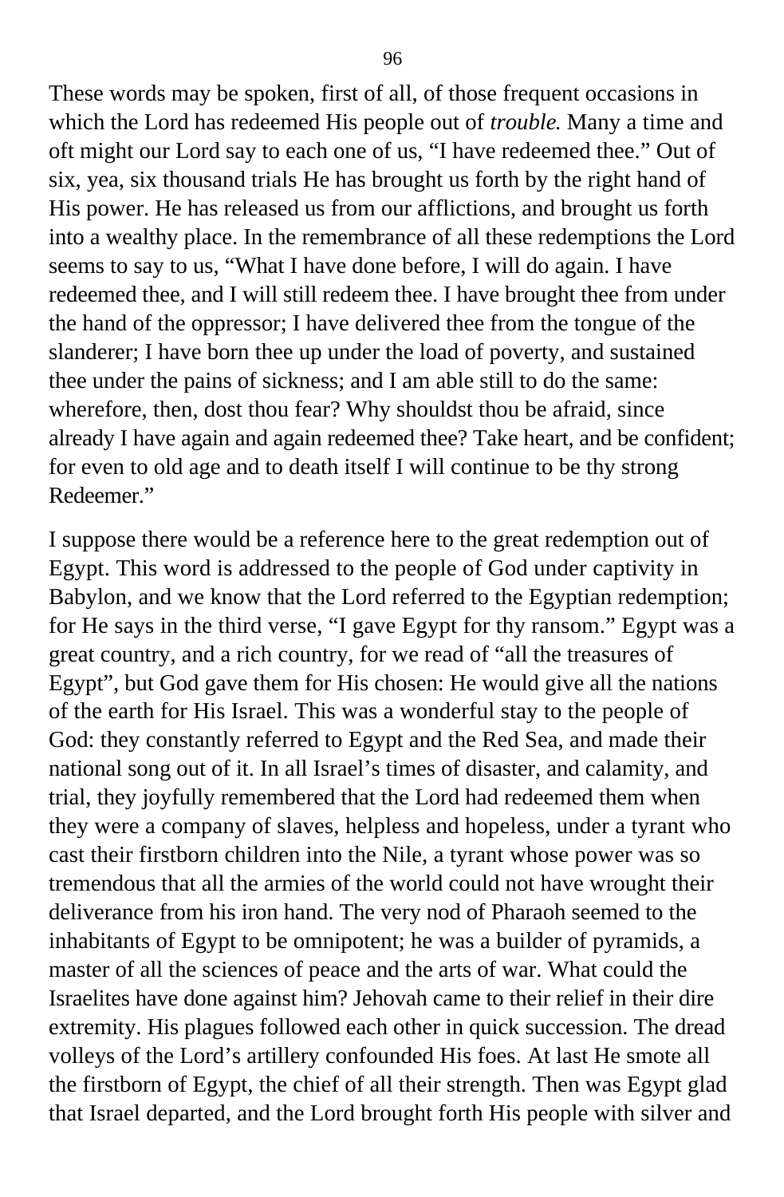These words may be spoken, first of all, of those frequent occasions in which the Lord has redeemed His people out of *trouble.* Many a time and oft might our Lord say to each one of us, “I have redeemed thee.” Out of six, yea, six thousand trials He has brought us forth by the right hand of His power. He has released us from our afflictions, and brought us forth into a wealthy place. In the remembrance of all these redemptions the Lord seems to say to us, “What I have done before, I will do again. I have redeemed thee, and I will still redeem thee. I have brought thee from under the hand of the oppressor; I have delivered thee from the tongue of the slanderer; I have born thee up under the load of poverty, and sustained thee under the pains of sickness; and I am able still to do the same: wherefore, then, dost thou fear? Why shouldst thou be afraid, since already I have again and again redeemed thee? Take heart, and be confident; for even to old age and to death itself I will continue to be thy strong Redeemer.”

I suppose there would be a reference here to the great redemption out of Egypt. This word is addressed to the people of God under captivity in Babylon, and we know that the Lord referred to the Egyptian redemption; for He says in the third verse, “I gave Egypt for thy ransom.” Egypt was a great country, and a rich country, for we read of “all the treasures of Egypt”, but God gave them for His chosen: He would give all the nations of the earth for His Israel. This was a wonderful stay to the people of God: they constantly referred to Egypt and the Red Sea, and made their national song out of it. In all Israel’s times of disaster, and calamity, and trial, they joyfully remembered that the Lord had redeemed them when they were a company of slaves, helpless and hopeless, under a tyrant who cast their firstborn children into the Nile, a tyrant whose power was so tremendous that all the armies of the world could not have wrought their deliverance from his iron hand. The very nod of Pharaoh seemed to the inhabitants of Egypt to be omnipotent; he was a builder of pyramids, a master of all the sciences of peace and the arts of war. What could the Israelites have done against him? Jehovah came to their relief in their dire extremity. His plagues followed each other in quick succession. The dread volleys of the Lord’s artillery confounded His foes. At last He smote all the firstborn of Egypt, the chief of all their strength. Then was Egypt glad that Israel departed, and the Lord brought forth His people with silver and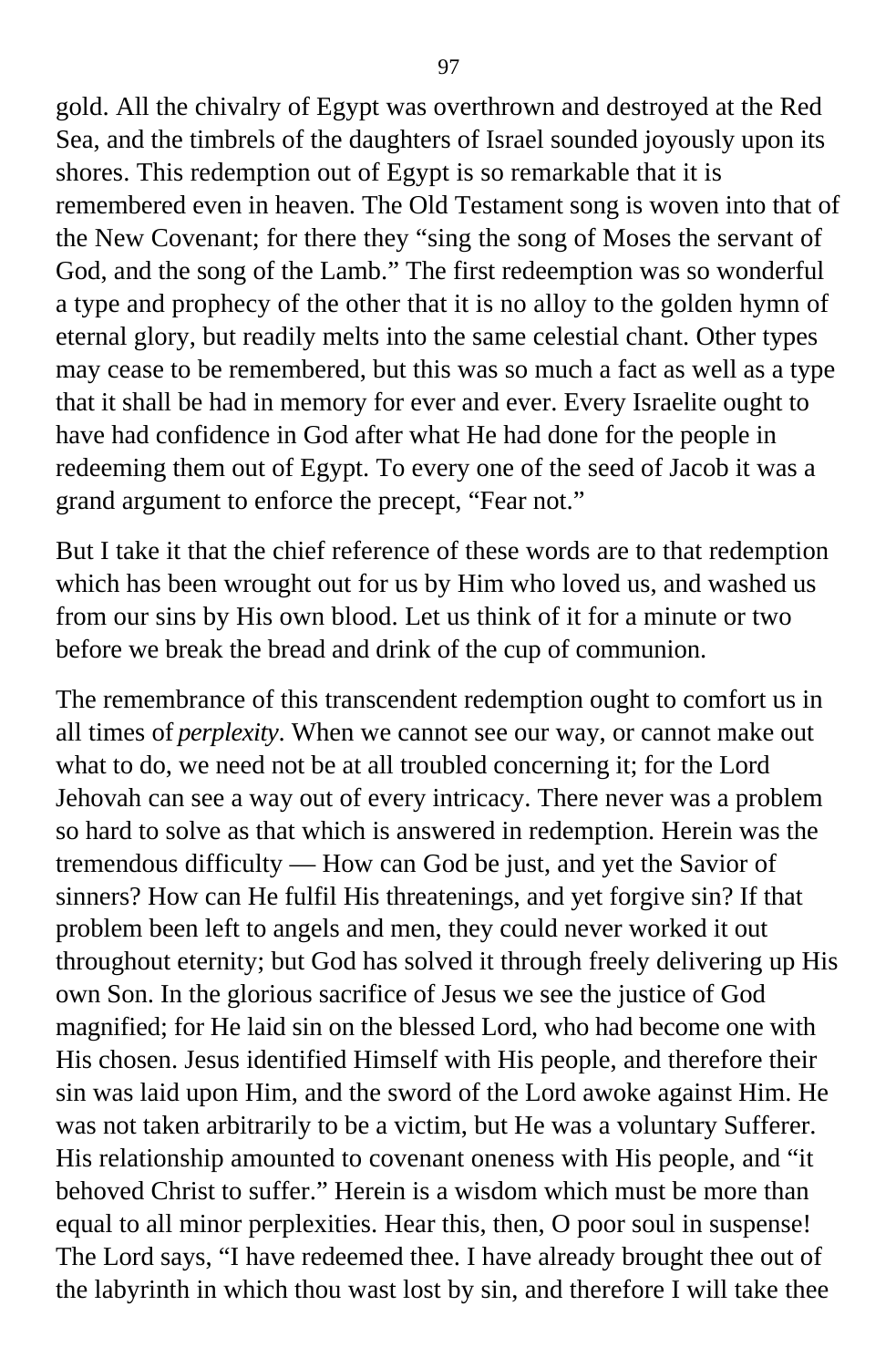gold. All the chivalry of Egypt was overthrown and destroyed at the Red Sea, and the timbrels of the daughters of Israel sounded joyously upon its shores. This redemption out of Egypt is so remarkable that it is remembered even in heaven. The Old Testament song is woven into that of the New Covenant; for there they "sing the song of Moses the servant of God, and the song of the Lamb." The first redeemption was so wonderful a type and prophecy of the other that it is no alloy to the golden hymn of eternal glory, but readily melts into the same celestial chant. Other types may cease to be remembered, but this was so much a fact as well as a type that it shall be had in memory for ever and ever. Every Israelite ought to have had confidence in God after what He had done for the people in redeeming them out of Egypt. To every one of the seed of Jacob it was a grand argument to enforce the precept, "Fear not."

But I take it that the chief reference of these words are to that redemption which has been wrought out for us by Him who loved us, and washed us from our sins by His own blood. Let us think of it for a minute or two before we break the bread and drink of the cup of communion.

The remembrance of this transcendent redemption ought to comfort us in all times of *perplexity*. When we cannot see our way, or cannot make out what to do, we need not be at all troubled concerning it; for the Lord Jehovah can see a way out of every intricacy. There never was a problem so hard to solve as that which is answered in redemption. Herein was the tremendous difficulty — How can God be just, and yet the Savior of sinners? How can He fulfil His threatenings, and yet forgive sin? If that problem been left to angels and men, they could never worked it out throughout eternity; but God has solved it through freely delivering up His own Son. In the glorious sacrifice of Jesus we see the justice of God magnified; for He laid sin on the blessed Lord, who had become one with His chosen. Jesus identified Himself with His people, and therefore their sin was laid upon Him, and the sword of the Lord awoke against Him. He was not taken arbitrarily to be a victim, but He was a voluntary Sufferer. His relationship amounted to covenant oneness with His people, and "it behoved Christ to suffer." Herein is a wisdom which must be more than equal to all minor perplexities. Hear this, then, O poor soul in suspense! The Lord says, "I have redeemed thee. I have already brought thee out of the labyrinth in which thou wast lost by sin, and therefore I will take thee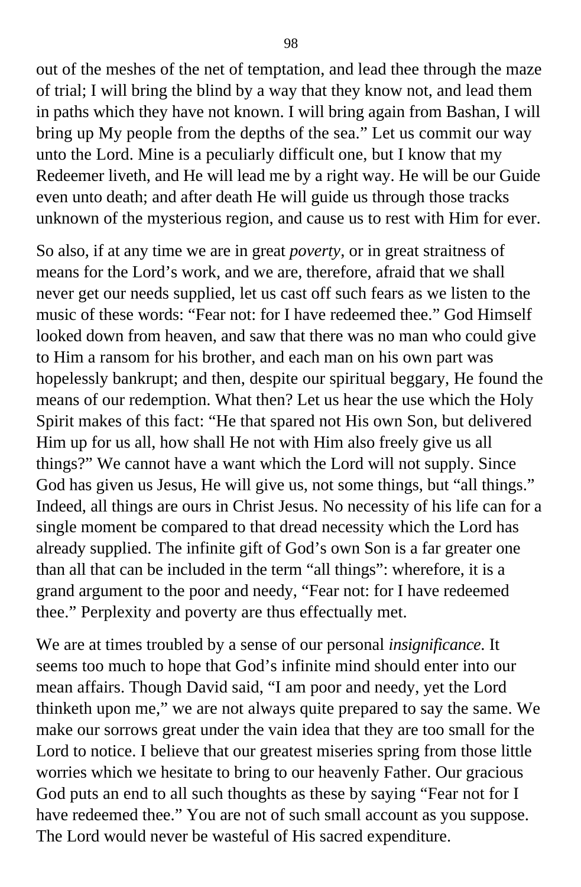out of the meshes of the net of temptation, and lead thee through the maze of trial; I will bring the blind by a way that they know not, and lead them in paths which they have not known. I will bring again from Bashan, I will bring up My people from the depths of the sea.” Let us commit our way unto the Lord. Mine is a peculiarly difficult one, but I know that my Redeemer liveth, and He will lead me by a right way. He will be our Guide even unto death; and after death He will guide us through those tracks unknown of the mysterious region, and cause us to rest with Him for ever.

So also, if at any time we are in great *poverty*, or in great straitness of means for the Lord’s work, and we are, therefore, afraid that we shall never get our needs supplied, let us cast off such fears as we listen to the music of these words: “Fear not: for I have redeemed thee.” God Himself looked down from heaven, and saw that there was no man who could give to Him a ransom for his brother, and each man on his own part was hopelessly bankrupt; and then, despite our spiritual beggary, He found the means of our redemption. What then? Let us hear the use which the Holy Spirit makes of this fact: “He that spared not His own Son, but delivered Him up for us all, how shall He not with Him also freely give us all things?” We cannot have a want which the Lord will not supply. Since God has given us Jesus, He will give us, not some things, but “all things.” Indeed, all things are ours in Christ Jesus. No necessity of his life can for a single moment be compared to that dread necessity which the Lord has already supplied. The infinite gift of God’s own Son is a far greater one than all that can be included in the term “all things”: wherefore, it is a grand argument to the poor and needy, “Fear not: for I have redeemed thee.” Perplexity and poverty are thus effectually met.

We are at times troubled by a sense of our personal *insignificance.* It seems too much to hope that God’s infinite mind should enter into our mean affairs. Though David said, “I am poor and needy, yet the Lord thinketh upon me,” we are not always quite prepared to say the same. We make our sorrows great under the vain idea that they are too small for the Lord to notice. I believe that our greatest miseries spring from those little worries which we hesitate to bring to our heavenly Father. Our gracious God puts an end to all such thoughts as these by saying “Fear not for I have redeemed thee.” You are not of such small account as you suppose. The Lord would never be wasteful of His sacred expenditure.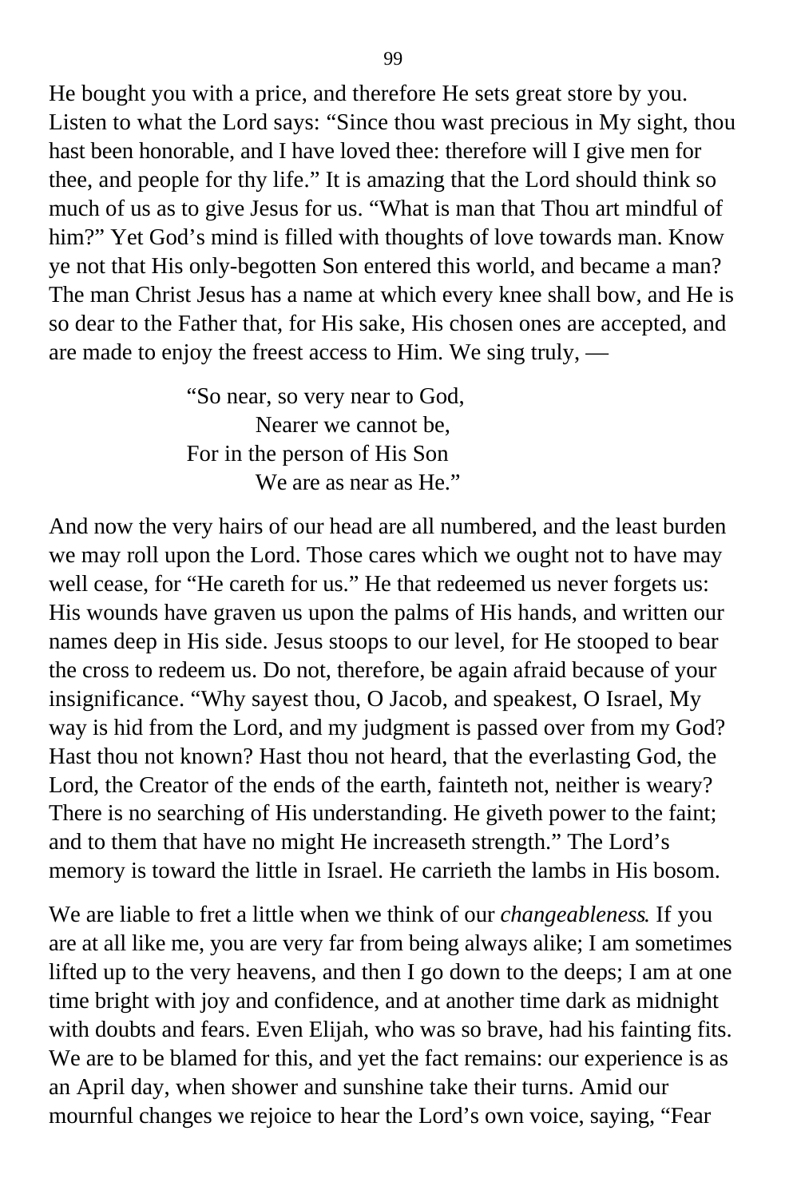He bought you with a price, and therefore He sets great store by you. Listen to what the Lord says: "Since thou wast precious in My sight, thou hast been honorable, and I have loved thee: therefore will I give men for thee, and people for thy life." It is amazing that the Lord should think so much of us as to give Jesus for us. "What is man that Thou art mindful of him?" Yet God's mind is filled with thoughts of love towards man. Know ye not that His only-begotten Son entered this world, and became a man? The man Christ Jesus has a name at which every knee shall bow, and He is so dear to the Father that, for His sake, His chosen ones are accepted, and are made to enjoy the freest access to Him. We sing truly, —

> "So near, so very near to God,
> Nearer we cannot be,
> For in the person of His Son
> We are as near as He."

And now the very hairs of our head are all numbered, and the least burden we may roll upon the Lord. Those cares which we ought not to have may well cease, for "He careth for us." He that redeemed us never forgets us: His wounds have graven us upon the palms of His hands, and written our names deep in His side. Jesus stoops to our level, for He stooped to bear the cross to redeem us. Do not, therefore, be again afraid because of your insignificance. "Why sayest thou, O Jacob, and speakest, O Israel, My way is hid from the Lord, and my judgment is passed over from my God? Hast thou not known? Hast thou not heard, that the everlasting God, the Lord, the Creator of the ends of the earth, fainteth not, neither is weary? There is no searching of His understanding. He giveth power to the faint; and to them that have no might He increaseth strength." The Lord's memory is toward the little in Israel. He carrieth the lambs in His bosom.

We are liable to fret a little when we think of our *changeableness*. If you are at all like me, you are very far from being always alike; I am sometimes lifted up to the very heavens, and then I go down to the deeps; I am at one time bright with joy and confidence, and at another time dark as midnight with doubts and fears. Even Elijah, who was so brave, had his fainting fits. We are to be blamed for this, and yet the fact remains: our experience is as an April day, when shower and sunshine take their turns. Amid our mournful changes we rejoice to hear the Lord's own voice, saying, "Fear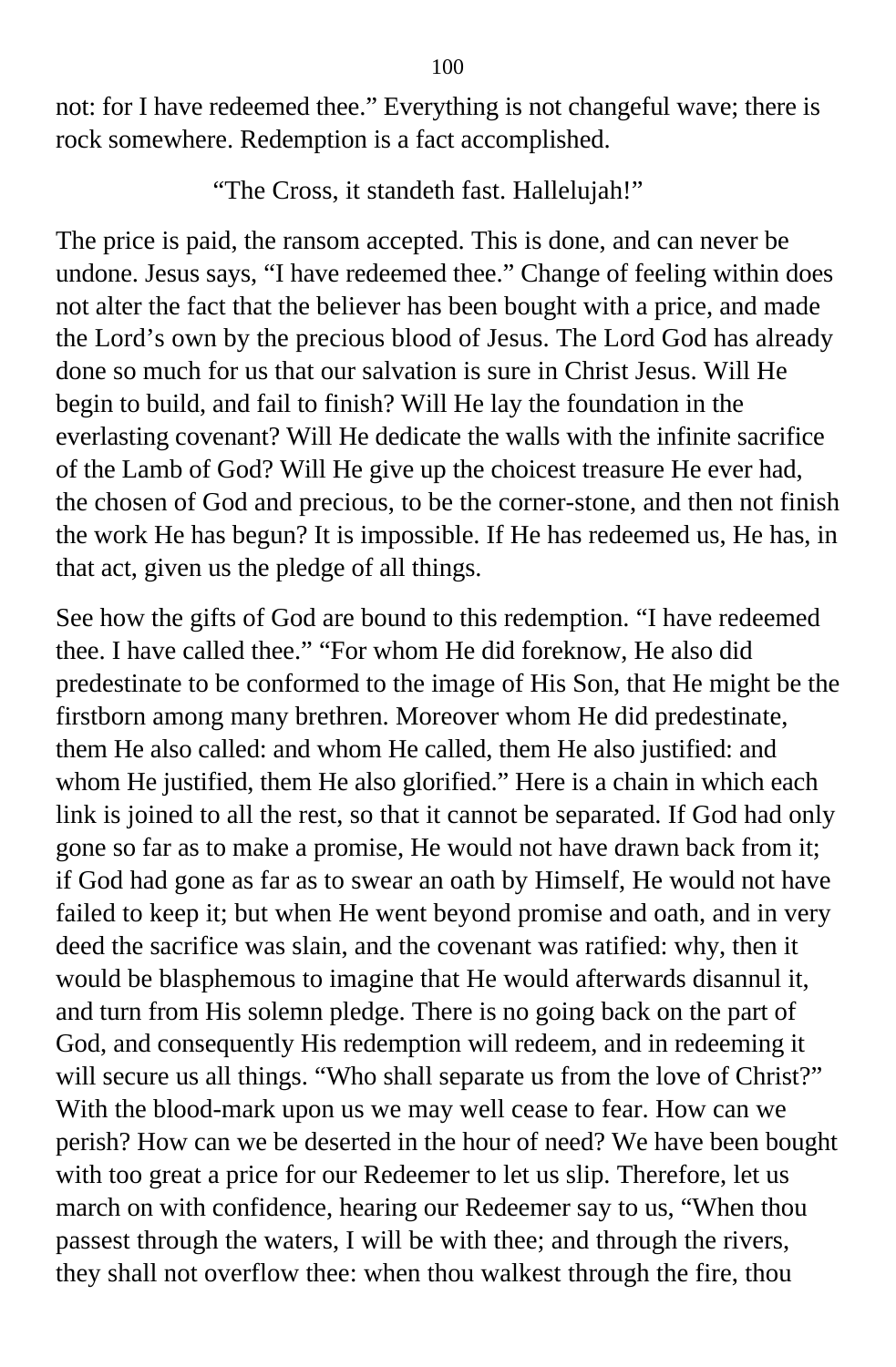not: for I have redeemed thee." Everything is not changeful wave; there is rock somewhere. Redemption is a fact accomplished.

"The Cross, it standeth fast. Hallelujah!"

The price is paid, the ransom accepted. This is done, and can never be undone. Jesus says, "I have redeemed thee." Change of feeling within does not alter the fact that the believer has been bought with a price, and made the Lord's own by the precious blood of Jesus. The Lord God has already done so much for us that our salvation is sure in Christ Jesus. Will He begin to build, and fail to finish? Will He lay the foundation in the everlasting covenant? Will He dedicate the walls with the infinite sacrifice of the Lamb of God? Will He give up the choicest treasure He ever had, the chosen of God and precious, to be the corner-stone, and then not finish the work He has begun? It is impossible. If He has redeemed us, He has, in that act, given us the pledge of all things.

See how the gifts of God are bound to this redemption. "I have redeemed thee. I have called thee." "For whom He did foreknow, He also did predestinate to be conformed to the image of His Son, that He might be the firstborn among many brethren. Moreover whom He did predestinate, them He also called: and whom He called, them He also justified: and whom He justified, them He also glorified." Here is a chain in which each link is joined to all the rest, so that it cannot be separated. If God had only gone so far as to make a promise, He would not have drawn back from it; if God had gone as far as to swear an oath by Himself, He would not have failed to keep it; but when He went beyond promise and oath, and in very deed the sacrifice was slain, and the covenant was ratified: why, then it would be blasphemous to imagine that He would afterwards disannul it, and turn from His solemn pledge. There is no going back on the part of God, and consequently His redemption will redeem, and in redeeming it will secure us all things. "Who shall separate us from the love of Christ?" With the blood-mark upon us we may well cease to fear. How can we perish? How can we be deserted in the hour of need? We have been bought with too great a price for our Redeemer to let us slip. Therefore, let us march on with confidence, hearing our Redeemer say to us, "When thou passest through the waters, I will be with thee; and through the rivers, they shall not overflow thee: when thou walkest through the fire, thou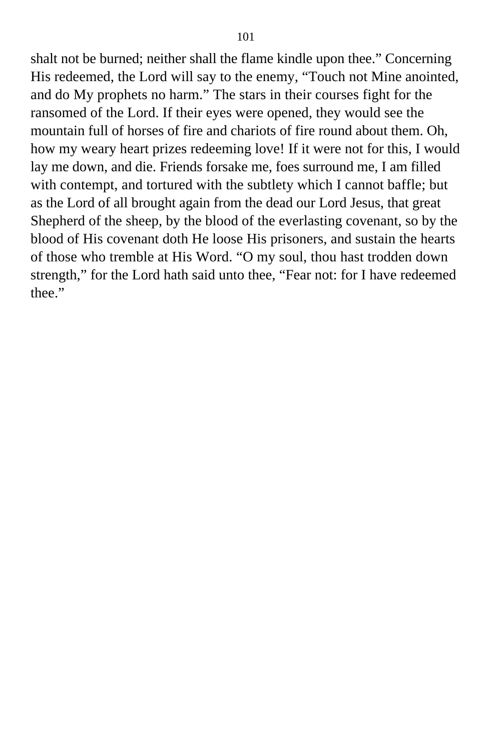shalt not be burned; neither shall the flame kindle upon thee.” Concerning His redeemed, the Lord will say to the enemy, “Touch not Mine anointed, and do My prophets no harm.” The stars in their courses fight for the ransomed of the Lord. If their eyes were opened, they would see the mountain full of horses of fire and chariots of fire round about them. Oh, how my weary heart prizes redeeming love! If it were not for this, I would lay me down, and die. Friends forsake me, foes surround me, I am filled with contempt, and tortured with the subtlety which I cannot baffle; but as the Lord of all brought again from the dead our Lord Jesus, that great Shepherd of the sheep, by the blood of the everlasting covenant, so by the blood of His covenant doth He loose His prisoners, and sustain the hearts of those who tremble at His Word. “O my soul, thou hast trodden down strength,” for the Lord hath said unto thee, “Fear not: for I have redeemed thee.”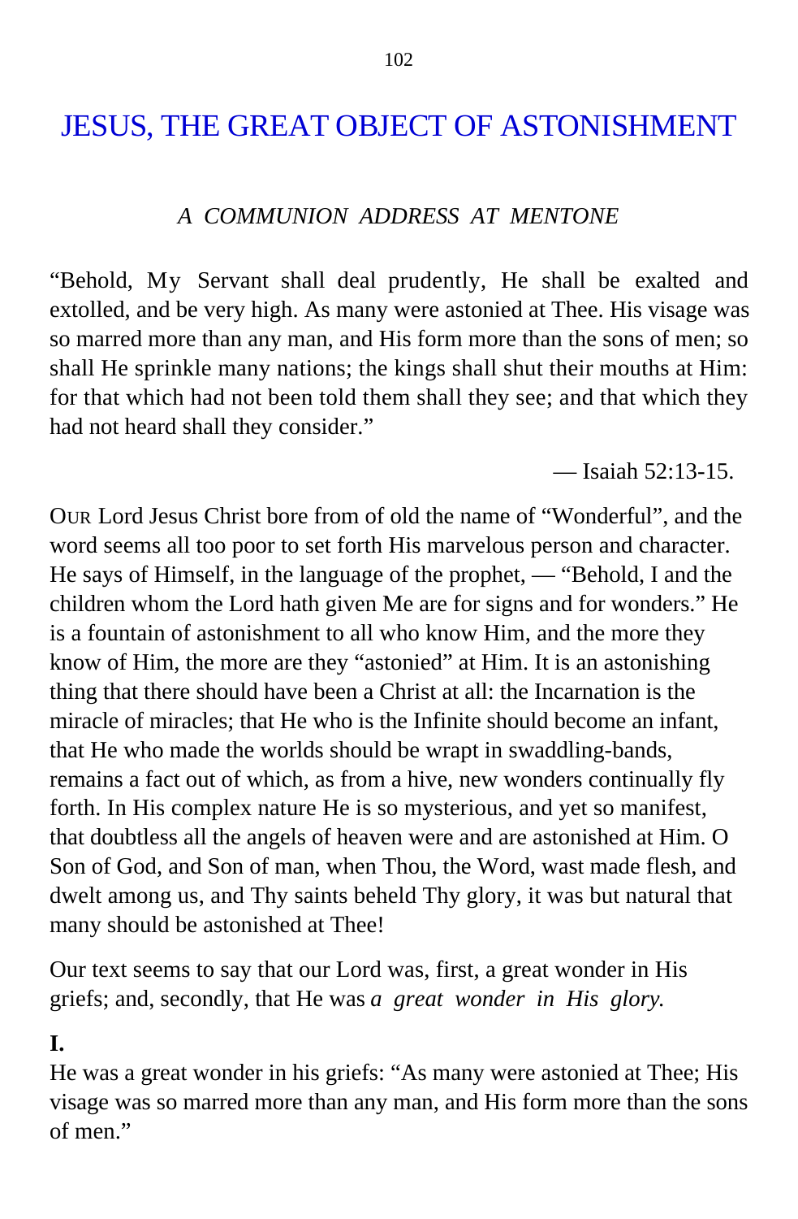# JESUS, THE GREAT OBJECT OF ASTONISHMENT

*A COMMUNION ADDRESS AT MENTONE*

"Behold, My Servant shall deal prudently, He shall be exalted and extolled, and be very high. As many were astonied at Thee. His visage was so marred more than any man, and His form more than the sons of men; so shall He sprinkle many nations; the kings shall shut their mouths at Him: for that which had not been told them shall they see; and that which they had not heard shall they consider."

— Isaiah 52:13-15.

OUR Lord Jesus Christ bore from of old the name of "Wonderful", and the word seems all too poor to set forth His marvelous person and character. He says of Himself, in the language of the prophet, — "Behold, I and the children whom the Lord hath given Me are for signs and for wonders." He is a fountain of astonishment to all who know Him, and the more they know of Him, the more are they "astonied" at Him. It is an astonishing thing that there should have been a Christ at all: the Incarnation is the miracle of miracles; that He who is the Infinite should become an infant, that He who made the worlds should be wrapt in swaddling-bands, remains a fact out of which, as from a hive, new wonders continually fly forth. In His complex nature He is so mysterious, and yet so manifest, that doubtless all the angels of heaven were and are astonished at Him. O Son of God, and Son of man, when Thou, the Word, wast made flesh, and dwelt among us, and Thy saints beheld Thy glory, it was but natural that many should be astonished at Thee!

Our text seems to say that our Lord was, first, a great wonder in His griefs; and, secondly, that He was *a great wonder in His glory.*

**I.**

He was a great wonder in his griefs: "As many were astonied at Thee; His visage was so marred more than any man, and His form more than the sons of men."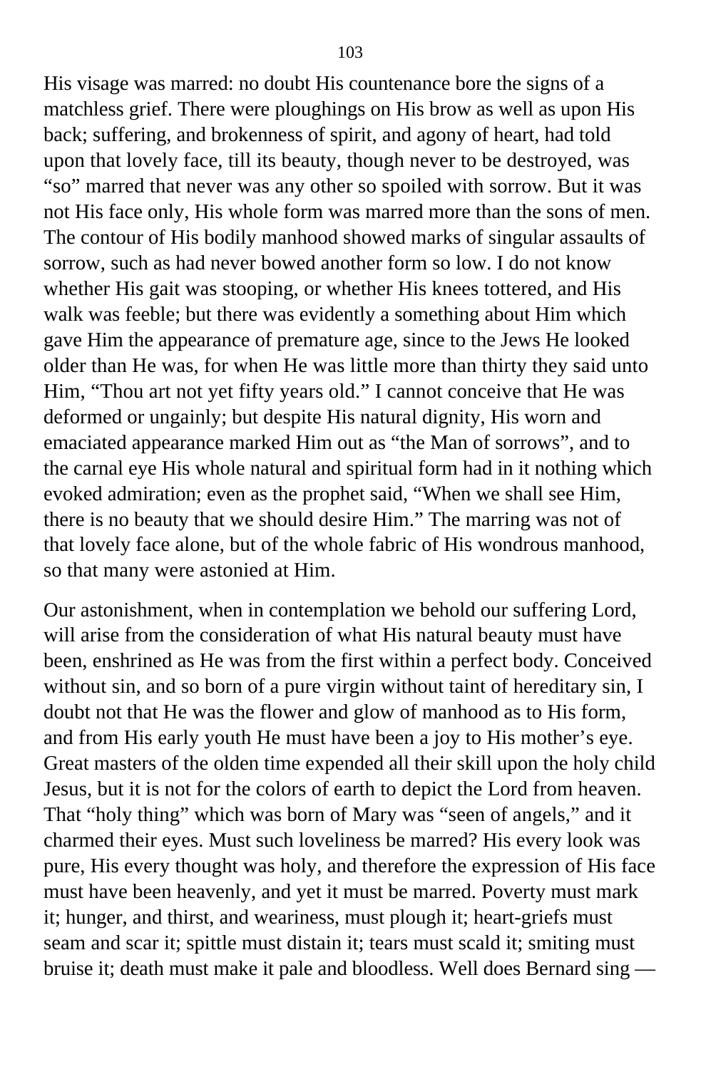His visage was marred: no doubt His countenance bore the signs of a matchless grief. There were ploughings on His brow as well as upon His back; suffering, and brokenness of spirit, and agony of heart, had told upon that lovely face, till its beauty, though never to be destroyed, was "so" marred that never was any other so spoiled with sorrow. But it was not His face only, His whole form was marred more than the sons of men. The contour of His bodily manhood showed marks of singular assaults of sorrow, such as had never bowed another form so low. I do not know whether His gait was stooping, or whether His knees tottered, and His walk was feeble; but there was evidently a something about Him which gave Him the appearance of premature age, since to the Jews He looked older than He was, for when He was little more than thirty they said unto Him, "Thou art not yet fifty years old." I cannot conceive that He was deformed or ungainly; but despite His natural dignity, His worn and emaciated appearance marked Him out as "the Man of sorrows", and to the carnal eye His whole natural and spiritual form had in it nothing which evoked admiration; even as the prophet said, "When we shall see Him, there is no beauty that we should desire Him." The marring was not of that lovely face alone, but of the whole fabric of His wondrous manhood, so that many were astonied at Him.

Our astonishment, when in contemplation we behold our suffering Lord, will arise from the consideration of what His natural beauty must have been, enshrined as He was from the first within a perfect body. Conceived without sin, and so born of a pure virgin without taint of hereditary sin, I doubt not that He was the flower and glow of manhood as to His form, and from His early youth He must have been a joy to His mother's eye. Great masters of the olden time expended all their skill upon the holy child Jesus, but it is not for the colors of earth to depict the Lord from heaven. That "holy thing" which was born of Mary was "seen of angels," and it charmed their eyes. Must such loveliness be marred? His every look was pure, His every thought was holy, and therefore the expression of His face must have been heavenly, and yet it must be marred. Poverty must mark it; hunger, and thirst, and weariness, must plough it; heart-griefs must seam and scar it; spittle must distain it; tears must scald it; smiting must bruise it; death must make it pale and bloodless. Well does Bernard sing —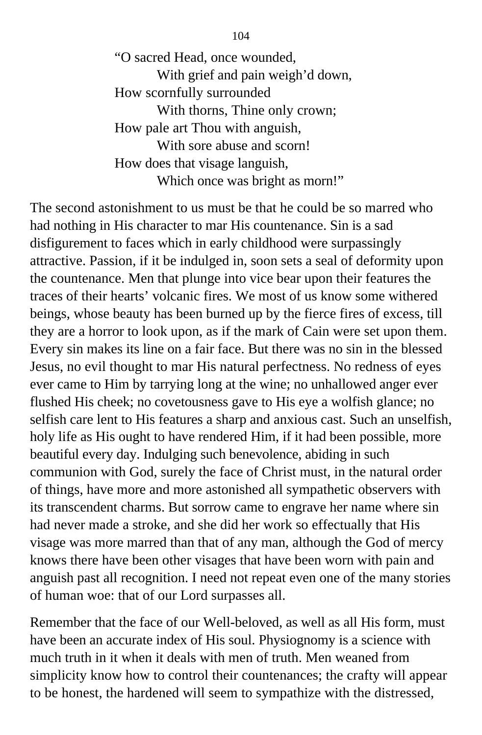> “O sacred Head, once wounded,
>     With grief and pain weigh’d down,
> How scornfully surrounded
>     With thorns, Thine only crown;
> How pale art Thou with anguish,
>     With sore abuse and scorn!
> How does that visage languish,
>     Which once was bright as morn!”

The second astonishment to us must be that he could be so marred who had nothing in His character to mar His countenance. Sin is a sad disfigurement to faces which in early childhood were surpassingly attractive. Passion, if it be indulged in, soon sets a seal of deformity upon the countenance. Men that plunge into vice bear upon their features the traces of their hearts’ volcanic fires. We most of us know some withered beings, whose beauty has been burned up by the fierce fires of excess, till they are a horror to look upon, as if the mark of Cain were set upon them. Every sin makes its line on a fair face. But there was no sin in the blessed Jesus, no evil thought to mar His natural perfectness. No redness of eyes ever came to Him by tarrying long at the wine; no unhallowed anger ever flushed His cheek; no covetousness gave to His eye a wolfish glance; no selfish care lent to His features a sharp and anxious cast. Such an unselfish, holy life as His ought to have rendered Him, if it had been possible, more beautiful every day. Indulging such benevolence, abiding in such communion with God, surely the face of Christ must, in the natural order of things, have more and more astonished all sympathetic observers with its transcendent charms. But sorrow came to engrave her name where sin had never made a stroke, and she did her work so effectually that His visage was more marred than that of any man, although the God of mercy knows there have been other visages that have been worn with pain and anguish past all recognition. I need not repeat even one of the many stories of human woe: that of our Lord surpasses all.

Remember that the face of our Well-beloved, as well as all His form, must have been an accurate index of His soul. Physiognomy is a science with much truth in it when it deals with men of truth. Men weaned from simplicity know how to control their countenances; the crafty will appear to be honest, the hardened will seem to sympathize with the distressed,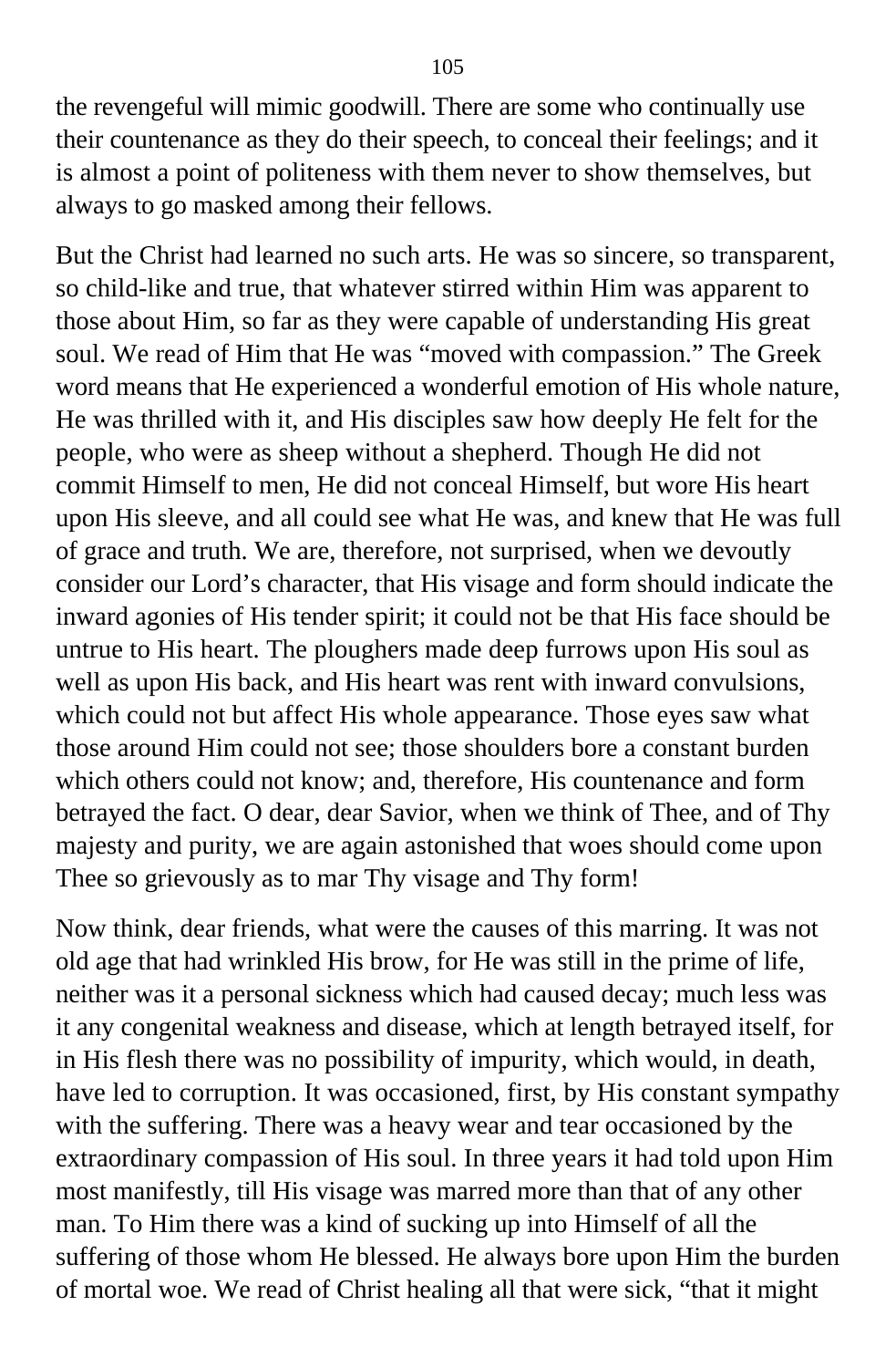the revengeful will mimic goodwill. There are some who continually use their countenance as they do their speech, to conceal their feelings; and it is almost a point of politeness with them never to show themselves, but always to go masked among their fellows.

But the Christ had learned no such arts. He was so sincere, so transparent, so child-like and true, that whatever stirred within Him was apparent to those about Him, so far as they were capable of understanding His great soul. We read of Him that He was "moved with compassion." The Greek word means that He experienced a wonderful emotion of His whole nature, He was thrilled with it, and His disciples saw how deeply He felt for the people, who were as sheep without a shepherd. Though He did not commit Himself to men, He did not conceal Himself, but wore His heart upon His sleeve, and all could see what He was, and knew that He was full of grace and truth. We are, therefore, not surprised, when we devoutly consider our Lord's character, that His visage and form should indicate the inward agonies of His tender spirit; it could not be that His face should be untrue to His heart. The ploughers made deep furrows upon His soul as well as upon His back, and His heart was rent with inward convulsions, which could not but affect His whole appearance. Those eyes saw what those around Him could not see; those shoulders bore a constant burden which others could not know; and, therefore, His countenance and form betrayed the fact. O dear, dear Savior, when we think of Thee, and of Thy majesty and purity, we are again astonished that woes should come upon Thee so grievously as to mar Thy visage and Thy form!

Now think, dear friends, what were the causes of this marring. It was not old age that had wrinkled His brow, for He was still in the prime of life, neither was it a personal sickness which had caused decay; much less was it any congenital weakness and disease, which at length betrayed itself, for in His flesh there was no possibility of impurity, which would, in death, have led to corruption. It was occasioned, first, by His constant sympathy with the suffering. There was a heavy wear and tear occasioned by the extraordinary compassion of His soul. In three years it had told upon Him most manifestly, till His visage was marred more than that of any other man. To Him there was a kind of sucking up into Himself of all the suffering of those whom He blessed. He always bore upon Him the burden of mortal woe. We read of Christ healing all that were sick, "that it might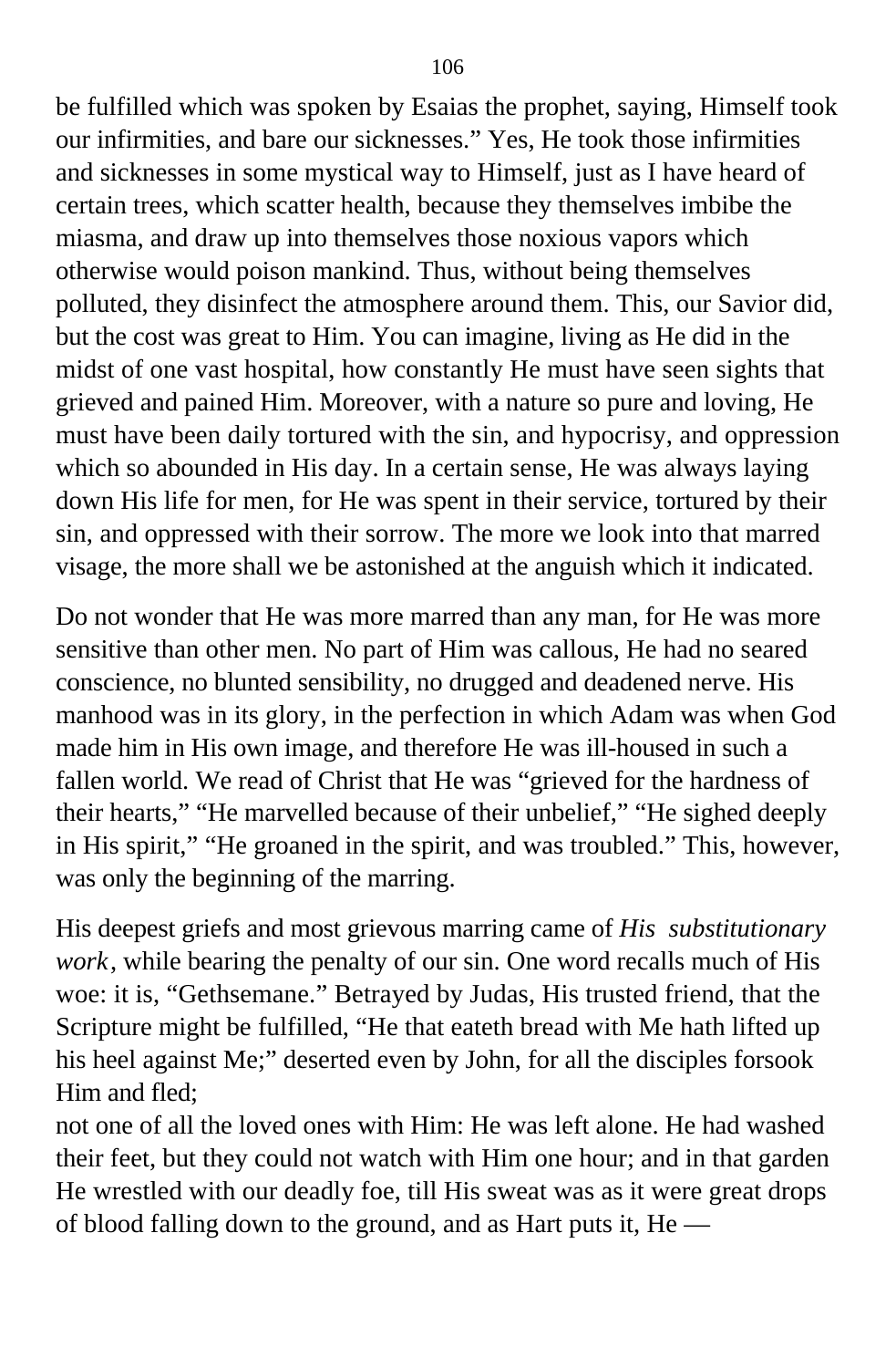be fulfilled which was spoken by Esaias the prophet, saying, Himself took our infirmities, and bare our sicknesses.” Yes, He took those infirmities and sicknesses in some mystical way to Himself, just as I have heard of certain trees, which scatter health, because they themselves imbibe the miasma, and draw up into themselves those noxious vapors which otherwise would poison mankind. Thus, without being themselves polluted, they disinfect the atmosphere around them. This, our Savior did, but the cost was great to Him. You can imagine, living as He did in the midst of one vast hospital, how constantly He must have seen sights that grieved and pained Him. Moreover, with a nature so pure and loving, He must have been daily tortured with the sin, and hypocrisy, and oppression which so abounded in His day. In a certain sense, He was always laying down His life for men, for He was spent in their service, tortured by their sin, and oppressed with their sorrow. The more we look into that marred visage, the more shall we be astonished at the anguish which it indicated.

Do not wonder that He was more marred than any man, for He was more sensitive than other men. No part of Him was callous, He had no seared conscience, no blunted sensibility, no drugged and deadened nerve. His manhood was in its glory, in the perfection in which Adam was when God made him in His own image, and therefore He was ill-housed in such a fallen world. We read of Christ that He was “grieved for the hardness of their hearts,” “He marvelled because of their unbelief,” “He sighed deeply in His spirit,” “He groaned in the spirit, and was troubled.” This, however, was only the beginning of the marring.

His deepest griefs and most grievous marring came of *His substitutionary work*, while bearing the penalty of our sin. One word recalls much of His woe: it is, “Gethsemane.” Betrayed by Judas, His trusted friend, that the Scripture might be fulfilled, “He that eateth bread with Me hath lifted up his heel against Me;” deserted even by John, for all the disciples forsook Him and fled;
not one of all the loved ones with Him: He was left alone. He had washed their feet, but they could not watch with Him one hour; and in that garden He wrestled with our deadly foe, till His sweat was as it were great drops of blood falling down to the ground, and as Hart puts it, He —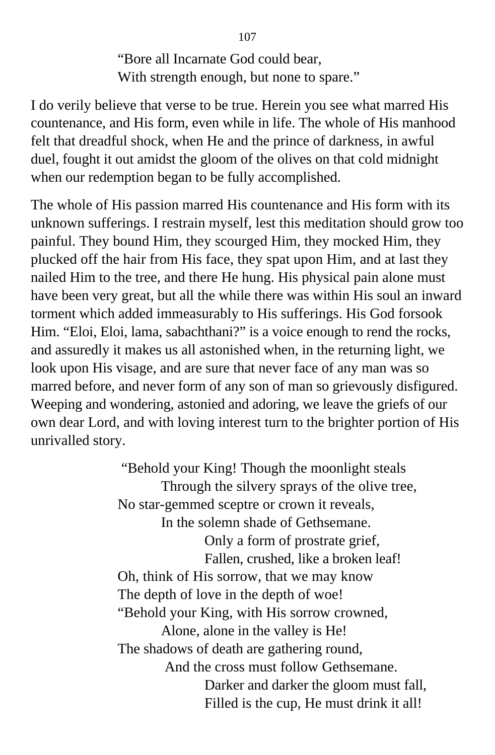"Bore all Incarnate God could bear,  
With strength enough, but none to spare."

I do verily believe that verse to be true. Herein you see what marred His countenance, and His form, even while in life. The whole of His manhood felt that dreadful shock, when He and the prince of darkness, in awful duel, fought it out amidst the gloom of the olives on that cold midnight when our redemption began to be fully accomplished.

The whole of His passion marred His countenance and His form with its unknown sufferings. I restrain myself, lest this meditation should grow too painful. They bound Him, they scourged Him, they mocked Him, they plucked off the hair from His face, they spat upon Him, and at last they nailed Him to the tree, and there He hung. His physical pain alone must have been very great, but all the while there was within His soul an inward torment which added immeasurably to His sufferings. His God forsook Him. "Eloi, Eloi, lama, sabachthani?" is a voice enough to rend the rocks, and assuredly it makes us all astonished when, in the returning light, we look upon His visage, and are sure that never face of any man was so marred before, and never form of any son of man so grievously disfigured. Weeping and wondering, astonied and adoring, we leave the griefs of our own dear Lord, and with loving interest turn to the brighter portion of His unrivalled story.

"Behold your King! Though the moonlight steals  
Through the silvery sprays of the olive tree,  
No star-gemmed sceptre or crown it reveals,  
In the solemn shade of Gethsemane.  
Only a form of prostrate grief,  
Fallen, crushed, like a broken leaf!  
Oh, think of His sorrow, that we may know  
The depth of love in the depth of woe!  
"Behold your King, with His sorrow crowned,  
Alone, alone in the valley is He!  
The shadows of death are gathering round,  
And the cross must follow Gethsemane.  
Darker and darker the gloom must fall,  
Filled is the cup, He must drink it all!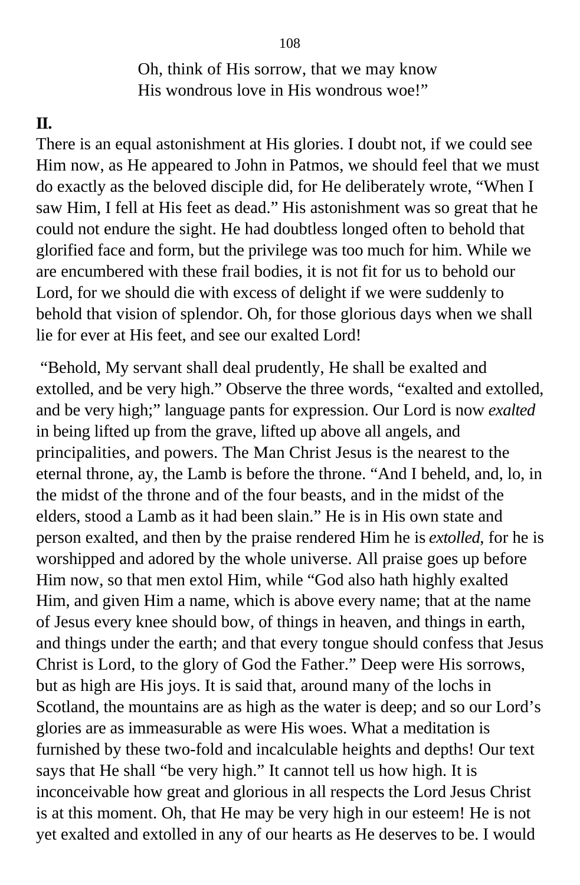Oh, think of His sorrow, that we may know
His wondrous love in His wondrous woe!"

**II.**

There is an equal astonishment at His glories. I doubt not, if we could see Him now, as He appeared to John in Patmos, we should feel that we must do exactly as the beloved disciple did, for He deliberately wrote, "When I saw Him, I fell at His feet as dead." His astonishment was so great that he could not endure the sight. He had doubtless longed often to behold that glorified face and form, but the privilege was too much for him. While we are encumbered with these frail bodies, it is not fit for us to behold our Lord, for we should die with excess of delight if we were suddenly to behold that vision of splendor. Oh, for those glorious days when we shall lie for ever at His feet, and see our exalted Lord!

"Behold, My servant shall deal prudently, He shall be exalted and extolled, and be very high." Observe the three words, "exalted and extolled, and be very high;" language pants for expression. Our Lord is now *exalted* in being lifted up from the grave, lifted up above all angels, and principalities, and powers. The Man Christ Jesus is the nearest to the eternal throne, ay, the Lamb is before the throne. "And I beheld, and, lo, in the midst of the throne and of the four beasts, and in the midst of the elders, stood a Lamb as it had been slain." He is in His own state and person exalted, and then by the praise rendered Him he is *extolled*, for he is worshipped and adored by the whole universe. All praise goes up before Him now, so that men extol Him, while "God also hath highly exalted Him, and given Him a name, which is above every name; that at the name of Jesus every knee should bow, of things in heaven, and things in earth, and things under the earth; and that every tongue should confess that Jesus Christ is Lord, to the glory of God the Father." Deep were His sorrows, but as high are His joys. It is said that, around many of the lochs in Scotland, the mountains are as high as the water is deep; and so our Lord's glories are as immeasurable as were His woes. What a meditation is furnished by these two-fold and incalculable heights and depths! Our text says that He shall "be very high." It cannot tell us how high. It is inconceivable how great and glorious in all respects the Lord Jesus Christ is at this moment. Oh, that He may be very high in our esteem! He is not yet exalted and extolled in any of our hearts as He deserves to be. I would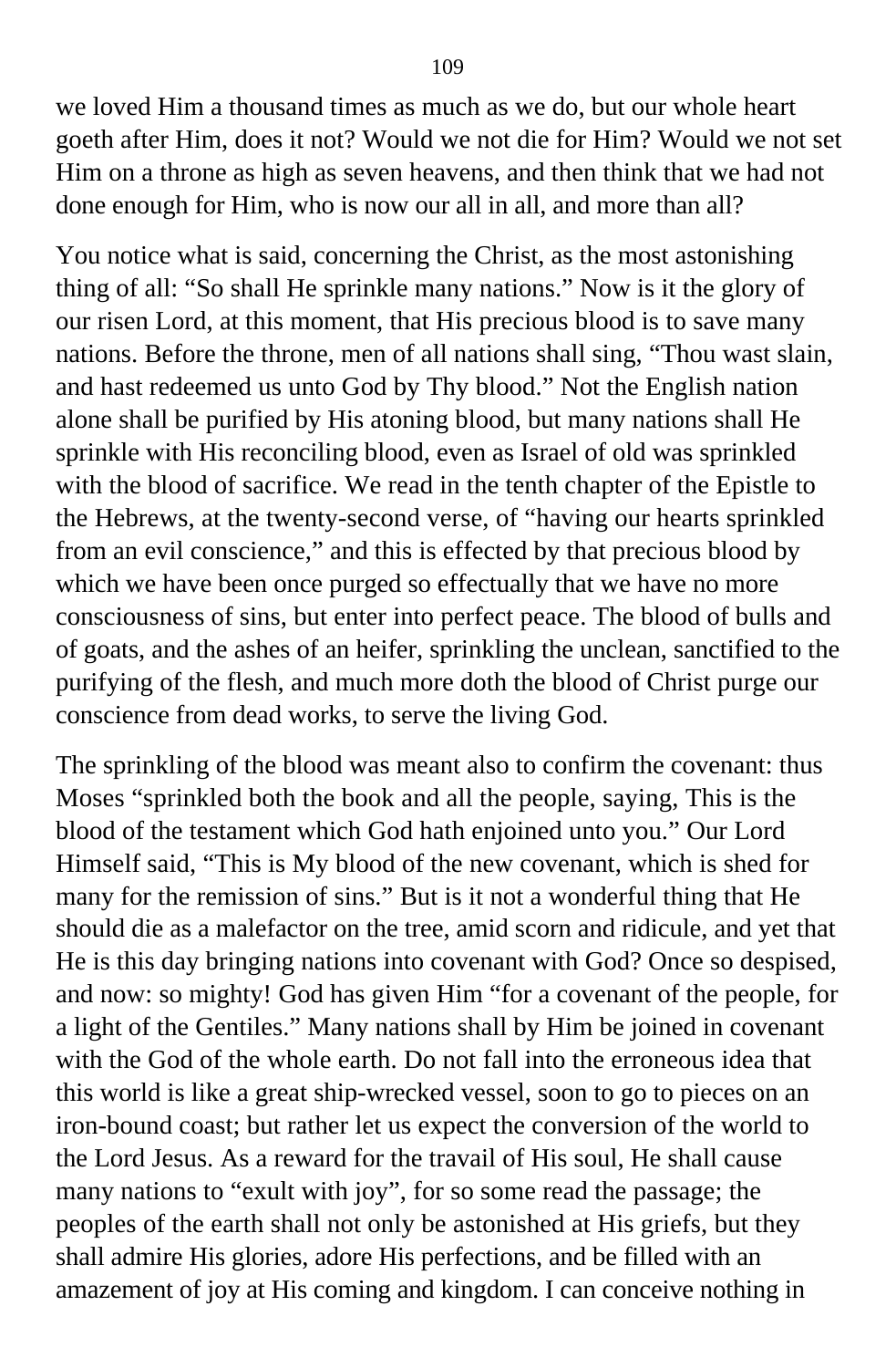we loved Him a thousand times as much as we do, but our whole heart goeth after Him, does it not? Would we not die for Him? Would we not set Him on a throne as high as seven heavens, and then think that we had not done enough for Him, who is now our all in all, and more than all?

You notice what is said, concerning the Christ, as the most astonishing thing of all: "So shall He sprinkle many nations." Now is it the glory of our risen Lord, at this moment, that His precious blood is to save many nations. Before the throne, men of all nations shall sing, "Thou wast slain, and hast redeemed us unto God by Thy blood." Not the English nation alone shall be purified by His atoning blood, but many nations shall He sprinkle with His reconciling blood, even as Israel of old was sprinkled with the blood of sacrifice. We read in the tenth chapter of the Epistle to the Hebrews, at the twenty-second verse, of "having our hearts sprinkled from an evil conscience," and this is effected by that precious blood by which we have been once purged so effectually that we have no more consciousness of sins, but enter into perfect peace. The blood of bulls and of goats, and the ashes of an heifer, sprinkling the unclean, sanctified to the purifying of the flesh, and much more doth the blood of Christ purge our conscience from dead works, to serve the living God.

The sprinkling of the blood was meant also to confirm the covenant: thus Moses "sprinkled both the book and all the people, saying, This is the blood of the testament which God hath enjoined unto you." Our Lord Himself said, "This is My blood of the new covenant, which is shed for many for the remission of sins." But is it not a wonderful thing that He should die as a malefactor on the tree, amid scorn and ridicule, and yet that He is this day bringing nations into covenant with God? Once so despised, and now: so mighty! God has given Him "for a covenant of the people, for a light of the Gentiles." Many nations shall by Him be joined in covenant with the God of the whole earth. Do not fall into the erroneous idea that this world is like a great ship-wrecked vessel, soon to go to pieces on an iron-bound coast; but rather let us expect the conversion of the world to the Lord Jesus. As a reward for the travail of His soul, He shall cause many nations to "exult with joy", for so some read the passage; the peoples of the earth shall not only be astonished at His griefs, but they shall admire His glories, adore His perfections, and be filled with an amazement of joy at His coming and kingdom. I can conceive nothing in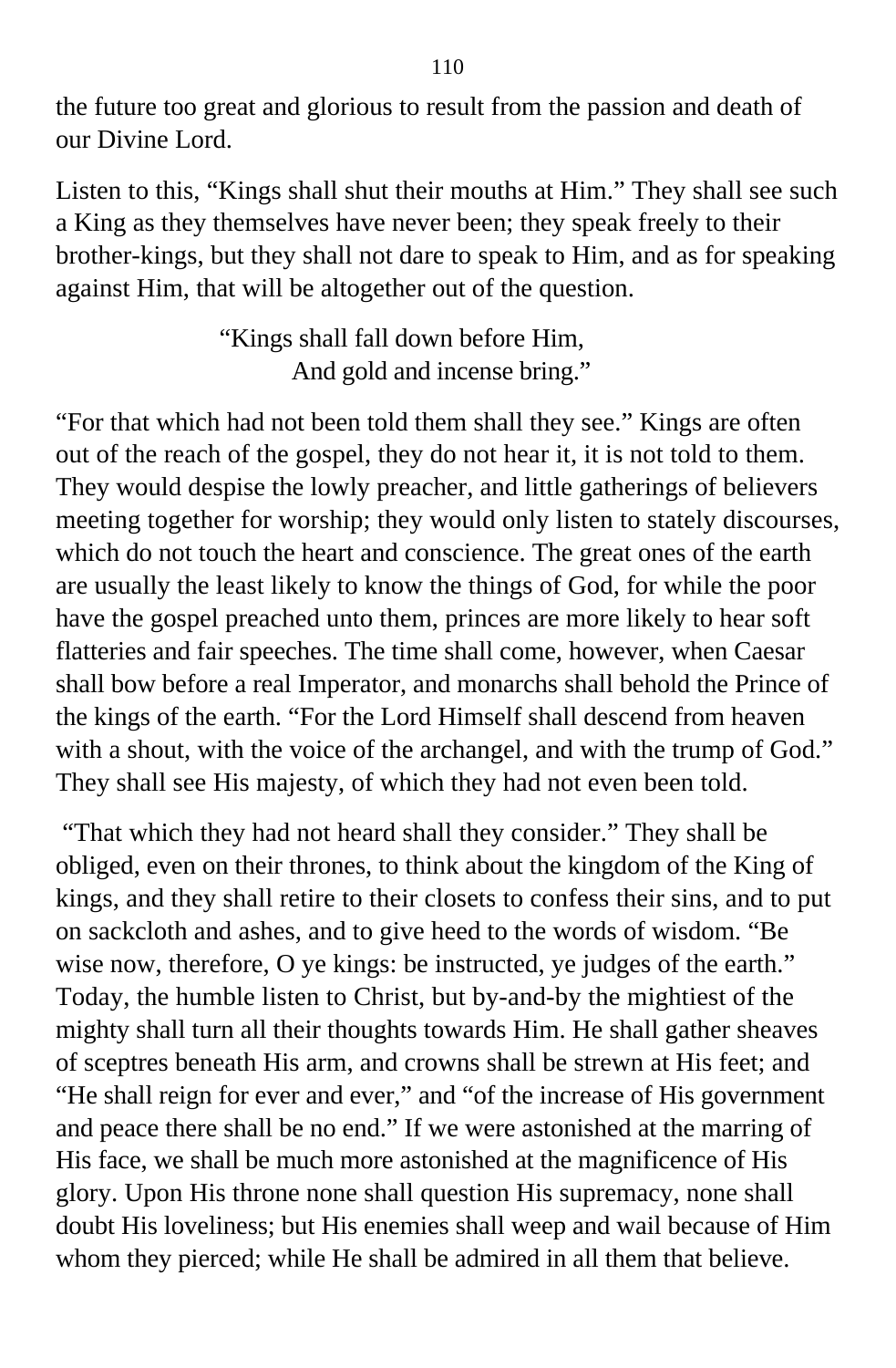the future too great and glorious to result from the passion and death of our Divine Lord.

Listen to this, “Kings shall shut their mouths at Him.” They shall see such a King as they themselves have never been; they speak freely to their brother-kings, but they shall not dare to speak to Him, and as for speaking against Him, that will be altogether out of the question.

> “Kings shall fall down before Him,
> And gold and incense bring.”

“For that which had not been told them shall they see.” Kings are often out of the reach of the gospel, they do not hear it, it is not told to them. They would despise the lowly preacher, and little gatherings of believers meeting together for worship; they would only listen to stately discourses, which do not touch the heart and conscience. The great ones of the earth are usually the least likely to know the things of God, for while the poor have the gospel preached unto them, princes are more likely to hear soft flatteries and fair speeches. The time shall come, however, when Caesar shall bow before a real Imperator, and monarchs shall behold the Prince of the kings of the earth. “For the Lord Himself shall descend from heaven with a shout, with the voice of the archangel, and with the trump of God.” They shall see His majesty, of which they had not even been told.

“That which they had not heard shall they consider.” They shall be obliged, even on their thrones, to think about the kingdom of the King of kings, and they shall retire to their closets to confess their sins, and to put on sackcloth and ashes, and to give heed to the words of wisdom. “Be wise now, therefore, O ye kings: be instructed, ye judges of the earth.” Today, the humble listen to Christ, but by-and-by the mightiest of the mighty shall turn all their thoughts towards Him. He shall gather sheaves of sceptres beneath His arm, and crowns shall be strewn at His feet; and “He shall reign for ever and ever,” and “of the increase of His government and peace there shall be no end.” If we were astonished at the marring of His face, we shall be much more astonished at the magnificence of His glory. Upon His throne none shall question His supremacy, none shall doubt His loveliness; but His enemies shall weep and wail because of Him whom they pierced; while He shall be admired in all them that believe.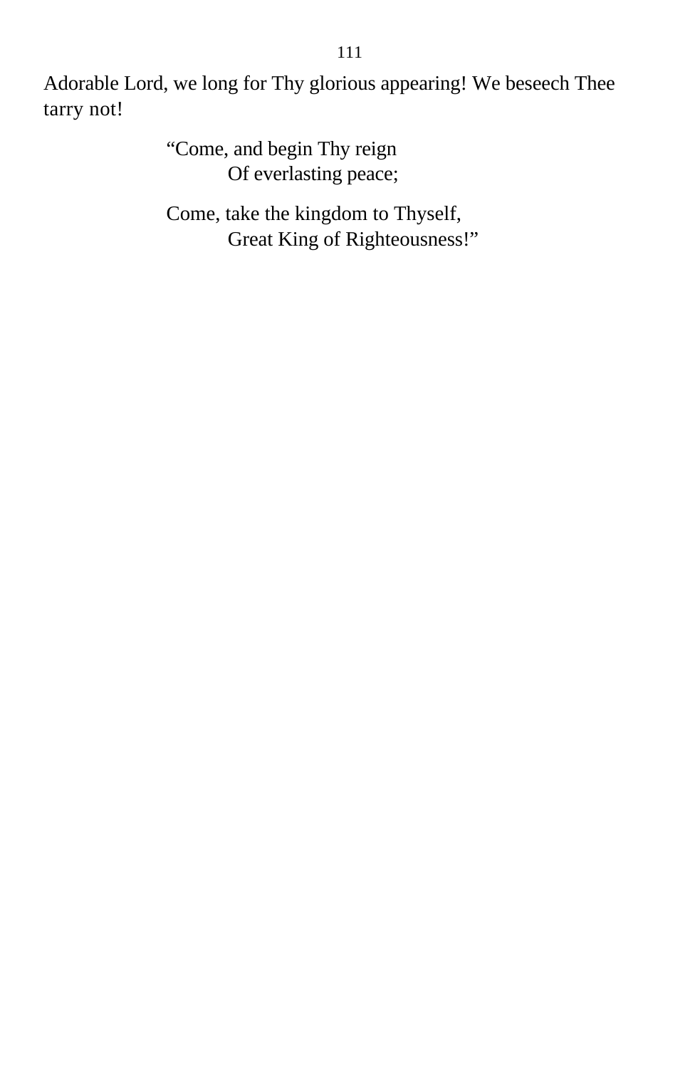Adorable Lord, we long for Thy glorious appearing! We beseech Thee tarry not!

> "Come, and begin Thy reign
> Of everlasting peace;
>
> Come, take the kingdom to Thyself,
> Great King of Righteousness!"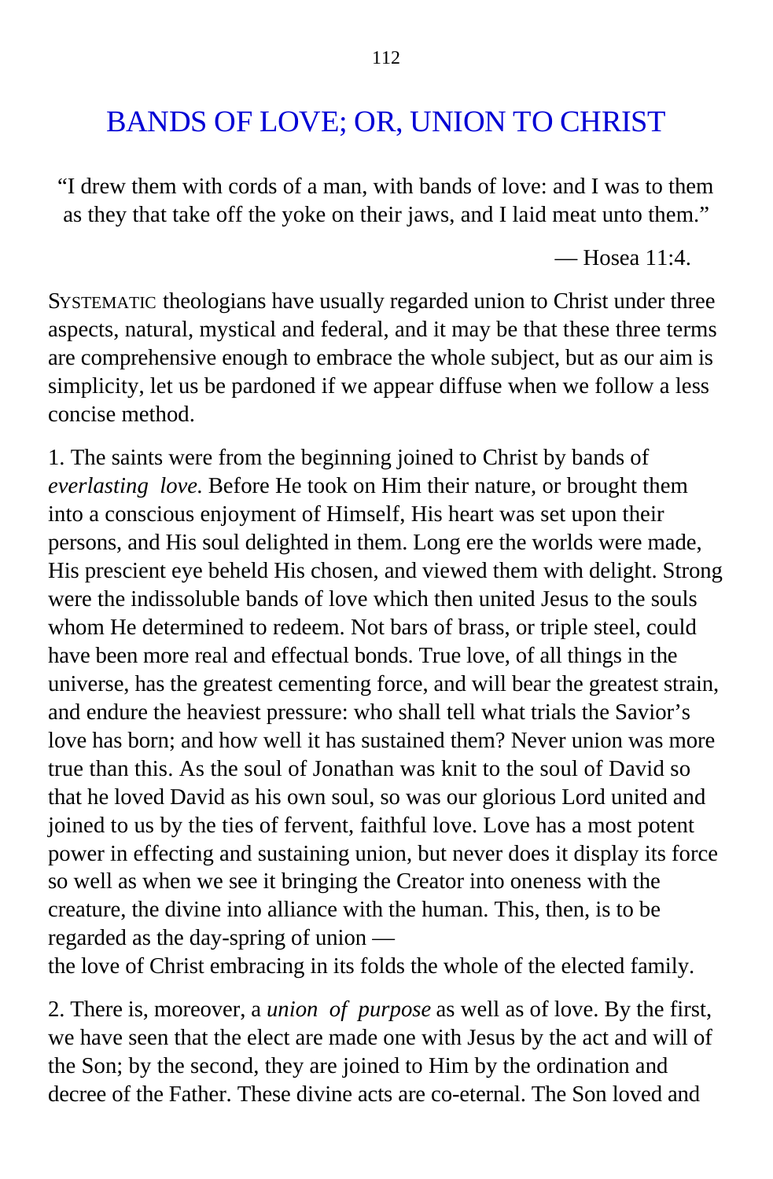# BANDS OF LOVE; OR, UNION TO CHRIST

"I drew them with cords of a man, with bands of love: and I was to them as they that take off the yoke on their jaws, and I laid meat unto them."

— Hosea 11:4.

SYSTEMATIC theologians have usually regarded union to Christ under three aspects, natural, mystical and federal, and it may be that these three terms are comprehensive enough to embrace the whole subject, but as our aim is simplicity, let us be pardoned if we appear diffuse when we follow a less concise method.

1. The saints were from the beginning joined to Christ by bands of *everlasting love.* Before He took on Him their nature, or brought them into a conscious enjoyment of Himself, His heart was set upon their persons, and His soul delighted in them. Long ere the worlds were made, His prescient eye beheld His chosen, and viewed them with delight. Strong were the indissoluble bands of love which then united Jesus to the souls whom He determined to redeem. Not bars of brass, or triple steel, could have been more real and effectual bonds. True love, of all things in the universe, has the greatest cementing force, and will bear the greatest strain, and endure the heaviest pressure: who shall tell what trials the Savior's love has born; and how well it has sustained them? Never union was more true than this. As the soul of Jonathan was knit to the soul of David so that he loved David as his own soul, so was our glorious Lord united and joined to us by the ties of fervent, faithful love. Love has a most potent power in effecting and sustaining union, but never does it display its force so well as when we see it bringing the Creator into oneness with the creature, the divine into alliance with the human. This, then, is to be regarded as the day-spring of union — the love of Christ embracing in its folds the whole of the elected family.

2. There is, moreover, a *union of purpose* as well as of love. By the first, we have seen that the elect are made one with Jesus by the act and will of the Son; by the second, they are joined to Him by the ordination and decree of the Father. These divine acts are co-eternal. The Son loved and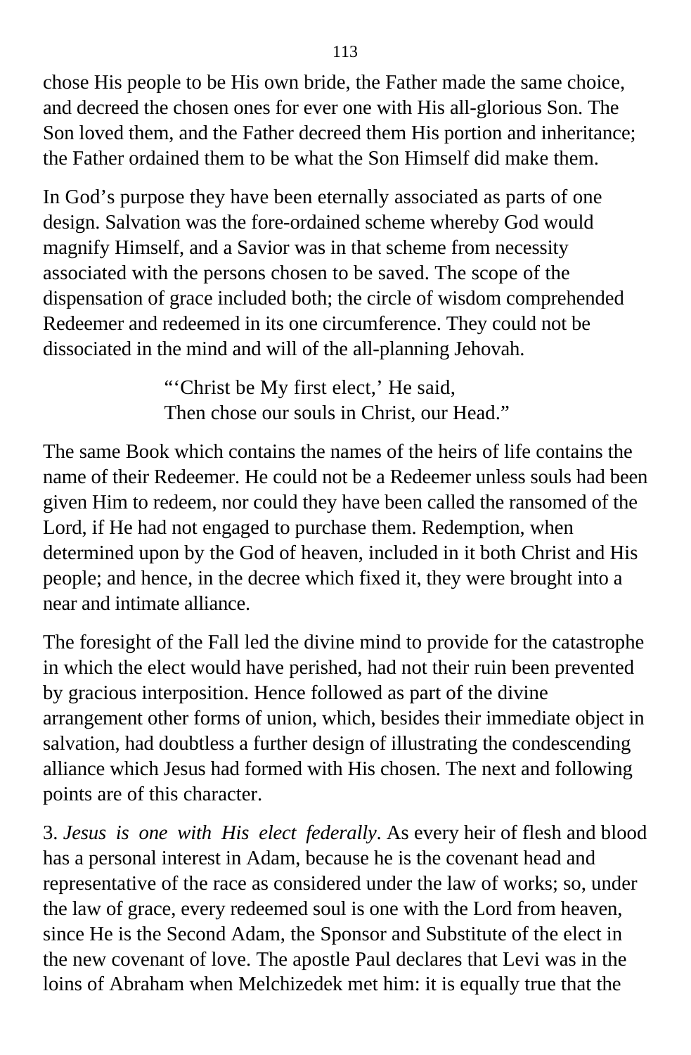chose His people to be His own bride, the Father made the same choice, and decreed the chosen ones for ever one with His all-glorious Son. The Son loved them, and the Father decreed them His portion and inheritance; the Father ordained them to be what the Son Himself did make them.

In God's purpose they have been eternally associated as parts of one design. Salvation was the fore-ordained scheme whereby God would magnify Himself, and a Savior was in that scheme from necessity associated with the persons chosen to be saved. The scope of the dispensation of grace included both; the circle of wisdom comprehended Redeemer and redeemed in its one circumference. They could not be dissociated in the mind and will of the all-planning Jehovah.

> "'Christ be My first elect,' He said,
> Then chose our souls in Christ, our Head."

The same Book which contains the names of the heirs of life contains the name of their Redeemer. He could not be a Redeemer unless souls had been given Him to redeem, nor could they have been called the ransomed of the Lord, if He had not engaged to purchase them. Redemption, when determined upon by the God of heaven, included in it both Christ and His people; and hence, in the decree which fixed it, they were brought into a near and intimate alliance.

The foresight of the Fall led the divine mind to provide for the catastrophe in which the elect would have perished, had not their ruin been prevented by gracious interposition. Hence followed as part of the divine arrangement other forms of union, which, besides their immediate object in salvation, had doubtless a further design of illustrating the condescending alliance which Jesus had formed with His chosen. The next and following points are of this character.

3. *Jesus is one with His elect federally*. As every heir of flesh and blood has a personal interest in Adam, because he is the covenant head and representative of the race as considered under the law of works; so, under the law of grace, every redeemed soul is one with the Lord from heaven, since He is the Second Adam, the Sponsor and Substitute of the elect in the new covenant of love. The apostle Paul declares that Levi was in the loins of Abraham when Melchizedek met him: it is equally true that the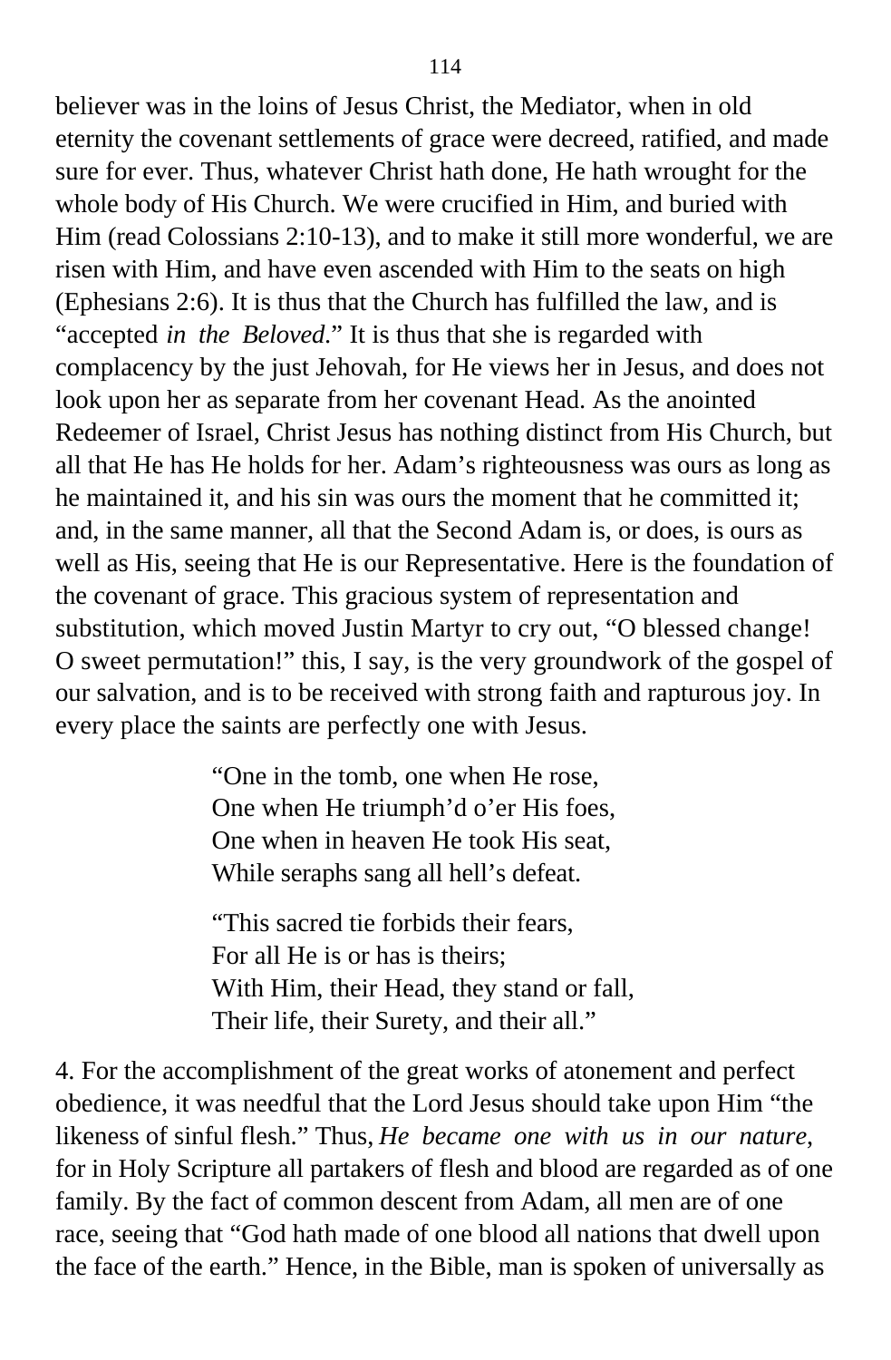believer was in the loins of Jesus Christ, the Mediator, when in old eternity the covenant settlements of grace were decreed, ratified, and made sure for ever. Thus, whatever Christ hath done, He hath wrought for the whole body of His Church. We were crucified in Him, and buried with Him (read Colossians 2:10-13), and to make it still more wonderful, we are risen with Him, and have even ascended with Him to the seats on high (Ephesians 2:6). It is thus that the Church has fulfilled the law, and is "accepted *in the Beloved*." It is thus that she is regarded with complacency by the just Jehovah, for He views her in Jesus, and does not look upon her as separate from her covenant Head. As the anointed Redeemer of Israel, Christ Jesus has nothing distinct from His Church, but all that He has He holds for her. Adam's righteousness was ours as long as he maintained it, and his sin was ours the moment that he committed it; and, in the same manner, all that the Second Adam is, or does, is ours as well as His, seeing that He is our Representative. Here is the foundation of the covenant of grace. This gracious system of representation and substitution, which moved Justin Martyr to cry out, "O blessed change! O sweet permutation!" this, I say, is the very groundwork of the gospel of our salvation, and is to be received with strong faith and rapturous joy. In every place the saints are perfectly one with Jesus.

> "One in the tomb, one when He rose,
> One when He triumph'd o'er His foes,
> One when in heaven He took His seat,
> While seraphs sang all hell's defeat.
>
> "This sacred tie forbids their fears,
> For all He is or has is theirs;
> With Him, their Head, they stand or fall,
> Their life, their Surety, and their all."

4. For the accomplishment of the great works of atonement and perfect obedience, it was needful that the Lord Jesus should take upon Him "the likeness of sinful flesh." Thus, *He became one with us in our nature*, for in Holy Scripture all partakers of flesh and blood are regarded as of one family. By the fact of common descent from Adam, all men are of one race, seeing that "God hath made of one blood all nations that dwell upon the face of the earth." Hence, in the Bible, man is spoken of universally as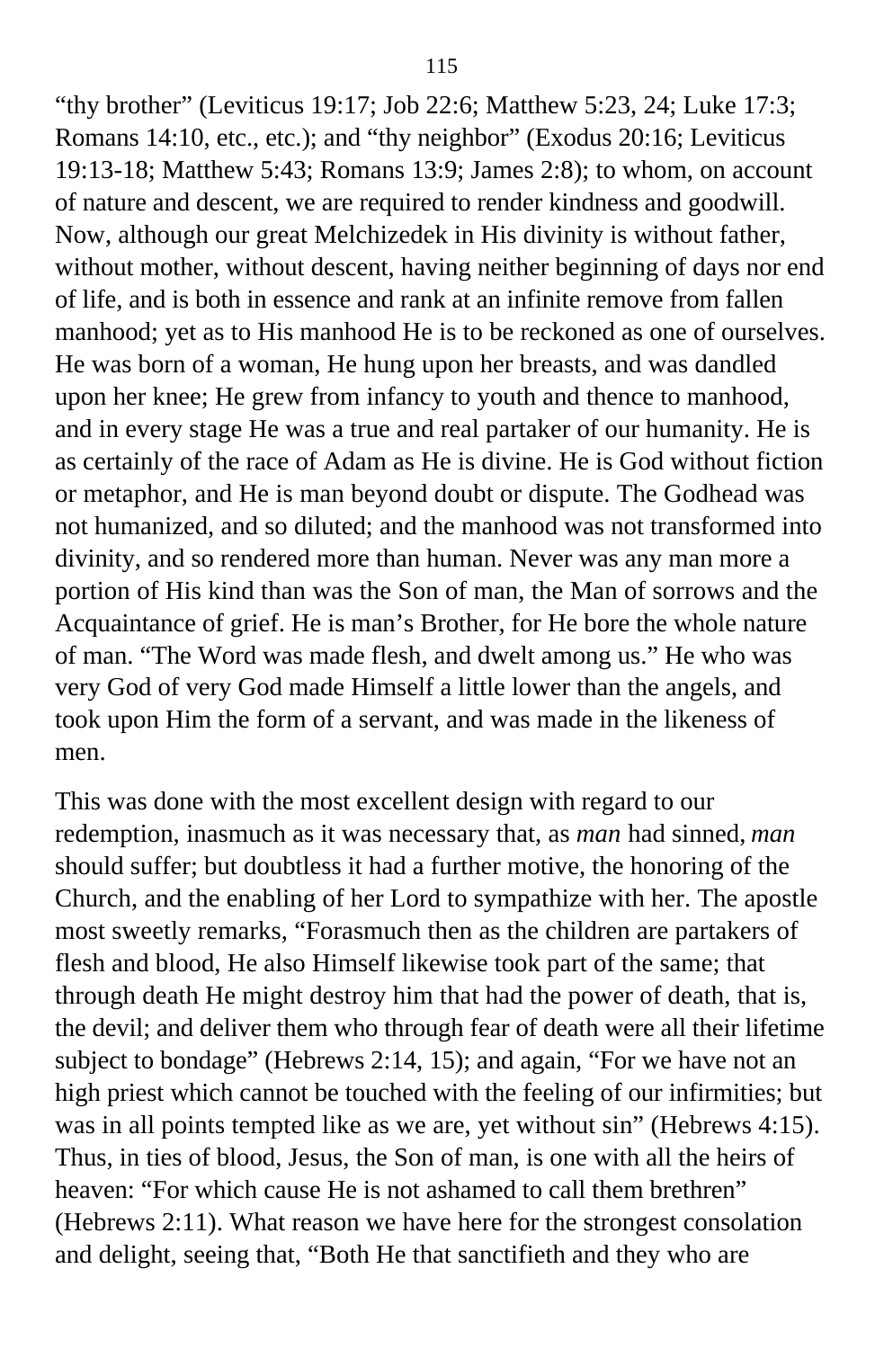“thy brother” (Leviticus 19:17; Job 22:6; Matthew 5:23, 24; Luke 17:3; Romans 14:10, etc., etc.); and “thy neighbor” (Exodus 20:16; Leviticus 19:13-18; Matthew 5:43; Romans 13:9; James 2:8); to whom, on account of nature and descent, we are required to render kindness and goodwill. Now, although our great Melchizedek in His divinity is without father, without mother, without descent, having neither beginning of days nor end of life, and is both in essence and rank at an infinite remove from fallen manhood; yet as to His manhood He is to be reckoned as one of ourselves. He was born of a woman, He hung upon her breasts, and was dandled upon her knee; He grew from infancy to youth and thence to manhood, and in every stage He was a true and real partaker of our humanity. He is as certainly of the race of Adam as He is divine. He is God without fiction or metaphor, and He is man beyond doubt or dispute. The Godhead was not humanized, and so diluted; and the manhood was not transformed into divinity, and so rendered more than human. Never was any man more a portion of His kind than was the Son of man, the Man of sorrows and the Acquaintance of grief. He is man’s Brother, for He bore the whole nature of man. “The Word was made flesh, and dwelt among us.” He who was very God of very God made Himself a little lower than the angels, and took upon Him the form of a servant, and was made in the likeness of men.

This was done with the most excellent design with regard to our redemption, inasmuch as it was necessary that, as *man* had sinned, *man* should suffer; but doubtless it had a further motive, the honoring of the Church, and the enabling of her Lord to sympathize with her. The apostle most sweetly remarks, “Forasmuch then as the children are partakers of flesh and blood, He also Himself likewise took part of the same; that through death He might destroy him that had the power of death, that is, the devil; and deliver them who through fear of death were all their lifetime subject to bondage” (Hebrews 2:14, 15); and again, “For we have not an high priest which cannot be touched with the feeling of our infirmities; but was in all points tempted like as we are, yet without sin” (Hebrews 4:15). Thus, in ties of blood, Jesus, the Son of man, is one with all the heirs of heaven: “For which cause He is not ashamed to call them brethren” (Hebrews 2:11). What reason we have here for the strongest consolation and delight, seeing that, “Both He that sanctifieth and they who are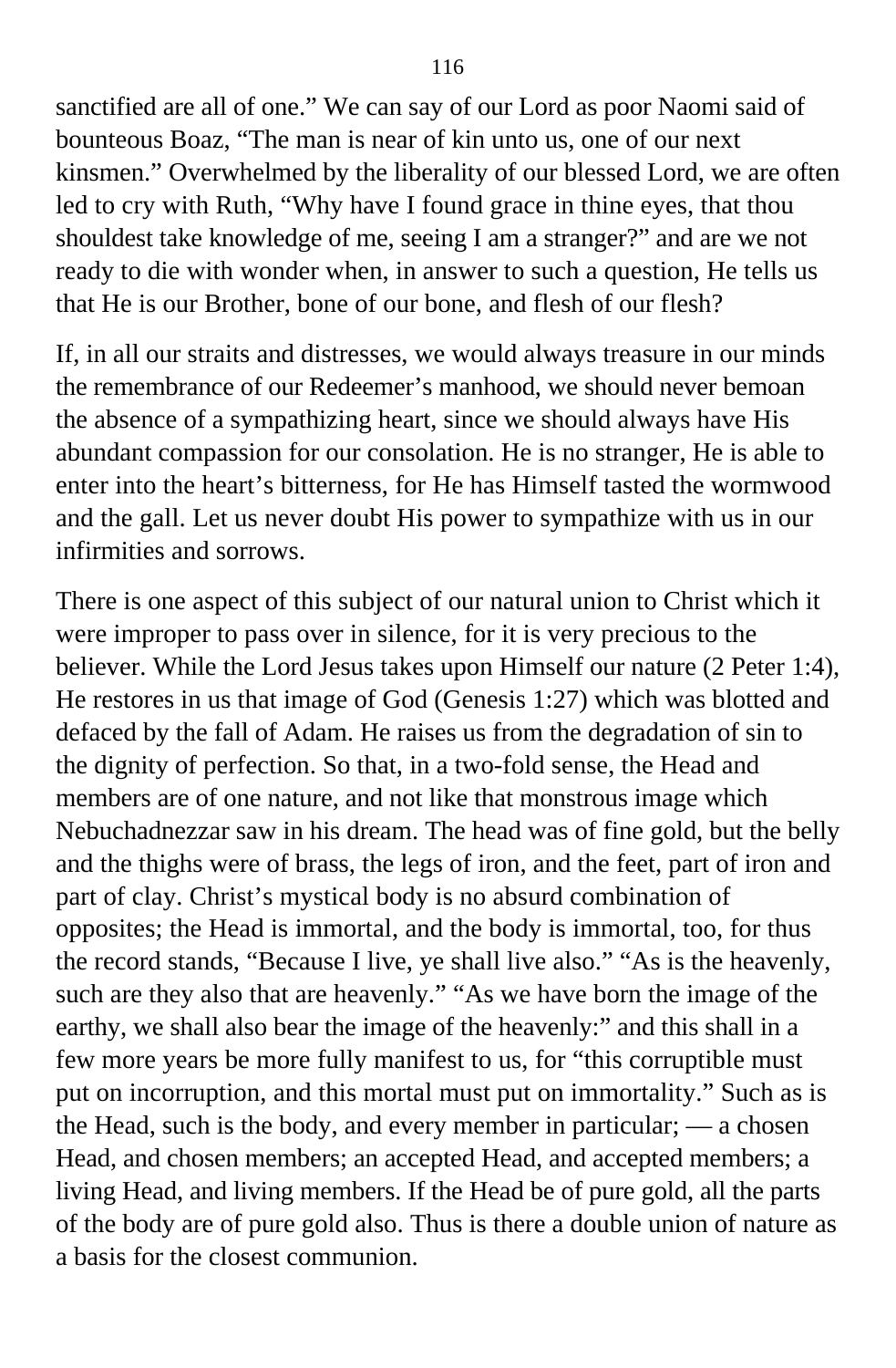sanctified are all of one." We can say of our Lord as poor Naomi said of bounteous Boaz, "The man is near of kin unto us, one of our next kinsmen." Overwhelmed by the liberality of our blessed Lord, we are often led to cry with Ruth, "Why have I found grace in thine eyes, that thou shouldest take knowledge of me, seeing I am a stranger?" and are we not ready to die with wonder when, in answer to such a question, He tells us that He is our Brother, bone of our bone, and flesh of our flesh?

If, in all our straits and distresses, we would always treasure in our minds the remembrance of our Redeemer's manhood, we should never bemoan the absence of a sympathizing heart, since we should always have His abundant compassion for our consolation. He is no stranger, He is able to enter into the heart's bitterness, for He has Himself tasted the wormwood and the gall. Let us never doubt His power to sympathize with us in our infirmities and sorrows.

There is one aspect of this subject of our natural union to Christ which it were improper to pass over in silence, for it is very precious to the believer. While the Lord Jesus takes upon Himself our nature (2 Peter 1:4), He restores in us that image of God (Genesis 1:27) which was blotted and defaced by the fall of Adam. He raises us from the degradation of sin to the dignity of perfection. So that, in a two-fold sense, the Head and members are of one nature, and not like that monstrous image which Nebuchadnezzar saw in his dream. The head was of fine gold, but the belly and the thighs were of brass, the legs of iron, and the feet, part of iron and part of clay. Christ's mystical body is no absurd combination of opposites; the Head is immortal, and the body is immortal, too, for thus the record stands, "Because I live, ye shall live also." "As is the heavenly, such are they also that are heavenly." "As we have born the image of the earthy, we shall also bear the image of the heavenly:" and this shall in a few more years be more fully manifest to us, for "this corruptible must put on incorruption, and this mortal must put on immortality." Such as is the Head, such is the body, and every member in particular; — a chosen Head, and chosen members; an accepted Head, and accepted members; a living Head, and living members. If the Head be of pure gold, all the parts of the body are of pure gold also. Thus is there a double union of nature as a basis for the closest communion.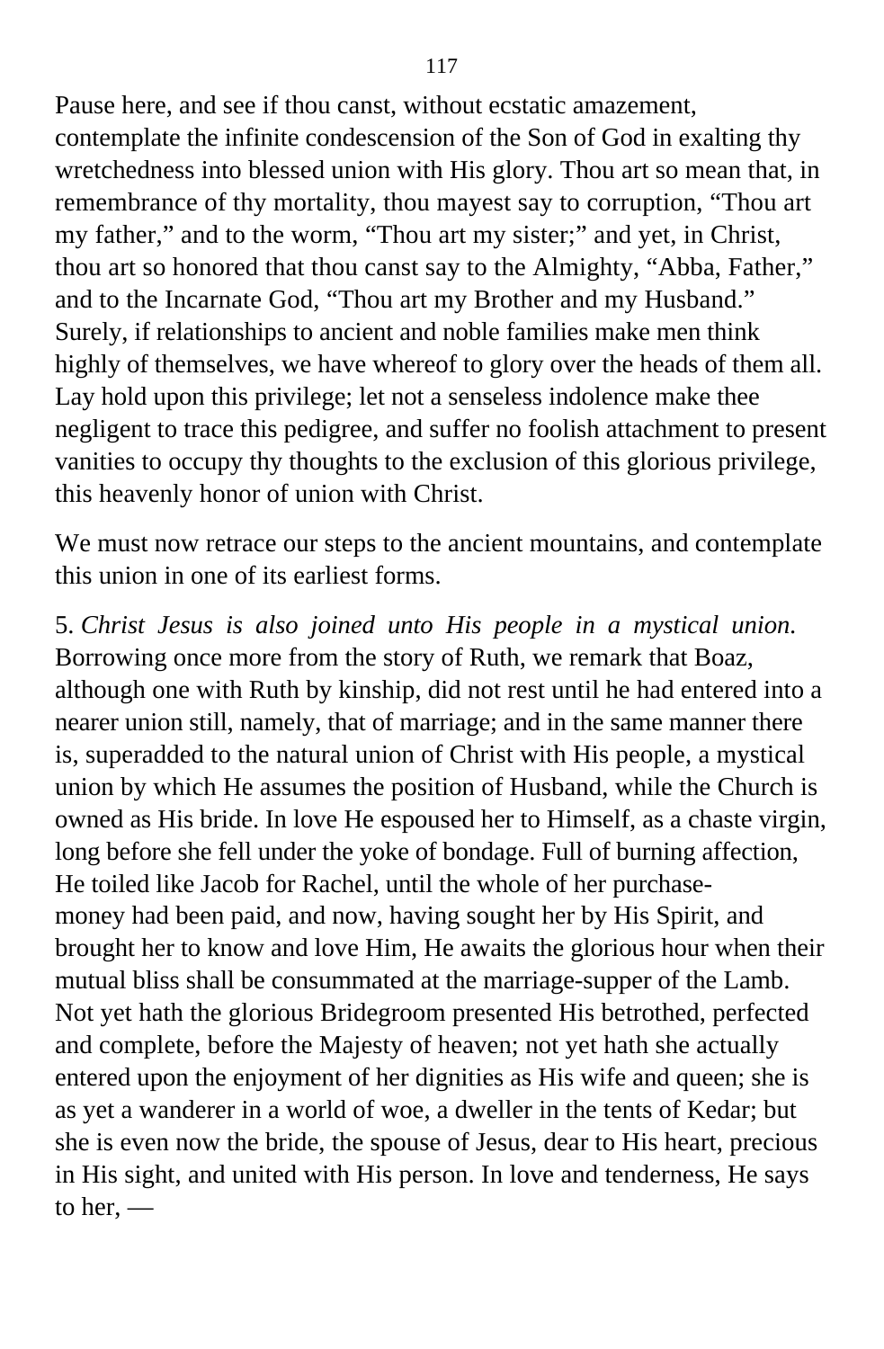Pause here, and see if thou canst, without ecstatic amazement, contemplate the infinite condescension of the Son of God in exalting thy wretchedness into blessed union with His glory. Thou art so mean that, in remembrance of thy mortality, thou mayest say to corruption, “Thou art my father,” and to the worm, “Thou art my sister;” and yet, in Christ, thou art so honored that thou canst say to the Almighty, “Abba, Father,” and to the Incarnate God, “Thou art my Brother and my Husband.” Surely, if relationships to ancient and noble families make men think highly of themselves, we have whereof to glory over the heads of them all. Lay hold upon this privilege; let not a senseless indolence make thee negligent to trace this pedigree, and suffer no foolish attachment to present vanities to occupy thy thoughts to the exclusion of this glorious privilege, this heavenly honor of union with Christ.

We must now retrace our steps to the ancient mountains, and contemplate this union in one of its earliest forms.

5. *Christ Jesus is also joined unto His people in a mystical union*. Borrowing once more from the story of Ruth, we remark that Boaz, although one with Ruth by kinship, did not rest until he had entered into a nearer union still, namely, that of marriage; and in the same manner there is, superadded to the natural union of Christ with His people, a mystical union by which He assumes the position of Husband, while the Church is owned as His bride. In love He espoused her to Himself, as a chaste virgin, long before she fell under the yoke of bondage. Full of burning affection, He toiled like Jacob for Rachel, until the whole of her purchase-money had been paid, and now, having sought her by His Spirit, and brought her to know and love Him, He awaits the glorious hour when their mutual bliss shall be consummated at the marriage-supper of the Lamb. Not yet hath the glorious Bridegroom presented His betrothed, perfected and complete, before the Majesty of heaven; not yet hath she actually entered upon the enjoyment of her dignities as His wife and queen; she is as yet a wanderer in a world of woe, a dweller in the tents of Kedar; but she is even now the bride, the spouse of Jesus, dear to His heart, precious in His sight, and united with His person. In love and tenderness, He says to her, —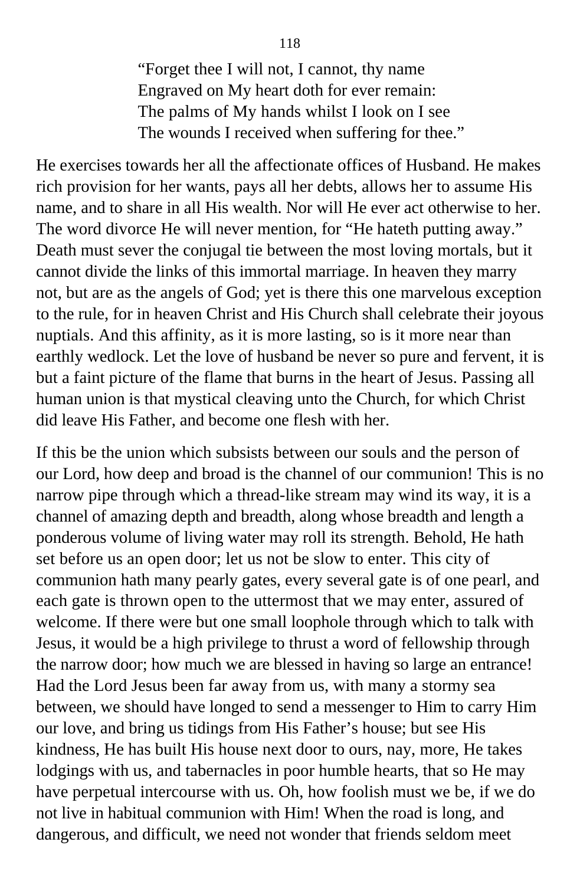> "Forget thee I will not, I cannot, thy name
> Engraved on My heart doth for ever remain:
> The palms of My hands whilst I look on I see
> The wounds I received when suffering for thee."

He exercises towards her all the affectionate offices of Husband. He makes rich provision for her wants, pays all her debts, allows her to assume His name, and to share in all His wealth. Nor will He ever act otherwise to her. The word divorce He will never mention, for "He hateth putting away." Death must sever the conjugal tie between the most loving mortals, but it cannot divide the links of this immortal marriage. In heaven they marry not, but are as the angels of God; yet is there this one marvelous exception to the rule, for in heaven Christ and His Church shall celebrate their joyous nuptials. And this affinity, as it is more lasting, so is it more near than earthly wedlock. Let the love of husband be never so pure and fervent, it is but a faint picture of the flame that burns in the heart of Jesus. Passing all human union is that mystical cleaving unto the Church, for which Christ did leave His Father, and become one flesh with her.

If this be the union which subsists between our souls and the person of our Lord, how deep and broad is the channel of our communion! This is no narrow pipe through which a thread-like stream may wind its way, it is a channel of amazing depth and breadth, along whose breadth and length a ponderous volume of living water may roll its strength. Behold, He hath set before us an open door; let us not be slow to enter. This city of communion hath many pearly gates, every several gate is of one pearl, and each gate is thrown open to the uttermost that we may enter, assured of welcome. If there were but one small loophole through which to talk with Jesus, it would be a high privilege to thrust a word of fellowship through the narrow door; how much we are blessed in having so large an entrance! Had the Lord Jesus been far away from us, with many a stormy sea between, we should have longed to send a messenger to Him to carry Him our love, and bring us tidings from His Father's house; but see His kindness, He has built His house next door to ours, nay, more, He takes lodgings with us, and tabernacles in poor humble hearts, that so He may have perpetual intercourse with us. Oh, how foolish must we be, if we do not live in habitual communion with Him! When the road is long, and dangerous, and difficult, we need not wonder that friends seldom meet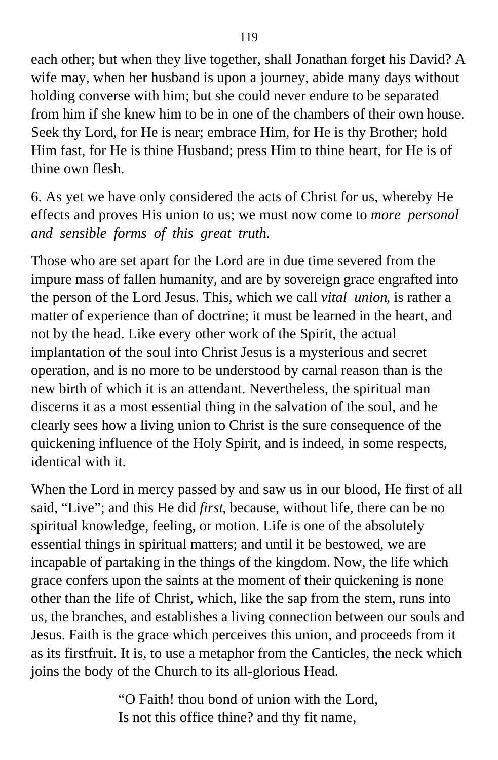each other; but when they live together, shall Jonathan forget his David? A wife may, when her husband is upon a journey, abide many days without holding converse with him; but she could never endure to be separated from him if she knew him to be in one of the chambers of their own house. Seek thy Lord, for He is near; embrace Him, for He is thy Brother; hold Him fast, for He is thine Husband; press Him to thine heart, for He is of thine own flesh.

6. As yet we have only considered the acts of Christ for us, whereby He effects and proves His union to us; we must now come to *more personal and sensible forms of this great truth*.

Those who are set apart for the Lord are in due time severed from the impure mass of fallen humanity, and are by sovereign grace engrafted into the person of the Lord Jesus. This, which we call *vital union*, is rather a matter of experience than of doctrine; it must be learned in the heart, and not by the head. Like every other work of the Spirit, the actual implantation of the soul into Christ Jesus is a mysterious and secret operation, and is no more to be understood by carnal reason than is the new birth of which it is an attendant. Nevertheless, the spiritual man discerns it as a most essential thing in the salvation of the soul, and he clearly sees how a living union to Christ is the sure consequence of the quickening influence of the Holy Spirit, and is indeed, in some respects, identical with it.

When the Lord in mercy passed by and saw us in our blood, He first of all said, "Live"; and this He did *first*, because, without life, there can be no spiritual knowledge, feeling, or motion. Life is one of the absolutely essential things in spiritual matters; and until it be bestowed, we are incapable of partaking in the things of the kingdom. Now, the life which grace confers upon the saints at the moment of their quickening is none other than the life of Christ, which, like the sap from the stem, runs into us, the branches, and establishes a living connection between our souls and Jesus. Faith is the grace which perceives this union, and proceeds from it as its firstfruit. It is, to use a metaphor from the Canticles, the neck which joins the body of the Church to its all-glorious Head.

> "O Faith! thou bond of union with the Lord,
> Is not this office thine? and thy fit name,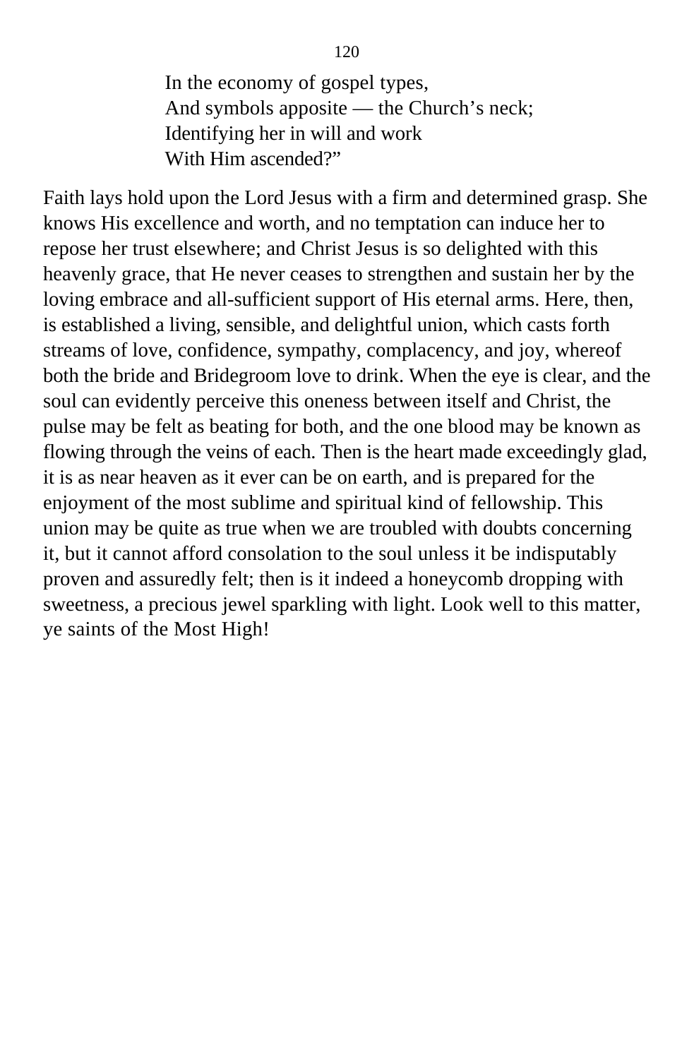> In the economy of gospel types,
> And symbols apposite — the Church's neck;
> Identifying her in will and work
> With Him ascended?"

Faith lays hold upon the Lord Jesus with a firm and determined grasp. She knows His excellence and worth, and no temptation can induce her to repose her trust elsewhere; and Christ Jesus is so delighted with this heavenly grace, that He never ceases to strengthen and sustain her by the loving embrace and all-sufficient support of His eternal arms. Here, then, is established a living, sensible, and delightful union, which casts forth streams of love, confidence, sympathy, complacency, and joy, whereof both the bride and Bridegroom love to drink. When the eye is clear, and the soul can evidently perceive this oneness between itself and Christ, the pulse may be felt as beating for both, and the one blood may be known as flowing through the veins of each. Then is the heart made exceedingly glad, it is as near heaven as it ever can be on earth, and is prepared for the enjoyment of the most sublime and spiritual kind of fellowship. This union may be quite as true when we are troubled with doubts concerning it, but it cannot afford consolation to the soul unless it be indisputably proven and assuredly felt; then is it indeed a honeycomb dropping with sweetness, a precious jewel sparkling with light. Look well to this matter, ye saints of the Most High!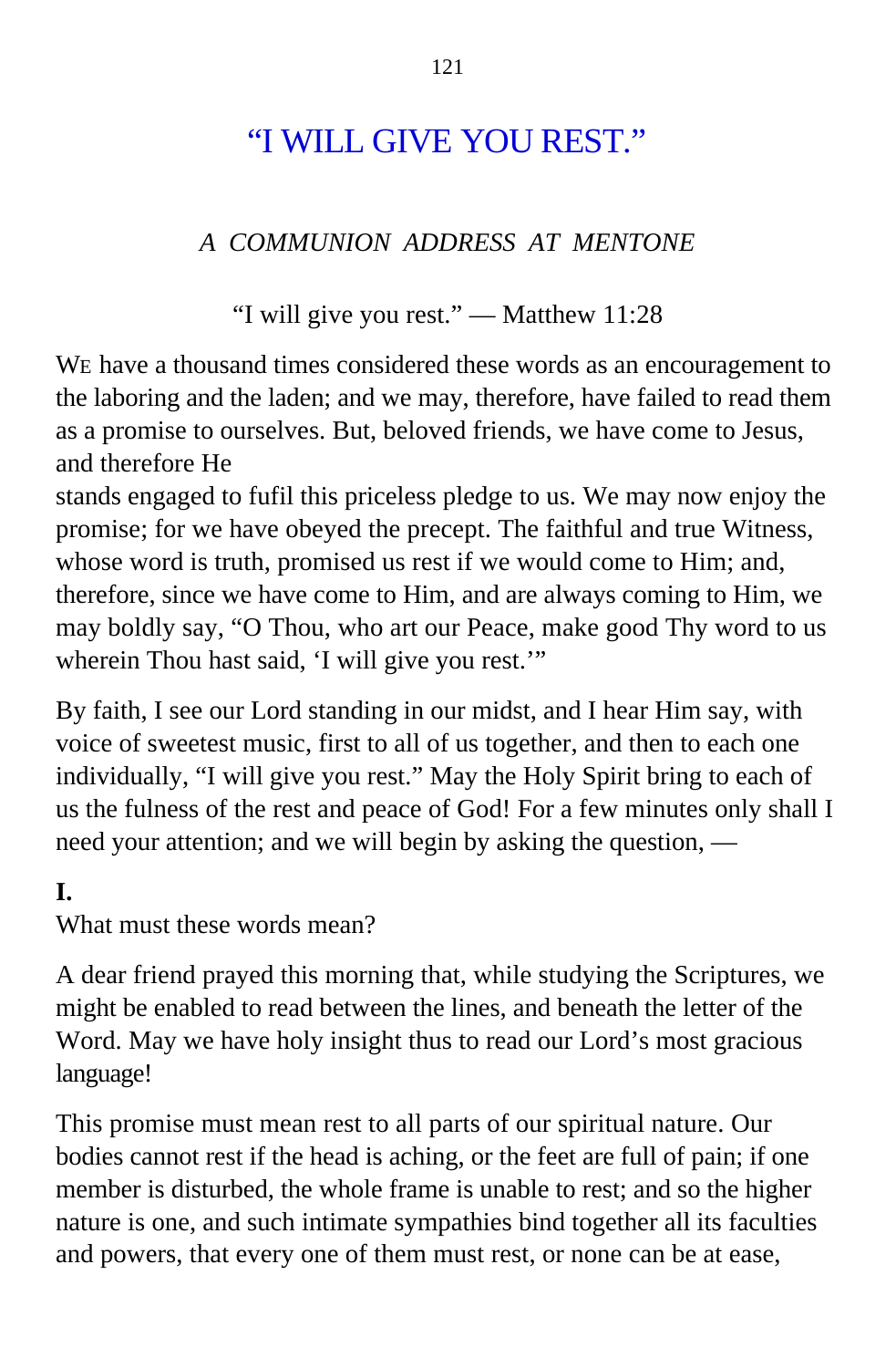# "I WILL GIVE YOU REST."

*A COMMUNION ADDRESS AT MENTONE*

"I will give you rest." — Matthew 11:28

WE have a thousand times considered these words as an encouragement to the laboring and the laden; and we may, therefore, have failed to read them as a promise to ourselves. But, beloved friends, we have come to Jesus, and therefore He stands engaged to fufil this priceless pledge to us. We may now enjoy the promise; for we have obeyed the precept. The faithful and true Witness, whose word is truth, promised us rest if we would come to Him; and, therefore, since we have come to Him, and are always coming to Him, we may boldly say, "O Thou, who art our Peace, make good Thy word to us wherein Thou hast said, 'I will give you rest.'"

By faith, I see our Lord standing in our midst, and I hear Him say, with voice of sweetest music, first to all of us together, and then to each one individually, "I will give you rest." May the Holy Spirit bring to each of us the fulness of the rest and peace of God! For a few minutes only shall I need your attention; and we will begin by asking the question, —

**I.**

What must these words mean?

A dear friend prayed this morning that, while studying the Scriptures, we might be enabled to read between the lines, and beneath the letter of the Word. May we have holy insight thus to read our Lord's most gracious language!

This promise must mean rest to all parts of our spiritual nature. Our bodies cannot rest if the head is aching, or the feet are full of pain; if one member is disturbed, the whole frame is unable to rest; and so the higher nature is one, and such intimate sympathies bind together all its faculties and powers, that every one of them must rest, or none can be at ease,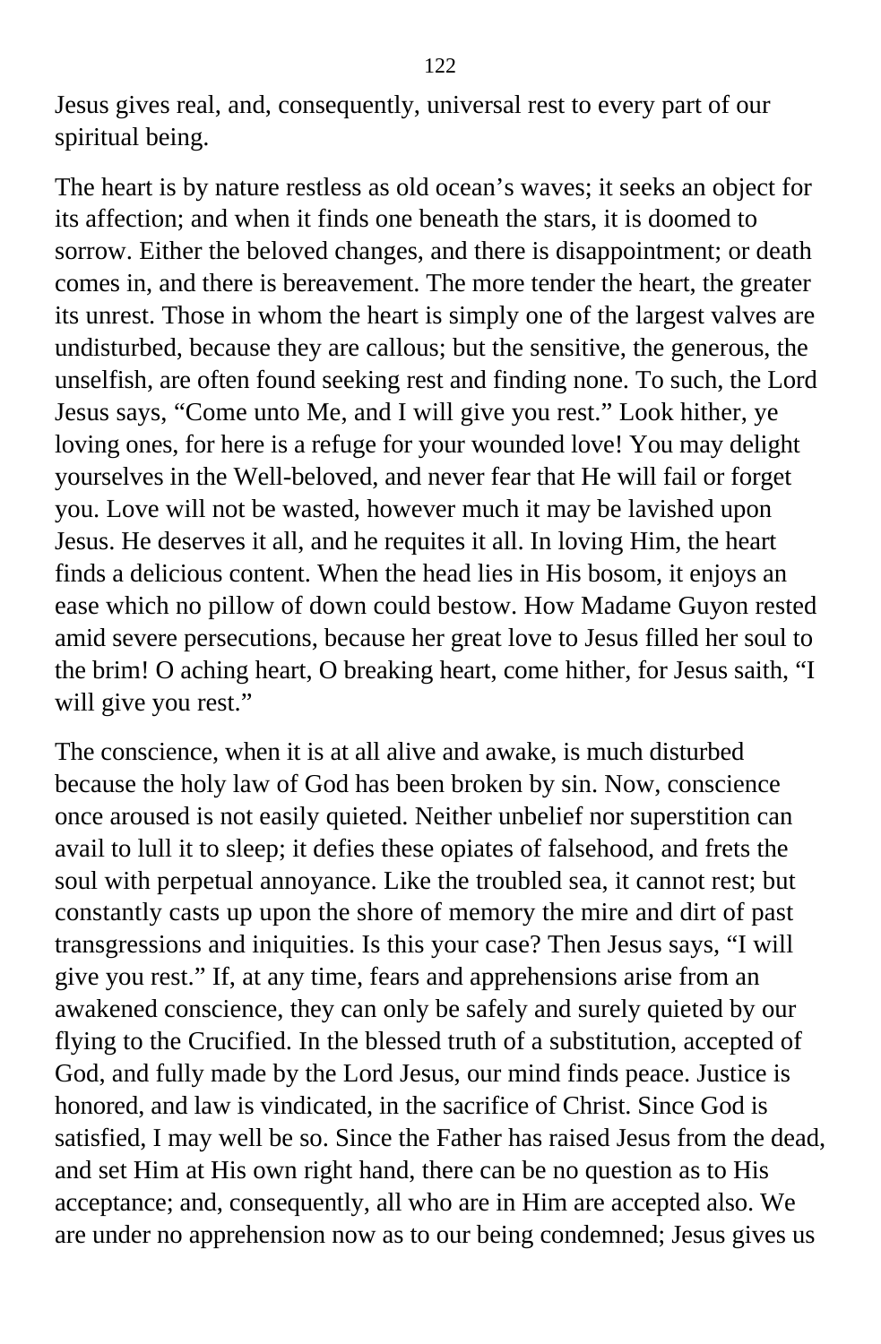Jesus gives real, and, consequently, universal rest to every part of our spiritual being.

The heart is by nature restless as old ocean’s waves; it seeks an object for its affection; and when it finds one beneath the stars, it is doomed to sorrow. Either the beloved changes, and there is disappointment; or death comes in, and there is bereavement. The more tender the heart, the greater its unrest. Those in whom the heart is simply one of the largest valves are undisturbed, because they are callous; but the sensitive, the generous, the unselfish, are often found seeking rest and finding none. To such, the Lord Jesus says, “Come unto Me, and I will give you rest.” Look hither, ye loving ones, for here is a refuge for your wounded love! You may delight yourselves in the Well-beloved, and never fear that He will fail or forget you. Love will not be wasted, however much it may be lavished upon Jesus. He deserves it all, and he requites it all. In loving Him, the heart finds a delicious content. When the head lies in His bosom, it enjoys an ease which no pillow of down could bestow. How Madame Guyon rested amid severe persecutions, because her great love to Jesus filled her soul to the brim! O aching heart, O breaking heart, come hither, for Jesus saith, “I will give you rest.”

The conscience, when it is at all alive and awake, is much disturbed because the holy law of God has been broken by sin. Now, conscience once aroused is not easily quieted. Neither unbelief nor superstition can avail to lull it to sleep; it defies these opiates of falsehood, and frets the soul with perpetual annoyance. Like the troubled sea, it cannot rest; but constantly casts up upon the shore of memory the mire and dirt of past transgressions and iniquities. Is this your case? Then Jesus says, “I will give you rest.” If, at any time, fears and apprehensions arise from an awakened conscience, they can only be safely and surely quieted by our flying to the Crucified. In the blessed truth of a substitution, accepted of God, and fully made by the Lord Jesus, our mind finds peace. Justice is honored, and law is vindicated, in the sacrifice of Christ. Since God is satisfied, I may well be so. Since the Father has raised Jesus from the dead, and set Him at His own right hand, there can be no question as to His acceptance; and, consequently, all who are in Him are accepted also. We are under no apprehension now as to our being condemned; Jesus gives us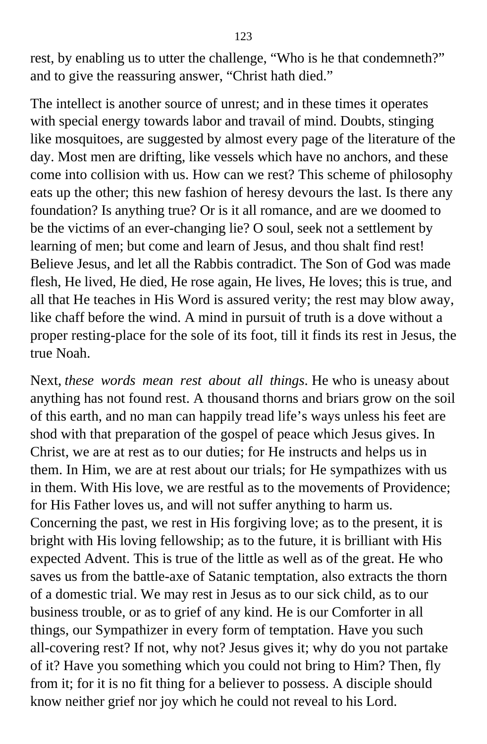rest, by enabling us to utter the challenge, “Who is he that condemneth?” and to give the reassuring answer, “Christ hath died.”

The intellect is another source of unrest; and in these times it operates with special energy towards labor and travail of mind. Doubts, stinging like mosquitoes, are suggested by almost every page of the literature of the day. Most men are drifting, like vessels which have no anchors, and these come into collision with us. How can we rest? This scheme of philosophy eats up the other; this new fashion of heresy devours the last. Is there any foundation? Is anything true? Or is it all romance, and are we doomed to be the victims of an ever-changing lie? O soul, seek not a settlement by learning of men; but come and learn of Jesus, and thou shalt find rest! Believe Jesus, and let all the Rabbis contradict. The Son of God was made flesh, He lived, He died, He rose again, He lives, He loves; this is true, and all that He teaches in His Word is assured verity; the rest may blow away, like chaff before the wind. A mind in pursuit of truth is a dove without a proper resting-place for the sole of its foot, till it finds its rest in Jesus, the true Noah.

Next, *these words mean rest about all things*. He who is uneasy about anything has not found rest. A thousand thorns and briars grow on the soil of this earth, and no man can happily tread life’s ways unless his feet are shod with that preparation of the gospel of peace which Jesus gives. In Christ, we are at rest as to our duties; for He instructs and helps us in them. In Him, we are at rest about our trials; for He sympathizes with us in them. With His love, we are restful as to the movements of Providence; for His Father loves us, and will not suffer anything to harm us. Concerning the past, we rest in His forgiving love; as to the present, it is bright with His loving fellowship; as to the future, it is brilliant with His expected Advent. This is true of the little as well as of the great. He who saves us from the battle-axe of Satanic temptation, also extracts the thorn of a domestic trial. We may rest in Jesus as to our sick child, as to our business trouble, or as to grief of any kind. He is our Comforter in all things, our Sympathizer in every form of temptation. Have you such all-covering rest? If not, why not? Jesus gives it; why do you not partake of it? Have you something which you could not bring to Him? Then, fly from it; for it is no fit thing for a believer to possess. A disciple should know neither grief nor joy which he could not reveal to his Lord.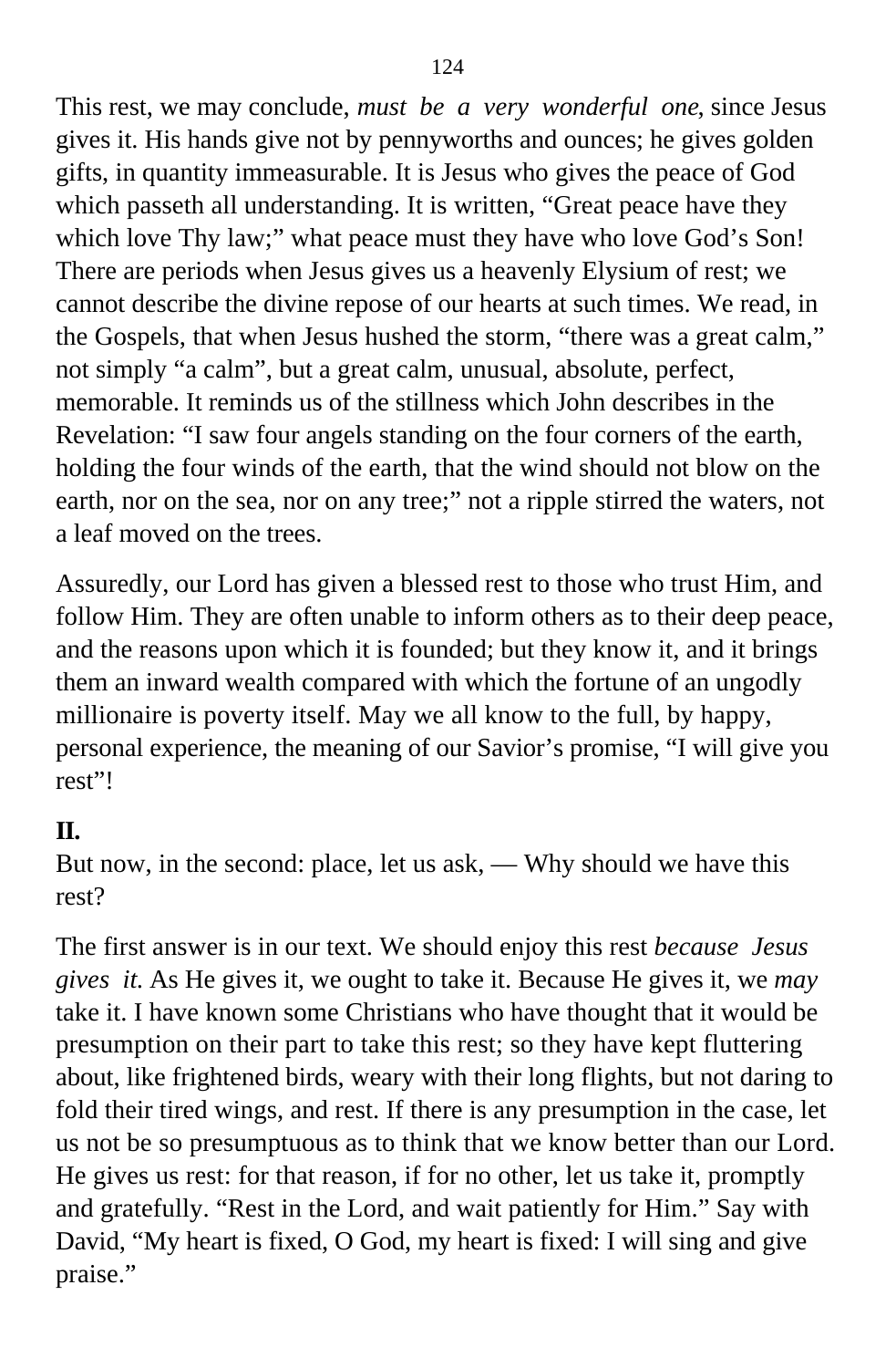This rest, we may conclude, *must be a very wonderful one*, since Jesus gives it. His hands give not by pennyworths and ounces; he gives golden gifts, in quantity immeasurable. It is Jesus who gives the peace of God which passeth all understanding. It is written, “Great peace have they which love Thy law;” what peace must they have who love God’s Son! There are periods when Jesus gives us a heavenly Elysium of rest; we cannot describe the divine repose of our hearts at such times. We read, in the Gospels, that when Jesus hushed the storm, “there was a great calm,” not simply “a calm”, but a great calm, unusual, absolute, perfect, memorable. It reminds us of the stillness which John describes in the Revelation: “I saw four angels standing on the four corners of the earth, holding the four winds of the earth, that the wind should not blow on the earth, nor on the sea, nor on any tree;” not a ripple stirred the waters, not a leaf moved on the trees.

Assuredly, our Lord has given a blessed rest to those who trust Him, and follow Him. They are often unable to inform others as to their deep peace, and the reasons upon which it is founded; but they know it, and it brings them an inward wealth compared with which the fortune of an ungodly millionaire is poverty itself. May we all know to the full, by happy, personal experience, the meaning of our Savior’s promise, “I will give you rest”!

**II.**

But now, in the second: place, let us ask, — Why should we have this rest?

The first answer is in our text. We should enjoy this rest *because Jesus gives it.* As He gives it, we ought to take it. Because He gives it, we *may* take it. I have known some Christians who have thought that it would be presumption on their part to take this rest; so they have kept fluttering about, like frightened birds, weary with their long flights, but not daring to fold their tired wings, and rest. If there is any presumption in the case, let us not be so presumptuous as to think that we know better than our Lord. He gives us rest: for that reason, if for no other, let us take it, promptly and gratefully. “Rest in the Lord, and wait patiently for Him.” Say with David, “My heart is fixed, O God, my heart is fixed: I will sing and give praise.”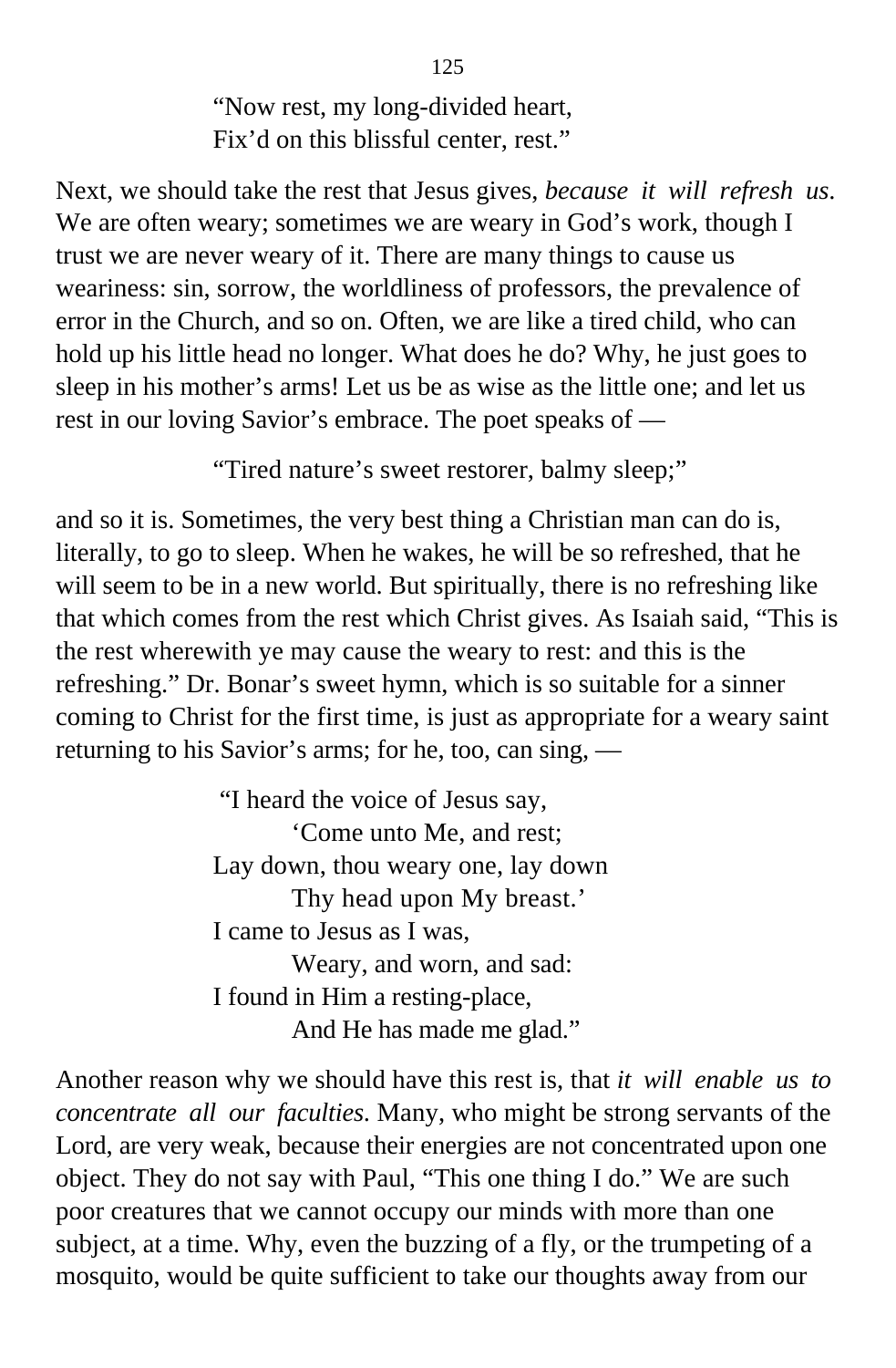> "Now rest, my long-divided heart,
> Fix'd on this blissful center, rest."

Next, we should take the rest that Jesus gives, *because it will refresh us*. We are often weary; sometimes we are weary in God's work, though I trust we are never weary of it. There are many things to cause us weariness: sin, sorrow, the worldliness of professors, the prevalence of error in the Church, and so on. Often, we are like a tired child, who can hold up his little head no longer. What does he do? Why, he just goes to sleep in his mother's arms! Let us be as wise as the little one; and let us rest in our loving Savior's embrace. The poet speaks of —

> "Tired nature's sweet restorer, balmy sleep;"

and so it is. Sometimes, the very best thing a Christian man can do is, literally, to go to sleep. When he wakes, he will be so refreshed, that he will seem to be in a new world. But spiritually, there is no refreshing like that which comes from the rest which Christ gives. As Isaiah said, "This is the rest wherewith ye may cause the weary to rest: and this is the refreshing." Dr. Bonar's sweet hymn, which is so suitable for a sinner coming to Christ for the first time, is just as appropriate for a weary saint returning to his Savior's arms; for he, too, can sing, —

> "I heard the voice of Jesus say,
> 'Come unto Me, and rest;
> Lay down, thou weary one, lay down
> Thy head upon My breast.'
> I came to Jesus as I was,
> Weary, and worn, and sad:
> I found in Him a resting-place,
> And He has made me glad."

Another reason why we should have this rest is, that *it will enable us to concentrate all our faculties*. Many, who might be strong servants of the Lord, are very weak, because their energies are not concentrated upon one object. They do not say with Paul, "This one thing I do." We are such poor creatures that we cannot occupy our minds with more than one subject, at a time. Why, even the buzzing of a fly, or the trumpeting of a mosquito, would be quite sufficient to take our thoughts away from our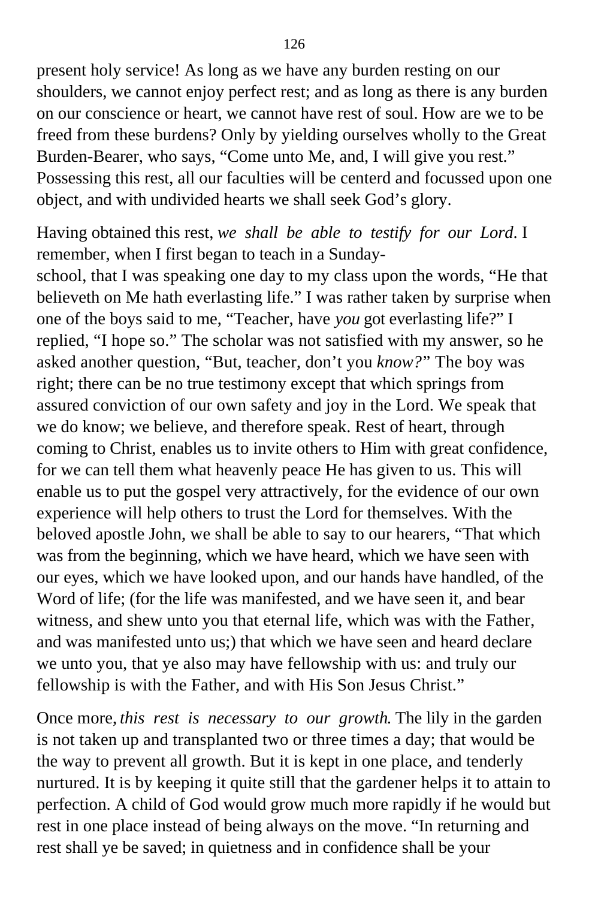present holy service! As long as we have any burden resting on our shoulders, we cannot enjoy perfect rest; and as long as there is any burden on our conscience or heart, we cannot have rest of soul. How are we to be freed from these burdens? Only by yielding ourselves wholly to the Great Burden-Bearer, who says, "Come unto Me, and, I will give you rest." Possessing this rest, all our faculties will be centerd and focussed upon one object, and with undivided hearts we shall seek God's glory.

Having obtained this rest, *we shall be able to testify for our Lord*. I remember, when I first began to teach in a Sunday-school, that I was speaking one day to my class upon the words, "He that believeth on Me hath everlasting life." I was rather taken by surprise when one of the boys said to me, "Teacher, have *you* got everlasting life?" I replied, "I hope so." The scholar was not satisfied with my answer, so he asked another question, "But, teacher, don't you *know?*" The boy was right; there can be no true testimony except that which springs from assured conviction of our own safety and joy in the Lord. We speak that we do know; we believe, and therefore speak. Rest of heart, through coming to Christ, enables us to invite others to Him with great confidence, for we can tell them what heavenly peace He has given to us. This will enable us to put the gospel very attractively, for the evidence of our own experience will help others to trust the Lord for themselves. With the beloved apostle John, we shall be able to say to our hearers, "That which was from the beginning, which we have heard, which we have seen with our eyes, which we have looked upon, and our hands have handled, of the Word of life; (for the life was manifested, and we have seen it, and bear witness, and shew unto you that eternal life, which was with the Father, and was manifested unto us;) that which we have seen and heard declare we unto you, that ye also may have fellowship with us: and truly our fellowship is with the Father, and with His Son Jesus Christ."

Once more, *this rest is necessary to our growth*. The lily in the garden is not taken up and transplanted two or three times a day; that would be the way to prevent all growth. But it is kept in one place, and tenderly nurtured. It is by keeping it quite still that the gardener helps it to attain to perfection. A child of God would grow much more rapidly if he would but rest in one place instead of being always on the move. "In returning and rest shall ye be saved; in quietness and in confidence shall be your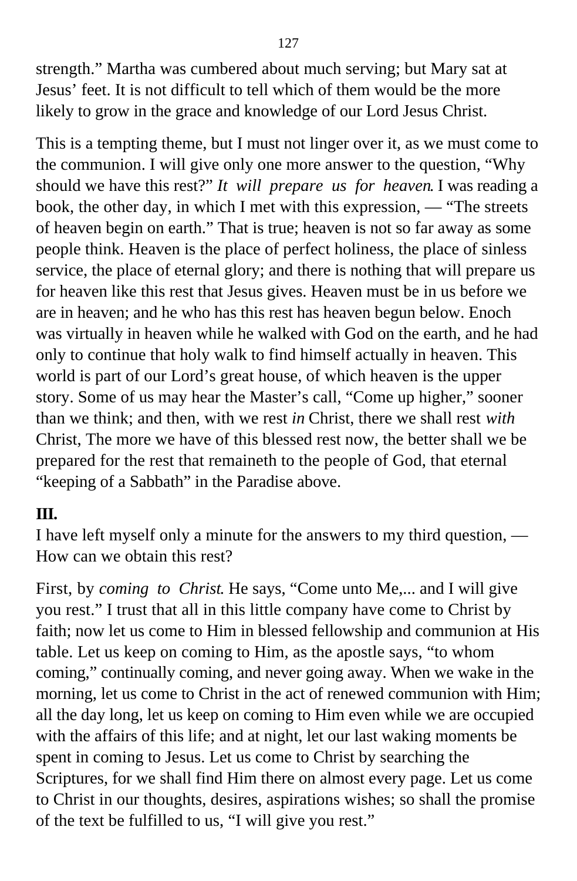strength." Martha was cumbered about much serving; but Mary sat at Jesus' feet. It is not difficult to tell which of them would be the more likely to grow in the grace and knowledge of our Lord Jesus Christ.

This is a tempting theme, but I must not linger over it, as we must come to the communion. I will give only one more answer to the question, "Why should we have this rest?" *It will prepare us for heaven*. I was reading a book, the other day, in which I met with this expression, — "The streets of heaven begin on earth." That is true; heaven is not so far away as some people think. Heaven is the place of perfect holiness, the place of sinless service, the place of eternal glory; and there is nothing that will prepare us for heaven like this rest that Jesus gives. Heaven must be in us before we are in heaven; and he who has this rest has heaven begun below. Enoch was virtually in heaven while he walked with God on the earth, and he had only to continue that holy walk to find himself actually in heaven. This world is part of our Lord's great house, of which heaven is the upper story. Some of us may hear the Master's call, "Come up higher," sooner than we think; and then, with we rest *in* Christ, there we shall rest *with* Christ, The more we have of this blessed rest now, the better shall we be prepared for the rest that remaineth to the people of God, that eternal "keeping of a Sabbath" in the Paradise above.

**III.**

I have left myself only a minute for the answers to my third question, — How can we obtain this rest?

First, by *coming to Christ*. He says, "Come unto Me,... and I will give you rest." I trust that all in this little company have come to Christ by faith; now let us come to Him in blessed fellowship and communion at His table. Let us keep on coming to Him, as the apostle says, "to whom coming," continually coming, and never going away. When we wake in the morning, let us come to Christ in the act of renewed communion with Him; all the day long, let us keep on coming to Him even while we are occupied with the affairs of this life; and at night, let our last waking moments be spent in coming to Jesus. Let us come to Christ by searching the Scriptures, for we shall find Him there on almost every page. Let us come to Christ in our thoughts, desires, aspirations wishes; so shall the promise of the text be fulfilled to us, "I will give you rest."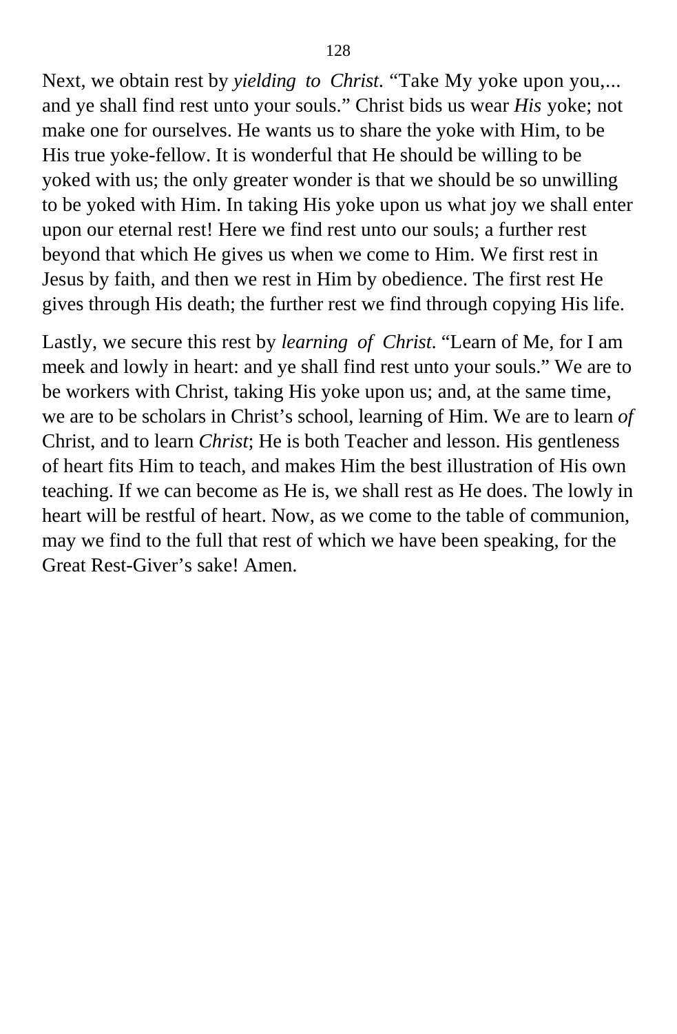Next, we obtain rest by *yielding to Christ*. "Take My yoke upon you,... and ye shall find rest unto your souls." Christ bids us wear *His* yoke; not make one for ourselves. He wants us to share the yoke with Him, to be His true yoke-fellow. It is wonderful that He should be willing to be yoked with us; the only greater wonder is that we should be so unwilling to be yoked with Him. In taking His yoke upon us what joy we shall enter upon our eternal rest! Here we find rest unto our souls; a further rest beyond that which He gives us when we come to Him. We first rest in Jesus by faith, and then we rest in Him by obedience. The first rest He gives through His death; the further rest we find through copying His life.

Lastly, we secure this rest by *learning of Christ*. "Learn of Me, for I am meek and lowly in heart: and ye shall find rest unto your souls." We are to be workers with Christ, taking His yoke upon us; and, at the same time, we are to be scholars in Christ's school, learning of Him. We are to learn *of* Christ, and to learn *Christ*; He is both Teacher and lesson. His gentleness of heart fits Him to teach, and makes Him the best illustration of His own teaching. If we can become as He is, we shall rest as He does. The lowly in heart will be restful of heart. Now, as we come to the table of communion, may we find to the full that rest of which we have been speaking, for the Great Rest-Giver's sake! Amen.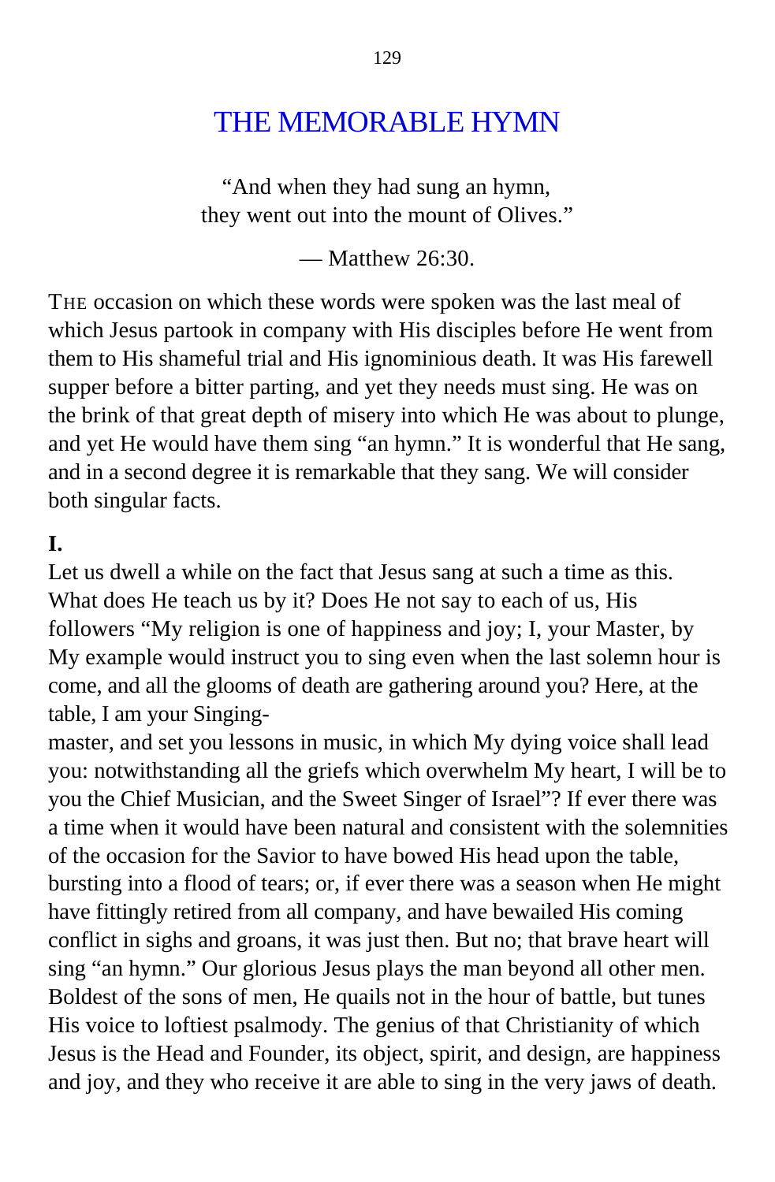# THE MEMORABLE HYMN

"And when they had sung an hymn,
they went out into the mount of Olives."

— Matthew 26:30.

THE occasion on which these words were spoken was the last meal of which Jesus partook in company with His disciples before He went from them to His shameful trial and His ignominious death. It was His farewell supper before a bitter parting, and yet they needs must sing. He was on the brink of that great depth of misery into which He was about to plunge, and yet He would have them sing "an hymn." It is wonderful that He sang, and in a second degree it is remarkable that they sang. We will consider both singular facts.

**I.**

Let us dwell a while on the fact that Jesus sang at such a time as this. What does He teach us by it? Does He not say to each of us, His followers "My religion is one of happiness and joy; I, your Master, by My example would instruct you to sing even when the last solemn hour is come, and all the glooms of death are gathering around you? Here, at the table, I am your Singing-master, and set you lessons in music, in which My dying voice shall lead you: notwithstanding all the griefs which overwhelm My heart, I will be to you the Chief Musician, and the Sweet Singer of Israel"? If ever there was a time when it would have been natural and consistent with the solemnities of the occasion for the Savior to have bowed His head upon the table, bursting into a flood of tears; or, if ever there was a season when He might have fittingly retired from all company, and have bewailed His coming conflict in sighs and groans, it was just then. But no; that brave heart will sing "an hymn." Our glorious Jesus plays the man beyond all other men. Boldest of the sons of men, He quails not in the hour of battle, but tunes His voice to loftiest psalmody. The genius of that Christianity of which Jesus is the Head and Founder, its object, spirit, and design, are happiness and joy, and they who receive it are able to sing in the very jaws of death.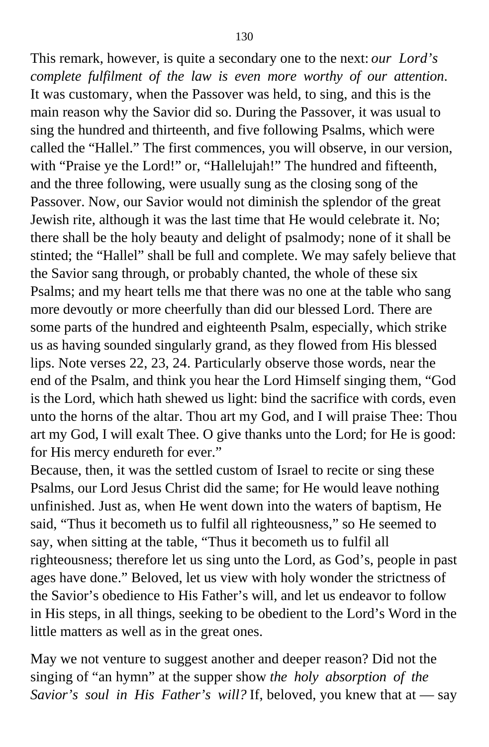This remark, however, is quite a secondary one to the next: *our Lord's complete fulfilment of the law is even more worthy of our attention*. It was customary, when the Passover was held, to sing, and this is the main reason why the Savior did so. During the Passover, it was usual to sing the hundred and thirteenth, and five following Psalms, which were called the "Hallel." The first commences, you will observe, in our version, with "Praise ye the Lord!" or, "Hallelujah!" The hundred and fifteenth, and the three following, were usually sung as the closing song of the Passover. Now, our Savior would not diminish the splendor of the great Jewish rite, although it was the last time that He would celebrate it. No; there shall be the holy beauty and delight of psalmody; none of it shall be stinted; the "Hallel" shall be full and complete. We may safely believe that the Savior sang through, or probably chanted, the whole of these six Psalms; and my heart tells me that there was no one at the table who sang more devoutly or more cheerfully than did our blessed Lord. There are some parts of the hundred and eighteenth Psalm, especially, which strike us as having sounded singularly grand, as they flowed from His blessed lips. Note verses 22, 23, 24. Particularly observe those words, near the end of the Psalm, and think you hear the Lord Himself singing them, "God is the Lord, which hath shewed us light: bind the sacrifice with cords, even unto the horns of the altar. Thou art my God, and I will praise Thee: Thou art my God, I will exalt Thee. O give thanks unto the Lord; for He is good: for His mercy endureth for ever."

Because, then, it was the settled custom of Israel to recite or sing these Psalms, our Lord Jesus Christ did the same; for He would leave nothing unfinished. Just as, when He went down into the waters of baptism, He said, "Thus it becometh us to fulfil all righteousness," so He seemed to say, when sitting at the table, "Thus it becometh us to fulfil all righteousness; therefore let us sing unto the Lord, as God's, people in past ages have done." Beloved, let us view with holy wonder the strictness of the Savior's obedience to His Father's will, and let us endeavor to follow in His steps, in all things, seeking to be obedient to the Lord's Word in the little matters as well as in the great ones.

May we not venture to suggest another and deeper reason? Did not the singing of "an hymn" at the supper show *the holy absorption of the Savior's soul in His Father's will?* If, beloved, you knew that at — say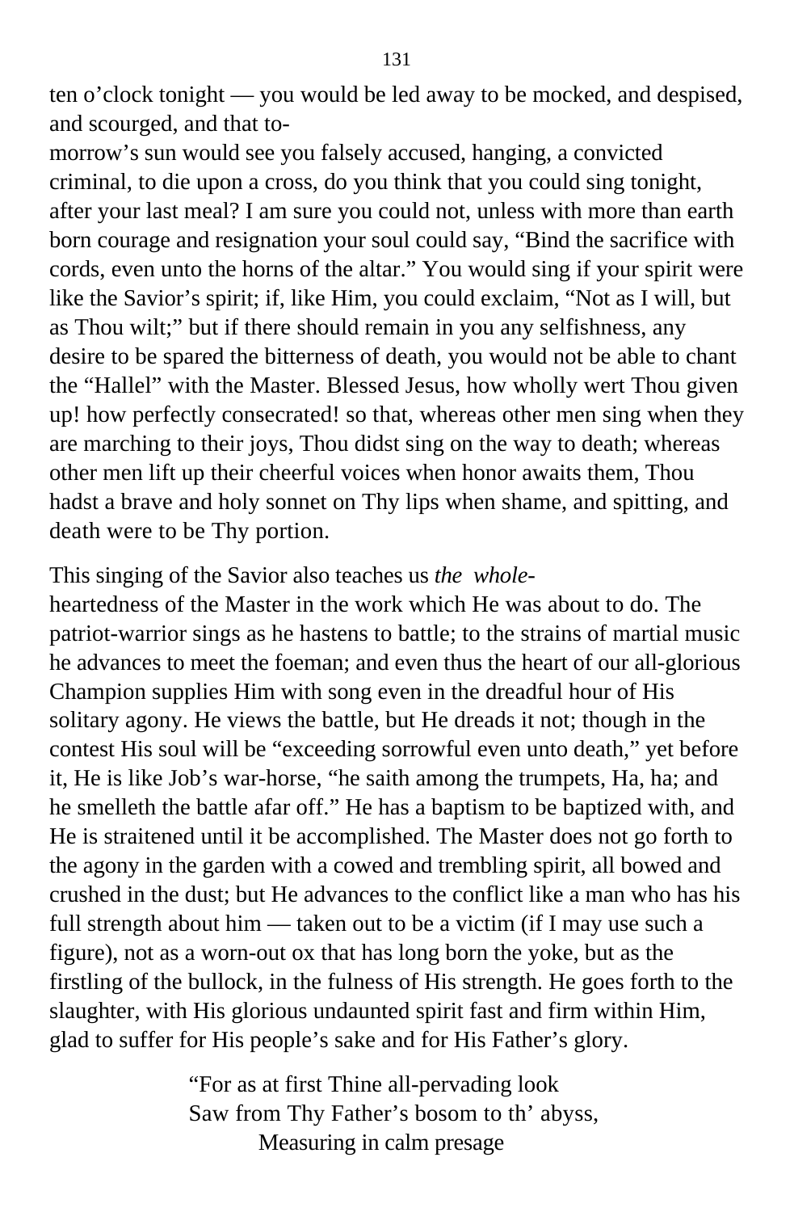ten o'clock tonight — you would be led away to be mocked, and despised, and scourged, and that to-morrow's sun would see you falsely accused, hanging, a convicted criminal, to die upon a cross, do you think that you could sing tonight, after your last meal? I am sure you could not, unless with more than earth born courage and resignation your soul could say, "Bind the sacrifice with cords, even unto the horns of the altar." You would sing if your spirit were like the Savior's spirit; if, like Him, you could exclaim, "Not as I will, but as Thou wilt;" but if there should remain in you any selfishness, any desire to be spared the bitterness of death, you would not be able to chant the "Hallel" with the Master. Blessed Jesus, how wholly wert Thou given up! how perfectly consecrated! so that, whereas other men sing when they are marching to their joys, Thou didst sing on the way to death; whereas other men lift up their cheerful voices when honor awaits them, Thou hadst a brave and holy sonnet on Thy lips when shame, and spitting, and death were to be Thy portion.

This singing of the Savior also teaches us *the whole-heartedness* of the Master in the work which He was about to do. The patriot-warrior sings as he hastens to battle; to the strains of martial music he advances to meet the foeman; and even thus the heart of our all-glorious Champion supplies Him with song even in the dreadful hour of His solitary agony. He views the battle, but He dreads it not; though in the contest His soul will be "exceeding sorrowful even unto death," yet before it, He is like Job's war-horse, "he saith among the trumpets, Ha, ha; and he smelleth the battle afar off." He has a baptism to be baptized with, and He is straitened until it be accomplished. The Master does not go forth to the agony in the garden with a cowed and trembling spirit, all bowed and crushed in the dust; but He advances to the conflict like a man who has his full strength about him — taken out to be a victim (if I may use such a figure), not as a worn-out ox that has long born the yoke, but as the firstling of the bullock, in the fulness of His strength. He goes forth to the slaughter, with His glorious undaunted spirit fast and firm within Him, glad to suffer for His people's sake and for His Father's glory.

> "For as at first Thine all-pervading look
> Saw from Thy Father's bosom to th' abyss,
> Measuring in calm presage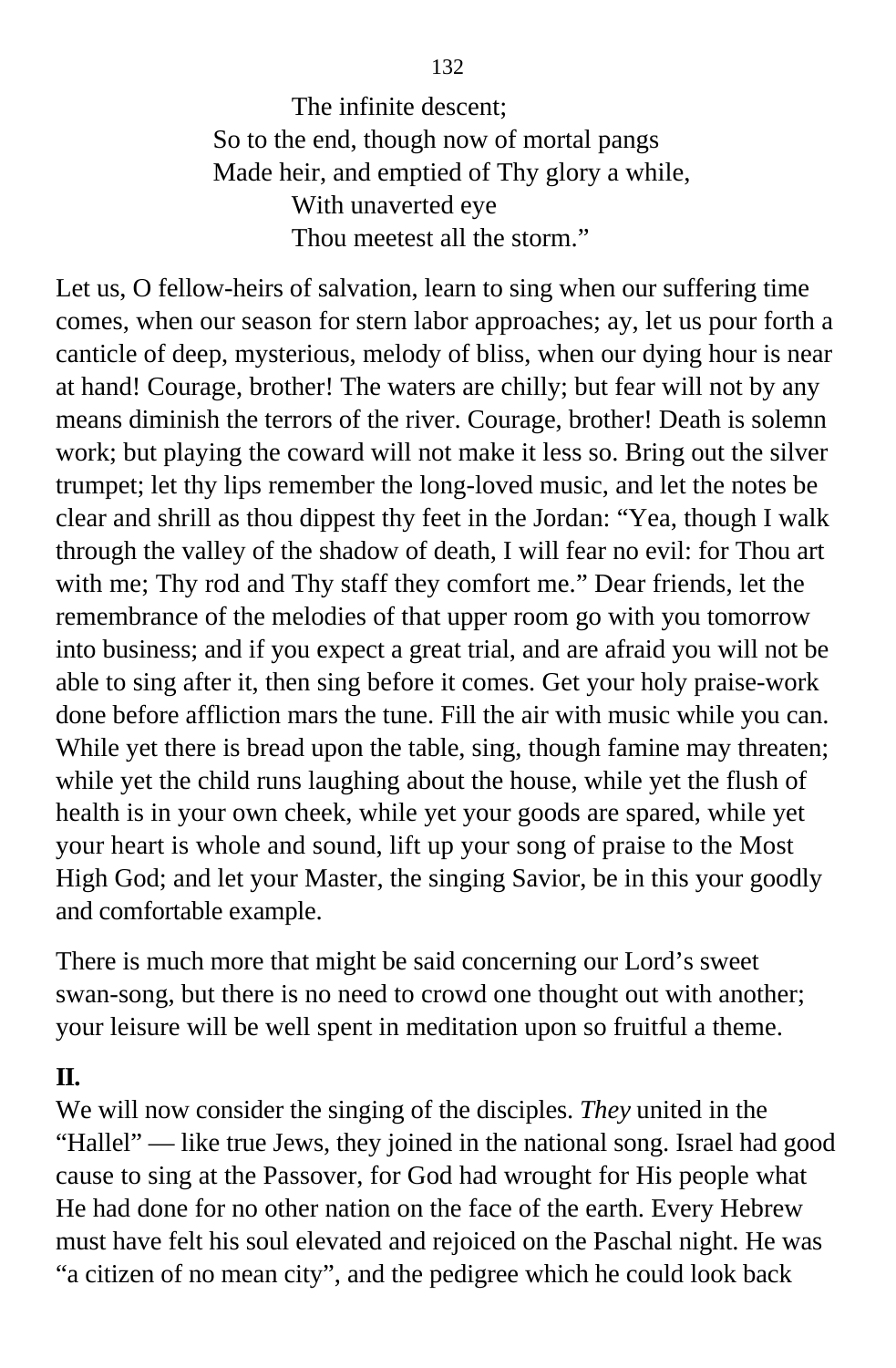The infinite descent;  
So to the end, though now of mortal pangs  
Made heir, and emptied of Thy glory a while,  
With unaverted eye  
Thou meetest all the storm."

Let us, O fellow-heirs of salvation, learn to sing when our suffering time comes, when our season for stern labor approaches; ay, let us pour forth a canticle of deep, mysterious, melody of bliss, when our dying hour is near at hand! Courage, brother! The waters are chilly; but fear will not by any means diminish the terrors of the river. Courage, brother! Death is solemn work; but playing the coward will not make it less so. Bring out the silver trumpet; let thy lips remember the long-loved music, and let the notes be clear and shrill as thou dippest thy feet in the Jordan: "Yea, though I walk through the valley of the shadow of death, I will fear no evil: for Thou art with me; Thy rod and Thy staff they comfort me." Dear friends, let the remembrance of the melodies of that upper room go with you tomorrow into business; and if you expect a great trial, and are afraid you will not be able to sing after it, then sing before it comes. Get your holy praise-work done before affliction mars the tune. Fill the air with music while you can. While yet there is bread upon the table, sing, though famine may threaten; while yet the child runs laughing about the house, while yet the flush of health is in your own cheek, while yet your goods are spared, while yet your heart is whole and sound, lift up your song of praise to the Most High God; and let your Master, the singing Savior, be in this your goodly and comfortable example.

There is much more that might be said concerning our Lord's sweet swan-song, but there is no need to crowd one thought out with another; your leisure will be well spent in meditation upon so fruitful a theme.

**II.**

We will now consider the singing of the disciples. *They* united in the "Hallel" — like true Jews, they joined in the national song. Israel had good cause to sing at the Passover, for God had wrought for His people what He had done for no other nation on the face of the earth. Every Hebrew must have felt his soul elevated and rejoiced on the Paschal night. He was "a citizen of no mean city", and the pedigree which he could look back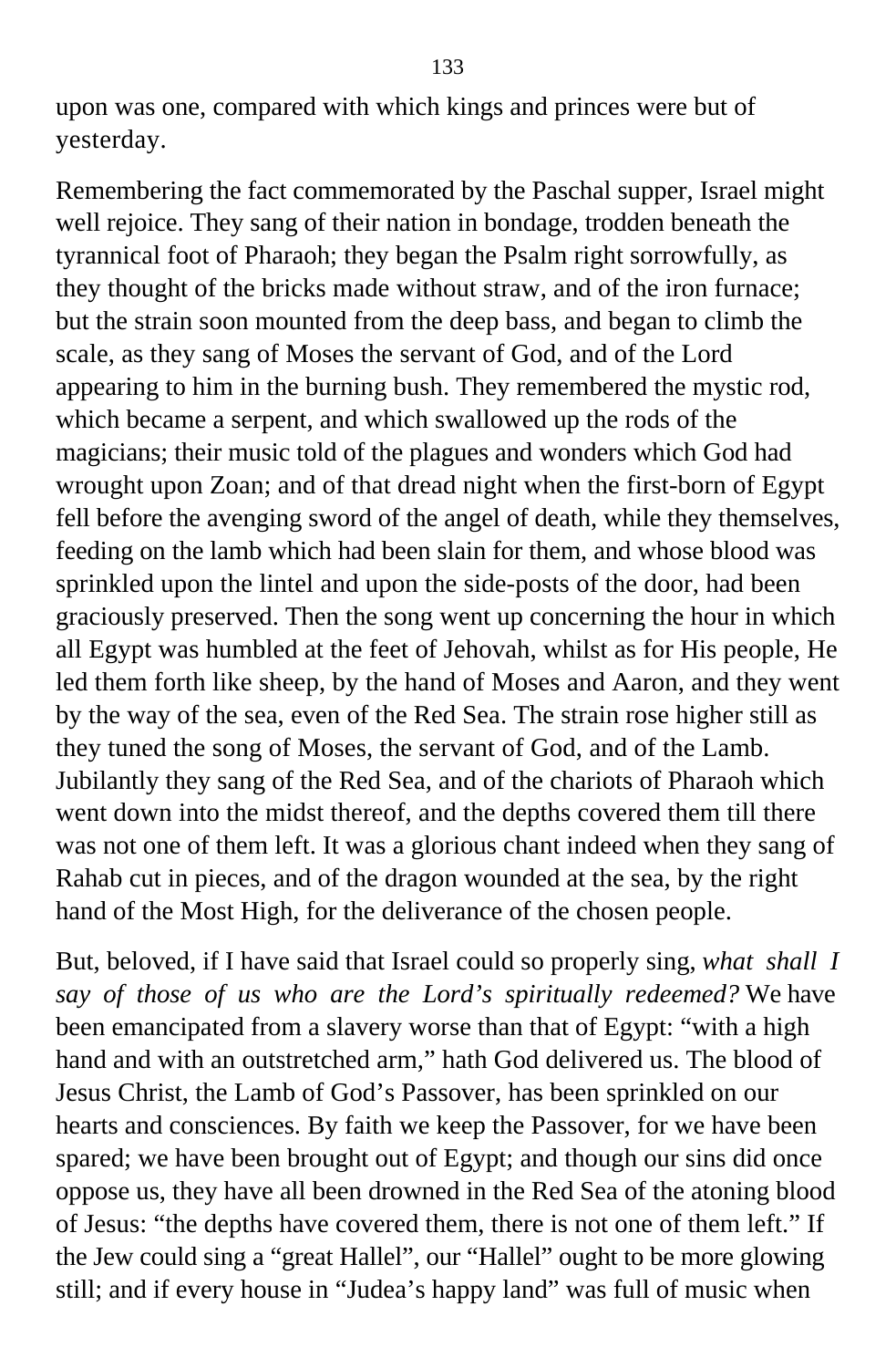upon was one, compared with which kings and princes were but of yesterday.

Remembering the fact commemorated by the Paschal supper, Israel might well rejoice. They sang of their nation in bondage, trodden beneath the tyrannical foot of Pharaoh; they began the Psalm right sorrowfully, as they thought of the bricks made without straw, and of the iron furnace; but the strain soon mounted from the deep bass, and began to climb the scale, as they sang of Moses the servant of God, and of the Lord appearing to him in the burning bush. They remembered the mystic rod, which became a serpent, and which swallowed up the rods of the magicians; their music told of the plagues and wonders which God had wrought upon Zoan; and of that dread night when the first-born of Egypt fell before the avenging sword of the angel of death, while they themselves, feeding on the lamb which had been slain for them, and whose blood was sprinkled upon the lintel and upon the side-posts of the door, had been graciously preserved. Then the song went up concerning the hour in which all Egypt was humbled at the feet of Jehovah, whilst as for His people, He led them forth like sheep, by the hand of Moses and Aaron, and they went by the way of the sea, even of the Red Sea. The strain rose higher still as they tuned the song of Moses, the servant of God, and of the Lamb. Jubilantly they sang of the Red Sea, and of the chariots of Pharaoh which went down into the midst thereof, and the depths covered them till there was not one of them left. It was a glorious chant indeed when they sang of Rahab cut in pieces, and of the dragon wounded at the sea, by the right hand of the Most High, for the deliverance of the chosen people.

But, beloved, if I have said that Israel could so properly sing, *what shall I say of those of us who are the Lord's spiritually redeemed?* We have been emancipated from a slavery worse than that of Egypt: "with a high hand and with an outstretched arm," hath God delivered us. The blood of Jesus Christ, the Lamb of God's Passover, has been sprinkled on our hearts and consciences. By faith we keep the Passover, for we have been spared; we have been brought out of Egypt; and though our sins did once oppose us, they have all been drowned in the Red Sea of the atoning blood of Jesus: "the depths have covered them, there is not one of them left." If the Jew could sing a "great Hallel", our "Hallel" ought to be more glowing still; and if every house in "Judea's happy land" was full of music when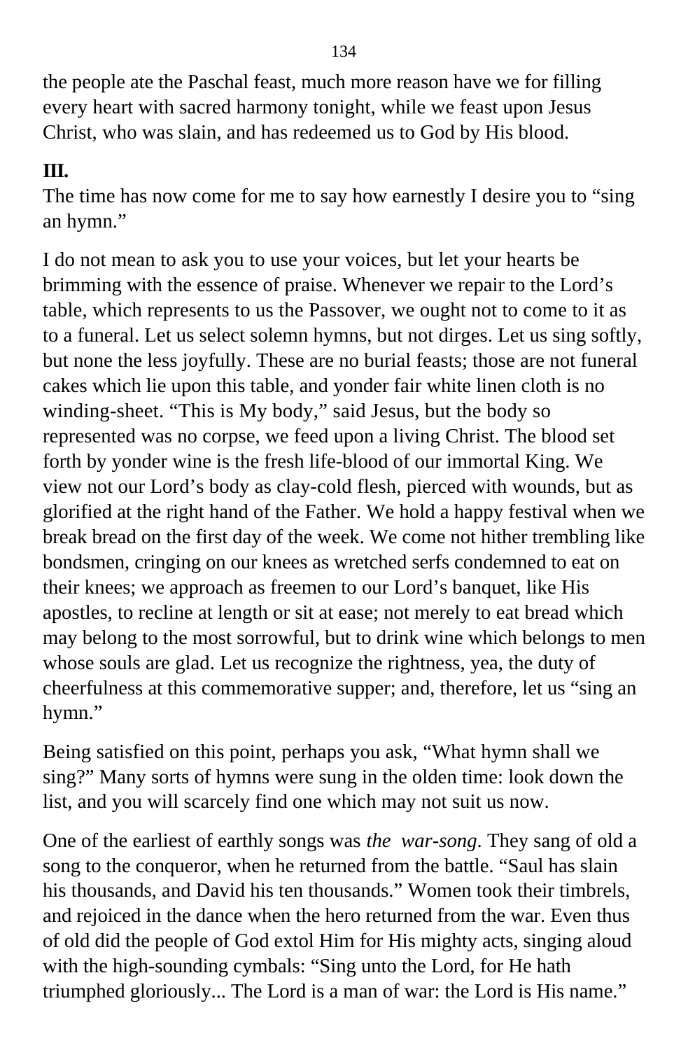the people ate the Paschal feast, much more reason have we for filling every heart with sacred harmony tonight, while we feast upon Jesus Christ, who was slain, and has redeemed us to God by His blood.

**III.**

The time has now come for me to say how earnestly I desire you to "sing an hymn."

I do not mean to ask you to use your voices, but let your hearts be brimming with the essence of praise. Whenever we repair to the Lord's table, which represents to us the Passover, we ought not to come to it as to a funeral. Let us select solemn hymns, but not dirges. Let us sing softly, but none the less joyfully. These are no burial feasts; those are not funeral cakes which lie upon this table, and yonder fair white linen cloth is no winding-sheet. "This is My body," said Jesus, but the body so represented was no corpse, we feed upon a living Christ. The blood set forth by yonder wine is the fresh life-blood of our immortal King. We view not our Lord's body as clay-cold flesh, pierced with wounds, but as glorified at the right hand of the Father. We hold a happy festival when we break bread on the first day of the week. We come not hither trembling like bondsmen, cringing on our knees as wretched serfs condemned to eat on their knees; we approach as freemen to our Lord's banquet, like His apostles, to recline at length or sit at ease; not merely to eat bread which may belong to the most sorrowful, but to drink wine which belongs to men whose souls are glad. Let us recognize the rightness, yea, the duty of cheerfulness at this commemorative supper; and, therefore, let us "sing an hymn."

Being satisfied on this point, perhaps you ask, "What hymn shall we sing?" Many sorts of hymns were sung in the olden time: look down the list, and you will scarcely find one which may not suit us now.

One of the earliest of earthly songs was *the war-song*. They sang of old a song to the conqueror, when he returned from the battle. "Saul has slain his thousands, and David his ten thousands." Women took their timbrels, and rejoiced in the dance when the hero returned from the war. Even thus of old did the people of God extol Him for His mighty acts, singing aloud with the high-sounding cymbals: "Sing unto the Lord, for He hath triumphed gloriously... The Lord is a man of war: the Lord is His name."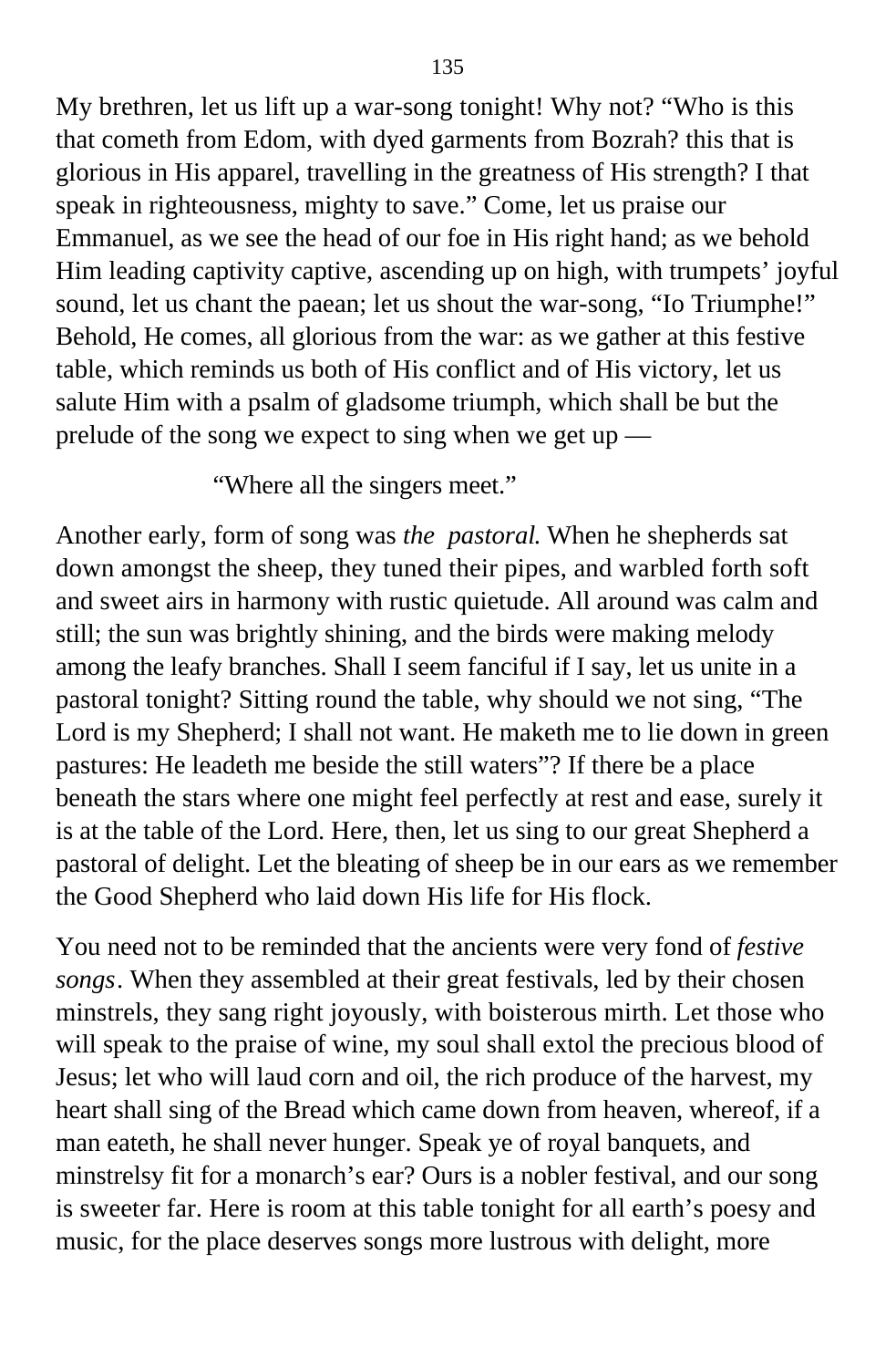My brethren, let us lift up a war-song tonight! Why not? “Who is this that cometh from Edom, with dyed garments from Bozrah? this that is glorious in His apparel, travelling in the greatness of His strength? I that speak in righteousness, mighty to save.” Come, let us praise our Emmanuel, as we see the head of our foe in His right hand; as we behold Him leading captivity captive, ascending up on high, with trumpets’ joyful sound, let us chant the paean; let us shout the war-song, “Io Triumphe!” Behold, He comes, all glorious from the war: as we gather at this festive table, which reminds us both of His conflict and of His victory, let us salute Him with a psalm of gladsome triumph, which shall be but the prelude of the song we expect to sing when we get up —

“Where all the singers meet.”

Another early, form of song was *the pastoral.* When he shepherds sat down amongst the sheep, they tuned their pipes, and warbled forth soft and sweet airs in harmony with rustic quietude. All around was calm and still; the sun was brightly shining, and the birds were making melody among the leafy branches. Shall I seem fanciful if I say, let us unite in a pastoral tonight? Sitting round the table, why should we not sing, “The Lord is my Shepherd; I shall not want. He maketh me to lie down in green pastures: He leadeth me beside the still waters”? If there be a place beneath the stars where one might feel perfectly at rest and ease, surely it is at the table of the Lord. Here, then, let us sing to our great Shepherd a pastoral of delight. Let the bleating of sheep be in our ears as we remember the Good Shepherd who laid down His life for His flock.

You need not to be reminded that the ancients were very fond of *festive songs*. When they assembled at their great festivals, led by their chosen minstrels, they sang right joyously, with boisterous mirth. Let those who will speak to the praise of wine, my soul shall extol the precious blood of Jesus; let who will laud corn and oil, the rich produce of the harvest, my heart shall sing of the Bread which came down from heaven, whereof, if a man eateth, he shall never hunger. Speak ye of royal banquets, and minstrelsy fit for a monarch’s ear? Ours is a nobler festival, and our song is sweeter far. Here is room at this table tonight for all earth’s poesy and music, for the place deserves songs more lustrous with delight, more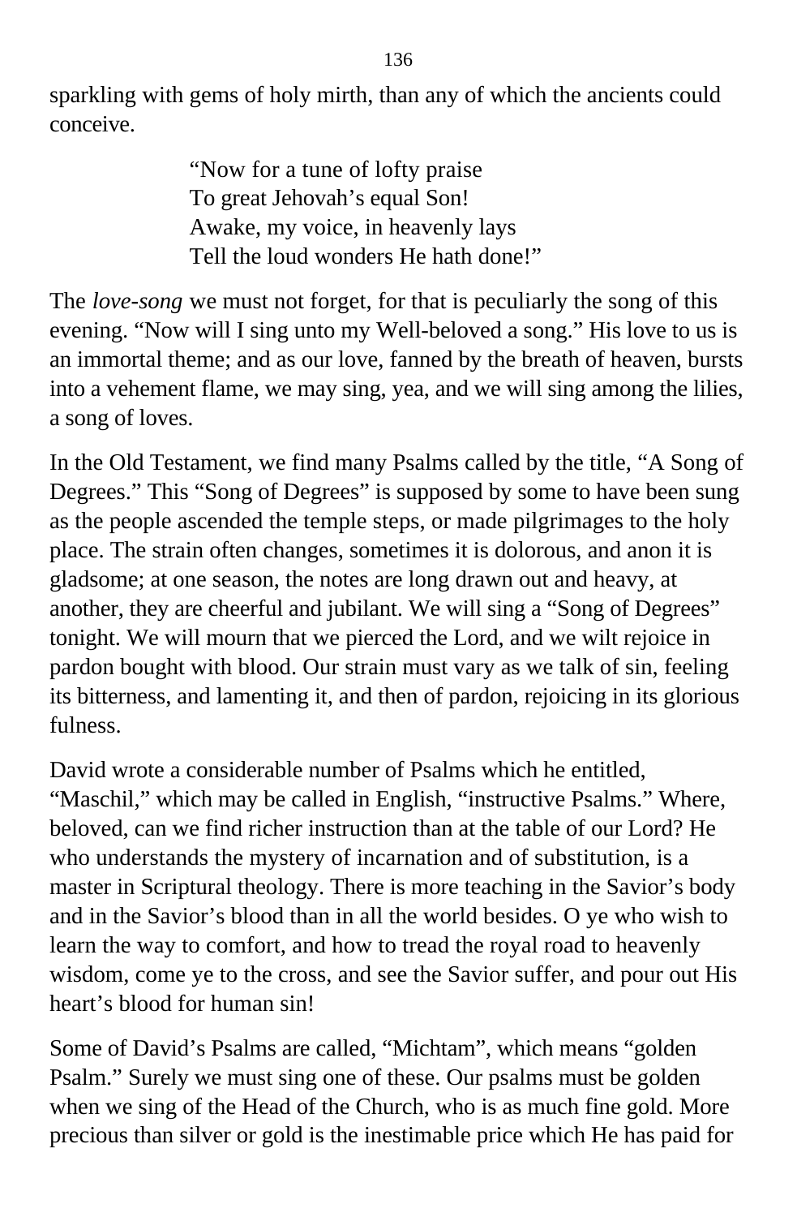sparkling with gems of holy mirth, than any of which the ancients could conceive.

> "Now for a tune of lofty praise
> To great Jehovah's equal Son!
> Awake, my voice, in heavenly lays
> Tell the loud wonders He hath done!"

The *love-song* we must not forget, for that is peculiarly the song of this evening. "Now will I sing unto my Well-beloved a song." His love to us is an immortal theme; and as our love, fanned by the breath of heaven, bursts into a vehement flame, we may sing, yea, and we will sing among the lilies, a song of loves.

In the Old Testament, we find many Psalms called by the title, "A Song of Degrees." This "Song of Degrees" is supposed by some to have been sung as the people ascended the temple steps, or made pilgrimages to the holy place. The strain often changes, sometimes it is dolorous, and anon it is gladsome; at one season, the notes are long drawn out and heavy, at another, they are cheerful and jubilant. We will sing a "Song of Degrees" tonight. We will mourn that we pierced the Lord, and we wilt rejoice in pardon bought with blood. Our strain must vary as we talk of sin, feeling its bitterness, and lamenting it, and then of pardon, rejoicing in its glorious fulness.

David wrote a considerable number of Psalms which he entitled, "Maschil," which may be called in English, "instructive Psalms." Where, beloved, can we find richer instruction than at the table of our Lord? He who understands the mystery of incarnation and of substitution, is a master in Scriptural theology. There is more teaching in the Savior's body and in the Savior's blood than in all the world besides. O ye who wish to learn the way to comfort, and how to tread the royal road to heavenly wisdom, come ye to the cross, and see the Savior suffer, and pour out His heart's blood for human sin!

Some of David's Psalms are called, "Michtam", which means "golden Psalm." Surely we must sing one of these. Our psalms must be golden when we sing of the Head of the Church, who is as much fine gold. More precious than silver or gold is the inestimable price which He has paid for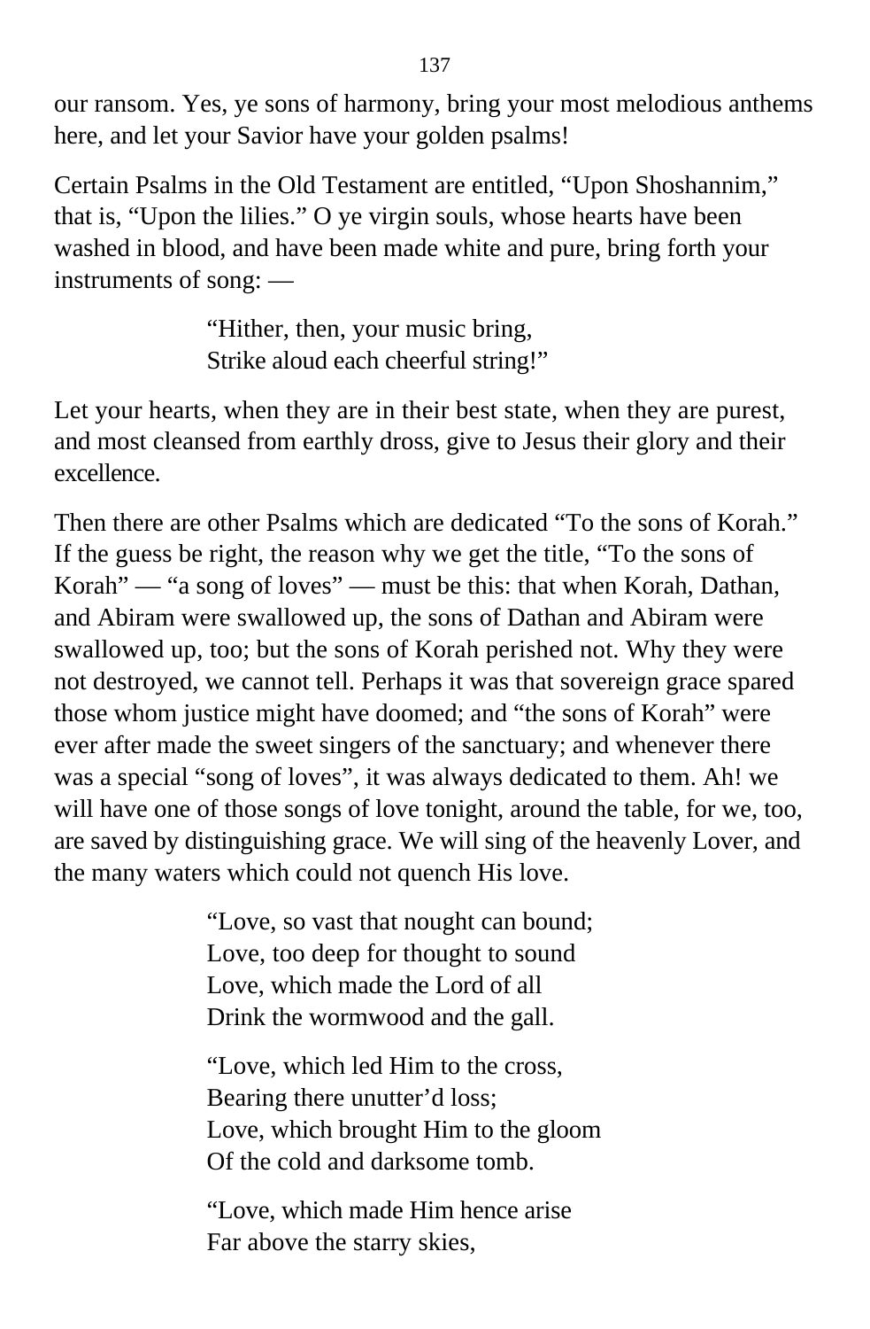our ransom. Yes, ye sons of harmony, bring your most melodious anthems here, and let your Savior have your golden psalms!

Certain Psalms in the Old Testament are entitled, “Upon Shoshannim,” that is, “Upon the lilies.” O ye virgin souls, whose hearts have been washed in blood, and have been made white and pure, bring forth your instruments of song: —

> “Hither, then, your music bring,
> Strike aloud each cheerful string!”

Let your hearts, when they are in their best state, when they are purest, and most cleansed from earthly dross, give to Jesus their glory and their excellence.

Then there are other Psalms which are dedicated “To the sons of Korah.” If the guess be right, the reason why we get the title, “To the sons of Korah” — “a song of loves” — must be this: that when Korah, Dathan, and Abiram were swallowed up, the sons of Dathan and Abiram were swallowed up, too; but the sons of Korah perished not. Why they were not destroyed, we cannot tell. Perhaps it was that sovereign grace spared those whom justice might have doomed; and “the sons of Korah” were ever after made the sweet singers of the sanctuary; and whenever there was a special “song of loves”, it was always dedicated to them. Ah! we will have one of those songs of love tonight, around the table, for we, too, are saved by distinguishing grace. We will sing of the heavenly Lover, and the many waters which could not quench His love.

> “Love, so vast that nought can bound;
> Love, too deep for thought to sound
> Love, which made the Lord of all
> Drink the wormwood and the gall.
>
> “Love, which led Him to the cross,
> Bearing there unutter’d loss;
> Love, which brought Him to the gloom
> Of the cold and darksome tomb.
>
> “Love, which made Him hence arise
> Far above the starry skies,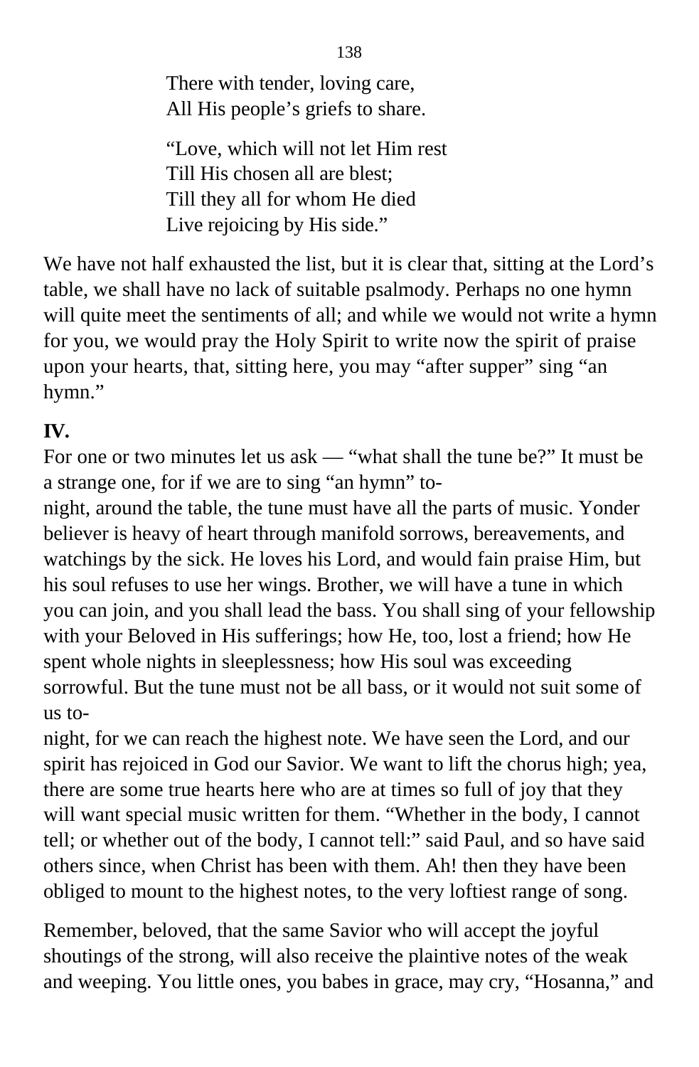There with tender, loving care,
All His people's griefs to share.

"Love, which will not let Him rest
Till His chosen all are blest;
Till they all for whom He died
Live rejoicing by His side."

We have not half exhausted the list, but it is clear that, sitting at the Lord's table, we shall have no lack of suitable psalmody. Perhaps no one hymn will quite meet the sentiments of all; and while we would not write a hymn for you, we would pray the Holy Spirit to write now the spirit of praise upon your hearts, that, sitting here, you may "after supper" sing "an hymn."

**IV.**

For one or two minutes let us ask — "what shall the tune be?" It must be a strange one, for if we are to sing "an hymn" to-night, around the table, the tune must have all the parts of music. Yonder believer is heavy of heart through manifold sorrows, bereavements, and watchings by the sick. He loves his Lord, and would fain praise Him, but his soul refuses to use her wings. Brother, we will have a tune in which you can join, and you shall lead the bass. You shall sing of your fellowship with your Beloved in His sufferings; how He, too, lost a friend; how He spent whole nights in sleeplessness; how His soul was exceeding sorrowful. But the tune must not be all bass, or it would not suit some of us to-night, for we can reach the highest note. We have seen the Lord, and our spirit has rejoiced in God our Savior. We want to lift the chorus high; yea, there are some true hearts here who are at times so full of joy that they will want special music written for them. "Whether in the body, I cannot tell; or whether out of the body, I cannot tell:" said Paul, and so have said others since, when Christ has been with them. Ah! then they have been obliged to mount to the highest notes, to the very loftiest range of song.

Remember, beloved, that the same Savior who will accept the joyful shoutings of the strong, will also receive the plaintive notes of the weak and weeping. You little ones, you babes in grace, may cry, "Hosanna," and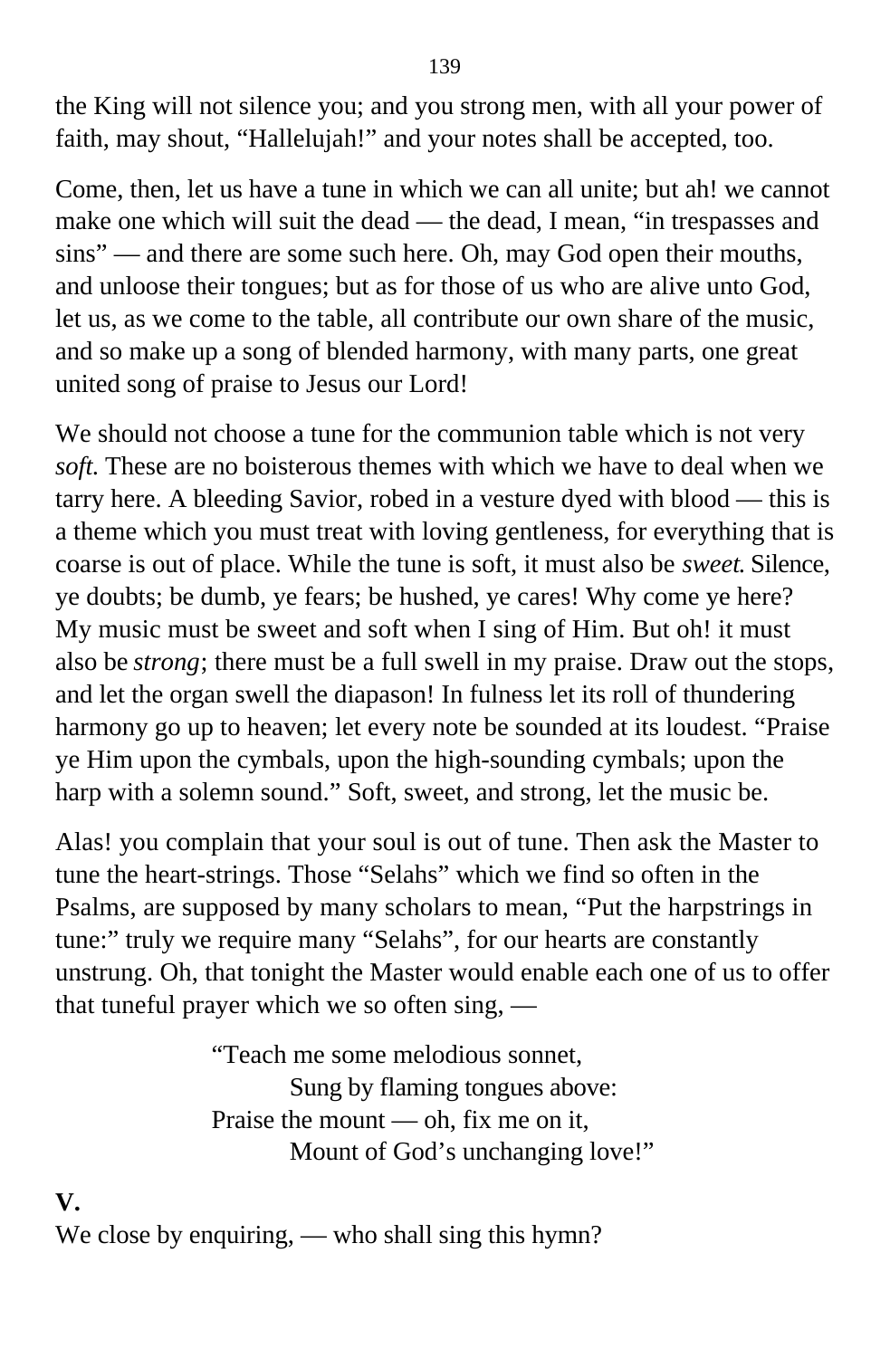the King will not silence you; and you strong men, with all your power of faith, may shout, "Hallelujah!" and your notes shall be accepted, too.

Come, then, let us have a tune in which we can all unite; but ah! we cannot make one which will suit the dead — the dead, I mean, "in trespasses and sins" — and there are some such here. Oh, may God open their mouths, and unloose their tongues; but as for those of us who are alive unto God, let us, as we come to the table, all contribute our own share of the music, and so make up a song of blended harmony, with many parts, one great united song of praise to Jesus our Lord!

We should not choose a tune for the communion table which is not very *soft.* These are no boisterous themes with which we have to deal when we tarry here. A bleeding Savior, robed in a vesture dyed with blood — this is a theme which you must treat with loving gentleness, for everything that is coarse is out of place. While the tune is soft, it must also be *sweet.* Silence, ye doubts; be dumb, ye fears; be hushed, ye cares! Why come ye here? My music must be sweet and soft when I sing of Him. But oh! it must also be *strong*; there must be a full swell in my praise. Draw out the stops, and let the organ swell the diapason! In fulness let its roll of thundering harmony go up to heaven; let every note be sounded at its loudest. "Praise ye Him upon the cymbals, upon the high-sounding cymbals; upon the harp with a solemn sound." Soft, sweet, and strong, let the music be.

Alas! you complain that your soul is out of tune. Then ask the Master to tune the heart-strings. Those "Selahs" which we find so often in the Psalms, are supposed by many scholars to mean, "Put the harpstrings in tune:" truly we require many "Selahs", for our hearts are constantly unstrung. Oh, that tonight the Master would enable each one of us to offer that tuneful prayer which we so often sing, —

> "Teach me some melodious sonnet,
> Sung by flaming tongues above:
> Praise the mount — oh, fix me on it,
> Mount of God's unchanging love!"

**V.**

We close by enquiring, — who shall sing this hymn?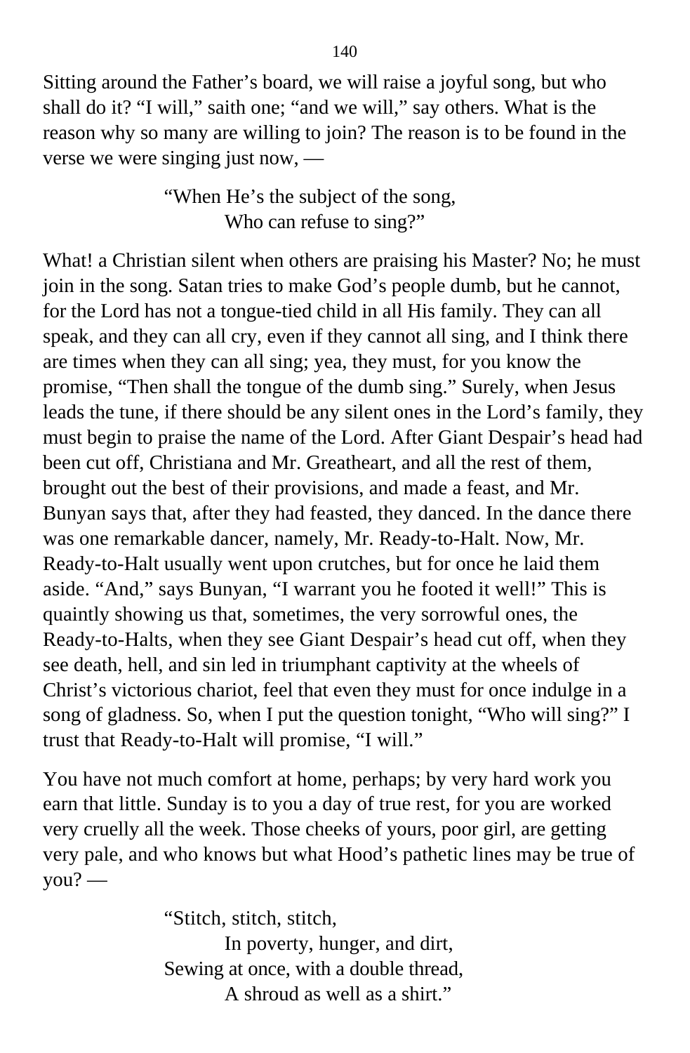Sitting around the Father's board, we will raise a joyful song, but who shall do it? "I will," saith one; "and we will," say others. What is the reason why so many are willing to join? The reason is to be found in the verse we were singing just now, —

> "When He's the subject of the song,
> Who can refuse to sing?"

What! a Christian silent when others are praising his Master? No; he must join in the song. Satan tries to make God's people dumb, but he cannot, for the Lord has not a tongue-tied child in all His family. They can all speak, and they can all cry, even if they cannot all sing, and I think there are times when they can all sing; yea, they must, for you know the promise, "Then shall the tongue of the dumb sing." Surely, when Jesus leads the tune, if there should be any silent ones in the Lord's family, they must begin to praise the name of the Lord. After Giant Despair's head had been cut off, Christiana and Mr. Greatheart, and all the rest of them, brought out the best of their provisions, and made a feast, and Mr. Bunyan says that, after they had feasted, they danced. In the dance there was one remarkable dancer, namely, Mr. Ready-to-Halt. Now, Mr. Ready-to-Halt usually went upon crutches, but for once he laid them aside. "And," says Bunyan, "I warrant you he footed it well!" This is quaintly showing us that, sometimes, the very sorrowful ones, the Ready-to-Halts, when they see Giant Despair's head cut off, when they see death, hell, and sin led in triumphant captivity at the wheels of Christ's victorious chariot, feel that even they must for once indulge in a song of gladness. So, when I put the question tonight, "Who will sing?" I trust that Ready-to-Halt will promise, "I will."

You have not much comfort at home, perhaps; by very hard work you earn that little. Sunday is to you a day of true rest, for you are worked very cruelly all the week. Those cheeks of yours, poor girl, are getting very pale, and who knows but what Hood's pathetic lines may be true of you? —

> "Stitch, stitch, stitch,
> In poverty, hunger, and dirt,
> Sewing at once, with a double thread,
> A shroud as well as a shirt."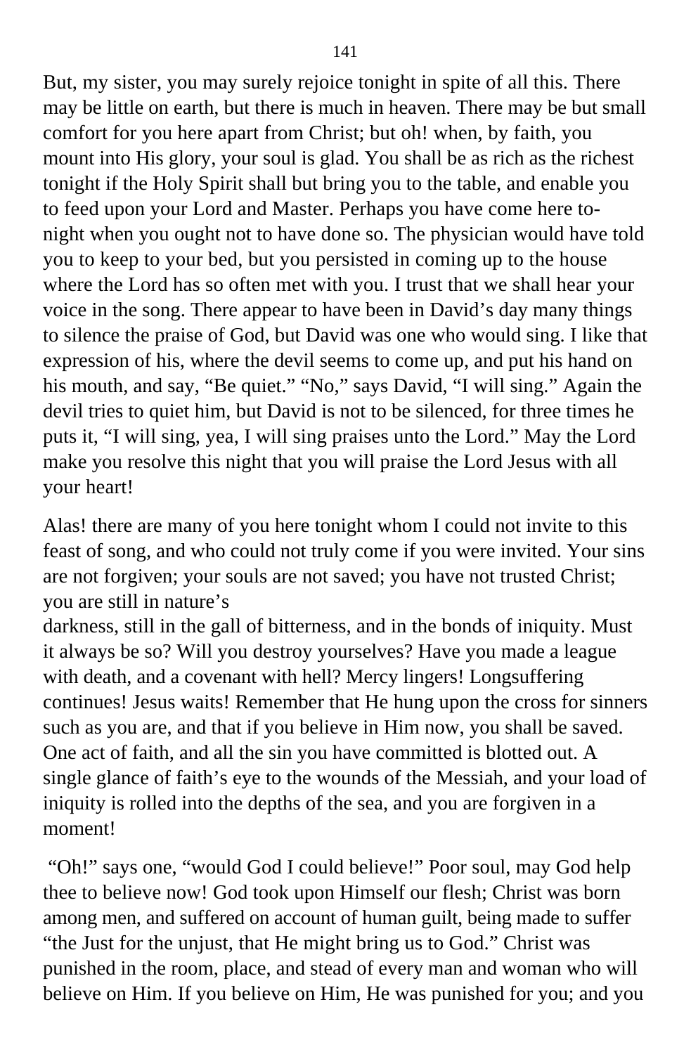But, my sister, you may surely rejoice tonight in spite of all this. There may be little on earth, but there is much in heaven. There may be but small comfort for you here apart from Christ; but oh! when, by faith, you mount into His glory, your soul is glad. You shall be as rich as the richest tonight if the Holy Spirit shall but bring you to the table, and enable you to feed upon your Lord and Master. Perhaps you have come here to-night when you ought not to have done so. The physician would have told you to keep to your bed, but you persisted in coming up to the house where the Lord has so often met with you. I trust that we shall hear your voice in the song. There appear to have been in David's day many things to silence the praise of God, but David was one who would sing. I like that expression of his, where the devil seems to come up, and put his hand on his mouth, and say, "Be quiet." "No," says David, "I will sing." Again the devil tries to quiet him, but David is not to be silenced, for three times he puts it, "I will sing, yea, I will sing praises unto the Lord." May the Lord make you resolve this night that you will praise the Lord Jesus with all your heart!

Alas! there are many of you here tonight whom I could not invite to this feast of song, and who could not truly come if you were invited. Your sins are not forgiven; your souls are not saved; you have not trusted Christ; you are still in nature's darkness, still in the gall of bitterness, and in the bonds of iniquity. Must it always be so? Will you destroy yourselves? Have you made a league with death, and a covenant with hell? Mercy lingers! Longsuffering continues! Jesus waits! Remember that He hung upon the cross for sinners such as you are, and that if you believe in Him now, you shall be saved. One act of faith, and all the sin you have committed is blotted out. A single glance of faith's eye to the wounds of the Messiah, and your load of iniquity is rolled into the depths of the sea, and you are forgiven in a moment!

"Oh!" says one, "would God I could believe!" Poor soul, may God help thee to believe now! God took upon Himself our flesh; Christ was born among men, and suffered on account of human guilt, being made to suffer "the Just for the unjust, that He might bring us to God." Christ was punished in the room, place, and stead of every man and woman who will believe on Him. If you believe on Him, He was punished for you; and you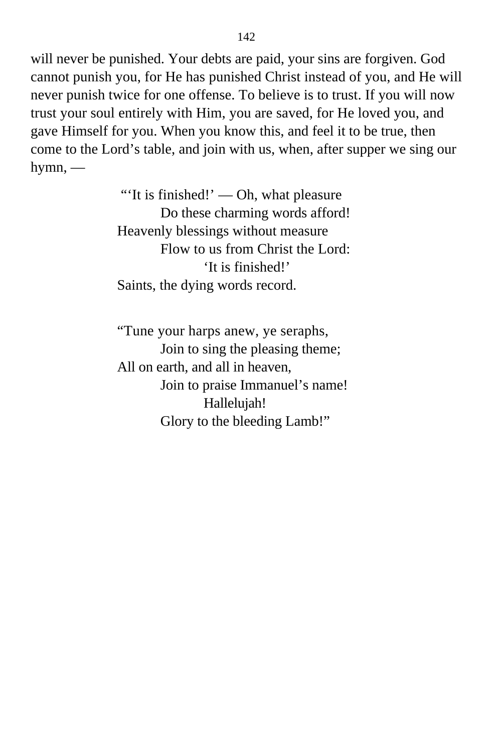will never be punished. Your debts are paid, your sins are forgiven. God cannot punish you, for He has punished Christ instead of you, and He will never punish twice for one offense. To believe is to trust. If you will now trust your soul entirely with Him, you are saved, for He loved you, and gave Himself for you. When you know this, and feel it to be true, then come to the Lord's table, and join with us, when, after supper we sing our hymn, —

> "'It is finished!' — Oh, what pleasure
> Do these charming words afford!
> Heavenly blessings without measure
> Flow to us from Christ the Lord:
> 'It is finished!'
> Saints, the dying words record.
>
> "Tune your harps anew, ye seraphs,
> Join to sing the pleasing theme;
> All on earth, and all in heaven,
> Join to praise Immanuel's name!
> Hallelujah!
> Glory to the bleeding Lamb!"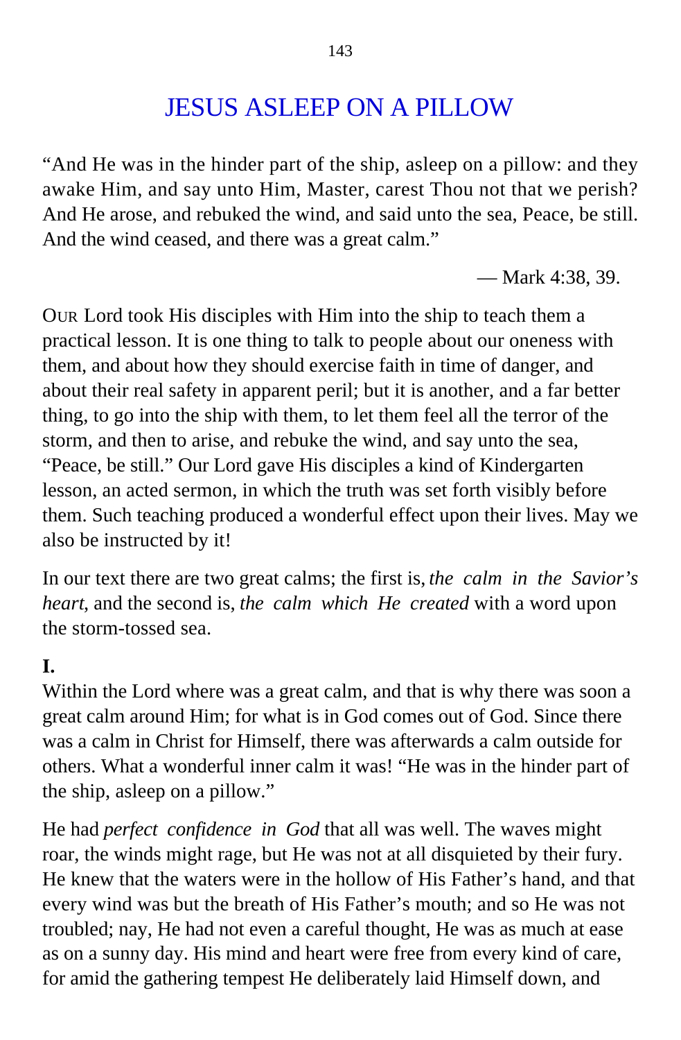# JESUS ASLEEP ON A PILLOW

"And He was in the hinder part of the ship, asleep on a pillow: and they awake Him, and say unto Him, Master, carest Thou not that we perish? And He arose, and rebuked the wind, and said unto the sea, Peace, be still. And the wind ceased, and there was a great calm."

— Mark 4:38, 39.

OUR Lord took His disciples with Him into the ship to teach them a practical lesson. It is one thing to talk to people about our oneness with them, and about how they should exercise faith in time of danger, and about their real safety in apparent peril; but it is another, and a far better thing, to go into the ship with them, to let them feel all the terror of the storm, and then to arise, and rebuke the wind, and say unto the sea, "Peace, be still." Our Lord gave His disciples a kind of Kindergarten lesson, an acted sermon, in which the truth was set forth visibly before them. Such teaching produced a wonderful effect upon their lives. May we also be instructed by it!

In our text there are two great calms; the first is, *the calm in the Savior's heart*, and the second is, *the calm which He created* with a word upon the storm-tossed sea.

**I.**

Within the Lord where was a great calm, and that is why there was soon a great calm around Him; for what is in God comes out of God. Since there was a calm in Christ for Himself, there was afterwards a calm outside for others. What a wonderful inner calm it was! "He was in the hinder part of the ship, asleep on a pillow."

He had *perfect confidence in God* that all was well. The waves might roar, the winds might rage, but He was not at all disquieted by their fury. He knew that the waters were in the hollow of His Father's hand, and that every wind was but the breath of His Father's mouth; and so He was not troubled; nay, He had not even a careful thought, He was as much at ease as on a sunny day. His mind and heart were free from every kind of care, for amid the gathering tempest He deliberately laid Himself down, and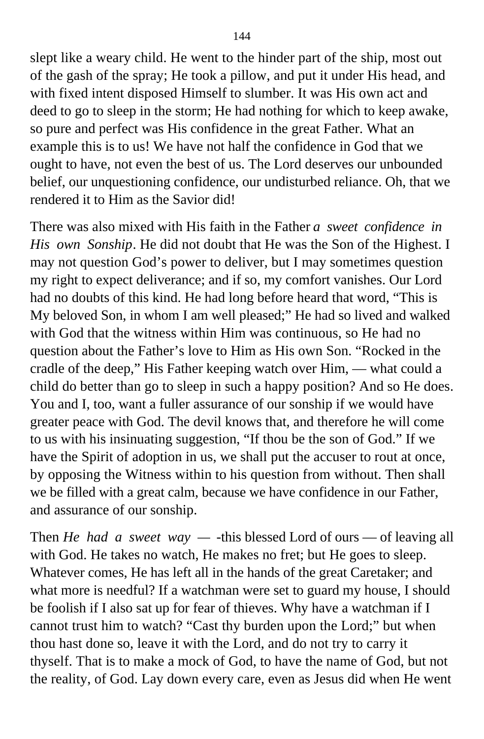slept like a weary child. He went to the hinder part of the ship, most out of the gash of the spray; He took a pillow, and put it under His head, and with fixed intent disposed Himself to slumber. It was His own act and deed to go to sleep in the storm; He had nothing for which to keep awake, so pure and perfect was His confidence in the great Father. What an example this is to us! We have not half the confidence in God that we ought to have, not even the best of us. The Lord deserves our unbounded belief, our unquestioning confidence, our undisturbed reliance. Oh, that we rendered it to Him as the Savior did!

There was also mixed with His faith in the Father *a sweet confidence in His own Sonship*. He did not doubt that He was the Son of the Highest. I may not question God's power to deliver, but I may sometimes question my right to expect deliverance; and if so, my comfort vanishes. Our Lord had no doubts of this kind. He had long before heard that word, "This is My beloved Son, in whom I am well pleased;" He had so lived and walked with God that the witness within Him was continuous, so He had no question about the Father's love to Him as His own Son. "Rocked in the cradle of the deep," His Father keeping watch over Him, — what could a child do better than go to sleep in such a happy position? And so He does. You and I, too, want a fuller assurance of our sonship if we would have greater peace with God. The devil knows that, and therefore he will come to us with his insinuating suggestion, "If thou be the son of God." If we have the Spirit of adoption in us, we shall put the accuser to rout at once, by opposing the Witness within to his question from without. Then shall we be filled with a great calm, because we have confidence in our Father, and assurance of our sonship.

Then *He had a sweet way* — -this blessed Lord of ours — of leaving all with God. He takes no watch, He makes no fret; but He goes to sleep. Whatever comes, He has left all in the hands of the great Caretaker; and what more is needful? If a watchman were set to guard my house, I should be foolish if I also sat up for fear of thieves. Why have a watchman if I cannot trust him to watch? "Cast thy burden upon the Lord;" but when thou hast done so, leave it with the Lord, and do not try to carry it thyself. That is to make a mock of God, to have the name of God, but not the reality, of God. Lay down every care, even as Jesus did when He went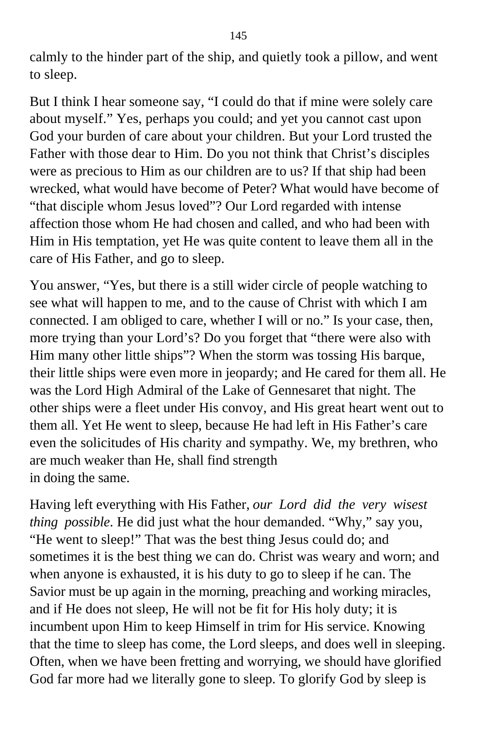calmly to the hinder part of the ship, and quietly took a pillow, and went to sleep.

But I think I hear someone say, "I could do that if mine were solely care about myself." Yes, perhaps you could; and yet you cannot cast upon God your burden of care about your children. But your Lord trusted the Father with those dear to Him. Do you not think that Christ's disciples were as precious to Him as our children are to us? If that ship had been wrecked, what would have become of Peter? What would have become of "that disciple whom Jesus loved"? Our Lord regarded with intense affection those whom He had chosen and called, and who had been with Him in His temptation, yet He was quite content to leave them all in the care of His Father, and go to sleep.

You answer, "Yes, but there is a still wider circle of people watching to see what will happen to me, and to the cause of Christ with which I am connected. I am obliged to care, whether I will or no." Is your case, then, more trying than your Lord's? Do you forget that "there were also with Him many other little ships"? When the storm was tossing His barque, their little ships were even more in jeopardy; and He cared for them all. He was the Lord High Admiral of the Lake of Gennesaret that night. The other ships were a fleet under His convoy, and His great heart went out to them all. Yet He went to sleep, because He had left in His Father's care even the solicitudes of His charity and sympathy. We, my brethren, who are much weaker than He, shall find strength in doing the same.

Having left everything with His Father, *our Lord did the very wisest thing possible*. He did just what the hour demanded. "Why," say you, "He went to sleep!" That was the best thing Jesus could do; and sometimes it is the best thing we can do. Christ was weary and worn; and when anyone is exhausted, it is his duty to go to sleep if he can. The Savior must be up again in the morning, preaching and working miracles, and if He does not sleep, He will not be fit for His holy duty; it is incumbent upon Him to keep Himself in trim for His service. Knowing that the time to sleep has come, the Lord sleeps, and does well in sleeping. Often, when we have been fretting and worrying, we should have glorified God far more had we literally gone to sleep. To glorify God by sleep is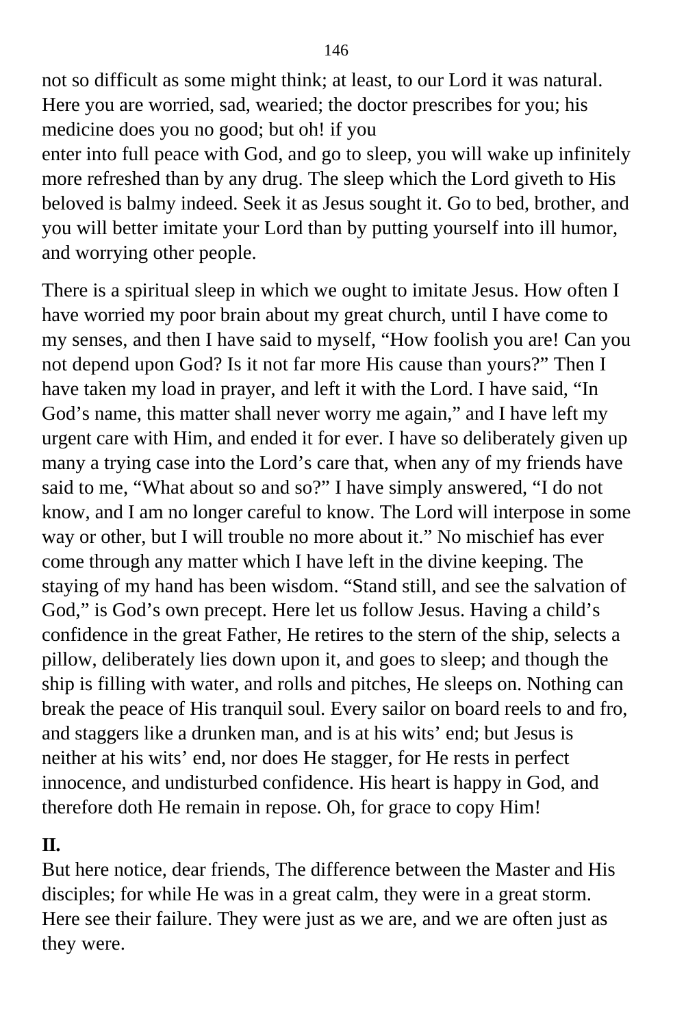not so difficult as some might think; at least, to our Lord it was natural. Here you are worried, sad, wearied; the doctor prescribes for you; his medicine does you no good; but oh! if you
enter into full peace with God, and go to sleep, you will wake up infinitely more refreshed than by any drug. The sleep which the Lord giveth to His beloved is balmy indeed. Seek it as Jesus sought it. Go to bed, brother, and you will better imitate your Lord than by putting yourself into ill humor, and worrying other people.

There is a spiritual sleep in which we ought to imitate Jesus. How often I have worried my poor brain about my great church, until I have come to my senses, and then I have said to myself, "How foolish you are! Can you not depend upon God? Is it not far more His cause than yours?" Then I have taken my load in prayer, and left it with the Lord. I have said, "In God's name, this matter shall never worry me again," and I have left my urgent care with Him, and ended it for ever. I have so deliberately given up many a trying case into the Lord's care that, when any of my friends have said to me, "What about so and so?" I have simply answered, "I do not know, and I am no longer careful to know. The Lord will interpose in some way or other, but I will trouble no more about it." No mischief has ever come through any matter which I have left in the divine keeping. The staying of my hand has been wisdom. "Stand still, and see the salvation of God," is God's own precept. Here let us follow Jesus. Having a child's confidence in the great Father, He retires to the stern of the ship, selects a pillow, deliberately lies down upon it, and goes to sleep; and though the ship is filling with water, and rolls and pitches, He sleeps on. Nothing can break the peace of His tranquil soul. Every sailor on board reels to and fro, and staggers like a drunken man, and is at his wits' end; but Jesus is neither at his wits' end, nor does He stagger, for He rests in perfect innocence, and undisturbed confidence. His heart is happy in God, and therefore doth He remain in repose. Oh, for grace to copy Him!

**II.**

But here notice, dear friends, The difference between the Master and His disciples; for while He was in a great calm, they were in a great storm. Here see their failure. They were just as we are, and we are often just as they were.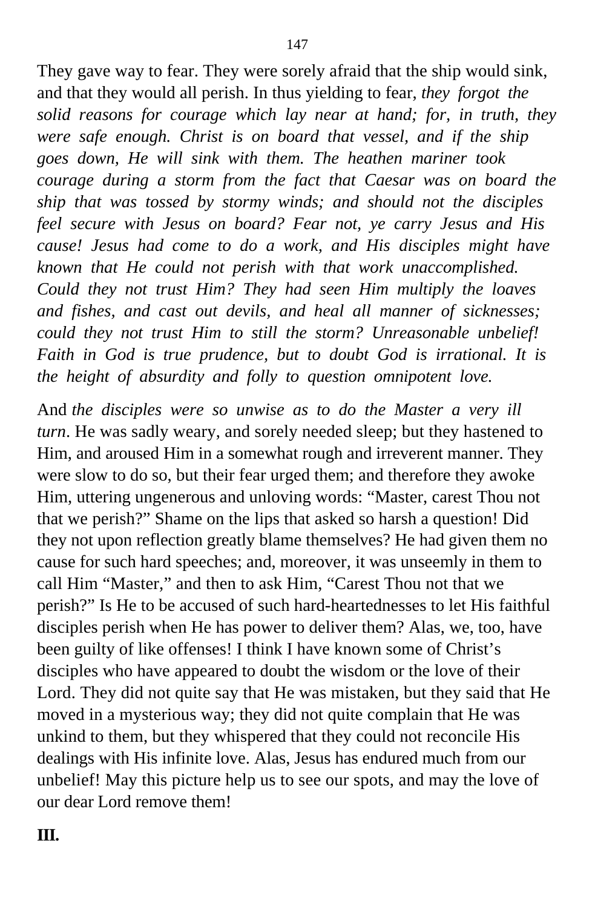They gave way to fear. They were sorely afraid that the ship would sink, and that they would all perish. In thus yielding to fear, *they forgot the solid reasons for courage which lay near at hand; for, in truth, they were safe enough. Christ is on board that vessel, and if the ship goes down, He will sink with them. The heathen mariner took courage during a storm from the fact that Caesar was on board the ship that was tossed by stormy winds; and should not the disciples feel secure with Jesus on board? Fear not, ye carry Jesus and His cause! Jesus had come to do a work, and His disciples might have known that He could not perish with that work unaccomplished. Could they not trust Him? They had seen Him multiply the loaves and fishes, and cast out devils, and heal all manner of sicknesses; could they not trust Him to still the storm? Unreasonable unbelief! Faith in God is true prudence, but to doubt God is irrational. It is the height of absurdity and folly to question omnipotent love.*

And *the disciples were so unwise as to do the Master a very ill turn*. He was sadly weary, and sorely needed sleep; but they hastened to Him, and aroused Him in a somewhat rough and irreverent manner. They were slow to do so, but their fear urged them; and therefore they awoke Him, uttering ungenerous and unloving words: “Master, carest Thou not that we perish?” Shame on the lips that asked so harsh a question! Did they not upon reflection greatly blame themselves? He had given them no cause for such hard speeches; and, moreover, it was unseemly in them to call Him “Master,” and then to ask Him, “Carest Thou not that we perish?” Is He to be accused of such hard-heartednesses to let His faithful disciples perish when He has power to deliver them? Alas, we, too, have been guilty of like offenses! I think I have known some of Christ’s disciples who have appeared to doubt the wisdom or the love of their Lord. They did not quite say that He was mistaken, but they said that He moved in a mysterious way; they did not quite complain that He was unkind to them, but they whispered that they could not reconcile His dealings with His infinite love. Alas, Jesus has endured much from our unbelief! May this picture help us to see our spots, and may the love of our dear Lord remove them!

**III.**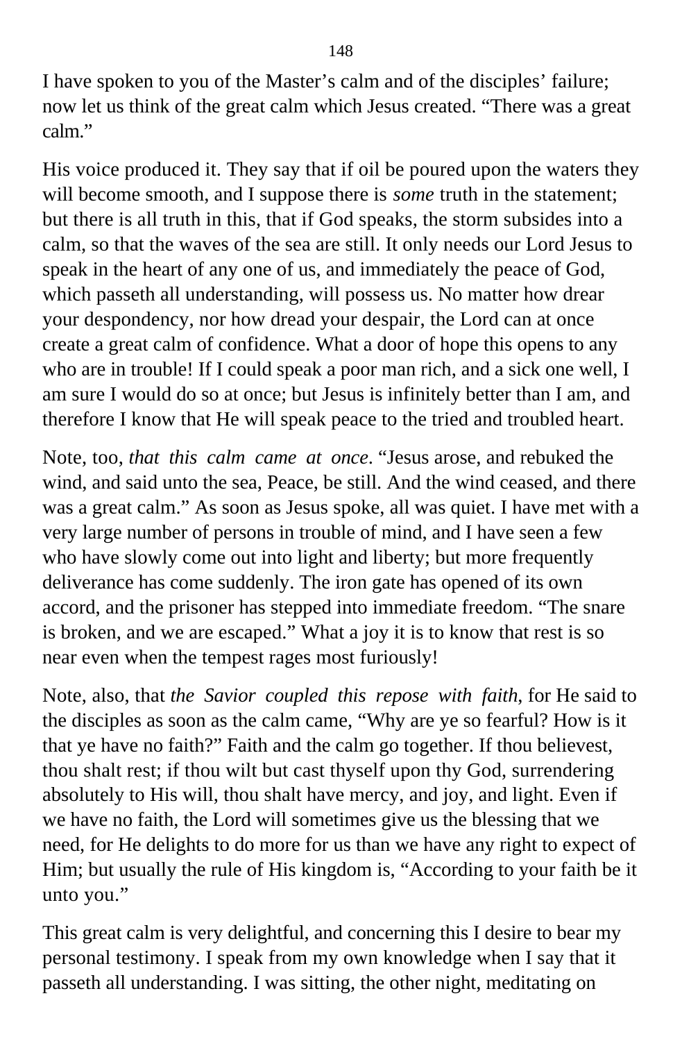I have spoken to you of the Master's calm and of the disciples' failure; now let us think of the great calm which Jesus created. "There was a great calm."

His voice produced it. They say that if oil be poured upon the waters they will become smooth, and I suppose there is *some* truth in the statement; but there is all truth in this, that if God speaks, the storm subsides into a calm, so that the waves of the sea are still. It only needs our Lord Jesus to speak in the heart of any one of us, and immediately the peace of God, which passeth all understanding, will possess us. No matter how drear your despondency, nor how dread your despair, the Lord can at once create a great calm of confidence. What a door of hope this opens to any who are in trouble! If I could speak a poor man rich, and a sick one well, I am sure I would do so at once; but Jesus is infinitely better than I am, and therefore I know that He will speak peace to the tried and troubled heart.

Note, too, *that this calm came at once*. "Jesus arose, and rebuked the wind, and said unto the sea, Peace, be still. And the wind ceased, and there was a great calm." As soon as Jesus spoke, all was quiet. I have met with a very large number of persons in trouble of mind, and I have seen a few who have slowly come out into light and liberty; but more frequently deliverance has come suddenly. The iron gate has opened of its own accord, and the prisoner has stepped into immediate freedom. "The snare is broken, and we are escaped." What a joy it is to know that rest is so near even when the tempest rages most furiously!

Note, also, that *the Savior coupled this repose with faith,* for He said to the disciples as soon as the calm came, "Why are ye so fearful? How is it that ye have no faith?" Faith and the calm go together. If thou believest, thou shalt rest; if thou wilt but cast thyself upon thy God, surrendering absolutely to His will, thou shalt have mercy, and joy, and light. Even if we have no faith, the Lord will sometimes give us the blessing that we need, for He delights to do more for us than we have any right to expect of Him; but usually the rule of His kingdom is, "According to your faith be it unto you."

This great calm is very delightful, and concerning this I desire to bear my personal testimony. I speak from my own knowledge when I say that it passeth all understanding. I was sitting, the other night, meditating on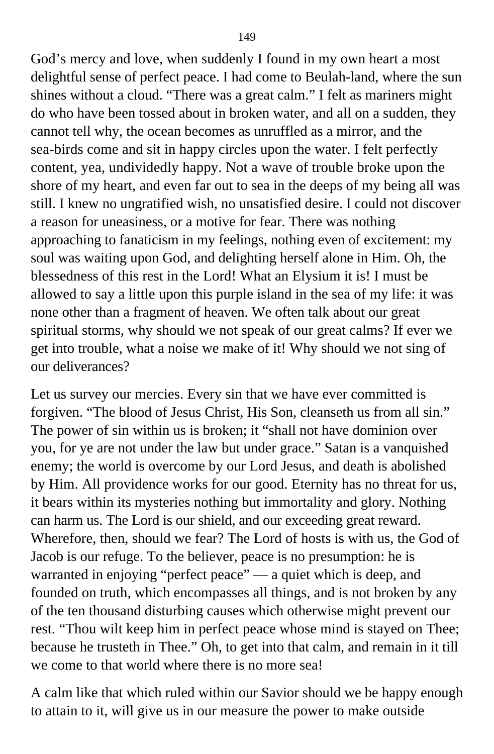God's mercy and love, when suddenly I found in my own heart a most delightful sense of perfect peace. I had come to Beulah-land, where the sun shines without a cloud. "There was a great calm." I felt as mariners might do who have been tossed about in broken water, and all on a sudden, they cannot tell why, the ocean becomes as unruffled as a mirror, and the sea-birds come and sit in happy circles upon the water. I felt perfectly content, yea, undividedly happy. Not a wave of trouble broke upon the shore of my heart, and even far out to sea in the deeps of my being all was still. I knew no ungratified wish, no unsatisfied desire. I could not discover a reason for uneasiness, or a motive for fear. There was nothing approaching to fanaticism in my feelings, nothing even of excitement: my soul was waiting upon God, and delighting herself alone in Him. Oh, the blessedness of this rest in the Lord! What an Elysium it is! I must be allowed to say a little upon this purple island in the sea of my life: it was none other than a fragment of heaven. We often talk about our great spiritual storms, why should we not speak of our great calms? If ever we get into trouble, what a noise we make of it! Why should we not sing of our deliverances?

Let us survey our mercies. Every sin that we have ever committed is forgiven. "The blood of Jesus Christ, His Son, cleanseth us from all sin." The power of sin within us is broken; it "shall not have dominion over you, for ye are not under the law but under grace." Satan is a vanquished enemy; the world is overcome by our Lord Jesus, and death is abolished by Him. All providence works for our good. Eternity has no threat for us, it bears within its mysteries nothing but immortality and glory. Nothing can harm us. The Lord is our shield, and our exceeding great reward. Wherefore, then, should we fear? The Lord of hosts is with us, the God of Jacob is our refuge. To the believer, peace is no presumption: he is warranted in enjoying "perfect peace" — a quiet which is deep, and founded on truth, which encompasses all things, and is not broken by any of the ten thousand disturbing causes which otherwise might prevent our rest. "Thou wilt keep him in perfect peace whose mind is stayed on Thee; because he trusteth in Thee." Oh, to get into that calm, and remain in it till we come to that world where there is no more sea!

A calm like that which ruled within our Savior should we be happy enough to attain to it, will give us in our measure the power to make outside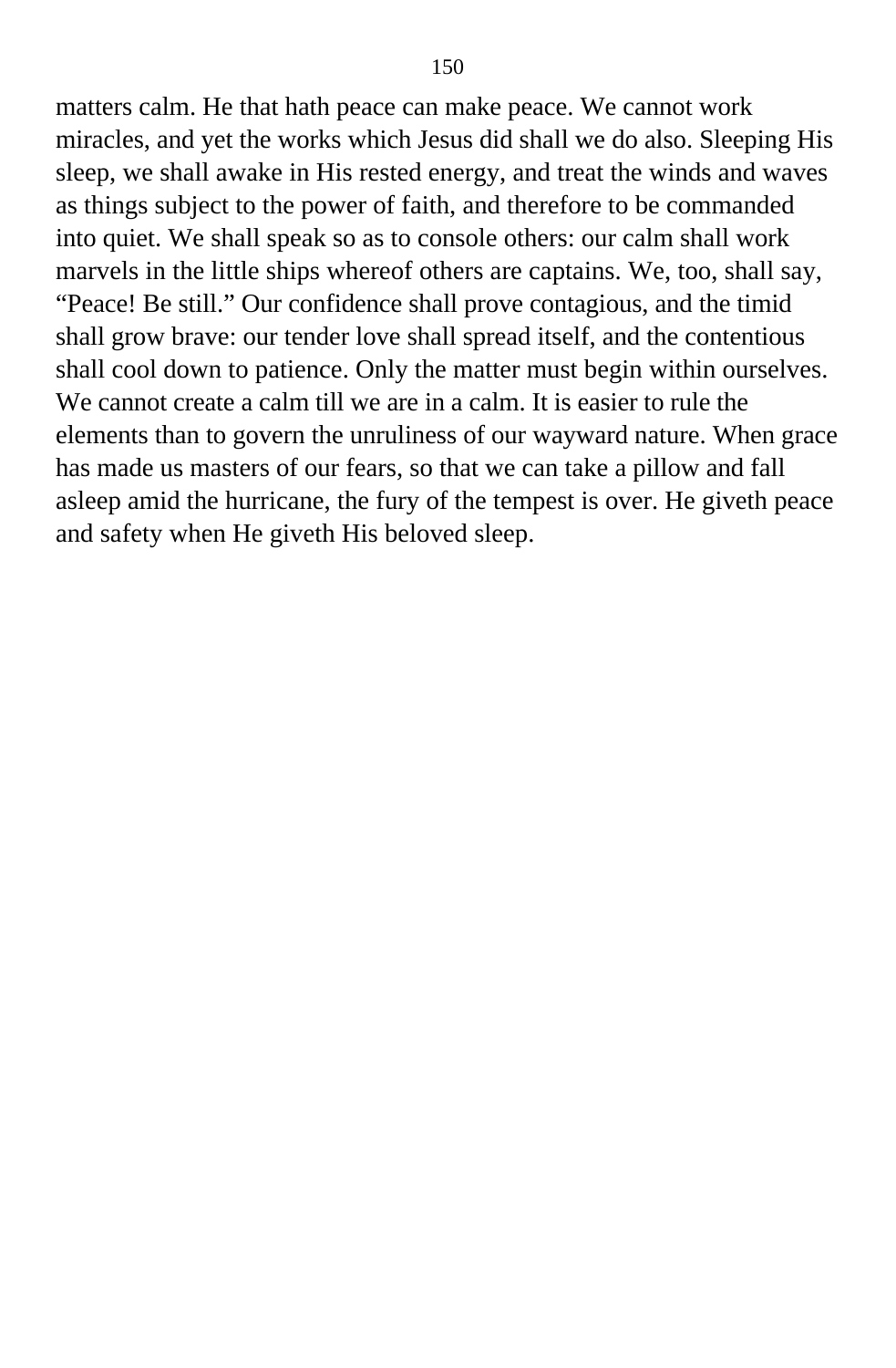matters calm. He that hath peace can make peace. We cannot work miracles, and yet the works which Jesus did shall we do also. Sleeping His sleep, we shall awake in His rested energy, and treat the winds and waves as things subject to the power of faith, and therefore to be commanded into quiet. We shall speak so as to console others: our calm shall work marvels in the little ships whereof others are captains. We, too, shall say, "Peace! Be still." Our confidence shall prove contagious, and the timid shall grow brave: our tender love shall spread itself, and the contentious shall cool down to patience. Only the matter must begin within ourselves. We cannot create a calm till we are in a calm. It is easier to rule the elements than to govern the unruliness of our wayward nature. When grace has made us masters of our fears, so that we can take a pillow and fall asleep amid the hurricane, the fury of the tempest is over. He giveth peace and safety when He giveth His beloved sleep.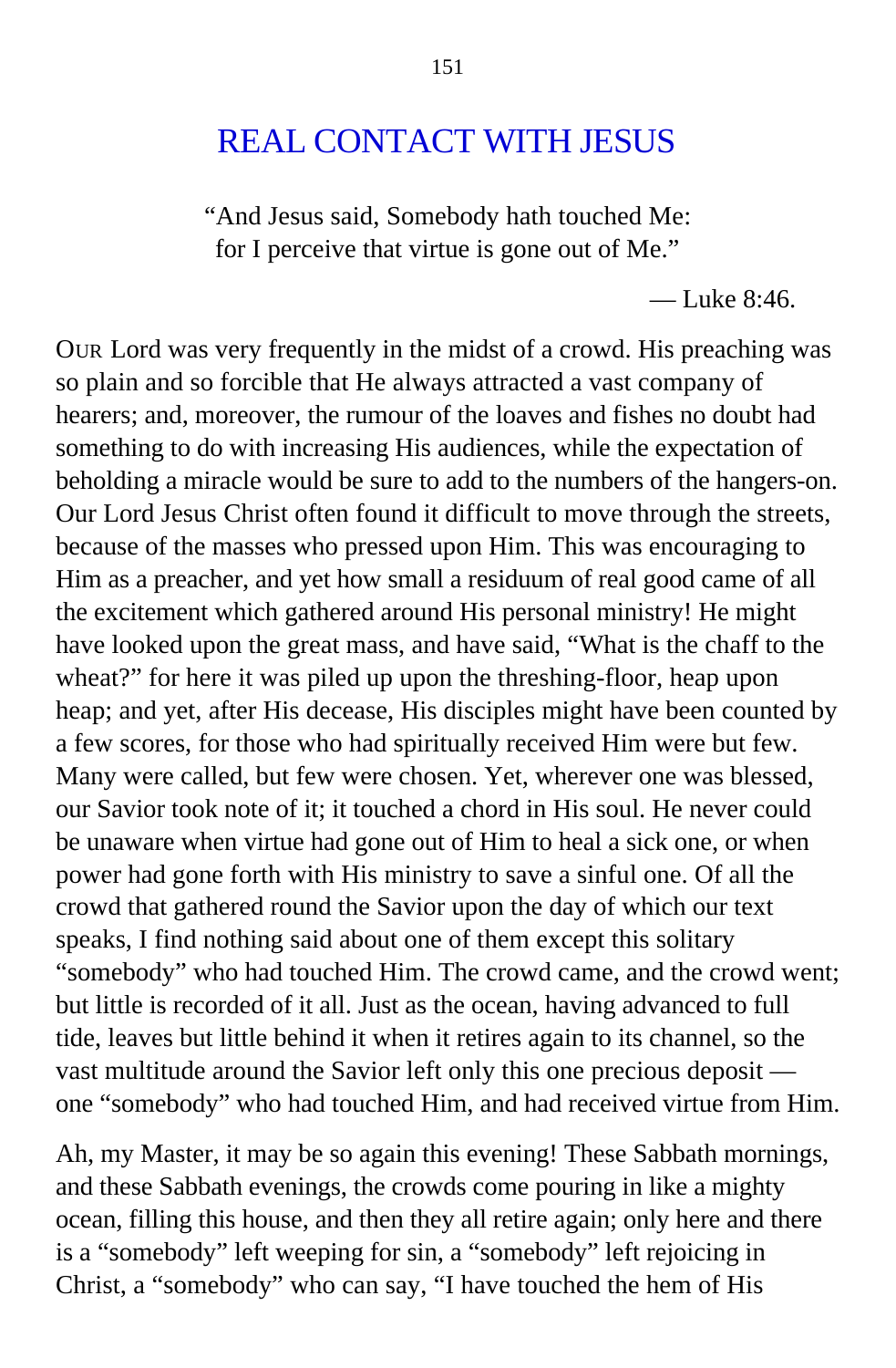# REAL CONTACT WITH JESUS

"And Jesus said, Somebody hath touched Me: for I perceive that virtue is gone out of Me."

— Luke 8:46.

OUR Lord was very frequently in the midst of a crowd. His preaching was so plain and so forcible that He always attracted a vast company of hearers; and, moreover, the rumour of the loaves and fishes no doubt had something to do with increasing His audiences, while the expectation of beholding a miracle would be sure to add to the numbers of the hangers-on. Our Lord Jesus Christ often found it difficult to move through the streets, because of the masses who pressed upon Him. This was encouraging to Him as a preacher, and yet how small a residuum of real good came of all the excitement which gathered around His personal ministry! He might have looked upon the great mass, and have said, "What is the chaff to the wheat?" for here it was piled up upon the threshing-floor, heap upon heap; and yet, after His decease, His disciples might have been counted by a few scores, for those who had spiritually received Him were but few. Many were called, but few were chosen. Yet, wherever one was blessed, our Savior took note of it; it touched a chord in His soul. He never could be unaware when virtue had gone out of Him to heal a sick one, or when power had gone forth with His ministry to save a sinful one. Of all the crowd that gathered round the Savior upon the day of which our text speaks, I find nothing said about one of them except this solitary "somebody" who had touched Him. The crowd came, and the crowd went; but little is recorded of it all. Just as the ocean, having advanced to full tide, leaves but little behind it when it retires again to its channel, so the vast multitude around the Savior left only this one precious deposit — one "somebody" who had touched Him, and had received virtue from Him.

Ah, my Master, it may be so again this evening! These Sabbath mornings, and these Sabbath evenings, the crowds come pouring in like a mighty ocean, filling this house, and then they all retire again; only here and there is a "somebody" left weeping for sin, a "somebody" left rejoicing in Christ, a "somebody" who can say, "I have touched the hem of His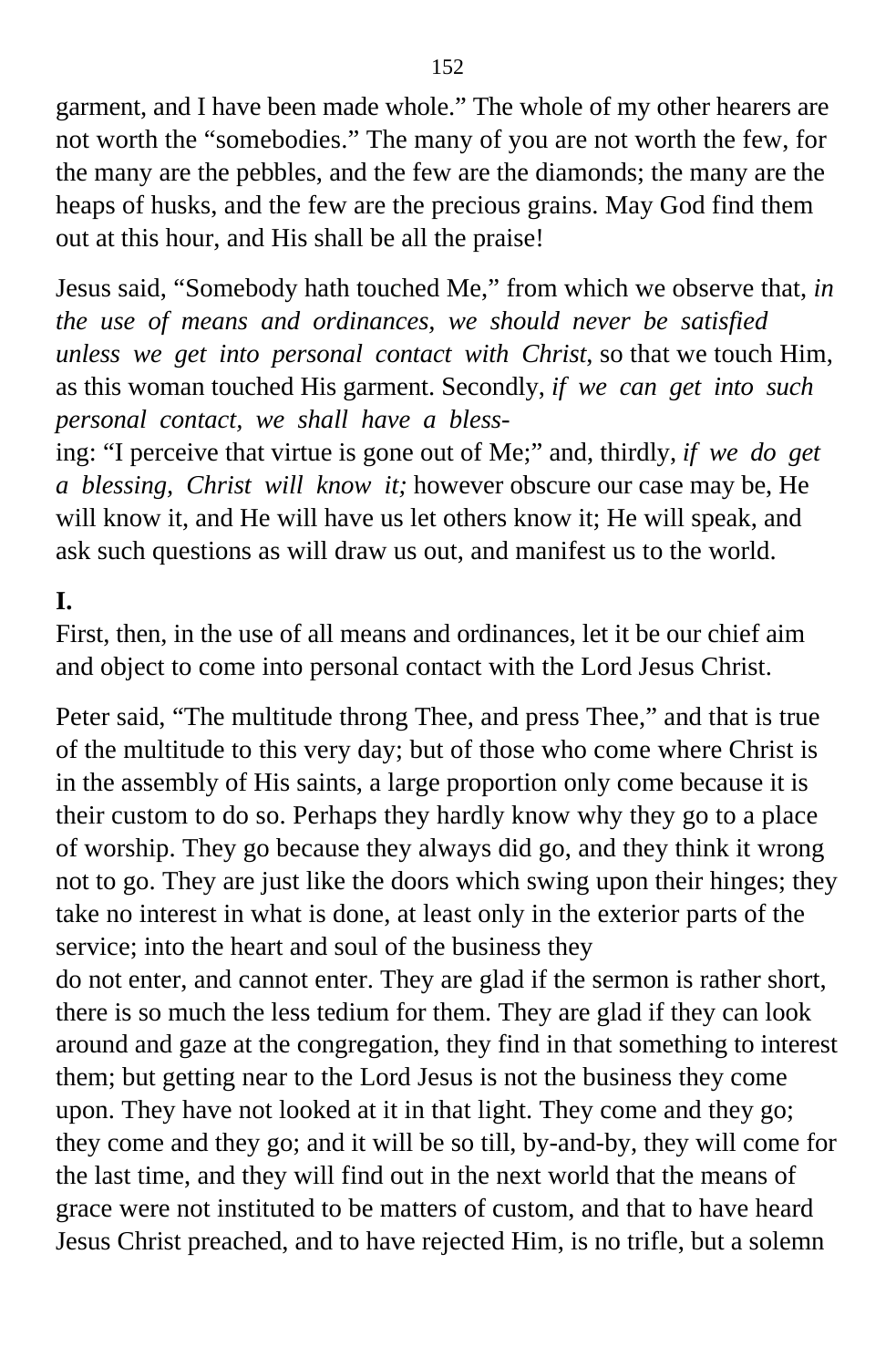garment, and I have been made whole." The whole of my other hearers are not worth the "somebodies." The many of you are not worth the few, for the many are the pebbles, and the few are the diamonds; the many are the heaps of husks, and the few are the precious grains. May God find them out at this hour, and His shall be all the praise!

Jesus said, "Somebody hath touched Me," from which we observe that, *in the use of means and ordinances, we should never be satisfied unless we get into personal contact with Christ*, so that we touch Him, as this woman touched His garment. Secondly, *if we can get into such personal contact, we shall have a blessing*: "I perceive that virtue is gone out of Me;" and, thirdly, *if we do get a blessing, Christ will know it;* however obscure our case may be, He will know it, and He will have us let others know it; He will speak, and ask such questions as will draw us out, and manifest us to the world.

**I.**

First, then, in the use of all means and ordinances, let it be our chief aim and object to come into personal contact with the Lord Jesus Christ.

Peter said, "The multitude throng Thee, and press Thee," and that is true of the multitude to this very day; but of those who come where Christ is in the assembly of His saints, a large proportion only come because it is their custom to do so. Perhaps they hardly know why they go to a place of worship. They go because they always did go, and they think it wrong not to go. They are just like the doors which swing upon their hinges; they take no interest in what is done, at least only in the exterior parts of the service; into the heart and soul of the business they do not enter, and cannot enter. They are glad if the sermon is rather short, there is so much the less tedium for them. They are glad if they can look around and gaze at the congregation, they find in that something to interest them; but getting near to the Lord Jesus is not the business they come upon. They have not looked at it in that light. They come and they go; they come and they go; and it will be so till, by-and-by, they will come for the last time, and they will find out in the next world that the means of grace were not instituted to be matters of custom, and that to have heard Jesus Christ preached, and to have rejected Him, is no trifle, but a solemn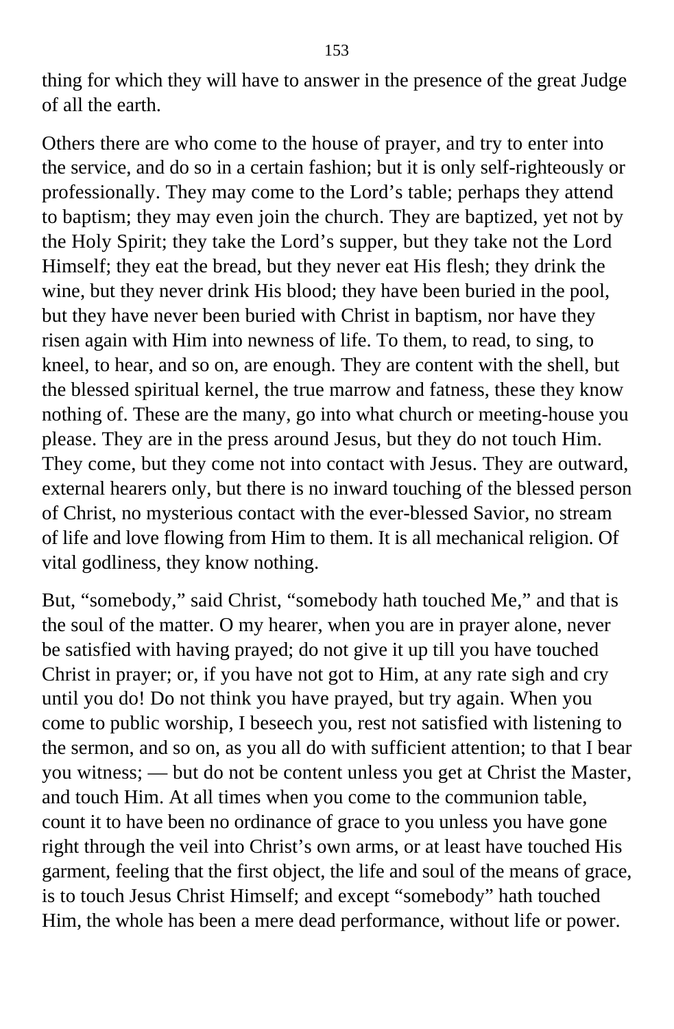thing for which they will have to answer in the presence of the great Judge of all the earth.

Others there are who come to the house of prayer, and try to enter into the service, and do so in a certain fashion; but it is only self-righteously or professionally. They may come to the Lord's table; perhaps they attend to baptism; they may even join the church. They are baptized, yet not by the Holy Spirit; they take the Lord's supper, but they take not the Lord Himself; they eat the bread, but they never eat His flesh; they drink the wine, but they never drink His blood; they have been buried in the pool, but they have never been buried with Christ in baptism, nor have they risen again with Him into newness of life. To them, to read, to sing, to kneel, to hear, and so on, are enough. They are content with the shell, but the blessed spiritual kernel, the true marrow and fatness, these they know nothing of. These are the many, go into what church or meeting-house you please. They are in the press around Jesus, but they do not touch Him. They come, but they come not into contact with Jesus. They are outward, external hearers only, but there is no inward touching of the blessed person of Christ, no mysterious contact with the ever-blessed Savior, no stream of life and love flowing from Him to them. It is all mechanical religion. Of vital godliness, they know nothing.

But, "somebody," said Christ, "somebody hath touched Me," and that is the soul of the matter. O my hearer, when you are in prayer alone, never be satisfied with having prayed; do not give it up till you have touched Christ in prayer; or, if you have not got to Him, at any rate sigh and cry until you do! Do not think you have prayed, but try again. When you come to public worship, I beseech you, rest not satisfied with listening to the sermon, and so on, as you all do with sufficient attention; to that I bear you witness; — but do not be content unless you get at Christ the Master, and touch Him. At all times when you come to the communion table, count it to have been no ordinance of grace to you unless you have gone right through the veil into Christ's own arms, or at least have touched His garment, feeling that the first object, the life and soul of the means of grace, is to touch Jesus Christ Himself; and except "somebody" hath touched Him, the whole has been a mere dead performance, without life or power.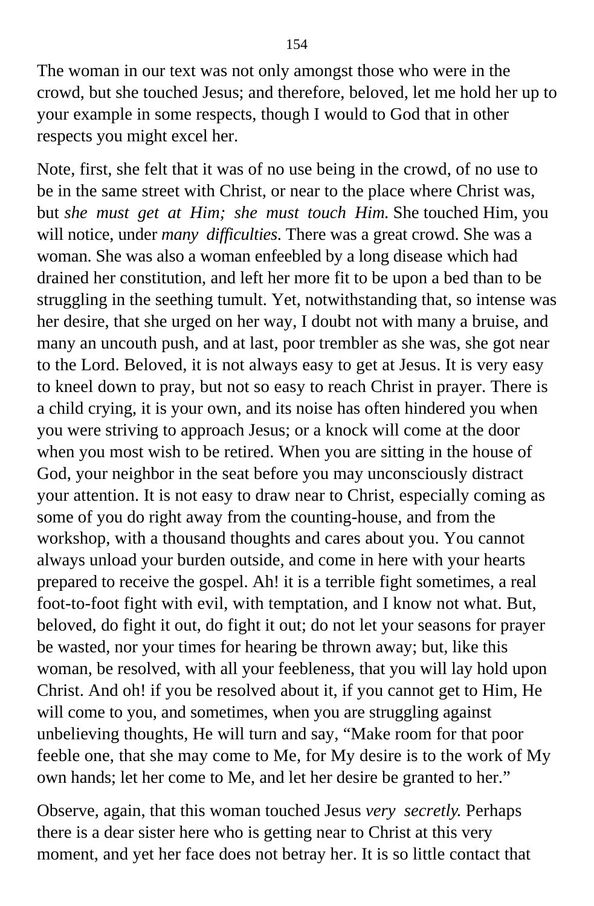The woman in our text was not only amongst those who were in the crowd, but she touched Jesus; and therefore, beloved, let me hold her up to your example in some respects, though I would to God that in other respects you might excel her.

Note, first, she felt that it was of no use being in the crowd, of no use to be in the same street with Christ, or near to the place where Christ was, but *she must get at Him; she must touch Him.* She touched Him, you will notice, under *many difficulties.* There was a great crowd. She was a woman. She was also a woman enfeebled by a long disease which had drained her constitution, and left her more fit to be upon a bed than to be struggling in the seething tumult. Yet, notwithstanding that, so intense was her desire, that she urged on her way, I doubt not with many a bruise, and many an uncouth push, and at last, poor trembler as she was, she got near to the Lord. Beloved, it is not always easy to get at Jesus. It is very easy to kneel down to pray, but not so easy to reach Christ in prayer. There is a child crying, it is your own, and its noise has often hindered you when you were striving to approach Jesus; or a knock will come at the door when you most wish to be retired. When you are sitting in the house of God, your neighbor in the seat before you may unconsciously distract your attention. It is not easy to draw near to Christ, especially coming as some of you do right away from the counting-house, and from the workshop, with a thousand thoughts and cares about you. You cannot always unload your burden outside, and come in here with your hearts prepared to receive the gospel. Ah! it is a terrible fight sometimes, a real foot-to-foot fight with evil, with temptation, and I know not what. But, beloved, do fight it out, do fight it out; do not let your seasons for prayer be wasted, nor your times for hearing be thrown away; but, like this woman, be resolved, with all your feebleness, that you will lay hold upon Christ. And oh! if you be resolved about it, if you cannot get to Him, He will come to you, and sometimes, when you are struggling against unbelieving thoughts, He will turn and say, "Make room for that poor feeble one, that she may come to Me, for My desire is to the work of My own hands; let her come to Me, and let her desire be granted to her."

Observe, again, that this woman touched Jesus *very secretly.* Perhaps there is a dear sister here who is getting near to Christ at this very moment, and yet her face does not betray her. It is so little contact that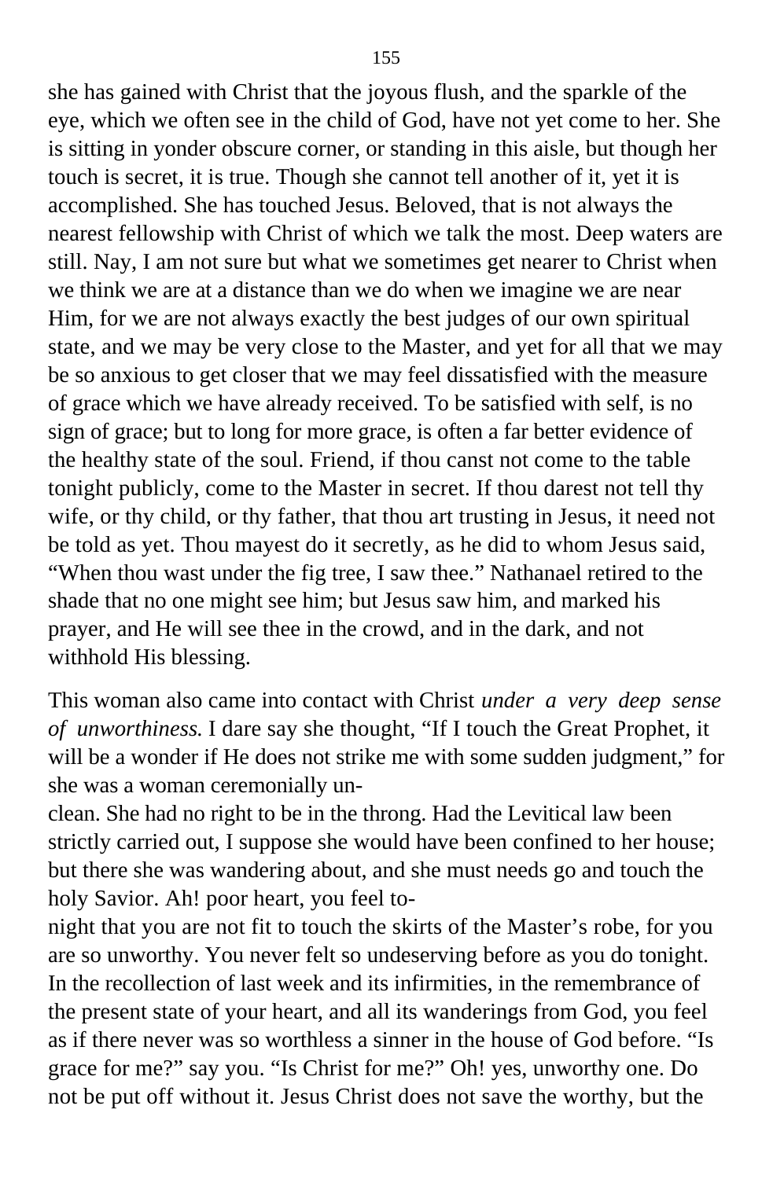she has gained with Christ that the joyous flush, and the sparkle of the eye, which we often see in the child of God, have not yet come to her. She is sitting in yonder obscure corner, or standing in this aisle, but though her touch is secret, it is true. Though she cannot tell another of it, yet it is accomplished. She has touched Jesus. Beloved, that is not always the nearest fellowship with Christ of which we talk the most. Deep waters are still. Nay, I am not sure but what we sometimes get nearer to Christ when we think we are at a distance than we do when we imagine we are near Him, for we are not always exactly the best judges of our own spiritual state, and we may be very close to the Master, and yet for all that we may be so anxious to get closer that we may feel dissatisfied with the measure of grace which we have already received. To be satisfied with self, is no sign of grace; but to long for more grace, is often a far better evidence of the healthy state of the soul. Friend, if thou canst not come to the table tonight publicly, come to the Master in secret. If thou darest not tell thy wife, or thy child, or thy father, that thou art trusting in Jesus, it need not be told as yet. Thou mayest do it secretly, as he did to whom Jesus said, "When thou wast under the fig tree, I saw thee." Nathanael retired to the shade that no one might see him; but Jesus saw him, and marked his prayer, and He will see thee in the crowd, and in the dark, and not withhold His blessing.

This woman also came into contact with Christ *under a very deep sense of unworthiness.* I dare say she thought, "If I touch the Great Prophet, it will be a wonder if He does not strike me with some sudden judgment," for she was a woman ceremonially unclean. She had no right to be in the throng. Had the Levitical law been strictly carried out, I suppose she would have been confined to her house; but there she was wandering about, and she must needs go and touch the holy Savior. Ah! poor heart, you feel tonight that you are not fit to touch the skirts of the Master's robe, for you are so unworthy. You never felt so undeserving before as you do tonight. In the recollection of last week and its infirmities, in the remembrance of the present state of your heart, and all its wanderings from God, you feel as if there never was so worthless a sinner in the house of God before. "Is grace for me?" say you. "Is Christ for me?" Oh! yes, unworthy one. Do not be put off without it. Jesus Christ does not save the worthy, but the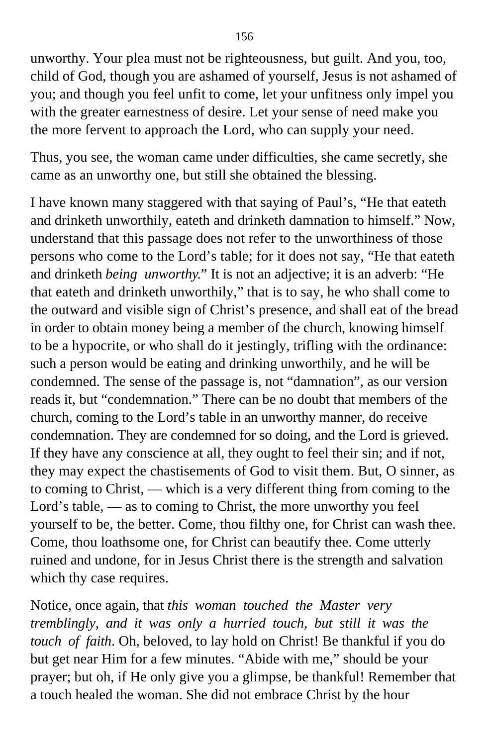unworthy. Your plea must not be righteousness, but guilt. And you, too, child of God, though you are ashamed of yourself, Jesus is not ashamed of you; and though you feel unfit to come, let your unfitness only impel you with the greater earnestness of desire. Let your sense of need make you the more fervent to approach the Lord, who can supply your need.

Thus, you see, the woman came under difficulties, she came secretly, she came as an unworthy one, but still she obtained the blessing.

I have known many staggered with that saying of Paul's, "He that eateth and drinketh unworthily, eateth and drinketh damnation to himself." Now, understand that this passage does not refer to the unworthiness of those persons who come to the Lord's table; for it does not say, "He that eateth and drinketh *being unworthy.*" It is not an adjective; it is an adverb: "He that eateth and drinketh unworthily," that is to say, he who shall come to the outward and visible sign of Christ's presence, and shall eat of the bread in order to obtain money being a member of the church, knowing himself to be a hypocrite, or who shall do it jestingly, trifling with the ordinance: such a person would be eating and drinking unworthily, and he will be condemned. The sense of the passage is, not "damnation", as our version reads it, but "condemnation." There can be no doubt that members of the church, coming to the Lord's table in an unworthy manner, do receive condemnation. They are condemned for so doing, and the Lord is grieved. If they have any conscience at all, they ought to feel their sin; and if not, they may expect the chastisements of God to visit them. But, O sinner, as to coming to Christ, — which is a very different thing from coming to the Lord's table, — as to coming to Christ, the more unworthy you feel yourself to be, the better. Come, thou filthy one, for Christ can wash thee. Come, thou loathsome one, for Christ can beautify thee. Come utterly ruined and undone, for in Jesus Christ there is the strength and salvation which thy case requires.

Notice, once again, that *this woman touched the Master very tremblingly, and it was only a hurried touch, but still it was the touch of faith*. Oh, beloved, to lay hold on Christ! Be thankful if you do but get near Him for a few minutes. "Abide with me," should be your prayer; but oh, if He only give you a glimpse, be thankful! Remember that a touch healed the woman. She did not embrace Christ by the hour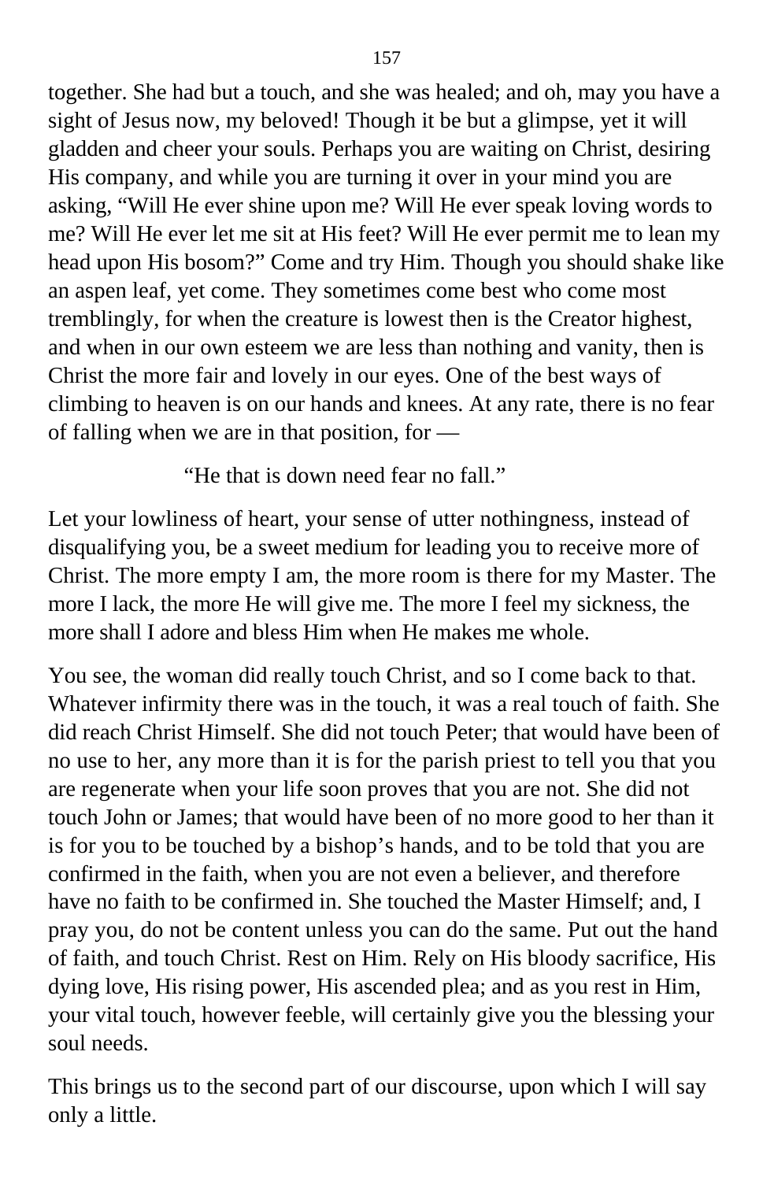together. She had but a touch, and she was healed; and oh, may you have a sight of Jesus now, my beloved! Though it be but a glimpse, yet it will gladden and cheer your souls. Perhaps you are waiting on Christ, desiring His company, and while you are turning it over in your mind you are asking, "Will He ever shine upon me? Will He ever speak loving words to me? Will He ever let me sit at His feet? Will He ever permit me to lean my head upon His bosom?" Come and try Him. Though you should shake like an aspen leaf, yet come. They sometimes come best who come most tremblingly, for when the creature is lowest then is the Creator highest, and when in our own esteem we are less than nothing and vanity, then is Christ the more fair and lovely in our eyes. One of the best ways of climbing to heaven is on our hands and knees. At any rate, there is no fear of falling when we are in that position, for —

> "He that is down need fear no fall."

Let your lowliness of heart, your sense of utter nothingness, instead of disqualifying you, be a sweet medium for leading you to receive more of Christ. The more empty I am, the more room is there for my Master. The more I lack, the more He will give me. The more I feel my sickness, the more shall I adore and bless Him when He makes me whole.

You see, the woman did really touch Christ, and so I come back to that. Whatever infirmity there was in the touch, it was a real touch of faith. She did reach Christ Himself. She did not touch Peter; that would have been of no use to her, any more than it is for the parish priest to tell you that you are regenerate when your life soon proves that you are not. She did not touch John or James; that would have been of no more good to her than it is for you to be touched by a bishop's hands, and to be told that you are confirmed in the faith, when you are not even a believer, and therefore have no faith to be confirmed in. She touched the Master Himself; and, I pray you, do not be content unless you can do the same. Put out the hand of faith, and touch Christ. Rest on Him. Rely on His bloody sacrifice, His dying love, His rising power, His ascended plea; and as you rest in Him, your vital touch, however feeble, will certainly give you the blessing your soul needs.

This brings us to the second part of our discourse, upon which I will say only a little.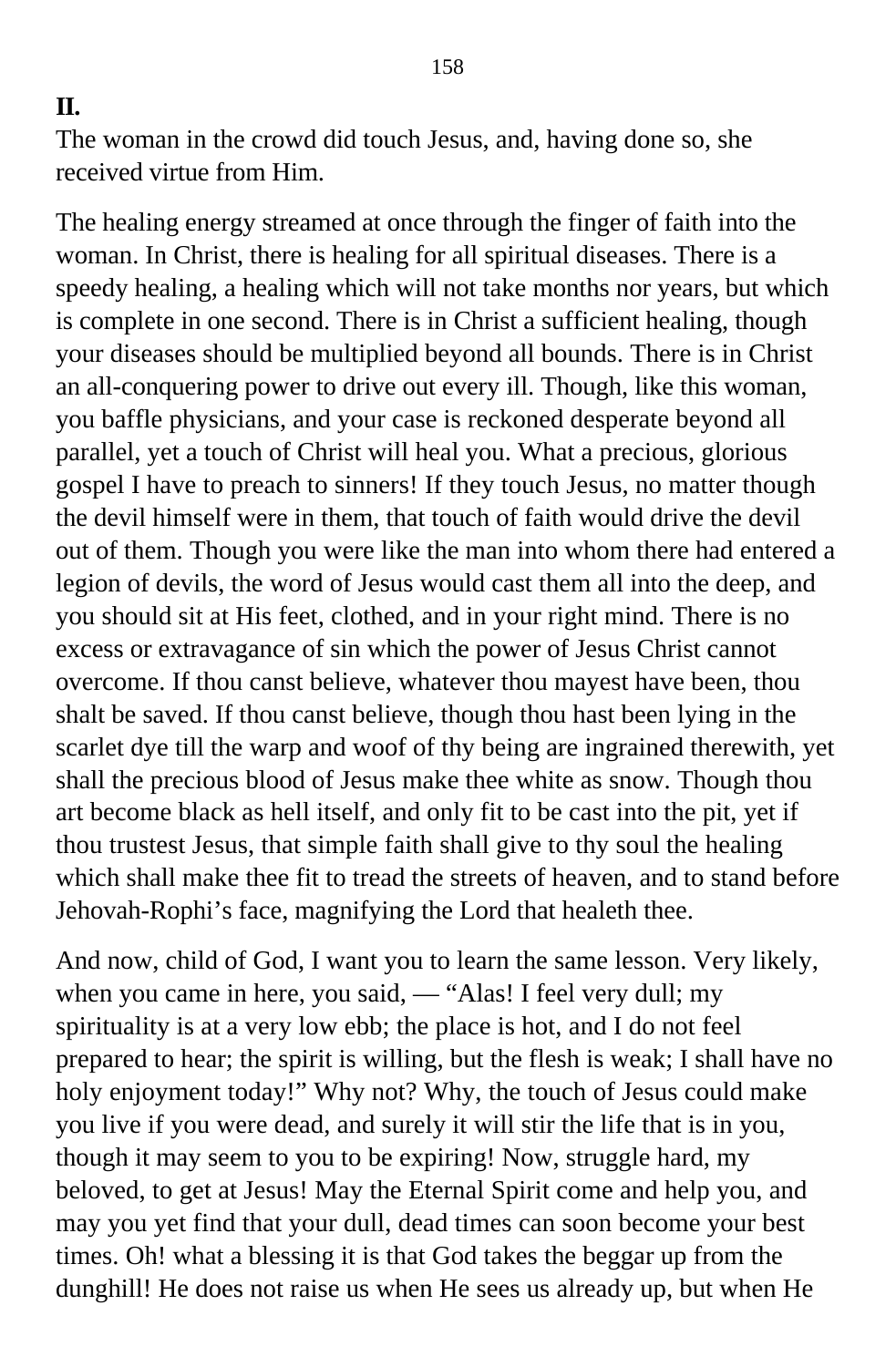**II.**
The woman in the crowd did touch Jesus, and, having done so, she received virtue from Him.

The healing energy streamed at once through the finger of faith into the woman. In Christ, there is healing for all spiritual diseases. There is a speedy healing, a healing which will not take months nor years, but which is complete in one second. There is in Christ a sufficient healing, though your diseases should be multiplied beyond all bounds. There is in Christ an all-conquering power to drive out every ill. Though, like this woman, you baffle physicians, and your case is reckoned desperate beyond all parallel, yet a touch of Christ will heal you. What a precious, glorious gospel I have to preach to sinners! If they touch Jesus, no matter though the devil himself were in them, that touch of faith would drive the devil out of them. Though you were like the man into whom there had entered a legion of devils, the word of Jesus would cast them all into the deep, and you should sit at His feet, clothed, and in your right mind. There is no excess or extravagance of sin which the power of Jesus Christ cannot overcome. If thou canst believe, whatever thou mayest have been, thou shalt be saved. If thou canst believe, though thou hast been lying in the scarlet dye till the warp and woof of thy being are ingrained therewith, yet shall the precious blood of Jesus make thee white as snow. Though thou art become black as hell itself, and only fit to be cast into the pit, yet if thou trustest Jesus, that simple faith shall give to thy soul the healing which shall make thee fit to tread the streets of heaven, and to stand before Jehovah-Rophi's face, magnifying the Lord that healeth thee.

And now, child of God, I want you to learn the same lesson. Very likely, when you came in here, you said, — "Alas! I feel very dull; my spirituality is at a very low ebb; the place is hot, and I do not feel prepared to hear; the spirit is willing, but the flesh is weak; I shall have no holy enjoyment today!" Why not? Why, the touch of Jesus could make you live if you were dead, and surely it will stir the life that is in you, though it may seem to you to be expiring! Now, struggle hard, my beloved, to get at Jesus! May the Eternal Spirit come and help you, and may you yet find that your dull, dead times can soon become your best times. Oh! what a blessing it is that God takes the beggar up from the dunghill! He does not raise us when He sees us already up, but when He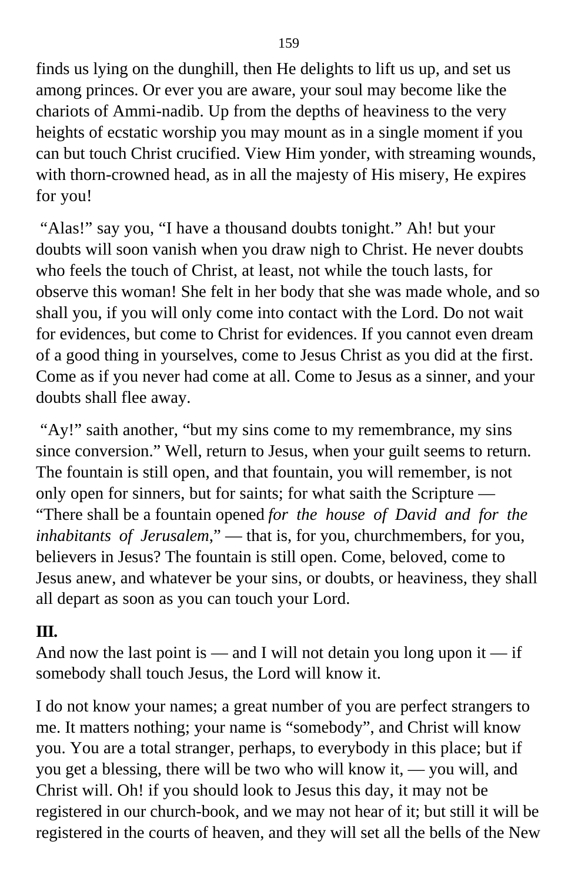finds us lying on the dunghill, then He delights to lift us up, and set us among princes. Or ever you are aware, your soul may become like the chariots of Ammi-nadib. Up from the depths of heaviness to the very heights of ecstatic worship you may mount as in a single moment if you can but touch Christ crucified. View Him yonder, with streaming wounds, with thorn-crowned head, as in all the majesty of His misery, He expires for you!

"Alas!" say you, "I have a thousand doubts tonight." Ah! but your doubts will soon vanish when you draw nigh to Christ. He never doubts who feels the touch of Christ, at least, not while the touch lasts, for observe this woman! She felt in her body that she was made whole, and so shall you, if you will only come into contact with the Lord. Do not wait for evidences, but come to Christ for evidences. If you cannot even dream of a good thing in yourselves, come to Jesus Christ as you did at the first. Come as if you never had come at all. Come to Jesus as a sinner, and your doubts shall flee away.

"Ay!" saith another, "but my sins come to my remembrance, my sins since conversion." Well, return to Jesus, when your guilt seems to return. The fountain is still open, and that fountain, you will remember, is not only open for sinners, but for saints; for what saith the Scripture — "There shall be a fountain opened *for the house of David and for the inhabitants of Jerusalem,*" — that is, for you, churchmembers, for you, believers in Jesus? The fountain is still open. Come, beloved, come to Jesus anew, and whatever be your sins, or doubts, or heaviness, they shall all depart as soon as you can touch your Lord.

**III.**

And now the last point is — and I will not detain you long upon it — if somebody shall touch Jesus, the Lord will know it.

I do not know your names; a great number of you are perfect strangers to me. It matters nothing; your name is "somebody", and Christ will know you. You are a total stranger, perhaps, to everybody in this place; but if you get a blessing, there will be two who will know it, — you will, and Christ will. Oh! if you should look to Jesus this day, it may not be registered in our church-book, and we may not hear of it; but still it will be registered in the courts of heaven, and they will set all the bells of the New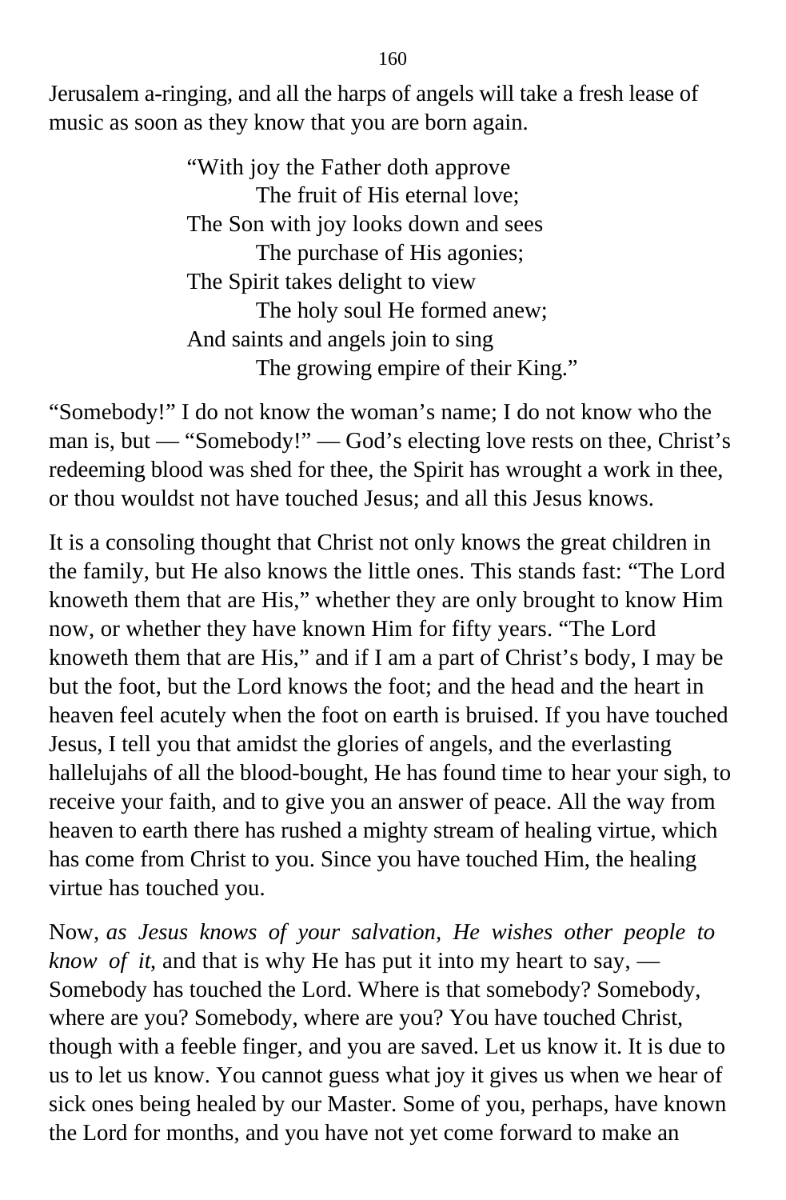Jerusalem a-ringing, and all the harps of angels will take a fresh lease of music as soon as they know that you are born again.

> "With joy the Father doth approve
> The fruit of His eternal love;
> The Son with joy looks down and sees
> The purchase of His agonies;
> The Spirit takes delight to view
> The holy soul He formed anew;
> And saints and angels join to sing
> The growing empire of their King."

"Somebody!" I do not know the woman's name; I do not know who the man is, but — "Somebody!" — God's electing love rests on thee, Christ's redeeming blood was shed for thee, the Spirit has wrought a work in thee, or thou wouldst not have touched Jesus; and all this Jesus knows.

It is a consoling thought that Christ not only knows the great children in the family, but He also knows the little ones. This stands fast: "The Lord knoweth them that are His," whether they are only brought to know Him now, or whether they have known Him for fifty years. "The Lord knoweth them that are His," and if I am a part of Christ's body, I may be but the foot, but the Lord knows the foot; and the head and the heart in heaven feel acutely when the foot on earth is bruised. If you have touched Jesus, I tell you that amidst the glories of angels, and the everlasting hallelujahs of all the blood-bought, He has found time to hear your sigh, to receive your faith, and to give you an answer of peace. All the way from heaven to earth there has rushed a mighty stream of healing virtue, which has come from Christ to you. Since you have touched Him, the healing virtue has touched you.

Now, *as Jesus knows of your salvation, He wishes other people to know of it*, and that is why He has put it into my heart to say, — Somebody has touched the Lord. Where is that somebody? Somebody, where are you? Somebody, where are you? You have touched Christ, though with a feeble finger, and you are saved. Let us know it. It is due to us to let us know. You cannot guess what joy it gives us when we hear of sick ones being healed by our Master. Some of you, perhaps, have known the Lord for months, and you have not yet come forward to make an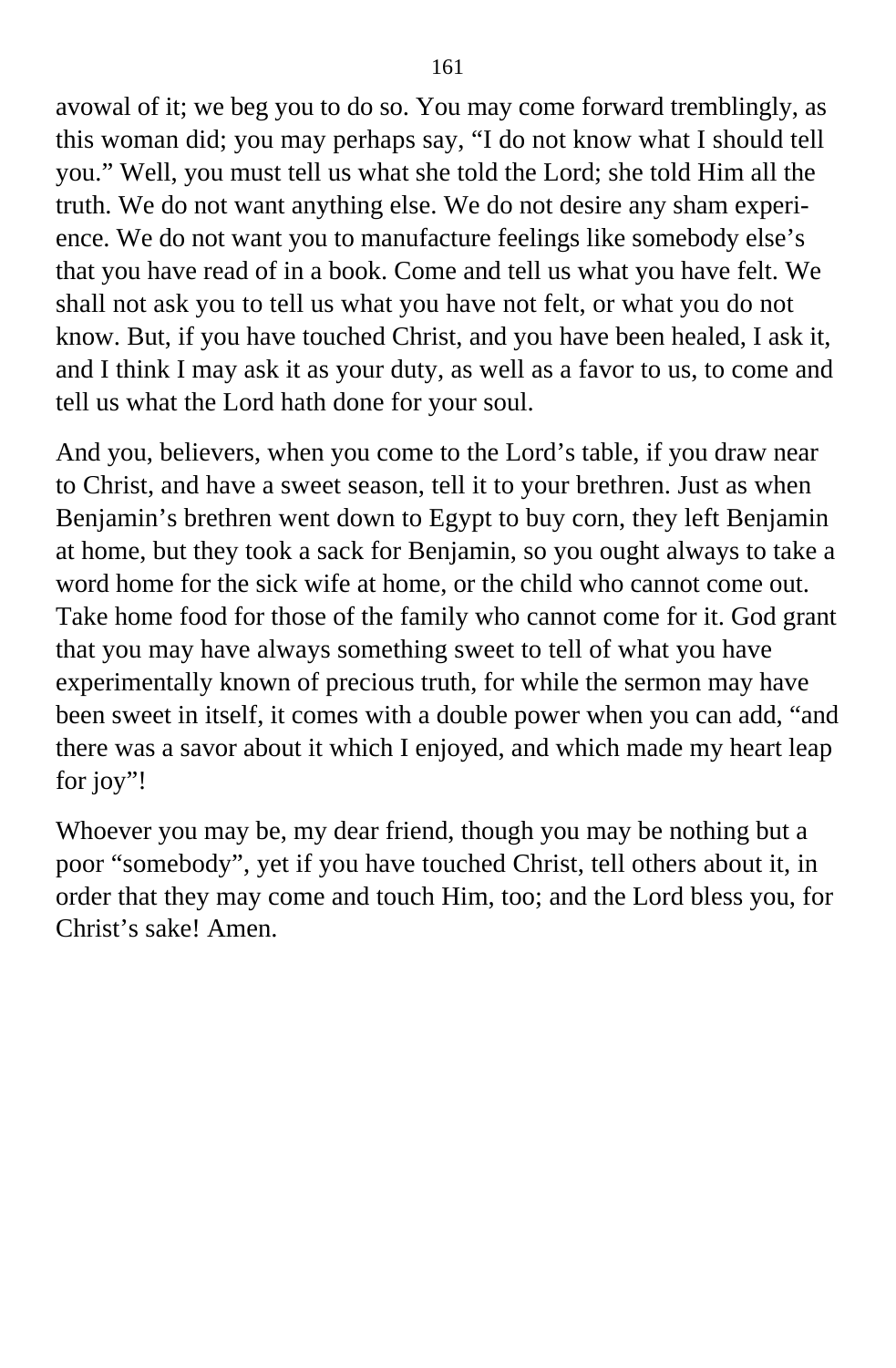avowal of it; we beg you to do so. You may come forward tremblingly, as this woman did; you may perhaps say, "I do not know what I should tell you." Well, you must tell us what she told the Lord; she told Him all the truth. We do not want anything else. We do not desire any sham experience. We do not want you to manufacture feelings like somebody else's that you have read of in a book. Come and tell us what you have felt. We shall not ask you to tell us what you have not felt, or what you do not know. But, if you have touched Christ, and you have been healed, I ask it, and I think I may ask it as your duty, as well as a favor to us, to come and tell us what the Lord hath done for your soul.

And you, believers, when you come to the Lord's table, if you draw near to Christ, and have a sweet season, tell it to your brethren. Just as when Benjamin's brethren went down to Egypt to buy corn, they left Benjamin at home, but they took a sack for Benjamin, so you ought always to take a word home for the sick wife at home, or the child who cannot come out. Take home food for those of the family who cannot come for it. God grant that you may have always something sweet to tell of what you have experimentally known of precious truth, for while the sermon may have been sweet in itself, it comes with a double power when you can add, "and there was a savor about it which I enjoyed, and which made my heart leap for joy"!

Whoever you may be, my dear friend, though you may be nothing but a poor "somebody", yet if you have touched Christ, tell others about it, in order that they may come and touch Him, too; and the Lord bless you, for Christ's sake! Amen.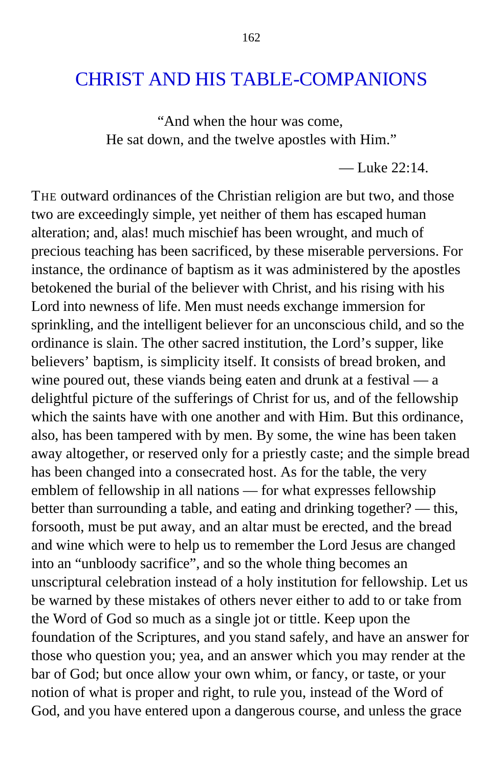# CHRIST AND HIS TABLE-COMPANIONS

"And when the hour was come,
He sat down, and the twelve apostles with Him."

— Luke 22:14.

THE outward ordinances of the Christian religion are but two, and those two are exceedingly simple, yet neither of them has escaped human alteration; and, alas! much mischief has been wrought, and much of precious teaching has been sacrificed, by these miserable perversions. For instance, the ordinance of baptism as it was administered by the apostles betokened the burial of the believer with Christ, and his rising with his Lord into newness of life. Men must needs exchange immersion for sprinkling, and the intelligent believer for an unconscious child, and so the ordinance is slain. The other sacred institution, the Lord's supper, like believers' baptism, is simplicity itself. It consists of bread broken, and wine poured out, these viands being eaten and drunk at a festival — a delightful picture of the sufferings of Christ for us, and of the fellowship which the saints have with one another and with Him. But this ordinance, also, has been tampered with by men. By some, the wine has been taken away altogether, or reserved only for a priestly caste; and the simple bread has been changed into a consecrated host. As for the table, the very emblem of fellowship in all nations — for what expresses fellowship better than surrounding a table, and eating and drinking together? — this, forsooth, must be put away, and an altar must be erected, and the bread and wine which were to help us to remember the Lord Jesus are changed into an "unbloody sacrifice", and so the whole thing becomes an unscriptural celebration instead of a holy institution for fellowship. Let us be warned by these mistakes of others never either to add to or take from the Word of God so much as a single jot or tittle. Keep upon the foundation of the Scriptures, and you stand safely, and have an answer for those who question you; yea, and an answer which you may render at the bar of God; but once allow your own whim, or fancy, or taste, or your notion of what is proper and right, to rule you, instead of the Word of God, and you have entered upon a dangerous course, and unless the grace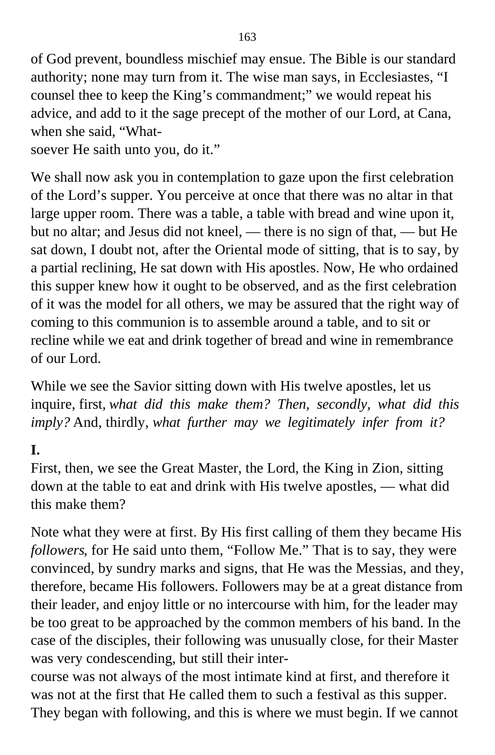of God prevent, boundless mischief may ensue. The Bible is our standard authority; none may turn from it. The wise man says, in Ecclesiastes, "I counsel thee to keep the King's commandment;" we would repeat his advice, and add to it the sage precept of the mother of our Lord, at Cana, when she said, "Whatsoever He saith unto you, do it."

We shall now ask you in contemplation to gaze upon the first celebration of the Lord's supper. You perceive at once that there was no altar in that large upper room. There was a table, a table with bread and wine upon it, but no altar; and Jesus did not kneel, — there is no sign of that, — but He sat down, I doubt not, after the Oriental mode of sitting, that is to say, by a partial reclining, He sat down with His apostles. Now, He who ordained this supper knew how it ought to be observed, and as the first celebration of it was the model for all others, we may be assured that the right way of coming to this communion is to assemble around a table, and to sit or recline while we eat and drink together of bread and wine in remembrance of our Lord.

While we see the Savior sitting down with His twelve apostles, let us inquire, first, *what did this make them? Then, secondly, what did this imply?* And, thirdly, *what further may we legitimately infer from it?*

**I.**

First, then, we see the Great Master, the Lord, the King in Zion, sitting down at the table to eat and drink with His twelve apostles, — what did this make them?

Note what they were at first. By His first calling of them they became His *followers*, for He said unto them, "Follow Me." That is to say, they were convinced, by sundry marks and signs, that He was the Messias, and they, therefore, became His followers. Followers may be at a great distance from their leader, and enjoy little or no intercourse with him, for the leader may be too great to be approached by the common members of his band. In the case of the disciples, their following was unusually close, for their Master was very condescending, but still their intercourse was not always of the most intimate kind at first, and therefore it was not at the first that He called them to such a festival as this supper. They began with following, and this is where we must begin. If we cannot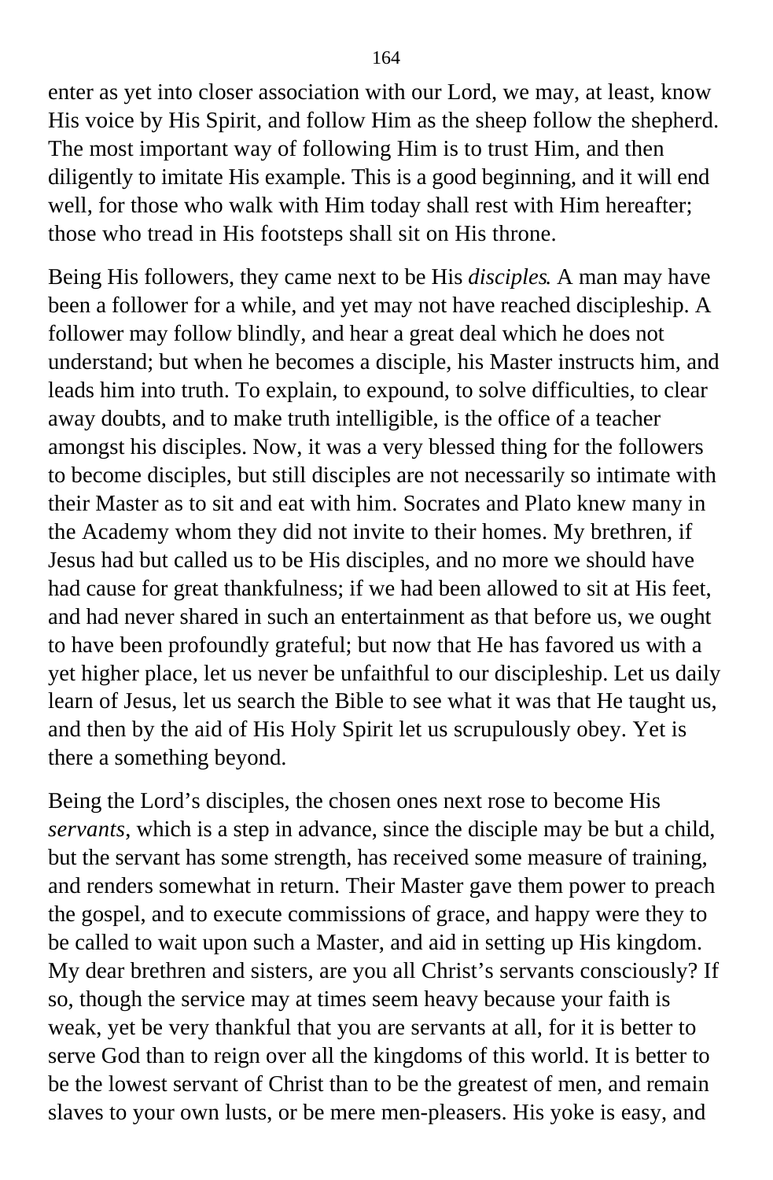enter as yet into closer association with our Lord, we may, at least, know His voice by His Spirit, and follow Him as the sheep follow the shepherd. The most important way of following Him is to trust Him, and then diligently to imitate His example. This is a good beginning, and it will end well, for those who walk with Him today shall rest with Him hereafter; those who tread in His footsteps shall sit on His throne.

Being His followers, they came next to be His *disciples*. A man may have been a follower for a while, and yet may not have reached discipleship. A follower may follow blindly, and hear a great deal which he does not understand; but when he becomes a disciple, his Master instructs him, and leads him into truth. To explain, to expound, to solve difficulties, to clear away doubts, and to make truth intelligible, is the office of a teacher amongst his disciples. Now, it was a very blessed thing for the followers to become disciples, but still disciples are not necessarily so intimate with their Master as to sit and eat with him. Socrates and Plato knew many in the Academy whom they did not invite to their homes. My brethren, if Jesus had but called us to be His disciples, and no more we should have had cause for great thankfulness; if we had been allowed to sit at His feet, and had never shared in such an entertainment as that before us, we ought to have been profoundly grateful; but now that He has favored us with a yet higher place, let us never be unfaithful to our discipleship. Let us daily learn of Jesus, let us search the Bible to see what it was that He taught us, and then by the aid of His Holy Spirit let us scrupulously obey. Yet is there a something beyond.

Being the Lord's disciples, the chosen ones next rose to become His *servants*, which is a step in advance, since the disciple may be but a child, but the servant has some strength, has received some measure of training, and renders somewhat in return. Their Master gave them power to preach the gospel, and to execute commissions of grace, and happy were they to be called to wait upon such a Master, and aid in setting up His kingdom. My dear brethren and sisters, are you all Christ's servants consciously? If so, though the service may at times seem heavy because your faith is weak, yet be very thankful that you are servants at all, for it is better to serve God than to reign over all the kingdoms of this world. It is better to be the lowest servant of Christ than to be the greatest of men, and remain slaves to your own lusts, or be mere men-pleasers. His yoke is easy, and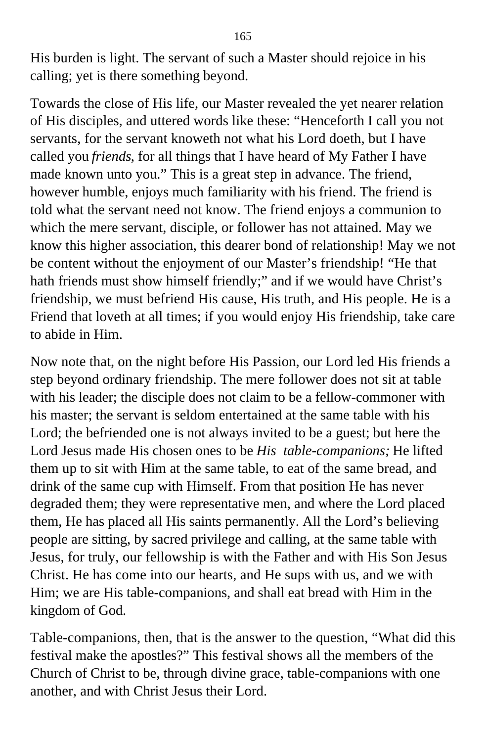His burden is light. The servant of such a Master should rejoice in his calling; yet is there something beyond.

Towards the close of His life, our Master revealed the yet nearer relation of His disciples, and uttered words like these: “Henceforth I call you not servants, for the servant knoweth not what his Lord doeth, but I have called you *friends*, for all things that I have heard of My Father I have made known unto you.” This is a great step in advance. The friend, however humble, enjoys much familiarity with his friend. The friend is told what the servant need not know. The friend enjoys a communion to which the mere servant, disciple, or follower has not attained. May we know this higher association, this dearer bond of relationship! May we not be content without the enjoyment of our Master’s friendship! “He that hath friends must show himself friendly;” and if we would have Christ’s friendship, we must befriend His cause, His truth, and His people. He is a Friend that loveth at all times; if you would enjoy His friendship, take care to abide in Him.

Now note that, on the night before His Passion, our Lord led His friends a step beyond ordinary friendship. The mere follower does not sit at table with his leader; the disciple does not claim to be a fellow-commoner with his master; the servant is seldom entertained at the same table with his Lord; the befriended one is not always invited to be a guest; but here the Lord Jesus made His chosen ones to be *His table-companions;* He lifted them up to sit with Him at the same table, to eat of the same bread, and drink of the same cup with Himself. From that position He has never degraded them; they were representative men, and where the Lord placed them, He has placed all His saints permanently. All the Lord’s believing people are sitting, by sacred privilege and calling, at the same table with Jesus, for truly, our fellowship is with the Father and with His Son Jesus Christ. He has come into our hearts, and He sups with us, and we with Him; we are His table-companions, and shall eat bread with Him in the kingdom of God.

Table-companions, then, that is the answer to the question, “What did this festival make the apostles?” This festival shows all the members of the Church of Christ to be, through divine grace, table-companions with one another, and with Christ Jesus their Lord.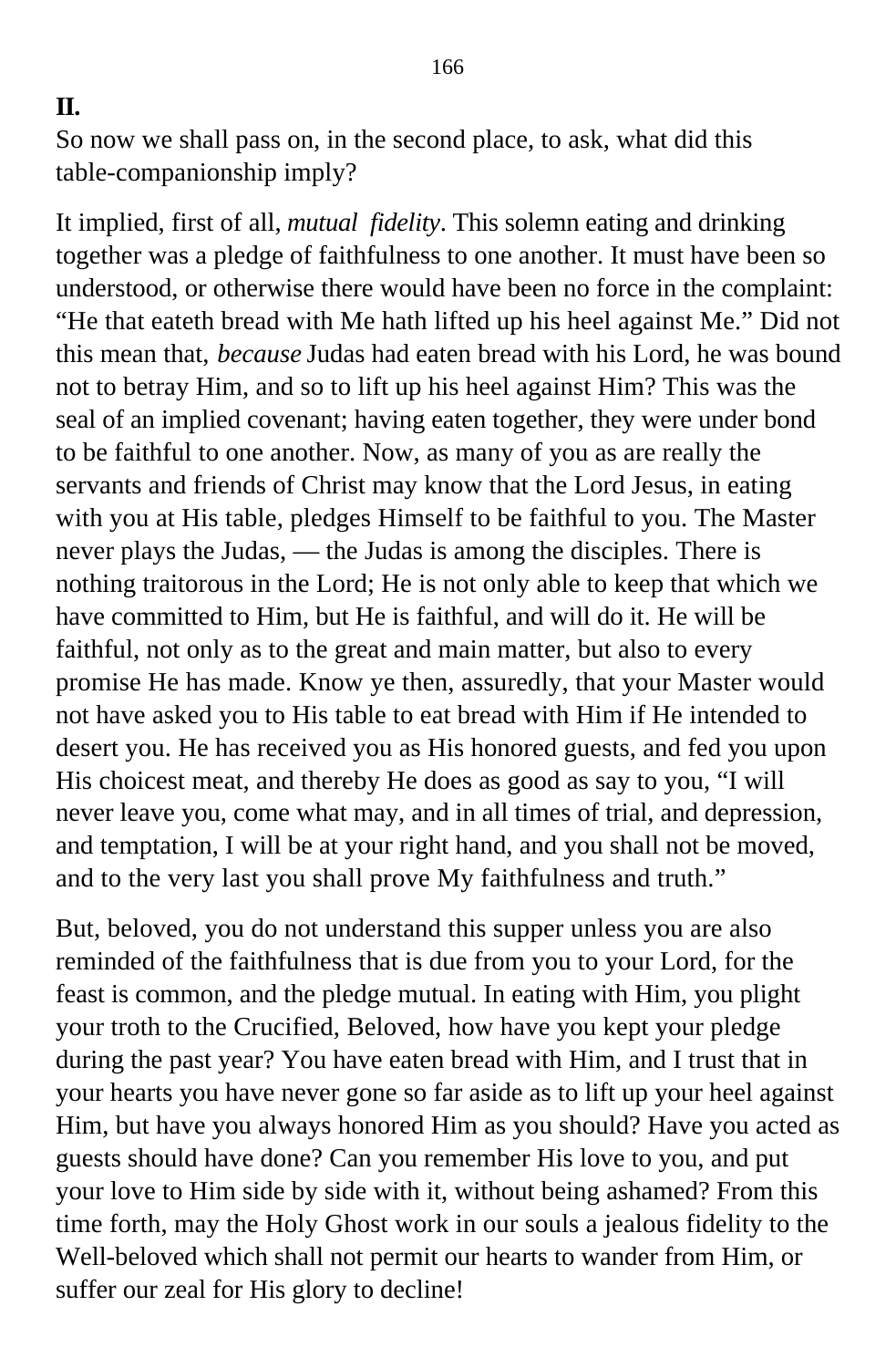**II.**

So now we shall pass on, in the second place, to ask, what did this table-companionship imply?

It implied, first of all, *mutual fidelity*. This solemn eating and drinking together was a pledge of faithfulness to one another. It must have been so understood, or otherwise there would have been no force in the complaint: "He that eateth bread with Me hath lifted up his heel against Me." Did not this mean that, *because* Judas had eaten bread with his Lord, he was bound not to betray Him, and so to lift up his heel against Him? This was the seal of an implied covenant; having eaten together, they were under bond to be faithful to one another. Now, as many of you as are really the servants and friends of Christ may know that the Lord Jesus, in eating with you at His table, pledges Himself to be faithful to you. The Master never plays the Judas, — the Judas is among the disciples. There is nothing traitorous in the Lord; He is not only able to keep that which we have committed to Him, but He is faithful, and will do it. He will be faithful, not only as to the great and main matter, but also to every promise He has made. Know ye then, assuredly, that your Master would not have asked you to His table to eat bread with Him if He intended to desert you. He has received you as His honored guests, and fed you upon His choicest meat, and thereby He does as good as say to you, "I will never leave you, come what may, and in all times of trial, and depression, and temptation, I will be at your right hand, and you shall not be moved, and to the very last you shall prove My faithfulness and truth."

But, beloved, you do not understand this supper unless you are also reminded of the faithfulness that is due from you to your Lord, for the feast is common, and the pledge mutual. In eating with Him, you plight your troth to the Crucified, Beloved, how have you kept your pledge during the past year? You have eaten bread with Him, and I trust that in your hearts you have never gone so far aside as to lift up your heel against Him, but have you always honored Him as you should? Have you acted as guests should have done? Can you remember His love to you, and put your love to Him side by side with it, without being ashamed? From this time forth, may the Holy Ghost work in our souls a jealous fidelity to the Well-beloved which shall not permit our hearts to wander from Him, or suffer our zeal for His glory to decline!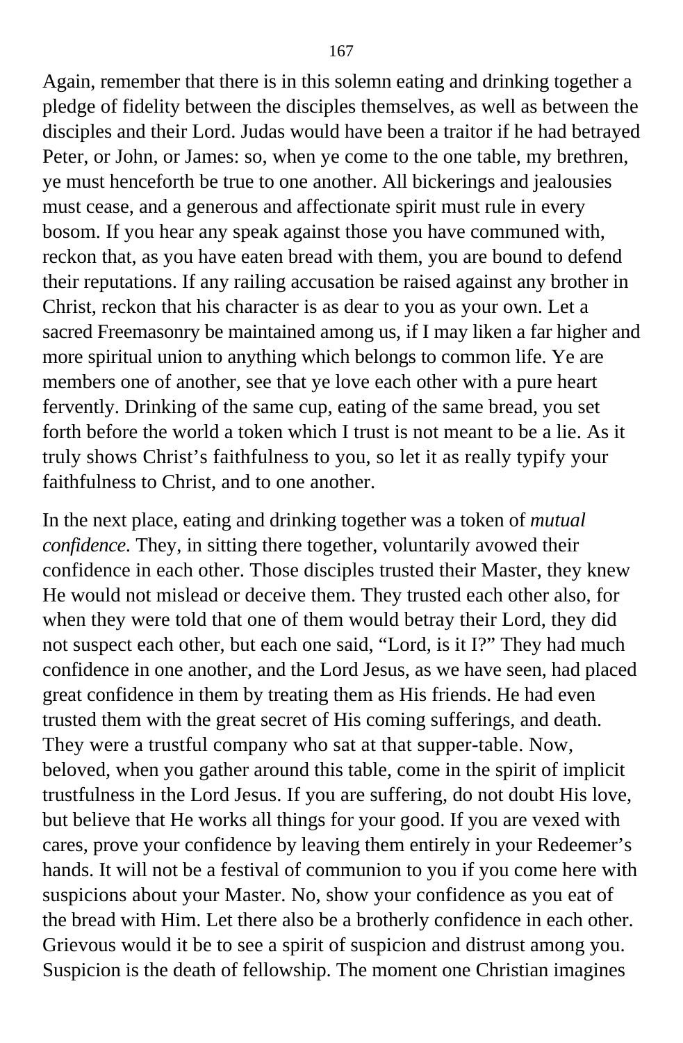Again, remember that there is in this solemn eating and drinking together a pledge of fidelity between the disciples themselves, as well as between the disciples and their Lord. Judas would have been a traitor if he had betrayed Peter, or John, or James: so, when ye come to the one table, my brethren, ye must henceforth be true to one another. All bickerings and jealousies must cease, and a generous and affectionate spirit must rule in every bosom. If you hear any speak against those you have communed with, reckon that, as you have eaten bread with them, you are bound to defend their reputations. If any railing accusation be raised against any brother in Christ, reckon that his character is as dear to you as your own. Let a sacred Freemasonry be maintained among us, if I may liken a far higher and more spiritual union to anything which belongs to common life. Ye are members one of another, see that ye love each other with a pure heart fervently. Drinking of the same cup, eating of the same bread, you set forth before the world a token which I trust is not meant to be a lie. As it truly shows Christ's faithfulness to you, so let it as really typify your faithfulness to Christ, and to one another.

In the next place, eating and drinking together was a token of *mutual confidence*. They, in sitting there together, voluntarily avowed their confidence in each other. Those disciples trusted their Master, they knew He would not mislead or deceive them. They trusted each other also, for when they were told that one of them would betray their Lord, they did not suspect each other, but each one said, "Lord, is it I?" They had much confidence in one another, and the Lord Jesus, as we have seen, had placed great confidence in them by treating them as His friends. He had even trusted them with the great secret of His coming sufferings, and death. They were a trustful company who sat at that supper-table. Now, beloved, when you gather around this table, come in the spirit of implicit trustfulness in the Lord Jesus. If you are suffering, do not doubt His love, but believe that He works all things for your good. If you are vexed with cares, prove your confidence by leaving them entirely in your Redeemer's hands. It will not be a festival of communion to you if you come here with suspicions about your Master. No, show your confidence as you eat of the bread with Him. Let there also be a brotherly confidence in each other. Grievous would it be to see a spirit of suspicion and distrust among you. Suspicion is the death of fellowship. The moment one Christian imagines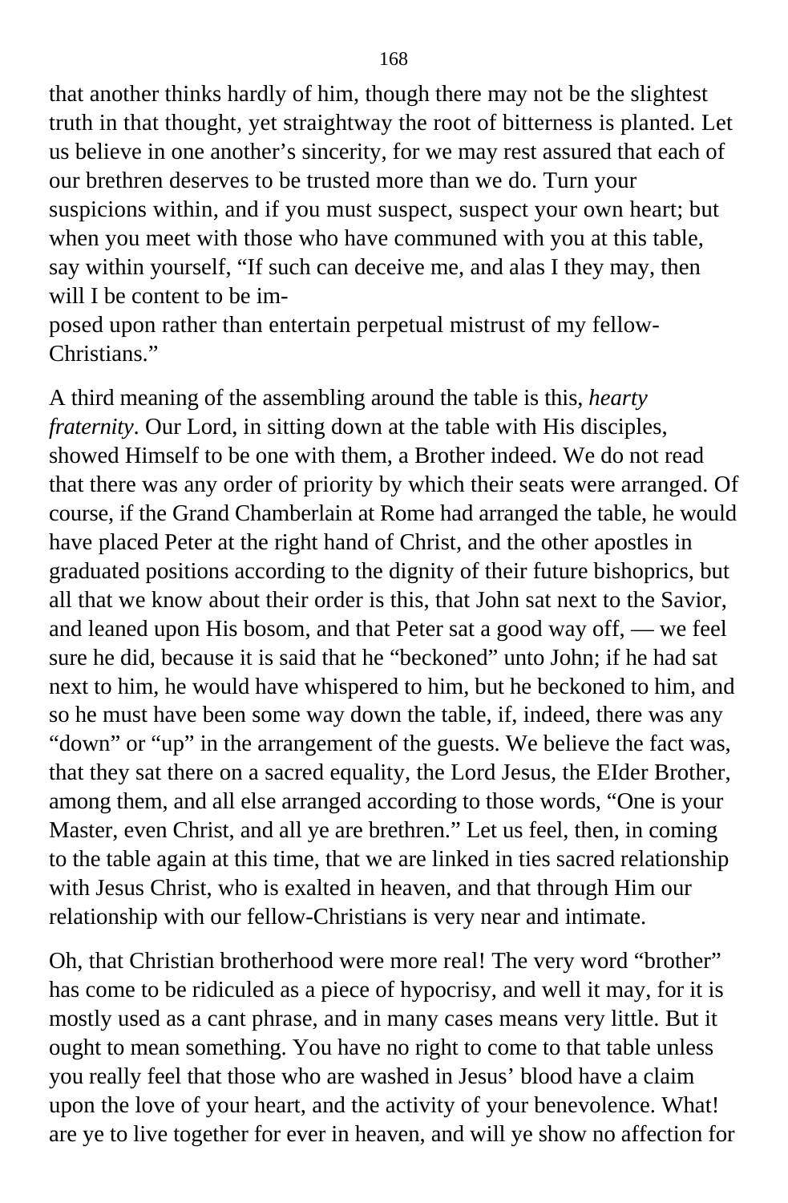that another thinks hardly of him, though there may not be the slightest truth in that thought, yet straightway the root of bitterness is planted. Let us believe in one another's sincerity, for we may rest assured that each of our brethren deserves to be trusted more than we do. Turn your suspicions within, and if you must suspect, suspect your own heart; but when you meet with those who have communed with you at this table, say within yourself, "If such can deceive me, and alas I they may, then will I be content to be imposed upon rather than entertain perpetual mistrust of my fellow-Christians."

A third meaning of the assembling around the table is this, *hearty fraternity*. Our Lord, in sitting down at the table with His disciples, showed Himself to be one with them, a Brother indeed. We do not read that there was any order of priority by which their seats were arranged. Of course, if the Grand Chamberlain at Rome had arranged the table, he would have placed Peter at the right hand of Christ, and the other apostles in graduated positions according to the dignity of their future bishoprics, but all that we know about their order is this, that John sat next to the Savior, and leaned upon His bosom, and that Peter sat a good way off, — we feel sure he did, because it is said that he "beckoned" unto John; if he had sat next to him, he would have whispered to him, but he beckoned to him, and so he must have been some way down the table, if, indeed, there was any "down" or "up" in the arrangement of the guests. We believe the fact was, that they sat there on a sacred equality, the Lord Jesus, the EIder Brother, among them, and all else arranged according to those words, "One is your Master, even Christ, and all ye are brethren." Let us feel, then, in coming to the table again at this time, that we are linked in ties sacred relationship with Jesus Christ, who is exalted in heaven, and that through Him our relationship with our fellow-Christians is very near and intimate.

Oh, that Christian brotherhood were more real! The very word "brother" has come to be ridiculed as a piece of hypocrisy, and well it may, for it is mostly used as a cant phrase, and in many cases means very little. But it ought to mean something. You have no right to come to that table unless you really feel that those who are washed in Jesus' blood have a claim upon the love of your heart, and the activity of your benevolence. What! are ye to live together for ever in heaven, and will ye show no affection for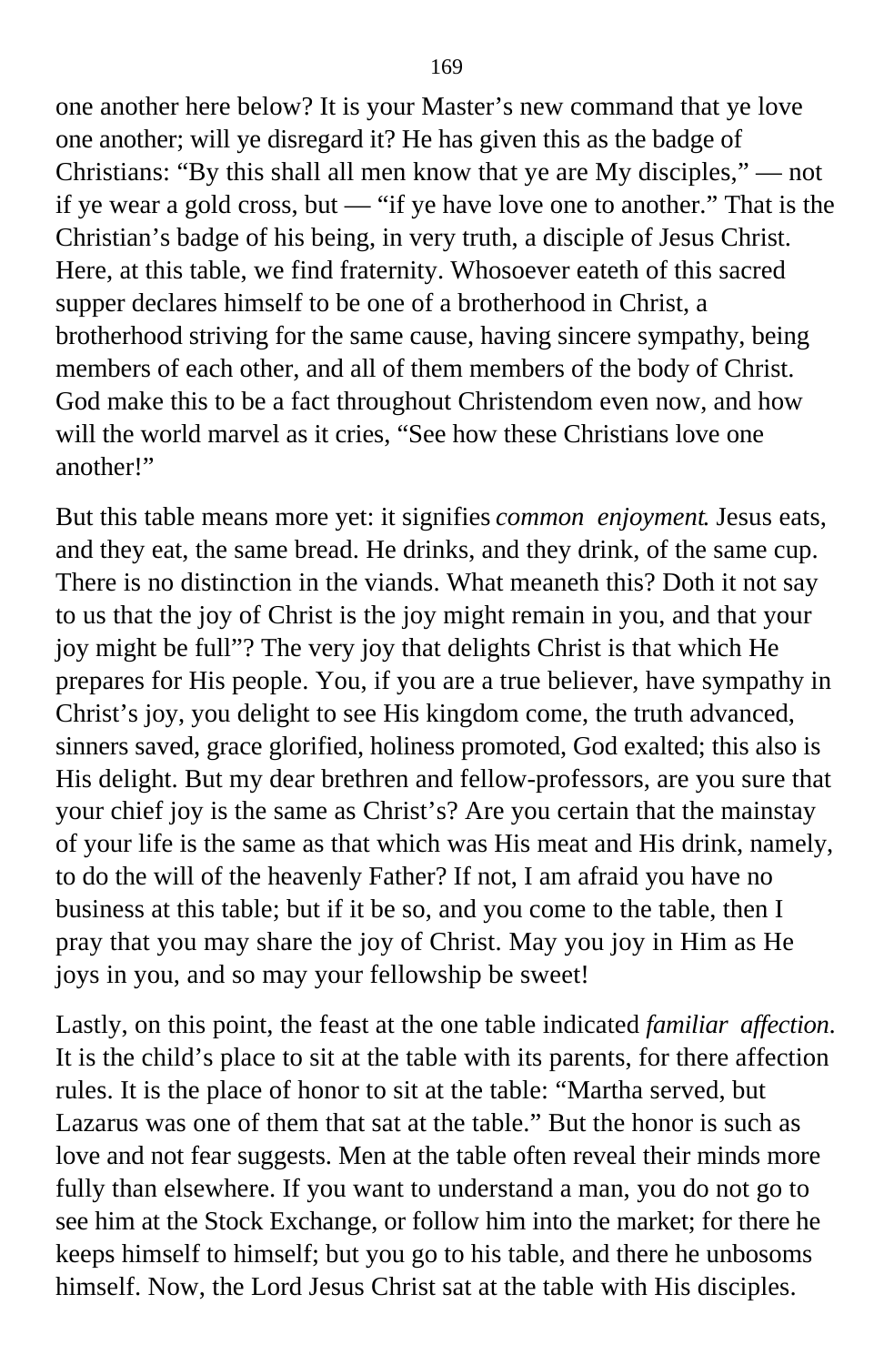one another here below? It is your Master's new command that ye love one another; will ye disregard it? He has given this as the badge of Christians: "By this shall all men know that ye are My disciples," — not if ye wear a gold cross, but — "if ye have love one to another." That is the Christian's badge of his being, in very truth, a disciple of Jesus Christ. Here, at this table, we find fraternity. Whosoever eateth of this sacred supper declares himself to be one of a brotherhood in Christ, a brotherhood striving for the same cause, having sincere sympathy, being members of each other, and all of them members of the body of Christ. God make this to be a fact throughout Christendom even now, and how will the world marvel as it cries, "See how these Christians love one another!"

But this table means more yet: it signifies *common enjoyment*. Jesus eats, and they eat, the same bread. He drinks, and they drink, of the same cup. There is no distinction in the viands. What meaneth this? Doth it not say to us that the joy of Christ is the joy might remain in you, and that your joy might be full"? The very joy that delights Christ is that which He prepares for His people. You, if you are a true believer, have sympathy in Christ's joy, you delight to see His kingdom come, the truth advanced, sinners saved, grace glorified, holiness promoted, God exalted; this also is His delight. But my dear brethren and fellow-professors, are you sure that your chief joy is the same as Christ's? Are you certain that the mainstay of your life is the same as that which was His meat and His drink, namely, to do the will of the heavenly Father? If not, I am afraid you have no business at this table; but if it be so, and you come to the table, then I pray that you may share the joy of Christ. May you joy in Him as He joys in you, and so may your fellowship be sweet!

Lastly, on this point, the feast at the one table indicated *familiar affection*. It is the child's place to sit at the table with its parents, for there affection rules. It is the place of honor to sit at the table: "Martha served, but Lazarus was one of them that sat at the table." But the honor is such as love and not fear suggests. Men at the table often reveal their minds more fully than elsewhere. If you want to understand a man, you do not go to see him at the Stock Exchange, or follow him into the market; for there he keeps himself to himself; but you go to his table, and there he unbosoms himself. Now, the Lord Jesus Christ sat at the table with His disciples.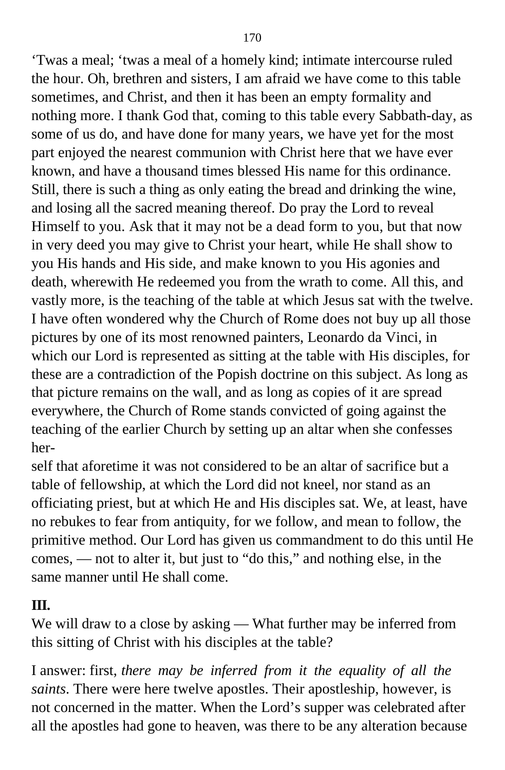‘Twas a meal; ‘twas a meal of a homely kind; intimate intercourse ruled the hour. Oh, brethren and sisters, I am afraid we have come to this table sometimes, and Christ, and then it has been an empty formality and nothing more. I thank God that, coming to this table every Sabbath-day, as some of us do, and have done for many years, we have yet for the most part enjoyed the nearest communion with Christ here that we have ever known, and have a thousand times blessed His name for this ordinance. Still, there is such a thing as only eating the bread and drinking the wine, and losing all the sacred meaning thereof. Do pray the Lord to reveal Himself to you. Ask that it may not be a dead form to you, but that now in very deed you may give to Christ your heart, while He shall show to you His hands and His side, and make known to you His agonies and death, wherewith He redeemed you from the wrath to come. All this, and vastly more, is the teaching of the table at which Jesus sat with the twelve. I have often wondered why the Church of Rome does not buy up all those pictures by one of its most renowned painters, Leonardo da Vinci, in which our Lord is represented as sitting at the table with His disciples, for these are a contradiction of the Popish doctrine on this subject. As long as that picture remains on the wall, and as long as copies of it are spread everywhere, the Church of Rome stands convicted of going against the teaching of the earlier Church by setting up an altar when she confesses herself that aforetime it was not considered to be an altar of sacrifice but a table of fellowship, at which the Lord did not kneel, nor stand as an officiating priest, but at which He and His disciples sat. We, at least, have no rebukes to fear from antiquity, for we follow, and mean to follow, the primitive method. Our Lord has given us commandment to do this until He comes, — not to alter it, but just to “do this,” and nothing else, in the same manner until He shall come.

**III.**

We will draw to a close by asking — What further may be inferred from this sitting of Christ with his disciples at the table?

I answer: first, *there may be inferred from it the equality of all the saints*. There were here twelve apostles. Their apostleship, however, is not concerned in the matter. When the Lord’s supper was celebrated after all the apostles had gone to heaven, was there to be any alteration because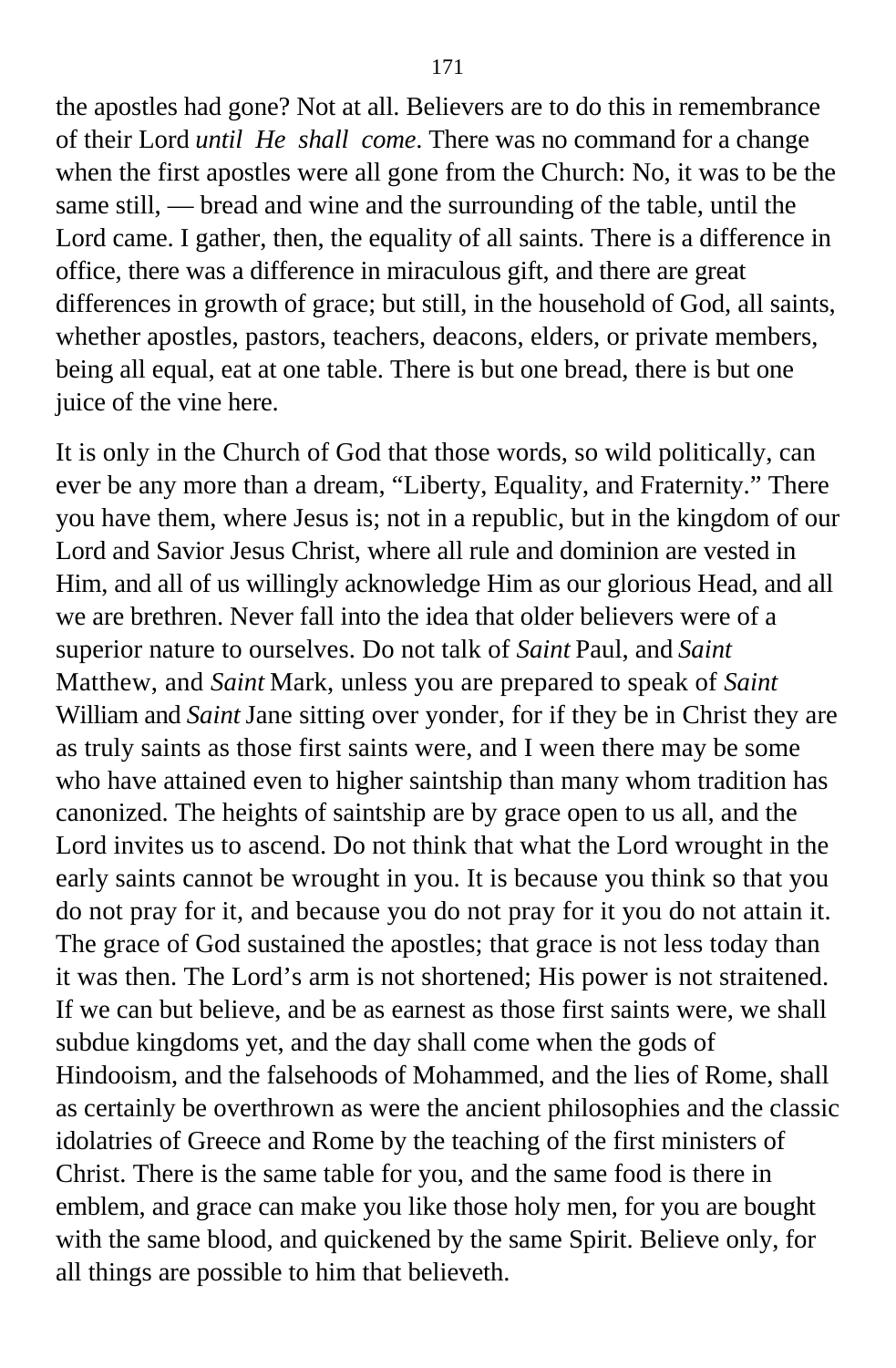the apostles had gone? Not at all. Believers are to do this in remembrance of their Lord *until He shall come*. There was no command for a change when the first apostles were all gone from the Church: No, it was to be the same still, — bread and wine and the surrounding of the table, until the Lord came. I gather, then, the equality of all saints. There is a difference in office, there was a difference in miraculous gift, and there are great differences in growth of grace; but still, in the household of God, all saints, whether apostles, pastors, teachers, deacons, elders, or private members, being all equal, eat at one table. There is but one bread, there is but one juice of the vine here.

It is only in the Church of God that those words, so wild politically, can ever be any more than a dream, "Liberty, Equality, and Fraternity." There you have them, where Jesus is; not in a republic, but in the kingdom of our Lord and Savior Jesus Christ, where all rule and dominion are vested in Him, and all of us willingly acknowledge Him as our glorious Head, and all we are brethren. Never fall into the idea that older believers were of a superior nature to ourselves. Do not talk of *Saint* Paul, and *Saint* Matthew, and *Saint* Mark, unless you are prepared to speak of *Saint* William and *Saint* Jane sitting over yonder, for if they be in Christ they are as truly saints as those first saints were, and I ween there may be some who have attained even to higher saintship than many whom tradition has canonized. The heights of saintship are by grace open to us all, and the Lord invites us to ascend. Do not think that what the Lord wrought in the early saints cannot be wrought in you. It is because you think so that you do not pray for it, and because you do not pray for it you do not attain it. The grace of God sustained the apostles; that grace is not less today than it was then. The Lord's arm is not shortened; His power is not straitened. If we can but believe, and be as earnest as those first saints were, we shall subdue kingdoms yet, and the day shall come when the gods of Hindooism, and the falsehoods of Mohammed, and the lies of Rome, shall as certainly be overthrown as were the ancient philosophies and the classic idolatries of Greece and Rome by the teaching of the first ministers of Christ. There is the same table for you, and the same food is there in emblem, and grace can make you like those holy men, for you are bought with the same blood, and quickened by the same Spirit. Believe only, for all things are possible to him that believeth.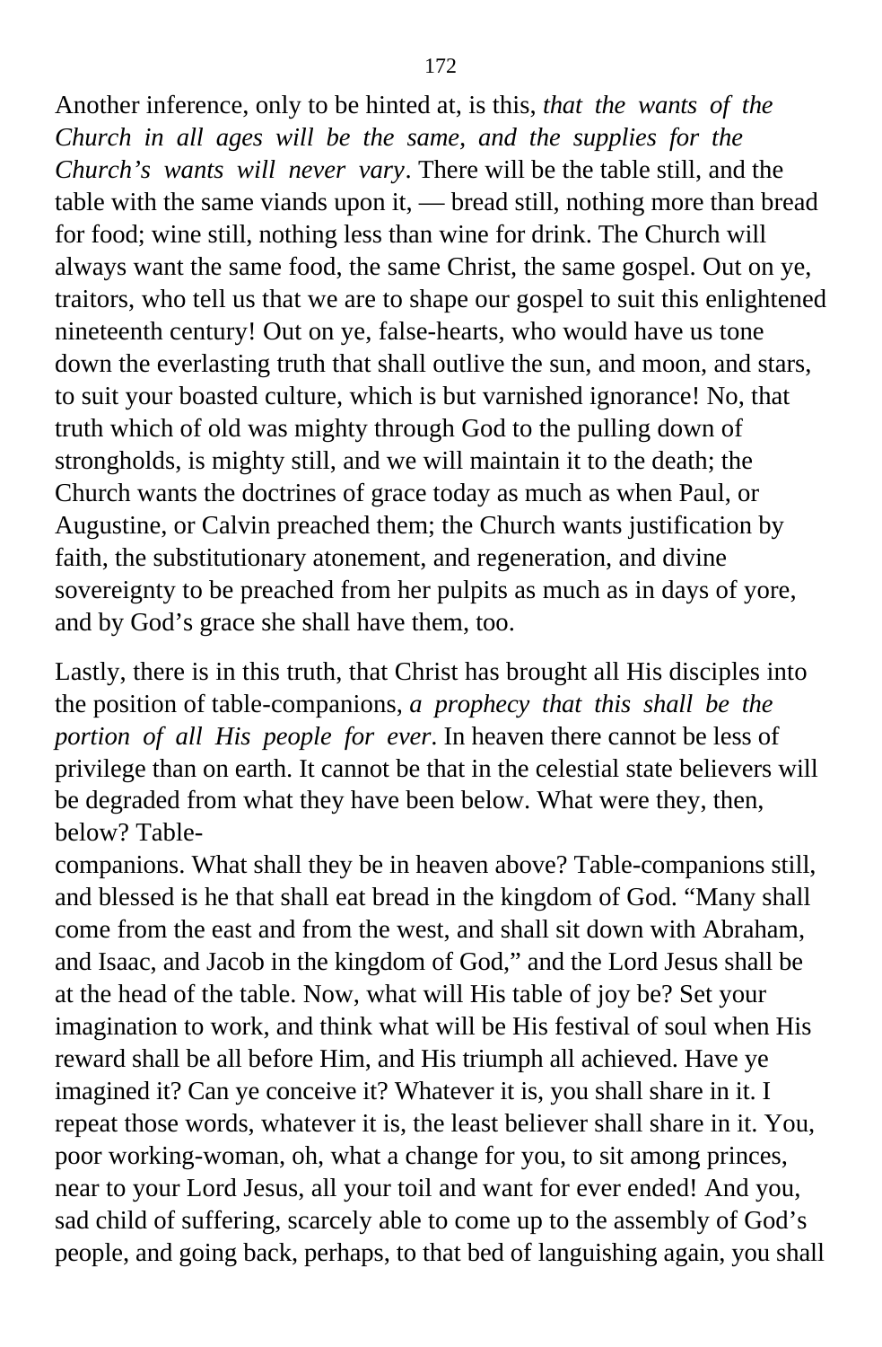Another inference, only to be hinted at, is this, *that the wants of the Church in all ages will be the same, and the supplies for the Church's wants will never vary*. There will be the table still, and the table with the same viands upon it, — bread still, nothing more than bread for food; wine still, nothing less than wine for drink. The Church will always want the same food, the same Christ, the same gospel. Out on ye, traitors, who tell us that we are to shape our gospel to suit this enlightened nineteenth century! Out on ye, false-hearts, who would have us tone down the everlasting truth that shall outlive the sun, and moon, and stars, to suit your boasted culture, which is but varnished ignorance! No, that truth which of old was mighty through God to the pulling down of strongholds, is mighty still, and we will maintain it to the death; the Church wants the doctrines of grace today as much as when Paul, or Augustine, or Calvin preached them; the Church wants justification by faith, the substitutionary atonement, and regeneration, and divine sovereignty to be preached from her pulpits as much as in days of yore, and by God's grace she shall have them, too.

Lastly, there is in this truth, that Christ has brought all His disciples into the position of table-companions, *a prophecy that this shall be the portion of all His people for ever*. In heaven there cannot be less of privilege than on earth. It cannot be that in the celestial state believers will be degraded from what they have been below. What were they, then, below? Table-companions. What shall they be in heaven above? Table-companions still, and blessed is he that shall eat bread in the kingdom of God. "Many shall come from the east and from the west, and shall sit down with Abraham, and Isaac, and Jacob in the kingdom of God," and the Lord Jesus shall be at the head of the table. Now, what will His table of joy be? Set your imagination to work, and think what will be His festival of soul when His reward shall be all before Him, and His triumph all achieved. Have ye imagined it? Can ye conceive it? Whatever it is, you shall share in it. I repeat those words, whatever it is, the least believer shall share in it. You, poor working-woman, oh, what a change for you, to sit among princes, near to your Lord Jesus, all your toil and want for ever ended! And you, sad child of suffering, scarcely able to come up to the assembly of God's people, and going back, perhaps, to that bed of languishing again, you shall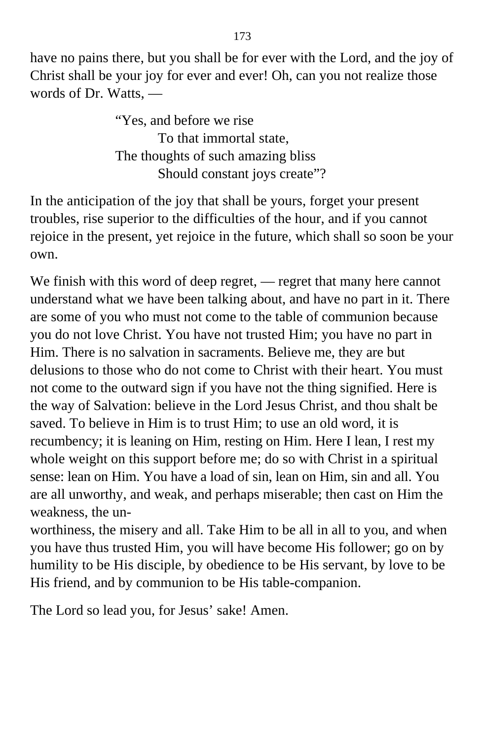have no pains there, but you shall be for ever with the Lord, and the joy of Christ shall be your joy for ever and ever! Oh, can you not realize those words of Dr. Watts, —

> "Yes, and before we rise
> To that immortal state,
> The thoughts of such amazing bliss
> Should constant joys create"?

In the anticipation of the joy that shall be yours, forget your present troubles, rise superior to the difficulties of the hour, and if you cannot rejoice in the present, yet rejoice in the future, which shall so soon be your own.

We finish with this word of deep regret, — regret that many here cannot understand what we have been talking about, and have no part in it. There are some of you who must not come to the table of communion because you do not love Christ. You have not trusted Him; you have no part in Him. There is no salvation in sacraments. Believe me, they are but delusions to those who do not come to Christ with their heart. You must not come to the outward sign if you have not the thing signified. Here is the way of Salvation: believe in the Lord Jesus Christ, and thou shalt be saved. To believe in Him is to trust Him; to use an old word, it is recumbency; it is leaning on Him, resting on Him. Here I lean, I rest my whole weight on this support before me; do so with Christ in a spiritual sense: lean on Him. You have a load of sin, lean on Him, sin and all. You are all unworthy, and weak, and perhaps miserable; then cast on Him the weakness, the unworthiness, the misery and all. Take Him to be all in all to you, and when you have thus trusted Him, you will have become His follower; go on by humility to be His disciple, by obedience to be His servant, by love to be His friend, and by communion to be His table-companion.

The Lord so lead you, for Jesus' sake! Amen.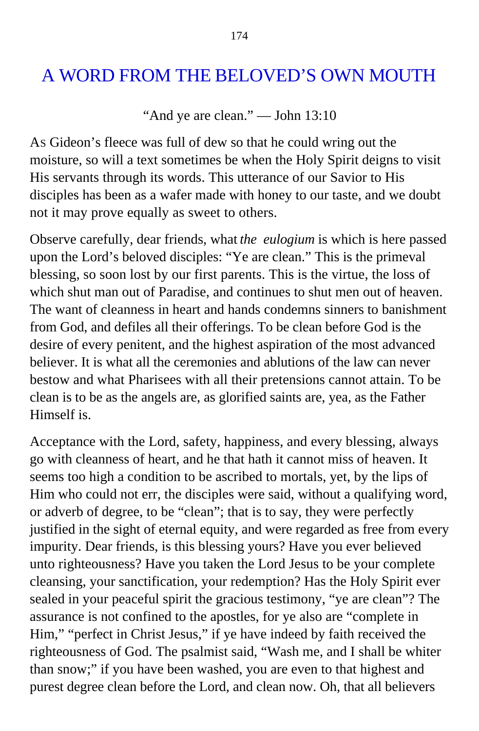# A WORD FROM THE BELOVED'S OWN MOUTH

"And ye are clean." — John 13:10

AS Gideon's fleece was full of dew so that he could wring out the moisture, so will a text sometimes be when the Holy Spirit deigns to visit His servants through its words. This utterance of our Savior to His disciples has been as a wafer made with honey to our taste, and we doubt not it may prove equally as sweet to others.

Observe carefully, dear friends, what *the eulogium* is which is here passed upon the Lord's beloved disciples: "Ye are clean." This is the primeval blessing, so soon lost by our first parents. This is the virtue, the loss of which shut man out of Paradise, and continues to shut men out of heaven. The want of cleanness in heart and hands condemns sinners to banishment from God, and defiles all their offerings. To be clean before God is the desire of every penitent, and the highest aspiration of the most advanced believer. It is what all the ceremonies and ablutions of the law can never bestow and what Pharisees with all their pretensions cannot attain. To be clean is to be as the angels are, as glorified saints are, yea, as the Father Himself is.

Acceptance with the Lord, safety, happiness, and every blessing, always go with cleanness of heart, and he that hath it cannot miss of heaven. It seems too high a condition to be ascribed to mortals, yet, by the lips of Him who could not err, the disciples were said, without a qualifying word, or adverb of degree, to be "clean"; that is to say, they were perfectly justified in the sight of eternal equity, and were regarded as free from every impurity. Dear friends, is this blessing yours? Have you ever believed unto righteousness? Have you taken the Lord Jesus to be your complete cleansing, your sanctification, your redemption? Has the Holy Spirit ever sealed in your peaceful spirit the gracious testimony, "ye are clean"? The assurance is not confined to the apostles, for ye also are "complete in Him," "perfect in Christ Jesus," if ye have indeed by faith received the righteousness of God. The psalmist said, "Wash me, and I shall be whiter than snow;" if you have been washed, you are even to that highest and purest degree clean before the Lord, and clean now. Oh, that all believers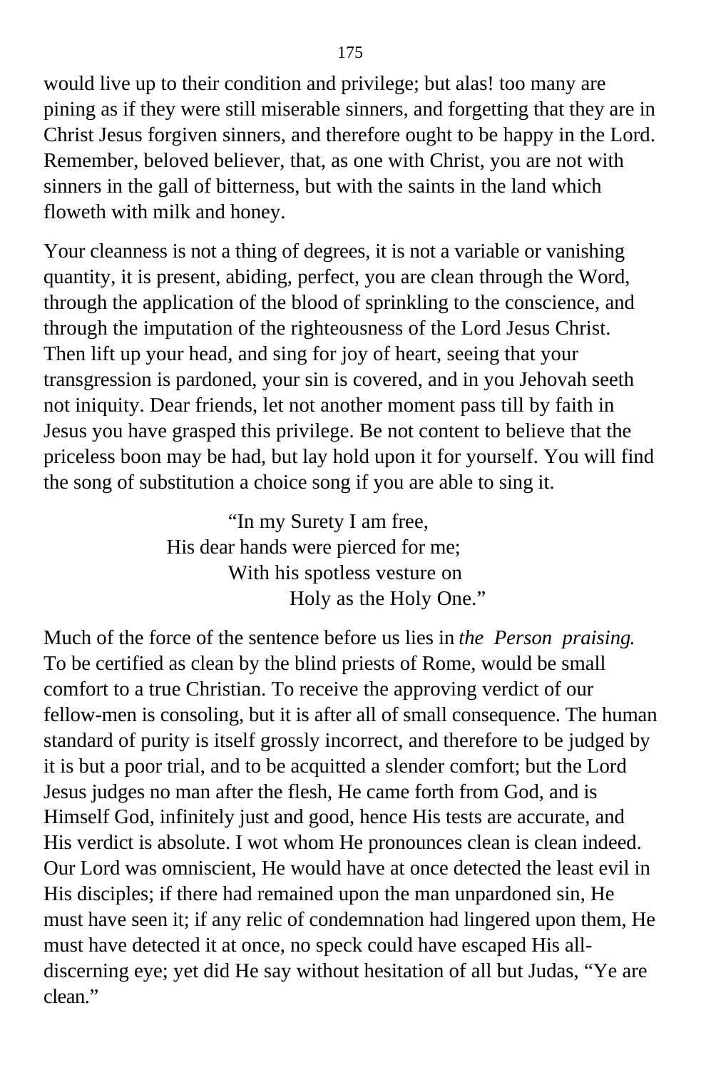would live up to their condition and privilege; but alas! too many are pining as if they were still miserable sinners, and forgetting that they are in Christ Jesus forgiven sinners, and therefore ought to be happy in the Lord. Remember, beloved believer, that, as one with Christ, you are not with sinners in the gall of bitterness, but with the saints in the land which floweth with milk and honey.

Your cleanness is not a thing of degrees, it is not a variable or vanishing quantity, it is present, abiding, perfect, you are clean through the Word, through the application of the blood of sprinkling to the conscience, and through the imputation of the righteousness of the Lord Jesus Christ. Then lift up your head, and sing for joy of heart, seeing that your transgression is pardoned, your sin is covered, and in you Jehovah seeth not iniquity. Dear friends, let not another moment pass till by faith in Jesus you have grasped this privilege. Be not content to believe that the priceless boon may be had, but lay hold upon it for yourself. You will find the song of substitution a choice song if you are able to sing it.

> "In my Surety I am free,
> His dear hands were pierced for me;
> With his spotless vesture on
> Holy as the Holy One."

Much of the force of the sentence before us lies in *the Person praising*. To be certified as clean by the blind priests of Rome, would be small comfort to a true Christian. To receive the approving verdict of our fellow-men is consoling, but it is after all of small consequence. The human standard of purity is itself grossly incorrect, and therefore to be judged by it is but a poor trial, and to be acquitted a slender comfort; but the Lord Jesus judges no man after the flesh, He came forth from God, and is Himself God, infinitely just and good, hence His tests are accurate, and His verdict is absolute. I wot whom He pronounces clean is clean indeed. Our Lord was omniscient, He would have at once detected the least evil in His disciples; if there had remained upon the man unpardoned sin, He must have seen it; if any relic of condemnation had lingered upon them, He must have detected it at once, no speck could have escaped His all-discerning eye; yet did He say without hesitation of all but Judas, "Ye are clean."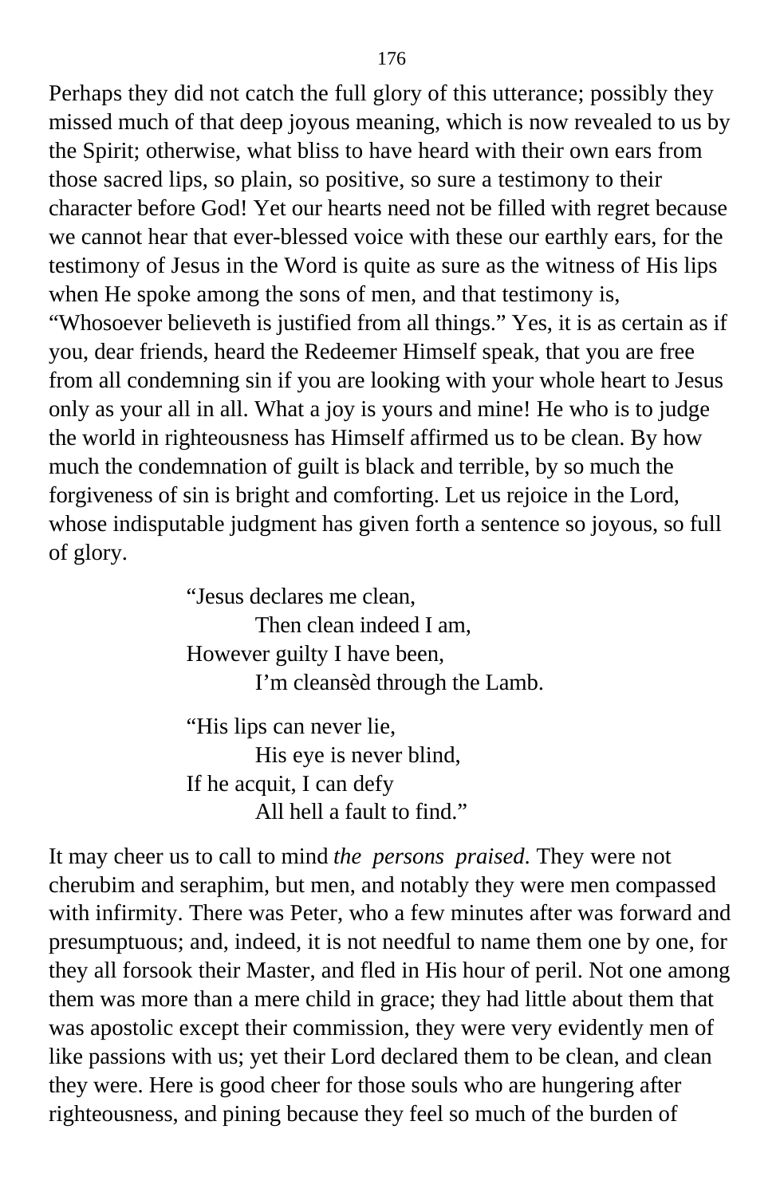Perhaps they did not catch the full glory of this utterance; possibly they missed much of that deep joyous meaning, which is now revealed to us by the Spirit; otherwise, what bliss to have heard with their own ears from those sacred lips, so plain, so positive, so sure a testimony to their character before God! Yet our hearts need not be filled with regret because we cannot hear that ever-blessed voice with these our earthly ears, for the testimony of Jesus in the Word is quite as sure as the witness of His lips when He spoke among the sons of men, and that testimony is, "Whosoever believeth is justified from all things." Yes, it is as certain as if you, dear friends, heard the Redeemer Himself speak, that you are free from all condemning sin if you are looking with your whole heart to Jesus only as your all in all. What a joy is yours and mine! He who is to judge the world in righteousness has Himself affirmed us to be clean. By how much the condemnation of guilt is black and terrible, by so much the forgiveness of sin is bright and comforting. Let us rejoice in the Lord, whose indisputable judgment has given forth a sentence so joyous, so full of glory.

> "Jesus declares me clean,
> Then clean indeed I am,
> However guilty I have been,
> I'm cleansèd through the Lamb.
>
> "His lips can never lie,
> His eye is never blind,
> If he acquit, I can defy
> All hell a fault to find."

It may cheer us to call to mind *the persons praised*. They were not cherubim and seraphim, but men, and notably they were men compassed with infirmity. There was Peter, who a few minutes after was forward and presumptuous; and, indeed, it is not needful to name them one by one, for they all forsook their Master, and fled in His hour of peril. Not one among them was more than a mere child in grace; they had little about them that was apostolic except their commission, they were very evidently men of like passions with us; yet their Lord declared them to be clean, and clean they were. Here is good cheer for those souls who are hungering after righteousness, and pining because they feel so much of the burden of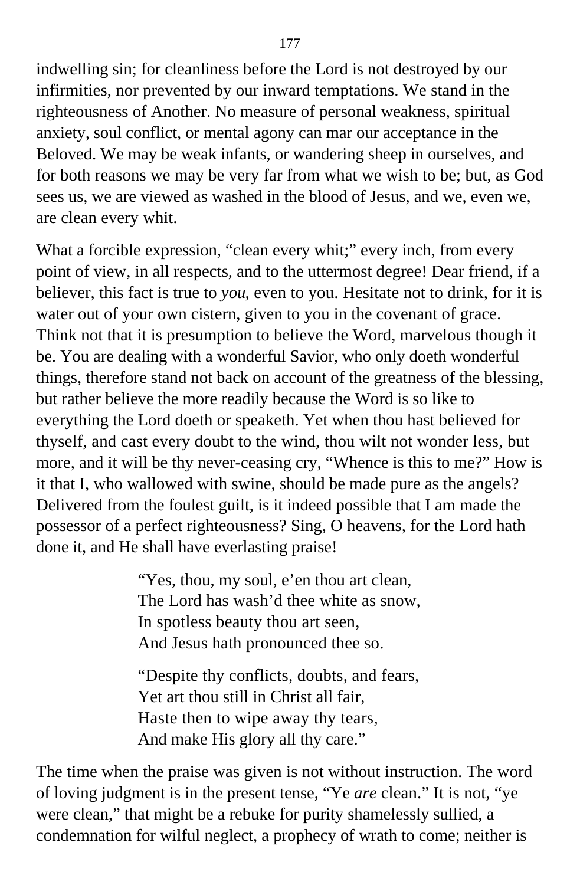indwelling sin; for cleanliness before the Lord is not destroyed by our infirmities, nor prevented by our inward temptations. We stand in the righteousness of Another. No measure of personal weakness, spiritual anxiety, soul conflict, or mental agony can mar our acceptance in the Beloved. We may be weak infants, or wandering sheep in ourselves, and for both reasons we may be very far from what we wish to be; but, as God sees us, we are viewed as washed in the blood of Jesus, and we, even we, are clean every whit.

What a forcible expression, "clean every whit;" every inch, from every point of view, in all respects, and to the uttermost degree! Dear friend, if a believer, this fact is true to *you*, even to you. Hesitate not to drink, for it is water out of your own cistern, given to you in the covenant of grace. Think not that it is presumption to believe the Word, marvelous though it be. You are dealing with a wonderful Savior, who only doeth wonderful things, therefore stand not back on account of the greatness of the blessing, but rather believe the more readily because the Word is so like to everything the Lord doeth or speaketh. Yet when thou hast believed for thyself, and cast every doubt to the wind, thou wilt not wonder less, but more, and it will be thy never-ceasing cry, "Whence is this to me?" How is it that I, who wallowed with swine, should be made pure as the angels? Delivered from the foulest guilt, is it indeed possible that I am made the possessor of a perfect righteousness? Sing, O heavens, for the Lord hath done it, and He shall have everlasting praise!

> "Yes, thou, my soul, e'en thou art clean,
> The Lord has wash'd thee white as snow,
> In spotless beauty thou art seen,
> And Jesus hath pronounced thee so.
>
> "Despite thy conflicts, doubts, and fears,
> Yet art thou still in Christ all fair,
> Haste then to wipe away thy tears,
> And make His glory all thy care."

The time when the praise was given is not without instruction. The word of loving judgment is in the present tense, "Ye *are* clean." It is not, "ye were clean," that might be a rebuke for purity shamelessly sullied, a condemnation for wilful neglect, a prophecy of wrath to come; neither is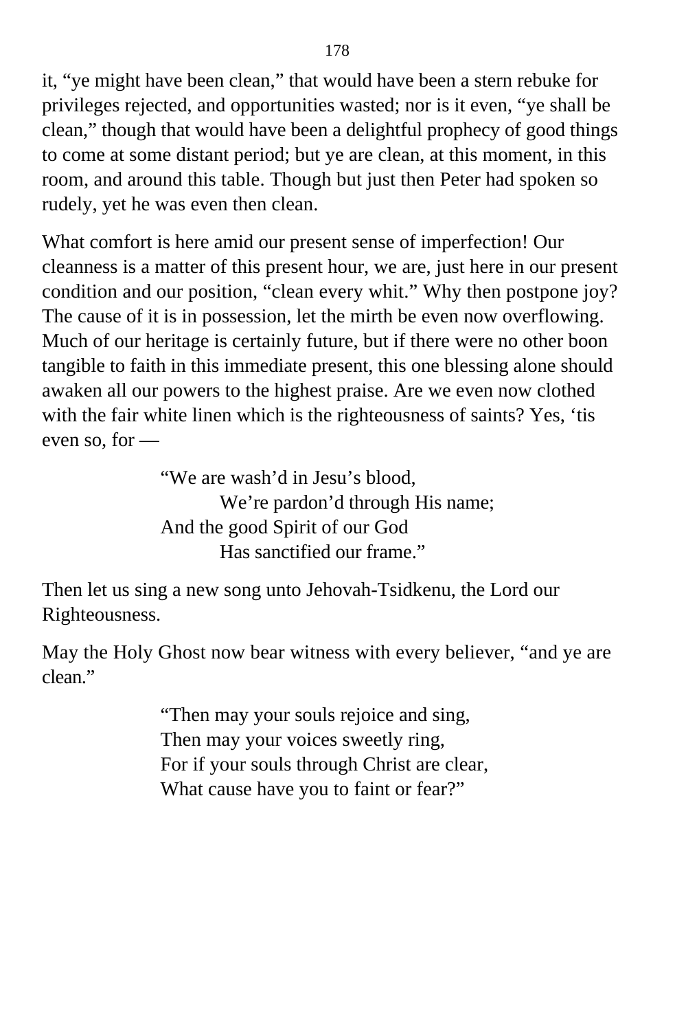it, "ye might have been clean," that would have been a stern rebuke for privileges rejected, and opportunities wasted; nor is it even, "ye shall be clean," though that would have been a delightful prophecy of good things to come at some distant period; but ye are clean, at this moment, in this room, and around this table. Though but just then Peter had spoken so rudely, yet he was even then clean.

What comfort is here amid our present sense of imperfection! Our cleanness is a matter of this present hour, we are, just here in our present condition and our position, "clean every whit." Why then postpone joy? The cause of it is in possession, let the mirth be even now overflowing. Much of our heritage is certainly future, but if there were no other boon tangible to faith in this immediate present, this one blessing alone should awaken all our powers to the highest praise. Are we even now clothed with the fair white linen which is the righteousness of saints? Yes, 'tis even so, for —

> "We are wash'd in Jesu's blood,
>     We're pardon'd through His name;
> And the good Spirit of our God
>     Has sanctified our frame."

Then let us sing a new song unto Jehovah-Tsidkenu, the Lord our Righteousness.

May the Holy Ghost now bear witness with every believer, "and ye are clean."

> "Then may your souls rejoice and sing,
> Then may your voices sweetly ring,
> For if your souls through Christ are clear,
> What cause have you to faint or fear?"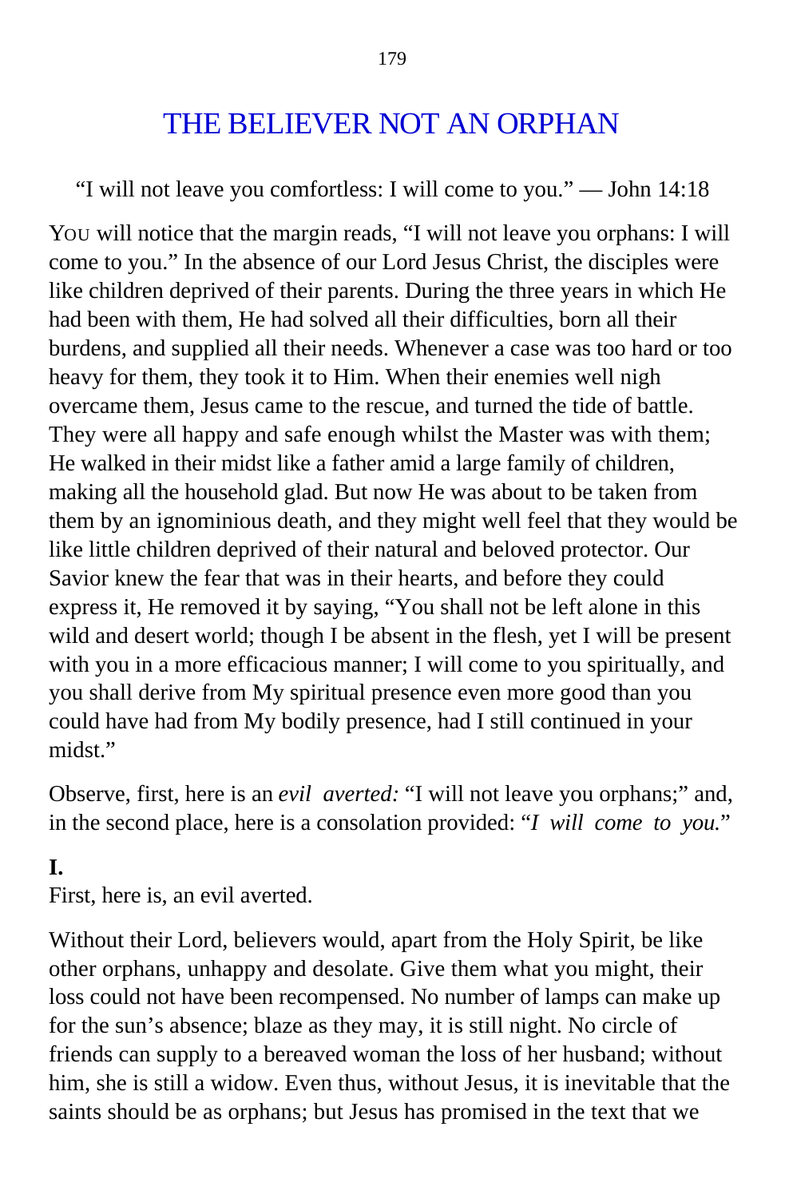# THE BELIEVER NOT AN ORPHAN

"I will not leave you comfortless: I will come to you." — John 14:18

YOU will notice that the margin reads, "I will not leave you orphans: I will come to you." In the absence of our Lord Jesus Christ, the disciples were like children deprived of their parents. During the three years in which He had been with them, He had solved all their difficulties, born all their burdens, and supplied all their needs. Whenever a case was too hard or too heavy for them, they took it to Him. When their enemies well nigh overcame them, Jesus came to the rescue, and turned the tide of battle. They were all happy and safe enough whilst the Master was with them; He walked in their midst like a father amid a large family of children, making all the household glad. But now He was about to be taken from them by an ignominious death, and they might well feel that they would be like little children deprived of their natural and beloved protector. Our Savior knew the fear that was in their hearts, and before they could express it, He removed it by saying, "You shall not be left alone in this wild and desert world; though I be absent in the flesh, yet I will be present with you in a more efficacious manner; I will come to you spiritually, and you shall derive from My spiritual presence even more good than you could have had from My bodily presence, had I still continued in your midst."

Observe, first, here is an *evil averted:* "I will not leave you orphans;" and, in the second place, here is a consolation provided: "*I will come to you.*"

**I.**

First, here is, an evil averted.

Without their Lord, believers would, apart from the Holy Spirit, be like other orphans, unhappy and desolate. Give them what you might, their loss could not have been recompensed. No number of lamps can make up for the sun's absence; blaze as they may, it is still night. No circle of friends can supply to a bereaved woman the loss of her husband; without him, she is still a widow. Even thus, without Jesus, it is inevitable that the saints should be as orphans; but Jesus has promised in the text that we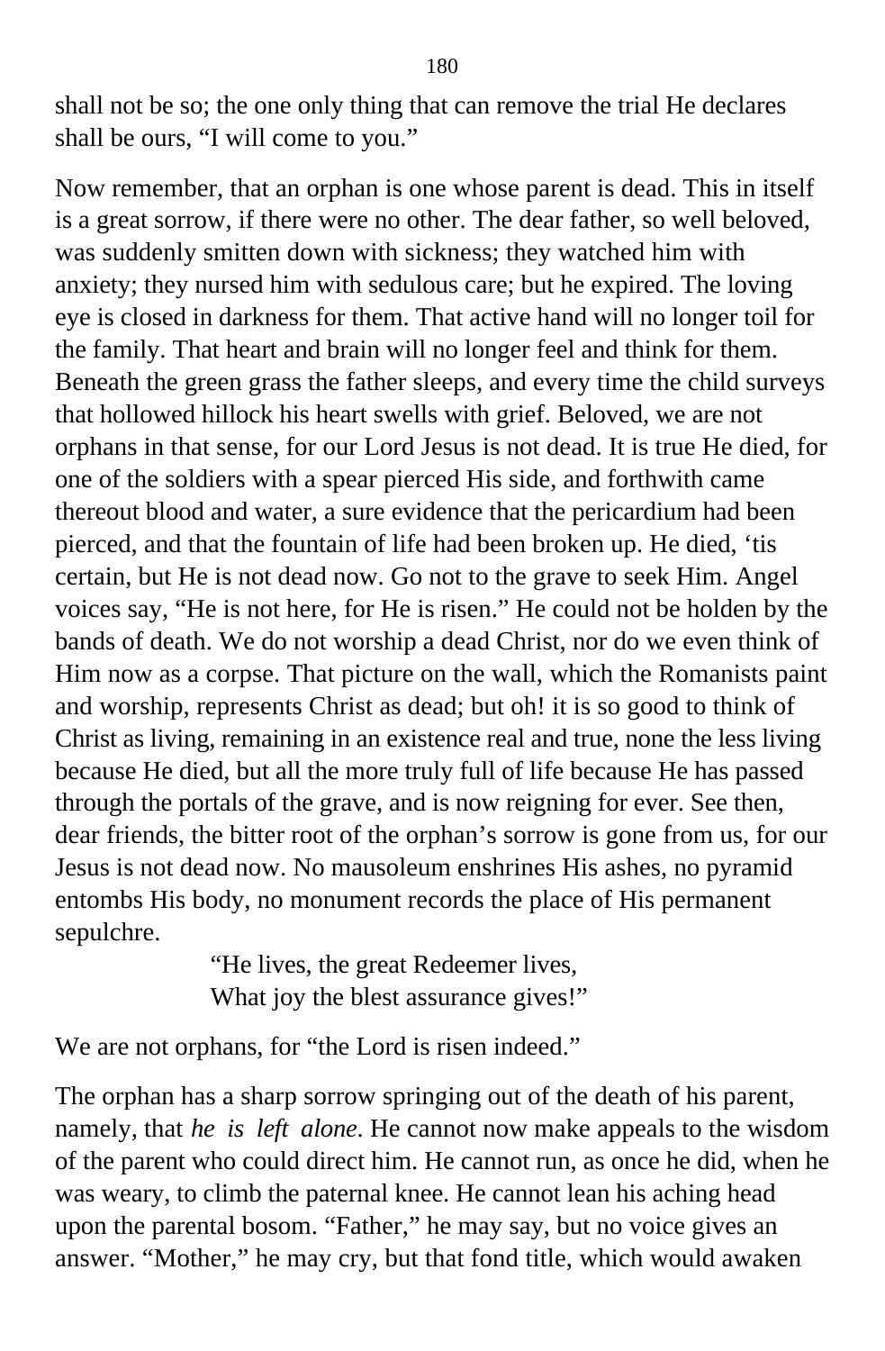shall not be so; the one only thing that can remove the trial He declares shall be ours, "I will come to you."

Now remember, that an orphan is one whose parent is dead. This in itself is a great sorrow, if there were no other. The dear father, so well beloved, was suddenly smitten down with sickness; they watched him with anxiety; they nursed him with sedulous care; but he expired. The loving eye is closed in darkness for them. That active hand will no longer toil for the family. That heart and brain will no longer feel and think for them. Beneath the green grass the father sleeps, and every time the child surveys that hollowed hillock his heart swells with grief. Beloved, we are not orphans in that sense, for our Lord Jesus is not dead. It is true He died, for one of the soldiers with a spear pierced His side, and forthwith came thereout blood and water, a sure evidence that the pericardium had been pierced, and that the fountain of life had been broken up. He died, 'tis certain, but He is not dead now. Go not to the grave to seek Him. Angel voices say, "He is not here, for He is risen." He could not be holden by the bands of death. We do not worship a dead Christ, nor do we even think of Him now as a corpse. That picture on the wall, which the Romanists paint and worship, represents Christ as dead; but oh! it is so good to think of Christ as living, remaining in an existence real and true, none the less living because He died, but all the more truly full of life because He has passed through the portals of the grave, and is now reigning for ever. See then, dear friends, the bitter root of the orphan's sorrow is gone from us, for our Jesus is not dead now. No mausoleum enshrines His ashes, no pyramid entombs His body, no monument records the place of His permanent sepulchre.

> "He lives, the great Redeemer lives,
> What joy the blest assurance gives!"

We are not orphans, for "the Lord is risen indeed."

The orphan has a sharp sorrow springing out of the death of his parent, namely, that *he is left alone*. He cannot now make appeals to the wisdom of the parent who could direct him. He cannot run, as once he did, when he was weary, to climb the paternal knee. He cannot lean his aching head upon the parental bosom. "Father," he may say, but no voice gives an answer. "Mother," he may cry, but that fond title, which would awaken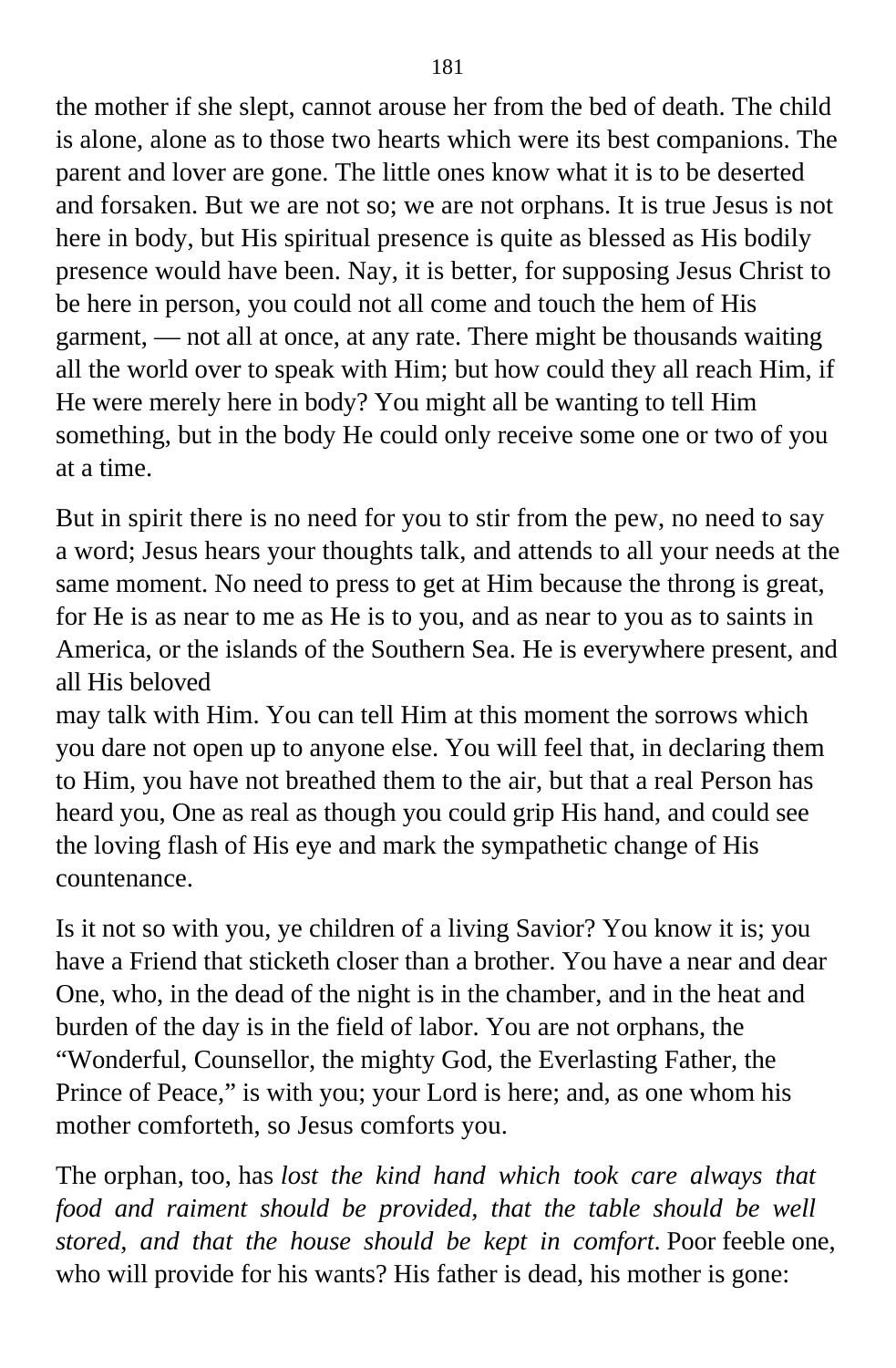the mother if she slept, cannot arouse her from the bed of death. The child is alone, alone as to those two hearts which were its best companions. The parent and lover are gone. The little ones know what it is to be deserted and forsaken. But we are not so; we are not orphans. It is true Jesus is not here in body, but His spiritual presence is quite as blessed as His bodily presence would have been. Nay, it is better, for supposing Jesus Christ to be here in person, you could not all come and touch the hem of His garment, — not all at once, at any rate. There might be thousands waiting all the world over to speak with Him; but how could they all reach Him, if He were merely here in body? You might all be wanting to tell Him something, but in the body He could only receive some one or two of you at a time.

But in spirit there is no need for you to stir from the pew, no need to say a word; Jesus hears your thoughts talk, and attends to all your needs at the same moment. No need to press to get at Him because the throng is great, for He is as near to me as He is to you, and as near to you as to saints in America, or the islands of the Southern Sea. He is everywhere present, and all His beloved may talk with Him. You can tell Him at this moment the sorrows which you dare not open up to anyone else. You will feel that, in declaring them to Him, you have not breathed them to the air, but that a real Person has heard you, One as real as though you could grip His hand, and could see the loving flash of His eye and mark the sympathetic change of His countenance.

Is it not so with you, ye children of a living Savior? You know it is; you have a Friend that sticketh closer than a brother. You have a near and dear One, who, in the dead of the night is in the chamber, and in the heat and burden of the day is in the field of labor. You are not orphans, the "Wonderful, Counsellor, the mighty God, the Everlasting Father, the Prince of Peace," is with you; your Lord is here; and, as one whom his mother comforteth, so Jesus comforts you.

The orphan, too, has *lost the kind hand which took care always that food and raiment should be provided, that the table should be well stored, and that the house should be kept in comfort*. Poor feeble one, who will provide for his wants? His father is dead, his mother is gone: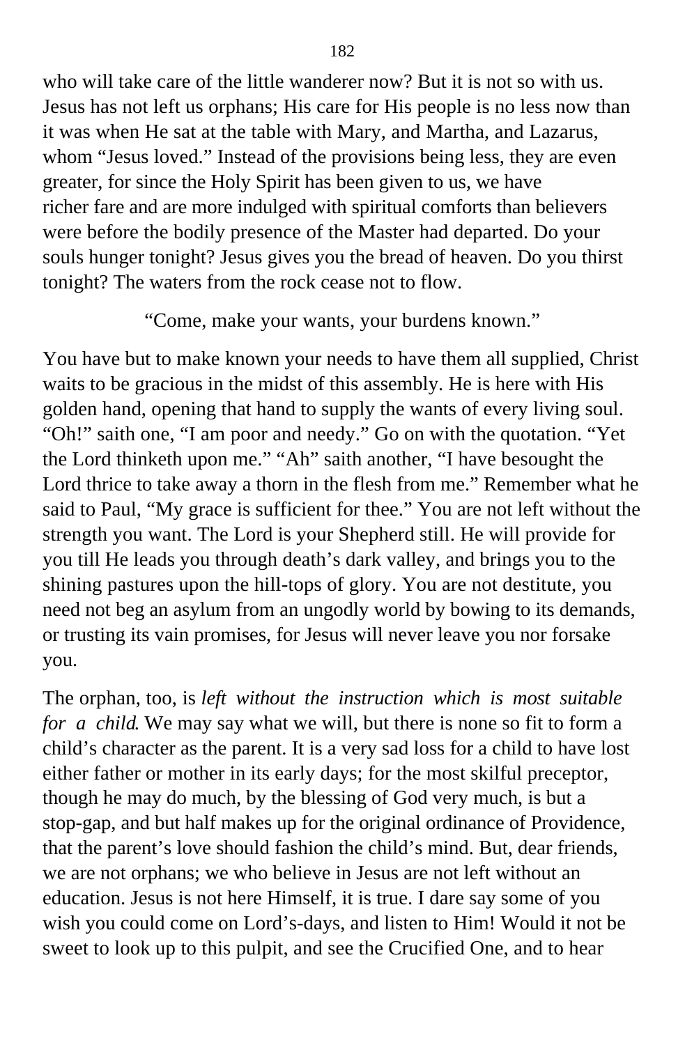who will take care of the little wanderer now? But it is not so with us. Jesus has not left us orphans; His care for His people is no less now than it was when He sat at the table with Mary, and Martha, and Lazarus, whom "Jesus loved." Instead of the provisions being less, they are even greater, for since the Holy Spirit has been given to us, we have richer fare and are more indulged with spiritual comforts than believers were before the bodily presence of the Master had departed. Do your souls hunger tonight? Jesus gives you the bread of heaven. Do you thirst tonight? The waters from the rock cease not to flow.

"Come, make your wants, your burdens known."

You have but to make known your needs to have them all supplied, Christ waits to be gracious in the midst of this assembly. He is here with His golden hand, opening that hand to supply the wants of every living soul. "Oh!" saith one, "I am poor and needy." Go on with the quotation. "Yet the Lord thinketh upon me." "Ah" saith another, "I have besought the Lord thrice to take away a thorn in the flesh from me." Remember what he said to Paul, "My grace is sufficient for thee." You are not left without the strength you want. The Lord is your Shepherd still. He will provide for you till He leads you through death's dark valley, and brings you to the shining pastures upon the hill-tops of glory. You are not destitute, you need not beg an asylum from an ungodly world by bowing to its demands, or trusting its vain promises, for Jesus will never leave you nor forsake you.

The orphan, too, is *left without the instruction which is most suitable for a child*. We may say what we will, but there is none so fit to form a child's character as the parent. It is a very sad loss for a child to have lost either father or mother in its early days; for the most skilful preceptor, though he may do much, by the blessing of God very much, is but a stop-gap, and but half makes up for the original ordinance of Providence, that the parent's love should fashion the child's mind. But, dear friends, we are not orphans; we who believe in Jesus are not left without an education. Jesus is not here Himself, it is true. I dare say some of you wish you could come on Lord's-days, and listen to Him! Would it not be sweet to look up to this pulpit, and see the Crucified One, and to hear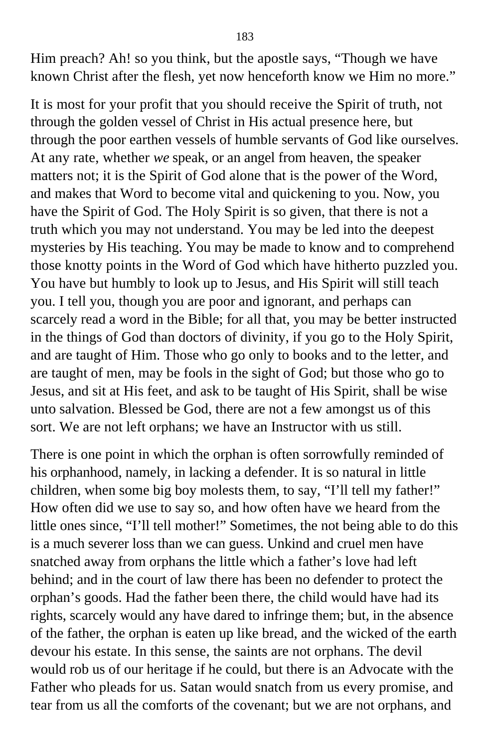Him preach? Ah! so you think, but the apostle says, “Though we have known Christ after the flesh, yet now henceforth know we Him no more.”

It is most for your profit that you should receive the Spirit of truth, not through the golden vessel of Christ in His actual presence here, but through the poor earthen vessels of humble servants of God like ourselves. At any rate, whether *we* speak, or an angel from heaven, the speaker matters not; it is the Spirit of God alone that is the power of the Word, and makes that Word to become vital and quickening to you. Now, you have the Spirit of God. The Holy Spirit is so given, that there is not a truth which you may not understand. You may be led into the deepest mysteries by His teaching. You may be made to know and to comprehend those knotty points in the Word of God which have hitherto puzzled you. You have but humbly to look up to Jesus, and His Spirit will still teach you. I tell you, though you are poor and ignorant, and perhaps can scarcely read a word in the Bible; for all that, you may be better instructed in the things of God than doctors of divinity, if you go to the Holy Spirit, and are taught of Him. Those who go only to books and to the letter, and are taught of men, may be fools in the sight of God; but those who go to Jesus, and sit at His feet, and ask to be taught of His Spirit, shall be wise unto salvation. Blessed be God, there are not a few amongst us of this sort. We are not left orphans; we have an Instructor with us still.

There is one point in which the orphan is often sorrowfully reminded of his orphanhood, namely, in lacking a defender. It is so natural in little children, when some big boy molests them, to say, “I’ll tell my father!” How often did we use to say so, and how often have we heard from the little ones since, “I’ll tell mother!” Sometimes, the not being able to do this is a much severer loss than we can guess. Unkind and cruel men have snatched away from orphans the little which a father’s love had left behind; and in the court of law there has been no defender to protect the orphan’s goods. Had the father been there, the child would have had its rights, scarcely would any have dared to infringe them; but, in the absence of the father, the orphan is eaten up like bread, and the wicked of the earth devour his estate. In this sense, the saints are not orphans. The devil would rob us of our heritage if he could, but there is an Advocate with the Father who pleads for us. Satan would snatch from us every promise, and tear from us all the comforts of the covenant; but we are not orphans, and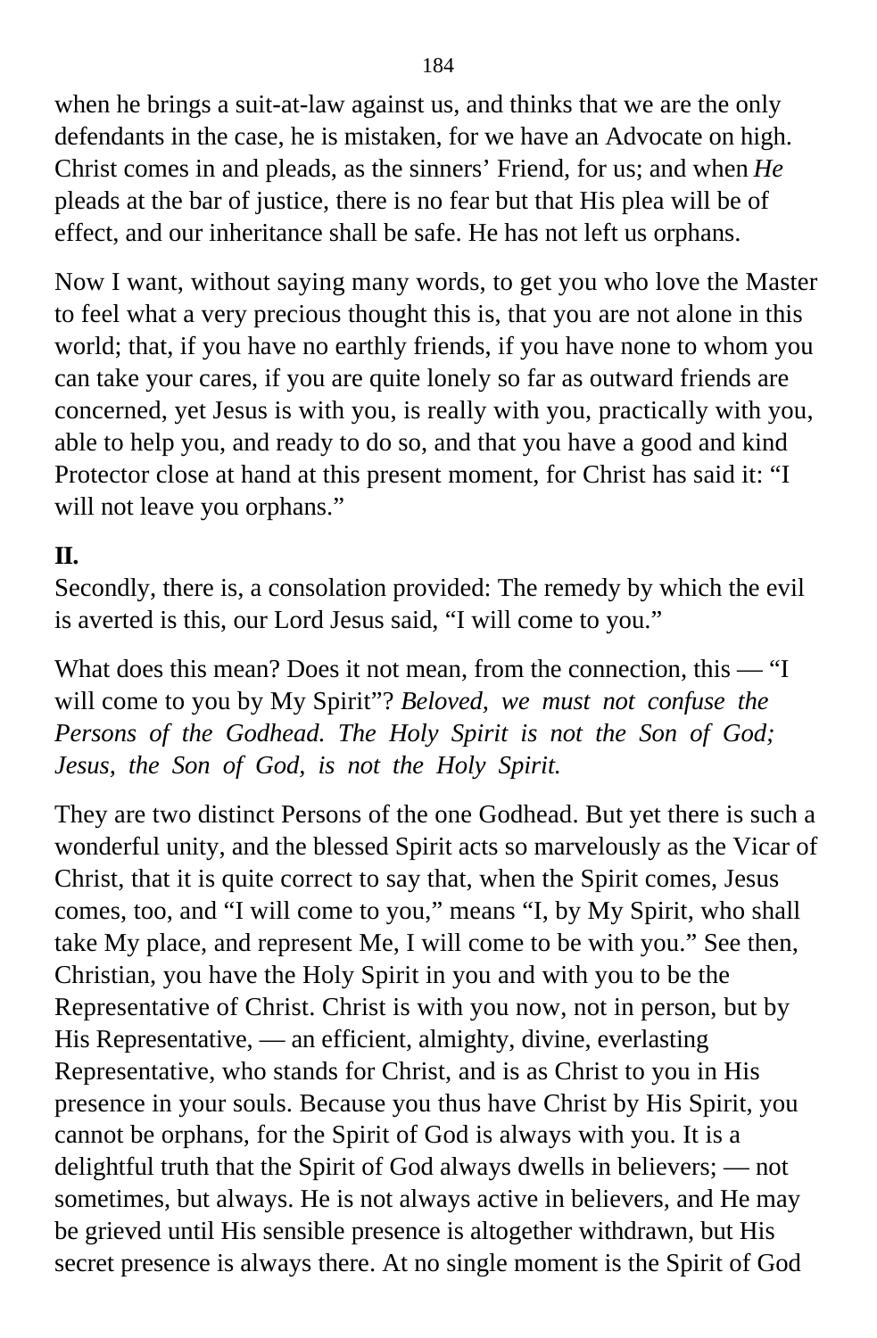when he brings a suit-at-law against us, and thinks that we are the only defendants in the case, he is mistaken, for we have an Advocate on high. Christ comes in and pleads, as the sinners' Friend, for us; and when *He* pleads at the bar of justice, there is no fear but that His plea will be of effect, and our inheritance shall be safe. He has not left us orphans.

Now I want, without saying many words, to get you who love the Master to feel what a very precious thought this is, that you are not alone in this world; that, if you have no earthly friends, if you have none to whom you can take your cares, if you are quite lonely so far as outward friends are concerned, yet Jesus is with you, is really with you, practically with you, able to help you, and ready to do so, and that you have a good and kind Protector close at hand at this present moment, for Christ has said it: "I will not leave you orphans."

**II.**

Secondly, there is, a consolation provided: The remedy by which the evil is averted is this, our Lord Jesus said, "I will come to you."

What does this mean? Does it not mean, from the connection, this — "I will come to you by My Spirit"? *Beloved, we must not confuse the Persons of the Godhead. The Holy Spirit is not the Son of God; Jesus, the Son of God, is not the Holy Spirit.*

They are two distinct Persons of the one Godhead. But yet there is such a wonderful unity, and the blessed Spirit acts so marvelously as the Vicar of Christ, that it is quite correct to say that, when the Spirit comes, Jesus comes, too, and "I will come to you," means "I, by My Spirit, who shall take My place, and represent Me, I will come to be with you." See then, Christian, you have the Holy Spirit in you and with you to be the Representative of Christ. Christ is with you now, not in person, but by His Representative, — an efficient, almighty, divine, everlasting Representative, who stands for Christ, and is as Christ to you in His presence in your souls. Because you thus have Christ by His Spirit, you cannot be orphans, for the Spirit of God is always with you. It is a delightful truth that the Spirit of God always dwells in believers; — not sometimes, but always. He is not always active in believers, and He may be grieved until His sensible presence is altogether withdrawn, but His secret presence is always there. At no single moment is the Spirit of God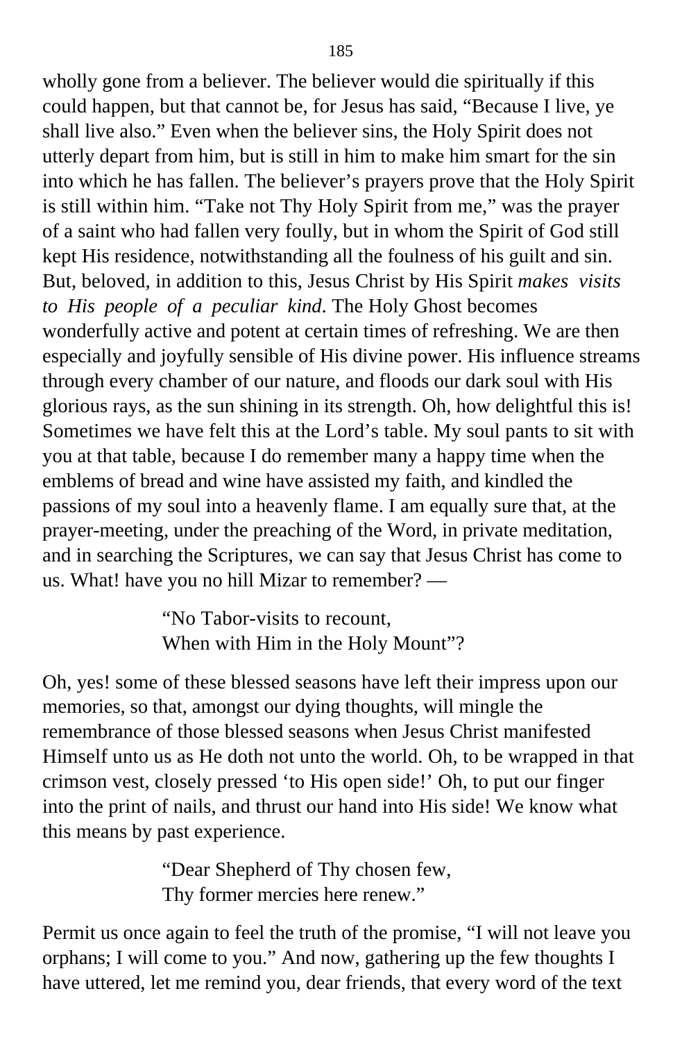wholly gone from a believer. The believer would die spiritually if this could happen, but that cannot be, for Jesus has said, "Because I live, ye shall live also." Even when the believer sins, the Holy Spirit does not utterly depart from him, but is still in him to make him smart for the sin into which he has fallen. The believer's prayers prove that the Holy Spirit is still within him. "Take not Thy Holy Spirit from me," was the prayer of a saint who had fallen very foully, but in whom the Spirit of God still kept His residence, notwithstanding all the foulness of his guilt and sin. But, beloved, in addition to this, Jesus Christ by His Spirit *makes visits to His people of a peculiar kind*. The Holy Ghost becomes wonderfully active and potent at certain times of refreshing. We are then especially and joyfully sensible of His divine power. His influence streams through every chamber of our nature, and floods our dark soul with His glorious rays, as the sun shining in its strength. Oh, how delightful this is! Sometimes we have felt this at the Lord's table. My soul pants to sit with you at that table, because I do remember many a happy time when the emblems of bread and wine have assisted my faith, and kindled the passions of my soul into a heavenly flame. I am equally sure that, at the prayer-meeting, under the preaching of the Word, in private meditation, and in searching the Scriptures, we can say that Jesus Christ has come to us. What! have you no hill Mizar to remember? —

> "No Tabor-visits to recount,
> When with Him in the Holy Mount"?

Oh, yes! some of these blessed seasons have left their impress upon our memories, so that, amongst our dying thoughts, will mingle the remembrance of those blessed seasons when Jesus Christ manifested Himself unto us as He doth not unto the world. Oh, to be wrapped in that crimson vest, closely pressed 'to His open side!' Oh, to put our finger into the print of nails, and thrust our hand into His side! We know what this means by past experience.

> "Dear Shepherd of Thy chosen few,
> Thy former mercies here renew."

Permit us once again to feel the truth of the promise, "I will not leave you orphans; I will come to you." And now, gathering up the few thoughts I have uttered, let me remind you, dear friends, that every word of the text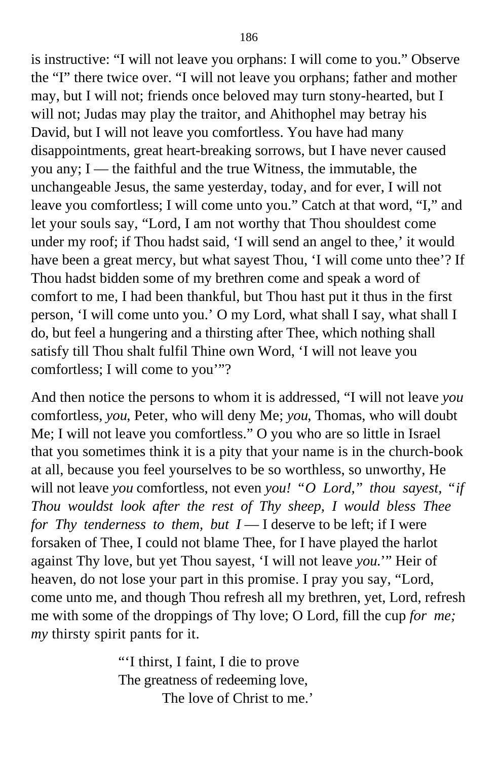is instructive: "I will not leave you orphans: I will come to you." Observe the "I" there twice over. "I will not leave you orphans; father and mother may, but I will not; friends once beloved may turn stony-hearted, but I will not; Judas may play the traitor, and Ahithophel may betray his David, but I will not leave you comfortless. You have had many disappointments, great heart-breaking sorrows, but I have never caused you any; I — the faithful and the true Witness, the immutable, the unchangeable Jesus, the same yesterday, today, and for ever, I will not leave you comfortless; I will come unto you." Catch at that word, "I," and let your souls say, "Lord, I am not worthy that Thou shouldest come under my roof; if Thou hadst said, 'I will send an angel to thee,' it would have been a great mercy, but what sayest Thou, 'I will come unto thee'? If Thou hadst bidden some of my brethren come and speak a word of comfort to me, I had been thankful, but Thou hast put it thus in the first person, 'I will come unto you.' O my Lord, what shall I say, what shall I do, but feel a hungering and a thirsting after Thee, which nothing shall satisfy till Thou shalt fulfil Thine own Word, 'I will not leave you comfortless; I will come to you'"?

And then notice the persons to whom it is addressed, "I will not leave *you* comfortless, *you*, Peter, who will deny Me; *you*, Thomas, who will doubt Me; I will not leave you comfortless." O you who are so little in Israel that you sometimes think it is a pity that your name is in the church-book at all, because you feel yourselves to be so worthless, so unworthy, He will not leave *you* comfortless, not even *you! "O Lord," thou sayest, "if Thou wouldst look after the rest of Thy sheep, I would bless Thee for Thy tenderness to them, but I* — I deserve to be left; if I were forsaken of Thee, I could not blame Thee, for I have played the harlot against Thy love, but yet Thou sayest, 'I will not leave *you*.'" Heir of heaven, do not lose your part in this promise. I pray you say, "Lord, come unto me, and though Thou refresh all my brethren, yet, Lord, refresh me with some of the droppings of Thy love; O Lord, fill the cup *for me; my* thirsty spirit pants for it.

> "'I thirst, I faint, I die to prove
> The greatness of redeeming love,
> The love of Christ to me.'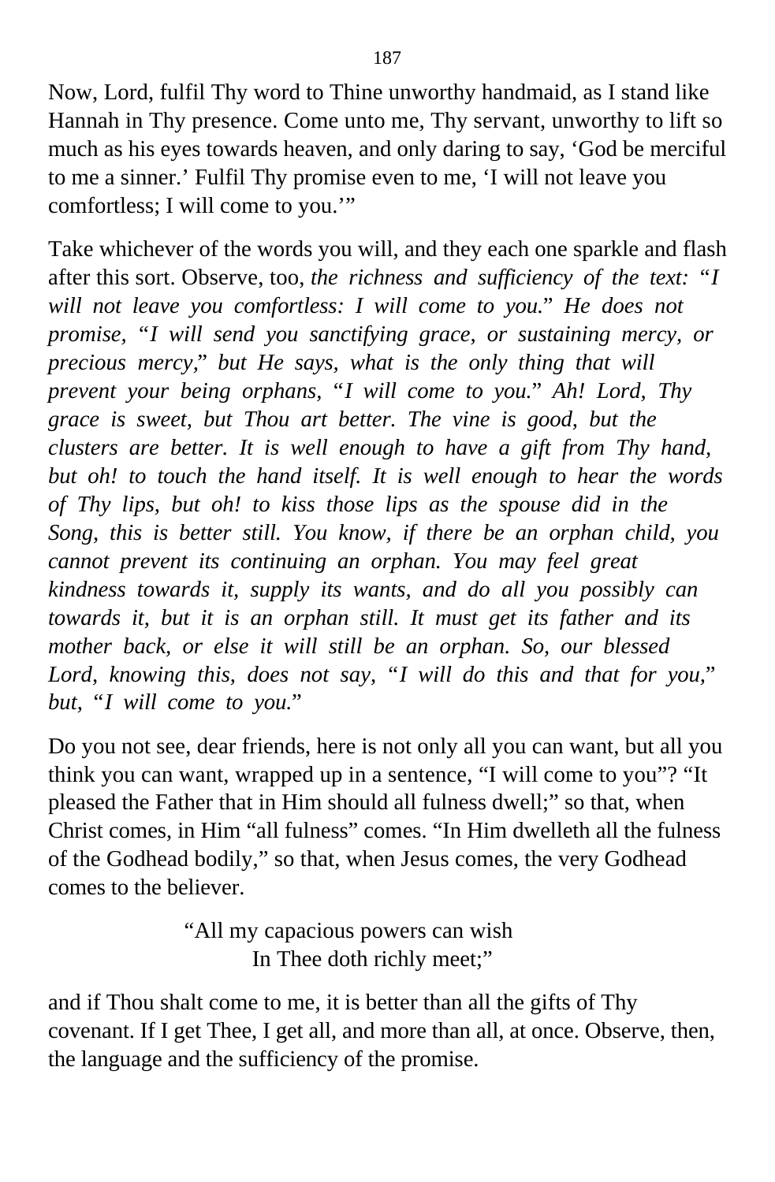Now, Lord, fulfil Thy word to Thine unworthy handmaid, as I stand like Hannah in Thy presence. Come unto me, Thy servant, unworthy to lift so much as his eyes towards heaven, and only daring to say, 'God be merciful to me a sinner.' Fulfil Thy promise even to me, 'I will not leave you comfortless; I will come to you.'"

Take whichever of the words you will, and they each one sparkle and flash after this sort. Observe, too, *the richness and sufficiency of the text: "I will not leave you comfortless: I will come to you." He does not promise, "I will send you sanctifying grace, or sustaining mercy, or precious mercy," but He says, what is the only thing that will prevent your being orphans, "I will come to you." Ah! Lord, Thy grace is sweet, but Thou art better. The vine is good, but the clusters are better. It is well enough to have a gift from Thy hand, but oh! to touch the hand itself. It is well enough to hear the words of Thy lips, but oh! to kiss those lips as the spouse did in the Song, this is better still. You know, if there be an orphan child, you cannot prevent its continuing an orphan. You may feel great kindness towards it, supply its wants, and do all you possibly can towards it, but it is an orphan still. It must get its father and its mother back, or else it will still be an orphan. So, our blessed Lord, knowing this, does not say, "I will do this and that for you," but, "I will come to you."*

Do you not see, dear friends, here is not only all you can want, but all you think you can want, wrapped up in a sentence, "I will come to you"? "It pleased the Father that in Him should all fulness dwell;" so that, when Christ comes, in Him "all fulness" comes. "In Him dwelleth all the fulness of the Godhead bodily," so that, when Jesus comes, the very Godhead comes to the believer.

> "All my capacious powers can wish
> In Thee doth richly meet;"

and if Thou shalt come to me, it is better than all the gifts of Thy covenant. If I get Thee, I get all, and more than all, at once. Observe, then, the language and the sufficiency of the promise.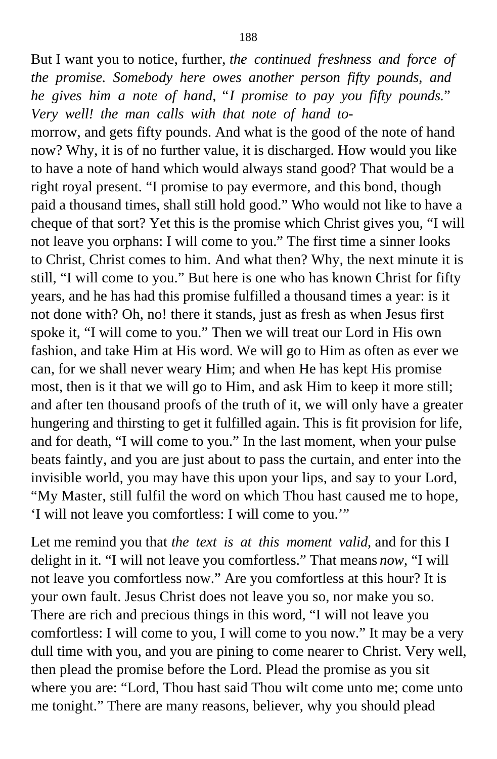But I want you to notice, further, *the continued freshness and force of the promise. Somebody here owes another person fifty pounds, and he gives him a note of hand,* "*I promise to pay you fifty pounds.*" *Very well! the man calls with that note of hand to-*morrow, and gets fifty pounds. And what is the good of the note of hand now? Why, it is of no further value, it is discharged. How would you like to have a note of hand which would always stand good? That would be a right royal present. "I promise to pay evermore, and this bond, though paid a thousand times, shall still hold good." Who would not like to have a cheque of that sort? Yet this is the promise which Christ gives you, "I will not leave you orphans: I will come to you." The first time a sinner looks to Christ, Christ comes to him. And what then? Why, the next minute it is still, "I will come to you." But here is one who has known Christ for fifty years, and he has had this promise fulfilled a thousand times a year: is it not done with? Oh, no! there it stands, just as fresh as when Jesus first spoke it, "I will come to you." Then we will treat our Lord in His own fashion, and take Him at His word. We will go to Him as often as ever we can, for we shall never weary Him; and when He has kept His promise most, then is it that we will go to Him, and ask Him to keep it more still; and after ten thousand proofs of the truth of it, we will only have a greater hungering and thirsting to get it fulfilled again. This is fit provision for life, and for death, "I will come to you." In the last moment, when your pulse beats faintly, and you are just about to pass the curtain, and enter into the invisible world, you may have this upon your lips, and say to your Lord, "My Master, still fulfil the word on which Thou hast caused me to hope, 'I will not leave you comfortless: I will come to you.'"

Let me remind you that *the text is at this moment valid*, and for this I delight in it. "I will not leave you comfortless." That means *now*, "I will not leave you comfortless now." Are you comfortless at this hour? It is your own fault. Jesus Christ does not leave you so, nor make you so. There are rich and precious things in this word, "I will not leave you comfortless: I will come to you, I will come to you now." It may be a very dull time with you, and you are pining to come nearer to Christ. Very well, then plead the promise before the Lord. Plead the promise as you sit where you are: "Lord, Thou hast said Thou wilt come unto me; come unto me tonight." There are many reasons, believer, why you should plead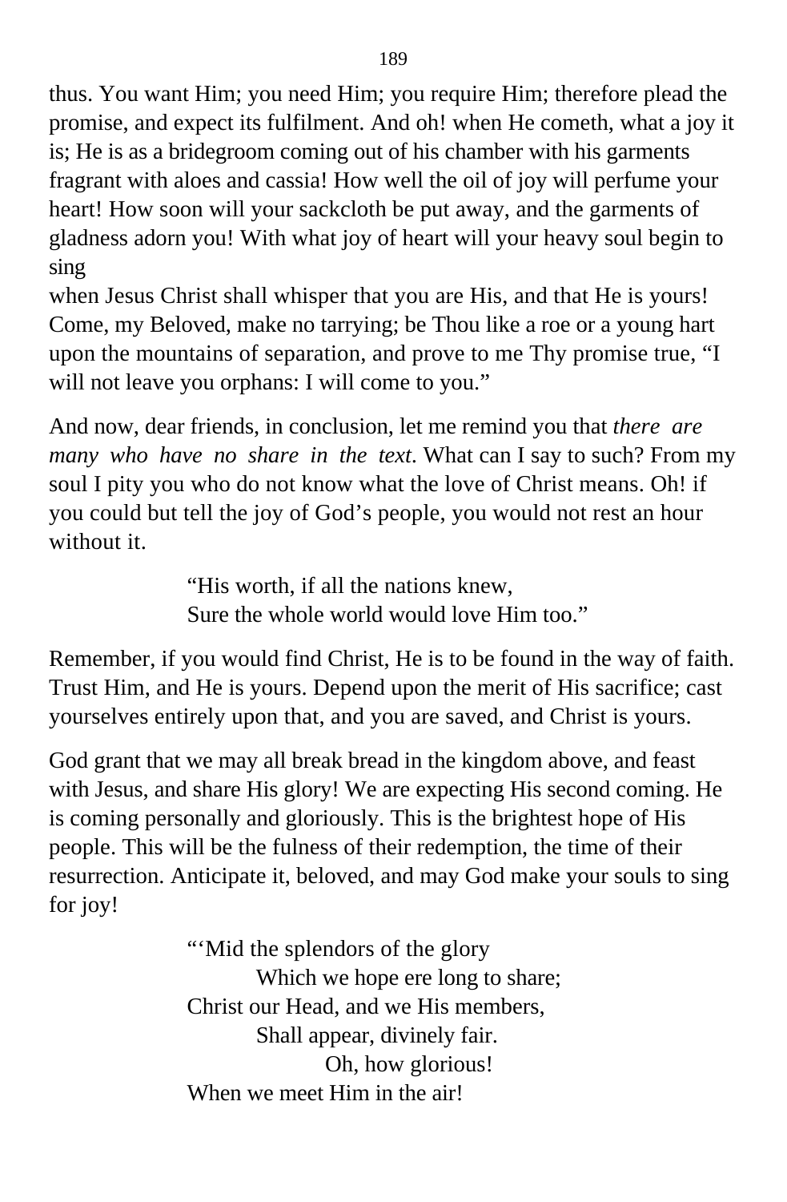thus. You want Him; you need Him; you require Him; therefore plead the promise, and expect its fulfilment. And oh! when He cometh, what a joy it is; He is as a bridegroom coming out of his chamber with his garments fragrant with aloes and cassia! How well the oil of joy will perfume your heart! How soon will your sackcloth be put away, and the garments of gladness adorn you! With what joy of heart will your heavy soul begin to sing
when Jesus Christ shall whisper that you are His, and that He is yours! Come, my Beloved, make no tarrying; be Thou like a roe or a young hart upon the mountains of separation, and prove to me Thy promise true, "I will not leave you orphans: I will come to you."

And now, dear friends, in conclusion, let me remind you that *there are many who have no share in the text*. What can I say to such? From my soul I pity you who do not know what the love of Christ means. Oh! if you could but tell the joy of God's people, you would not rest an hour without it.

> "His worth, if all the nations knew,
> Sure the whole world would love Him too."

Remember, if you would find Christ, He is to be found in the way of faith. Trust Him, and He is yours. Depend upon the merit of His sacrifice; cast yourselves entirely upon that, and you are saved, and Christ is yours.

God grant that we may all break bread in the kingdom above, and feast with Jesus, and share His glory! We are expecting His second coming. He is coming personally and gloriously. This is the brightest hope of His people. This will be the fulness of their redemption, the time of their resurrection. Anticipate it, beloved, and may God make your souls to sing for joy!

> "'Mid the splendors of the glory
> Which we hope ere long to share;
> Christ our Head, and we His members,
> Shall appear, divinely fair.
> Oh, how glorious!
> When we meet Him in the air!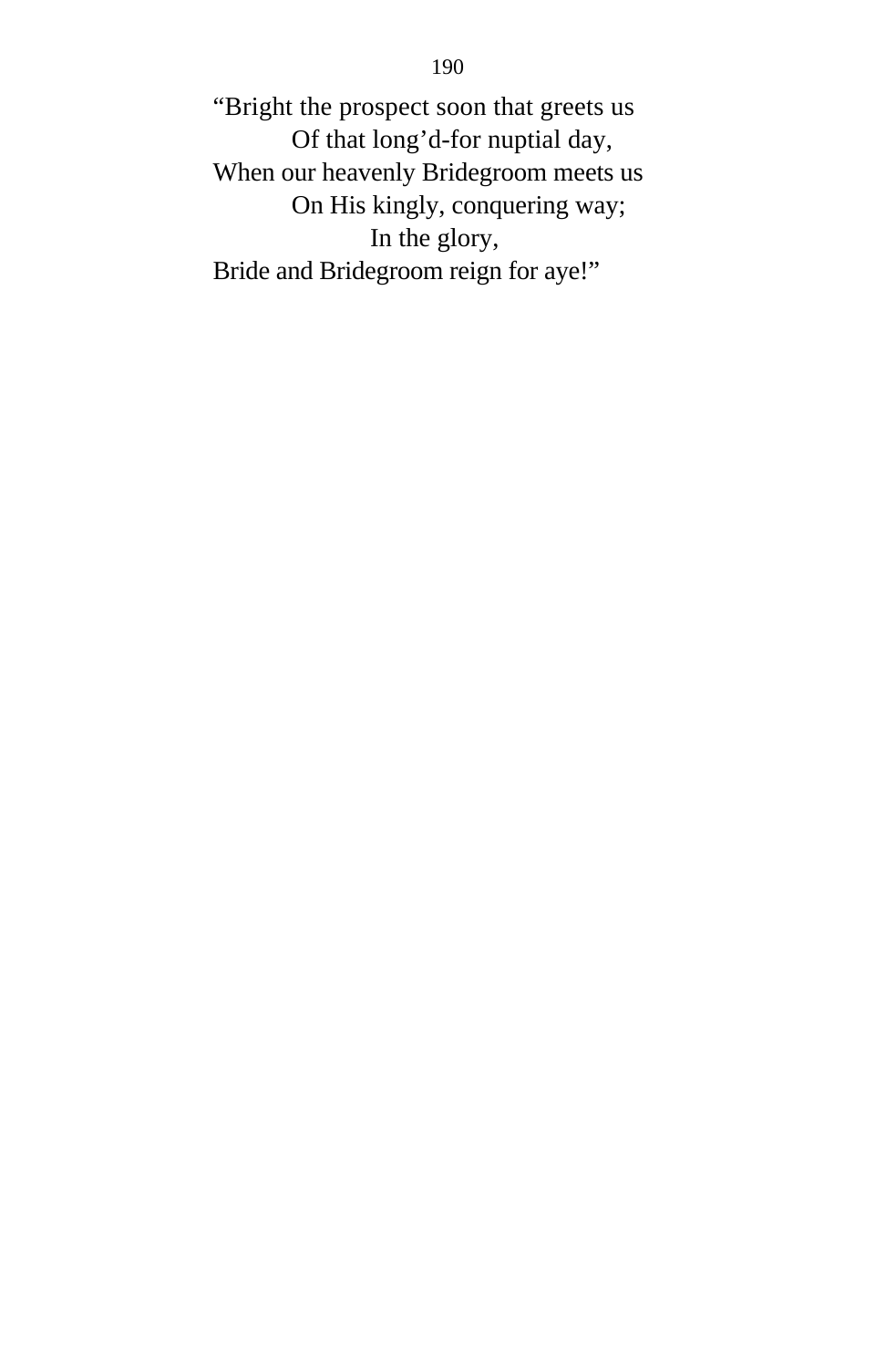“Bright the prospect soon that greets us
          Of that long’d-for nuptial day,
When our heavenly Bridegroom meets us
          On His kingly, conquering way;
                    In the glory,
Bride and Bridegroom reign for aye!”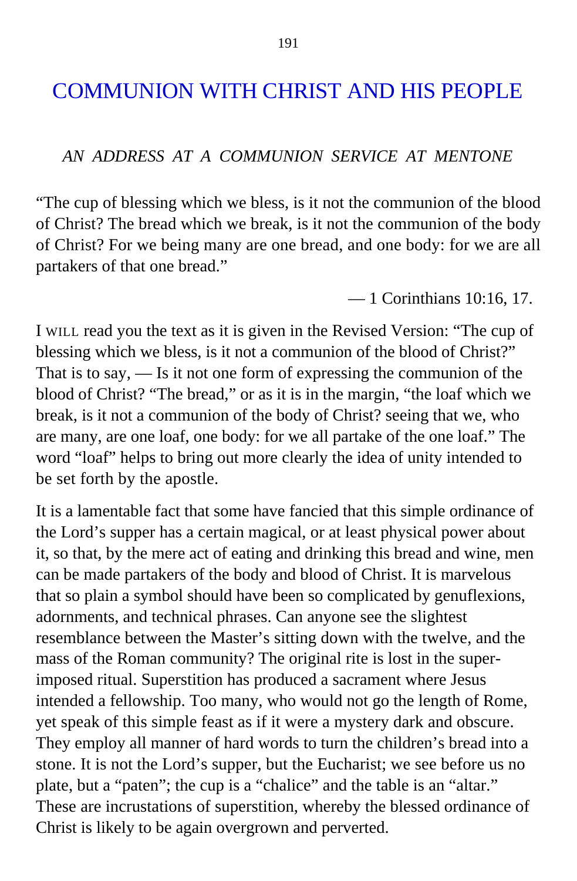# COMMUNION WITH CHRIST AND HIS PEOPLE

*AN ADDRESS AT A COMMUNION SERVICE AT MENTONE*

"The cup of blessing which we bless, is it not the communion of the blood of Christ? The bread which we break, is it not the communion of the body of Christ? For we being many are one bread, and one body: for we are all partakers of that one bread."

— 1 Corinthians 10:16, 17.

I WILL read you the text as it is given in the Revised Version: "The cup of blessing which we bless, is it not a communion of the blood of Christ?" That is to say, — Is it not one form of expressing the communion of the blood of Christ? "The bread," or as it is in the margin, "the loaf which we break, is it not a communion of the body of Christ? seeing that we, who are many, are one loaf, one body: for we all partake of the one loaf." The word "loaf" helps to bring out more clearly the idea of unity intended to be set forth by the apostle.

It is a lamentable fact that some have fancied that this simple ordinance of the Lord's supper has a certain magical, or at least physical power about it, so that, by the mere act of eating and drinking this bread and wine, men can be made partakers of the body and blood of Christ. It is marvelous that so plain a symbol should have been so complicated by genuflexions, adornments, and technical phrases. Can anyone see the slightest resemblance between the Master's sitting down with the twelve, and the mass of the Roman community? The original rite is lost in the super-imposed ritual. Superstition has produced a sacrament where Jesus intended a fellowship. Too many, who would not go the length of Rome, yet speak of this simple feast as if it were a mystery dark and obscure. They employ all manner of hard words to turn the children's bread into a stone. It is not the Lord's supper, but the Eucharist; we see before us no plate, but a "paten"; the cup is a "chalice" and the table is an "altar." These are incrustations of superstition, whereby the blessed ordinance of Christ is likely to be again overgrown and perverted.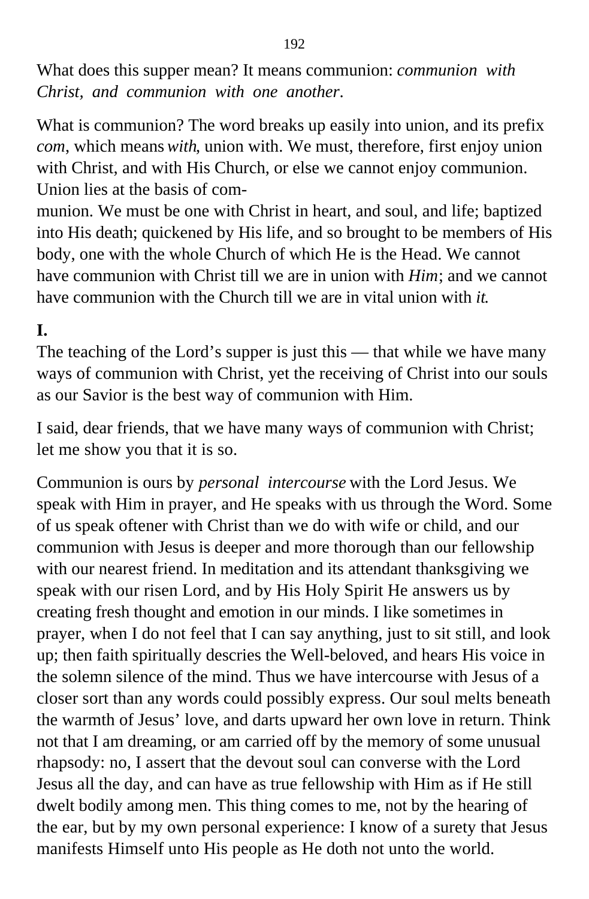What does this supper mean? It means communion: *communion with Christ, and communion with one another.*

What is communion? The word breaks up easily into union, and its prefix *com*, which means *with*, union with. We must, therefore, first enjoy union with Christ, and with His Church, or else we cannot enjoy communion. Union lies at the basis of communion. We must be one with Christ in heart, and soul, and life; baptized into His death; quickened by His life, and so brought to be members of His body, one with the whole Church of which He is the Head. We cannot have communion with Christ till we are in union with *Him*; and we cannot have communion with the Church till we are in vital union with *it*.

**I.**

The teaching of the Lord's supper is just this — that while we have many ways of communion with Christ, yet the receiving of Christ into our souls as our Savior is the best way of communion with Him.

I said, dear friends, that we have many ways of communion with Christ; let me show you that it is so.

Communion is ours by *personal intercourse* with the Lord Jesus. We speak with Him in prayer, and He speaks with us through the Word. Some of us speak oftener with Christ than we do with wife or child, and our communion with Jesus is deeper and more thorough than our fellowship with our nearest friend. In meditation and its attendant thanksgiving we speak with our risen Lord, and by His Holy Spirit He answers us by creating fresh thought and emotion in our minds. I like sometimes in prayer, when I do not feel that I can say anything, just to sit still, and look up; then faith spiritually descries the Well-beloved, and hears His voice in the solemn silence of the mind. Thus we have intercourse with Jesus of a closer sort than any words could possibly express. Our soul melts beneath the warmth of Jesus' love, and darts upward her own love in return. Think not that I am dreaming, or am carried off by the memory of some unusual rhapsody: no, I assert that the devout soul can converse with the Lord Jesus all the day, and can have as true fellowship with Him as if He still dwelt bodily among men. This thing comes to me, not by the hearing of the ear, but by my own personal experience: I know of a surety that Jesus manifests Himself unto His people as He doth not unto the world.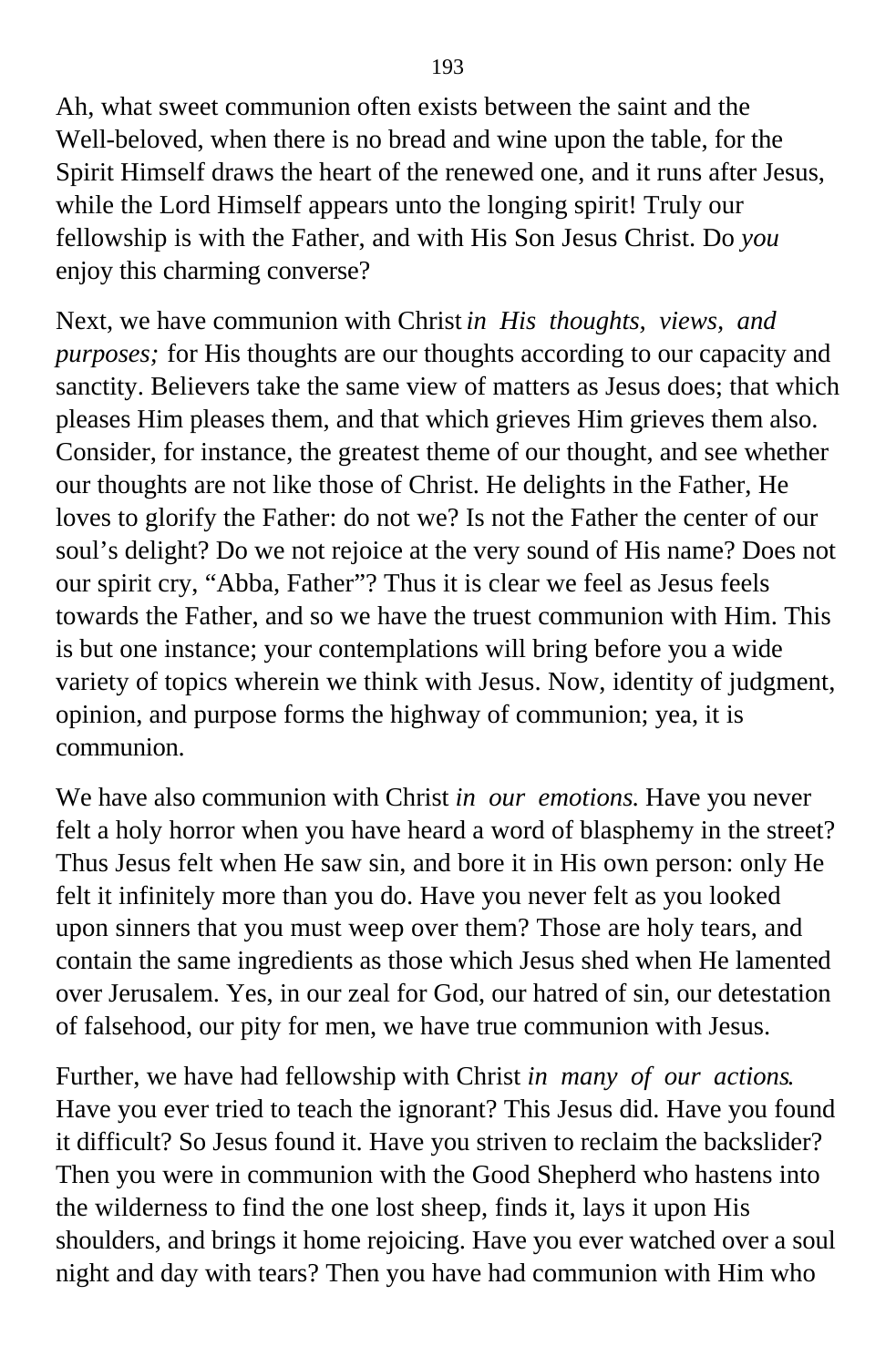Ah, what sweet communion often exists between the saint and the Well-beloved, when there is no bread and wine upon the table, for the Spirit Himself draws the heart of the renewed one, and it runs after Jesus, while the Lord Himself appears unto the longing spirit! Truly our fellowship is with the Father, and with His Son Jesus Christ. Do *you* enjoy this charming converse?

Next, we have communion with Christ *in His thoughts, views, and purposes;* for His thoughts are our thoughts according to our capacity and sanctity. Believers take the same view of matters as Jesus does; that which pleases Him pleases them, and that which grieves Him grieves them also. Consider, for instance, the greatest theme of our thought, and see whether our thoughts are not like those of Christ. He delights in the Father, He loves to glorify the Father: do not we? Is not the Father the center of our soul's delight? Do we not rejoice at the very sound of His name? Does not our spirit cry, "Abba, Father"? Thus it is clear we feel as Jesus feels towards the Father, and so we have the truest communion with Him. This is but one instance; your contemplations will bring before you a wide variety of topics wherein we think with Jesus. Now, identity of judgment, opinion, and purpose forms the highway of communion; yea, it is communion.

We have also communion with Christ *in our emotions.* Have you never felt a holy horror when you have heard a word of blasphemy in the street? Thus Jesus felt when He saw sin, and bore it in His own person: only He felt it infinitely more than you do. Have you never felt as you looked upon sinners that you must weep over them? Those are holy tears, and contain the same ingredients as those which Jesus shed when He lamented over Jerusalem. Yes, in our zeal for God, our hatred of sin, our detestation of falsehood, our pity for men, we have true communion with Jesus.

Further, we have had fellowship with Christ *in many of our actions*. Have you ever tried to teach the ignorant? This Jesus did. Have you found it difficult? So Jesus found it. Have you striven to reclaim the backslider? Then you were in communion with the Good Shepherd who hastens into the wilderness to find the one lost sheep, finds it, lays it upon His shoulders, and brings it home rejoicing. Have you ever watched over a soul night and day with tears? Then you have had communion with Him who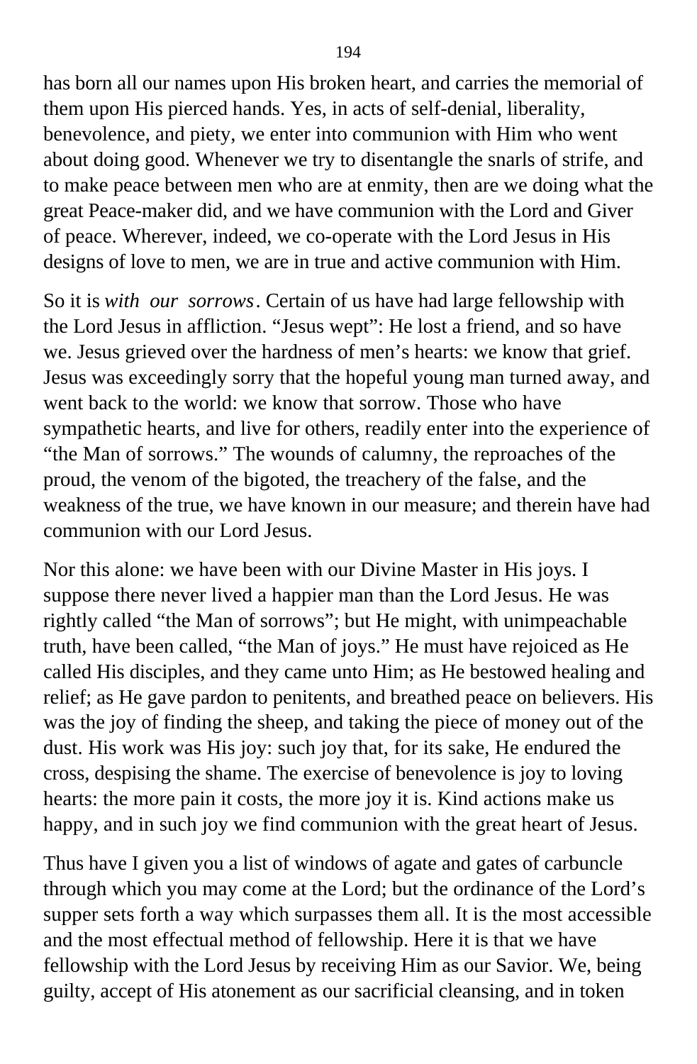has born all our names upon His broken heart, and carries the memorial of them upon His pierced hands. Yes, in acts of self-denial, liberality, benevolence, and piety, we enter into communion with Him who went about doing good. Whenever we try to disentangle the snarls of strife, and to make peace between men who are at enmity, then are we doing what the great Peace-maker did, and we have communion with the Lord and Giver of peace. Wherever, indeed, we co-operate with the Lord Jesus in His designs of love to men, we are in true and active communion with Him.

So it is *with our sorrows*. Certain of us have had large fellowship with the Lord Jesus in affliction. "Jesus wept": He lost a friend, and so have we. Jesus grieved over the hardness of men's hearts: we know that grief. Jesus was exceedingly sorry that the hopeful young man turned away, and went back to the world: we know that sorrow. Those who have sympathetic hearts, and live for others, readily enter into the experience of "the Man of sorrows." The wounds of calumny, the reproaches of the proud, the venom of the bigoted, the treachery of the false, and the weakness of the true, we have known in our measure; and therein have had communion with our Lord Jesus.

Nor this alone: we have been with our Divine Master in His joys. I suppose there never lived a happier man than the Lord Jesus. He was rightly called "the Man of sorrows"; but He might, with unimpeachable truth, have been called, "the Man of joys." He must have rejoiced as He called His disciples, and they came unto Him; as He bestowed healing and relief; as He gave pardon to penitents, and breathed peace on believers. His was the joy of finding the sheep, and taking the piece of money out of the dust. His work was His joy: such joy that, for its sake, He endured the cross, despising the shame. The exercise of benevolence is joy to loving hearts: the more pain it costs, the more joy it is. Kind actions make us happy, and in such joy we find communion with the great heart of Jesus.

Thus have I given you a list of windows of agate and gates of carbuncle through which you may come at the Lord; but the ordinance of the Lord's supper sets forth a way which surpasses them all. It is the most accessible and the most effectual method of fellowship. Here it is that we have fellowship with the Lord Jesus by receiving Him as our Savior. We, being guilty, accept of His atonement as our sacrificial cleansing, and in token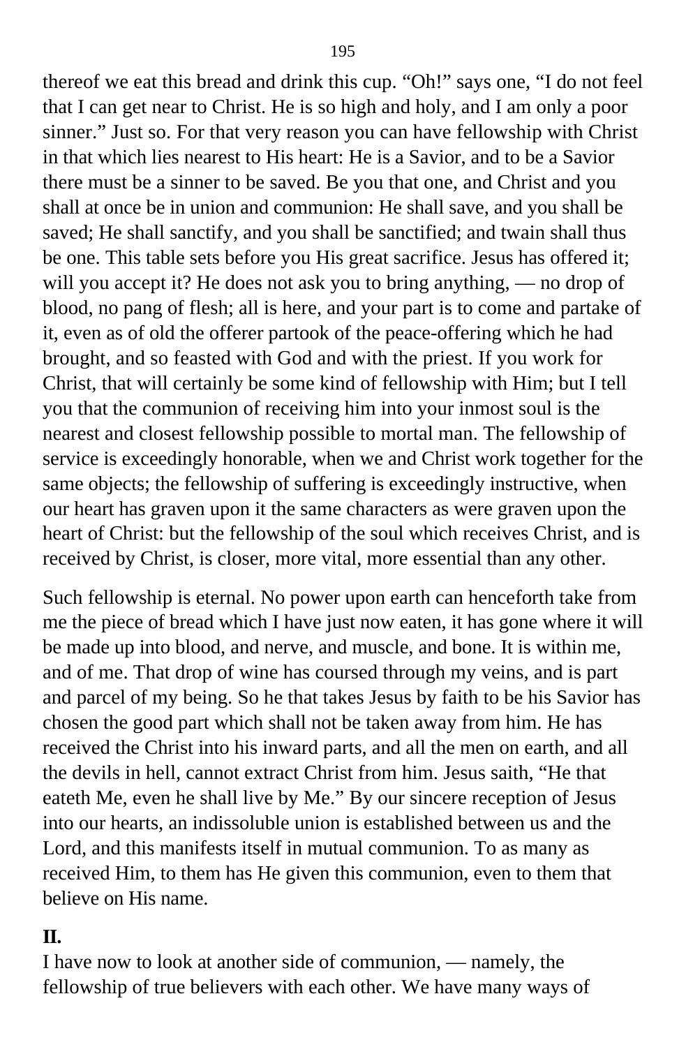thereof we eat this bread and drink this cup. “Oh!” says one, “I do not feel that I can get near to Christ. He is so high and holy, and I am only a poor sinner.” Just so. For that very reason you can have fellowship with Christ in that which lies nearest to His heart: He is a Savior, and to be a Savior there must be a sinner to be saved. Be you that one, and Christ and you shall at once be in union and communion: He shall save, and you shall be saved; He shall sanctify, and you shall be sanctified; and twain shall thus be one. This table sets before you His great sacrifice. Jesus has offered it; will you accept it? He does not ask you to bring anything, — no drop of blood, no pang of flesh; all is here, and your part is to come and partake of it, even as of old the offerer partook of the peace-offering which he had brought, and so feasted with God and with the priest. If you work for Christ, that will certainly be some kind of fellowship with Him; but I tell you that the communion of receiving him into your inmost soul is the nearest and closest fellowship possible to mortal man. The fellowship of service is exceedingly honorable, when we and Christ work together for the same objects; the fellowship of suffering is exceedingly instructive, when our heart has graven upon it the same characters as were graven upon the heart of Christ: but the fellowship of the soul which receives Christ, and is received by Christ, is closer, more vital, more essential than any other.

Such fellowship is eternal. No power upon earth can henceforth take from me the piece of bread which I have just now eaten, it has gone where it will be made up into blood, and nerve, and muscle, and bone. It is within me, and of me. That drop of wine has coursed through my veins, and is part and parcel of my being. So he that takes Jesus by faith to be his Savior has chosen the good part which shall not be taken away from him. He has received the Christ into his inward parts, and all the men on earth, and all the devils in hell, cannot extract Christ from him. Jesus saith, “He that eateth Me, even he shall live by Me.” By our sincere reception of Jesus into our hearts, an indissoluble union is established between us and the Lord, and this manifests itself in mutual communion. To as many as received Him, to them has He given this communion, even to them that believe on His name.

**II.**

I have now to look at another side of communion, — namely, the fellowship of true believers with each other. We have many ways of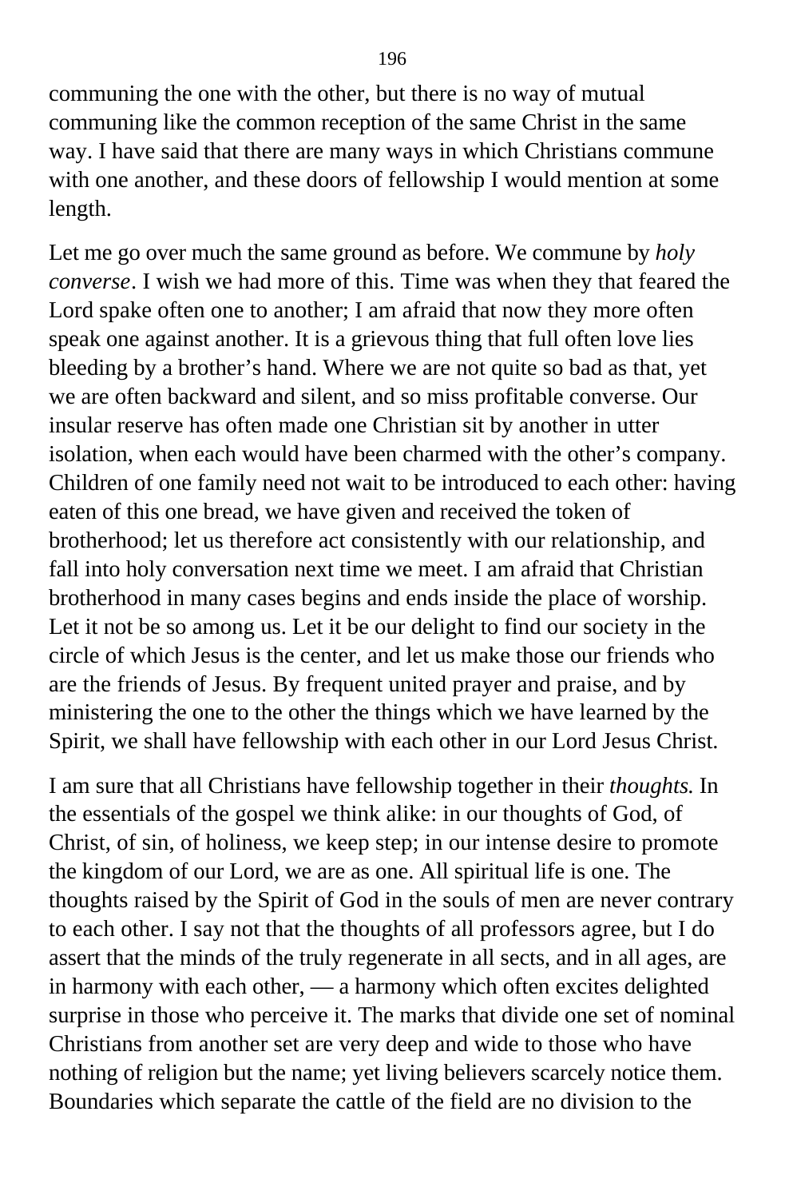communing the one with the other, but there is no way of mutual communing like the common reception of the same Christ in the same way. I have said that there are many ways in which Christians commune with one another, and these doors of fellowship I would mention at some length.

Let me go over much the same ground as before. We commune by *holy converse*. I wish we had more of this. Time was when they that feared the Lord spake often one to another; I am afraid that now they more often speak one against another. It is a grievous thing that full often love lies bleeding by a brother's hand. Where we are not quite so bad as that, yet we are often backward and silent, and so miss profitable converse. Our insular reserve has often made one Christian sit by another in utter isolation, when each would have been charmed with the other's company. Children of one family need not wait to be introduced to each other: having eaten of this one bread, we have given and received the token of brotherhood; let us therefore act consistently with our relationship, and fall into holy conversation next time we meet. I am afraid that Christian brotherhood in many cases begins and ends inside the place of worship. Let it not be so among us. Let it be our delight to find our society in the circle of which Jesus is the center, and let us make those our friends who are the friends of Jesus. By frequent united prayer and praise, and by ministering the one to the other the things which we have learned by the Spirit, we shall have fellowship with each other in our Lord Jesus Christ.

I am sure that all Christians have fellowship together in their *thoughts.* In the essentials of the gospel we think alike: in our thoughts of God, of Christ, of sin, of holiness, we keep step; in our intense desire to promote the kingdom of our Lord, we are as one. All spiritual life is one. The thoughts raised by the Spirit of God in the souls of men are never contrary to each other. I say not that the thoughts of all professors agree, but I do assert that the minds of the truly regenerate in all sects, and in all ages, are in harmony with each other, — a harmony which often excites delighted surprise in those who perceive it. The marks that divide one set of nominal Christians from another set are very deep and wide to those who have nothing of religion but the name; yet living believers scarcely notice them. Boundaries which separate the cattle of the field are no division to the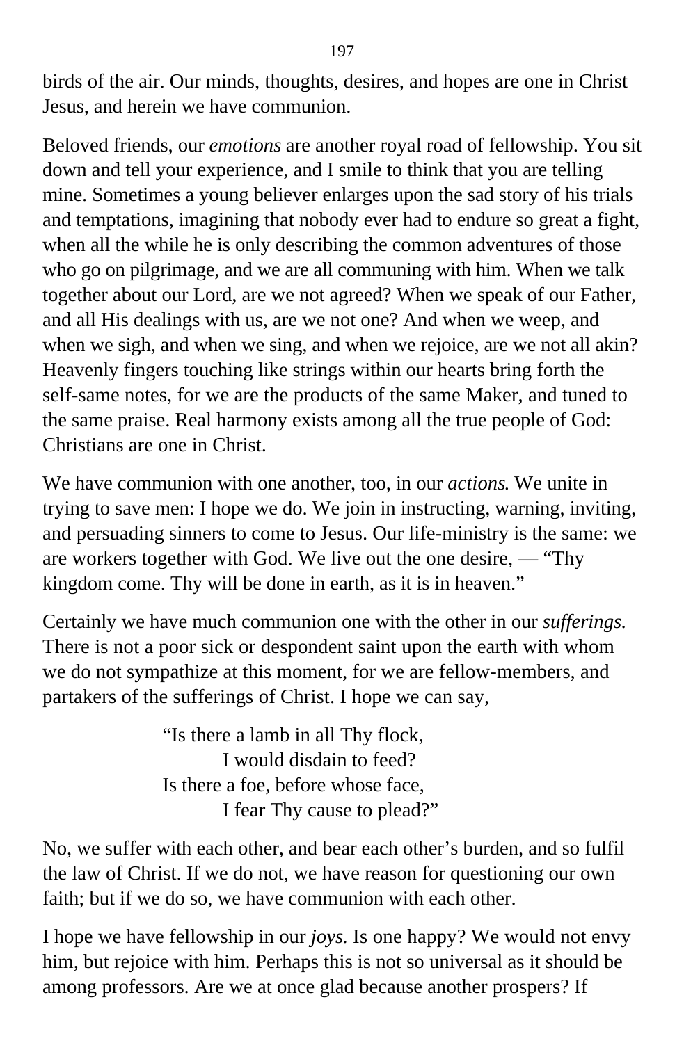birds of the air. Our minds, thoughts, desires, and hopes are one in Christ Jesus, and herein we have communion.

Beloved friends, our *emotions* are another royal road of fellowship. You sit down and tell your experience, and I smile to think that you are telling mine. Sometimes a young believer enlarges upon the sad story of his trials and temptations, imagining that nobody ever had to endure so great a fight, when all the while he is only describing the common adventures of those who go on pilgrimage, and we are all communing with him. When we talk together about our Lord, are we not agreed? When we speak of our Father, and all His dealings with us, are we not one? And when we weep, and when we sigh, and when we sing, and when we rejoice, are we not all akin? Heavenly fingers touching like strings within our hearts bring forth the self-same notes, for we are the products of the same Maker, and tuned to the same praise. Real harmony exists among all the true people of God: Christians are one in Christ.

We have communion with one another, too, in our *actions.* We unite in trying to save men: I hope we do. We join in instructing, warning, inviting, and persuading sinners to come to Jesus. Our life-ministry is the same: we are workers together with God. We live out the one desire, — "Thy kingdom come. Thy will be done in earth, as it is in heaven."

Certainly we have much communion one with the other in our *sufferings.* There is not a poor sick or despondent saint upon the earth with whom we do not sympathize at this moment, for we are fellow-members, and partakers of the sufferings of Christ. I hope we can say,

> "Is there a lamb in all Thy flock,
> I would disdain to feed?
> Is there a foe, before whose face,
> I fear Thy cause to plead?"

No, we suffer with each other, and bear each other's burden, and so fulfil the law of Christ. If we do not, we have reason for questioning our own faith; but if we do so, we have communion with each other.

I hope we have fellowship in our *joys.* Is one happy? We would not envy him, but rejoice with him. Perhaps this is not so universal as it should be among professors. Are we at once glad because another prospers? If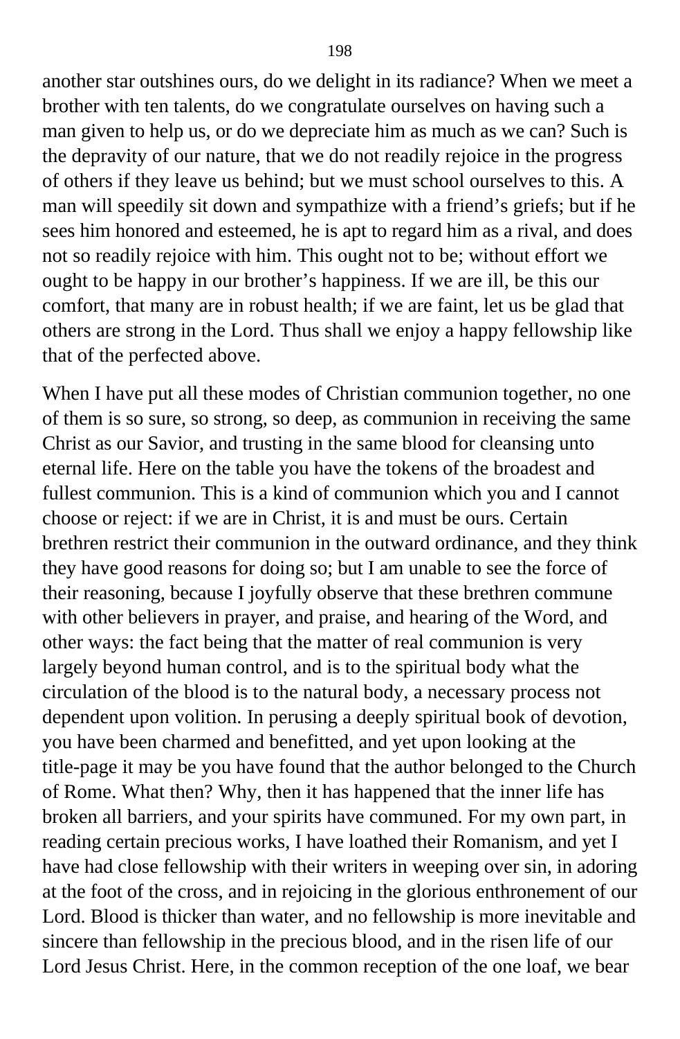another star outshines ours, do we delight in its radiance? When we meet a brother with ten talents, do we congratulate ourselves on having such a man given to help us, or do we depreciate him as much as we can? Such is the depravity of our nature, that we do not readily rejoice in the progress of others if they leave us behind; but we must school ourselves to this. A man will speedily sit down and sympathize with a friend's griefs; but if he sees him honored and esteemed, he is apt to regard him as a rival, and does not so readily rejoice with him. This ought not to be; without effort we ought to be happy in our brother's happiness. If we are ill, be this our comfort, that many are in robust health; if we are faint, let us be glad that others are strong in the Lord. Thus shall we enjoy a happy fellowship like that of the perfected above.

When I have put all these modes of Christian communion together, no one of them is so sure, so strong, so deep, as communion in receiving the same Christ as our Savior, and trusting in the same blood for cleansing unto eternal life. Here on the table you have the tokens of the broadest and fullest communion. This is a kind of communion which you and I cannot choose or reject: if we are in Christ, it is and must be ours. Certain brethren restrict their communion in the outward ordinance, and they think they have good reasons for doing so; but I am unable to see the force of their reasoning, because I joyfully observe that these brethren commune with other believers in prayer, and praise, and hearing of the Word, and other ways: the fact being that the matter of real communion is very largely beyond human control, and is to the spiritual body what the circulation of the blood is to the natural body, a necessary process not dependent upon volition. In perusing a deeply spiritual book of devotion, you have been charmed and benefitted, and yet upon looking at the title-page it may be you have found that the author belonged to the Church of Rome. What then? Why, then it has happened that the inner life has broken all barriers, and your spirits have communed. For my own part, in reading certain precious works, I have loathed their Romanism, and yet I have had close fellowship with their writers in weeping over sin, in adoring at the foot of the cross, and in rejoicing in the glorious enthronement of our Lord. Blood is thicker than water, and no fellowship is more inevitable and sincere than fellowship in the precious blood, and in the risen life of our Lord Jesus Christ. Here, in the common reception of the one loaf, we bear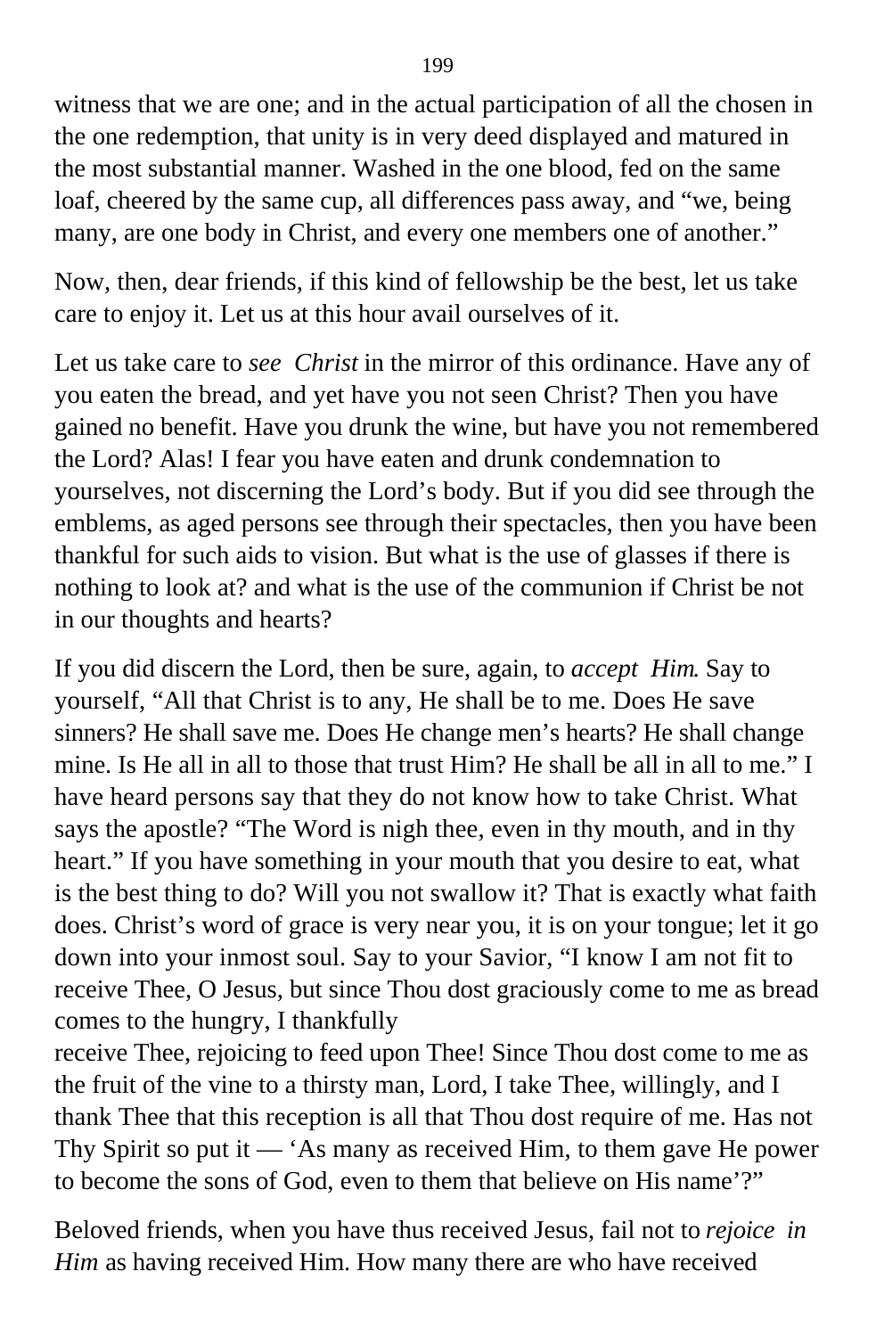witness that we are one; and in the actual participation of all the chosen in the one redemption, that unity is in very deed displayed and matured in the most substantial manner. Washed in the one blood, fed on the same loaf, cheered by the same cup, all differences pass away, and "we, being many, are one body in Christ, and every one members one of another."

Now, then, dear friends, if this kind of fellowship be the best, let us take care to enjoy it. Let us at this hour avail ourselves of it.

Let us take care to *see Christ* in the mirror of this ordinance. Have any of you eaten the bread, and yet have you not seen Christ? Then you have gained no benefit. Have you drunk the wine, but have you not remembered the Lord? Alas! I fear you have eaten and drunk condemnation to yourselves, not discerning the Lord's body. But if you did see through the emblems, as aged persons see through their spectacles, then you have been thankful for such aids to vision. But what is the use of glasses if there is nothing to look at? and what is the use of the communion if Christ be not in our thoughts and hearts?

If you did discern the Lord, then be sure, again, to *accept Him*. Say to yourself, "All that Christ is to any, He shall be to me. Does He save sinners? He shall save me. Does He change men's hearts? He shall change mine. Is He all in all to those that trust Him? He shall be all in all to me." I have heard persons say that they do not know how to take Christ. What says the apostle? "The Word is nigh thee, even in thy mouth, and in thy heart." If you have something in your mouth that you desire to eat, what is the best thing to do? Will you not swallow it? That is exactly what faith does. Christ's word of grace is very near you, it is on your tongue; let it go down into your inmost soul. Say to your Savior, "I know I am not fit to receive Thee, O Jesus, but since Thou dost graciously come to me as bread comes to the hungry, I thankfully receive Thee, rejoicing to feed upon Thee! Since Thou dost come to me as the fruit of the vine to a thirsty man, Lord, I take Thee, willingly, and I thank Thee that this reception is all that Thou dost require of me. Has not Thy Spirit so put it — 'As many as received Him, to them gave He power to become the sons of God, even to them that believe on His name'?"

Beloved friends, when you have thus received Jesus, fail not to *rejoice in Him* as having received Him. How many there are who have received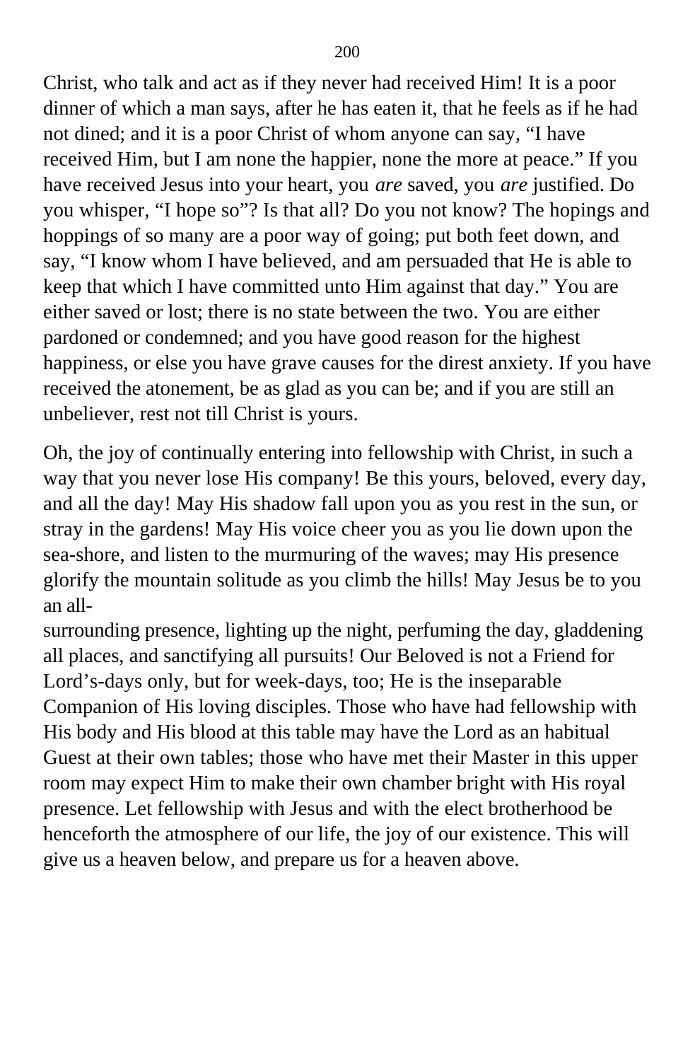Christ, who talk and act as if they never had received Him! It is a poor dinner of which a man says, after he has eaten it, that he feels as if he had not dined; and it is a poor Christ of whom anyone can say, "I have received Him, but I am none the happier, none the more at peace." If you have received Jesus into your heart, you *are* saved, you *are* justified. Do you whisper, "I hope so"? Is that all? Do you not know? The hopings and hoppings of so many are a poor way of going; put both feet down, and say, "I know whom I have believed, and am persuaded that He is able to keep that which I have committed unto Him against that day." You are either saved or lost; there is no state between the two. You are either pardoned or condemned; and you have good reason for the highest happiness, or else you have grave causes for the direst anxiety. If you have received the atonement, be as glad as you can be; and if you are still an unbeliever, rest not till Christ is yours.

Oh, the joy of continually entering into fellowship with Christ, in such a way that you never lose His company! Be this yours, beloved, every day, and all the day! May His shadow fall upon you as you rest in the sun, or stray in the gardens! May His voice cheer you as you lie down upon the sea-shore, and listen to the murmuring of the waves; may His presence glorify the mountain solitude as you climb the hills! May Jesus be to you an all-surrounding presence, lighting up the night, perfuming the day, gladdening all places, and sanctifying all pursuits! Our Beloved is not a Friend for Lord's-days only, but for week-days, too; He is the inseparable Companion of His loving disciples. Those who have had fellowship with His body and His blood at this table may have the Lord as an habitual Guest at their own tables; those who have met their Master in this upper room may expect Him to make their own chamber bright with His royal presence. Let fellowship with Jesus and with the elect brotherhood be henceforth the atmosphere of our life, the joy of our existence. This will give us a heaven below, and prepare us for a heaven above.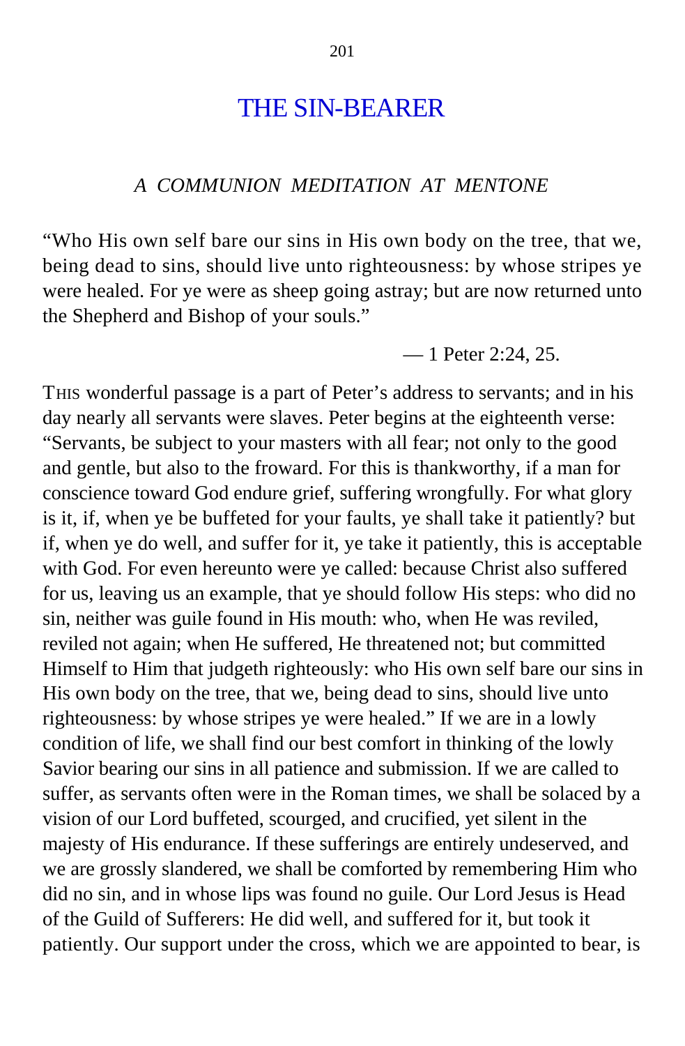# THE SIN-BEARER

*A COMMUNION MEDITATION AT MENTONE*

"Who His own self bare our sins in His own body on the tree, that we, being dead to sins, should live unto righteousness: by whose stripes ye were healed. For ye were as sheep going astray; but are now returned unto the Shepherd and Bishop of your souls."

— 1 Peter 2:24, 25.

THIS wonderful passage is a part of Peter's address to servants; and in his day nearly all servants were slaves. Peter begins at the eighteenth verse: "Servants, be subject to your masters with all fear; not only to the good and gentle, but also to the froward. For this is thankworthy, if a man for conscience toward God endure grief, suffering wrongfully. For what glory is it, if, when ye be buffeted for your faults, ye shall take it patiently? but if, when ye do well, and suffer for it, ye take it patiently, this is acceptable with God. For even hereunto were ye called: because Christ also suffered for us, leaving us an example, that ye should follow His steps: who did no sin, neither was guile found in His mouth: who, when He was reviled, reviled not again; when He suffered, He threatened not; but committed Himself to Him that judgeth righteously: who His own self bare our sins in His own body on the tree, that we, being dead to sins, should live unto righteousness: by whose stripes ye were healed." If we are in a lowly condition of life, we shall find our best comfort in thinking of the lowly Savior bearing our sins in all patience and submission. If we are called to suffer, as servants often were in the Roman times, we shall be solaced by a vision of our Lord buffeted, scourged, and crucified, yet silent in the majesty of His endurance. If these sufferings are entirely undeserved, and we are grossly slandered, we shall be comforted by remembering Him who did no sin, and in whose lips was found no guile. Our Lord Jesus is Head of the Guild of Sufferers: He did well, and suffered for it, but took it patiently. Our support under the cross, which we are appointed to bear, is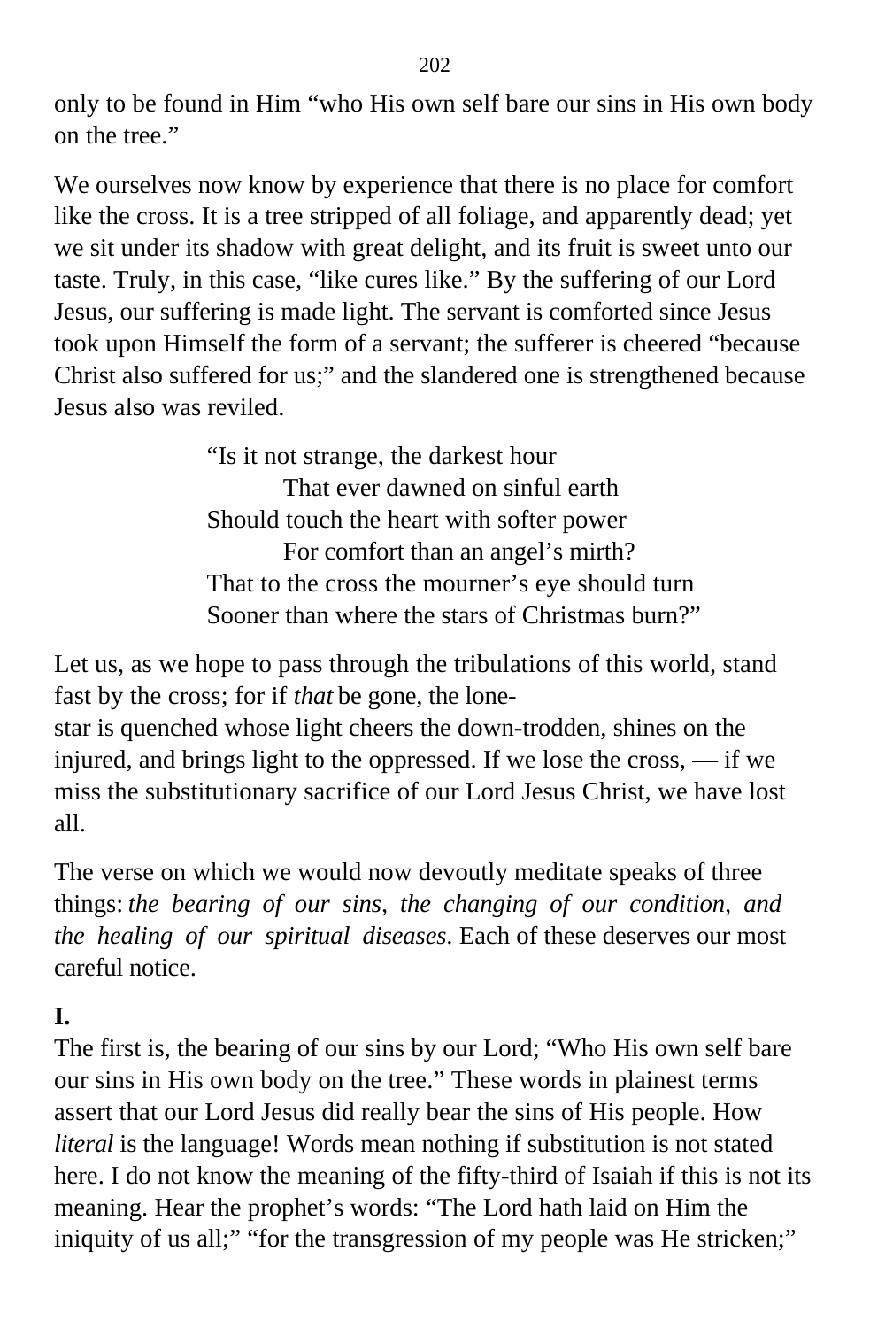only to be found in Him "who His own self bare our sins in His own body on the tree."

We ourselves now know by experience that there is no place for comfort like the cross. It is a tree stripped of all foliage, and apparently dead; yet we sit under its shadow with great delight, and its fruit is sweet unto our taste. Truly, in this case, "like cures like." By the suffering of our Lord Jesus, our suffering is made light. The servant is comforted since Jesus took upon Himself the form of a servant; the sufferer is cheered "because Christ also suffered for us;" and the slandered one is strengthened because Jesus also was reviled.

> "Is it not strange, the darkest hour
> That ever dawned on sinful earth
> Should touch the heart with softer power
> For comfort than an angel's mirth?
> That to the cross the mourner's eye should turn
> Sooner than where the stars of Christmas burn?"

Let us, as we hope to pass through the tribulations of this world, stand fast by the cross; for if *that* be gone, the lone-star is quenched whose light cheers the down-trodden, shines on the injured, and brings light to the oppressed. If we lose the cross, — if we miss the substitutionary sacrifice of our Lord Jesus Christ, we have lost all.

The verse on which we would now devoutly meditate speaks of three things: *the bearing of our sins, the changing of our condition, and the healing of our spiritual diseases*. Each of these deserves our most careful notice.

**I.**

The first is, the bearing of our sins by our Lord; "Who His own self bare our sins in His own body on the tree." These words in plainest terms assert that our Lord Jesus did really bear the sins of His people. How *literal* is the language! Words mean nothing if substitution is not stated here. I do not know the meaning of the fifty-third of Isaiah if this is not its meaning. Hear the prophet's words: "The Lord hath laid on Him the iniquity of us all;" "for the transgression of my people was He stricken;"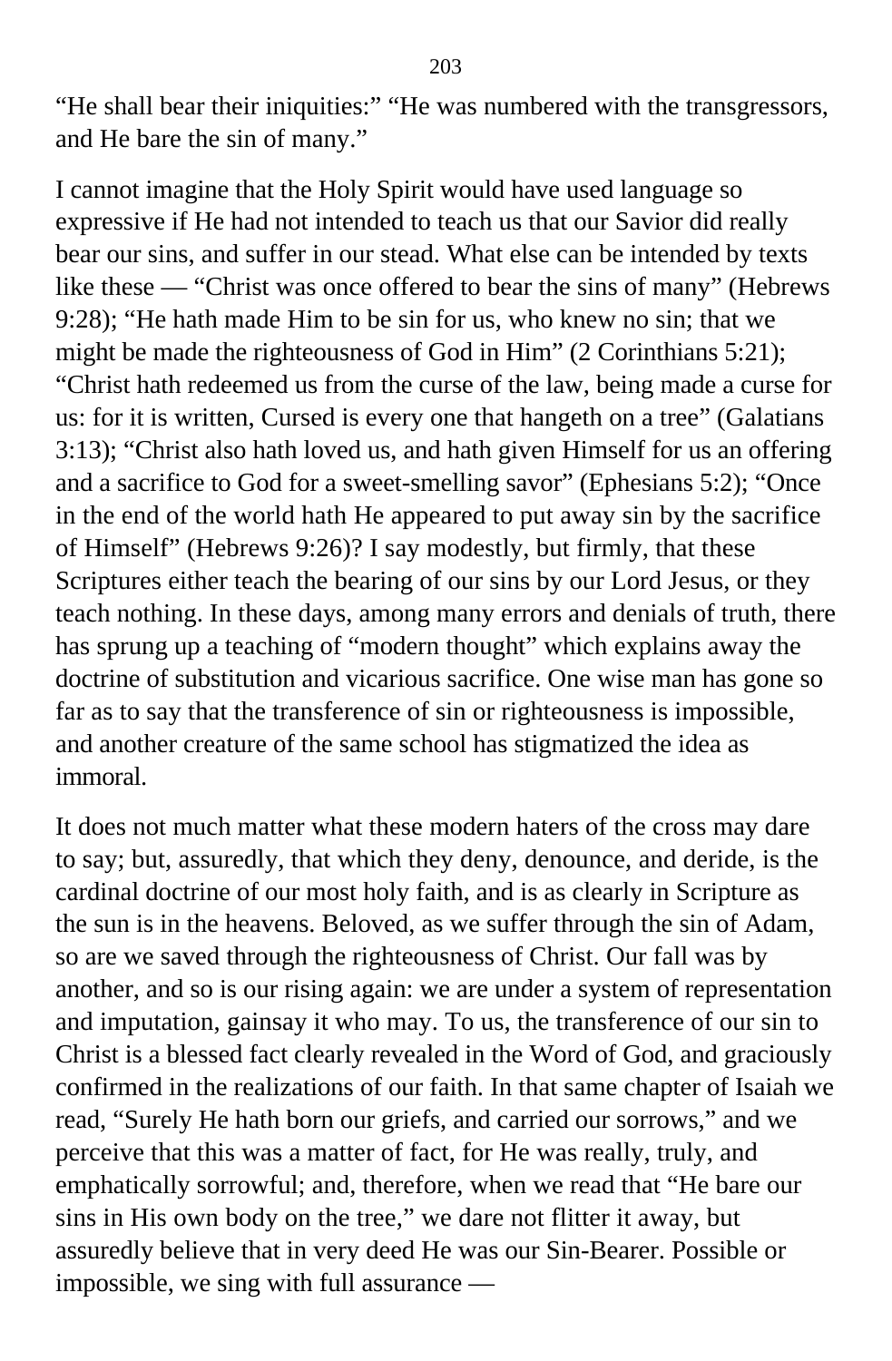"He shall bear their iniquities:" "He was numbered with the transgressors, and He bare the sin of many."

I cannot imagine that the Holy Spirit would have used language so expressive if He had not intended to teach us that our Savior did really bear our sins, and suffer in our stead. What else can be intended by texts like these — "Christ was once offered to bear the sins of many" (Hebrews 9:28); "He hath made Him to be sin for us, who knew no sin; that we might be made the righteousness of God in Him" (2 Corinthians 5:21); "Christ hath redeemed us from the curse of the law, being made a curse for us: for it is written, Cursed is every one that hangeth on a tree" (Galatians 3:13); "Christ also hath loved us, and hath given Himself for us an offering and a sacrifice to God for a sweet-smelling savor" (Ephesians 5:2); "Once in the end of the world hath He appeared to put away sin by the sacrifice of Himself" (Hebrews 9:26)? I say modestly, but firmly, that these Scriptures either teach the bearing of our sins by our Lord Jesus, or they teach nothing. In these days, among many errors and denials of truth, there has sprung up a teaching of "modern thought" which explains away the doctrine of substitution and vicarious sacrifice. One wise man has gone so far as to say that the transference of sin or righteousness is impossible, and another creature of the same school has stigmatized the idea as immoral.

It does not much matter what these modern haters of the cross may dare to say; but, assuredly, that which they deny, denounce, and deride, is the cardinal doctrine of our most holy faith, and is as clearly in Scripture as the sun is in the heavens. Beloved, as we suffer through the sin of Adam, so are we saved through the righteousness of Christ. Our fall was by another, and so is our rising again: we are under a system of representation and imputation, gainsay it who may. To us, the transference of our sin to Christ is a blessed fact clearly revealed in the Word of God, and graciously confirmed in the realizations of our faith. In that same chapter of Isaiah we read, "Surely He hath born our griefs, and carried our sorrows," and we perceive that this was a matter of fact, for He was really, truly, and emphatically sorrowful; and, therefore, when we read that "He bare our sins in His own body on the tree," we dare not flitter it away, but assuredly believe that in very deed He was our Sin-Bearer. Possible or impossible, we sing with full assurance —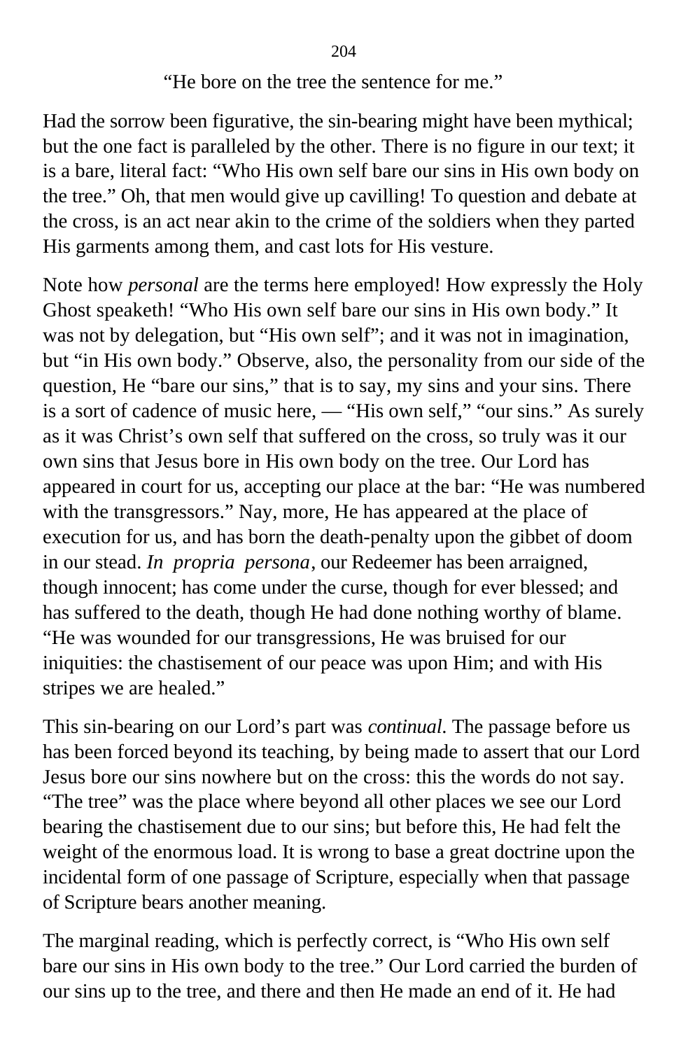"He bore on the tree the sentence for me."

Had the sorrow been figurative, the sin-bearing might have been mythical; but the one fact is paralleled by the other. There is no figure in our text; it is a bare, literal fact: "Who His own self bare our sins in His own body on the tree." Oh, that men would give up cavilling! To question and debate at the cross, is an act near akin to the crime of the soldiers when they parted His garments among them, and cast lots for His vesture.

Note how *personal* are the terms here employed! How expressly the Holy Ghost speaketh! "Who His own self bare our sins in His own body." It was not by delegation, but "His own self"; and it was not in imagination, but "in His own body." Observe, also, the personality from our side of the question, He "bare our sins," that is to say, my sins and your sins. There is a sort of cadence of music here, — "His own self," "our sins." As surely as it was Christ's own self that suffered on the cross, so truly was it our own sins that Jesus bore in His own body on the tree. Our Lord has appeared in court for us, accepting our place at the bar: "He was numbered with the transgressors." Nay, more, He has appeared at the place of execution for us, and has born the death-penalty upon the gibbet of doom in our stead. *In propria persona*, our Redeemer has been arraigned, though innocent; has come under the curse, though for ever blessed; and has suffered to the death, though He had done nothing worthy of blame. "He was wounded for our transgressions, He was bruised for our iniquities: the chastisement of our peace was upon Him; and with His stripes we are healed."

This sin-bearing on our Lord's part was *continual*. The passage before us has been forced beyond its teaching, by being made to assert that our Lord Jesus bore our sins nowhere but on the cross: this the words do not say. "The tree" was the place where beyond all other places we see our Lord bearing the chastisement due to our sins; but before this, He had felt the weight of the enormous load. It is wrong to base a great doctrine upon the incidental form of one passage of Scripture, especially when that passage of Scripture bears another meaning.

The marginal reading, which is perfectly correct, is "Who His own self bare our sins in His own body to the tree." Our Lord carried the burden of our sins up to the tree, and there and then He made an end of it. He had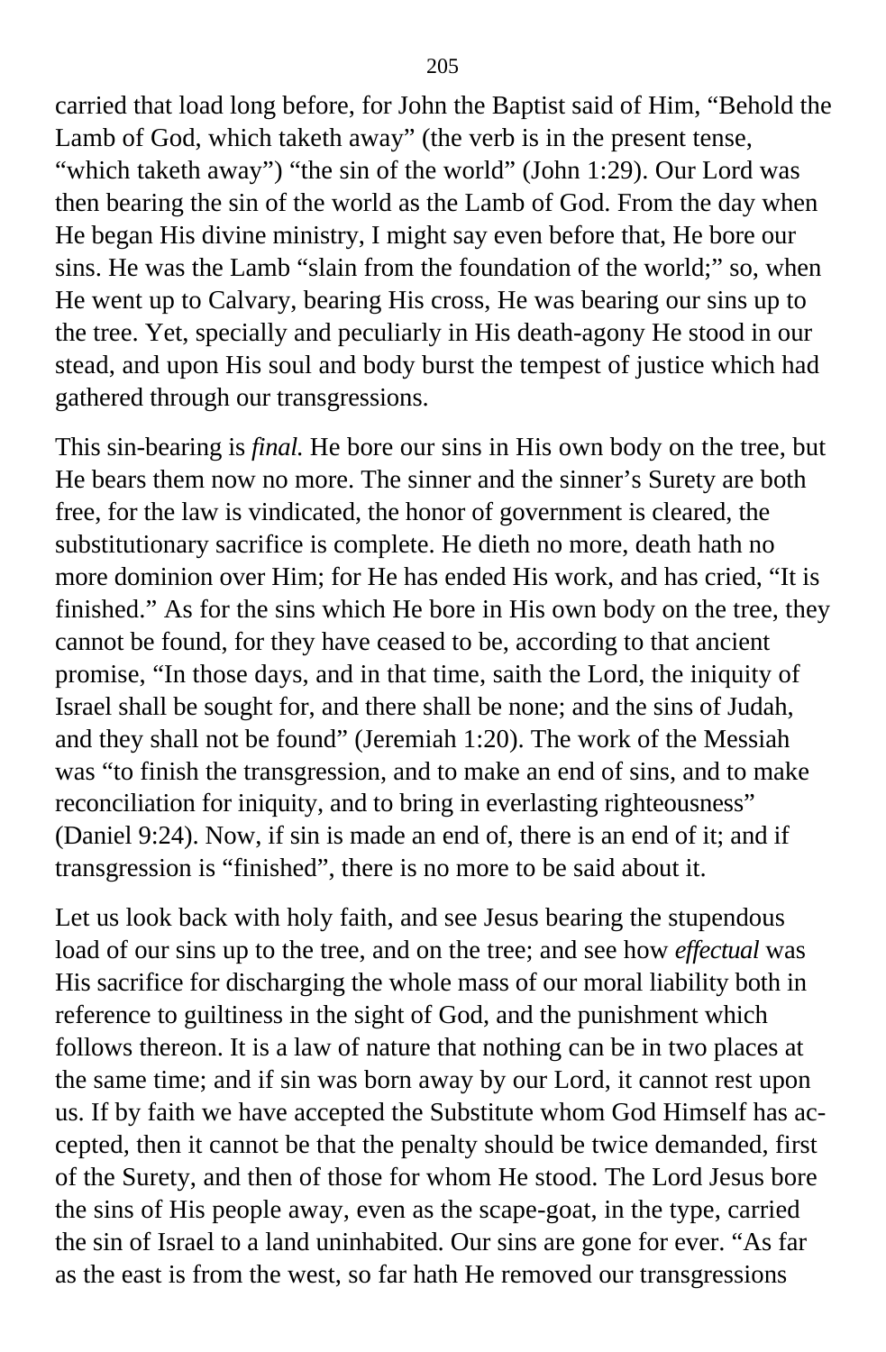carried that load long before, for John the Baptist said of Him, "Behold the Lamb of God, which taketh away" (the verb is in the present tense, "which taketh away") "the sin of the world" (John 1:29). Our Lord was then bearing the sin of the world as the Lamb of God. From the day when He began His divine ministry, I might say even before that, He bore our sins. He was the Lamb "slain from the foundation of the world;" so, when He went up to Calvary, bearing His cross, He was bearing our sins up to the tree. Yet, specially and peculiarly in His death-agony He stood in our stead, and upon His soul and body burst the tempest of justice which had gathered through our transgressions.

This sin-bearing is *final.* He bore our sins in His own body on the tree, but He bears them now no more. The sinner and the sinner's Surety are both free, for the law is vindicated, the honor of government is cleared, the substitutionary sacrifice is complete. He dieth no more, death hath no more dominion over Him; for He has ended His work, and has cried, "It is finished." As for the sins which He bore in His own body on the tree, they cannot be found, for they have ceased to be, according to that ancient promise, "In those days, and in that time, saith the Lord, the iniquity of Israel shall be sought for, and there shall be none; and the sins of Judah, and they shall not be found" (Jeremiah 1:20). The work of the Messiah was "to finish the transgression, and to make an end of sins, and to make reconciliation for iniquity, and to bring in everlasting righteousness" (Daniel 9:24). Now, if sin is made an end of, there is an end of it; and if transgression is "finished", there is no more to be said about it.

Let us look back with holy faith, and see Jesus bearing the stupendous load of our sins up to the tree, and on the tree; and see how *effectual* was His sacrifice for discharging the whole mass of our moral liability both in reference to guiltiness in the sight of God, and the punishment which follows thereon. It is a law of nature that nothing can be in two places at the same time; and if sin was born away by our Lord, it cannot rest upon us. If by faith we have accepted the Substitute whom God Himself has accepted, then it cannot be that the penalty should be twice demanded, first of the Surety, and then of those for whom He stood. The Lord Jesus bore the sins of His people away, even as the scape-goat, in the type, carried the sin of Israel to a land uninhabited. Our sins are gone for ever. "As far as the east is from the west, so far hath He removed our transgressions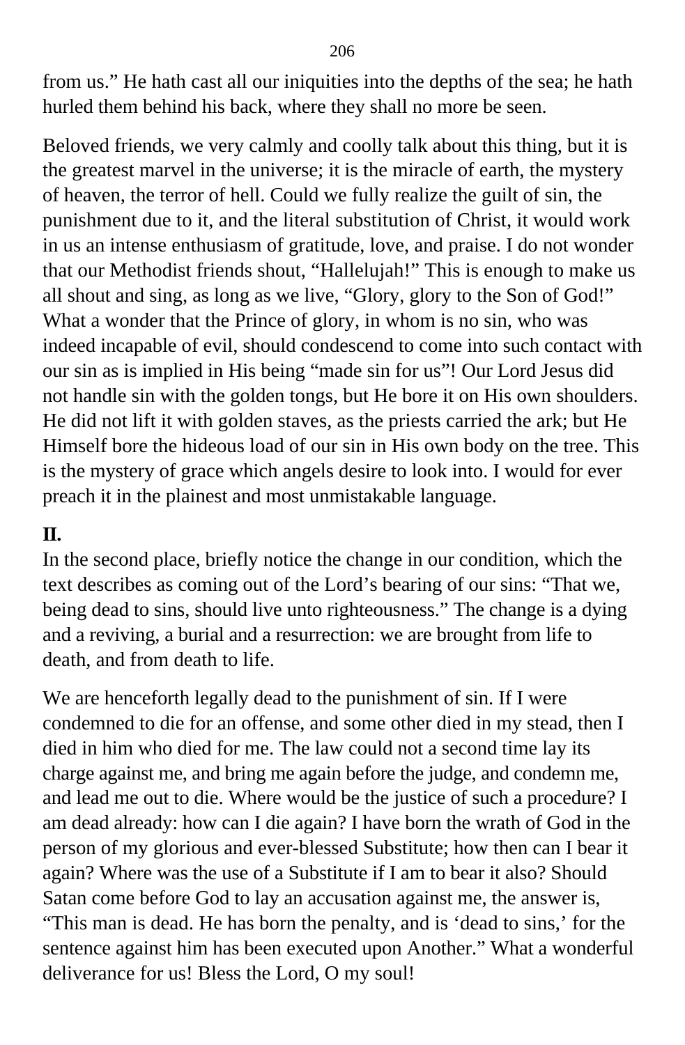from us.” He hath cast all our iniquities into the depths of the sea; he hath hurled them behind his back, where they shall no more be seen.

Beloved friends, we very calmly and coolly talk about this thing, but it is the greatest marvel in the universe; it is the miracle of earth, the mystery of heaven, the terror of hell. Could we fully realize the guilt of sin, the punishment due to it, and the literal substitution of Christ, it would work in us an intense enthusiasm of gratitude, love, and praise. I do not wonder that our Methodist friends shout, “Hallelujah!” This is enough to make us all shout and sing, as long as we live, “Glory, glory to the Son of God!” What a wonder that the Prince of glory, in whom is no sin, who was indeed incapable of evil, should condescend to come into such contact with our sin as is implied in His being “made sin for us”! Our Lord Jesus did not handle sin with the golden tongs, but He bore it on His own shoulders. He did not lift it with golden staves, as the priests carried the ark; but He Himself bore the hideous load of our sin in His own body on the tree. This is the mystery of grace which angels desire to look into. I would for ever preach it in the plainest and most unmistakable language.

**II.**

In the second place, briefly notice the change in our condition, which the text describes as coming out of the Lord’s bearing of our sins: “That we, being dead to sins, should live unto righteousness.” The change is a dying and a reviving, a burial and a resurrection: we are brought from life to death, and from death to life.

We are henceforth legally dead to the punishment of sin. If I were condemned to die for an offense, and some other died in my stead, then I died in him who died for me. The law could not a second time lay its charge against me, and bring me again before the judge, and condemn me, and lead me out to die. Where would be the justice of such a procedure? I am dead already: how can I die again? I have born the wrath of God in the person of my glorious and ever-blessed Substitute; how then can I bear it again? Where was the use of a Substitute if I am to bear it also? Should Satan come before God to lay an accusation against me, the answer is, “This man is dead. He has born the penalty, and is ‘dead to sins,’ for the sentence against him has been executed upon Another.” What a wonderful deliverance for us! Bless the Lord, O my soul!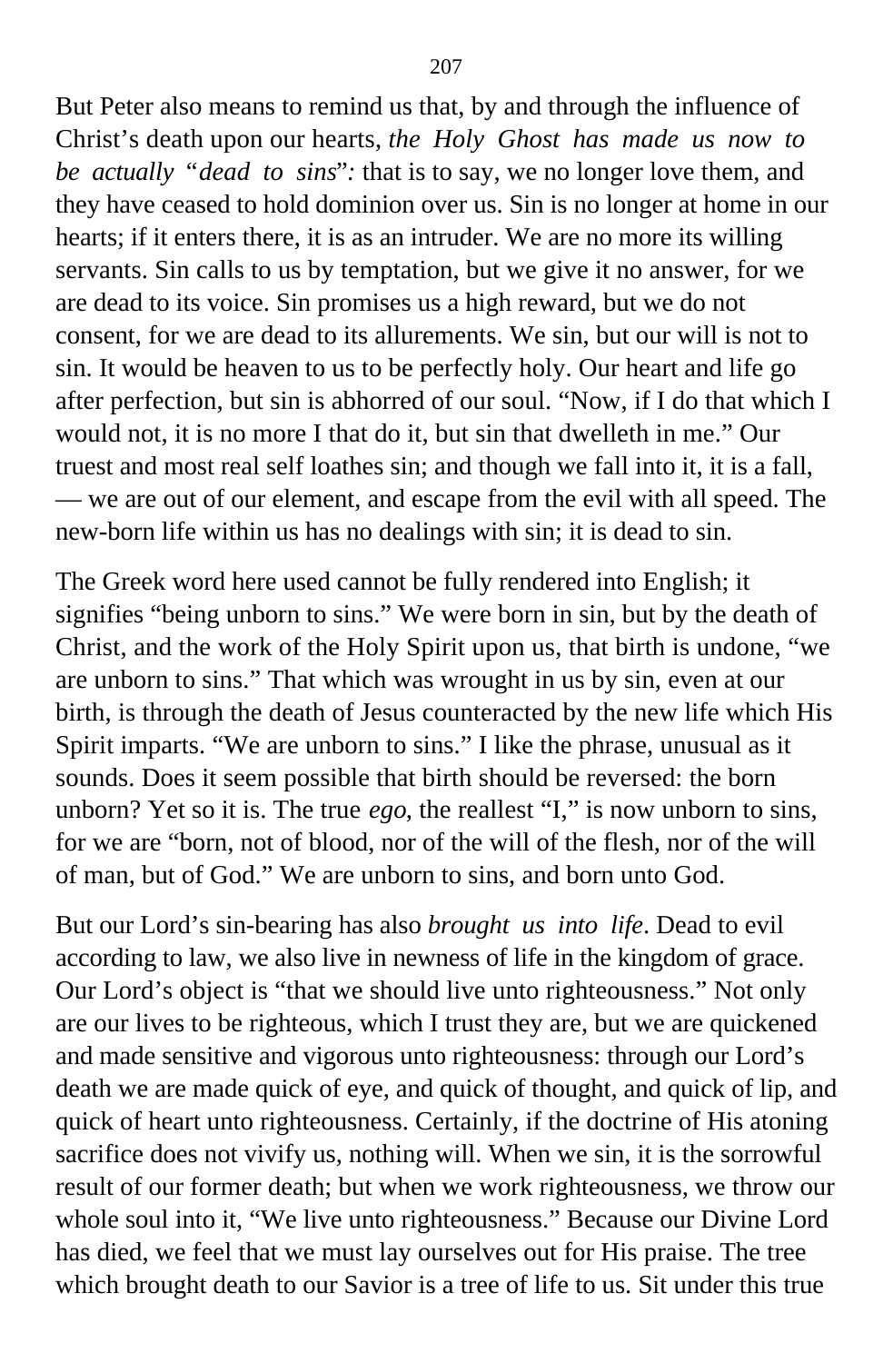But Peter also means to remind us that, by and through the influence of Christ’s death upon our hearts, *the Holy Ghost has made us now to be actually “dead to sins”:* that is to say, we no longer love them, and they have ceased to hold dominion over us. Sin is no longer at home in our hearts; if it enters there, it is as an intruder. We are no more its willing servants. Sin calls to us by temptation, but we give it no answer, for we are dead to its voice. Sin promises us a high reward, but we do not consent, for we are dead to its allurements. We sin, but our will is not to sin. It would be heaven to us to be perfectly holy. Our heart and life go after perfection, but sin is abhorred of our soul. “Now, if I do that which I would not, it is no more I that do it, but sin that dwelleth in me.” Our truest and most real self loathes sin; and though we fall into it, it is a fall, — we are out of our element, and escape from the evil with all speed. The new-born life within us has no dealings with sin; it is dead to sin.

The Greek word here used cannot be fully rendered into English; it signifies “being unborn to sins.” We were born in sin, but by the death of Christ, and the work of the Holy Spirit upon us, that birth is undone, “we are unborn to sins.” That which was wrought in us by sin, even at our birth, is through the death of Jesus counteracted by the new life which His Spirit imparts. “We are unborn to sins.” I like the phrase, unusual as it sounds. Does it seem possible that birth should be reversed: the born unborn? Yet so it is. The true *ego*, the reallest “I,” is now unborn to sins, for we are “born, not of blood, nor of the will of the flesh, nor of the will of man, but of God.” We are unborn to sins, and born unto God.

But our Lord’s sin-bearing has also *brought us into life*. Dead to evil according to law, we also live in newness of life in the kingdom of grace. Our Lord’s object is “that we should live unto righteousness.” Not only are our lives to be righteous, which I trust they are, but we are quickened and made sensitive and vigorous unto righteousness: through our Lord’s death we are made quick of eye, and quick of thought, and quick of lip, and quick of heart unto righteousness. Certainly, if the doctrine of His atoning sacrifice does not vivify us, nothing will. When we sin, it is the sorrowful result of our former death; but when we work righteousness, we throw our whole soul into it, “We live unto righteousness.” Because our Divine Lord has died, we feel that we must lay ourselves out for His praise. The tree which brought death to our Savior is a tree of life to us. Sit under this true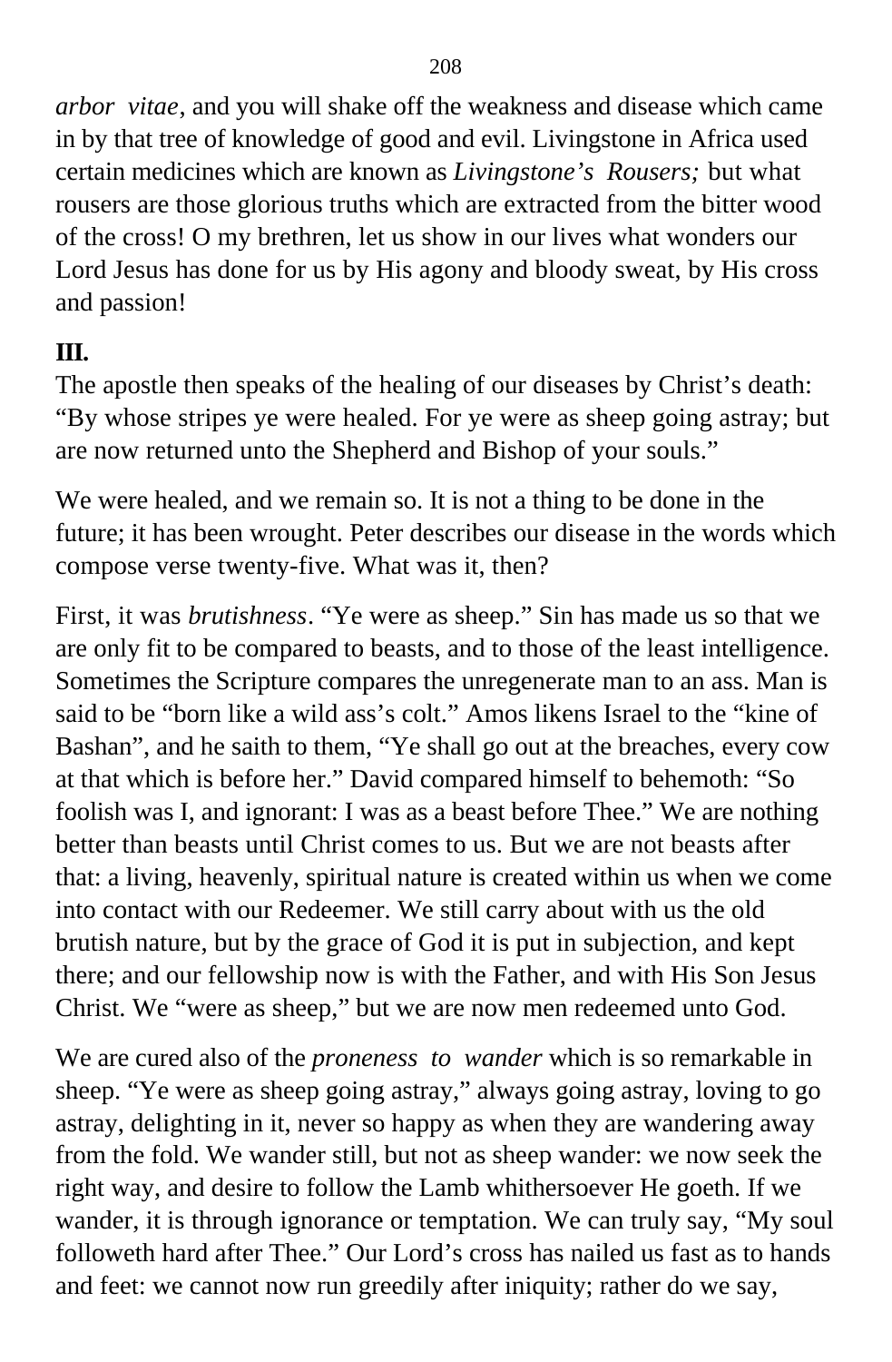*arbor vitae*, and you will shake off the weakness and disease which came in by that tree of knowledge of good and evil. Livingstone in Africa used certain medicines which are known as *Livingstone's Rousers;* but what rousers are those glorious truths which are extracted from the bitter wood of the cross! O my brethren, let us show in our lives what wonders our Lord Jesus has done for us by His agony and bloody sweat, by His cross and passion!

**III.**

The apostle then speaks of the healing of our diseases by Christ's death: "By whose stripes ye were healed. For ye were as sheep going astray; but are now returned unto the Shepherd and Bishop of your souls."

We were healed, and we remain so. It is not a thing to be done in the future; it has been wrought. Peter describes our disease in the words which compose verse twenty-five. What was it, then?

First, it was *brutishness*. "Ye were as sheep." Sin has made us so that we are only fit to be compared to beasts, and to those of the least intelligence. Sometimes the Scripture compares the unregenerate man to an ass. Man is said to be "born like a wild ass's colt." Amos likens Israel to the "kine of Bashan", and he saith to them, "Ye shall go out at the breaches, every cow at that which is before her." David compared himself to behemoth: "So foolish was I, and ignorant: I was as a beast before Thee." We are nothing better than beasts until Christ comes to us. But we are not beasts after that: a living, heavenly, spiritual nature is created within us when we come into contact with our Redeemer. We still carry about with us the old brutish nature, but by the grace of God it is put in subjection, and kept there; and our fellowship now is with the Father, and with His Son Jesus Christ. We "were as sheep," but we are now men redeemed unto God.

We are cured also of the *proneness to wander* which is so remarkable in sheep. "Ye were as sheep going astray," always going astray, loving to go astray, delighting in it, never so happy as when they are wandering away from the fold. We wander still, but not as sheep wander: we now seek the right way, and desire to follow the Lamb whithersoever He goeth. If we wander, it is through ignorance or temptation. We can truly say, "My soul followeth hard after Thee." Our Lord's cross has nailed us fast as to hands and feet: we cannot now run greedily after iniquity; rather do we say,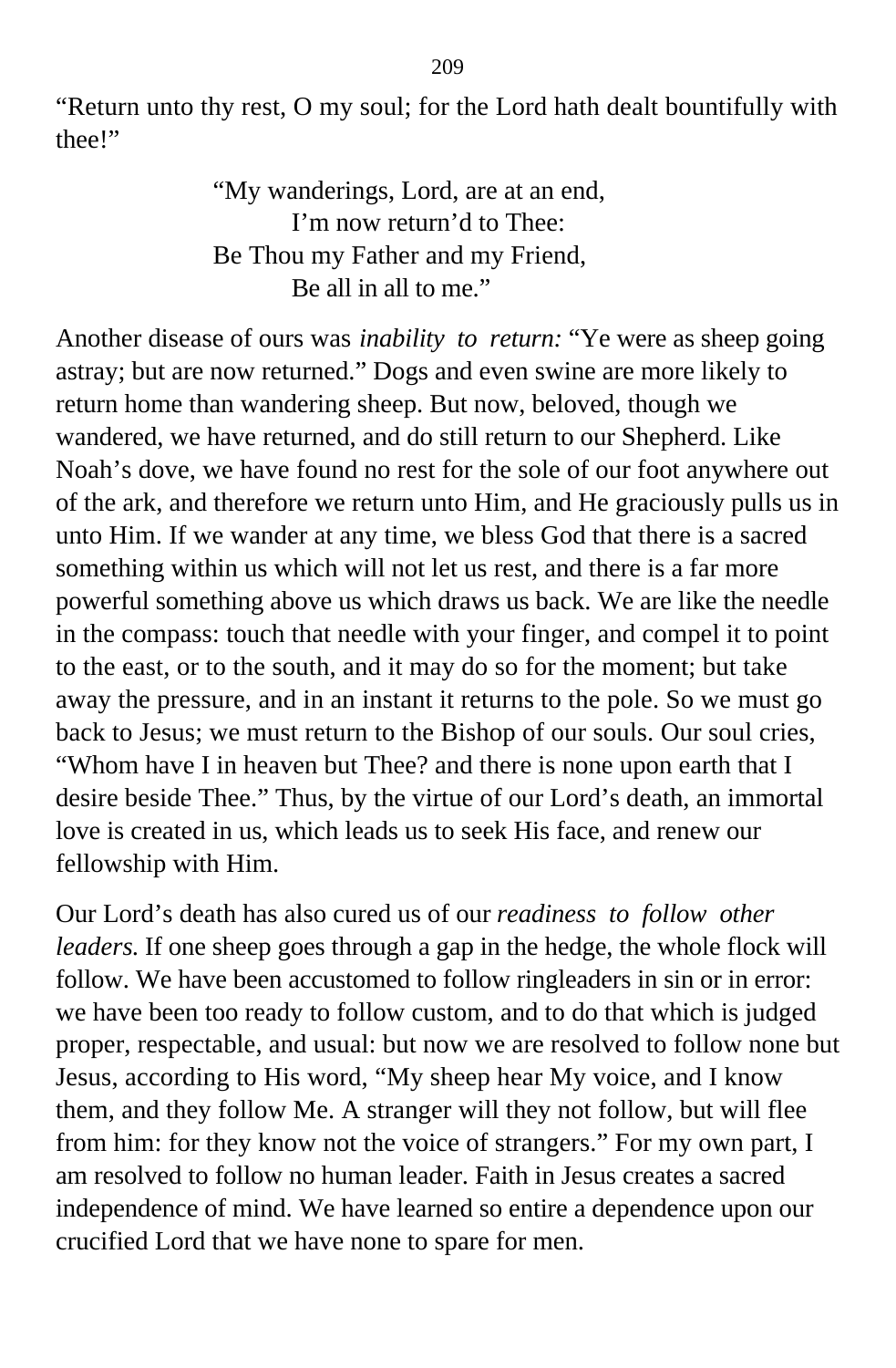"Return unto thy rest, O my soul; for the Lord hath dealt bountifully with thee!"

> "My wanderings, Lord, are at an end,
> I'm now return'd to Thee:
> Be Thou my Father and my Friend,
> Be all in all to me."

Another disease of ours was *inability to return:* "Ye were as sheep going astray; but are now returned." Dogs and even swine are more likely to return home than wandering sheep. But now, beloved, though we wandered, we have returned, and do still return to our Shepherd. Like Noah's dove, we have found no rest for the sole of our foot anywhere out of the ark, and therefore we return unto Him, and He graciously pulls us in unto Him. If we wander at any time, we bless God that there is a sacred something within us which will not let us rest, and there is a far more powerful something above us which draws us back. We are like the needle in the compass: touch that needle with your finger, and compel it to point to the east, or to the south, and it may do so for the moment; but take away the pressure, and in an instant it returns to the pole. So we must go back to Jesus; we must return to the Bishop of our souls. Our soul cries, "Whom have I in heaven but Thee? and there is none upon earth that I desire beside Thee." Thus, by the virtue of our Lord's death, an immortal love is created in us, which leads us to seek His face, and renew our fellowship with Him.

Our Lord's death has also cured us of our *readiness to follow other leaders.* If one sheep goes through a gap in the hedge, the whole flock will follow. We have been accustomed to follow ringleaders in sin or in error: we have been too ready to follow custom, and to do that which is judged proper, respectable, and usual: but now we are resolved to follow none but Jesus, according to His word, "My sheep hear My voice, and I know them, and they follow Me. A stranger will they not follow, but will flee from him: for they know not the voice of strangers." For my own part, I am resolved to follow no human leader. Faith in Jesus creates a sacred independence of mind. We have learned so entire a dependence upon our crucified Lord that we have none to spare for men.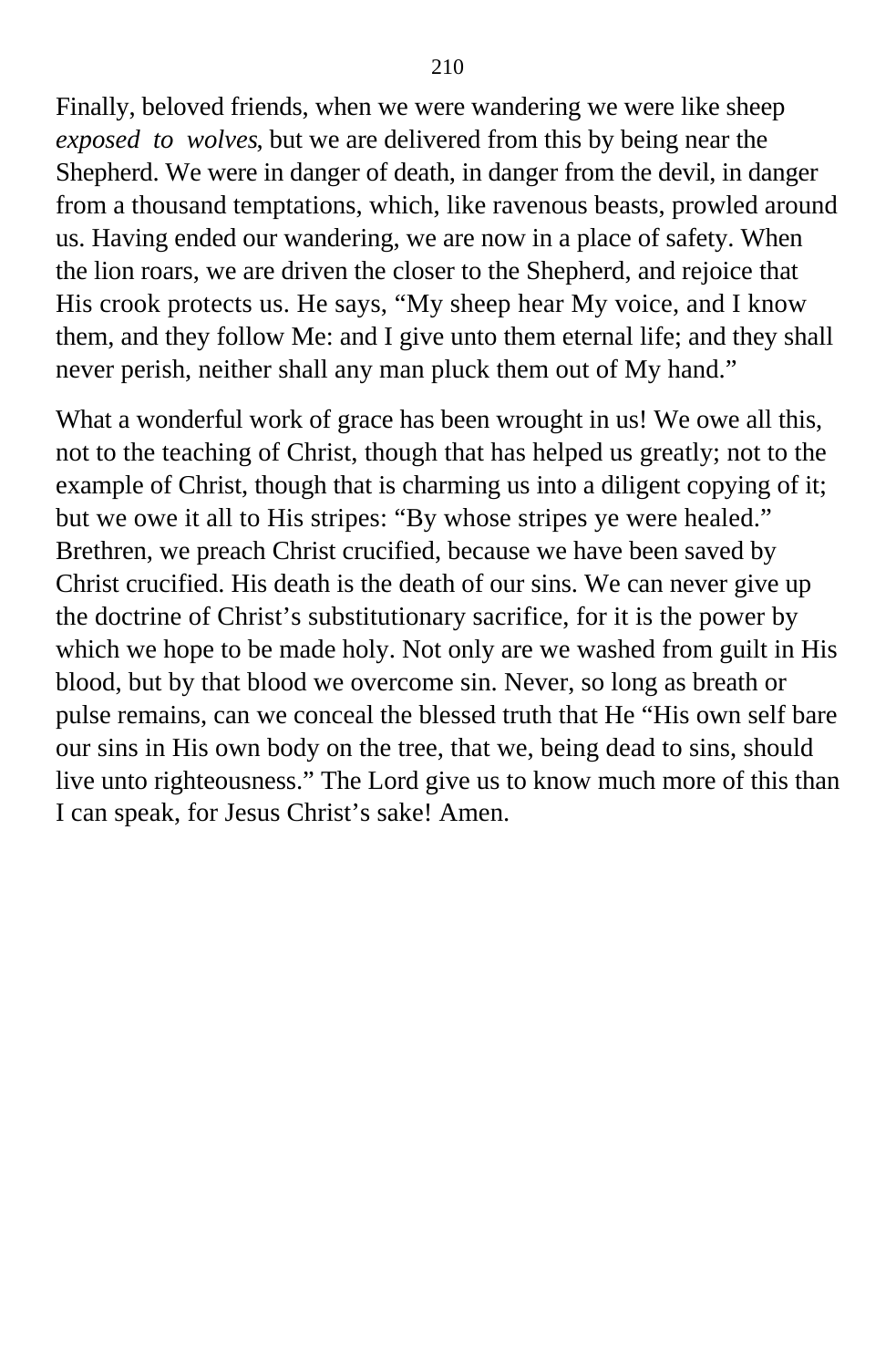Finally, beloved friends, when we were wandering we were like sheep *exposed to wolves*, but we are delivered from this by being near the Shepherd. We were in danger of death, in danger from the devil, in danger from a thousand temptations, which, like ravenous beasts, prowled around us. Having ended our wandering, we are now in a place of safety. When the lion roars, we are driven the closer to the Shepherd, and rejoice that His crook protects us. He says, "My sheep hear My voice, and I know them, and they follow Me: and I give unto them eternal life; and they shall never perish, neither shall any man pluck them out of My hand."

What a wonderful work of grace has been wrought in us! We owe all this, not to the teaching of Christ, though that has helped us greatly; not to the example of Christ, though that is charming us into a diligent copying of it; but we owe it all to His stripes: "By whose stripes ye were healed." Brethren, we preach Christ crucified, because we have been saved by Christ crucified. His death is the death of our sins. We can never give up the doctrine of Christ's substitutionary sacrifice, for it is the power by which we hope to be made holy. Not only are we washed from guilt in His blood, but by that blood we overcome sin. Never, so long as breath or pulse remains, can we conceal the blessed truth that He "His own self bare our sins in His own body on the tree, that we, being dead to sins, should live unto righteousness." The Lord give us to know much more of this than I can speak, for Jesus Christ's sake! Amen.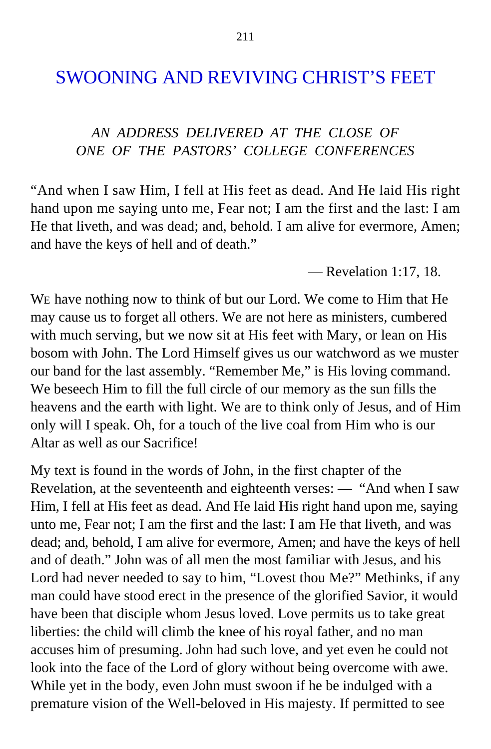# SWOONING AND REVIVING CHRIST'S FEET

*AN ADDRESS DELIVERED AT THE CLOSE OF ONE OF THE PASTORS' COLLEGE CONFERENCES*

"And when I saw Him, I fell at His feet as dead. And He laid His right hand upon me saying unto me, Fear not; I am the first and the last: I am He that liveth, and was dead; and, behold. I am alive for evermore, Amen; and have the keys of hell and of death."

— Revelation 1:17, 18.

WE have nothing now to think of but our Lord. We come to Him that He may cause us to forget all others. We are not here as ministers, cumbered with much serving, but we now sit at His feet with Mary, or lean on His bosom with John. The Lord Himself gives us our watchword as we muster our band for the last assembly. "Remember Me," is His loving command. We beseech Him to fill the full circle of our memory as the sun fills the heavens and the earth with light. We are to think only of Jesus, and of Him only will I speak. Oh, for a touch of the live coal from Him who is our Altar as well as our Sacrifice!

My text is found in the words of John, in the first chapter of the Revelation, at the seventeenth and eighteenth verses: — "And when I saw Him, I fell at His feet as dead. And He laid His right hand upon me, saying unto me, Fear not; I am the first and the last: I am He that liveth, and was dead; and, behold, I am alive for evermore, Amen; and have the keys of hell and of death." John was of all men the most familiar with Jesus, and his Lord had never needed to say to him, "Lovest thou Me?" Methinks, if any man could have stood erect in the presence of the glorified Savior, it would have been that disciple whom Jesus loved. Love permits us to take great liberties: the child will climb the knee of his royal father, and no man accuses him of presuming. John had such love, and yet even he could not look into the face of the Lord of glory without being overcome with awe. While yet in the body, even John must swoon if he be indulged with a premature vision of the Well-beloved in His majesty. If permitted to see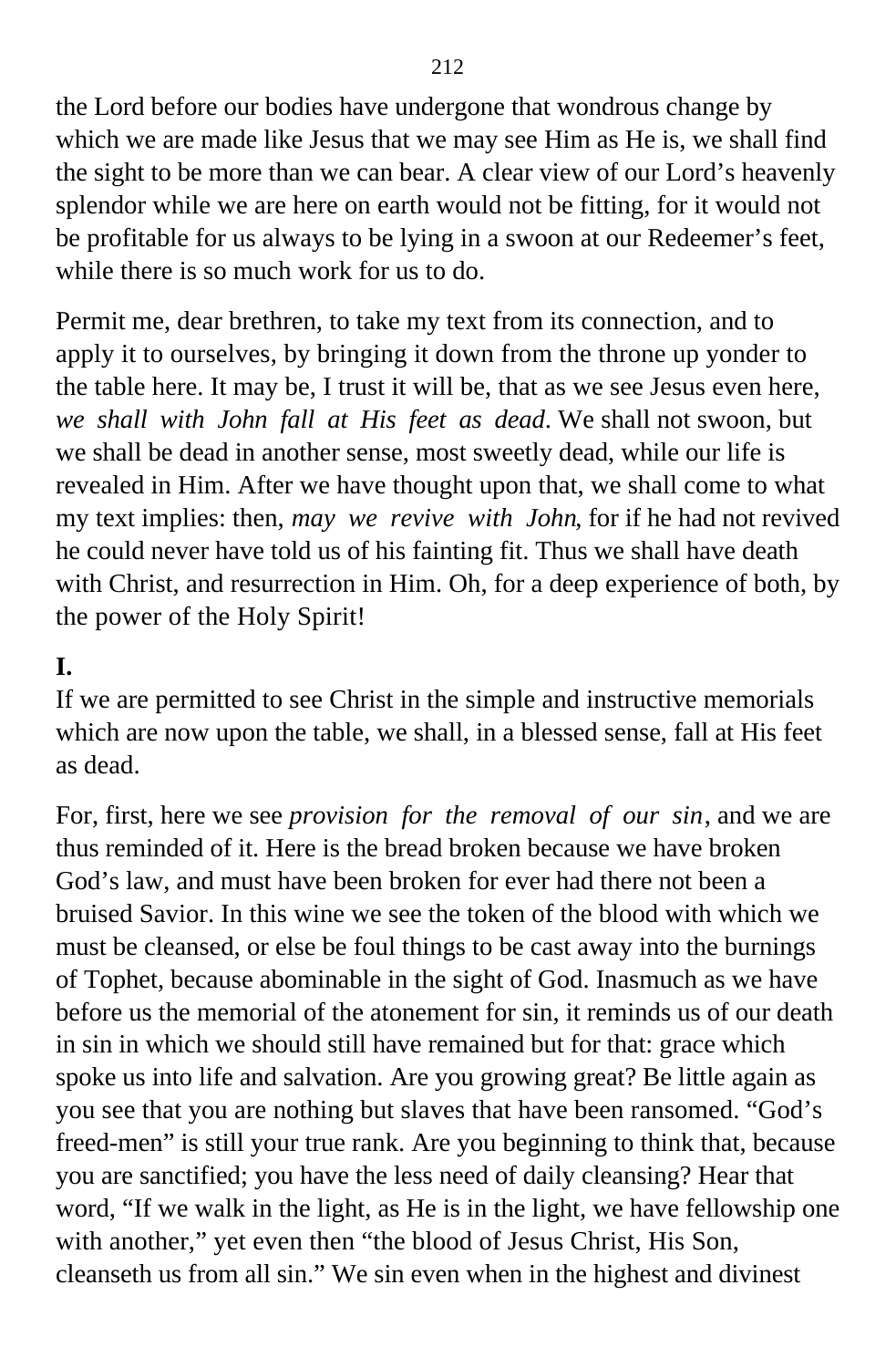the Lord before our bodies have undergone that wondrous change by which we are made like Jesus that we may see Him as He is, we shall find the sight to be more than we can bear. A clear view of our Lord's heavenly splendor while we are here on earth would not be fitting, for it would not be profitable for us always to be lying in a swoon at our Redeemer's feet, while there is so much work for us to do.

Permit me, dear brethren, to take my text from its connection, and to apply it to ourselves, by bringing it down from the throne up yonder to the table here. It may be, I trust it will be, that as we see Jesus even here, *we shall with John fall at His feet as dead*. We shall not swoon, but we shall be dead in another sense, most sweetly dead, while our life is revealed in Him. After we have thought upon that, we shall come to what my text implies: then, *may we revive with John*, for if he had not revived he could never have told us of his fainting fit. Thus we shall have death with Christ, and resurrection in Him. Oh, for a deep experience of both, by the power of the Holy Spirit!

**I.**

If we are permitted to see Christ in the simple and instructive memorials which are now upon the table, we shall, in a blessed sense, fall at His feet as dead.

For, first, here we see *provision for the removal of our sin*, and we are thus reminded of it. Here is the bread broken because we have broken God's law, and must have been broken for ever had there not been a bruised Savior. In this wine we see the token of the blood with which we must be cleansed, or else be foul things to be cast away into the burnings of Tophet, because abominable in the sight of God. Inasmuch as we have before us the memorial of the atonement for sin, it reminds us of our death in sin in which we should still have remained but for that: grace which spoke us into life and salvation. Are you growing great? Be little again as you see that you are nothing but slaves that have been ransomed. "God's freed-men" is still your true rank. Are you beginning to think that, because you are sanctified; you have the less need of daily cleansing? Hear that word, "If we walk in the light, as He is in the light, we have fellowship one with another," yet even then "the blood of Jesus Christ, His Son, cleanseth us from all sin." We sin even when in the highest and divinest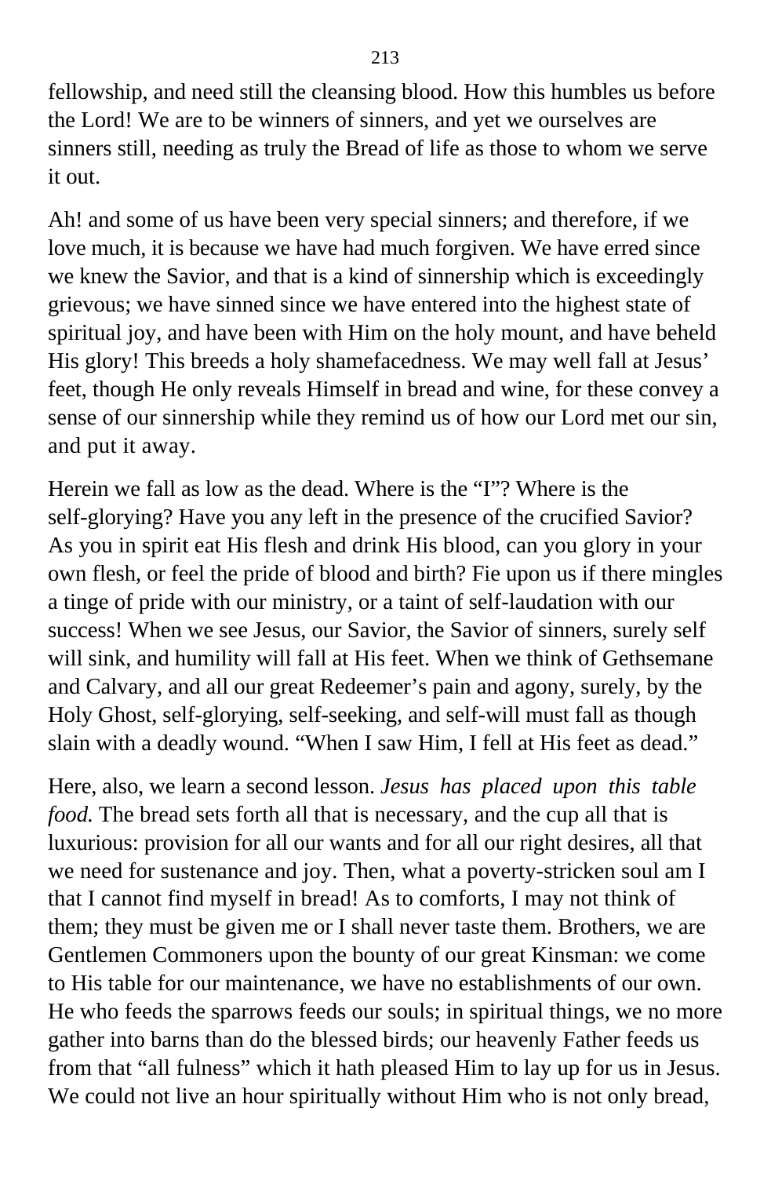fellowship, and need still the cleansing blood. How this humbles us before the Lord! We are to be winners of sinners, and yet we ourselves are sinners still, needing as truly the Bread of life as those to whom we serve it out.

Ah! and some of us have been very special sinners; and therefore, if we love much, it is because we have had much forgiven. We have erred since we knew the Savior, and that is a kind of sinnership which is exceedingly grievous; we have sinned since we have entered into the highest state of spiritual joy, and have been with Him on the holy mount, and have beheld His glory! This breeds a holy shamefacedness. We may well fall at Jesus' feet, though He only reveals Himself in bread and wine, for these convey a sense of our sinnership while they remind us of how our Lord met our sin, and put it away.

Herein we fall as low as the dead. Where is the "I"? Where is the self-glorying? Have you any left in the presence of the crucified Savior? As you in spirit eat His flesh and drink His blood, can you glory in your own flesh, or feel the pride of blood and birth? Fie upon us if there mingles a tinge of pride with our ministry, or a taint of self-laudation with our success! When we see Jesus, our Savior, the Savior of sinners, surely self will sink, and humility will fall at His feet. When we think of Gethsemane and Calvary, and all our great Redeemer's pain and agony, surely, by the Holy Ghost, self-glorying, self-seeking, and self-will must fall as though slain with a deadly wound. "When I saw Him, I fell at His feet as dead."

Here, also, we learn a second lesson. *Jesus has placed upon this table food.* The bread sets forth all that is necessary, and the cup all that is luxurious: provision for all our wants and for all our right desires, all that we need for sustenance and joy. Then, what a poverty-stricken soul am I that I cannot find myself in bread! As to comforts, I may not think of them; they must be given me or I shall never taste them. Brothers, we are Gentlemen Commoners upon the bounty of our great Kinsman: we come to His table for our maintenance, we have no establishments of our own. He who feeds the sparrows feeds our souls; in spiritual things, we no more gather into barns than do the blessed birds; our heavenly Father feeds us from that "all fulness" which it hath pleased Him to lay up for us in Jesus. We could not live an hour spiritually without Him who is not only bread,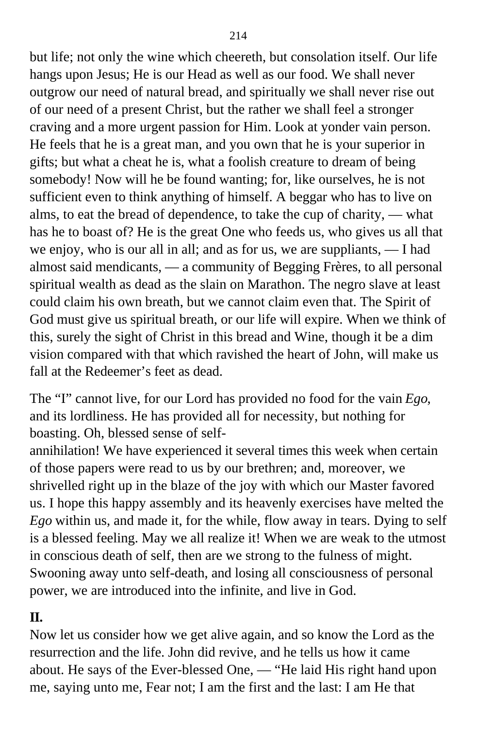but life; not only the wine which cheereth, but consolation itself. Our life hangs upon Jesus; He is our Head as well as our food. We shall never outgrow our need of natural bread, and spiritually we shall never rise out of our need of a present Christ, but the rather we shall feel a stronger craving and a more urgent passion for Him. Look at yonder vain person. He feels that he is a great man, and you own that he is your superior in gifts; but what a cheat he is, what a foolish creature to dream of being somebody! Now will he be found wanting; for, like ourselves, he is not sufficient even to think anything of himself. A beggar who has to live on alms, to eat the bread of dependence, to take the cup of charity, — what has he to boast of? He is the great One who feeds us, who gives us all that we enjoy, who is our all in all; and as for us, we are suppliants, — I had almost said mendicants, — a community of Begging Frères, to all personal spiritual wealth as dead as the slain on Marathon. The negro slave at least could claim his own breath, but we cannot claim even that. The Spirit of God must give us spiritual breath, or our life will expire. When we think of this, surely the sight of Christ in this bread and Wine, though it be a dim vision compared with that which ravished the heart of John, will make us fall at the Redeemer's feet as dead.

The "I" cannot live, for our Lord has provided no food for the vain *Ego*, and its lordliness. He has provided all for necessity, but nothing for boasting. Oh, blessed sense of self-annihilation! We have experienced it several times this week when certain of those papers were read to us by our brethren; and, moreover, we shrivelled right up in the blaze of the joy with which our Master favored us. I hope this happy assembly and its heavenly exercises have melted the *Ego* within us, and made it, for the while, flow away in tears. Dying to self is a blessed feeling. May we all realize it! When we are weak to the utmost in conscious death of self, then are we strong to the fulness of might. Swooning away unto self-death, and losing all consciousness of personal power, we are introduced into the infinite, and live in God.

**II.**

Now let us consider how we get alive again, and so know the Lord as the resurrection and the life. John did revive, and he tells us how it came about. He says of the Ever-blessed One, — "He laid His right hand upon me, saying unto me, Fear not; I am the first and the last: I am He that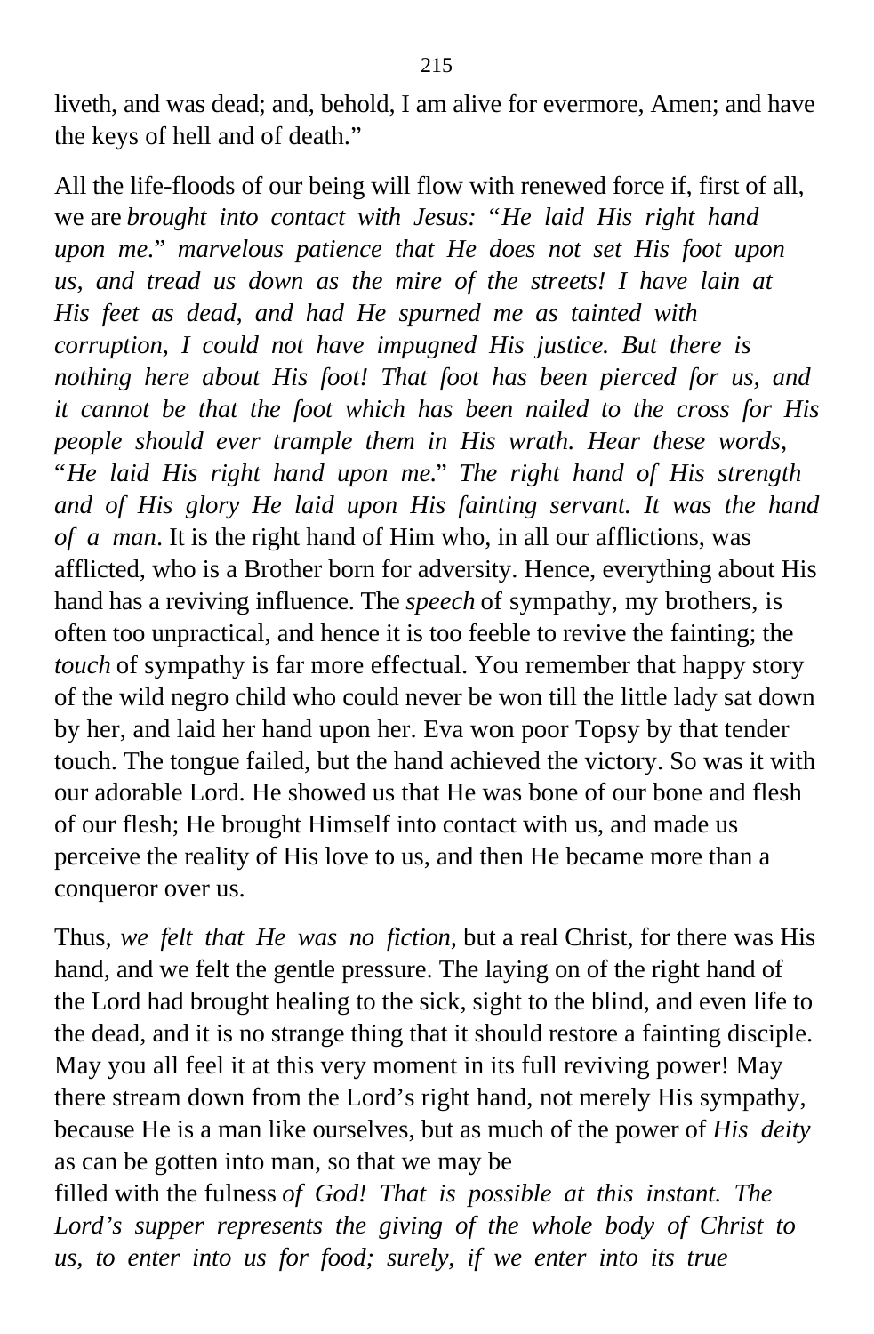liveth, and was dead; and, behold, I am alive for evermore, Amen; and have the keys of hell and of death."

All the life-floods of our being will flow with renewed force if, first of all, we are *brought into contact with Jesus:* "*He laid His right hand upon me*." *marvelous patience that He does not set His foot upon us, and tread us down as the mire of the streets! I have lain at His feet as dead, and had He spurned me as tainted with corruption, I could not have impugned His justice. But there is nothing here about His foot! That foot has been pierced for us, and it cannot be that the foot which has been nailed to the cross for His people should ever trample them in His wrath. Hear these words,* "*He laid His right hand upon me.*" *The right hand of His strength and of His glory He laid upon His fainting servant. It was the hand of a man*. It is the right hand of Him who, in all our afflictions, was afflicted, who is a Brother born for adversity. Hence, everything about His hand has a reviving influence. The *speech* of sympathy, my brothers, is often too unpractical, and hence it is too feeble to revive the fainting; the *touch* of sympathy is far more effectual. You remember that happy story of the wild negro child who could never be won till the little lady sat down by her, and laid her hand upon her. Eva won poor Topsy by that tender touch. The tongue failed, but the hand achieved the victory. So was it with our adorable Lord. He showed us that He was bone of our bone and flesh of our flesh; He brought Himself into contact with us, and made us perceive the reality of His love to us, and then He became more than a conqueror over us.

Thus, *we felt that He was no fiction*, but a real Christ, for there was His hand, and we felt the gentle pressure. The laying on of the right hand of the Lord had brought healing to the sick, sight to the blind, and even life to the dead, and it is no strange thing that it should restore a fainting disciple. May you all feel it at this very moment in its full reviving power! May there stream down from the Lord's right hand, not merely His sympathy, because He is a man like ourselves, but as much of the power of *His deity* as can be gotten into man, so that we may be filled with the fulness *of God! That is possible at this instant. The Lord's supper represents the giving of the whole body of Christ to us, to enter into us for food; surely, if we enter into its true*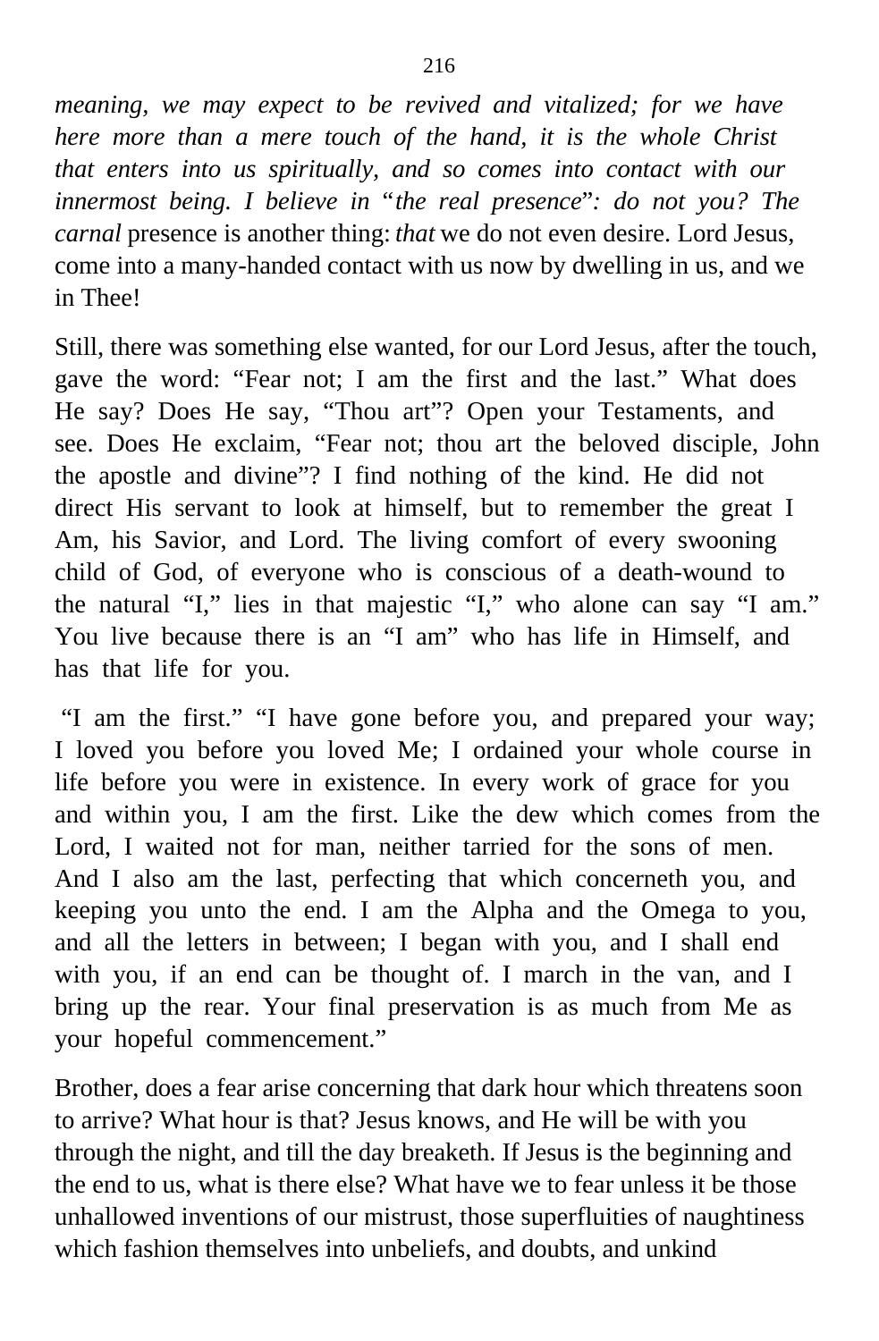*meaning, we may expect to be revived and vitalized; for we have here more than a mere touch of the hand, it is the whole Christ that enters into us spiritually, and so comes into contact with our innermost being. I believe in "the real presence": do not you? The carnal* presence is another thing: *that* we do not even desire. Lord Jesus, come into a many-handed contact with us now by dwelling in us, and we in Thee!

Still, there was something else wanted, for our Lord Jesus, after the touch, gave the word: "Fear not; I am the first and the last." What does He say? Does He say, "Thou art"? Open your Testaments, and see. Does He exclaim, "Fear not; thou art the beloved disciple, John the apostle and divine"? I find nothing of the kind. He did not direct His servant to look at himself, but to remember the great I Am, his Savior, and Lord. The living comfort of every swooning child of God, of everyone who is conscious of a death-wound to the natural "I," lies in that majestic "I," who alone can say "I am." You live because there is an "I am" who has life in Himself, and has that life for you.

"I am the first." "I have gone before you, and prepared your way; I loved you before you loved Me; I ordained your whole course in life before you were in existence. In every work of grace for you and within you, I am the first. Like the dew which comes from the Lord, I waited not for man, neither tarried for the sons of men. And I also am the last, perfecting that which concerneth you, and keeping you unto the end. I am the Alpha and the Omega to you, and all the letters in between; I began with you, and I shall end with you, if an end can be thought of. I march in the van, and I bring up the rear. Your final preservation is as much from Me as your hopeful commencement."

Brother, does a fear arise concerning that dark hour which threatens soon to arrive? What hour is that? Jesus knows, and He will be with you through the night, and till the day breaketh. If Jesus is the beginning and the end to us, what is there else? What have we to fear unless it be those unhallowed inventions of our mistrust, those superfluities of naughtiness which fashion themselves into unbeliefs, and doubts, and unkind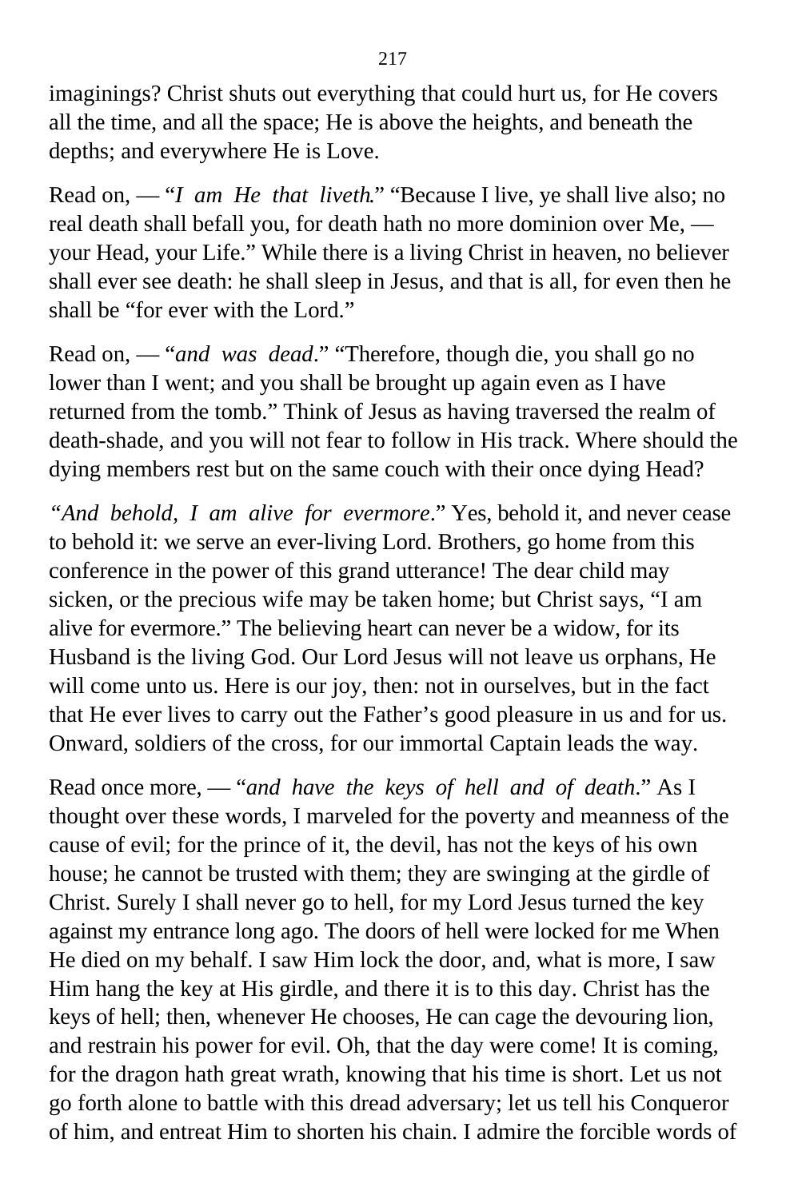imaginings? Christ shuts out everything that could hurt us, for He covers all the time, and all the space; He is above the heights, and beneath the depths; and everywhere He is Love.

Read on, — "*I am He that liveth*." "Because I live, ye shall live also; no real death shall befall you, for death hath no more dominion over Me, — your Head, your Life." While there is a living Christ in heaven, no believer shall ever see death: he shall sleep in Jesus, and that is all, for even then he shall be "for ever with the Lord."

Read on, — "*and was dead*." "Therefore, though die, you shall go no lower than I went; and you shall be brought up again even as I have returned from the tomb." Think of Jesus as having traversed the realm of death-shade, and you will not fear to follow in His track. Where should the dying members rest but on the same couch with their once dying Head?

"*And behold, I am alive for evermore*." Yes, behold it, and never cease to behold it: we serve an ever-living Lord. Brothers, go home from this conference in the power of this grand utterance! The dear child may sicken, or the precious wife may be taken home; but Christ says, "I am alive for evermore." The believing heart can never be a widow, for its Husband is the living God. Our Lord Jesus will not leave us orphans, He will come unto us. Here is our joy, then: not in ourselves, but in the fact that He ever lives to carry out the Father's good pleasure in us and for us. Onward, soldiers of the cross, for our immortal Captain leads the way.

Read once more, — "*and have the keys of hell and of death*." As I thought over these words, I marveled for the poverty and meanness of the cause of evil; for the prince of it, the devil, has not the keys of his own house; he cannot be trusted with them; they are swinging at the girdle of Christ. Surely I shall never go to hell, for my Lord Jesus turned the key against my entrance long ago. The doors of hell were locked for me When He died on my behalf. I saw Him lock the door, and, what is more, I saw Him hang the key at His girdle, and there it is to this day. Christ has the keys of hell; then, whenever He chooses, He can cage the devouring lion, and restrain his power for evil. Oh, that the day were come! It is coming, for the dragon hath great wrath, knowing that his time is short. Let us not go forth alone to battle with this dread adversary; let us tell his Conqueror of him, and entreat Him to shorten his chain. I admire the forcible words of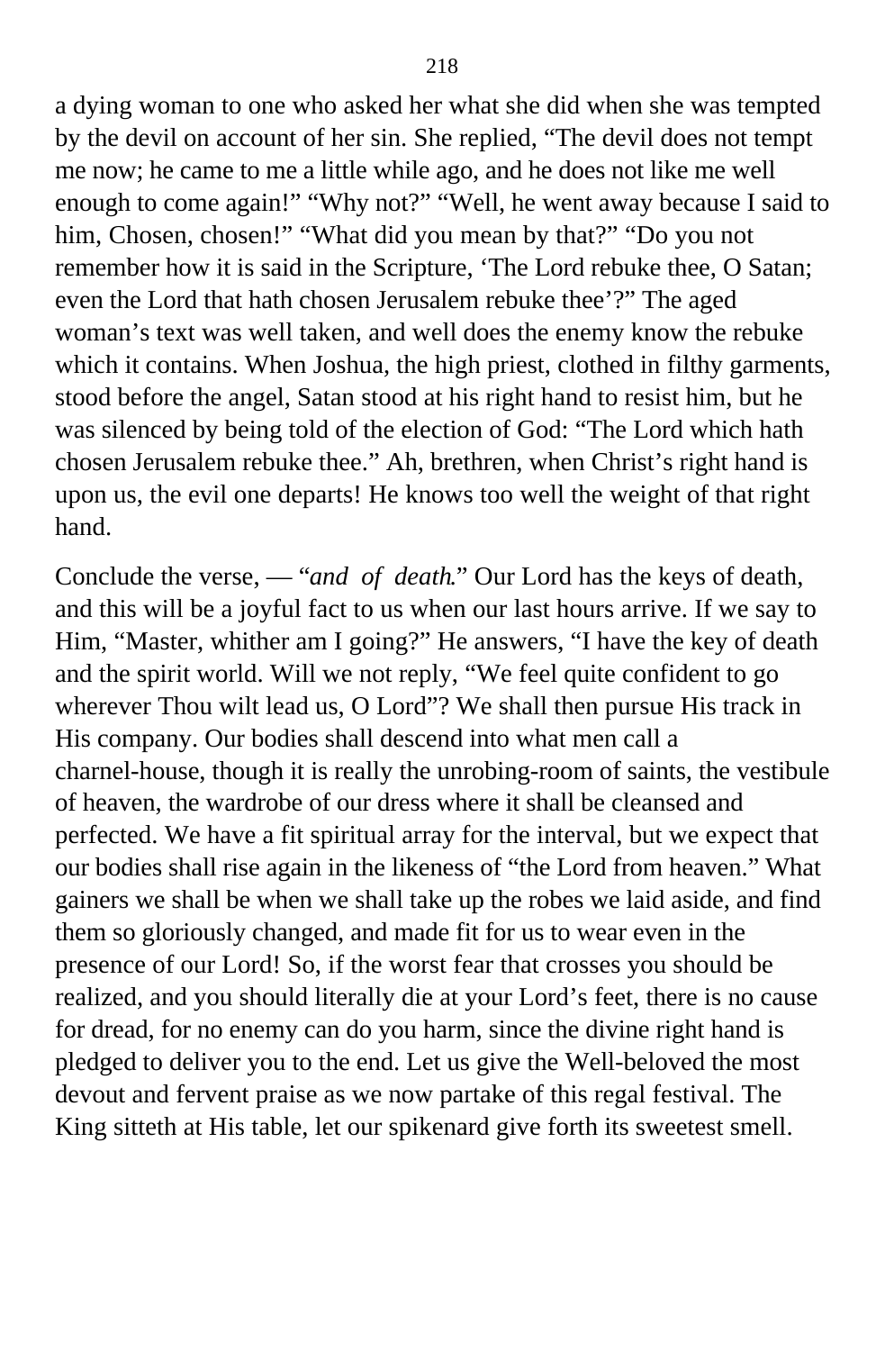a dying woman to one who asked her what she did when she was tempted by the devil on account of her sin. She replied, "The devil does not tempt me now; he came to me a little while ago, and he does not like me well enough to come again!" "Why not?" "Well, he went away because I said to him, Chosen, chosen!" "What did you mean by that?" "Do you not remember how it is said in the Scripture, 'The Lord rebuke thee, O Satan; even the Lord that hath chosen Jerusalem rebuke thee'?" The aged woman's text was well taken, and well does the enemy know the rebuke which it contains. When Joshua, the high priest, clothed in filthy garments, stood before the angel, Satan stood at his right hand to resist him, but he was silenced by being told of the election of God: "The Lord which hath chosen Jerusalem rebuke thee." Ah, brethren, when Christ's right hand is upon us, the evil one departs! He knows too well the weight of that right hand.

Conclude the verse, — "*and of death*." Our Lord has the keys of death, and this will be a joyful fact to us when our last hours arrive. If we say to Him, "Master, whither am I going?" He answers, "I have the key of death and the spirit world. Will we not reply, "We feel quite confident to go wherever Thou wilt lead us, O Lord"? We shall then pursue His track in His company. Our bodies shall descend into what men call a charnel-house, though it is really the unrobing-room of saints, the vestibule of heaven, the wardrobe of our dress where it shall be cleansed and perfected. We have a fit spiritual array for the interval, but we expect that our bodies shall rise again in the likeness of "the Lord from heaven." What gainers we shall be when we shall take up the robes we laid aside, and find them so gloriously changed, and made fit for us to wear even in the presence of our Lord! So, if the worst fear that crosses you should be realized, and you should literally die at your Lord's feet, there is no cause for dread, for no enemy can do you harm, since the divine right hand is pledged to deliver you to the end. Let us give the Well-beloved the most devout and fervent praise as we now partake of this regal festival. The King sitteth at His table, let our spikenard give forth its sweetest smell.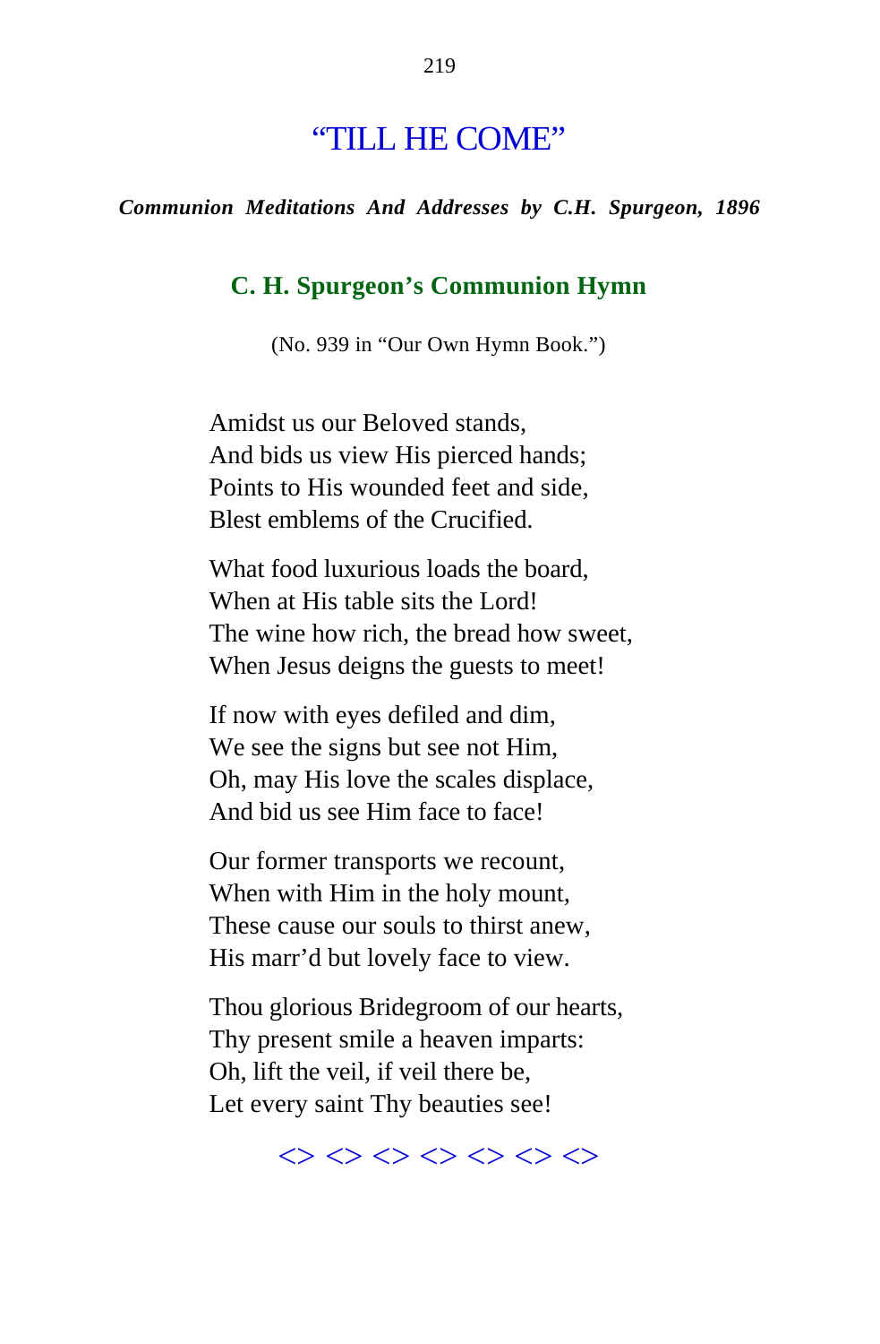# "TILL HE COME"

***Communion Meditations And Addresses by C.H. Spurgeon, 1896***

## C. H. Spurgeon's Communion Hymn

(No. 939 in "Our Own Hymn Book.")

Amidst us our Beloved stands,
And bids us view His pierced hands;
Points to His wounded feet and side,
Blest emblems of the Crucified.

What food luxurious loads the board,
When at His table sits the Lord!
The wine how rich, the bread how sweet,
When Jesus deigns the guests to meet!

If now with eyes defiled and dim,
We see the signs but see not Him,
Oh, may His love the scales displace,
And bid us see Him face to face!

Our former transports we recount,
When with Him in the holy mount,
These cause our souls to thirst anew,
His marr'd but lovely face to view.

Thou glorious Bridegroom of our hearts,
Thy present smile a heaven imparts:
Oh, lift the veil, if veil there be,
Let every saint Thy beauties see!

<> <> <> <> <> <> <>